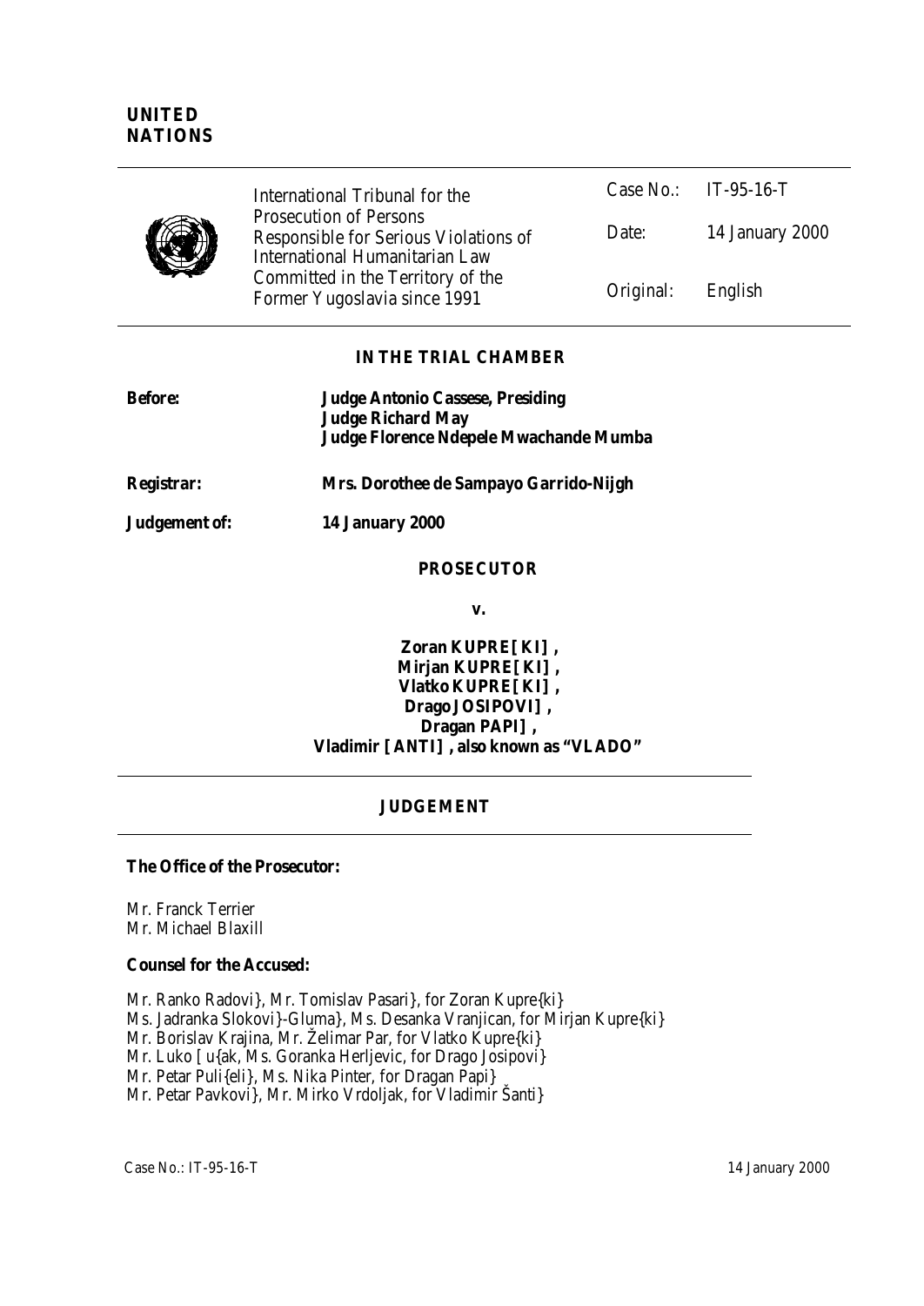**UNITED NATIONS**

| | | |
|---|---|---|
| International Tribunal for the Prosecution of Persons Responsible for Serious Violations of International Humanitarian Law Committed in the Territory of the Former Yugoslavia since 1991 | Case No.: | IT-95-16-T |
| | Date: | 14 January 2000 |
| | Original: | English |

**IN THE TRIAL CHAMBER**

**Before:** **Judge Antonio Cassese, Presiding**
**Judge Richard May**
**Judge Florence Ndepele Mwachande Mumba**

**Registrar:** **Mrs. Dorothee de Sampayo Garrido-Nijgh**

**Judgement of:** **14 January 2000**

**PROSECUTOR**

**v.**

**Zoran KUPRE[KI],**
**Mirjan KUPRE[KI],**
**Vlatko KUPRE[KI],**
**Drago JOSIPOVI],**
**Dragan PAPI],**
**Vladimir [ANTI], also known as "VLADO"**

# JUDGEMENT

**The Office of the Prosecutor:**

Mr. Franck Terrier
Mr. Michael Blaxill

**Counsel for the Accused:**

Mr. Ranko Radovi}, Mr. Tomislav Pasari}, for Zoran Kupre{ki}
Ms. Jadranka Slokovi}-Gluma}, Ms. Desanka Vranjican, for Mirjan Kupre{ki}
Mr. Borislav Krajina, Mr. Želimar Par, for Vlatko Kupre{ki}
Mr. Luko [u{ak, Ms. Goranka Herljevic, for Drago Josipovi}
Mr. Petar Puli{eli}, Ms. Nika Pinter, for Dragan Papi}
Mr. Petar Pavkovi}, Mr. Mirko Vrdoljak, for Vladimir Šanti}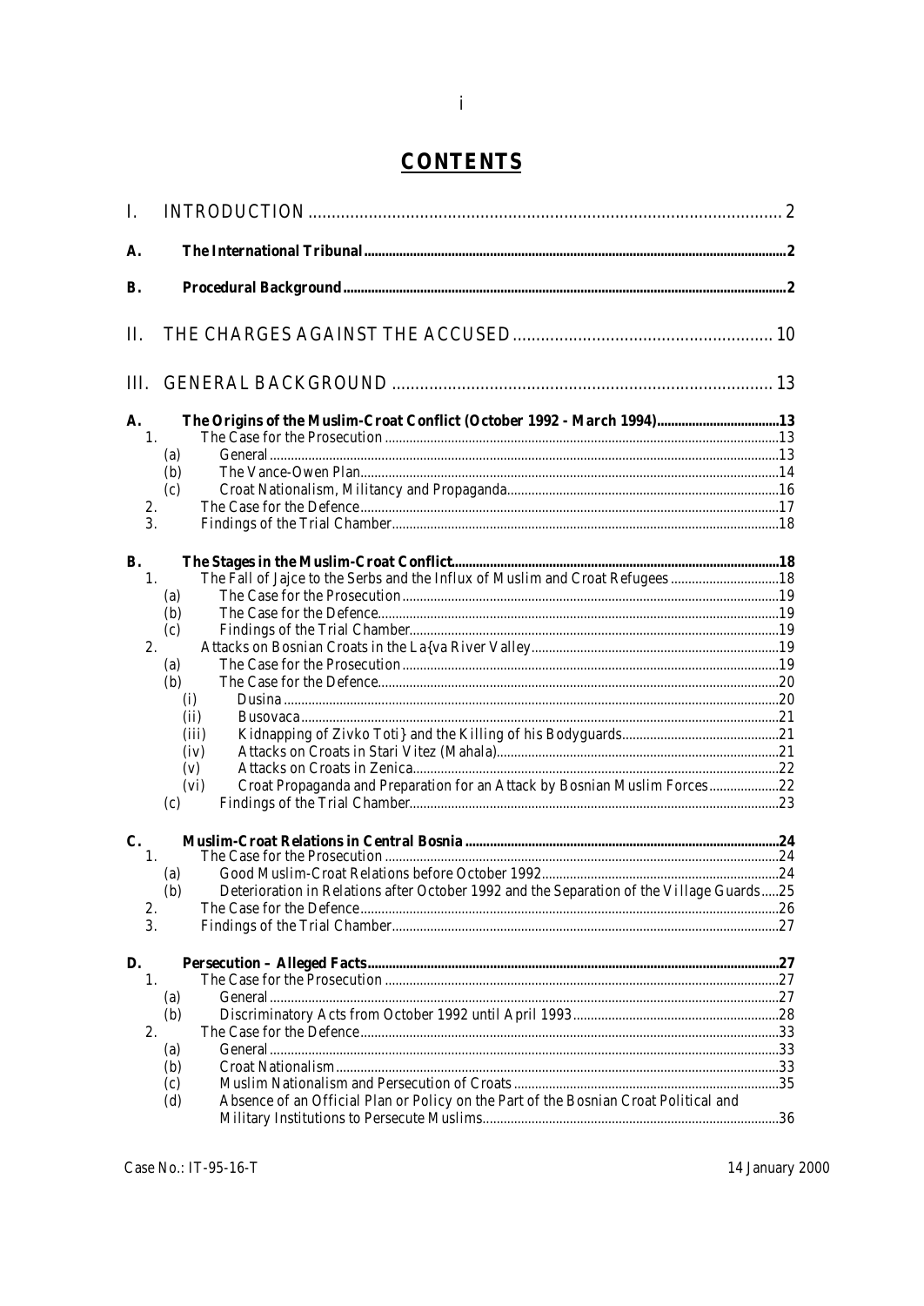# CONTENTS

I. INTRODUCTION ..... 2

A. **The International Tribunal** ..... 2

B. **Procedural Background** ..... 2

II. THE CHARGES AGAINST THE ACCUSED ..... 10

III. GENERAL BACKGROUND ..... 13

A. **The Origins of the Muslim-Croat Conflict (October 1992 - March 1994)** ..... 13
- 1. The Case for the Prosecution ..... 13
  - (a) General ..... 13
  - (b) The Vance-Owen Plan ..... 14
  - (c) Croat Nationalism, Militancy and Propaganda ..... 16
- 2. The Case for the Defence ..... 17
- 3. Findings of the Trial Chamber ..... 18

B. **The Stages in the Muslim-Croat Conflict** ..... 18
- 1. The Fall of Jajce to the Serbs and the Influx of Muslim and Croat Refugees ..... 18
  - (a) The Case for the Prosecution ..... 19
  - (b) The Case for the Defence ..... 19
  - (c) Findings of the Trial Chamber ..... 19
- 2. Attacks on Bosnian Croats in the La{va River Valley ..... 19
  - (a) The Case for the Prosecution ..... 19
  - (b) The Case for the Defence ..... 20
    - (i) Dusina ..... 20
    - (ii) Busovaca ..... 21
    - (iii) Kidnapping of Zivko Toti} and the Killing of his Bodyguards ..... 21
    - (iv) Attacks on Croats in Stari Vitez (Mahala) ..... 21
    - (v) Attacks on Croats in Zenica ..... 22
    - (vi) Croat Propaganda and Preparation for an Attack by Bosnian Muslim Forces ..... 22
  - (c) Findings of the Trial Chamber ..... 23

C. **Muslim-Croat Relations in Central Bosnia** ..... 24
- 1. The Case for the Prosecution ..... 24
  - (a) Good Muslim-Croat Relations before October 1992 ..... 24
  - (b) Deterioration in Relations after October 1992 and the Separation of the Village Guards ..... 25
- 2. The Case for the Defence ..... 26
- 3. Findings of the Trial Chamber ..... 27

D. **Persecution – Alleged Facts** ..... 27
- 1. The Case for the Prosecution ..... 27
  - (a) General ..... 27
  - (b) Discriminatory Acts from October 1992 until April 1993 ..... 28
- 2. The Case for the Defence ..... 33
  - (a) General ..... 33
  - (b) Croat Nationalism ..... 33
  - (c) Muslim Nationalism and Persecution of Croats ..... 35
  - (d) Absence of an Official Plan or Policy on the Part of the Bosnian Croat Political and Military Institutions to Persecute Muslims ..... 36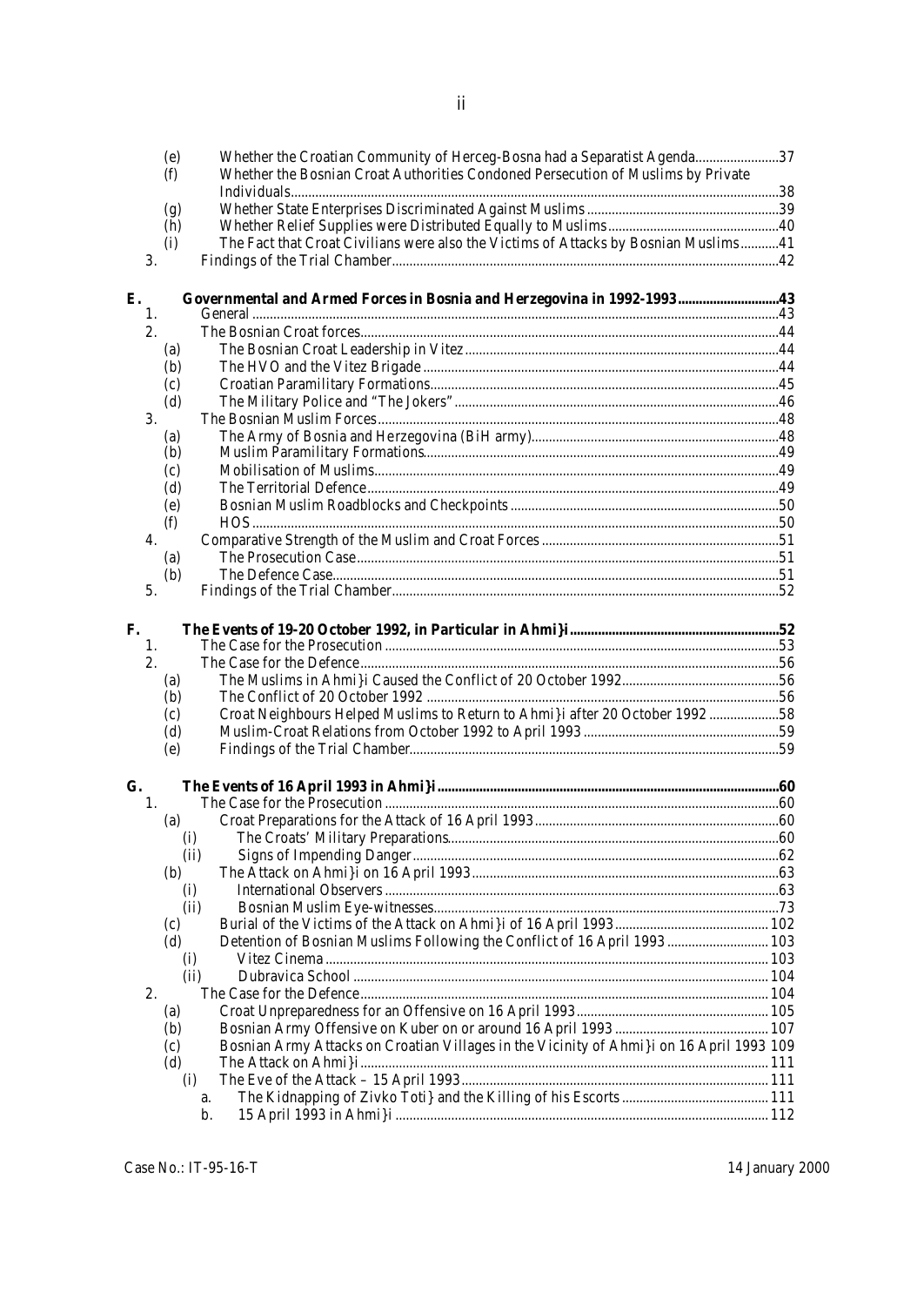(e) Whether the Croatian Community of Herceg-Bosna had a Separatist Agenda........................37
(f) Whether the Bosnian Croat Authorities Condoned Persecution of Muslims by Private Individuals..........................................................................................................................38
(g) Whether State Enterprises Discriminated Against Muslims.......................................................39
(h) Whether Relief Supplies were Distributed Equally to Muslims.................................................40
(i) The Fact that Croat Civilians were also the Victims of Attacks by Bosnian Muslims...........41
3. Findings of the Trial Chamber...............................................................................................42

**E. Governmental and Armed Forces in Bosnia and Herzegovina in 1992-1993.............................43**
1. General .......................................................................................................................................43
2. The Bosnian Croat forces........................................................................................................44
(a) The Bosnian Croat Leadership in Vitez..........................................................................44
(b) The HVO and the Vitez Brigade......................................................................................44
(c) Croatian Paramilitary Formations...................................................................................45
(d) The Military Police and "The Jokers"............................................................................46
3. The Bosnian Muslim Forces...................................................................................................48
(a) The Army of Bosnia and Herzegovina (BiH army).......................................................48
(b) Muslim Paramilitary Formations.....................................................................................49
(c) Mobilisation of Muslims....................................................................................................49
(d) The Territorial Defence.....................................................................................................49
(e) Bosnian Muslim Roadblocks and Checkpoints.............................................................50
(f) HOS.......................................................................................................................................50
4. Comparative Strength of the Muslim and Croat Forces....................................................51
(a) The Prosecution Case........................................................................................................51
(b) The Defence Case...............................................................................................................51
5. Findings of the Trial Chamber...............................................................................................52

**F. The Events of 19-20 October 1992, in Particular in Ahmi}i...........................................................52**
1. The Case for the Prosecution.................................................................................................53
2. The Case for the Defence........................................................................................................56
(a) The Muslims in Ahmi}i Caused the Conflict of 20 October 1992.............................56
(b) The Conflict of 20 October 1992....................................................................................56
(c) Croat Neighbours Helped Muslims to Return to Ahmi}i after 20 October 1992....................58
(d) Muslim-Croat Relations from October 1992 to April 1993........................................59
(e) Findings of the Trial Chamber..........................................................................................59

**G. The Events of 16 April 1993 in Ahmi}i.................................................................................................60**
1. The Case for the Prosecution.................................................................................................60
(a) Croat Preparations for the Attack of 16 April 1993......................................................60
(i) The Croats' Military Preparations..............................................................................60
(ii) Signs of Impending Danger.........................................................................................62
(b) The Attack on Ahmi}i on 16 April 1993........................................................................63
(i) International Observers................................................................................................63
(ii) Bosnian Muslim Eye-witnesses...................................................................................73
(c) Burial of the Victims of the Attack on Ahmi}i of 16 April 1993............................102
(d) Detention of Bosnian Muslims Following the Conflict of 16 April 1993.............103
(i) Vitez Cinema.................................................................................................................103
(ii) Dubravica School.........................................................................................................104
2. The Case for the Defence......................................................................................................104
(a) Croat Unpreparedness for an Offensive on 16 April 1993.......................................105
(b) Bosnian Army Offensive on Kuber on or around 16 April 1993............................107
(c) Bosnian Army Attacks on Croatian Villages in the Vicinity of Ahmi}i on 16 April 1993 109
(d) The Attack on Ahmi}i.....................................................................................................111
(i) The Eve of the Attack – 15 April 1993.....................................................................111
a. The Kidnapping of Zivko Toti} and the Killing of his Escorts..........................111
b. 15 April 1993 in Ahmi}i...........................................................................................112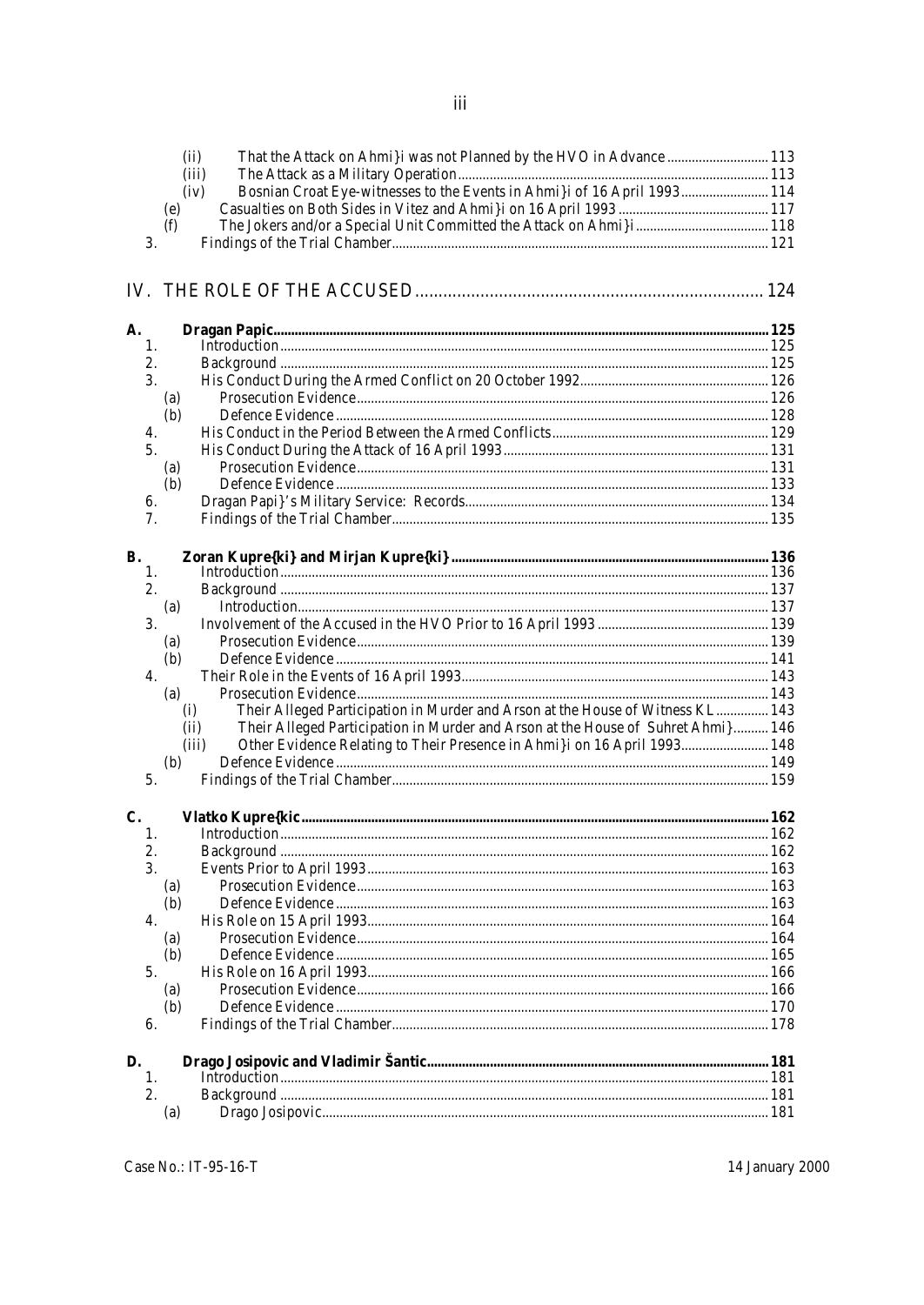(ii) That the Attack on Ahmi}i was not Planned by the HVO in Advance ............................ 113
(iii) The Attack as a Military Operation ........................................................................ 113
(iv) Bosnian Croat Eye-witnesses to the Events in Ahmi}i of 16 April 1993 ........................ 114
(e) Casualties on Both Sides in Vitez and Ahmi}i on 16 April 1993 ........................................... 117
(f) The Jokers and/or a Special Unit Committed the Attack on Ahmi}i ...................................... 118
3. Findings of the Trial Chamber ........................................................................................................... 121

IV. THE ROLE OF THE ACCUSED ........................................................................ 124

**A. Dragan Papic ......................................................................................................................................... 125**
1. Introduction ........................................................................................................................................ 125
2. Background ........................................................................................................................................ 125
3. His Conduct During the Armed Conflict on 20 October 1992 ...................................................... 126
(a) Prosecution Evidence ...................................................................................................................... 126
(b) Defence Evidence ........................................................................................................................... 128
4. His Conduct in the Period Between the Armed Conflicts .............................................................. 129
5. His Conduct During the Attack of 16 April 1993 ............................................................................ 131
(a) Prosecution Evidence ...................................................................................................................... 131
(b) Defence Evidence ........................................................................................................................... 133
6. Dragan Papi}'s Military Service: Records ...................................................................................... 134
7. Findings of the Trial Chamber ........................................................................................................... 135

**B. Zoran Kupre{ki} and Mirjan Kupre{ki} ......................................................................................... 136**
1. Introduction ........................................................................................................................................ 136
2. Background ........................................................................................................................................ 137
(a) Introduction ....................................................................................................................................... 137
3. Involvement of the Accused in the HVO Prior to 16 April 1993 ................................................. 139
(a) Prosecution Evidence ...................................................................................................................... 139
(b) Defence Evidence ........................................................................................................................... 141
4. Their Role in the Events of 16 April 1993 ........................................................................................ 143
(a) Prosecution Evidence ...................................................................................................................... 143
(i) Their Alleged Participation in Murder and Arson at the House of Witness KL ............... 143
(ii) Their Alleged Participation in Murder and Arson at the House of Suhret Ahmi} .......... 146
(iii) Other Evidence Relating to Their Presence in Ahmi}i on 16 April 1993 ......................... 148
(b) Defence Evidence ........................................................................................................................... 149
5. Findings of the Trial Chamber ........................................................................................................... 159

**C. Vlatko Kupre{kic ................................................................................................................................. 162**
1. Introduction ........................................................................................................................................ 162
2. Background ........................................................................................................................................ 162
3. Events Prior to April 1993 .................................................................................................................. 163
(a) Prosecution Evidence ...................................................................................................................... 163
(b) Defence Evidence ........................................................................................................................... 163
4. His Role on 15 April 1993 .................................................................................................................. 164
(a) Prosecution Evidence ...................................................................................................................... 164
(b) Defence Evidence ........................................................................................................................... 165
5. His Role on 16 April 1993 .................................................................................................................. 166
(a) Prosecution Evidence ...................................................................................................................... 166
(b) Defence Evidence ........................................................................................................................... 170
6. Findings of the Trial Chamber ........................................................................................................... 178

**D. Drago Josipovic and Vladimir Šantic .............................................................................................. 181**
1. Introduction ........................................................................................................................................ 181
2. Background ........................................................................................................................................ 181
(a) Drago Josipovic ................................................................................................................................ 181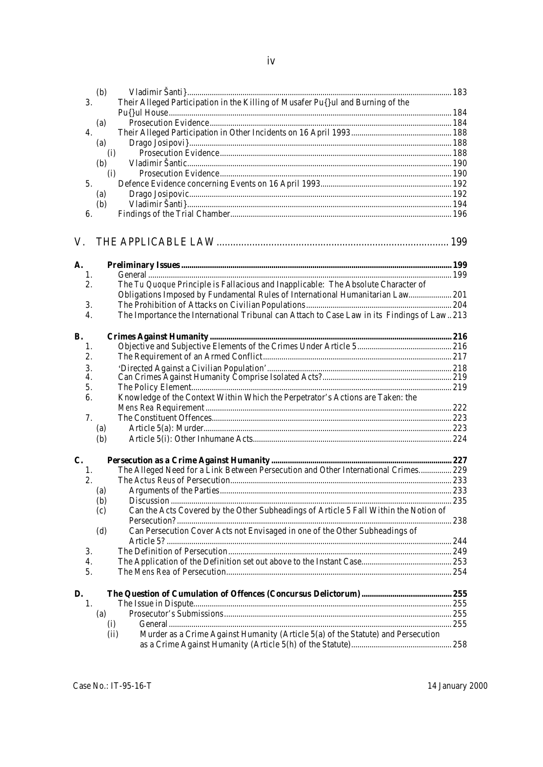(b) Vladimir Šanti} ... 183

3. Their Alleged Participation in the Killing of Musafer Pu{}ul and Burning of the Pu{}ul House ... 184

(a) Prosecution Evidence ... 184

4. Their Alleged Participation in Other Incidents on 16 April 1993 ... 188

(a) Drago Josipovi} ... 188

(i) Prosecution Evidence ... 188

(b) Vladimir Šantic ... 190

(i) Prosecution Evidence ... 190

5. Defence Evidence concerning Events on 16 April 1993 ... 192

(a) Drago Josipovic ... 192

(b) Vladimir Šanti} ... 194

6. Findings of the Trial Chamber ... 196

## V. THE APPLICABLE LAW ... 199

**A. Preliminary Issues ... 199**

1. General ... 199
2. The *Tu Quoque* Principle is Fallacious and Inapplicable: The Absolute Character of Obligations Imposed by Fundamental Rules of International Humanitarian Law ... 201
3. The Prohibition of Attacks on Civilian Populations ... 204
4. The Importance the International Tribunal can Attach to Case Law in its Findings of Law .. 213

**B. Crimes Against Humanity ... 216**

1. Objective and Subjective Elements of the Crimes Under Article 5 ... 216
2. The Requirement of an Armed Conflict ... 217
3. 'Directed Against a Civilian Population' ... 218
4. Can Crimes Against Humanity Comprise Isolated Acts? ... 219
5. The Policy Element ... 219
6. Knowledge of the Context Within Which the Perpetrator's Actions are Taken: the *Mens Rea* Requirement ... 222
7. The Constituent Offences ... 223

(a) Article 5(a): Murder ... 223

(b) Article 5(i): Other Inhumane Acts ... 224

**C. Persecution as a Crime Against Humanity ... 227**

1. The Alleged Need for a Link Between Persecution and Other International Crimes ... 229
2. The *Actus Reus* of Persecution ... 233

(a) Arguments of the Parties ... 233

(b) Discussion ... 235

(c) Can the Acts Covered by the Other Subheadings of Article 5 Fall Within the Notion of Persecution? ... 238

(d) Can Persecution Cover Acts not Envisaged in one of the Other Subheadings of Article 5? ... 244

3. The Definition of Persecution ... 249
4. The Application of the Definition set out above to the Instant Case ... 253
5. The *Mens Rea* of Persecution ... 254

**D. The Question of Cumulation of Offences (Concursus Delictorum) ... 255**

1. The Issue in Dispute ... 255

(a) Prosecutor's Submissions ... 255

(i) General ... 255

(ii) Murder as a Crime Against Humanity (Article 5(a) of the Statute) and Persecution as a Crime Against Humanity (Article 5(h) of the Statute) ... 258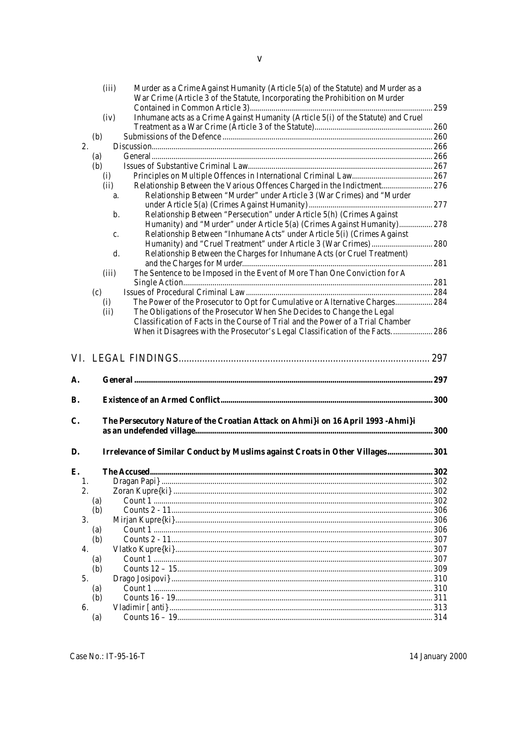(iii) Murder as a Crime Against Humanity (Article 5(a) of the Statute) and Murder as a War Crime (Article 3 of the Statute, Incorporating the Prohibition on Murder Contained in Common Article 3) ... 259

(iv) Inhumane acts as a Crime Against Humanity (Article 5(i) of the Statute) and Cruel Treatment as a War Crime (Article 3 of the Statute) ... 260

(b) Submissions of the Defence ... 260

2. Discussion ... 266

(a) General ... 266

(b) Issues of Substantive Criminal Law ... 267

(i) Principles on Multiple Offences in International Criminal Law ... 267

(ii) Relationship Between the Various Offences Charged in the Indictment ... 276

a. Relationship Between "Murder" under Article 3 (War Crimes) and "Murder under Article 5(a) (Crimes Against Humanity) ... 277

b. Relationship Between "Persecution" under Article 5(h) (Crimes Against Humanity) and "Murder" under Article 5(a) (Crimes Against Humanity) ... 278

c. Relationship Between "Inhumane Acts" under Article 5(i) (Crimes Against Humanity) and "Cruel Treatment" under Article 3 (War Crimes) ... 280

d. Relationship Between the Charges for Inhumane Acts (or Cruel Treatment) and the Charges for Murder ... 281

(iii) The Sentence to be Imposed in the Event of More Than One Conviction for A Single Action ... 281

(c) Issues of Procedural Criminal Law ... 284

(i) The Power of the Prosecutor to Opt for Cumulative or Alternative Charges ... 284

(ii) The Obligations of the Prosecutor When She Decides to Change the Legal Classification of Facts in the Course of Trial and the Power of a Trial Chamber When it Disagrees with the Prosecutor's Legal Classification of the Facts. ... 286

# VI. LEGAL FINDINGS ... 297

**A. General ... 297**

**B. Existence of an Armed Conflict ... 300**

**C. The Persecutory Nature of the Croatian Attack on Ahmi}i on 16 April 1993 -Ahmi}i as an undefended village ... 300**

**D. Irrelevance of Similar Conduct by Muslims against Croats in Other Villages ... 301**

**E. The Accused ... 302**

1. Dragan Papi} ... 302

2. Zoran Kupre{ki} ... 302

(a) Count 1 ... 302

(b) Counts 2 - 11 ... 306

3. Mirjan Kupre{ki} ... 306

(a) Count 1 ... 306

(b) Counts 2 - 11 ... 307

4. Vlatko Kupre{ki} ... 307

(a) Count 1 ... 307

(b) Counts 12 – 15 ... 309

5. Drago Josipovi} ... 310

(a) Count 1 ... 310

(b) Counts 16 - 19 ... 311

6. Vladimir [anti} ... 313

(a) Counts 16 – 19 ... 314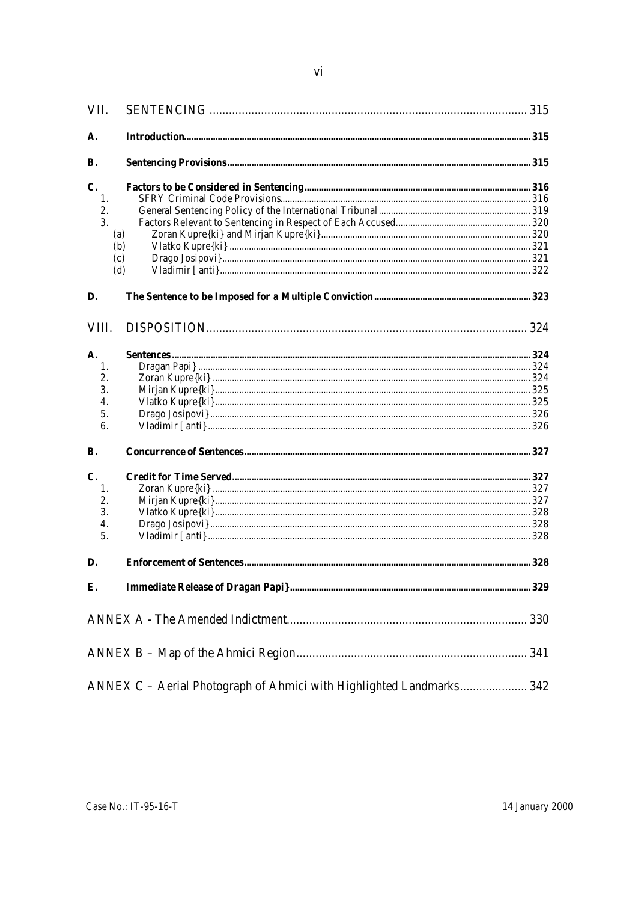VII. SENTENCING ........................................................................................ 315

**A. Introduction** ........................................................................................ **315**

**B. Sentencing Provisions** ........................................................................................ **315**

**C. Factors to be Considered in Sentencing** ........................................................................................ **316**

1. SFRY Criminal Code Provisions ........................................................................................ 316
2. General Sentencing Policy of the International Tribunal ........................................................................................ 319
3. Factors Relevant to Sentencing in Respect of Each Accused ........................................................................................ 320
   - (a) Zoran Kupre{ki} and Mirjan Kupre{ki} ........................................................................................ 320
   - (b) Vlatko Kupre{ki} ........................................................................................ 321
   - (c) Drago Josipovi} ........................................................................................ 321
   - (d) Vladimir [ anti} ........................................................................................ 322

**D. The Sentence to be Imposed for a Multiple Conviction** ........................................................................................ **323**

VIII. DISPOSITION ........................................................................................ 324

**A. Sentences** ........................................................................................ **324**

1. Dragan Papi} ........................................................................................ 324
2. Zoran Kupre{ki} ........................................................................................ 324
3. Mirjan Kupre{ki} ........................................................................................ 325
4. Vlatko Kupre{ki} ........................................................................................ 325
5. Drago Josipovi} ........................................................................................ 326
6. Vladimir [ anti} ........................................................................................ 326

**B. Concurrence of Sentences** ........................................................................................ **327**

**C. Credit for Time Served** ........................................................................................ **327**

1. Zoran Kupre{ki} ........................................................................................ 327
2. Mirjan Kupre{ki} ........................................................................................ 327
3. Vlatko Kupre{ki} ........................................................................................ 328
4. Drago Josipovi} ........................................................................................ 328
5. Vladimir [ anti} ........................................................................................ 328

**D. Enforcement of Sentences** ........................................................................................ **328**

**E. Immediate Release of Dragan Papi}** ........................................................................................ **329**

ANNEX A - The Amended Indictment ........................................................................................ 330

ANNEX B – Map of the Ahmici Region ........................................................................................ 341

ANNEX C – Aerial Photograph of Ahmici with Highlighted Landmarks ........................................................................................ 342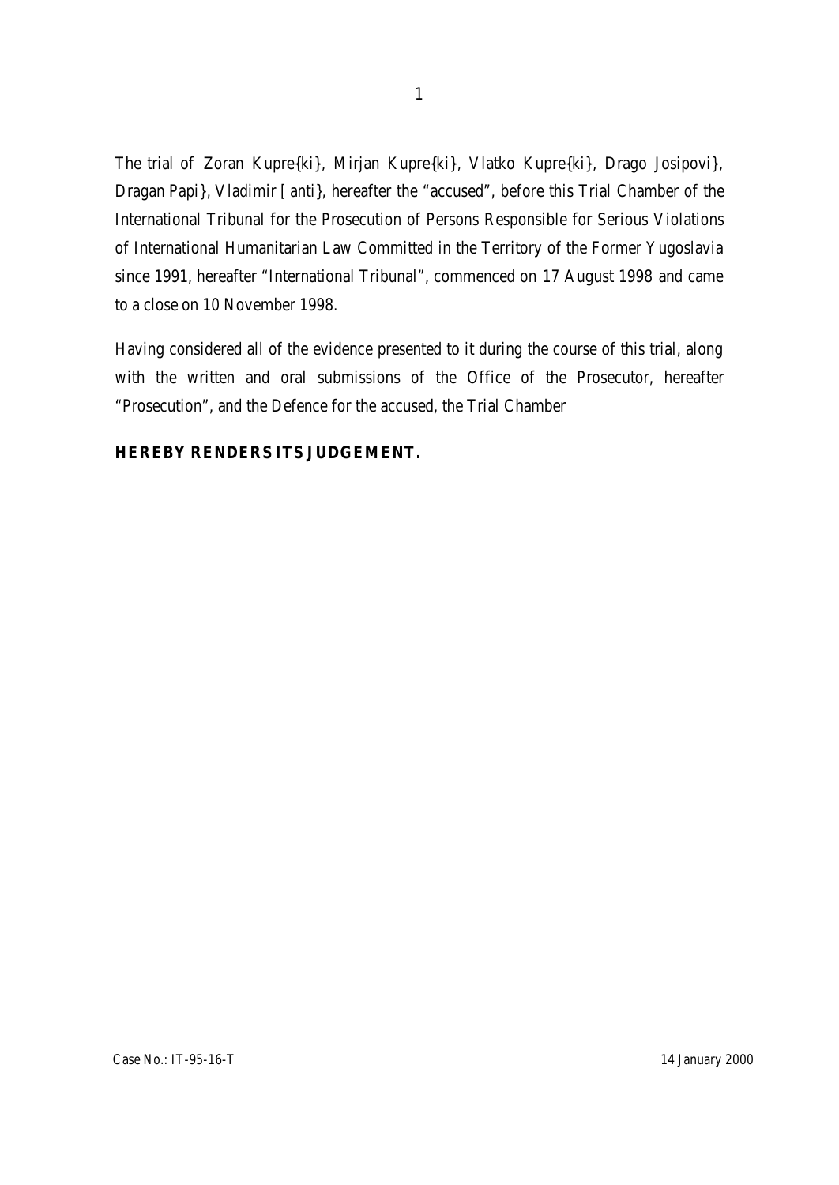The trial of Zoran Kupre{ki}, Mirjan Kupre{ki}, Vlatko Kupre{ki}, Drago Josipovi}, Dragan Papi}, Vladimir [anti}, hereafter the "accused", before this Trial Chamber of the International Tribunal for the Prosecution of Persons Responsible for Serious Violations of International Humanitarian Law Committed in the Territory of the Former Yugoslavia since 1991, hereafter "International Tribunal", commenced on 17 August 1998 and came to a close on 10 November 1998.

Having considered all of the evidence presented to it during the course of this trial, along with the written and oral submissions of the Office of the Prosecutor, hereafter "Prosecution", and the Defence for the accused, the Trial Chamber

**HEREBY RENDERS ITS JUDGEMENT.**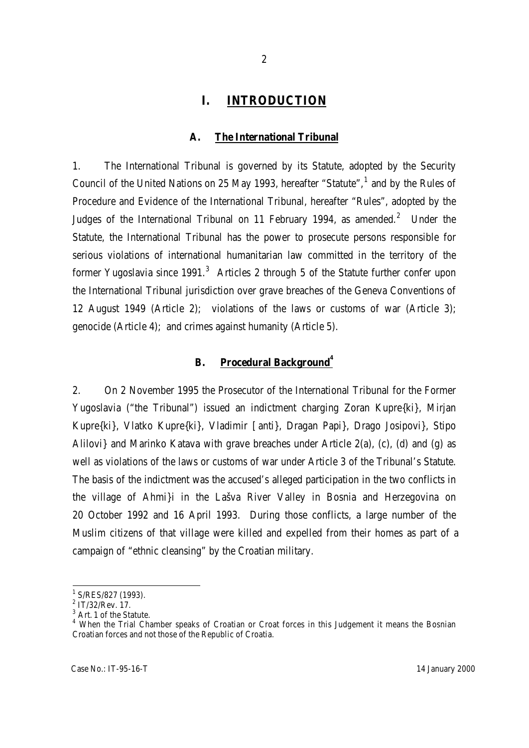# I. INTRODUCTION

## A. The International Tribunal

1. The International Tribunal is governed by its Statute, adopted by the Security Council of the United Nations on 25 May 1993, hereafter "Statute",[1] and by the Rules of Procedure and Evidence of the International Tribunal, hereafter "Rules", adopted by the Judges of the International Tribunal on 11 February 1994, as amended.[2] Under the Statute, the International Tribunal has the power to prosecute persons responsible for serious violations of international humanitarian law committed in the territory of the former Yugoslavia since 1991.[3] Articles 2 through 5 of the Statute further confer upon the International Tribunal jurisdiction over grave breaches of the Geneva Conventions of 12 August 1949 (Article 2); violations of the laws or customs of war (Article 3); genocide (Article 4); and crimes against humanity (Article 5).

## B. Procedural Background[4]

2. On 2 November 1995 the Prosecutor of the International Tribunal for the Former Yugoslavia ("the Tribunal") issued an indictment charging Zoran Kupre{ki}, Mirjan Kupre{ki}, Vlatko Kupre{ki}, Vladimir [anti}, Dragan Papi}, Drago Josipovi}, Stipo Alilovi} and Marinko Katava with grave breaches under Article 2(a), (c), (d) and (g) as well as violations of the laws or customs of war under Article 3 of the Tribunal's Statute. The basis of the indictment was the accused's alleged participation in the two conflicts in the village of Ahmi}i in the Lašva River Valley in Bosnia and Herzegovina on 20 October 1992 and 16 April 1993. During those conflicts, a large number of the Muslim citizens of that village were killed and expelled from their homes as part of a campaign of "ethnic cleansing" by the Croatian military.

---

[1] S/RES/827 (1993).
[2] IT/32/Rev. 17.
[3] Art. 1 of the Statute.
[4] When the Trial Chamber speaks of Croatian or Croat forces in this Judgement it means the Bosnian Croatian forces and not those of the Republic of Croatia.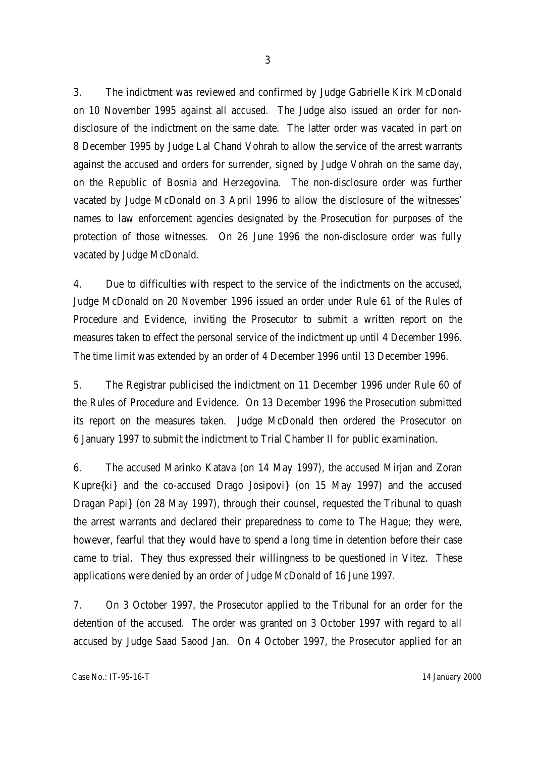3. The indictment was reviewed and confirmed by Judge Gabrielle Kirk McDonald on 10 November 1995 against all accused. The Judge also issued an order for non-disclosure of the indictment on the same date. The latter order was vacated in part on 8 December 1995 by Judge Lal Chand Vohrah to allow the service of the arrest warrants against the accused and orders for surrender, signed by Judge Vohrah on the same day, on the Republic of Bosnia and Herzegovina. The non-disclosure order was further vacated by Judge McDonald on 3 April 1996 to allow the disclosure of the witnesses' names to law enforcement agencies designated by the Prosecution for purposes of the protection of those witnesses. On 26 June 1996 the non-disclosure order was fully vacated by Judge McDonald.

4. Due to difficulties with respect to the service of the indictments on the accused, Judge McDonald on 20 November 1996 issued an order under Rule 61 of the Rules of Procedure and Evidence, inviting the Prosecutor to submit a written report on the measures taken to effect the personal service of the indictment up until 4 December 1996. The time limit was extended by an order of 4 December 1996 until 13 December 1996.

5. The Registrar publicised the indictment on 11 December 1996 under Rule 60 of the Rules of Procedure and Evidence. On 13 December 1996 the Prosecution submitted its report on the measures taken. Judge McDonald then ordered the Prosecutor on 6 January 1997 to submit the indictment to Trial Chamber II for public examination.

6. The accused Marinko Katava (on 14 May 1997), the accused Mirjan and Zoran Kupre{ki} and the co-accused Drago Josipovi} (on 15 May 1997) and the accused Dragan Papi} (on 28 May 1997), through their counsel, requested the Tribunal to quash the arrest warrants and declared their preparedness to come to The Hague; they were, however, fearful that they would have to spend a long time in detention before their case came to trial. They thus expressed their willingness to be questioned in Vitez. These applications were denied by an order of Judge McDonald of 16 June 1997.

7. On 3 October 1997, the Prosecutor applied to the Tribunal for an order for the detention of the accused. The order was granted on 3 October 1997 with regard to all accused by Judge Saad Saood Jan. On 4 October 1997, the Prosecutor applied for an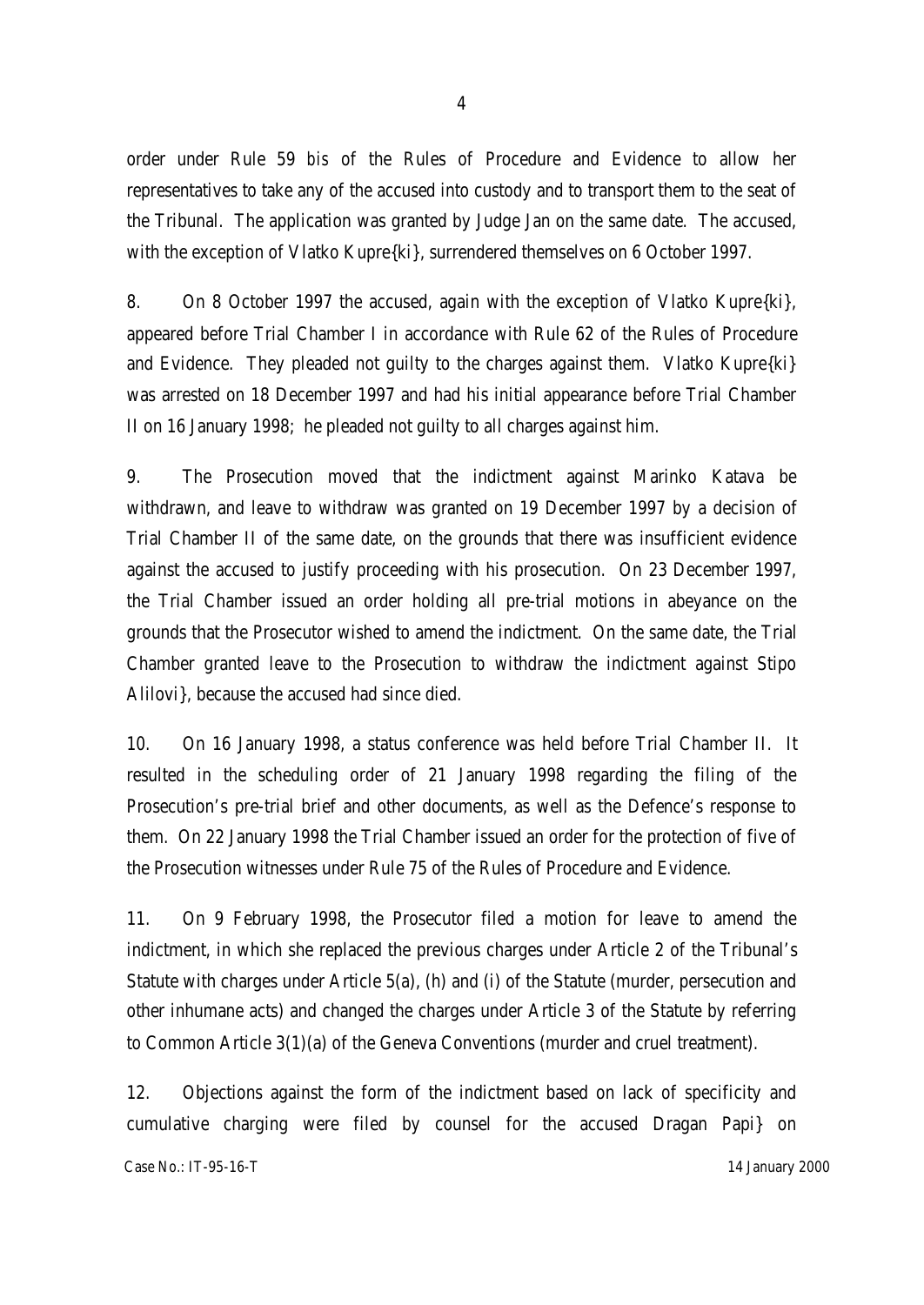order under Rule 59 *bis* of the Rules of Procedure and Evidence to allow her representatives to take any of the accused into custody and to transport them to the seat of the Tribunal. The application was granted by Judge Jan on the same date. The accused, with the exception of Vlatko Kupre{ki}, surrendered themselves on 6 October 1997.

8. On 8 October 1997 the accused, again with the exception of Vlatko Kupre{ki}, appeared before Trial Chamber I in accordance with Rule 62 of the Rules of Procedure and Evidence. They pleaded not guilty to the charges against them. Vlatko Kupre{ki} was arrested on 18 December 1997 and had his initial appearance before Trial Chamber II on 16 January 1998; he pleaded not guilty to all charges against him.

9. The Prosecution moved that the indictment against Marinko Katava be withdrawn, and leave to withdraw was granted on 19 December 1997 by a decision of Trial Chamber II of the same date, on the grounds that there was insufficient evidence against the accused to justify proceeding with his prosecution. On 23 December 1997, the Trial Chamber issued an order holding all pre-trial motions in abeyance on the grounds that the Prosecutor wished to amend the indictment. On the same date, the Trial Chamber granted leave to the Prosecution to withdraw the indictment against Stipo Alilovi}, because the accused had since died.

10. On 16 January 1998, a status conference was held before Trial Chamber II. It resulted in the scheduling order of 21 January 1998 regarding the filing of the Prosecution's pre-trial brief and other documents, as well as the Defence's response to them. On 22 January 1998 the Trial Chamber issued an order for the protection of five of the Prosecution witnesses under Rule 75 of the Rules of Procedure and Evidence.

11. On 9 February 1998, the Prosecutor filed a motion for leave to amend the indictment, in which she replaced the previous charges under Article 2 of the Tribunal's Statute with charges under Article 5(a), (h) and (i) of the Statute (murder, persecution and other inhumane acts) and changed the charges under Article 3 of the Statute by referring to Common Article 3(1)(a) of the Geneva Conventions (murder and cruel treatment).

12. Objections against the form of the indictment based on lack of specificity and cumulative charging were filed by counsel for the accused Dragan Papi} on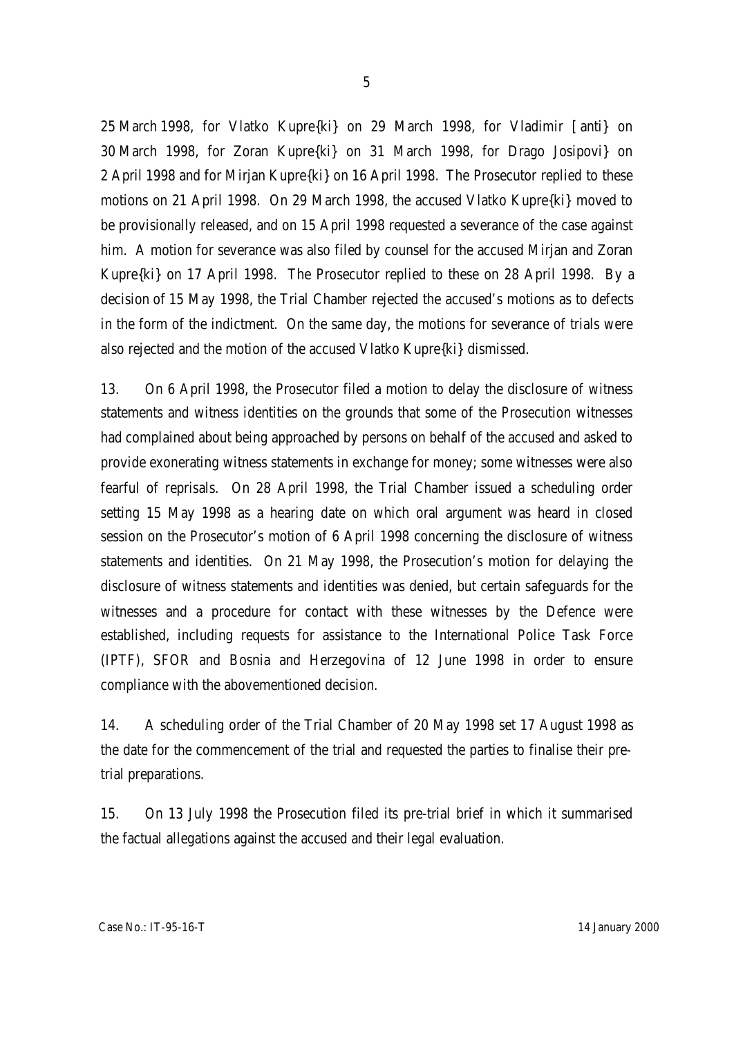25 March 1998, for Vlatko Kupre{ki} on 29 March 1998, for Vladimir [anti} on 30 March 1998, for Zoran Kupre{ki} on 31 March 1998, for Drago Josipovi} on 2 April 1998 and for Mirjan Kupre{ki} on 16 April 1998. The Prosecutor replied to these motions on 21 April 1998. On 29 March 1998, the accused Vlatko Kupre{ki} moved to be provisionally released, and on 15 April 1998 requested a severance of the case against him. A motion for severance was also filed by counsel for the accused Mirjan and Zoran Kupre{ki} on 17 April 1998. The Prosecutor replied to these on 28 April 1998. By a decision of 15 May 1998, the Trial Chamber rejected the accused's motions as to defects in the form of the indictment. On the same day, the motions for severance of trials were also rejected and the motion of the accused Vlatko Kupre{ki} dismissed.

13. On 6 April 1998, the Prosecutor filed a motion to delay the disclosure of witness statements and witness identities on the grounds that some of the Prosecution witnesses had complained about being approached by persons on behalf of the accused and asked to provide exonerating witness statements in exchange for money; some witnesses were also fearful of reprisals. On 28 April 1998, the Trial Chamber issued a scheduling order setting 15 May 1998 as a hearing date on which oral argument was heard in closed session on the Prosecutor's motion of 6 April 1998 concerning the disclosure of witness statements and identities. On 21 May 1998, the Prosecution's motion for delaying the disclosure of witness statements and identities was denied, but certain safeguards for the witnesses and a procedure for contact with these witnesses by the Defence were established, including requests for assistance to the International Police Task Force (IPTF), SFOR and Bosnia and Herzegovina of 12 June 1998 in order to ensure compliance with the abovementioned decision.

14. A scheduling order of the Trial Chamber of 20 May 1998 set 17 August 1998 as the date for the commencement of the trial and requested the parties to finalise their pre-trial preparations.

15. On 13 July 1998 the Prosecution filed its pre-trial brief in which it summarised the factual allegations against the accused and their legal evaluation.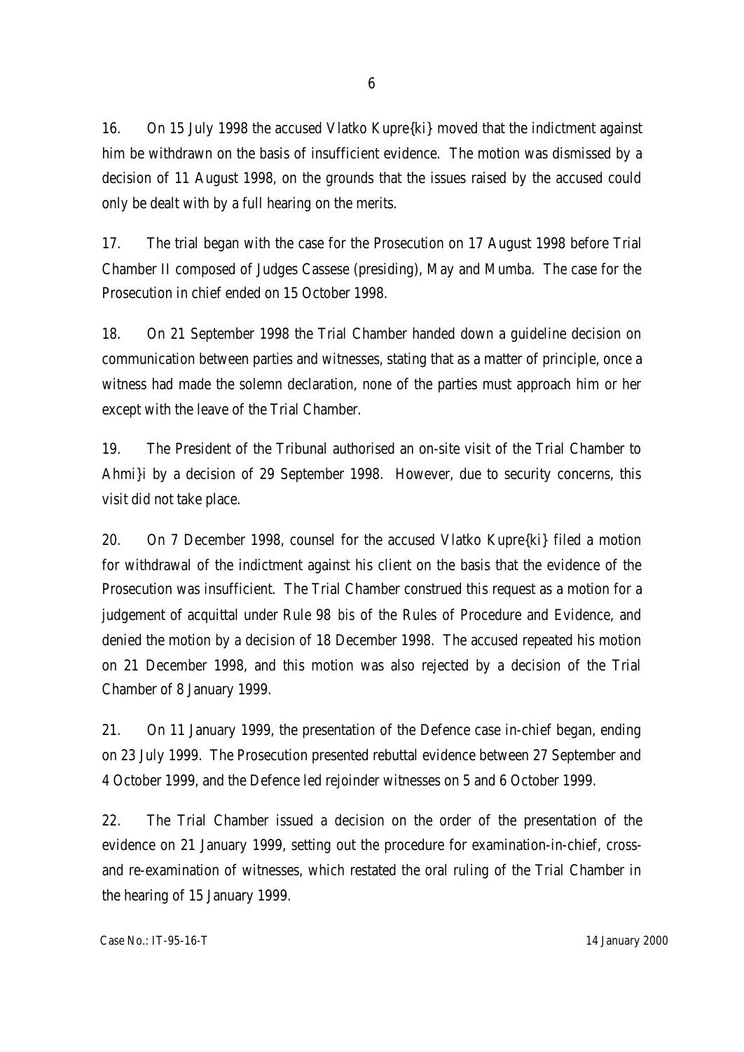16. On 15 July 1998 the accused Vlatko Kupre{ki} moved that the indictment against him be withdrawn on the basis of insufficient evidence. The motion was dismissed by a decision of 11 August 1998, on the grounds that the issues raised by the accused could only be dealt with by a full hearing on the merits.

17. The trial began with the case for the Prosecution on 17 August 1998 before Trial Chamber II composed of Judges Cassese (presiding), May and Mumba. The case for the Prosecution in chief ended on 15 October 1998.

18. On 21 September 1998 the Trial Chamber handed down a guideline decision on communication between parties and witnesses, stating that as a matter of principle, once a witness had made the solemn declaration, none of the parties must approach him or her except with the leave of the Trial Chamber.

19. The President of the Tribunal authorised an on-site visit of the Trial Chamber to Ahmi}i by a decision of 29 September 1998. However, due to security concerns, this visit did not take place.

20. On 7 December 1998, counsel for the accused Vlatko Kupre{ki} filed a motion for withdrawal of the indictment against his client on the basis that the evidence of the Prosecution was insufficient. The Trial Chamber construed this request as a motion for a judgement of acquittal under Rule 98 *bis* of the Rules of Procedure and Evidence, and denied the motion by a decision of 18 December 1998. The accused repeated his motion on 21 December 1998, and this motion was also rejected by a decision of the Trial Chamber of 8 January 1999.

21. On 11 January 1999, the presentation of the Defence case in-chief began, ending on 23 July 1999. The Prosecution presented rebuttal evidence between 27 September and 4 October 1999, and the Defence led rejoinder witnesses on 5 and 6 October 1999.

22. The Trial Chamber issued a decision on the order of the presentation of the evidence on 21 January 1999, setting out the procedure for examination-in-chief, cross- and re-examination of witnesses, which restated the oral ruling of the Trial Chamber in the hearing of 15 January 1999.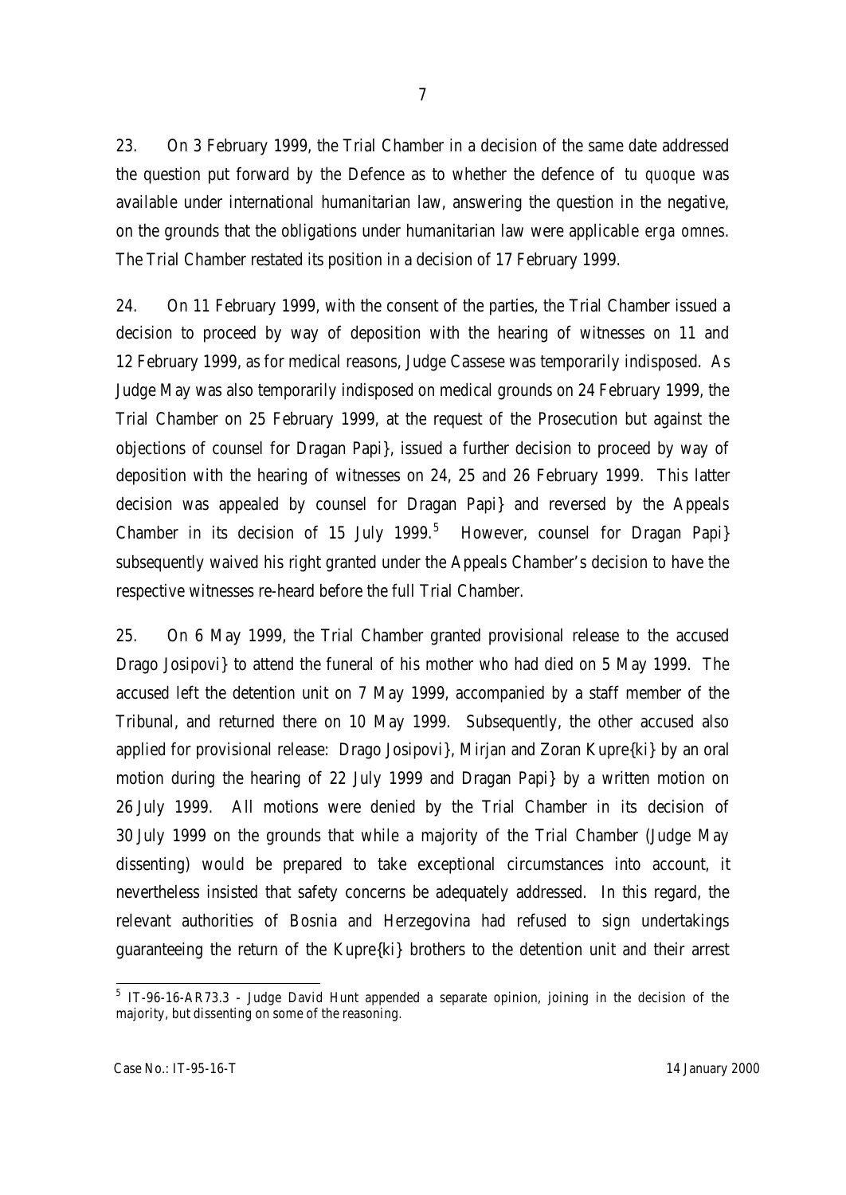23. On 3 February 1999, the Trial Chamber in a decision of the same date addressed the question put forward by the Defence as to whether the defence of *tu quoque* was available under international humanitarian law, answering the question in the negative, on the grounds that the obligations under humanitarian law were applicable *erga omnes*. The Trial Chamber restated its position in a decision of 17 February 1999.

24. On 11 February 1999, with the consent of the parties, the Trial Chamber issued a decision to proceed by way of deposition with the hearing of witnesses on 11 and 12 February 1999, as for medical reasons, Judge Cassese was temporarily indisposed. As Judge May was also temporarily indisposed on medical grounds on 24 February 1999, the Trial Chamber on 25 February 1999, at the request of the Prosecution but against the objections of counsel for Dragan Papi}, issued a further decision to proceed by way of deposition with the hearing of witnesses on 24, 25 and 26 February 1999. This latter decision was appealed by counsel for Dragan Papi} and reversed by the Appeals Chamber in its decision of 15 July 1999.[5] However, counsel for Dragan Papi} subsequently waived his right granted under the Appeals Chamber's decision to have the respective witnesses re-heard before the full Trial Chamber.

25. On 6 May 1999, the Trial Chamber granted provisional release to the accused Drago Josipovi} to attend the funeral of his mother who had died on 5 May 1999. The accused left the detention unit on 7 May 1999, accompanied by a staff member of the Tribunal, and returned there on 10 May 1999. Subsequently, the other accused also applied for provisional release: Drago Josipovi}, Mirjan and Zoran Kupre{ki} by an oral motion during the hearing of 22 July 1999 and Dragan Papi} by a written motion on 26 July 1999. All motions were denied by the Trial Chamber in its decision of 30 July 1999 on the grounds that while a majority of the Trial Chamber (Judge May dissenting) would be prepared to take exceptional circumstances into account, it nevertheless insisted that safety concerns be adequately addressed. In this regard, the relevant authorities of Bosnia and Herzegovina had refused to sign undertakings guaranteeing the return of the Kupre{ki} brothers to the detention unit and their arrest

---

[5] IT-96-16-AR73.3 - Judge David Hunt appended a separate opinion, joining in the decision of the majority, but dissenting on some of the reasoning.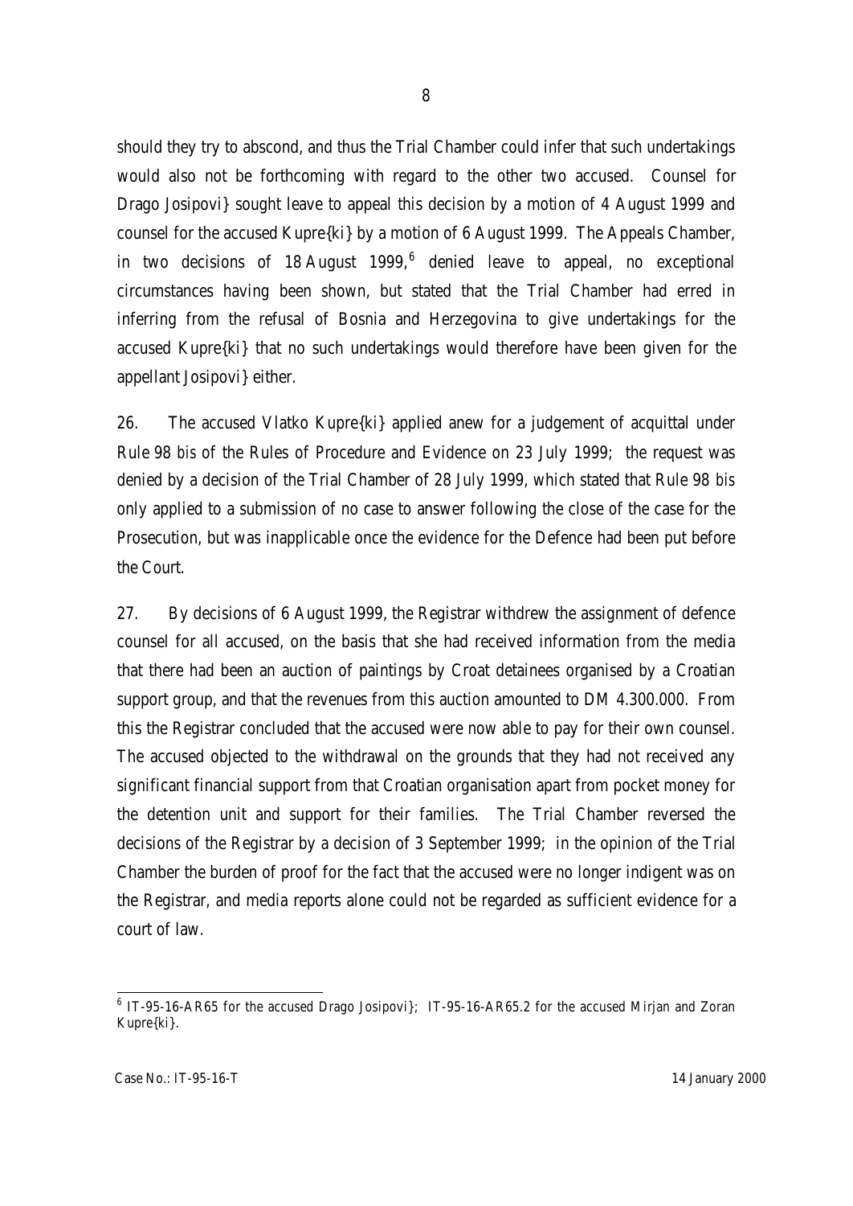should they try to abscond, and thus the Trial Chamber could infer that such undertakings would also not be forthcoming with regard to the other two accused. Counsel for Drago Josipovi} sought leave to appeal this decision by a motion of 4 August 1999 and counsel for the accused Kupre{ki} by a motion of 6 August 1999. The Appeals Chamber, in two decisions of 18 August 1999,[6] denied leave to appeal, no exceptional circumstances having been shown, but stated that the Trial Chamber had erred in inferring from the refusal of Bosnia and Herzegovina to give undertakings for the accused Kupre{ki} that no such undertakings would therefore have been given for the appellant Josipovi} either.

26. The accused Vlatko Kupre{ki} applied anew for a judgement of acquittal under Rule 98 *bis* of the Rules of Procedure and Evidence on 23 July 1999; the request was denied by a decision of the Trial Chamber of 28 July 1999, which stated that Rule 98 *bis* only applied to a submission of no case to answer following the close of the case for the Prosecution, but was inapplicable once the evidence for the Defence had been put before the Court.

27. By decisions of 6 August 1999, the Registrar withdrew the assignment of defence counsel for all accused, on the basis that she had received information from the media that there had been an auction of paintings by Croat detainees organised by a Croatian support group, and that the revenues from this auction amounted to DM 4.300.000. From this the Registrar concluded that the accused were now able to pay for their own counsel. The accused objected to the withdrawal on the grounds that they had not received any significant financial support from that Croatian organisation apart from pocket money for the detention unit and support for their families. The Trial Chamber reversed the decisions of the Registrar by a decision of 3 September 1999; in the opinion of the Trial Chamber the burden of proof for the fact that the accused were no longer indigent was on the Registrar, and media reports alone could not be regarded as sufficient evidence for a court of law.

---

[6] IT-95-16-AR65 for the accused Drago Josipovi}; IT-95-16-AR65.2 for the accused Mirjan and Zoran Kupre{ki}.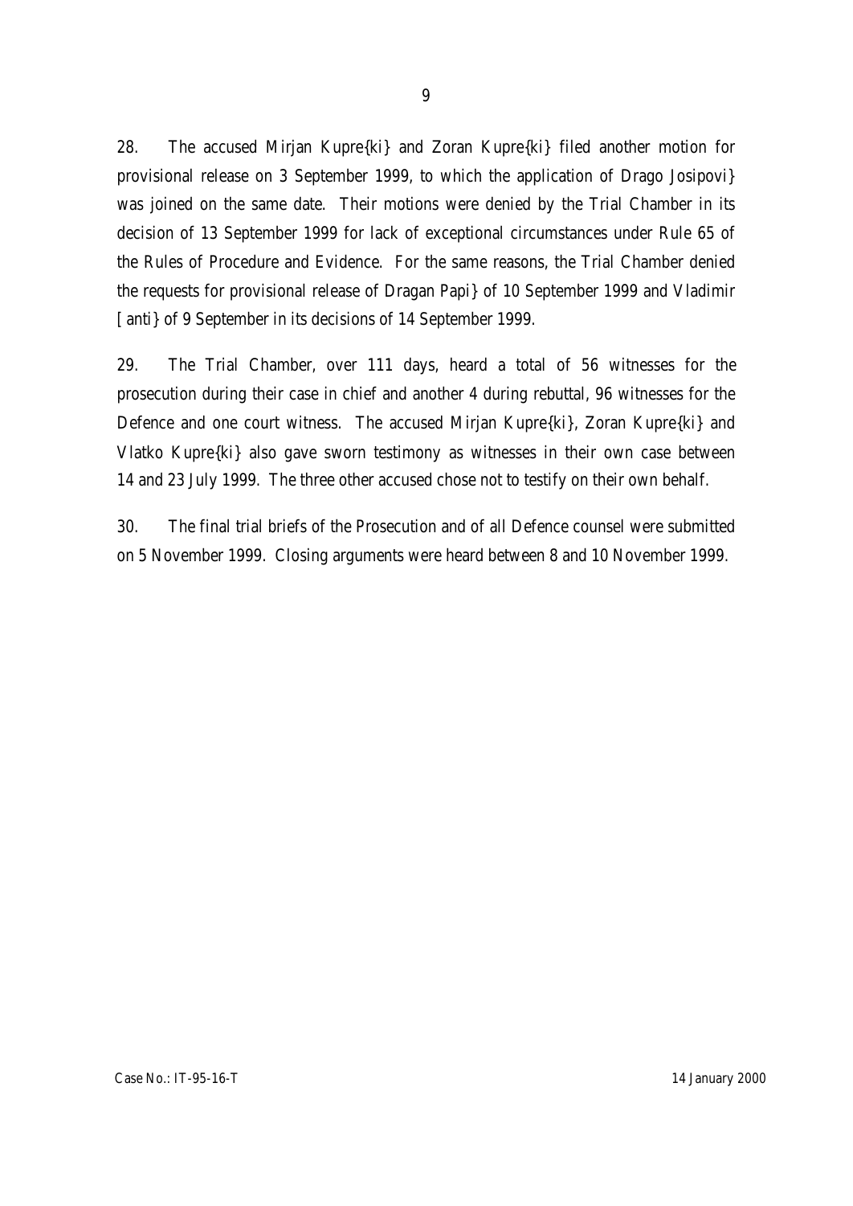28. The accused Mirjan Kupre{ki} and Zoran Kupre{ki} filed another motion for provisional release on 3 September 1999, to which the application of Drago Josipovi} was joined on the same date. Their motions were denied by the Trial Chamber in its decision of 13 September 1999 for lack of exceptional circumstances under Rule 65 of the Rules of Procedure and Evidence. For the same reasons, the Trial Chamber denied the requests for provisional release of Dragan Papi} of 10 September 1999 and Vladimir [anti} of 9 September in its decisions of 14 September 1999.

29. The Trial Chamber, over 111 days, heard a total of 56 witnesses for the prosecution during their case in chief and another 4 during rebuttal, 96 witnesses for the Defence and one court witness. The accused Mirjan Kupre{ki}, Zoran Kupre{ki} and Vlatko Kupre{ki} also gave sworn testimony as witnesses in their own case between 14 and 23 July 1999. The three other accused chose not to testify on their own behalf.

30. The final trial briefs of the Prosecution and of all Defence counsel were submitted on 5 November 1999. Closing arguments were heard between 8 and 10 November 1999.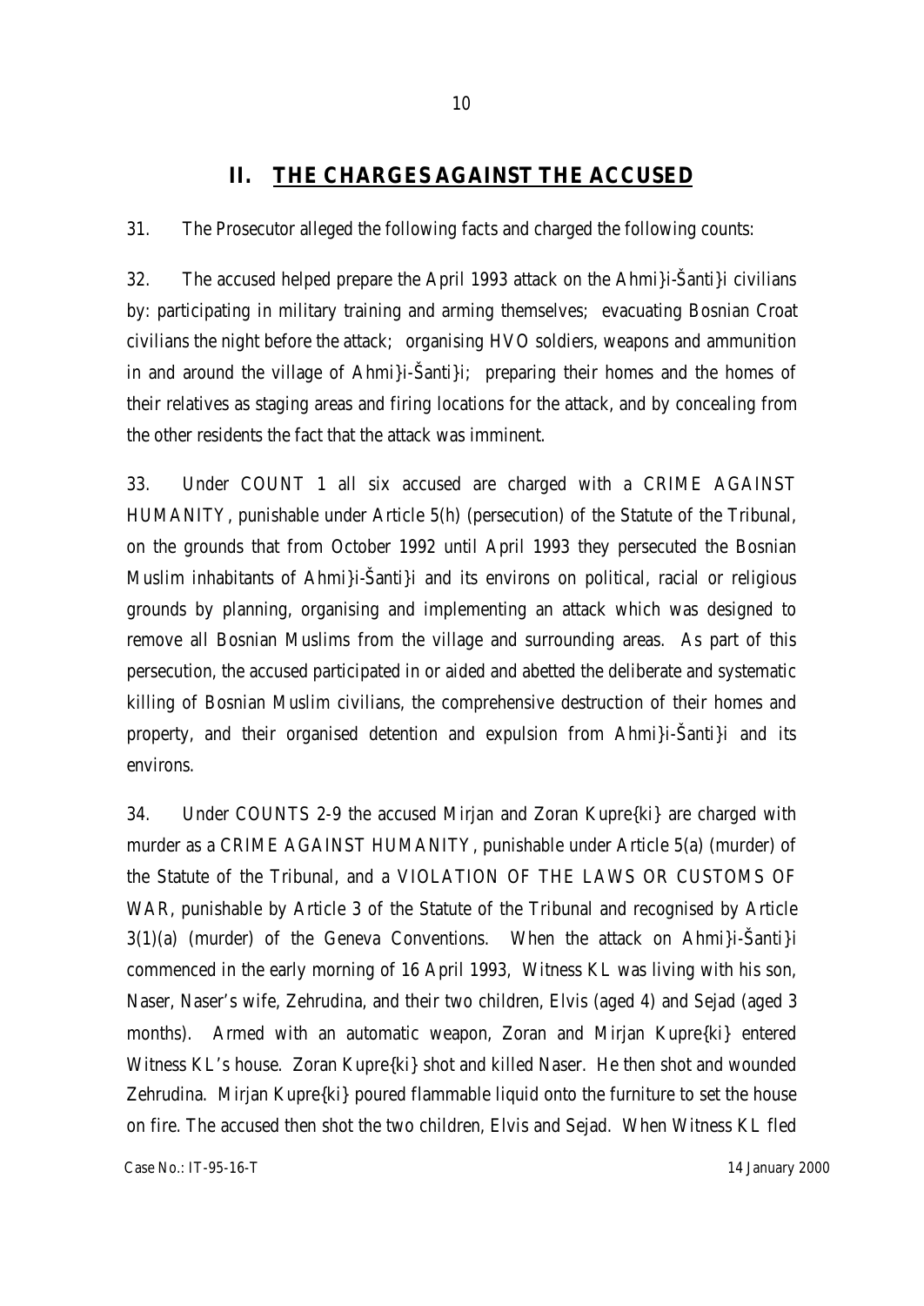## II. THE CHARGES AGAINST THE ACCUSED

31. The Prosecutor alleged the following facts and charged the following counts:

32. The accused helped prepare the April 1993 attack on the Ahmi}i-Šanti}i civilians by: participating in military training and arming themselves; evacuating Bosnian Croat civilians the night before the attack; organising HVO soldiers, weapons and ammunition in and around the village of Ahmi}i-Šanti}i; preparing their homes and the homes of their relatives as staging areas and firing locations for the attack, and by concealing from the other residents the fact that the attack was imminent.

33. Under COUNT 1 all six accused are charged with a CRIME AGAINST HUMANITY, punishable under Article 5(h) (persecution) of the Statute of the Tribunal, on the grounds that from October 1992 until April 1993 they persecuted the Bosnian Muslim inhabitants of Ahmi}i-Šanti}i and its environs on political, racial or religious grounds by planning, organising and implementing an attack which was designed to remove all Bosnian Muslims from the village and surrounding areas. As part of this persecution, the accused participated in or aided and abetted the deliberate and systematic killing of Bosnian Muslim civilians, the comprehensive destruction of their homes and property, and their organised detention and expulsion from Ahmi}i-Šanti}i and its environs.

34. Under COUNTS 2-9 the accused Mirjan and Zoran Kupre{ki} are charged with murder as a CRIME AGAINST HUMANITY, punishable under Article 5(a) (murder) of the Statute of the Tribunal, and a VIOLATION OF THE LAWS OR CUSTOMS OF WAR, punishable by Article 3 of the Statute of the Tribunal and recognised by Article 3(1)(a) (murder) of the Geneva Conventions. When the attack on Ahmi}i-Šanti}i commenced in the early morning of 16 April 1993, Witness KL was living with his son, Naser, Naser's wife, Zehrudina, and their two children, Elvis (aged 4) and Sejad (aged 3 months). Armed with an automatic weapon, Zoran and Mirjan Kupre{ki} entered Witness KL's house. Zoran Kupre{ki} shot and killed Naser. He then shot and wounded Zehrudina. Mirjan Kupre{ki} poured flammable liquid onto the furniture to set the house on fire. The accused then shot the two children, Elvis and Sejad. When Witness KL fled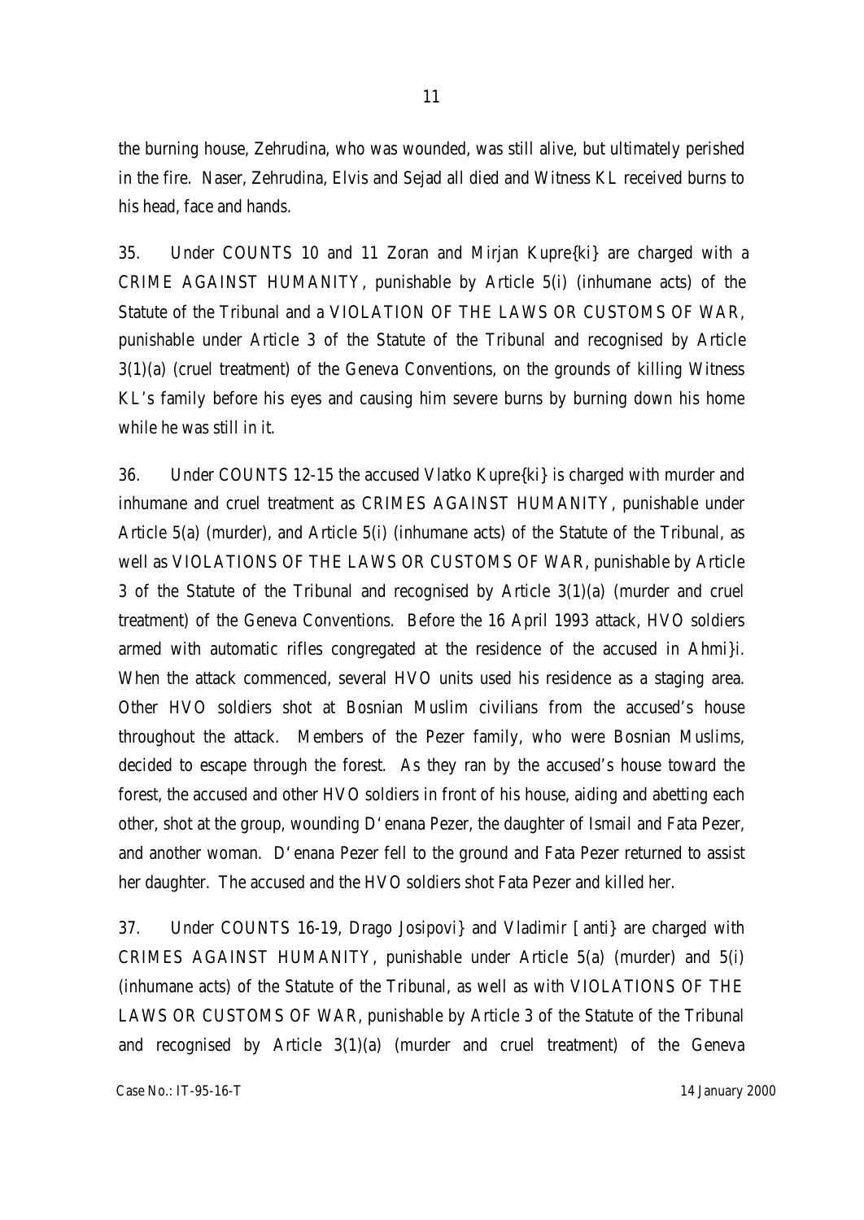the burning house, Zehrudina, who was wounded, was still alive, but ultimately perished in the fire. Naser, Zehrudina, Elvis and Sejad all died and Witness KL received burns to his head, face and hands.

35. Under COUNTS 10 and 11 Zoran and Mirjan Kupre{ki} are charged with a CRIME AGAINST HUMANITY, punishable by Article 5(i) (inhumane acts) of the Statute of the Tribunal and a VIOLATION OF THE LAWS OR CUSTOMS OF WAR, punishable under Article 3 of the Statute of the Tribunal and recognised by Article 3(1)(a) (cruel treatment) of the Geneva Conventions, on the grounds of killing Witness KL's family before his eyes and causing him severe burns by burning down his home while he was still in it.

36. Under COUNTS 12-15 the accused Vlatko Kupre{ki} is charged with murder and inhumane and cruel treatment as CRIMES AGAINST HUMANITY, punishable under Article 5(a) (murder), and Article 5(i) (inhumane acts) of the Statute of the Tribunal, as well as VIOLATIONS OF THE LAWS OR CUSTOMS OF WAR, punishable by Article 3 of the Statute of the Tribunal and recognised by Article 3(1)(a) (murder and cruel treatment) of the Geneva Conventions. Before the 16 April 1993 attack, HVO soldiers armed with automatic rifles congregated at the residence of the accused in Ahmi}i. When the attack commenced, several HVO units used his residence as a staging area. Other HVO soldiers shot at Bosnian Muslim civilians from the accused's house throughout the attack. Members of the Pezer family, who were Bosnian Muslims, decided to escape through the forest. As they ran by the accused's house toward the forest, the accused and other HVO soldiers in front of his house, aiding and abetting each other, shot at the group, wounding D'enana Pezer, the daughter of Ismail and Fata Pezer, and another woman. D'enana Pezer fell to the ground and Fata Pezer returned to assist her daughter. The accused and the HVO soldiers shot Fata Pezer and killed her.

37. Under COUNTS 16-19, Drago Josipovi} and Vladimir [anti} are charged with CRIMES AGAINST HUMANITY, punishable under Article 5(a) (murder) and 5(i) (inhumane acts) of the Statute of the Tribunal, as well as with VIOLATIONS OF THE LAWS OR CUSTOMS OF WAR, punishable by Article 3 of the Statute of the Tribunal and recognised by Article 3(1)(a) (murder and cruel treatment) of the Geneva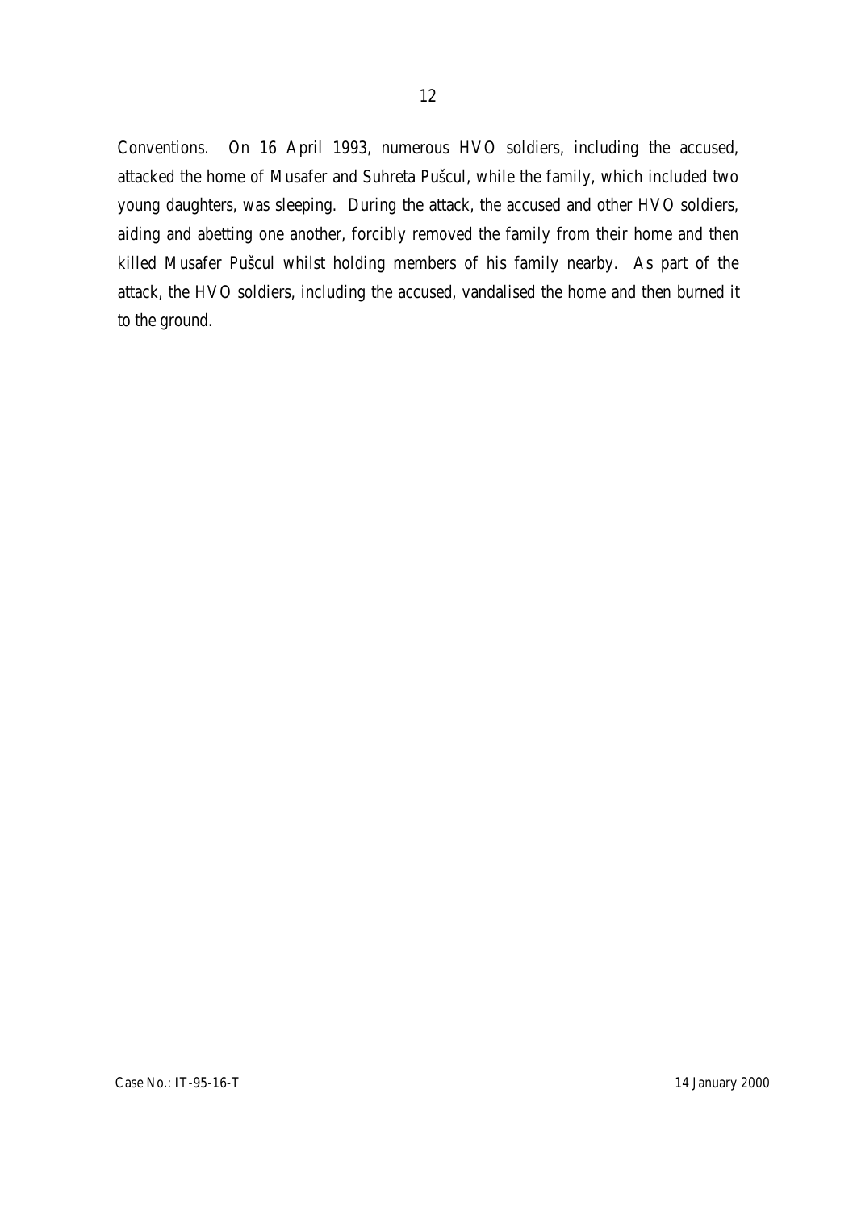Conventions. On 16 April 1993, numerous HVO soldiers, including the accused, attacked the home of Musafer and Suhreta Pušcul, while the family, which included two young daughters, was sleeping. During the attack, the accused and other HVO soldiers, aiding and abetting one another, forcibly removed the family from their home and then killed Musafer Pušcul whilst holding members of his family nearby. As part of the attack, the HVO soldiers, including the accused, vandalised the home and then burned it to the ground.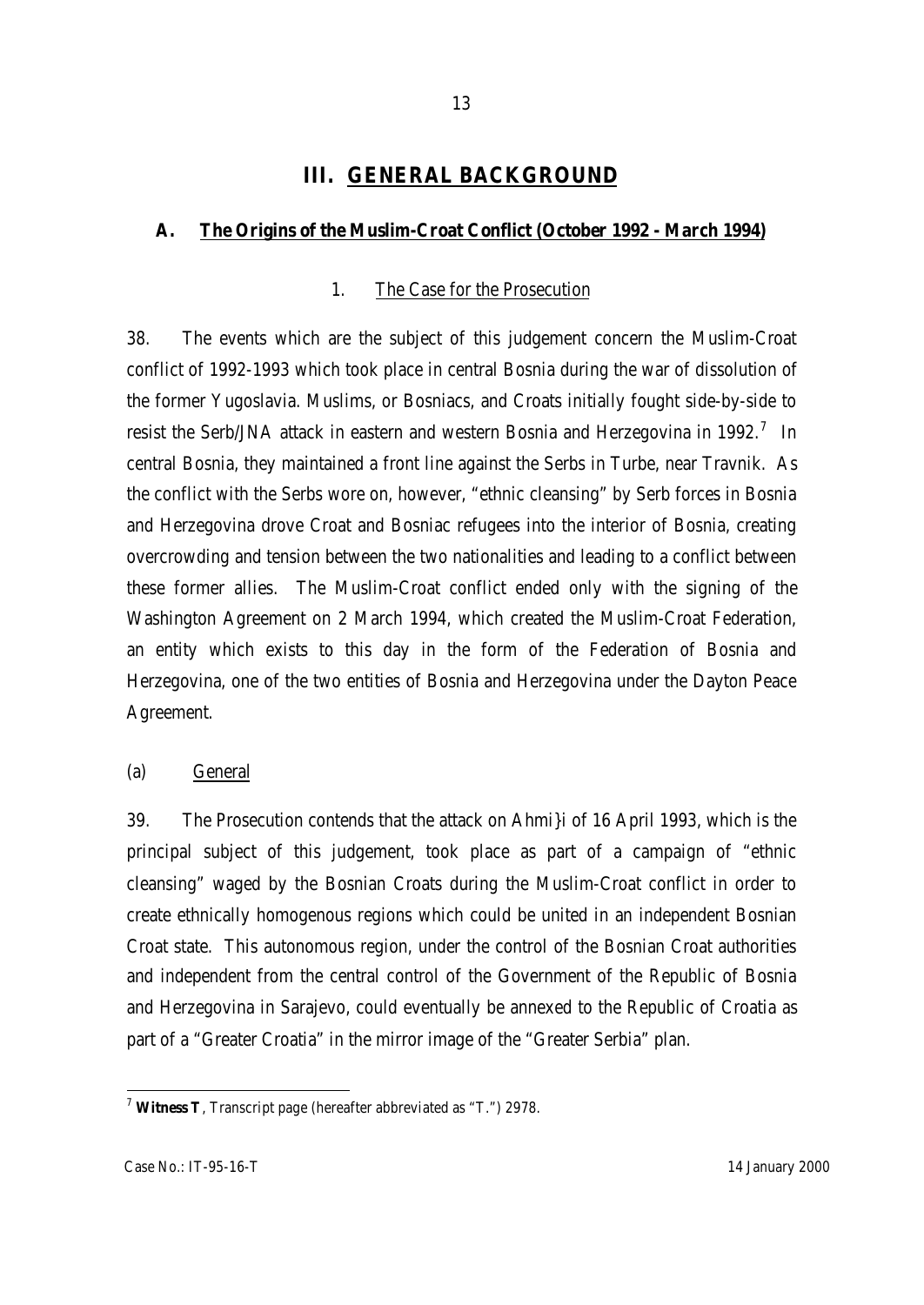# III. GENERAL BACKGROUND

## A. The Origins of the Muslim-Croat Conflict (October 1992 - March 1994)

### 1. The Case for the Prosecution

38. The events which are the subject of this judgement concern the Muslim-Croat conflict of 1992-1993 which took place in central Bosnia during the war of dissolution of the former Yugoslavia. Muslims, or Bosniacs, and Croats initially fought side-by-side to resist the Serb/JNA attack in eastern and western Bosnia and Herzegovina in 1992.[7] In central Bosnia, they maintained a front line against the Serbs in Turbe, near Travnik. As the conflict with the Serbs wore on, however, "ethnic cleansing" by Serb forces in Bosnia and Herzegovina drove Croat and Bosniac refugees into the interior of Bosnia, creating overcrowding and tension between the two nationalities and leading to a conflict between these former allies. The Muslim-Croat conflict ended only with the signing of the Washington Agreement on 2 March 1994, which created the Muslim-Croat Federation, an entity which exists to this day in the form of the Federation of Bosnia and Herzegovina, one of the two entities of Bosnia and Herzegovina under the Dayton Peace Agreement.

#### (a) General

39. The Prosecution contends that the attack on Ahmi}i of 16 April 1993, which is the principal subject of this judgement, took place as part of a campaign of "ethnic cleansing" waged by the Bosnian Croats during the Muslim-Croat conflict in order to create ethnically homogenous regions which could be united in an independent Bosnian Croat state. This autonomous region, under the control of the Bosnian Croat authorities and independent from the central control of the Government of the Republic of Bosnia and Herzegovina in Sarajevo, could eventually be annexed to the Republic of Croatia as part of a "Greater Croatia" in the mirror image of the "Greater Serbia" plan.

---

[7] **Witness T**, Transcript page (hereafter abbreviated as "T.") 2978.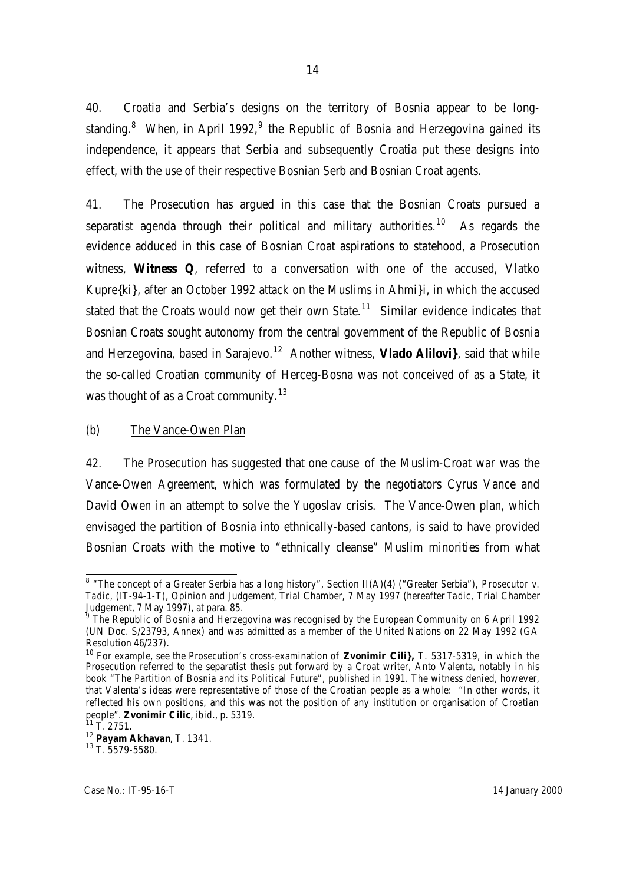40. Croatia and Serbia's designs on the territory of Bosnia appear to be long-standing.[8] When, in April 1992,[9] the Republic of Bosnia and Herzegovina gained its independence, it appears that Serbia and subsequently Croatia put these designs into effect, with the use of their respective Bosnian Serb and Bosnian Croat agents.

41. The Prosecution has argued in this case that the Bosnian Croats pursued a separatist agenda through their political and military authorities.[10] As regards the evidence adduced in this case of Bosnian Croat aspirations to statehood, a Prosecution witness, **Witness Q**, referred to a conversation with one of the accused, Vlatko Kupre{ki}, after an October 1992 attack on the Muslims in Ahmi}i, in which the accused stated that the Croats would now get their own State.[11] Similar evidence indicates that Bosnian Croats sought autonomy from the central government of the Republic of Bosnia and Herzegovina, based in Sarajevo.[12] Another witness, **Vlado Alilovi}**, said that while the so-called Croatian community of Herceg-Bosna was not conceived of as a State, it was thought of as a Croat community.[13]

(b) The Vance-Owen Plan

42. The Prosecution has suggested that one cause of the Muslim-Croat war was the Vance-Owen Agreement, which was formulated by the negotiators Cyrus Vance and David Owen in an attempt to solve the Yugoslav crisis. The Vance-Owen plan, which envisaged the partition of Bosnia into ethnically-based cantons, is said to have provided Bosnian Croats with the motive to "ethnically cleanse" Muslim minorities from what

---

[8] "The concept of a Greater Serbia has a long history", Section II(A)(4) ("Greater Serbia"), *Prosecutor v. Tadic*, (IT-94-1-T), Opinion and Judgement, Trial Chamber, 7 May 1997 (hereafter *Tadic*, Trial Chamber Judgement, 7 May 1997), at para. 85.

[9] The Republic of Bosnia and Herzegovina was recognised by the European Community on 6 April 1992 (UN Doc. S/23793, Annex) and was admitted as a member of the United Nations on 22 May 1992 (GA Resolution 46/237).

[10] For example, see the Prosecution's cross-examination of **Zvonimir Cili},** T. 5317-5319, in which the Prosecution referred to the separatist thesis put forward by a Croat writer, Anto Valenta, notably in his book "The Partition of Bosnia and its Political Future", published in 1991. The witness denied, however, that Valenta's ideas were representative of those of the Croatian people as a whole: "In other words, it reflected his own positions, and this was not the position of any institution or organisation of Croatian people". **Zvonimir Cilic**, *ibid*., p. 5319.

[11] T. 2751.

[12] **Payam Akhavan**, T. 1341.

[13] T. 5579-5580.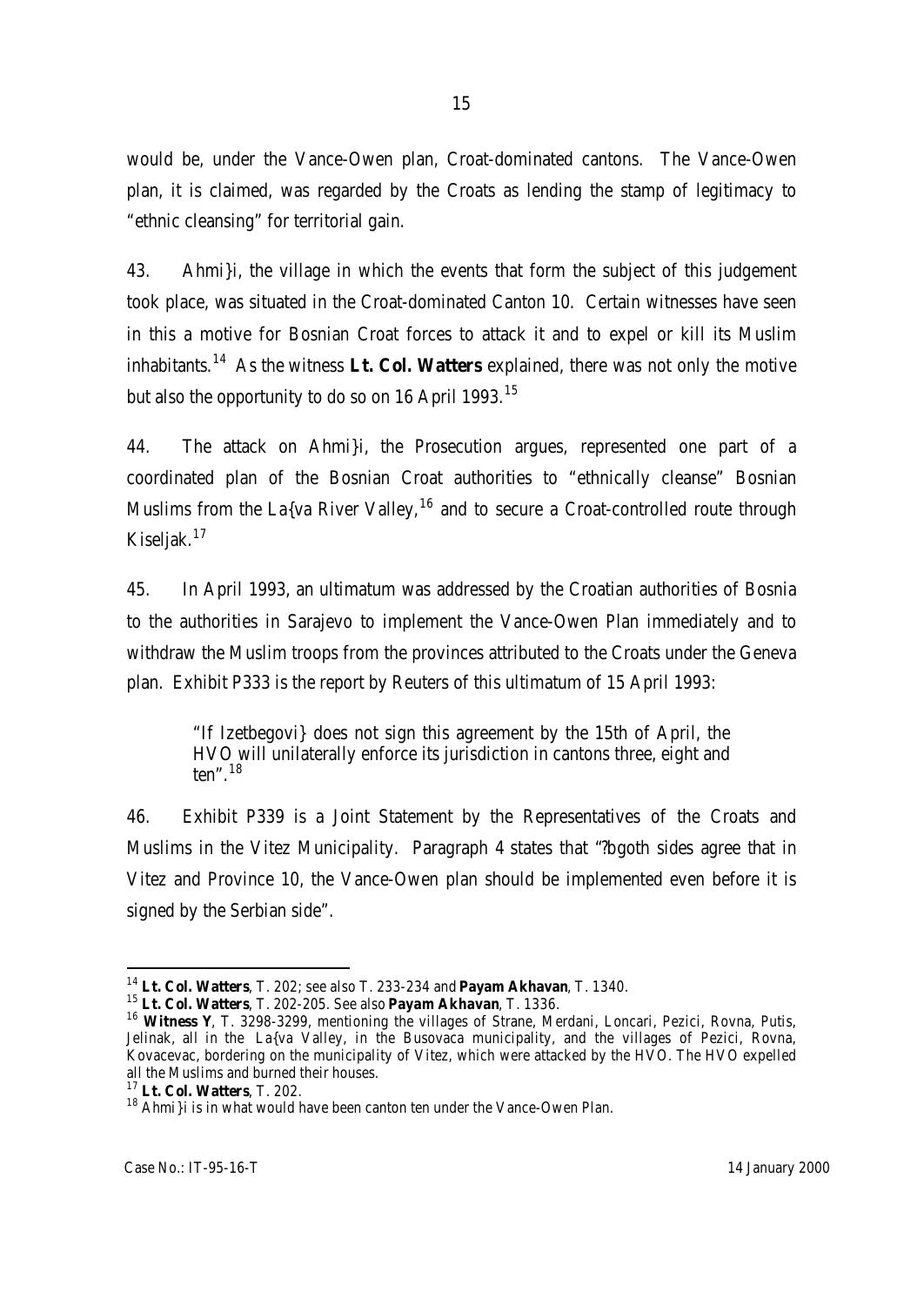would be, under the Vance-Owen plan, Croat-dominated cantons. The Vance-Owen plan, it is claimed, was regarded by the Croats as lending the stamp of legitimacy to "ethnic cleansing" for territorial gain.

43. Ahmi}i, the village in which the events that form the subject of this judgement took place, was situated in the Croat-dominated Canton 10. Certain witnesses have seen in this a motive for Bosnian Croat forces to attack it and to expel or kill its Muslim inhabitants.[14] As the witness **Lt. Col. Watters** explained, there was not only the motive but also the opportunity to do so on 16 April 1993.[15]

44. The attack on Ahmi}i, the Prosecution argues, represented one part of a coordinated plan of the Bosnian Croat authorities to "ethnically cleanse" Bosnian Muslims from the La{va River Valley,[16] and to secure a Croat-controlled route through Kiseljak.[17]

45. In April 1993, an ultimatum was addressed by the Croatian authorities of Bosnia to the authorities in Sarajevo to implement the Vance-Owen Plan immediately and to withdraw the Muslim troops from the provinces attributed to the Croats under the Geneva plan. Exhibit P333 is the report by Reuters of this ultimatum of 15 April 1993:

> "If Izetbegovi} does not sign this agreement by the 15th of April, the HVO will unilaterally enforce its jurisdiction in cantons three, eight and ten".[18]

46. Exhibit P339 is a Joint Statement by the Representatives of the Croats and Muslims in the Vitez Municipality. Paragraph 4 states that "?bgoth sides agree that in Vitez and Province 10, the Vance-Owen plan should be implemented even before it is signed by the Serbian side".

---

[14] **Lt. Col. Watters**, T. 202; see also T. 233-234 and **Payam Akhavan**, T. 1340.

[15] **Lt. Col. Watters**, T. 202-205. See also **Payam Akhavan**, T. 1336.

[16] **Witness Y**, T. 3298-3299, mentioning the villages of Strane, Merdani, Loncari, Pezici, Rovna, Putis, Jelinak, all in the La{va Valley, in the Busovaca municipality, and the villages of Pezici, Rovna, Kovacevac, bordering on the municipality of Vitez, which were attacked by the HVO. The HVO expelled all the Muslims and burned their houses.

[17] **Lt. Col. Watters**, T. 202.

[18] Ahmi}i is in what would have been canton ten under the Vance-Owen Plan.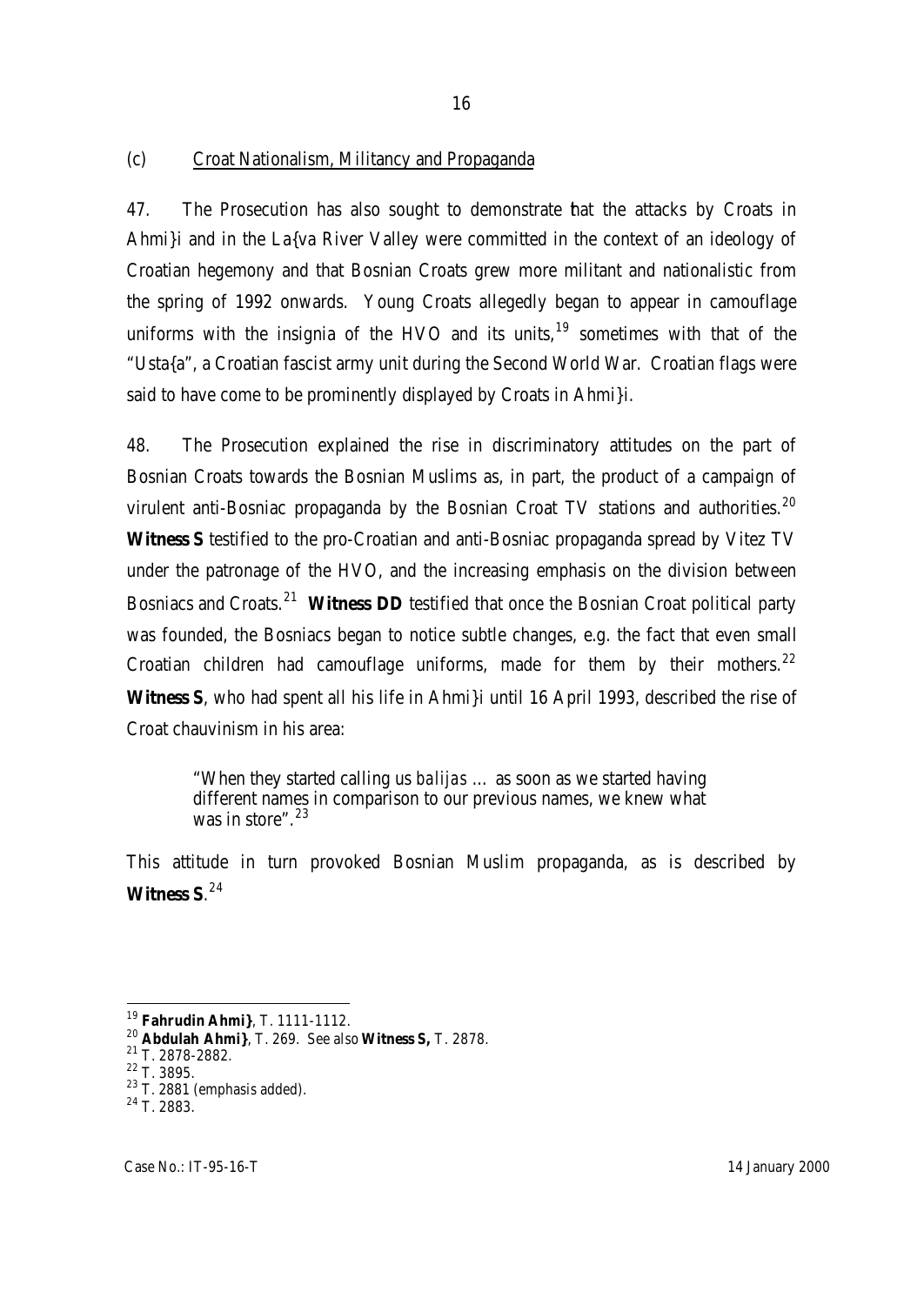### (c) Croat Nationalism, Militancy and Propaganda

47. The Prosecution has also sought to demonstrate that the attacks by Croats in Ahmi}i and in the La{va River Valley were committed in the context of an ideology of Croatian hegemony and that Bosnian Croats grew more militant and nationalistic from the spring of 1992 onwards. Young Croats allegedly began to appear in camouflage uniforms with the insignia of the HVO and its units,[19] sometimes with that of the "Usta{a", a Croatian fascist army unit during the Second World War. Croatian flags were said to have come to be prominently displayed by Croats in Ahmi}i.

48. The Prosecution explained the rise in discriminatory attitudes on the part of Bosnian Croats towards the Bosnian Muslims as, in part, the product of a campaign of virulent anti-Bosniac propaganda by the Bosnian Croat TV stations and authorities.[20] **Witness S** testified to the pro-Croatian and anti-Bosniac propaganda spread by Vitez TV under the patronage of the HVO, and the increasing emphasis on the division between Bosniacs and Croats.[21] **Witness DD** testified that once the Bosnian Croat political party was founded, the Bosniacs began to notice subtle changes, e.g. the fact that even small Croatian children had camouflage uniforms, made for them by their mothers.[22] **Witness S**, who had spent all his life in Ahmi}i until 16 April 1993, described the rise of Croat chauvinism in his area:

> "When they started calling us *balijas* … as soon as we started having different names in comparison to our previous names, we knew what was in store".[23]

This attitude in turn provoked Bosnian Muslim propaganda, as is described by **Witness S**.[24]

---

[19] **Fahrudin Ahmi}**, T. 1111-1112.

[20] **Abdulah Ahmi}**, T. 269. See also **Witness S,** T. 2878.

[21] T. 2878-2882.

[22] T. 3895.

[23] T. 2881 (emphasis added).

[24] T. 2883.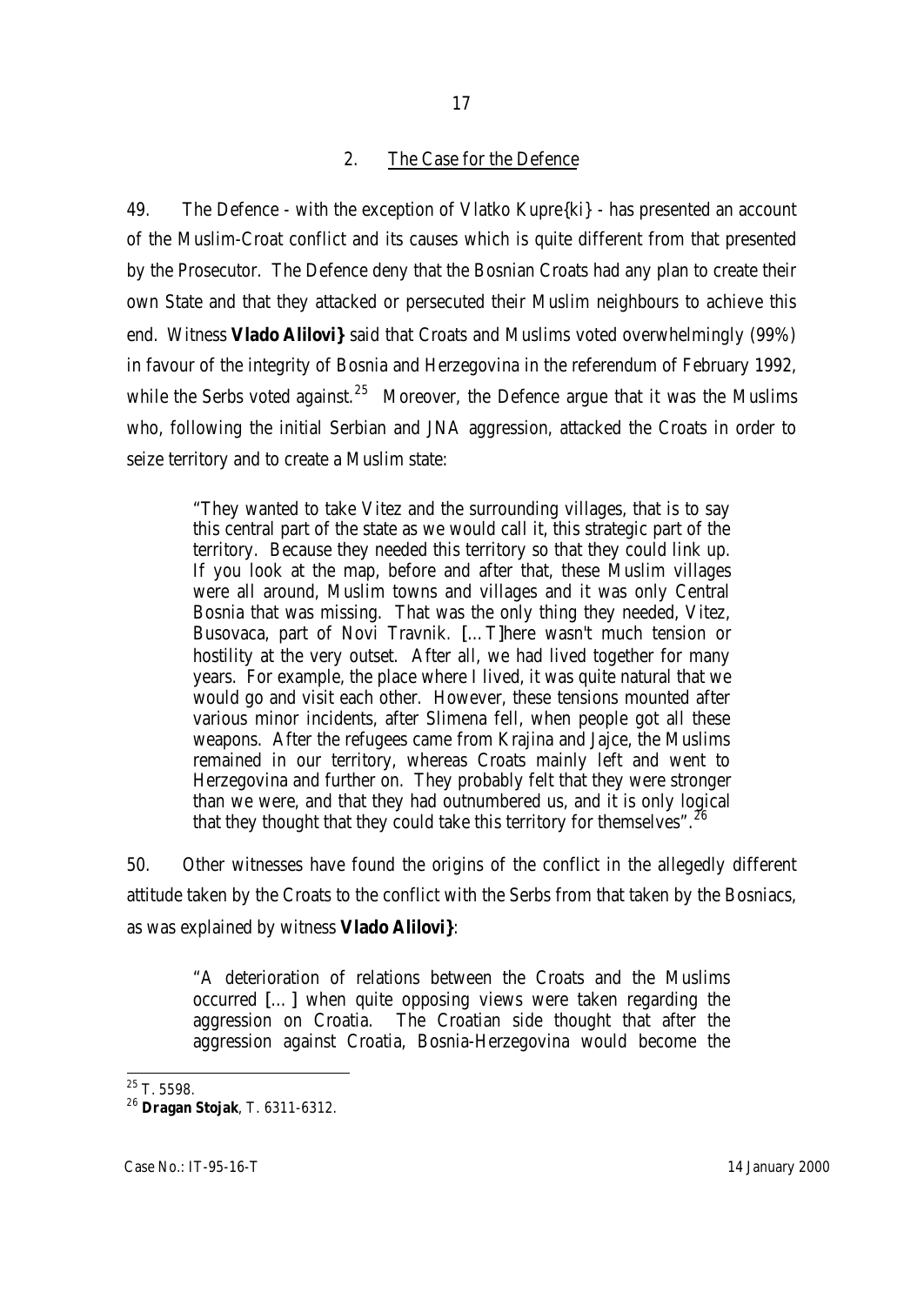## 2. The Case for the Defence

49. The Defence - with the exception of Vlatko Kupre{ki} - has presented an account of the Muslim-Croat conflict and its causes which is quite different from that presented by the Prosecutor. The Defence deny that the Bosnian Croats had any plan to create their own State and that they attacked or persecuted their Muslim neighbours to achieve this end. Witness **Vlado Alilovi}** said that Croats and Muslims voted overwhelmingly (99%) in favour of the integrity of Bosnia and Herzegovina in the referendum of February 1992, while the Serbs voted against.[25] Moreover, the Defence argue that it was the Muslims who, following the initial Serbian and JNA aggression, attacked the Croats in order to seize territory and to create a Muslim state:

> "They wanted to take Vitez and the surrounding villages, that is to say this central part of the state as we would call it, this strategic part of the territory. Because they needed this territory so that they could link up. If you look at the map, before and after that, these Muslim villages were all around, Muslim towns and villages and it was only Central Bosnia that was missing. That was the only thing they needed, Vitez, Busovaca, part of Novi Travnik. [...T]here wasn't much tension or hostility at the very outset. After all, we had lived together for many years. For example, the place where I lived, it was quite natural that we would go and visit each other. However, these tensions mounted after various minor incidents, after Slimena fell, when people got all these weapons. After the refugees came from Krajina and Jajce, the Muslims remained in our territory, whereas Croats mainly left and went to Herzegovina and further on. They probably felt that they were stronger than we were, and that they had outnumbered us, and it is only logical that they thought that they could take this territory for themselves".[26]

50. Other witnesses have found the origins of the conflict in the allegedly different attitude taken by the Croats to the conflict with the Serbs from that taken by the Bosniacs, as was explained by witness **Vlado Alilovi}**:

> "A deterioration of relations between the Croats and the Muslims occurred [...] when quite opposing views were taken regarding the aggression on Croatia. The Croatian side thought that after the aggression against Croatia, Bosnia-Herzegovina would become the

---

[25] T. 5598.

[26] **Dragan Stojak**, T. 6311-6312.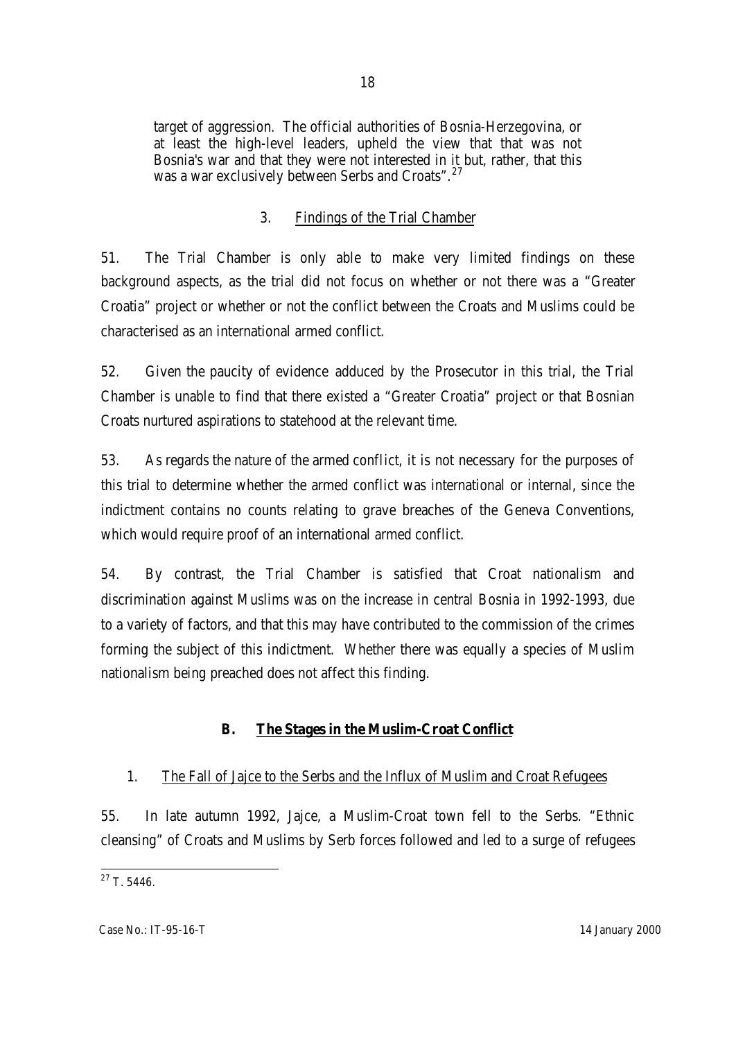target of aggression. The official authorities of Bosnia-Herzegovina, or at least the high-level leaders, upheld the view that that was not Bosnia's war and that they were not interested in it but, rather, that this was a war exclusively between Serbs and Croats".[27]

### 3. Findings of the Trial Chamber

51. The Trial Chamber is only able to make very limited findings on these background aspects, as the trial did not focus on whether or not there was a "Greater Croatia" project or whether or not the conflict between the Croats and Muslims could be characterised as an international armed conflict.

52. Given the paucity of evidence adduced by the Prosecutor in this trial, the Trial Chamber is unable to find that there existed a "Greater Croatia" project or that Bosnian Croats nurtured aspirations to statehood at the relevant time.

53. As regards the nature of the armed conflict, it is not necessary for the purposes of this trial to determine whether the armed conflict was international or internal, since the indictment contains no counts relating to grave breaches of the Geneva Conventions, which would require proof of an international armed conflict.

54. By contrast, the Trial Chamber is satisfied that Croat nationalism and discrimination against Muslims was on the increase in central Bosnia in 1992-1993, due to a variety of factors, and that this may have contributed to the commission of the crimes forming the subject of this indictment. Whether there was equally a species of Muslim nationalism being preached does not affect this finding.

## B. The Stages in the Muslim-Croat Conflict

### 1. The Fall of Jajce to the Serbs and the Influx of Muslim and Croat Refugees

55. In late autumn 1992, Jajce, a Muslim-Croat town fell to the Serbs. "Ethnic cleansing" of Croats and Muslims by Serb forces followed and led to a surge of refugees

[27] T. 5446.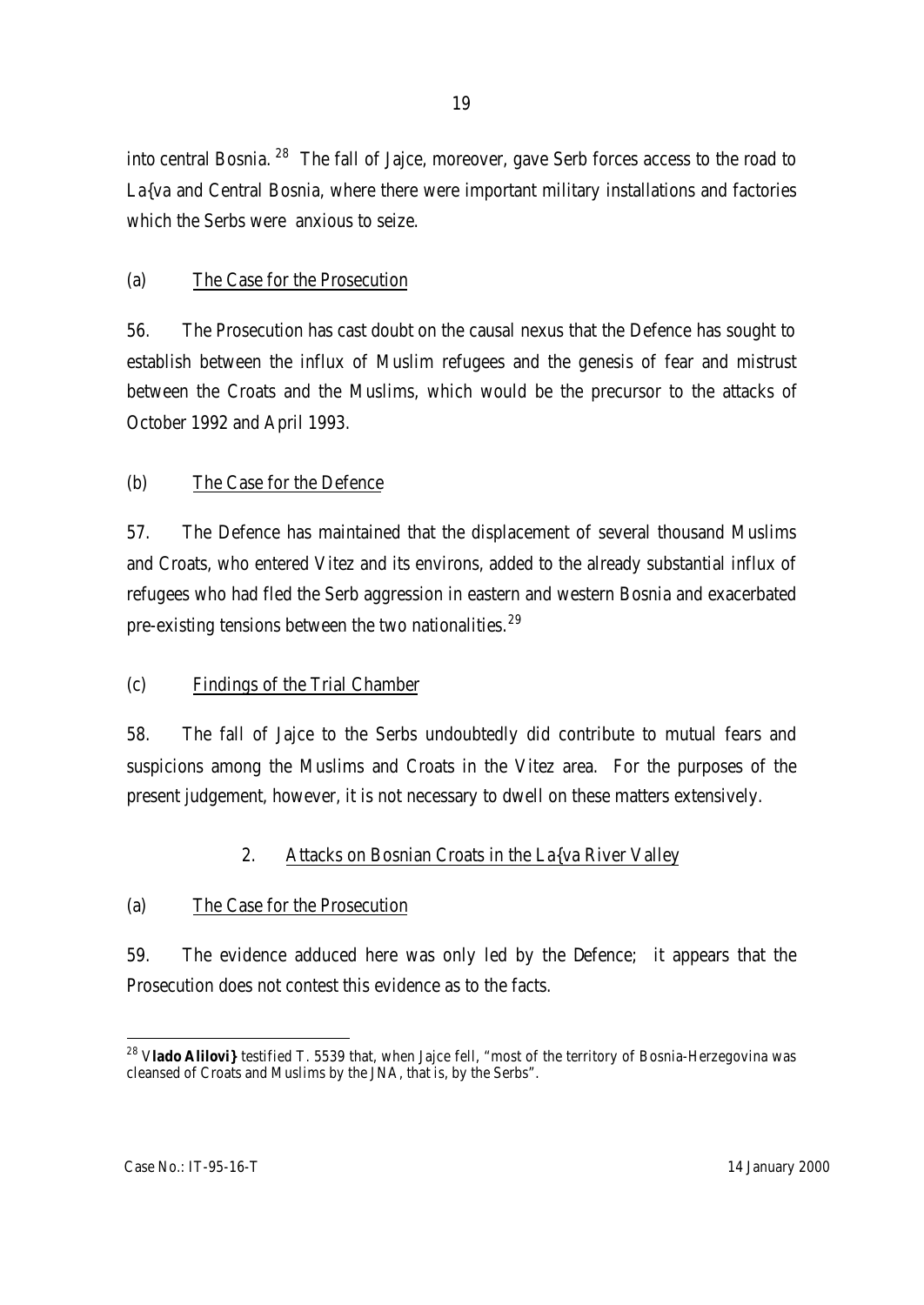into central Bosnia.[28] The fall of Jajce, moreover, gave Serb forces access to the road to La{va and Central Bosnia, where there were important military installations and factories which the Serbs were anxious to seize.

(a) The Case for the Prosecution

56. The Prosecution has cast doubt on the causal nexus that the Defence has sought to establish between the influx of Muslim refugees and the genesis of fear and mistrust between the Croats and the Muslims, which would be the precursor to the attacks of October 1992 and April 1993.

(b) The Case for the Defence

57. The Defence has maintained that the displacement of several thousand Muslims and Croats, who entered Vitez and its environs, added to the already substantial influx of refugees who had fled the Serb aggression in eastern and western Bosnia and exacerbated pre-existing tensions between the two nationalities.[29]

(c) Findings of the Trial Chamber

58. The fall of Jajce to the Serbs undoubtedly did contribute to mutual fears and suspicions among the Muslims and Croats in the Vitez area. For the purposes of the present judgement, however, it is not necessary to dwell on these matters extensively.

2. Attacks on Bosnian Croats in the La{va River Valley

(a) The Case for the Prosecution

59. The evidence adduced here was only led by the Defence; it appears that the Prosecution does not contest this evidence as to the facts.

[28] V**lado Alilovi}** testified T. 5539 that, when Jajce fell, "most of the territory of Bosnia-Herzegovina was cleansed of Croats and Muslims by the JNA, that is, by the Serbs".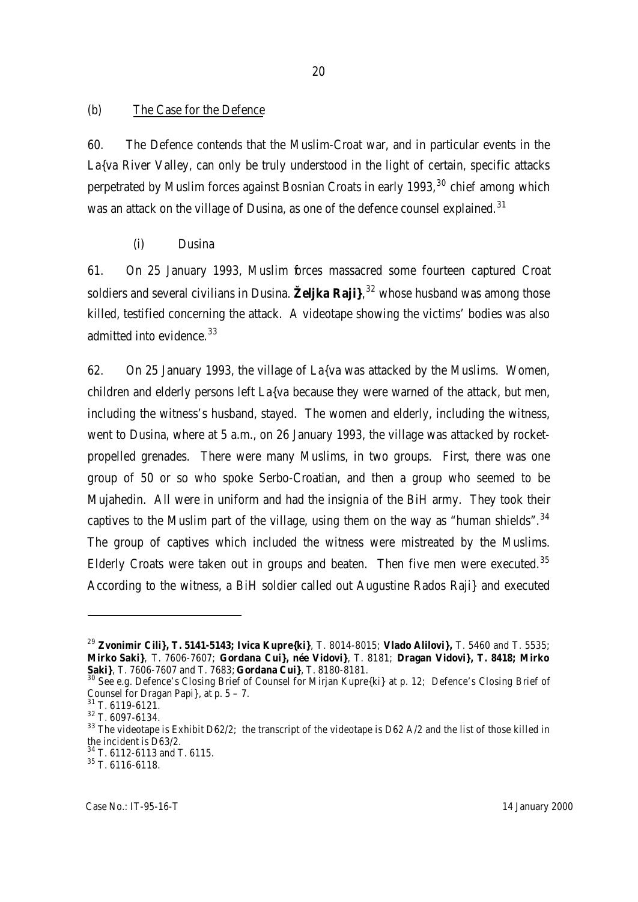(b) The Case for the Defence

60. The Defence contends that the Muslim-Croat war, and in particular events in the La{va River Valley, can only be truly understood in the light of certain, specific attacks perpetrated by Muslim forces against Bosnian Croats in early 1993,[30] chief among which was an attack on the village of Dusina, as one of the defence counsel explained.[31]

(i) Dusina

61. On 25 January 1993, Muslim forces massacred some fourteen captured Croat soldiers and several civilians in Dusina. **Željka Raji}**,[32] whose husband was among those killed, testified concerning the attack. A videotape showing the victims' bodies was also admitted into evidence.[33]

62. On 25 January 1993, the village of La{va was attacked by the Muslims. Women, children and elderly persons left La{va because they were warned of the attack, but men, including the witness's husband, stayed. The women and elderly, including the witness, went to Dusina, where at 5 a.m., on 26 January 1993, the village was attacked by rocket-propelled grenades. There were many Muslims, in two groups. First, there was one group of 50 or so who spoke Serbo-Croatian, and then a group who seemed to be Mujahedin. All were in uniform and had the insignia of the BiH army. They took their captives to the Muslim part of the village, using them on the way as "human shields".[34] The group of captives which included the witness were mistreated by the Muslims. Elderly Croats were taken out in groups and beaten. Then five men were executed.[35] According to the witness, a BiH soldier called out Augustine Rados Raji} and executed

---

[29] **Zvonimir Cili}, T. 5141-5143; Ivica Kupre{ki}**, T. 8014-8015; **Vlado Alilovi},** T. 5460 and T. 5535; **Mirko Saki}**, T. 7606-7607; **Gordana Cui}, née Vidovi}**, T. 8181; **Dragan Vidovi}, T. 8418; Mirko Saki}**, T. 7606-7607 and T. 7683; **Gordana Cui}**, T. 8180-8181.

[30] See e.g. Defence's Closing Brief of Counsel for Mirjan Kupre{ki} at p. 12; Defence's Closing Brief of Counsel for Dragan Papi}, at p. 5 – 7.

[31] T. 6119-6121.

[32] T. 6097-6134.

[33] The videotape is Exhibit D62/2; the transcript of the videotape is D62 A/2 and the list of those killed in the incident is D63/2.

[34] T. 6112-6113 and T. 6115.

[35] T. 6116-6118.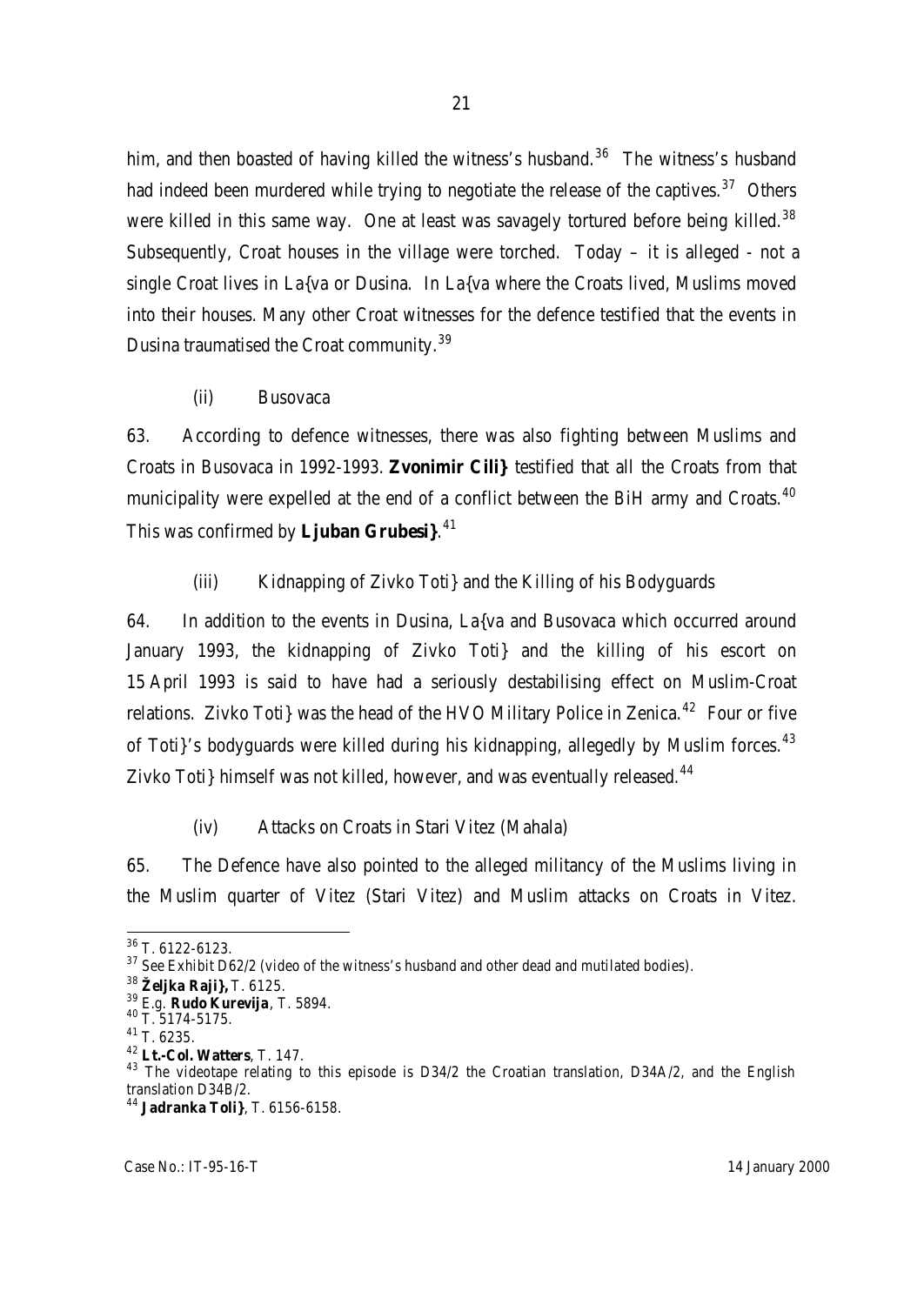him, and then boasted of having killed the witness's husband.[36] The witness's husband had indeed been murdered while trying to negotiate the release of the captives.[37] Others were killed in this same way. One at least was savagely tortured before being killed.[38] Subsequently, Croat houses in the village were torched. Today – it is alleged - not a single Croat lives in La{va or Dusina. In La{va where the Croats lived, Muslims moved into their houses. Many other Croat witnesses for the defence testified that the events in Dusina traumatised the Croat community.[39]

(ii) Busovaca

63. According to defence witnesses, there was also fighting between Muslims and Croats in Busovaca in 1992-1993. **Zvonimir Cili}** testified that all the Croats from that municipality were expelled at the end of a conflict between the BiH army and Croats.[40] This was confirmed by **Ljuban Grubesi}**.[41]

(iii) Kidnapping of Zivko Toti} and the Killing of his Bodyguards

64. In addition to the events in Dusina, La{va and Busovaca which occurred around January 1993, the kidnapping of Zivko Toti} and the killing of his escort on 15 April 1993 is said to have had a seriously destabilising effect on Muslim-Croat relations. Zivko Toti} was the head of the HVO Military Police in Zenica.[42] Four or five of Toti}'s bodyguards were killed during his kidnapping, allegedly by Muslim forces.[43] Zivko Toti} himself was not killed, however, and was eventually released.[44]

(iv) Attacks on Croats in Stari Vitez (Mahala)

65. The Defence have also pointed to the alleged militancy of the Muslims living in the Muslim quarter of Vitez (Stari Vitez) and Muslim attacks on Croats in Vitez.

---

[36] T. 6122-6123.

[37] See Exhibit D62/2 (video of the witness's husband and other dead and mutilated bodies).

[38] **Željka Raji},** T. 6125.

[39] E.g. **Rudo Kurevija**, T. 5894.

[40] T. 5174-5175.

[41] T. 6235.

[42] **Lt.-Col. Watters**, T. 147.

[43] The videotape relating to this episode is D34/2 the Croatian translation, D34A/2, and the English translation D34B/2.

[44] **Jadranka Toli}**, T. 6156-6158.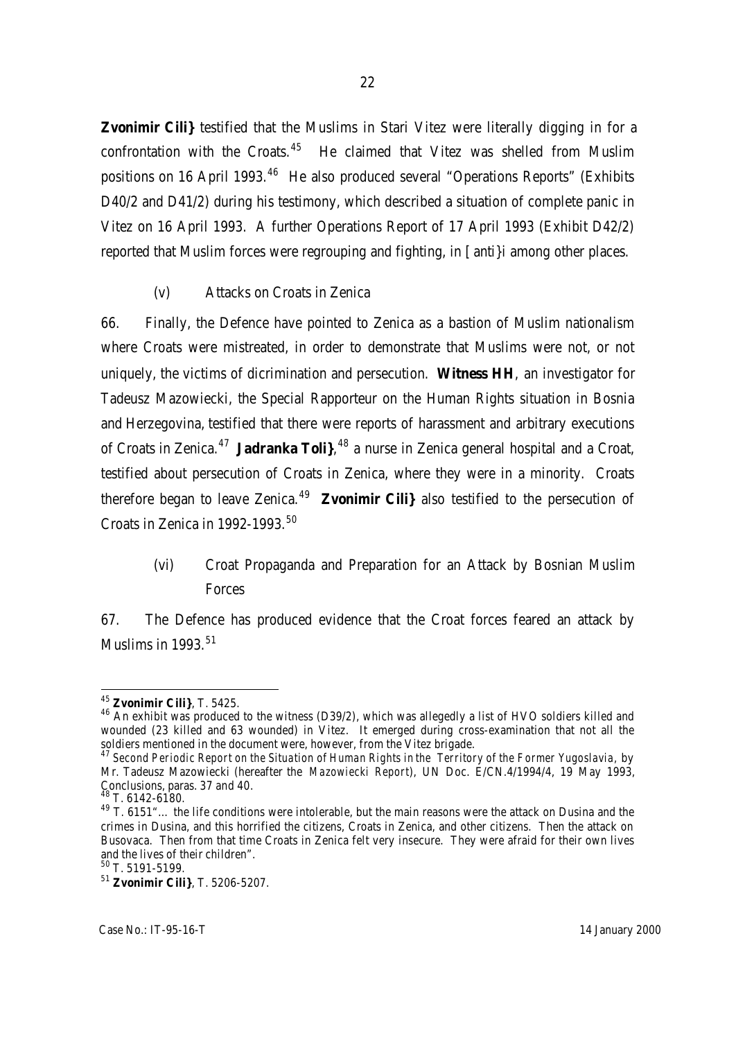**Zvonimir Cili}** testified that the Muslims in Stari Vitez were literally digging in for a confrontation with the Croats.[45] He claimed that Vitez was shelled from Muslim positions on 16 April 1993.[46] He also produced several "Operations Reports" (Exhibits D40/2 and D41/2) during his testimony, which described a situation of complete panic in Vitez on 16 April 1993. A further Operations Report of 17 April 1993 (Exhibit D42/2) reported that Muslim forces were regrouping and fighting, in [anti}i among other places.

(v) Attacks on Croats in Zenica

66. Finally, the Defence have pointed to Zenica as a bastion of Muslim nationalism where Croats were mistreated, in order to demonstrate that Muslims were not, or not uniquely, the victims of dicrimination and persecution. **Witness HH**, an investigator for Tadeusz Mazowiecki, the Special Rapporteur on the Human Rights situation in Bosnia and Herzegovina, testified that there were reports of harassment and arbitrary executions of Croats in Zenica.[47] **Jadranka Toli}**,[48] a nurse in Zenica general hospital and a Croat, testified about persecution of Croats in Zenica, where they were in a minority. Croats therefore began to leave Zenica.[49] **Zvonimir Cili}** also testified to the persecution of Croats in Zenica in 1992-1993.[50]

(vi) Croat Propaganda and Preparation for an Attack by Bosnian Muslim Forces

67. The Defence has produced evidence that the Croat forces feared an attack by Muslims in 1993.[51]

---

[45] **Zvonimir Cili}**, T. 5425.

[46] An exhibit was produced to the witness (D39/2), which was allegedly a list of HVO soldiers killed and wounded (23 killed and 63 wounded) in Vitez. It emerged during cross-examination that not all the soldiers mentioned in the document were, however, from the Vitez brigade.

[47] *Second Periodic Report on the Situation of Human Rights in the Territory of the Former Yugoslavia*, by Mr. Tadeusz Mazowiecki (hereafter the *Mazowiecki Report*), UN Doc. E/CN.4/1994/4, 19 May 1993, Conclusions, paras. 37 and 40.

[48] T. 6142-6180.

[49] T. 6151"… the life conditions were intolerable, but the main reasons were the attack on Dusina and the crimes in Dusina, and this horrified the citizens, Croats in Zenica, and other citizens. Then the attack on Busovaca. Then from that time Croats in Zenica felt very insecure. They were afraid for their own lives and the lives of their children".

[50] T. 5191-5199.

[51] **Zvonimir Cili}**, T. 5206-5207.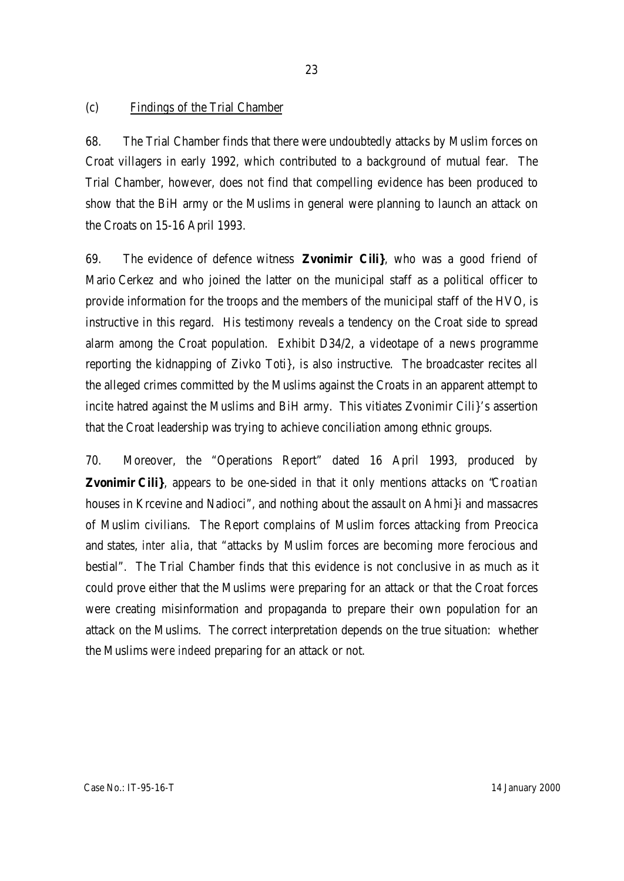(c) Findings of the Trial Chamber

68. The Trial Chamber finds that there were undoubtedly attacks by Muslim forces on Croat villagers in early 1992, which contributed to a background of mutual fear. The Trial Chamber, however, does not find that compelling evidence has been produced to show that the BiH army or the Muslims in general were planning to launch an attack on the Croats on 15-16 April 1993.

69. The evidence of defence witness **Zvonimir Cili}**, who was a good friend of Mario Cerkez and who joined the latter on the municipal staff as a political officer to provide information for the troops and the members of the municipal staff of the HVO, is instructive in this regard. His testimony reveals a tendency on the Croat side to spread alarm among the Croat population. Exhibit D34/2, a videotape of a news programme reporting the kidnapping of Zivko Toti}, is also instructive. The broadcaster recites all the alleged crimes committed by the Muslims against the Croats in an apparent attempt to incite hatred against the Muslims and BiH army. This vitiates Zvonimir Cili}'s assertion that the Croat leadership was trying to achieve conciliation among ethnic groups.

70. Moreover, the "Operations Report" dated 16 April 1993, produced by **Zvonimir Cili}**, appears to be one-sided in that it only mentions attacks on "*Croatian* houses in Krcevine and Nadioci", and nothing about the assault on Ahmi}i and massacres of Muslim civilians. The Report complains of Muslim forces attacking from Preocica and states, *inter alia*, that "attacks by Muslim forces are becoming more ferocious and bestial". The Trial Chamber finds that this evidence is not conclusive in as much as it could prove either that the Muslims *were* preparing for an attack or that the Croat forces were creating misinformation and propaganda to prepare their own population for an attack on the Muslims. The correct interpretation depends on the true situation: whether the Muslims *were indeed* preparing for an attack or not.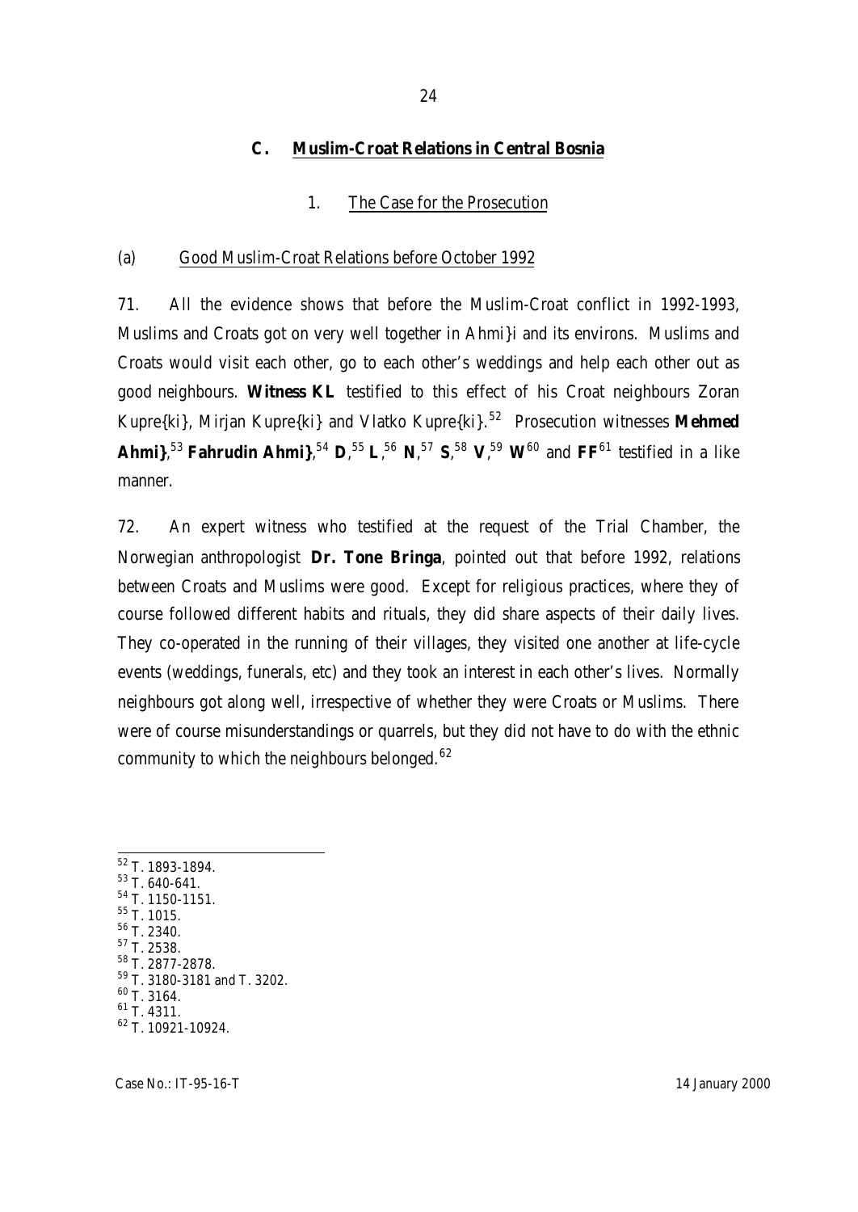## C. Muslim-Croat Relations in Central Bosnia

### 1. The Case for the Prosecution

#### (a) Good Muslim-Croat Relations before October 1992

71. All the evidence shows that before the Muslim-Croat conflict in 1992-1993, Muslims and Croats got on very well together in Ahmi}i and its environs. Muslims and Croats would visit each other, go to each other's weddings and help each other out as good neighbours. **Witness KL** testified to this effect of his Croat neighbours Zoran Kupre{ki}, Mirjan Kupre{ki} and Vlatko Kupre{ki}.[52] Prosecution witnesses **Mehmed Ahmi}**,[53] **Fahrudin Ahmi}**,[54] **D**,[55] **L**,[56] **N**,[57] **S**,[58] **V**,[59] **W**[60] and **FF**[61] testified in a like manner.

72. An expert witness who testified at the request of the Trial Chamber, the Norwegian anthropologist **Dr. Tone Bringa**, pointed out that before 1992, relations between Croats and Muslims were good. Except for religious practices, where they of course followed different habits and rituals, they did share aspects of their daily lives. They co-operated in the running of their villages, they visited one another at life-cycle events (weddings, funerals, etc) and they took an interest in each other's lives. Normally neighbours got along well, irrespective of whether they were Croats or Muslims. There were of course misunderstandings or quarrels, but they did not have to do with the ethnic community to which the neighbours belonged.[62]

---

[52] T. 1893-1894.
[53] T. 640-641.
[54] T. 1150-1151.
[55] T. 1015.
[56] T. 2340.
[57] T. 2538.
[58] T. 2877-2878.
[59] T. 3180-3181 and T. 3202.
[60] T. 3164.
[61] T. 4311.
[62] T. 10921-10924.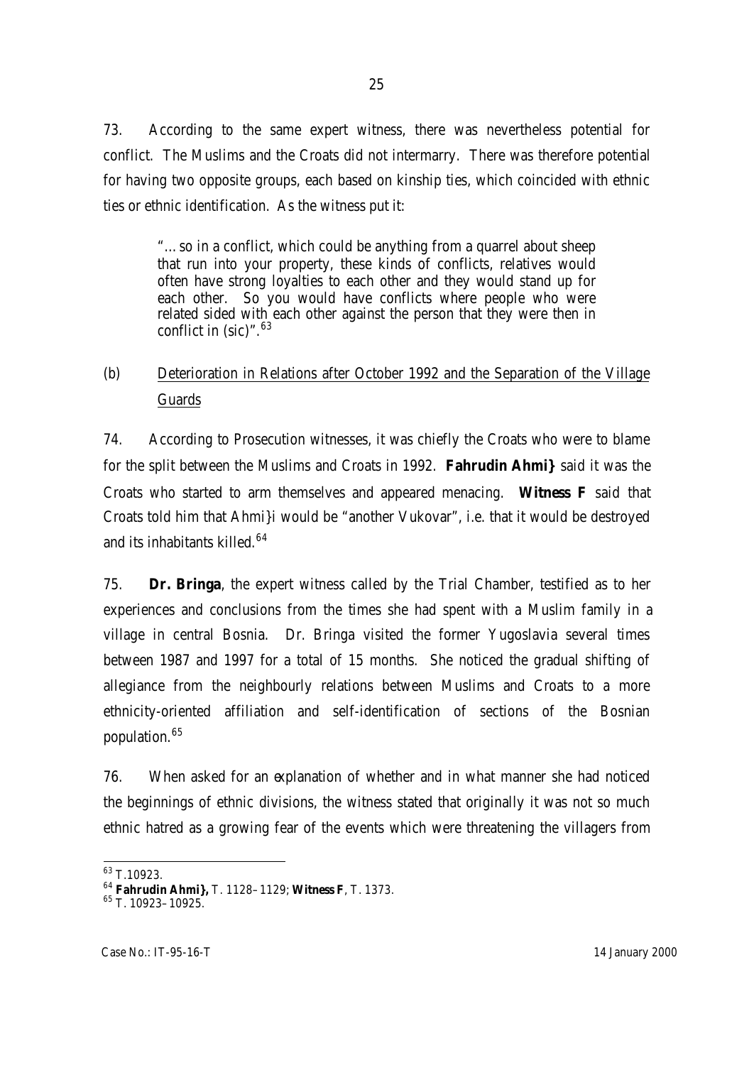73. According to the same expert witness, there was nevertheless potential for conflict. The Muslims and the Croats did not intermarry. There was therefore potential for having two opposite groups, each based on kinship ties, which coincided with ethnic ties or ethnic identification. As the witness put it:

> "…so in a conflict, which could be anything from a quarrel about sheep that run into your property, these kinds of conflicts, relatives would often have strong loyalties to each other and they would stand up for each other. So you would have conflicts where people who were related sided with each other against the person that they were then in conflict in (sic)".[63]

(b) Deterioration in Relations after October 1992 and the Separation of the Village Guards

74. According to Prosecution witnesses, it was chiefly the Croats who were to blame for the split between the Muslims and Croats in 1992. **Fahrudin Ahmi}** said it was the Croats who started to arm themselves and appeared menacing. **Witness F** said that Croats told him that Ahmi}i would be "another Vukovar", i.e. that it would be destroyed and its inhabitants killed.[64]

75. **Dr. Bringa**, the expert witness called by the Trial Chamber, testified as to her experiences and conclusions from the times she had spent with a Muslim family in a village in central Bosnia. Dr. Bringa visited the former Yugoslavia several times between 1987 and 1997 for a total of 15 months. She noticed the gradual shifting of allegiance from the neighbourly relations between Muslims and Croats to a more ethnicity-oriented affiliation and self-identification of sections of the Bosnian population.[65]

76. When asked for an explanation of whether and in what manner she had noticed the beginnings of ethnic divisions, the witness stated that originally it was not so much ethnic hatred as a growing fear of the events which were threatening the villagers from

---

[63] T.10923.

[64] **Fahrudin Ahmi},** T. 1128–1129; **Witness F**, T. 1373.

[65] T. 10923–10925.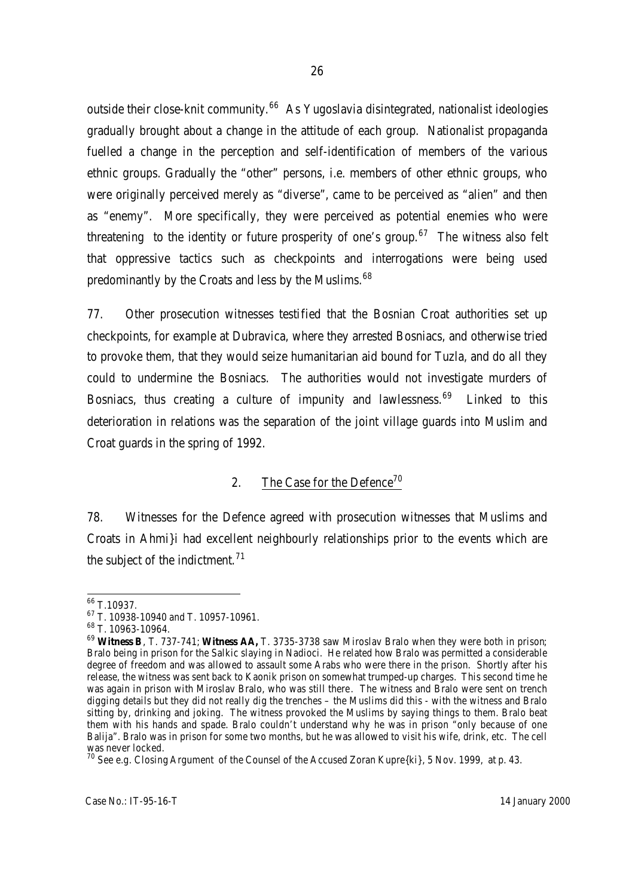outside their close-knit community.[66] As Yugoslavia disintegrated, nationalist ideologies gradually brought about a change in the attitude of each group. Nationalist propaganda fuelled a change in the perception and self-identification of members of the various ethnic groups. Gradually the "other" persons, i.e. members of other ethnic groups, who were originally perceived merely as "diverse", came to be perceived as "alien" and then as "enemy". More specifically, they were perceived as potential enemies who were threatening to the identity or future prosperity of one's group.[67] The witness also felt that oppressive tactics such as checkpoints and interrogations were being used predominantly by the Croats and less by the Muslims.[68]

77. Other prosecution witnesses testified that the Bosnian Croat authorities set up checkpoints, for example at Dubravica, where they arrested Bosniacs, and otherwise tried to provoke them, that they would seize humanitarian aid bound for Tuzla, and do all they could to undermine the Bosniacs. The authorities would not investigate murders of Bosniacs, thus creating a culture of impunity and lawlessness.[69] Linked to this deterioration in relations was the separation of the joint village guards into Muslim and Croat guards in the spring of 1992.

## 2. The Case for the Defence[70]

78. Witnesses for the Defence agreed with prosecution witnesses that Muslims and Croats in Ahmi}i had excellent neighbourly relationships prior to the events which are the subject of the indictment.[71]

---

[66] T.10937.

[67] T. 10938-10940 and T. 10957-10961.

[68] T. 10963-10964.

[69] **Witness B**, T. 737-741; **Witness AA,** T. 3735-3738 saw Miroslav Bralo when they were both in prison; Bralo being in prison for the Salkic slaying in Nadioci. He related how Bralo was permitted a considerable degree of freedom and was allowed to assault some Arabs who were there in the prison. Shortly after his release, the witness was sent back to Kaonik prison on somewhat trumped-up charges. This second time he was again in prison with Miroslav Bralo, who was still there. The witness and Bralo were sent on trench digging details but they did not really dig the trenches – the Muslims did this - with the witness and Bralo sitting by, drinking and joking. The witness provoked the Muslims by saying things to them. Bralo beat them with his hands and spade. Bralo couldn't understand why he was in prison "only because of one Balija". Bralo was in prison for some two months, but he was allowed to visit his wife, drink, etc. The cell was never locked.

[70] See e.g. Closing Argument of the Counsel of the Accused Zoran Kupre{ki}, 5 Nov. 1999, at p. 43.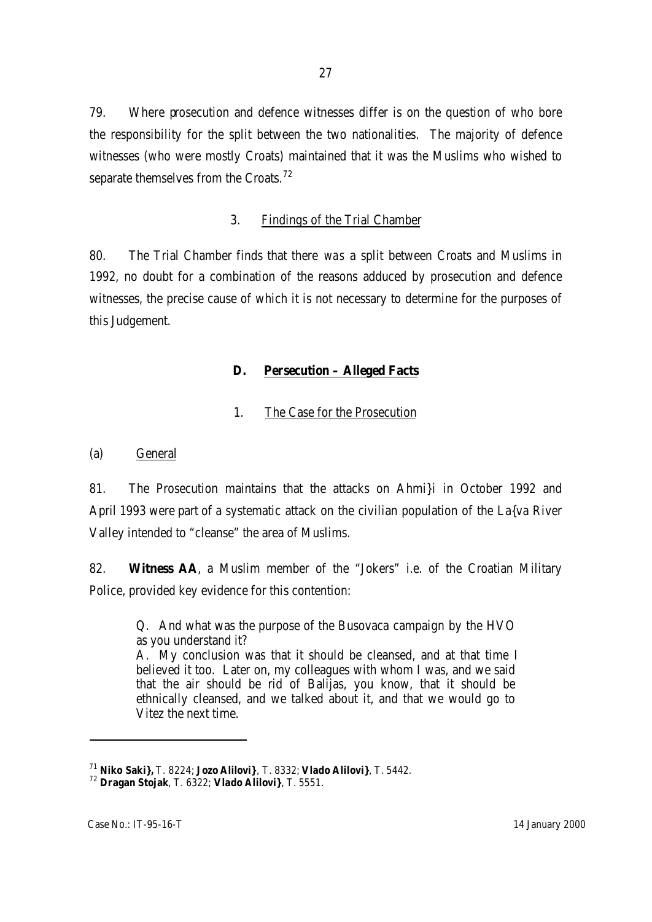79. Where prosecution and defence witnesses differ is on the question of who bore the responsibility for the split between the two nationalities. The majority of defence witnesses (who were mostly Croats) maintained that it was the Muslims who wished to separate themselves from the Croats.[72]

### 3. Findings of the Trial Chamber

80. The Trial Chamber finds that there *was* a split between Croats and Muslims in 1992, no doubt for a combination of the reasons adduced by prosecution and defence witnesses, the precise cause of which it is not necessary to determine for the purposes of this Judgement.

## D. Persecution – Alleged Facts

### 1. The Case for the Prosecution

#### (a) General

81. The Prosecution maintains that the attacks on Ahmi}i in October 1992 and April 1993 were part of a systematic attack on the civilian population of the La{va River Valley intended to "cleanse" the area of Muslims.

82. **Witness AA**, a Muslim member of the "Jokers" i.e. of the Croatian Military Police, provided key evidence for this contention:

> Q. And what was the purpose of the Busovaca campaign by the HVO as you understand it?
> A. My conclusion was that it should be cleansed, and at that time I believed it too. Later on, my colleagues with whom I was, and we said that the air should be rid of Balijas, you know, that it should be ethnically cleansed, and we talked about it, and that we would go to Vitez the next time.

---

[71] **Niko Saki},** T. 8224; **Jozo Alilovi}**, T. 8332; **Vlado Alilovi}**, T. 5442.

[72] **Dragan Stojak**, T. 6322; **Vlado Alilovi}**, T. 5551.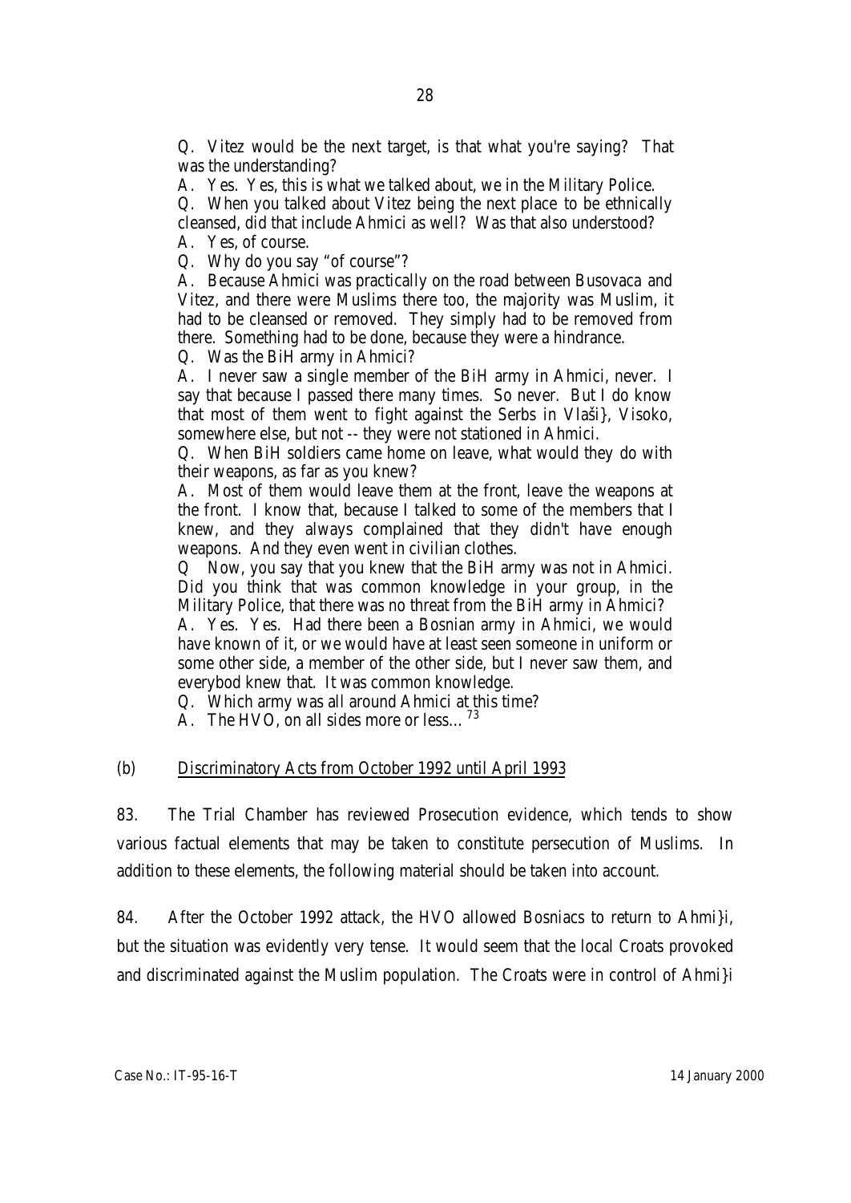Q. Vitez would be the next target, is that what you're saying? That was the understanding?

A. Yes. Yes, this is what we talked about, we in the Military Police.

Q. When you talked about Vitez being the next place to be ethnically cleansed, did that include Ahmici as well? Was that also understood?

A. Yes, of course.

Q. Why do you say "of course"?

A. Because Ahmici was practically on the road between Busovaca and Vitez, and there were Muslims there too, the majority was Muslim, it had to be cleansed or removed. They simply had to be removed from there. Something had to be done, because they were a hindrance.

Q. Was the BiH army in Ahmici?

A. I never saw a single member of the BiH army in Ahmici, never. I say that because I passed there many times. So never. But I do know that most of them went to fight against the Serbs in Vlaši}, Visoko, somewhere else, but not -- they were not stationed in Ahmici.

Q. When BiH soldiers came home on leave, what would they do with their weapons, as far as you knew?

A. Most of them would leave them at the front, leave the weapons at the front. I know that, because I talked to some of the members that I knew, and they always complained that they didn't have enough weapons. And they even went in civilian clothes.

Q Now, you say that you knew that the BiH army was not in Ahmici. Did you think that was common knowledge in your group, in the Military Police, that there was no threat from the BiH army in Ahmici?

A. Yes. Yes. Had there been a Bosnian army in Ahmici, we would have known of it, or we would have at least seen someone in uniform or some other side, a member of the other side, but I never saw them, and everybod knew that. It was common knowledge.

Q. Which army was all around Ahmici at this time?

A. The HVO, on all sides more or less…[73]

(b) Discriminatory Acts from October 1992 until April 1993

83. The Trial Chamber has reviewed Prosecution evidence, which tends to show various factual elements that may be taken to constitute persecution of Muslims. In addition to these elements, the following material should be taken into account.

84. After the October 1992 attack, the HVO allowed Bosniacs to return to Ahmi}i, but the situation was evidently very tense. It would seem that the local Croats provoked and discriminated against the Muslim population. The Croats were in control of Ahmi}i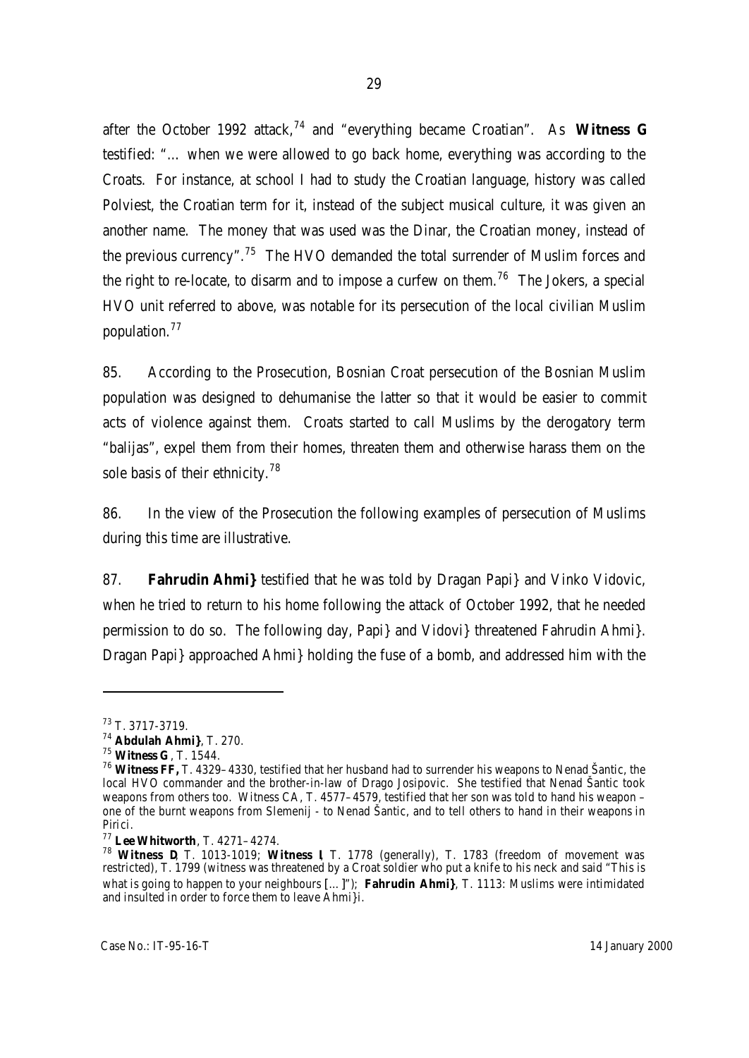after the October 1992 attack,[74] and "everything became Croatian". As **Witness G** testified: "… when we were allowed to go back home, everything was according to the Croats. For instance, at school I had to study the Croatian language, history was called Polviest, the Croatian term for it, instead of the subject musical culture, it was given an another name. The money that was used was the Dinar, the Croatian money, instead of the previous currency".[75] The HVO demanded the total surrender of Muslim forces and the right to re-locate, to disarm and to impose a curfew on them.[76] The Jokers, a special HVO unit referred to above, was notable for its persecution of the local civilian Muslim population.[77]

85. According to the Prosecution, Bosnian Croat persecution of the Bosnian Muslim population was designed to dehumanise the latter so that it would be easier to commit acts of violence against them. Croats started to call Muslims by the derogatory term "balijas", expel them from their homes, threaten them and otherwise harass them on the sole basis of their ethnicity.[78]

86. In the view of the Prosecution the following examples of persecution of Muslims during this time are illustrative.

87. **Fahrudin Ahmi}** testified that he was told by Dragan Papi} and Vinko Vidovic, when he tried to return to his home following the attack of October 1992, that he needed permission to do so. The following day, Papi} and Vidovi} threatened Fahrudin Ahmi}. Dragan Papi} approached Ahmi} holding the fuse of a bomb, and addressed him with the

---

[73] T. 3717-3719.

[74] **Abdulah Ahmi}**, T. 270.

[75] **Witness G**, T. 1544.

[76] **Witness FF,** T. 4329–4330, testified that her husband had to surrender his weapons to Nenad Šantic, the local HVO commander and the brother-in-law of Drago Josipovic. She testified that Nenad Šantic took weapons from others too. Witness CA, T. 4577–4579, testified that her son was told to hand his weapon – one of the burnt weapons from Slemenij - to Nenad Šantic, and to tell others to hand in their weapons in Pirici.

[77] **Lee Whitworth**, T. 4271–4274.

[78] **Witness D**, T. 1013-1019; **Witness I**, T. 1778 (generally), T. 1783 (freedom of movement was restricted), T. 1799 (witness was threatened by a Croat soldier who put a knife to his neck and said "This is what is going to happen to your neighbours […]"); **Fahrudin Ahmi}**, T. 1113: Muslims were intimidated and insulted in order to force them to leave Ahmi}i.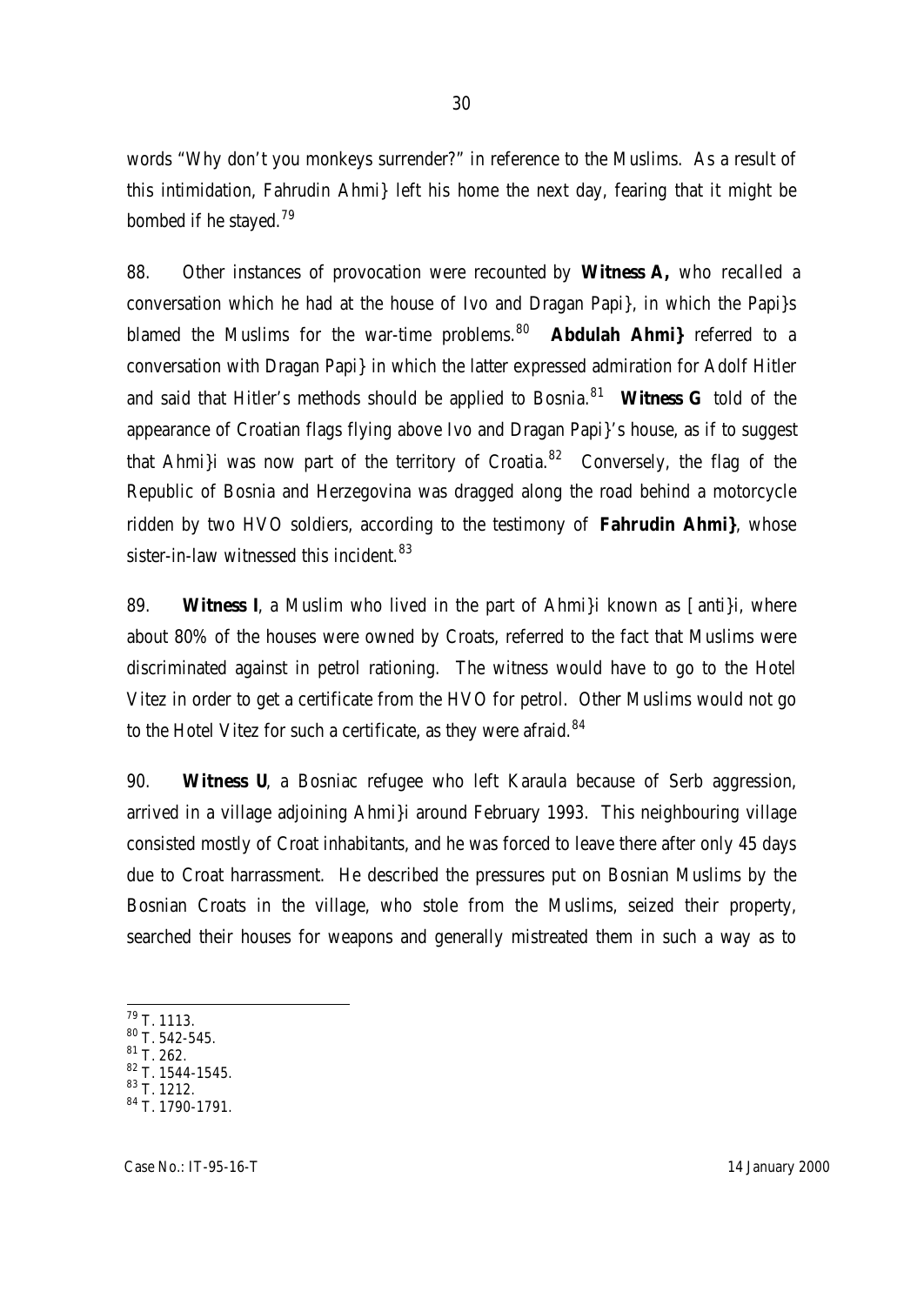words "Why don't you monkeys surrender?" in reference to the Muslims. As a result of this intimidation, Fahrudin Ahmi} left his home the next day, fearing that it might be bombed if he stayed.[79]

88. Other instances of provocation were recounted by **Witness A,** who recalled a conversation which he had at the house of Ivo and Dragan Papi}, in which the Papi}s blamed the Muslims for the war-time problems.[80] **Abdulah Ahmi}** referred to a conversation with Dragan Papi} in which the latter expressed admiration for Adolf Hitler and said that Hitler's methods should be applied to Bosnia.[81] **Witness G** told of the appearance of Croatian flags flying above Ivo and Dragan Papi}'s house, as if to suggest that Ahmi}i was now part of the territory of Croatia.[82] Conversely, the flag of the Republic of Bosnia and Herzegovina was dragged along the road behind a motorcycle ridden by two HVO soldiers, according to the testimony of **Fahrudin Ahmi}**, whose sister-in-law witnessed this incident.[83]

89. **Witness I**, a Muslim who lived in the part of Ahmi}i known as [anti}i, where about 80% of the houses were owned by Croats, referred to the fact that Muslims were discriminated against in petrol rationing. The witness would have to go to the Hotel Vitez in order to get a certificate from the HVO for petrol. Other Muslims would not go to the Hotel Vitez for such a certificate, as they were afraid.[84]

90. **Witness U**, a Bosniac refugee who left Karaula because of Serb aggression, arrived in a village adjoining Ahmi}i around February 1993. This neighbouring village consisted mostly of Croat inhabitants, and he was forced to leave there after only 45 days due to Croat harrassment. He described the pressures put on Bosnian Muslims by the Bosnian Croats in the village, who stole from the Muslims, seized their property, searched their houses for weapons and generally mistreated them in such a way as to

---

[79] T. 1113.
[80] T. 542-545.
[81] T. 262.
[82] T. 1544-1545.
[83] T. 1212.
[84] T. 1790-1791.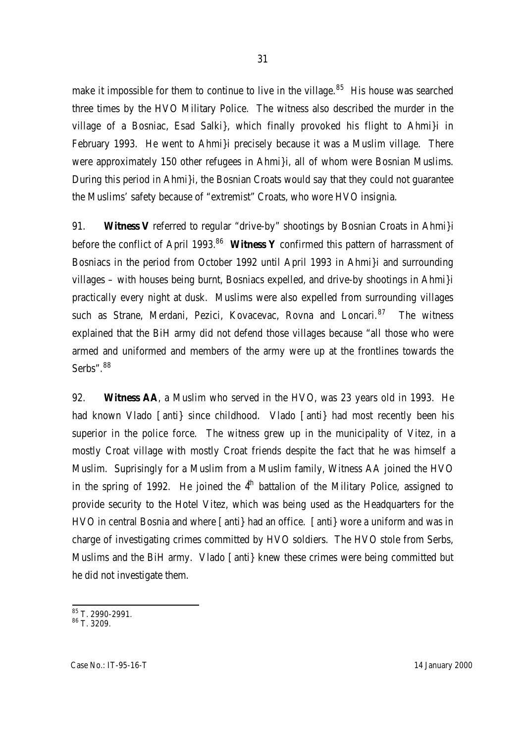make it impossible for them to continue to live in the village.[85] His house was searched three times by the HVO Military Police. The witness also described the murder in the village of a Bosniac, Esad Salki}, which finally provoked his flight to Ahmi}i in February 1993. He went to Ahmi}i precisely because it was a Muslim village. There were approximately 150 other refugees in Ahmi}i, all of whom were Bosnian Muslims. During this period in Ahmi}i, the Bosnian Croats would say that they could not guarantee the Muslims' safety because of "extremist" Croats, who wore HVO insignia.

91. **Witness V** referred to regular "drive-by" shootings by Bosnian Croats in Ahmi}i before the conflict of April 1993.[86] **Witness Y** confirmed this pattern of harrassment of Bosniacs in the period from October 1992 until April 1993 in Ahmi}i and surrounding villages – with houses being burnt, Bosniacs expelled, and drive-by shootings in Ahmi}i practically every night at dusk. Muslims were also expelled from surrounding villages such as Strane, Merdani, Pezici, Kovacevac, Rovna and Loncari.[87] The witness explained that the BiH army did not defend those villages because "all those who were armed and uniformed and members of the army were up at the frontlines towards the Serbs".[88]

92. **Witness AA**, a Muslim who served in the HVO, was 23 years old in 1993. He had known Vlado [anti} since childhood. Vlado [anti} had most recently been his superior in the police force. The witness grew up in the municipality of Vitez, in a mostly Croat village with mostly Croat friends despite the fact that he was himself a Muslim. Suprisingly for a Muslim from a Muslim family, Witness AA joined the HVO in the spring of 1992. He joined the 4th battalion of the Military Police, assigned to provide security to the Hotel Vitez, which was being used as the Headquarters for the HVO in central Bosnia and where [anti} had an office. [anti} wore a uniform and was in charge of investigating crimes committed by HVO soldiers. The HVO stole from Serbs, Muslims and the BiH army. Vlado [anti} knew these crimes were being committed but he did not investigate them.

---

[85] T. 2990-2991.

[86] T. 3209.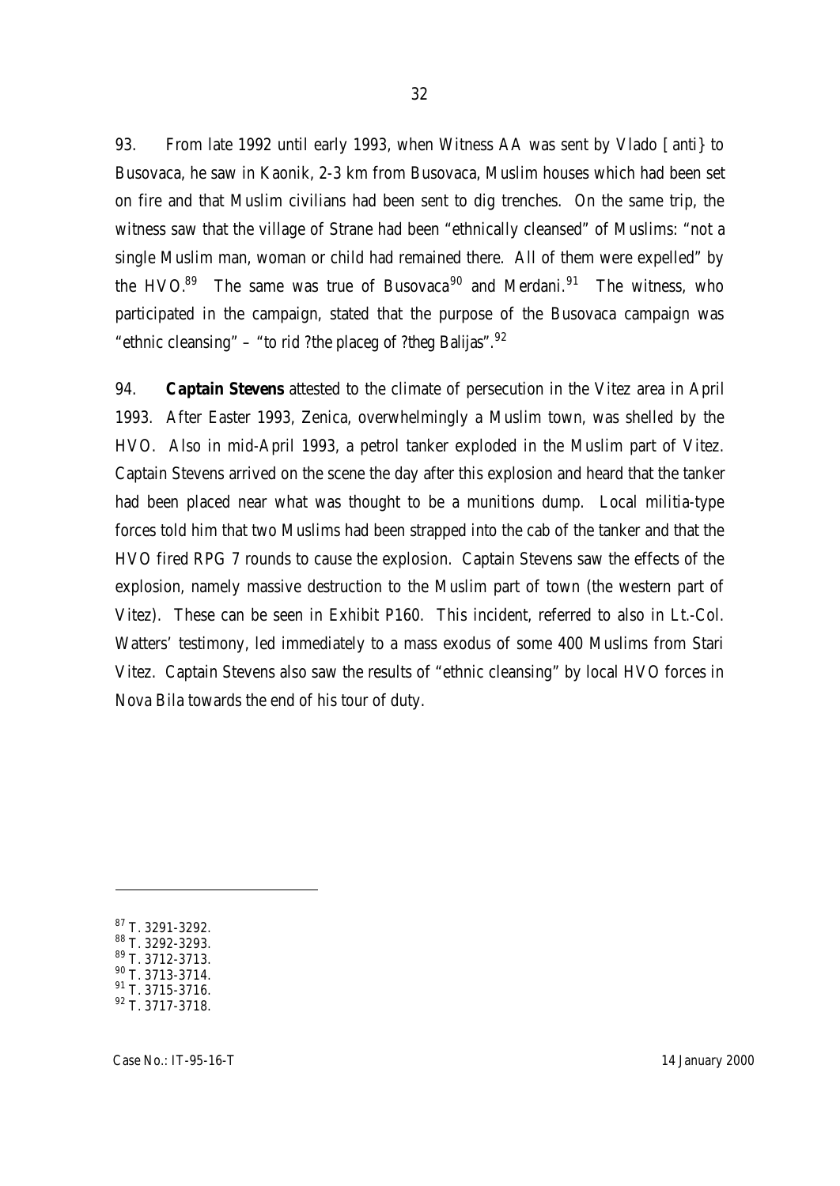93. From late 1992 until early 1993, when Witness AA was sent by Vlado [anti} to Busovaca, he saw in Kaonik, 2-3 km from Busovaca, Muslim houses which had been set on fire and that Muslim civilians had been sent to dig trenches. On the same trip, the witness saw that the village of Strane had been "ethnically cleansed" of Muslims: "not a single Muslim man, woman or child had remained there. All of them were expelled" by the HVO.[89] The same was true of Busovaca[90] and Merdani.[91] The witness, who participated in the campaign, stated that the purpose of the Busovaca campaign was "ethnic cleansing" – "to rid ?the placeg of ?theg Balijas".[92]

94. **Captain Stevens** attested to the climate of persecution in the Vitez area in April 1993. After Easter 1993, Zenica, overwhelmingly a Muslim town, was shelled by the HVO. Also in mid-April 1993, a petrol tanker exploded in the Muslim part of Vitez. Captain Stevens arrived on the scene the day after this explosion and heard that the tanker had been placed near what was thought to be a munitions dump. Local militia-type forces told him that two Muslims had been strapped into the cab of the tanker and that the HVO fired RPG 7 rounds to cause the explosion. Captain Stevens saw the effects of the explosion, namely massive destruction to the Muslim part of town (the western part of Vitez). These can be seen in Exhibit P160. This incident, referred to also in Lt.-Col. Watters' testimony, led immediately to a mass exodus of some 400 Muslims from Stari Vitez. Captain Stevens also saw the results of "ethnic cleansing" by local HVO forces in Nova Bila towards the end of his tour of duty.

---

[87] T. 3291-3292.
[88] T. 3292-3293.
[89] T. 3712-3713.
[90] T. 3713-3714.
[91] T. 3715-3716.
[92] T. 3717-3718.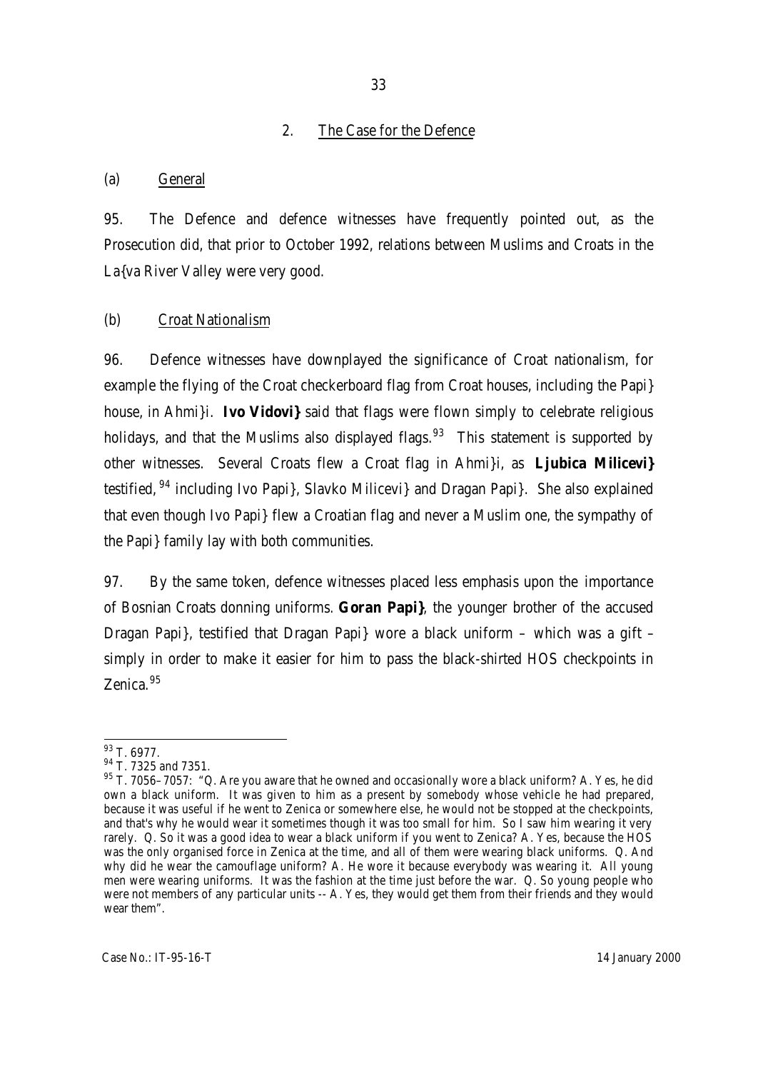## 2. The Case for the Defence

### (a) General

95. The Defence and defence witnesses have frequently pointed out, as the Prosecution did, that prior to October 1992, relations between Muslims and Croats in the La{va River Valley were very good.

### (b) Croat Nationalism

96. Defence witnesses have downplayed the significance of Croat nationalism, for example the flying of the Croat checkerboard flag from Croat houses, including the Papi} house, in Ahmi}i. **Ivo Vidovi}** said that flags were flown simply to celebrate religious holidays, and that the Muslims also displayed flags.[93] This statement is supported by other witnesses. Several Croats flew a Croat flag in Ahmi}i, as **Ljubica Milicevi}** testified,[94] including Ivo Papi}, Slavko Milicevi} and Dragan Papi}. She also explained that even though Ivo Papi} flew a Croatian flag and never a Muslim one, the sympathy of the Papi} family lay with both communities.

97. By the same token, defence witnesses placed less emphasis upon the importance of Bosnian Croats donning uniforms. **Goran Papi}**, the younger brother of the accused Dragan Papi}, testified that Dragan Papi} wore a black uniform – which was a gift – simply in order to make it easier for him to pass the black-shirted HOS checkpoints in Zenica.[95]

---

[93] T. 6977.

[94] T. 7325 and 7351.

[95] T. 7056–7057: "Q. Are you aware that he owned and occasionally wore a black uniform? A. Yes, he did own a black uniform. It was given to him as a present by somebody whose vehicle he had prepared, because it was useful if he went to Zenica or somewhere else, he would not be stopped at the checkpoints, and that's why he would wear it sometimes though it was too small for him. So I saw him wearing it very rarely. Q. So it was a good idea to wear a black uniform if you went to Zenica? A. Yes, because the HOS was the only organised force in Zenica at the time, and all of them were wearing black uniforms. Q. And why did he wear the camouflage uniform? A. He wore it because everybody was wearing it. All young men were wearing uniforms. It was the fashion at the time just before the war. Q. So young people who were not members of any particular units -- A. Yes, they would get them from their friends and they would wear them".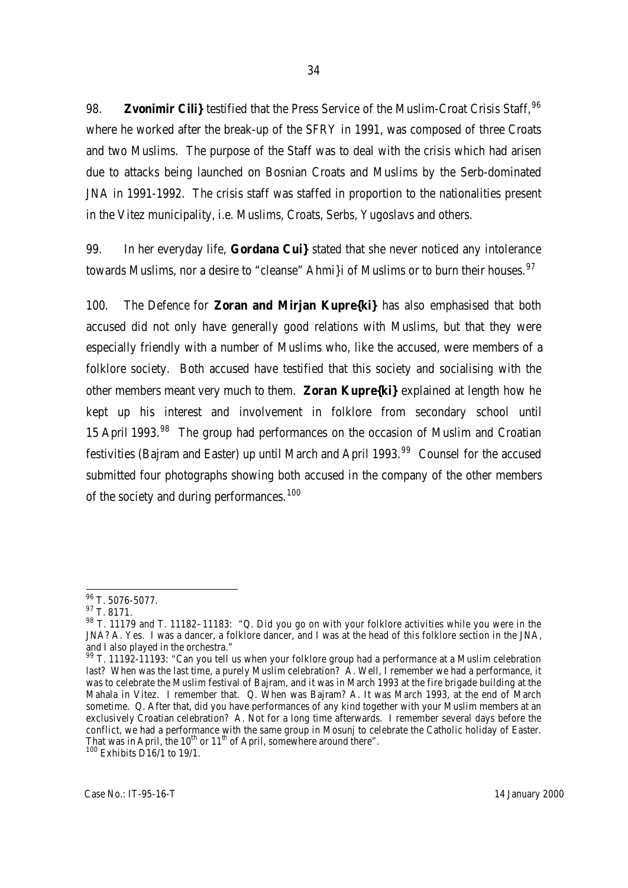98. **Zvonimir Cili}** testified that the Press Service of the Muslim-Croat Crisis Staff,[96] where he worked after the break-up of the SFRY in 1991, was composed of three Croats and two Muslims. The purpose of the Staff was to deal with the crisis which had arisen due to attacks being launched on Bosnian Croats and Muslims by the Serb-dominated JNA in 1991-1992. The crisis staff was staffed in proportion to the nationalities present in the Vitez municipality, i.e. Muslims, Croats, Serbs, Yugoslavs and others.

99. In her everyday life, **Gordana Cui}** stated that she never noticed any intolerance towards Muslims, nor a desire to "cleanse" Ahmi}i of Muslims or to burn their houses.[97]

100. The Defence for **Zoran and Mirjan Kupre{ki}** has also emphasised that both accused did not only have generally good relations with Muslims, but that they were especially friendly with a number of Muslims who, like the accused, were members of a folklore society. Both accused have testified that this society and socialising with the other members meant very much to them. **Zoran Kupre{ki}** explained at length how he kept up his interest and involvement in folklore from secondary school until 15 April 1993.[98] The group had performances on the occasion of Muslim and Croatian festivities (Bajram and Easter) up until March and April 1993.[99] Counsel for the accused submitted four photographs showing both accused in the company of the other members of the society and during performances.[100]

---

[96] T. 5076-5077.

[97] T. 8171.

[98] T. 11179 and T. 11182–11183: "Q. Did you go on with your folklore activities while you were in the JNA? A. Yes. I was a dancer, a folklore dancer, and I was at the head of this folklore section in the JNA, and I also played in the orchestra."

[99] T. 11192-11193: "Can you tell us when your folklore group had a performance at a Muslim celebration last? When was the last time, a purely Muslim celebration? A. Well, I remember we had a performance, it was to celebrate the Muslim festival of Bajram, and it was in March 1993 at the fire brigade building at the Mahala in Vitez. I remember that. Q. When was Bajram? A. It was March 1993, at the end of March sometime. Q. After that, did you have performances of any kind together with your Muslim members at an exclusively Croatian celebration? A. Not for a long time afterwards. I remember several days before the conflict, we had a performance with the same group in Mosunj to celebrate the Catholic holiday of Easter. That was in April, the 10th or 11th of April, somewhere around there".

[100] Exhibits D16/1 to 19/1.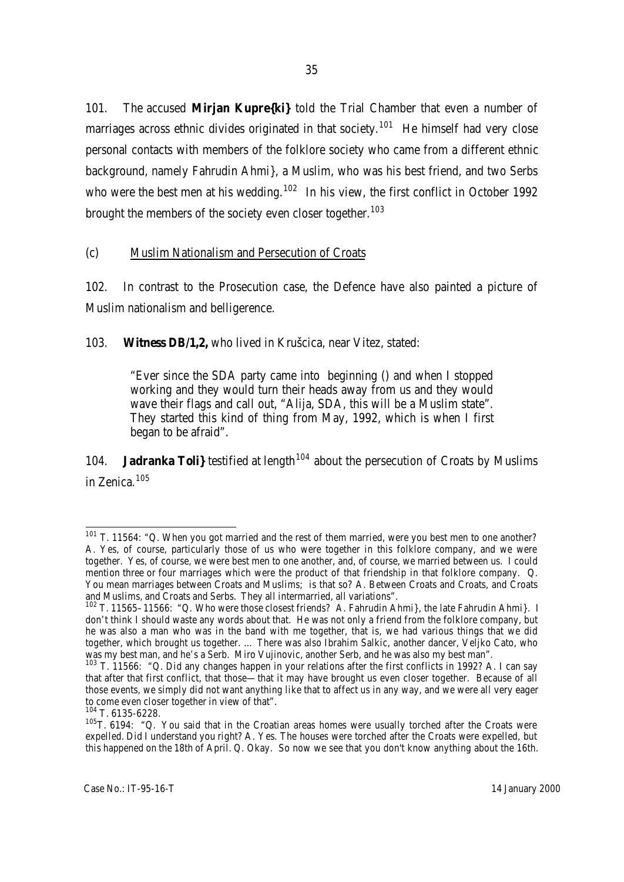101. The accused **Mirjan Kupre{ki}** told the Trial Chamber that even a number of marriages across ethnic divides originated in that society.[101] He himself had very close personal contacts with members of the folklore society who came from a different ethnic background, namely Fahrudin Ahmi}, a Muslim, who was his best friend, and two Serbs who were the best men at his wedding.[102] In his view, the first conflict in October 1992 brought the members of the society even closer together.[103]

(c) Muslim Nationalism and Persecution of Croats

102. In contrast to the Prosecution case, the Defence have also painted a picture of Muslim nationalism and belligerence.

103. **Witness DB/1,2,** who lived in Krušcica, near Vitez, stated:

> "Ever since the SDA party came into beginning () and when I stopped working and they would turn their heads away from us and they would wave their flags and call out, "Alija, SDA, this will be a Muslim state". They started this kind of thing from May, 1992, which is when I first began to be afraid".

104. **Jadranka Toli}** testified at length[104] about the persecution of Croats by Muslims in Zenica.[105]

---

[101] T. 11564: "Q. When you got married and the rest of them married, were you best men to one another? A. Yes, of course, particularly those of us who were together in this folklore company, and we were together. Yes, of course, we were best men to one another, and, of course, we married between us. I could mention three or four marriages which were the product of that friendship in that folklore company. Q. You mean marriages between Croats and Muslims; is that so? A. Between Croats and Croats, and Croats and Muslims, and Croats and Serbs. They all intermarried, all variations".

[102] T. 11565–11566: "Q. Who were those closest friends? A. Fahrudin Ahmi}, the late Fahrudin Ahmi}. I don't think I should waste any words about that. He was not only a friend from the folklore company, but he was also a man who was in the band with me together, that is, we had various things that we did together, which brought us together. ... There was also Ibrahim Salkic, another dancer, Veljko Cato, who was my best man, and he's a Serb. Miro Vujinovic, another Serb, and he was also my best man".

[103] T. 11566: "Q. Did any changes happen in your relations after the first conflicts in 1992? A. I can say that after that first conflict, that those— that it may have brought us even closer together. Because of all those events, we simply did not want anything like that to affect us in any way, and we were all very eager to come even closer together in view of that".

[104] T. 6135-6228.

[105] T. 6194: "Q. You said that in the Croatian areas homes were usually torched after the Croats were expelled. Did I understand you right? A. Yes. The houses were torched after the Croats were expelled, but this happened on the 18th of April. Q. Okay. So now we see that you don't know anything about the 16th.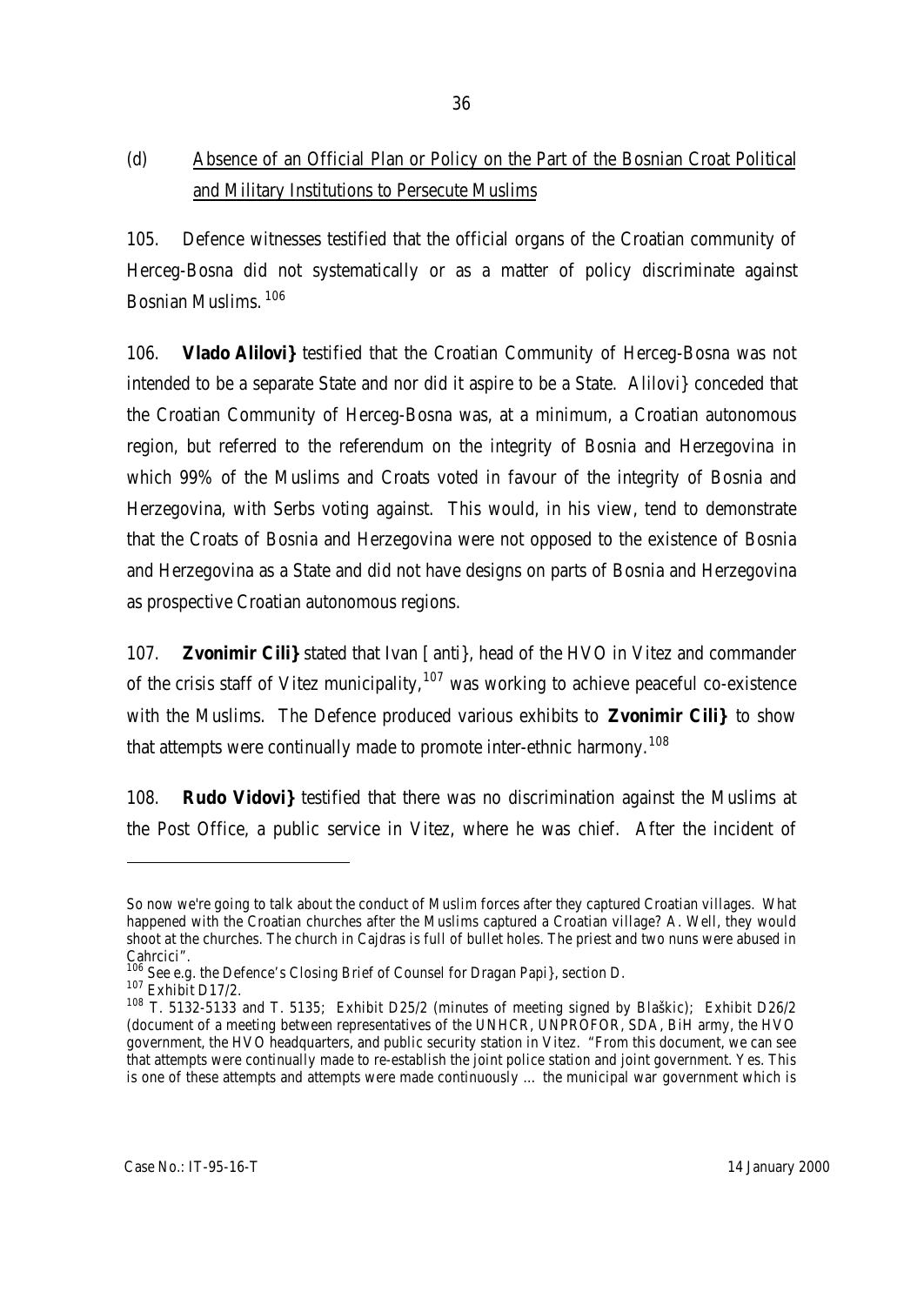(d) Absence of an Official Plan or Policy on the Part of the Bosnian Croat Political and Military Institutions to Persecute Muslims

105. Defence witnesses testified that the official organs of the Croatian community of Herceg-Bosna did not systematically or as a matter of policy discriminate against Bosnian Muslims.[106]

106. **Vlado Alilovi}** testified that the Croatian Community of Herceg-Bosna was not intended to be a separate State and nor did it aspire to be a State. Alilovi} conceded that the Croatian Community of Herceg-Bosna was, at a minimum, a Croatian autonomous region, but referred to the referendum on the integrity of Bosnia and Herzegovina in which 99% of the Muslims and Croats voted in favour of the integrity of Bosnia and Herzegovina, with Serbs voting against. This would, in his view, tend to demonstrate that the Croats of Bosnia and Herzegovina were not opposed to the existence of Bosnia and Herzegovina as a State and did not have designs on parts of Bosnia and Herzegovina as prospective Croatian autonomous regions.

107. **Zvonimir Cili}** stated that Ivan [anti}, head of the HVO in Vitez and commander of the crisis staff of Vitez municipality,[107] was working to achieve peaceful co-existence with the Muslims. The Defence produced various exhibits to **Zvonimir Cili}** to show that attempts were continually made to promote inter-ethnic harmony.[108]

108. **Rudo Vidovi}** testified that there was no discrimination against the Muslims at the Post Office, a public service in Vitez, where he was chief. After the incident of

---

So now we're going to talk about the conduct of Muslim forces after they captured Croatian villages. What happened with the Croatian churches after the Muslims captured a Croatian village? A. Well, they would shoot at the churches. The church in Cajdras is full of bullet holes. The priest and two nuns were abused in Cahrcici".

[106] See e.g. the Defence's Closing Brief of Counsel for Dragan Papi}, section D.

[107] Exhibit D17/2.

[108] T. 5132-5133 and T. 5135; Exhibit D25/2 (minutes of meeting signed by Blaškic); Exhibit D26/2 (document of a meeting between representatives of the UNHCR, UNPROFOR, SDA, BiH army, the HVO government, the HVO headquarters, and public security station in Vitez. "From this document, we can see that attempts were continually made to re-establish the joint police station and joint government. Yes. This is one of these attempts and attempts were made continuously ... the municipal war government which is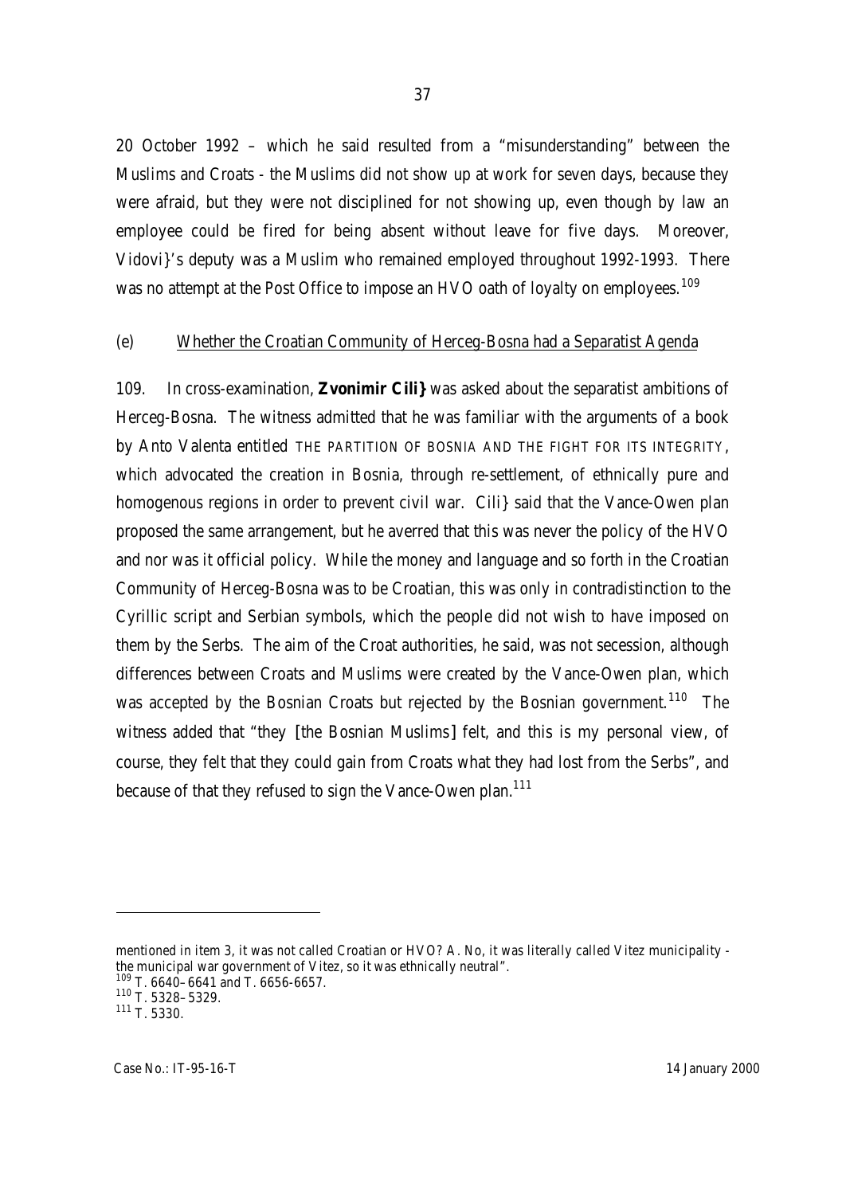20 October 1992 – which he said resulted from a "misunderstanding" between the Muslims and Croats - the Muslims did not show up at work for seven days, because they were afraid, but they were not disciplined for not showing up, even though by law an employee could be fired for being absent without leave for five days. Moreover, Vidovi}'s deputy was a Muslim who remained employed throughout 1992-1993. There was no attempt at the Post Office to impose an HVO oath of loyalty on employees.[109]

(e) Whether the Croatian Community of Herceg-Bosna had a Separatist Agenda

109. In cross-examination, **Zvonimir Cili}** was asked about the separatist ambitions of Herceg-Bosna. The witness admitted that he was familiar with the arguments of a book by Anto Valenta entitled THE PARTITION OF BOSNIA AND THE FIGHT FOR ITS INTEGRITY, which advocated the creation in Bosnia, through re-settlement, of ethnically pure and homogenous regions in order to prevent civil war. Cili} said that the Vance-Owen plan proposed the same arrangement, but he averred that this was never the policy of the HVO and nor was it official policy. While the money and language and so forth in the Croatian Community of Herceg-Bosna was to be Croatian, this was only in contradistinction to the Cyrillic script and Serbian symbols, which the people did not wish to have imposed on them by the Serbs. The aim of the Croat authorities, he said, was not secession, although differences between Croats and Muslims were created by the Vance-Owen plan, which was accepted by the Bosnian Croats but rejected by the Bosnian government.[110] The witness added that "they [the Bosnian Muslims] felt, and this is my personal view, of course, they felt that they could gain from Croats what they had lost from the Serbs", and because of that they refused to sign the Vance-Owen plan.[111]

---

mentioned in item 3, it was not called Croatian or HVO? A. No, it was literally called Vitez municipality - the municipal war government of Vitez, so it was ethnically neutral".

[109] T. 6640–6641 and T. 6656-6657.

[110] T. 5328–5329.

[111] T. 5330.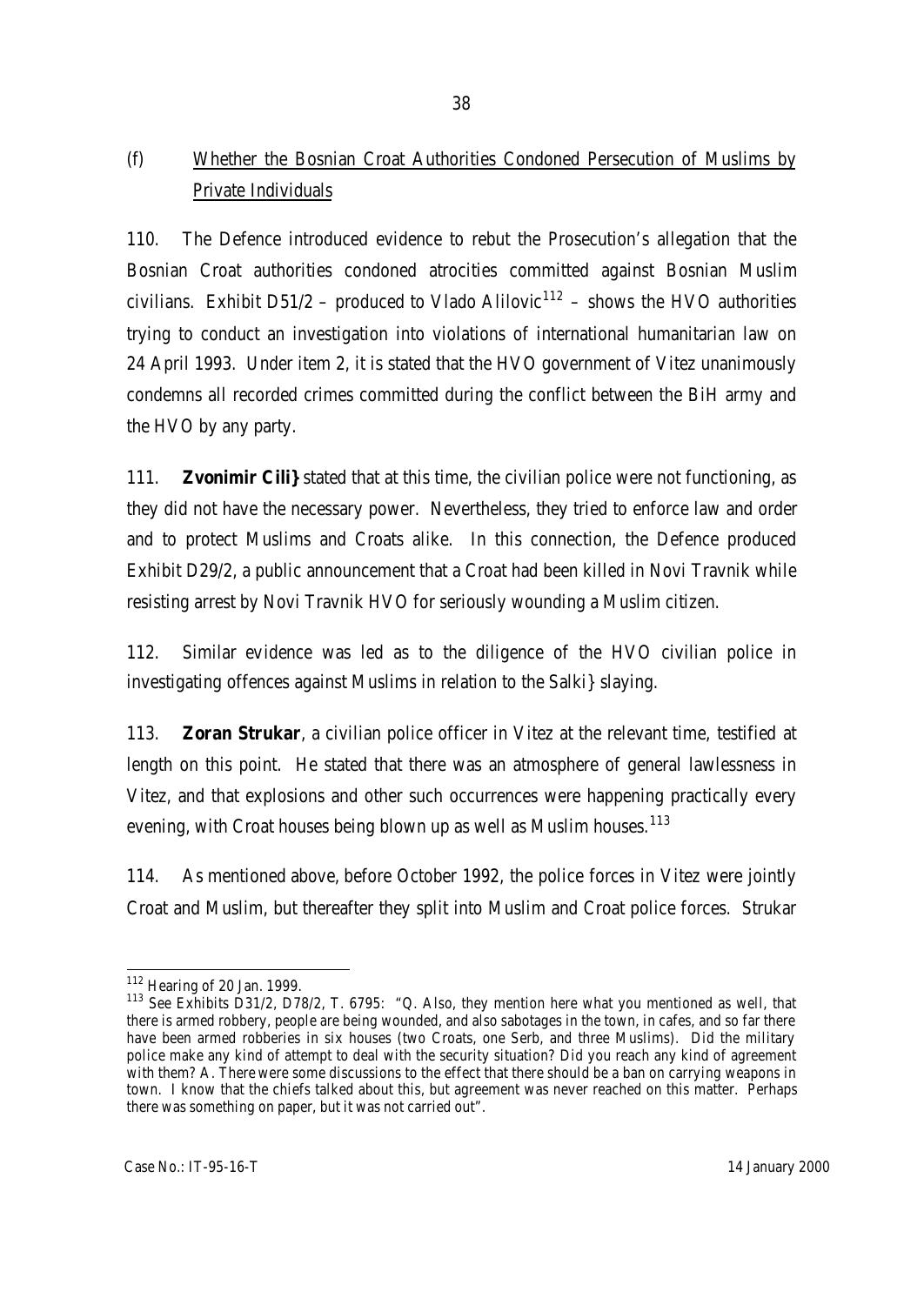(f) Whether the Bosnian Croat Authorities Condoned Persecution of Muslims by Private Individuals

110. The Defence introduced evidence to rebut the Prosecution's allegation that the Bosnian Croat authorities condoned atrocities committed against Bosnian Muslim civilians. Exhibit D51/2 – produced to Vlado Alilovic[112] – shows the HVO authorities trying to conduct an investigation into violations of international humanitarian law on 24 April 1993. Under item 2, it is stated that the HVO government of Vitez unanimously condemns all recorded crimes committed during the conflict between the BiH army and the HVO by any party.

111. **Zvonimir Cili}** stated that at this time, the civilian police were not functioning, as they did not have the necessary power. Nevertheless, they tried to enforce law and order and to protect Muslims and Croats alike. In this connection, the Defence produced Exhibit D29/2, a public announcement that a Croat had been killed in Novi Travnik while resisting arrest by Novi Travnik HVO for seriously wounding a Muslim citizen.

112. Similar evidence was led as to the diligence of the HVO civilian police in investigating offences against Muslims in relation to the Salki} slaying.

113. **Zoran Strukar**, a civilian police officer in Vitez at the relevant time, testified at length on this point. He stated that there was an atmosphere of general lawlessness in Vitez, and that explosions and other such occurrences were happening practically every evening, with Croat houses being blown up as well as Muslim houses.[113]

114. As mentioned above, before October 1992, the police forces in Vitez were jointly Croat and Muslim, but thereafter they split into Muslim and Croat police forces. Strukar

---

[112] Hearing of 20 Jan. 1999.

[113] See Exhibits D31/2, D78/2, T. 6795: "Q. Also, they mention here what you mentioned as well, that there is armed robbery, people are being wounded, and also sabotages in the town, in cafes, and so far there have been armed robberies in six houses (two Croats, one Serb, and three Muslims). Did the military police make any kind of attempt to deal with the security situation? Did you reach any kind of agreement with them? A. There were some discussions to the effect that there should be a ban on carrying weapons in town. I know that the chiefs talked about this, but agreement was never reached on this matter. Perhaps there was something on paper, but it was not carried out".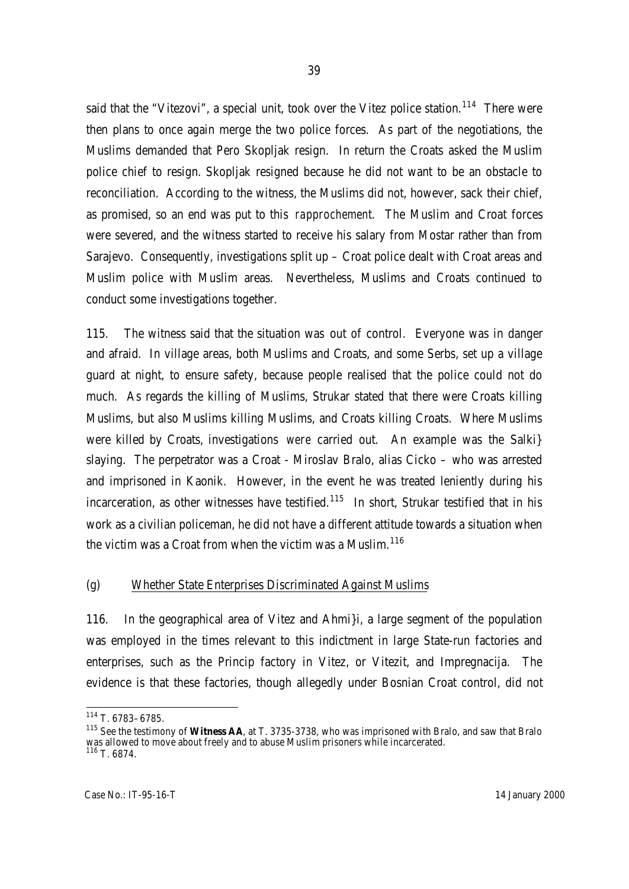said that the "Vitezovi", a special unit, took over the Vitez police station.[114] There were then plans to once again merge the two police forces. As part of the negotiations, the Muslims demanded that Pero Skopljak resign. In return the Croats asked the Muslim police chief to resign. Skopljak resigned because he did not want to be an obstacle to reconciliation. According to the witness, the Muslims did not, however, sack their chief, as promised, so an end was put to this *rapprochement*. The Muslim and Croat forces were severed, and the witness started to receive his salary from Mostar rather than from Sarajevo. Consequently, investigations split up – Croat police dealt with Croat areas and Muslim police with Muslim areas. Nevertheless, Muslims and Croats continued to conduct some investigations together.

115. The witness said that the situation was out of control. Everyone was in danger and afraid. In village areas, both Muslims and Croats, and some Serbs, set up a village guard at night, to ensure safety, because people realised that the police could not do much. As regards the killing of Muslims, Strukar stated that there were Croats killing Muslims, but also Muslims killing Muslims, and Croats killing Croats. Where Muslims were killed by Croats, investigations *were* carried out. An example was the Salki} slaying. The perpetrator was a Croat - Miroslav Bralo, alias Cicko – who was arrested and imprisoned in Kaonik. However, in the event he was treated leniently during his incarceration, as other witnesses have testified.[115] In short, Strukar testified that in his work as a civilian policeman, he did not have a different attitude towards a situation when the victim was a Croat from when the victim was a Muslim.[116]

(g) Whether State Enterprises Discriminated Against Muslims

116. In the geographical area of Vitez and Ahmi}i, a large segment of the population was employed in the times relevant to this indictment in large State-run factories and enterprises, such as the Princip factory in Vitez, or Vitezit, and Impregnacija. The evidence is that these factories, though allegedly under Bosnian Croat control, did not

---

[114] T. 6783–6785.

[115] See the testimony of **Witness AA**, at T. 3735-3738, who was imprisoned with Bralo, and saw that Bralo was allowed to move about freely and to abuse Muslim prisoners while incarcerated.

[116] T. 6874.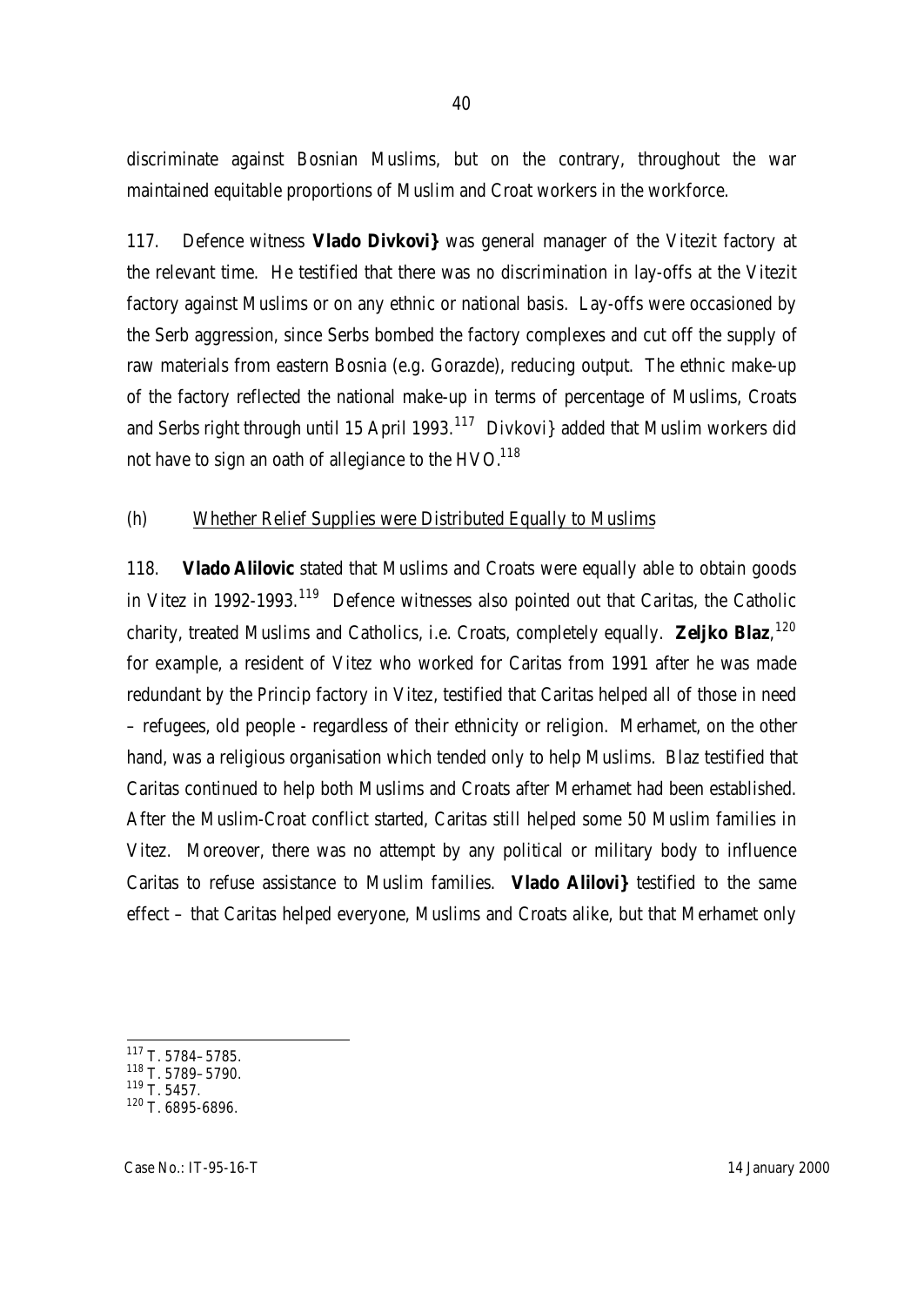discriminate against Bosnian Muslims, but on the contrary, throughout the war maintained equitable proportions of Muslim and Croat workers in the workforce.

117. Defence witness **Vlado Divkovi}** was general manager of the Vitezit factory at the relevant time. He testified that there was no discrimination in lay-offs at the Vitezit factory against Muslims or on any ethnic or national basis. Lay-offs were occasioned by the Serb aggression, since Serbs bombed the factory complexes and cut off the supply of raw materials from eastern Bosnia (e.g. Gorazde), reducing output. The ethnic make-up of the factory reflected the national make-up in terms of percentage of Muslims, Croats and Serbs right through until 15 April 1993.[117] Divkovi} added that Muslim workers did not have to sign an oath of allegiance to the HVO.[118]

(h) Whether Relief Supplies were Distributed Equally to Muslims

118. **Vlado Alilovic** stated that Muslims and Croats were equally able to obtain goods in Vitez in 1992-1993.[119] Defence witnesses also pointed out that Caritas, the Catholic charity, treated Muslims and Catholics, i.e. Croats, completely equally. **Zeljko Blaz**,[120] for example, a resident of Vitez who worked for Caritas from 1991 after he was made redundant by the Princip factory in Vitez, testified that Caritas helped all of those in need – refugees, old people - regardless of their ethnicity or religion. Merhamet, on the other hand, was a religious organisation which tended only to help Muslims. Blaz testified that Caritas continued to help both Muslims and Croats after Merhamet had been established. After the Muslim-Croat conflict started, Caritas still helped some 50 Muslim families in Vitez. Moreover, there was no attempt by any political or military body to influence Caritas to refuse assistance to Muslim families. **Vlado Alilovi}** testified to the same effect – that Caritas helped everyone, Muslims and Croats alike, but that Merhamet only

---

[117] T. 5784–5785.
[118] T. 5789–5790.
[119] T. 5457.
[120] T. 6895-6896.

Case No.: IT-95-16-T 14 January 2000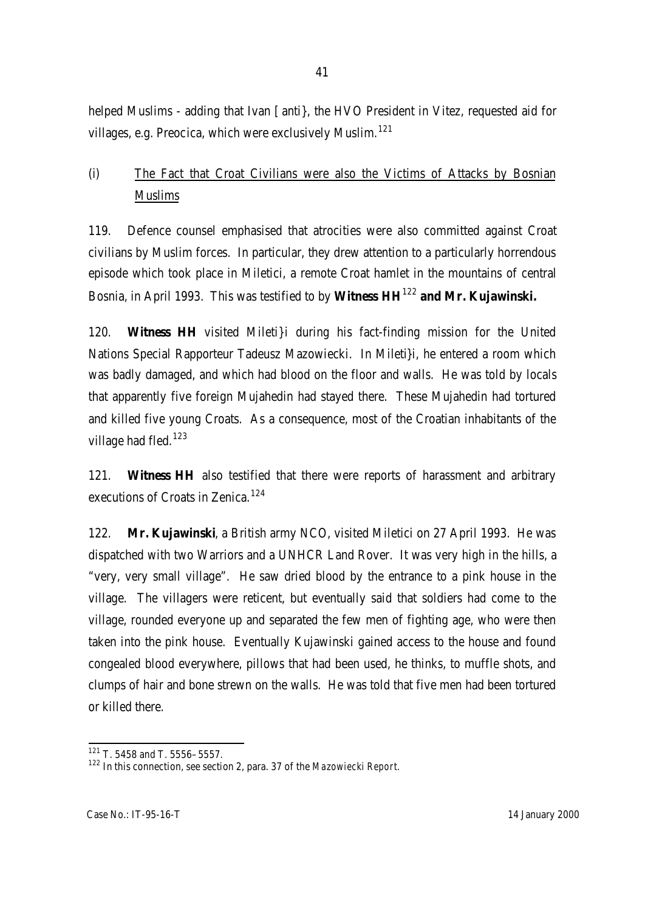helped Muslims - adding that Ivan [anti}, the HVO President in Vitez, requested aid for villages, e.g. Preocica, which were exclusively Muslim.[121]

(i) <u>The Fact that Croat Civilians were also the Victims of Attacks by Bosnian Muslims</u>

119. Defence counsel emphasised that atrocities were also committed against Croat civilians by Muslim forces. In particular, they drew attention to a particularly horrendous episode which took place in Miletici, a remote Croat hamlet in the mountains of central Bosnia, in April 1993. This was testified to by **Witness HH**[122] **and Mr. Kujawinski.**

120. **Witness HH** visited Mileti}i during his fact-finding mission for the United Nations Special Rapporteur Tadeusz Mazowiecki. In Mileti}i, he entered a room which was badly damaged, and which had blood on the floor and walls. He was told by locals that apparently five foreign Mujahedin had stayed there. These Mujahedin had tortured and killed five young Croats. As a consequence, most of the Croatian inhabitants of the village had fled.[123]

121. **Witness HH** also testified that there were reports of harassment and arbitrary executions of Croats in Zenica.[124]

122. **Mr. Kujawinski**, a British army NCO, visited Miletici on 27 April 1993. He was dispatched with two Warriors and a UNHCR Land Rover. It was very high in the hills, a "very, very small village". He saw dried blood by the entrance to a pink house in the village. The villagers were reticent, but eventually said that soldiers had come to the village, rounded everyone up and separated the few men of fighting age, who were then taken into the pink house. Eventually Kujawinski gained access to the house and found congealed blood everywhere, pillows that had been used, he thinks, to muffle shots, and clumps of hair and bone strewn on the walls. He was told that five men had been tortured or killed there.

---

[121] T. 5458 and T. 5556–5557.

[122] In this connection, see section 2, para. 37 of the *Mazowiecki Report*.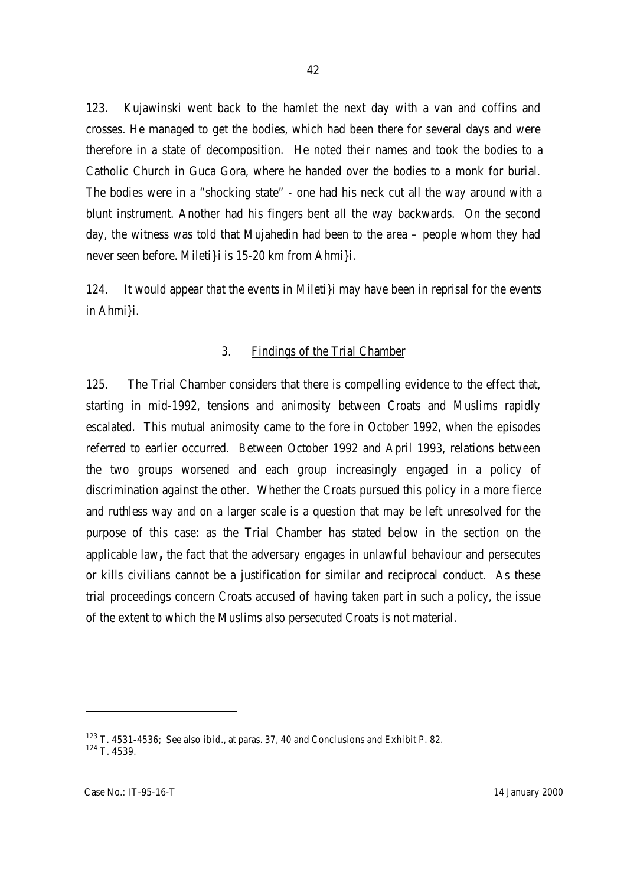123. Kujawinski went back to the hamlet the next day with a van and coffins and crosses. He managed to get the bodies, which had been there for several days and were therefore in a state of decomposition. He noted their names and took the bodies to a Catholic Church in Guca Gora, where he handed over the bodies to a monk for burial. The bodies were in a "shocking state" - one had his neck cut all the way around with a blunt instrument. Another had his fingers bent all the way backwards. On the second day, the witness was told that Mujahedin had been to the area – people whom they had never seen before. Mileti}i is 15-20 km from Ahmi}i.

124. It would appear that the events in Mileti}i may have been in reprisal for the events in Ahmi}i.

### 3. Findings of the Trial Chamber

125. The Trial Chamber considers that there is compelling evidence to the effect that, starting in mid-1992, tensions and animosity between Croats and Muslims rapidly escalated. This mutual animosity came to the fore in October 1992, when the episodes referred to earlier occurred. Between October 1992 and April 1993, relations between the two groups worsened and each group increasingly engaged in a policy of discrimination against the other. Whether the Croats pursued this policy in a more fierce and ruthless way and on a larger scale is a question that may be left unresolved for the purpose of this case: as the Trial Chamber has stated below in the section on the applicable law**,** the fact that the adversary engages in unlawful behaviour and persecutes or kills civilians cannot be a justification for similar and reciprocal conduct. As these trial proceedings concern Croats accused of having taken part in such a policy, the issue of the extent to which the Muslims also persecuted Croats is not material.

---

[123] T. 4531-4536; See also *ibid.*, at paras. 37, 40 and Conclusions and Exhibit P. 82.
[124] T. 4539.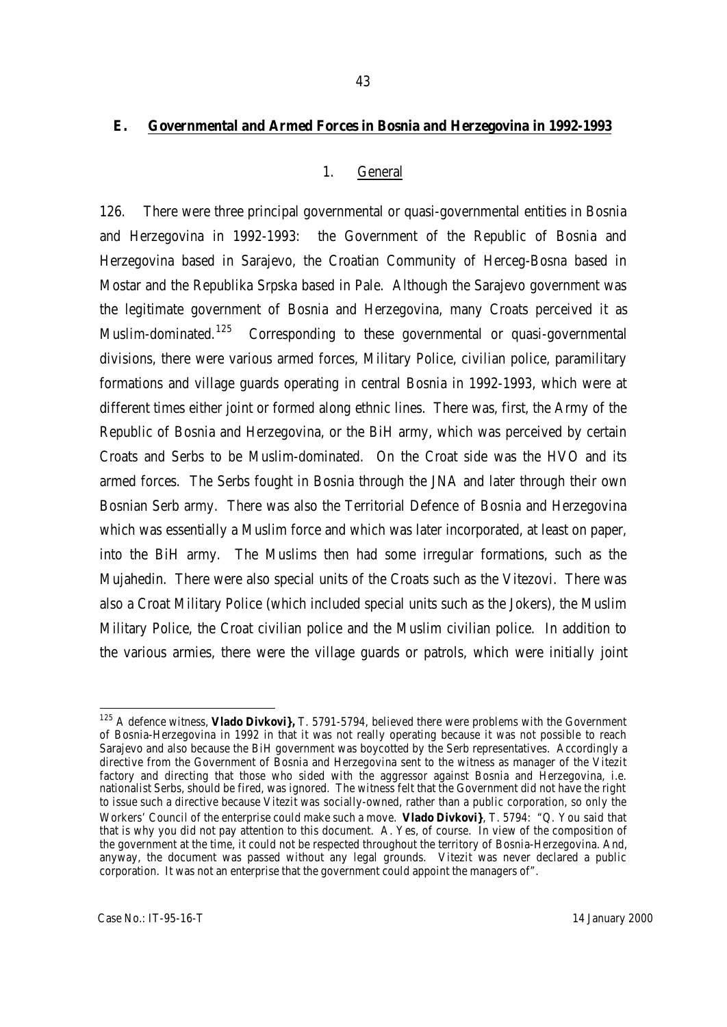## E. Governmental and Armed Forces in Bosnia and Herzegovina in 1992-1993

### 1. General

126. There were three principal governmental or quasi-governmental entities in Bosnia and Herzegovina in 1992-1993: the Government of the Republic of Bosnia and Herzegovina based in Sarajevo, the Croatian Community of Herceg-Bosna based in Mostar and the Republika Srpska based in Pale. Although the Sarajevo government was the legitimate government of Bosnia and Herzegovina, many Croats perceived it as Muslim-dominated.[125] Corresponding to these governmental or quasi-governmental divisions, there were various armed forces, Military Police, civilian police, paramilitary formations and village guards operating in central Bosnia in 1992-1993, which were at different times either joint or formed along ethnic lines. There was, first, the Army of the Republic of Bosnia and Herzegovina, or the BiH army, which was perceived by certain Croats and Serbs to be Muslim-dominated. On the Croat side was the HVO and its armed forces. The Serbs fought in Bosnia through the JNA and later through their own Bosnian Serb army. There was also the Territorial Defence of Bosnia and Herzegovina which was essentially a Muslim force and which was later incorporated, at least on paper, into the BiH army. The Muslims then had some irregular formations, such as the Mujahedin. There were also special units of the Croats such as the Vitezovi. There was also a Croat Military Police (which included special units such as the Jokers), the Muslim Military Police, the Croat civilian police and the Muslim civilian police. In addition to the various armies, there were the village guards or patrols, which were initially joint

---

[125] A defence witness, **Vlado Divkovi},** T. 5791-5794, believed there were problems with the Government of Bosnia-Herzegovina in 1992 in that it was not really operating because it was not possible to reach Sarajevo and also because the BiH government was boycotted by the Serb representatives. Accordingly a directive from the Government of Bosnia and Herzegovina sent to the witness as manager of the Vitezit factory and directing that those who sided with the aggressor against Bosnia and Herzegovina, i.e. nationalist Serbs, should be fired, was ignored. The witness felt that the Government did not have the right to issue such a directive because Vitezit was socially-owned, rather than a public corporation, so only the Workers' Council of the enterprise could make such a move. **Vlado Divkovi}**, T. 5794: "Q. You said that that is why you did not pay attention to this document. A. Yes, of course. In view of the composition of the government at the time, it could not be respected throughout the territory of Bosnia-Herzegovina. And, anyway, the document was passed without any legal grounds. Vitezit was never declared a public corporation. It was not an enterprise that the government could appoint the managers of".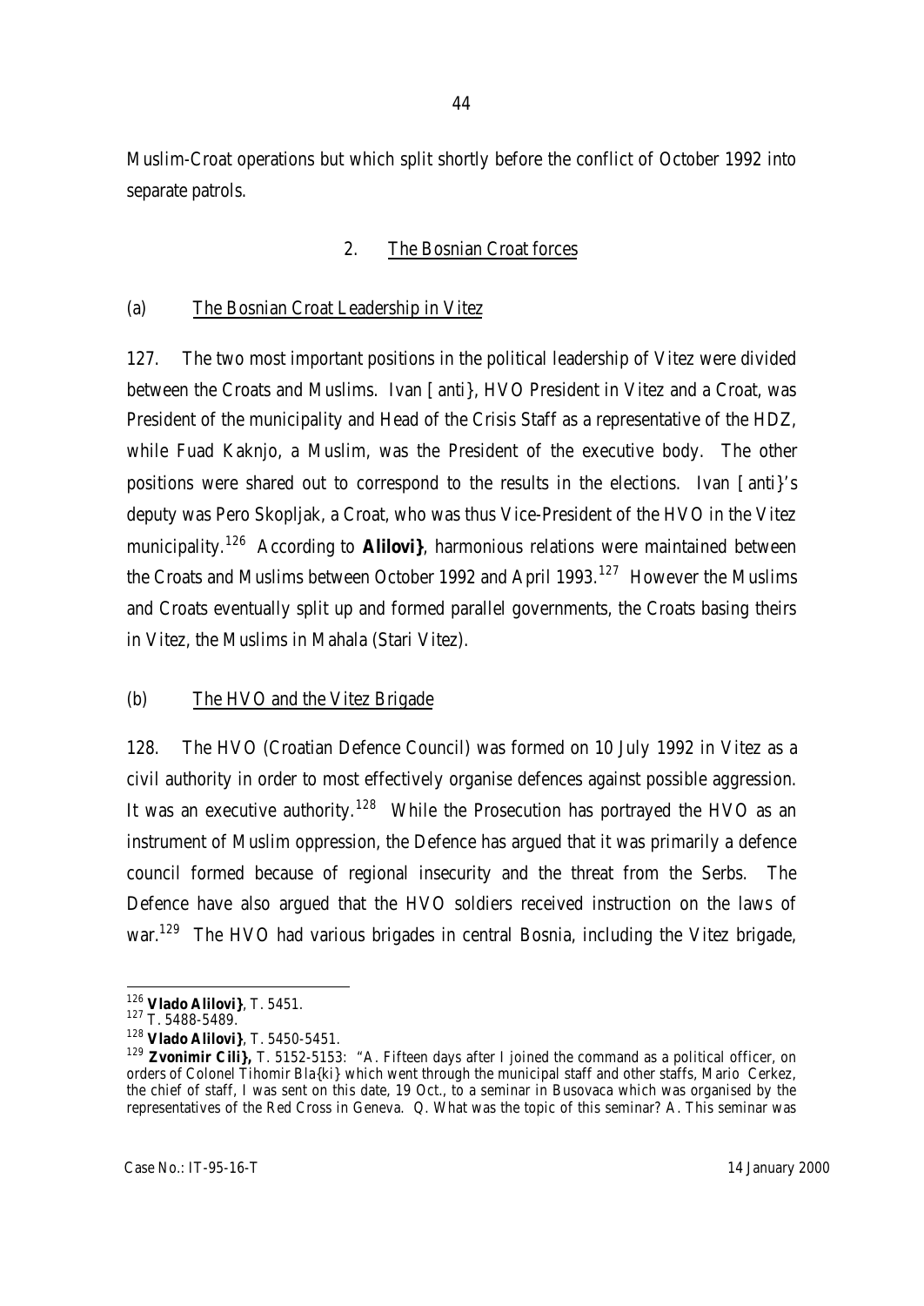Muslim-Croat operations but which split shortly before the conflict of October 1992 into separate patrols.

### 2. The Bosnian Croat forces

#### (a) The Bosnian Croat Leadership in Vitez

127. The two most important positions in the political leadership of Vitez were divided between the Croats and Muslims. Ivan [anti}, HVO President in Vitez and a Croat, was President of the municipality and Head of the Crisis Staff as a representative of the HDZ, while Fuad Kaknjo, a Muslim, was the President of the executive body. The other positions were shared out to correspond to the results in the elections. Ivan [anti}'s deputy was Pero Skopljak, a Croat, who was thus Vice-President of the HVO in the Vitez municipality.[126] According to **Alilovi}**, harmonious relations were maintained between the Croats and Muslims between October 1992 and April 1993.[127] However the Muslims and Croats eventually split up and formed parallel governments, the Croats basing theirs in Vitez, the Muslims in Mahala (Stari Vitez).

#### (b) The HVO and the Vitez Brigade

128. The HVO (Croatian Defence Council) was formed on 10 July 1992 in Vitez as a civil authority in order to most effectively organise defences against possible aggression. It was an executive authority.[128] While the Prosecution has portrayed the HVO as an instrument of Muslim oppression, the Defence has argued that it was primarily a defence council formed because of regional insecurity and the threat from the Serbs. The Defence have also argued that the HVO soldiers received instruction on the laws of war.[129] The HVO had various brigades in central Bosnia, including the Vitez brigade,

---

[126] **Vlado Alilovi}**, T. 5451.

[127] T. 5488-5489.

[128] **Vlado Alilovi}**, T. 5450-5451.

[129] **Zvonimir Cili},** T. 5152-5153: "A. Fifteen days after I joined the command as a political officer, on orders of Colonel Tihomir Bla{ki} which went through the municipal staff and other staffs, Mario Cerkez, the chief of staff, I was sent on this date, 19 Oct., to a seminar in Busovaca which was organised by the representatives of the Red Cross in Geneva. Q. What was the topic of this seminar? A. This seminar was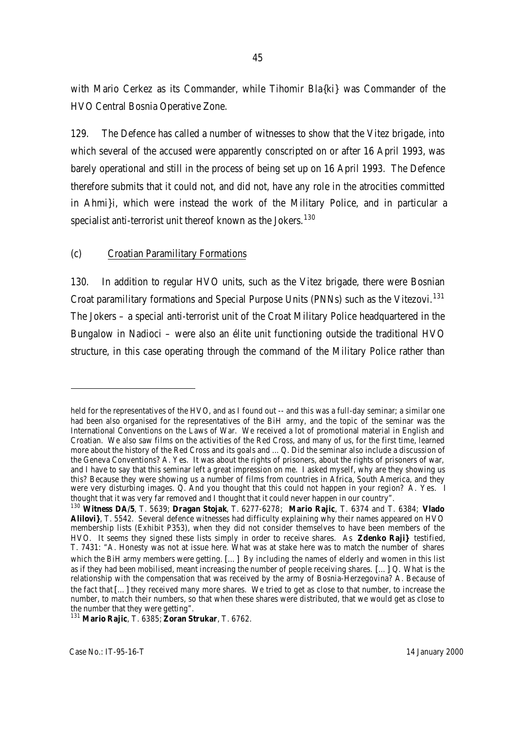with Mario Cerkez as its Commander, while Tihomir Bla{ki} was Commander of the HVO Central Bosnia Operative Zone.

129. The Defence has called a number of witnesses to show that the Vitez brigade, into which several of the accused were apparently conscripted on or after 16 April 1993, was barely operational and still in the process of being set up on 16 April 1993. The Defence therefore submits that it could not, and did not, have any role in the atrocities committed in Ahmi}i, which were instead the work of the Military Police, and in particular a specialist anti-terrorist unit thereof known as the Jokers.[130]

(c) Croatian Paramilitary Formations

130. In addition to regular HVO units, such as the Vitez brigade, there were Bosnian Croat paramilitary formations and Special Purpose Units (PNNs) such as the Vitezovi.[131] The Jokers – a special anti-terrorist unit of the Croat Military Police headquartered in the Bungalow in Nadioci – were also an élite unit functioning outside the traditional HVO structure, in this case operating through the command of the Military Police rather than

---

held for the representatives of the HVO, and as I found out -- and this was a full-day seminar; a similar one had been also organised for the representatives of the BiH army, and the topic of the seminar was the International Conventions on the Laws of War. We received a lot of promotional material in English and Croatian. We also saw films on the activities of the Red Cross, and many of us, for the first time, learned more about the history of the Red Cross and its goals and ... Q. Did the seminar also include a discussion of the Geneva Conventions? A. Yes. It was about the rights of prisoners, about the rights of prisoners of war, and I have to say that this seminar left a great impression on me. I asked myself, why are they showing us this? Because they were showing us a number of films from countries in Africa, South America, and they were very disturbing images. Q. And you thought that this could not happen in your region? A. Yes. I thought that it was very far removed and I thought that it could never happen in our country".

[130] **Witness DA/5**, T. 5639; **Dragan Stojak**, T. 6277-6278; **Mario Rajic**, T. 6374 and T. 6384; **Vlado Alilovi}**, T. 5542. Several defence witnesses had difficulty explaining why their names appeared on HVO membership lists (Exhibit P353), when they did not consider themselves to have been members of the HVO. It seems they signed these lists simply in order to receive shares. As **Zdenko Raji}** testified, T. 7431: "A. Honesty was not at issue here. What was at stake here was to match the number of shares which the BiH army members were getting. [...] By including the names of elderly and women in this list as if they had been mobilised, meant increasing the number of people receiving shares. [...] Q. What is the relationship with the compensation that was received by the army of Bosnia-Herzegovina? A. Because of the fact that [...] they received many more shares. We tried to get as close to that number, to increase the number, to match their numbers, so that when these shares were distributed, that we would get as close to the number that they were getting".

[131] **Mario Rajic**, T. 6385; **Zoran Strukar**, T. 6762.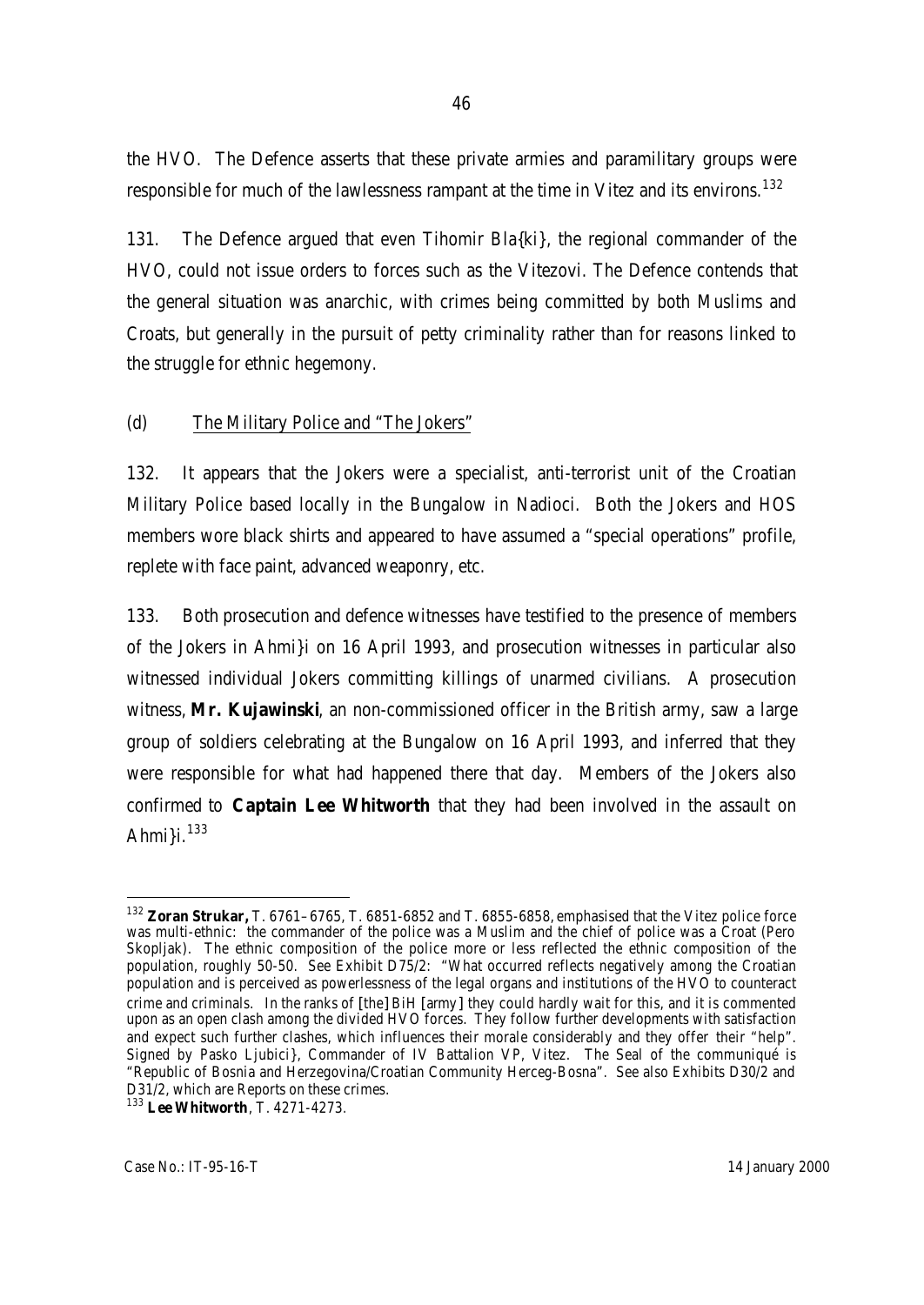the HVO. The Defence asserts that these private armies and paramilitary groups were responsible for much of the lawlessness rampant at the time in Vitez and its environs.[132]

131. The Defence argued that even Tihomir Bla{ki}, the regional commander of the HVO, could not issue orders to forces such as the Vitezovi. The Defence contends that the general situation was anarchic, with crimes being committed by both Muslims and Croats, but generally in the pursuit of petty criminality rather than for reasons linked to the struggle for ethnic hegemony.

(d) <u>The Military Police and "The Jokers"</u>

132. It appears that the Jokers were a specialist, anti-terrorist unit of the Croatian Military Police based locally in the Bungalow in Nadioci. Both the Jokers and HOS members wore black shirts and appeared to have assumed a "special operations" profile, replete with face paint, advanced weaponry, etc.

133. Both prosecution and defence witnesses have testified to the presence of members of the Jokers in Ahmi}i on 16 April 1993, and prosecution witnesses in particular also witnessed individual Jokers committing killings of unarmed civilians. A prosecution witness, **Mr. Kujawinski**, an non-commissioned officer in the British army, saw a large group of soldiers celebrating at the Bungalow on 16 April 1993, and inferred that they were responsible for what had happened there that day. Members of the Jokers also confirmed to **Captain Lee Whitworth** that they had been involved in the assault on Ahmi}i.[133]

---

[132] **Zoran Strukar,** T. 6761–6765, T. 6851-6852 and T. 6855-6858, emphasised that the Vitez police force was multi-ethnic: the commander of the police was a Muslim and the chief of police was a Croat (Pero Skopljak). The ethnic composition of the police more or less reflected the ethnic composition of the population, roughly 50-50. See Exhibit D75/2: "What occurred reflects negatively among the Croatian population and is perceived as powerlessness of the legal organs and institutions of the HVO to counteract crime and criminals. In the ranks of [the] BiH [army] they could hardly wait for this, and it is commented upon as an open clash among the divided HVO forces. They follow further developments with satisfaction and expect such further clashes, which influences their morale considerably and they offer their "help". Signed by Pasko Ljubici}, Commander of IV Battalion VP, Vitez. The Seal of the communiqué is "Republic of Bosnia and Herzegovina/Croatian Community Herceg-Bosna". See also Exhibits D30/2 and D31/2, which are Reports on these crimes.

[133] **Lee Whitworth**, T. 4271-4273.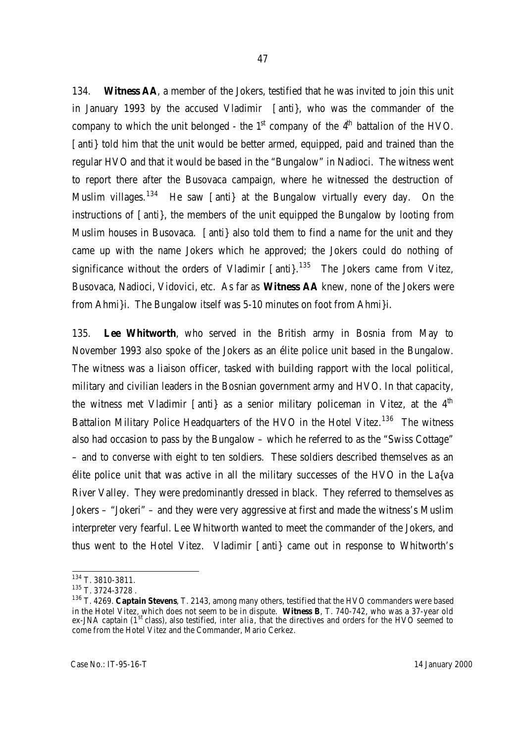134. **Witness AA**, a member of the Jokers, testified that he was invited to join this unit in January 1993 by the accused Vladimir [anti}, who was the commander of the company to which the unit belonged - the 1st company of the 4th battalion of the HVO. [anti} told him that the unit would be better armed, equipped, paid and trained than the regular HVO and that it would be based in the "Bungalow" in Nadioci. The witness went to report there after the Busovaca campaign, where he witnessed the destruction of Muslim villages.[134] He saw [anti} at the Bungalow virtually every day. On the instructions of [anti}, the members of the unit equipped the Bungalow by looting from Muslim houses in Busovaca. [anti} also told them to find a name for the unit and they came up with the name Jokers which he approved; the Jokers could do nothing of significance without the orders of Vladimir [anti}.[135] The Jokers came from Vitez, Busovaca, Nadioci, Vidovici, etc. As far as **Witness AA** knew, none of the Jokers were from Ahmi}i. The Bungalow itself was 5-10 minutes on foot from Ahmi}i.

135. **Lee Whitworth**, who served in the British army in Bosnia from May to November 1993 also spoke of the Jokers as an élite police unit based in the Bungalow. The witness was a liaison officer, tasked with building rapport with the local political, military and civilian leaders in the Bosnian government army and HVO. In that capacity, the witness met Vladimir [anti} as a senior military policeman in Vitez, at the 4th Battalion Military Police Headquarters of the HVO in the Hotel Vitez.[136] The witness also had occasion to pass by the Bungalow – which he referred to as the "Swiss Cottage" – and to converse with eight to ten soldiers. These soldiers described themselves as an élite police unit that was active in all the military successes of the HVO in the La{va River Valley. They were predominantly dressed in black. They referred to themselves as Jokers – "Jokeri" – and they were very aggressive at first and made the witness's Muslim interpreter very fearful. Lee Whitworth wanted to meet the commander of the Jokers, and thus went to the Hotel Vitez. Vladimir [anti} came out in response to Whitworth's

---

[134] T. 3810-3811.

[135] T. 3724-3728 .

[136] T. 4269. **Captain Stevens**, T. 2143, among many others, testified that the HVO commanders were based in the Hotel Vitez, which does not seem to be in dispute. **Witness B**, T. 740-742, who was a 37-year old ex-JNA captain (1st class), also testified, *inter alia*, that the directives and orders for the HVO seemed to come from the Hotel Vitez and the Commander, Mario Cerkez.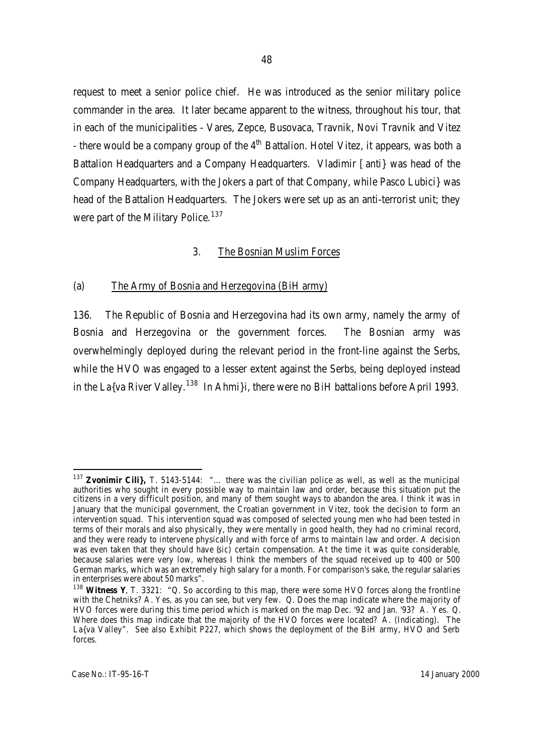request to meet a senior police chief. He was introduced as the senior military police commander in the area. It later became apparent to the witness, throughout his tour, that in each of the municipalities - Vares, Zepce, Busovaca, Travnik, Novi Travnik and Vitez - there would be a company group of the 4th Battalion. Hotel Vitez, it appears, was both a Battalion Headquarters and a Company Headquarters. Vladimir [anti} was head of the Company Headquarters, with the Jokers a part of that Company, while Pasco Lubici} was head of the Battalion Headquarters. The Jokers were set up as an anti-terrorist unit; they were part of the Military Police.[137]

### 3. The Bosnian Muslim Forces

#### (a) The Army of Bosnia and Herzegovina (BiH army)

136. The Republic of Bosnia and Herzegovina had its own army, namely the army of Bosnia and Herzegovina or the government forces. The Bosnian army was overwhelmingly deployed during the relevant period in the front-line against the Serbs, while the HVO was engaged to a lesser extent against the Serbs, being deployed instead in the La{va River Valley.[138] In Ahmi}i, there were no BiH battalions before April 1993.

---

[137] **Zvonimir Cili},** T. 5143-5144: "… there was the civilian police as well, as well as the municipal authorities who sought in every possible way to maintain law and order, because this situation put the citizens in a very difficult position, and many of them sought ways to abandon the area. I think it was in January that the municipal government, the Croatian government in Vitez, took the decision to form an intervention squad. This intervention squad was composed of selected young men who had been tested in terms of their morals and also physically, they were mentally in good health, they had no criminal record, and they were ready to intervene physically and with force of arms to maintain law and order. A decision was even taken that they should have (*sic*) certain compensation. At the time it was quite considerable, because salaries were very low, whereas I think the members of the squad received up to 400 or 500 German marks, which was an extremely high salary for a month. For comparison's sake, the regular salaries in enterprises were about 50 marks".

[138] **Witness Y**, T. 3321: "Q. So according to this map, there were some HVO forces along the frontline with the Chetniks? A. Yes, as you can see, but very few. Q. Does the map indicate where the majority of HVO forces were during this time period which is marked on the map Dec. '92 and Jan. '93? A. Yes. Q. Where does this map indicate that the majority of the HVO forces were located? A. (Indicating). The La{va Valley". See also Exhibit P227, which shows the deployment of the BiH army, HVO and Serb forces.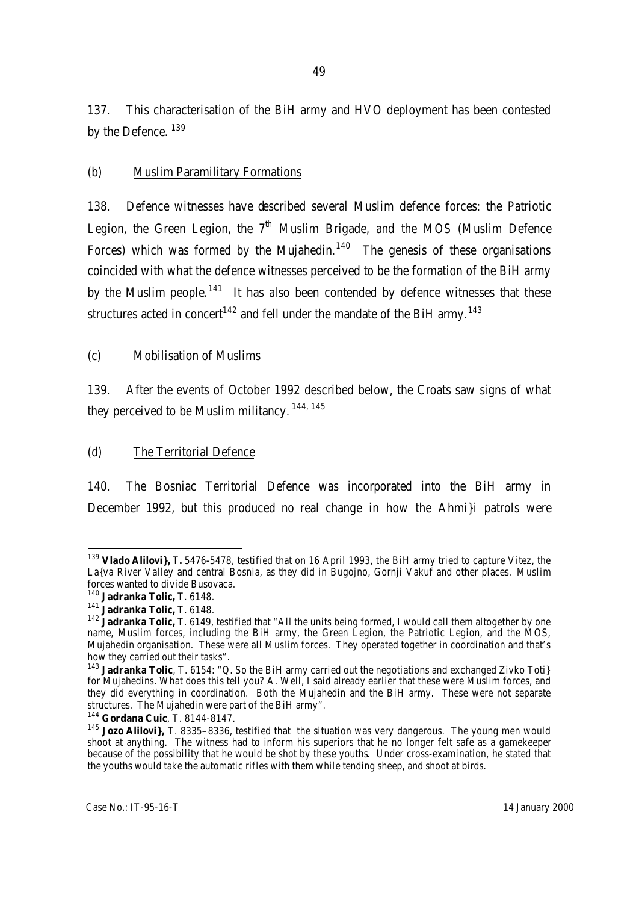137. This characterisation of the BiH army and HVO deployment has been contested by the Defence. [139]

(b) Muslim Paramilitary Formations

138. Defence witnesses have described several Muslim defence forces: the Patriotic Legion, the Green Legion, the 7th Muslim Brigade, and the MOS (Muslim Defence Forces) which was formed by the Mujahedin.[140] The genesis of these organisations coincided with what the defence witnesses perceived to be the formation of the BiH army by the Muslim people.[141] It has also been contended by defence witnesses that these structures acted in concert[142] and fell under the mandate of the BiH army.[143]

(c) Mobilisation of Muslims

139. After the events of October 1992 described below, the Croats saw signs of what they perceived to be Muslim militancy. [144, 145]

(d) The Territorial Defence

140. The Bosniac Territorial Defence was incorporated into the BiH army in December 1992, but this produced no real change in how the Ahmi}i patrols were

---

[139] **Vlado Alilovi},** T. 5476-5478, testified that on 16 April 1993, the BiH army tried to capture Vitez, the La{va River Valley and central Bosnia, as they did in Bugojno, Gornji Vakuf and other places. Muslim forces wanted to divide Busovaca.

[140] **Jadranka Tolic,** T. 6148.

[141] **Jadranka Tolic,** T. 6148.

[142] **Jadranka Tolic,** T. 6149, testified that "All the units being formed, I would call them altogether by one name, Muslim forces, including the BiH army, the Green Legion, the Patriotic Legion, and the MOS, Mujahedin organisation. These were all Muslim forces. They operated together in coordination and that's how they carried out their tasks".

[143] **Jadranka Tolic**, T. 6154: "Q. So the BiH army carried out the negotiations and exchanged Zivko Toti} for Mujahedins. What does this tell you? A. Well, I said already earlier that these were Muslim forces, and they did everything in coordination. Both the Mujahedin and the BiH army. These were not separate structures. The Mujahedin were part of the BiH army".

[144] **Gordana Cuic**, T. 8144-8147.

[145] **Jozo Alilovi},** T. 8335–8336, testified that the situation was very dangerous. The young men would shoot at anything. The witness had to inform his superiors that he no longer felt safe as a gamekeeper because of the possibility that he would be shot by these youths. Under cross-examination, he stated that the youths would take the automatic rifles with them while tending sheep, and shoot at birds.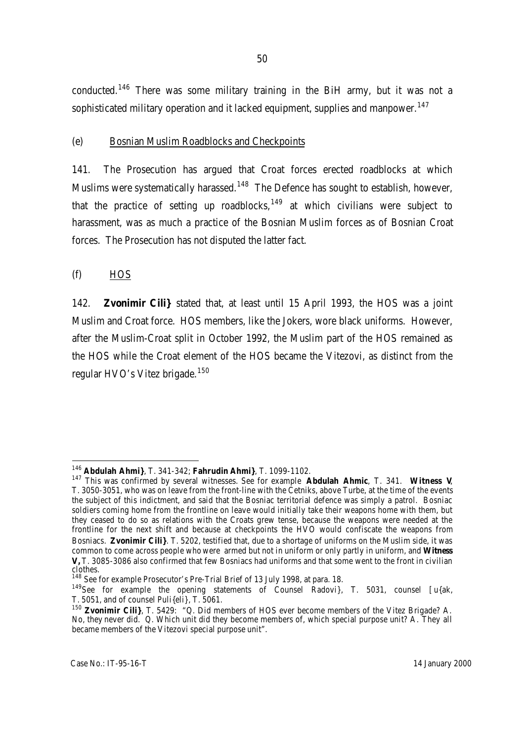conducted.[146] There was some military training in the BiH army, but it was not a sophisticated military operation and it lacked equipment, supplies and manpower.[147]

(e) Bosnian Muslim Roadblocks and Checkpoints

141. The Prosecution has argued that Croat forces erected roadblocks at which Muslims were systematically harassed.[148] The Defence has sought to establish, however, that the practice of setting up roadblocks,[149] at which civilians were subject to harassment, was as much a practice of the Bosnian Muslim forces as of Bosnian Croat forces. The Prosecution has not disputed the latter fact.

(f) HOS

142. **Zvonimir Cili}** stated that, at least until 15 April 1993, the HOS was a joint Muslim and Croat force. HOS members, like the Jokers, wore black uniforms. However, after the Muslim-Croat split in October 1992, the Muslim part of the HOS remained as the HOS while the Croat element of the HOS became the Vitezovi, as distinct from the regular HVO's Vitez brigade.[150]

---

[146] **Abdulah Ahmi}**, T. 341-342; **Fahrudin Ahmi}**, T. 1099-1102.

[147] This was confirmed by several witnesses. See for example **Abdulah Ahmic**, T. 341. **Witness V**, T. 3050-3051, who was on leave from the front-line with the Cetniks, above Turbe, at the time of the events the subject of this indictment, and said that the Bosniac territorial defence was simply a patrol. Bosniac soldiers coming home from the frontline on leave would initially take their weapons home with them, but they ceased to do so as relations with the Croats grew tense, because the weapons were needed at the frontline for the next shift and because at checkpoints the HVO would confiscate the weapons from Bosniacs. **Zvonimir Cili}**. T. 5202, testified that, due to a shortage of uniforms on the Muslim side, it was common to come across people who were armed but not in uniform or only partly in uniform, and **Witness V,** T. 3085-3086 also confirmed that few Bosniacs had uniforms and that some went to the front in civilian clothes.

[148] See for example Prosecutor's Pre-Trial Brief of 13 July 1998, at para. 18.

[149] See for example the opening statements of Counsel Radovi}, T. 5031, counsel [u{ak, T. 5051, and of counsel Puli{eli}, T. 5061.

[150] **Zvonimir Cili}**, T. 5429: "Q. Did members of HOS ever become members of the Vitez Brigade? A. No, they never did. Q. Which unit did they become members of, which special purpose unit? A. They all became members of the Vitezovi special purpose unit".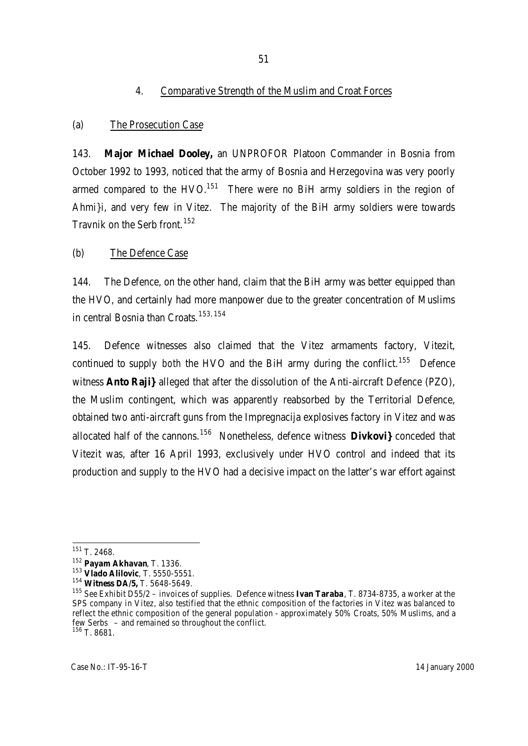### 4. Comparative Strength of the Muslim and Croat Forces

#### (a) The Prosecution Case

143. **Major Michael Dooley,** an UNPROFOR Platoon Commander in Bosnia from October 1992 to 1993, noticed that the army of Bosnia and Herzegovina was very poorly armed compared to the HVO.[151] There were no BiH army soldiers in the region of Ahmi}i, and very few in Vitez. The majority of the BiH army soldiers were towards Travnik on the Serb front.[152]

#### (b) The Defence Case

144. The Defence, on the other hand, claim that the BiH army was better equipped than the HVO, and certainly had more manpower due to the greater concentration of Muslims in central Bosnia than Croats.[153, 154]

145. Defence witnesses also claimed that the Vitez armaments factory, Vitezit, continued to supply *both* the HVO and the BiH army during the conflict.[155] Defence witness **Anto Raji}** alleged that after the dissolution of the Anti-aircraft Defence (PZO), the Muslim contingent, which was apparently reabsorbed by the Territorial Defence, obtained two anti-aircraft guns from the Impregnacija explosives factory in Vitez and was allocated half of the cannons.[156] Nonetheless, defence witness **Divkovi}** conceded that Vitezit was, after 16 April 1993, exclusively under HVO control and indeed that its production and supply to the HVO had a decisive impact on the latter's war effort against

---

[151] T. 2468.

[152] **Payam Akhavan**, T. 1336.

[153] **Vlado Alilovic**, T. 5550-5551.

[154] **Witness DA/5,** T. 5648-5649.

[155] See Exhibit D55/2 – invoices of supplies. Defence witness **Ivan Taraba**, T. 8734-8735, a worker at the SPS company in Vitez, also testified that the ethnic composition of the factories in Vitez was balanced to reflect the ethnic composition of the general population - approximately 50% Croats, 50% Muslims, and a few Serbs – and remained so throughout the conflict.

[156] T. 8681.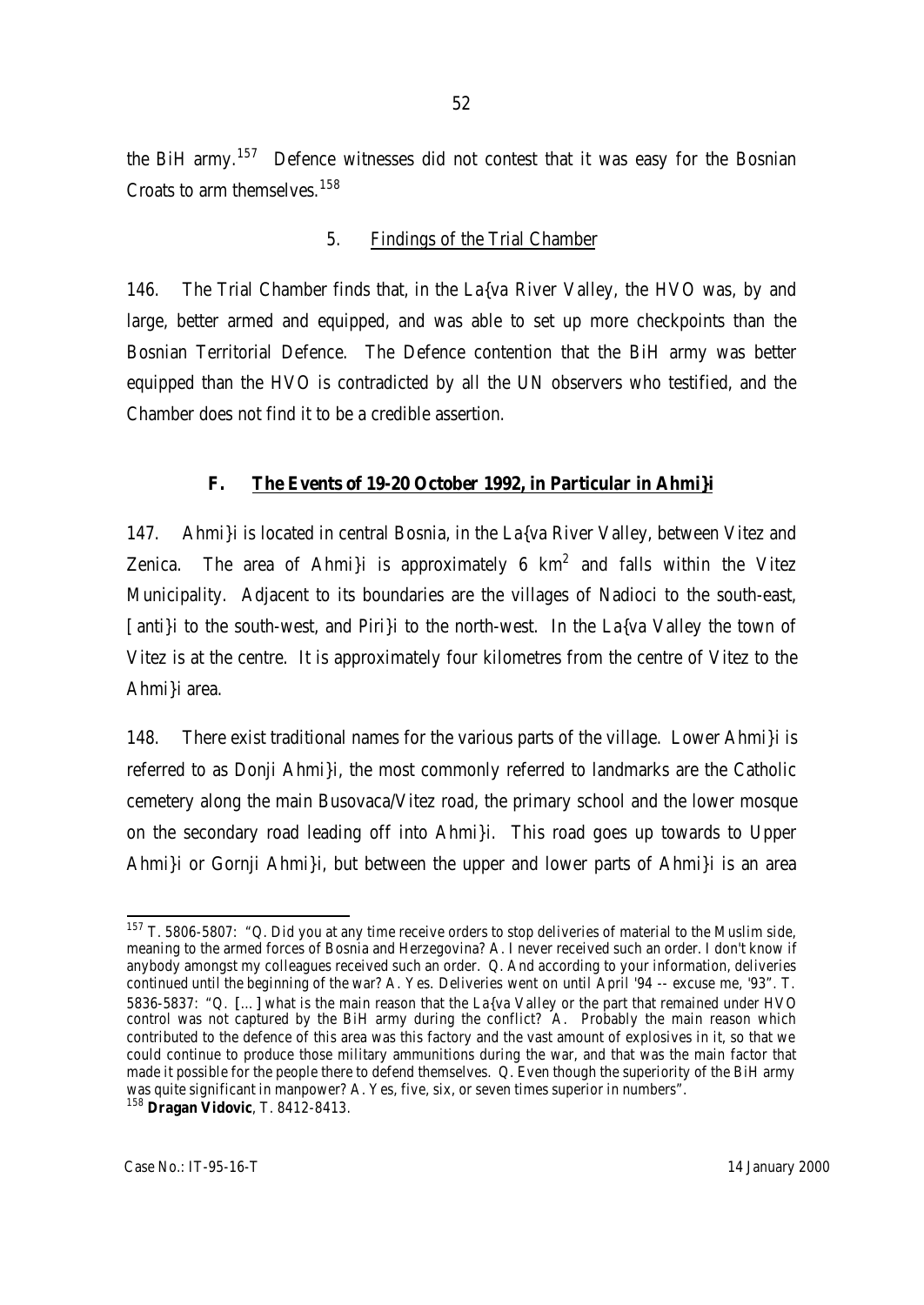the BiH army.[157] Defence witnesses did not contest that it was easy for the Bosnian Croats to arm themselves.[158]

### 5. Findings of the Trial Chamber

146. The Trial Chamber finds that, in the La{va River Valley, the HVO was, by and large, better armed and equipped, and was able to set up more checkpoints than the Bosnian Territorial Defence. The Defence contention that the BiH army was better equipped than the HVO is contradicted by all the UN observers who testified, and the Chamber does not find it to be a credible assertion.

## F. The Events of 19-20 October 1992, in Particular in Ahmi}i

147. Ahmi}i is located in central Bosnia, in the La{va River Valley, between Vitez and Zenica. The area of Ahmi}i is approximately 6 km$^2$ and falls within the Vitez Municipality. Adjacent to its boundaries are the villages of Nadioci to the south-east, [anti}i to the south-west, and Piri}i to the north-west. In the La{va Valley the town of Vitez is at the centre. It is approximately four kilometres from the centre of Vitez to the Ahmi}i area.

148. There exist traditional names for the various parts of the village. Lower Ahmi}i is referred to as Donji Ahmi}i, the most commonly referred to landmarks are the Catholic cemetery along the main Busovaca/Vitez road, the primary school and the lower mosque on the secondary road leading off into Ahmi}i. This road goes up towards to Upper Ahmi}i or Gornji Ahmi}i, but between the upper and lower parts of Ahmi}i is an area

---

[157] T. 5806-5807: "Q. Did you at any time receive orders to stop deliveries of material to the Muslim side, meaning to the armed forces of Bosnia and Herzegovina? A. I never received such an order. I don't know if anybody amongst my colleagues received such an order. Q. And according to your information, deliveries continued until the beginning of the war? A. Yes. Deliveries went on until April '94 -- excuse me, '93". T. 5836-5837: "Q. [...] what is the main reason that the La{va Valley or the part that remained under HVO control was not captured by the BiH army during the conflict? A. Probably the main reason which contributed to the defence of this area was this factory and the vast amount of explosives in it, so that we could continue to produce those military ammunitions during the war, and that was the main factor that made it possible for the people there to defend themselves. Q. Even though the superiority of the BiH army was quite significant in manpower? A. Yes, five, six, or seven times superior in numbers".

[158] **Dragan Vidovic**, T. 8412-8413.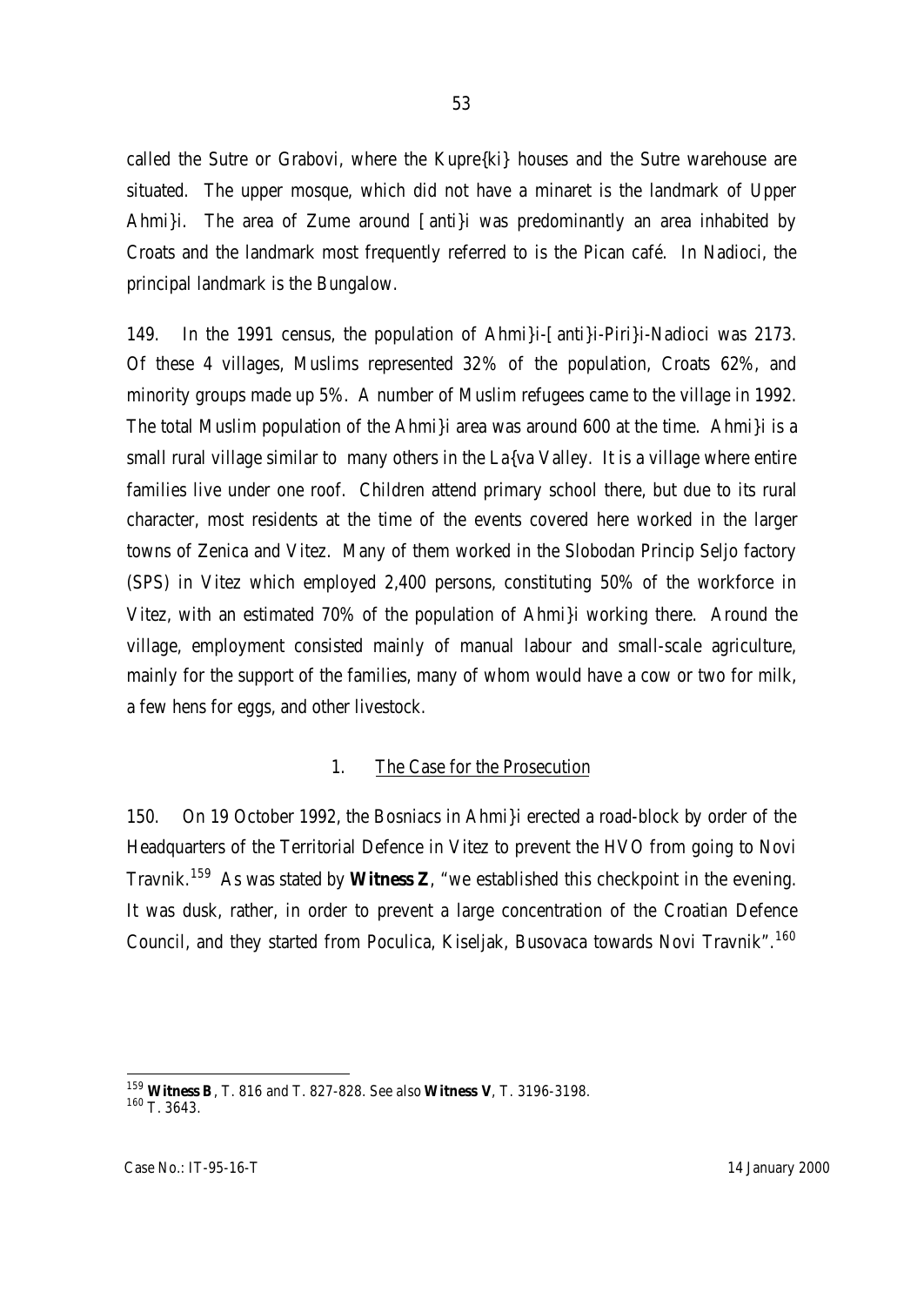called the Sutre or Grabovi, where the Kupre{ki} houses and the Sutre warehouse are situated. The upper mosque, which did not have a minaret is the landmark of Upper Ahmi}i. The area of Zume around [anti}i was predominantly an area inhabited by Croats and the landmark most frequently referred to is the Pican café. In Nadioci, the principal landmark is the Bungalow.

149. In the 1991 census, the population of Ahmi}i-[anti}i-Piri}i-Nadioci was 2173. Of these 4 villages, Muslims represented 32% of the population, Croats 62%, and minority groups made up 5%. A number of Muslim refugees came to the village in 1992. The total Muslim population of the Ahmi}i area was around 600 at the time. Ahmi}i is a small rural village similar to many others in the La{va Valley. It is a village where entire families live under one roof. Children attend primary school there, but due to its rural character, most residents at the time of the events covered here worked in the larger towns of Zenica and Vitez. Many of them worked in the Slobodan Princip Seljo factory (SPS) in Vitez which employed 2,400 persons, constituting 50% of the workforce in Vitez, with an estimated 70% of the population of Ahmi}i working there. Around the village, employment consisted mainly of manual labour and small-scale agriculture, mainly for the support of the families, many of whom would have a cow or two for milk, a few hens for eggs, and other livestock.

### 1. The Case for the Prosecution

150. On 19 October 1992, the Bosniacs in Ahmi}i erected a road-block by order of the Headquarters of the Territorial Defence in Vitez to prevent the HVO from going to Novi Travnik.[159] As was stated by **Witness Z**, "we established this checkpoint in the evening. It was dusk, rather, in order to prevent a large concentration of the Croatian Defence Council, and they started from Poculica, Kiseljak, Busovaca towards Novi Travnik".[160]

---

[159] **Witness B**, T. 816 and T. 827-828. See also **Witness V**, T. 3196-3198.

[160] T. 3643.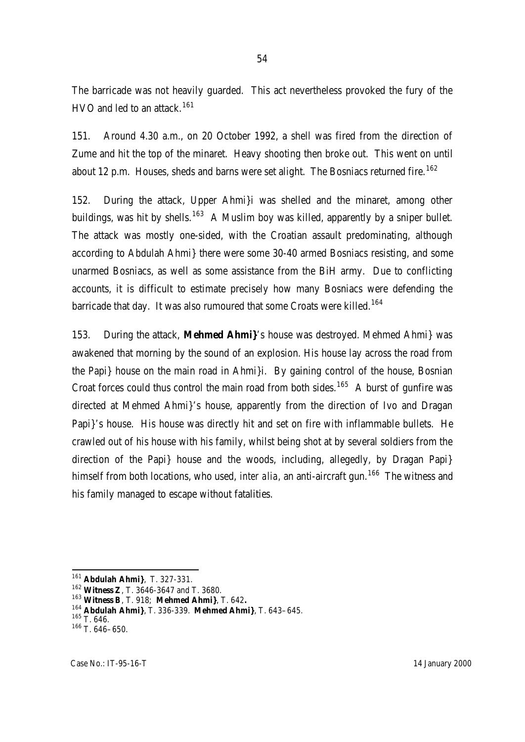The barricade was not heavily guarded. This act nevertheless provoked the fury of the HVO and led to an attack.[161]

151. Around 4.30 a.m., on 20 October 1992, a shell was fired from the direction of Zume and hit the top of the minaret. Heavy shooting then broke out. This went on until about 12 p.m. Houses, sheds and barns were set alight. The Bosniacs returned fire.[162]

152. During the attack, Upper Ahmi}i was shelled and the minaret, among other buildings, was hit by shells.[163] A Muslim boy was killed, apparently by a sniper bullet. The attack was mostly one-sided, with the Croatian assault predominating, although according to Abdulah Ahmi} there were some 30-40 armed Bosniacs resisting, and some unarmed Bosniacs, as well as some assistance from the BiH army. Due to conflicting accounts, it is difficult to estimate precisely how many Bosniacs were defending the barricade that day. It was also rumoured that some Croats were killed.[164]

153. During the attack, **Mehmed Ahmi}**'s house was destroyed. Mehmed Ahmi} was awakened that morning by the sound of an explosion. His house lay across the road from the Papi} house on the main road in Ahmi}i. By gaining control of the house, Bosnian Croat forces could thus control the main road from both sides.[165] A burst of gunfire was directed at Mehmed Ahmi}'s house, apparently from the direction of Ivo and Dragan Papi}'s house. His house was directly hit and set on fire with inflammable bullets. He crawled out of his house with his family, whilst being shot at by several soldiers from the direction of the Papi} house and the woods, including, allegedly, by Dragan Papi} himself from both locations, who used, *inter alia*, an anti-aircraft gun.[166] The witness and his family managed to escape without fatalities.

---

[161] **Abdulah Ahmi}**, T. 327-331.

[162] **Witness Z**, T. 3646-3647 and T. 3680.

[163] **Witness B**, T. 918; **Mehmed Ahmi}**, T. 642**.**

[164] **Abdulah Ahmi}**, T. 336-339. **Mehmed Ahmi}**, T. 643–645.

[165] T. 646.

[166] T. 646–650.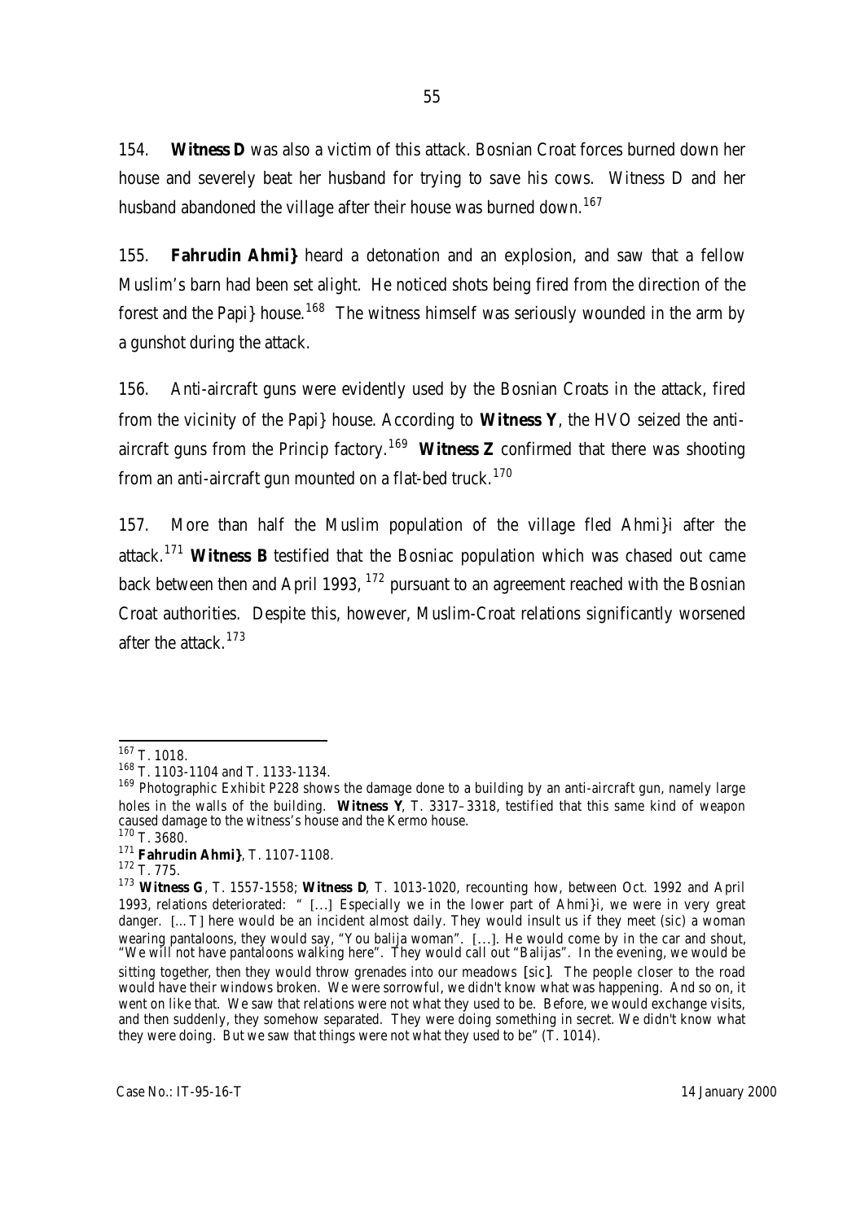154. **Witness D** was also a victim of this attack. Bosnian Croat forces burned down her house and severely beat her husband for trying to save his cows. Witness D and her husband abandoned the village after their house was burned down.[167]

155. **Fahrudin Ahmi}** heard a detonation and an explosion, and saw that a fellow Muslim's barn had been set alight. He noticed shots being fired from the direction of the forest and the Papi} house.[168] The witness himself was seriously wounded in the arm by a gunshot during the attack.

156. Anti-aircraft guns were evidently used by the Bosnian Croats in the attack, fired from the vicinity of the Papi} house. According to **Witness Y**, the HVO seized the anti-aircraft guns from the Princip factory.[169] **Witness Z** confirmed that there was shooting from an anti-aircraft gun mounted on a flat-bed truck.[170]

157. More than half the Muslim population of the village fled Ahmi}i after the attack.[171] **Witness B** testified that the Bosniac population which was chased out came back between then and April 1993, [172] pursuant to an agreement reached with the Bosnian Croat authorities. Despite this, however, Muslim-Croat relations significantly worsened after the attack.[173]

---

[167] T. 1018.

[168] T. 1103-1104 and T. 1133-1134.

[169] Photographic Exhibit P228 shows the damage done to a building by an anti-aircraft gun, namely large holes in the walls of the building. **Witness Y**, T. 3317–3318, testified that this same kind of weapon caused damage to the witness's house and the Kermo house.

[170] T. 3680.

[171] **Fahrudin Ahmi}**, T. 1107-1108.

[172] T. 775.

[173] **Witness G**, T. 1557-1558; **Witness D**, T. 1013-1020, recounting how, between Oct. 1992 and April 1993, relations deteriorated: " [...] Especially we in the lower part of Ahmi}i, we were in very great danger. [...T] here would be an incident almost daily. They would insult us if they meet (sic) a woman wearing pantaloons, they would say, "You balija woman". [...]. He would come by in the car and shout, "We will not have pantaloons walking here". They would call out "Balijas". In the evening, we would be sitting together, then they would throw grenades into our meadows [sic]. The people closer to the road would have their windows broken. We were sorrowful, we didn't know what was happening. And so on, it went on like that. We saw that relations were not what they used to be. Before, we would exchange visits, and then suddenly, they somehow separated. They were doing something in secret. We didn't know what they were doing. But we saw that things were not what they used to be" (T. 1014).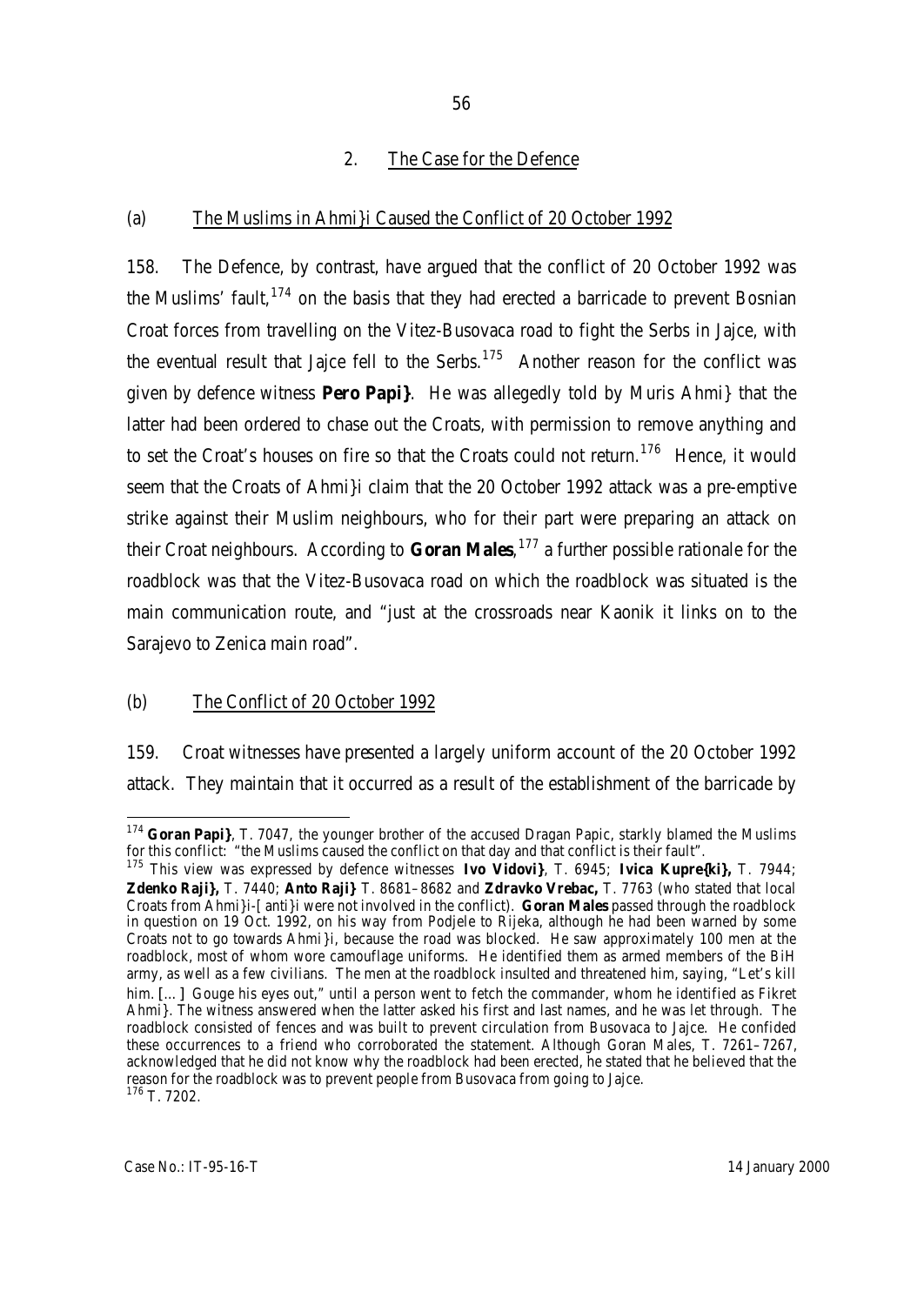## 2. The Case for the Defence

### (a) The Muslims in Ahmi}i Caused the Conflict of 20 October 1992

158. The Defence, by contrast, have argued that the conflict of 20 October 1992 was the Muslims' fault,[174] on the basis that they had erected a barricade to prevent Bosnian Croat forces from travelling on the Vitez-Busovaca road to fight the Serbs in Jajce, with the eventual result that Jajce fell to the Serbs.[175] Another reason for the conflict was given by defence witness **Pero Papi}**. He was allegedly told by Muris Ahmi} that the latter had been ordered to chase out the Croats, with permission to remove anything and to set the Croat's houses on fire so that the Croats could not return.[176] Hence, it would seem that the Croats of Ahmi}i claim that the 20 October 1992 attack was a pre-emptive strike against their Muslim neighbours, who for their part were preparing an attack on their Croat neighbours. According to **Goran Males**,[177] a further possible rationale for the roadblock was that the Vitez-Busovaca road on which the roadblock was situated is the main communication route, and "just at the crossroads near Kaonik it links on to the Sarajevo to Zenica main road".

### (b) The Conflict of 20 October 1992

159. Croat witnesses have presented a largely uniform account of the 20 October 1992 attack. They maintain that it occurred as a result of the establishment of the barricade by

---

[174] **Goran Papi}**, T. 7047, the younger brother of the accused Dragan Papic, starkly blamed the Muslims for this conflict: "the Muslims caused the conflict on that day and that conflict is their fault".

[175] This view was expressed by defence witnesses **Ivo Vidovi}**, T. 6945; **Ivica Kupre{ki},** T. 7944; **Zdenko Raji},** T. 7440; **Anto Raji}** T. 8681–8682 and **Zdravko Vrebac,** T. 7763 (who stated that local Croats from Ahmi}i-[anti}i were not involved in the conflict). **Goran Males** passed through the roadblock in question on 19 Oct. 1992, on his way from Podjele to Rijeka, although he had been warned by some Croats not to go towards Ahmi}i, because the road was blocked. He saw approximately 100 men at the roadblock, most of whom wore camouflage uniforms. He identified them as armed members of the BiH army, as well as a few civilians. The men at the roadblock insulted and threatened him, saying, "Let's kill him. [...] Gouge his eyes out," until a person went to fetch the commander, whom he identified as Fikret Ahmi}. The witness answered when the latter asked his first and last names, and he was let through. The roadblock consisted of fences and was built to prevent circulation from Busovaca to Jajce. He confided these occurrences to a friend who corroborated the statement. Although Goran Males, T. 7261–7267, acknowledged that he did not know why the roadblock had been erected, he stated that he believed that the reason for the roadblock was to prevent people from Busovaca from going to Jajce.

[176] T. 7202.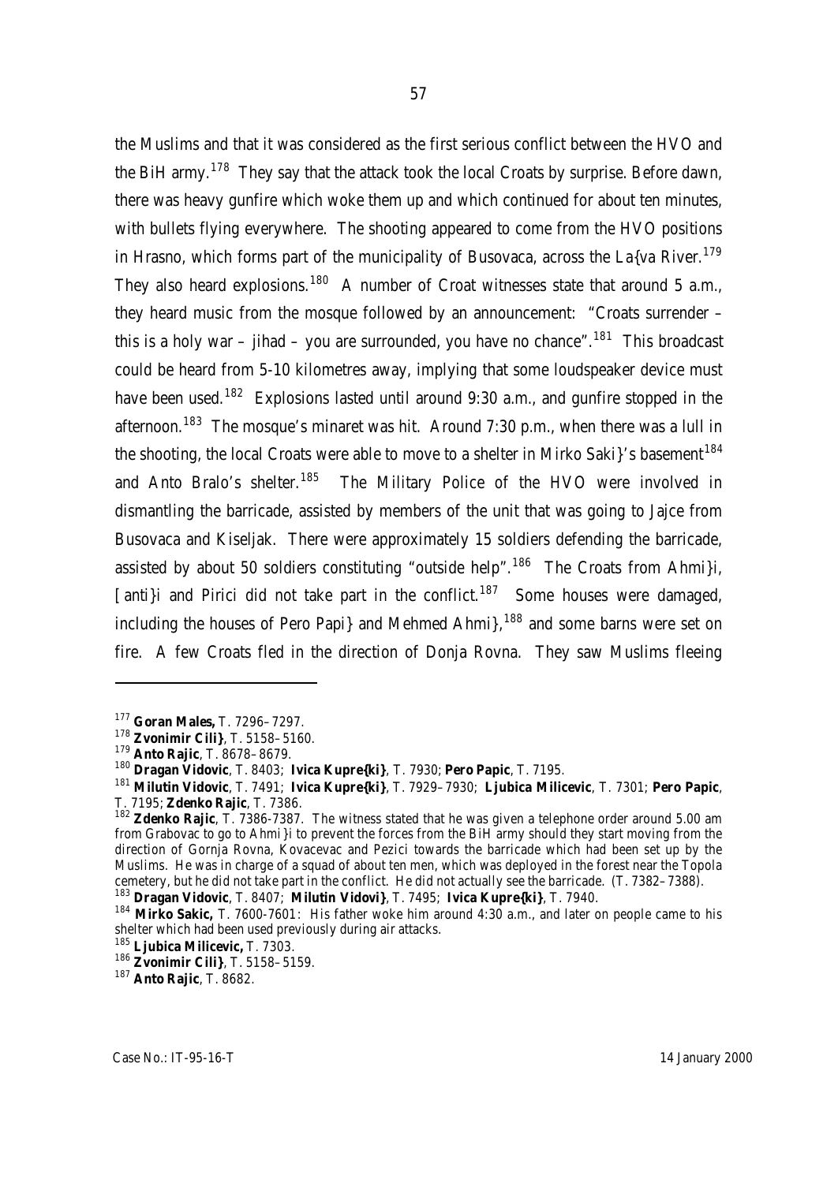the Muslims and that it was considered as the first serious conflict between the HVO and the BiH army.[178] They say that the attack took the local Croats by surprise. Before dawn, there was heavy gunfire which woke them up and which continued for about ten minutes, with bullets flying everywhere. The shooting appeared to come from the HVO positions in Hrasno, which forms part of the municipality of Busovaca, across the La{va River.[179] They also heard explosions.[180] A number of Croat witnesses state that around 5 a.m., they heard music from the mosque followed by an announcement: "Croats surrender – this is a holy war – jihad – you are surrounded, you have no chance".[181] This broadcast could be heard from 5-10 kilometres away, implying that some loudspeaker device must have been used.[182] Explosions lasted until around 9:30 a.m., and gunfire stopped in the afternoon.[183] The mosque's minaret was hit. Around 7:30 p.m., when there was a lull in the shooting, the local Croats were able to move to a shelter in Mirko Saki}'s basement[184] and Anto Bralo's shelter.[185] The Military Police of the HVO were involved in dismantling the barricade, assisted by members of the unit that was going to Jajce from Busovaca and Kiseljak. There were approximately 15 soldiers defending the barricade, assisted by about 50 soldiers constituting "outside help".[186] The Croats from Ahmi}i, [anti}i and Pirici did not take part in the conflict.[187] Some houses were damaged, including the houses of Pero Papi} and Mehmed Ahmi},[188] and some barns were set on fire. A few Croats fled in the direction of Donja Rovna. They saw Muslims fleeing

---

[177] **Goran Males,** T. 7296–7297.

[178] **Zvonimir Cili}**, T. 5158–5160.

[179] **Anto Rajic**, T. 8678–8679.

[180] **Dragan Vidovic**, T. 8403; **Ivica Kupre{ki}**, T. 7930; **Pero Papic**, T. 7195.

[181] **Milutin Vidovic**, T. 7491; **Ivica Kupre{ki}**, T. 7929–7930; **Ljubica Milicevic**, T. 7301; **Pero Papic**, T. 7195; **Zdenko Rajic**, T. 7386.

[182] **Zdenko Rajic**, T. 7386-7387. The witness stated that he was given a telephone order around 5.00 am from Grabovac to go to Ahmi}i to prevent the forces from the BiH army should they start moving from the direction of Gornja Rovna, Kovacevac and Pezici towards the barricade which had been set up by the Muslims. He was in charge of a squad of about ten men, which was deployed in the forest near the Topola cemetery, but he did not take part in the conflict. He did not actually see the barricade. (T. 7382–7388).

[183] **Dragan Vidovic**, T. 8407; **Milutin Vidovi}**, T. 7495; **Ivica Kupre{ki}**, T. 7940.

[184] **Mirko Sakic,** T. 7600-7601: His father woke him around 4:30 a.m., and later on people came to his shelter which had been used previously during air attacks.

[185] **Ljubica Milicevic,** T. 7303.

[186] **Zvonimir Cili}**, T. 5158–5159.

[187] **Anto Rajic**, T. 8682.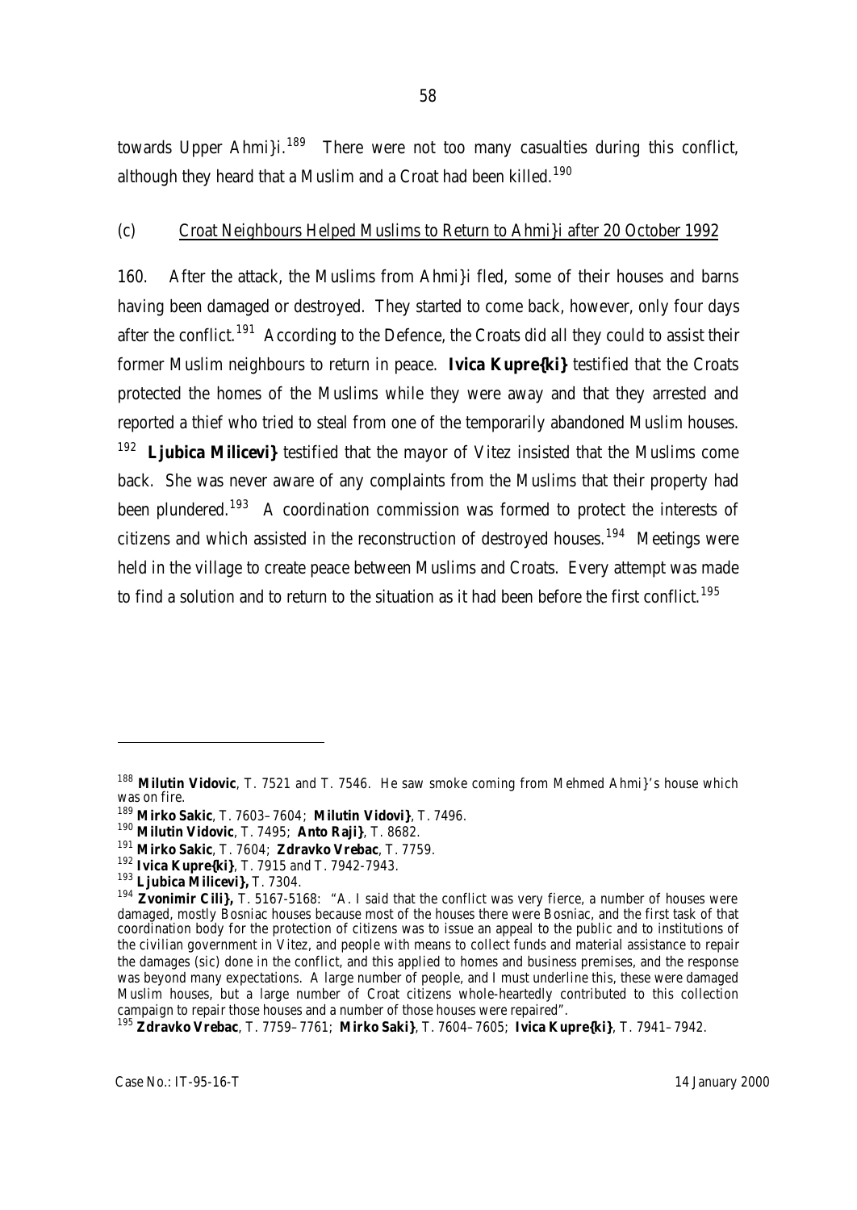towards Upper Ahmi}i.[189] There were not too many casualties during this conflict, although they heard that a Muslim and a Croat had been killed.[190]

(c) Croat Neighbours Helped Muslims to Return to Ahmi}i after 20 October 1992

160. After the attack, the Muslims from Ahmi}i fled, some of their houses and barns having been damaged or destroyed. They started to come back, however, only four days after the conflict.[191] According to the Defence, the Croats did all they could to assist their former Muslim neighbours to return in peace. **Ivica Kupre{ki}** testified that the Croats protected the homes of the Muslims while they were away and that they arrested and reported a thief who tried to steal from one of the temporarily abandoned Muslim houses.[192] **Ljubica Milicevi}** testified that the mayor of Vitez insisted that the Muslims come back. She was never aware of any complaints from the Muslims that their property had been plundered.[193] A coordination commission was formed to protect the interests of citizens and which assisted in the reconstruction of destroyed houses.[194] Meetings were held in the village to create peace between Muslims and Croats. Every attempt was made to find a solution and to return to the situation as it had been before the first conflict.[195]

---

[188] **Milutin Vidovic**, T. 7521 and T. 7546. He saw smoke coming from Mehmed Ahmi}'s house which was on fire.

[189] **Mirko Sakic**, T. 7603–7604; **Milutin Vidovi}**, T. 7496.

[190] **Milutin Vidovic**, T. 7495; **Anto Raji}**, T. 8682.

[191] **Mirko Sakic**, T. 7604; **Zdravko Vrebac**, T. 7759.

[192] **Ivica Kupre{ki}**, T. 7915 and T. 7942-7943.

[193] **Ljubica Milicevi},** T. 7304.

[194] **Zvonimir Cili},** T. 5167-5168: "A. I said that the conflict was very fierce, a number of houses were damaged, mostly Bosniac houses because most of the houses there were Bosniac, and the first task of that coordination body for the protection of citizens was to issue an appeal to the public and to institutions of the civilian government in Vitez, and people with means to collect funds and material assistance to repair the damages (sic) done in the conflict, and this applied to homes and business premises, and the response was beyond many expectations. A large number of people, and I must underline this, these were damaged Muslim houses, but a large number of Croat citizens whole-heartedly contributed to this collection campaign to repair those houses and a number of those houses were repaired".

[195] **Zdravko Vrebac**, T. 7759–7761; **Mirko Saki}**, T. 7604–7605; **Ivica Kupre{ki}**, T. 7941–7942.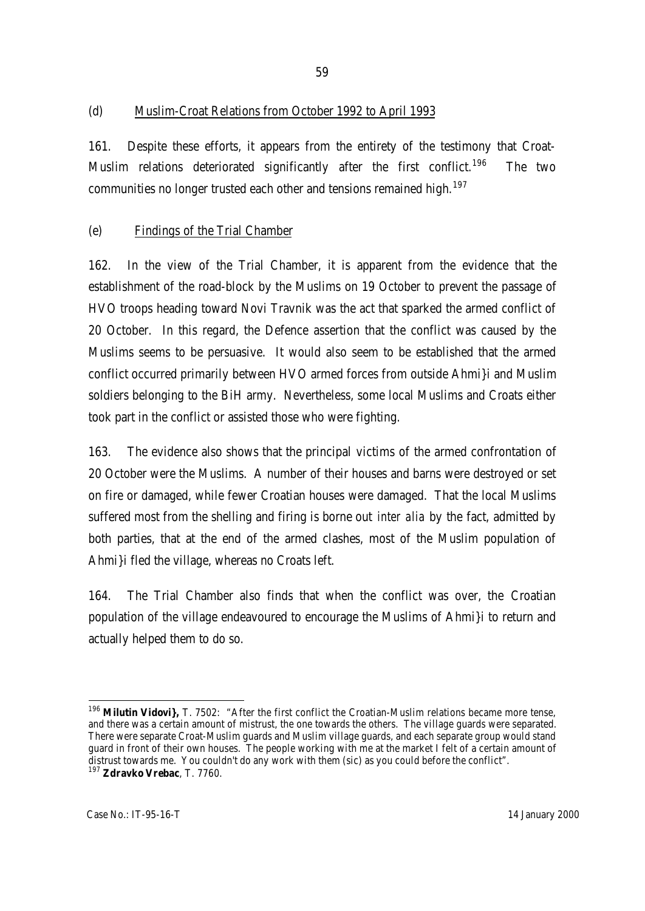### (d) Muslim-Croat Relations from October 1992 to April 1993

161. Despite these efforts, it appears from the entirety of the testimony that Croat-Muslim relations deteriorated significantly after the first conflict.[196] The two communities no longer trusted each other and tensions remained high.[197]

### (e) Findings of the Trial Chamber

162. In the view of the Trial Chamber, it is apparent from the evidence that the establishment of the road-block by the Muslims on 19 October to prevent the passage of HVO troops heading toward Novi Travnik was the act that sparked the armed conflict of 20 October. In this regard, the Defence assertion that the conflict was caused by the Muslims seems to be persuasive. It would also seem to be established that the armed conflict occurred primarily between HVO armed forces from outside Ahmi}i and Muslim soldiers belonging to the BiH army. Nevertheless, some local Muslims and Croats either took part in the conflict or assisted those who were fighting.

163. The evidence also shows that the principal victims of the armed confrontation of 20 October were the Muslims. A number of their houses and barns were destroyed or set on fire or damaged, while fewer Croatian houses were damaged. That the local Muslims suffered most from the shelling and firing is borne out *inter alia* by the fact, admitted by both parties, that at the end of the armed clashes, most of the Muslim population of Ahmi}i fled the village, whereas no Croats left.

164. The Trial Chamber also finds that when the conflict was over, the Croatian population of the village endeavoured to encourage the Muslims of Ahmi}i to return and actually helped them to do so.

---

[196] **Milutin Vidovi},** T. 7502: "After the first conflict the Croatian-Muslim relations became more tense, and there was a certain amount of mistrust, the one towards the others. The village guards were separated. There were separate Croat-Muslim guards and Muslim village guards, and each separate group would stand guard in front of their own houses. The people working with me at the market I felt of a certain amount of distrust towards me. You couldn't do any work with them (sic) as you could before the conflict".

[197] **Zdravko Vrebac**, T. 7760.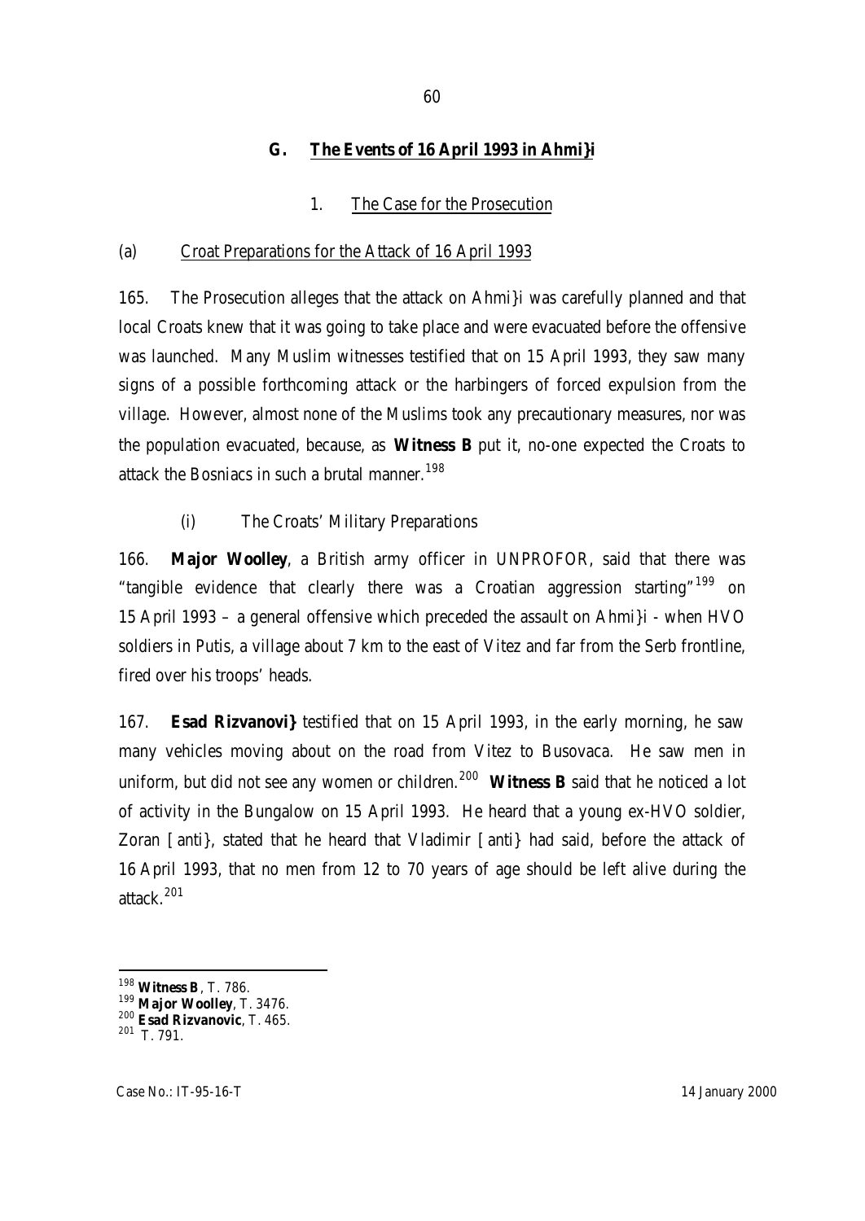## G. The Events of 16 April 1993 in Ahmi}i

### 1. The Case for the Prosecution

#### (a) Croat Preparations for the Attack of 16 April 1993

165. The Prosecution alleges that the attack on Ahmi}i was carefully planned and that local Croats knew that it was going to take place and were evacuated before the offensive was launched. Many Muslim witnesses testified that on 15 April 1993, they saw many signs of a possible forthcoming attack or the harbingers of forced expulsion from the village. However, almost none of the Muslims took any precautionary measures, nor was the population evacuated, because, as **Witness B** put it, no-one expected the Croats to attack the Bosniacs in such a brutal manner.[198]

##### (i) The Croats' Military Preparations

166. **Major Woolley**, a British army officer in UNPROFOR, said that there was "tangible evidence that clearly there was a Croatian aggression starting"[199] on 15 April 1993 – a general offensive which preceded the assault on Ahmi}i - when HVO soldiers in Putis, a village about 7 km to the east of Vitez and far from the Serb frontline, fired over his troops' heads.

167. **Esad Rizvanovi}** testified that on 15 April 1993, in the early morning, he saw many vehicles moving about on the road from Vitez to Busovaca. He saw men in uniform, but did not see any women or children.[200] **Witness B** said that he noticed a lot of activity in the Bungalow on 15 April 1993. He heard that a young ex-HVO soldier, Zoran [anti}, stated that he heard that Vladimir [anti} had said, before the attack of 16 April 1993, that no men from 12 to 70 years of age should be left alive during the attack.[201]

---

[198] **Witness B**, T. 786.

[199] **Major Woolley**, T. 3476.

[200] **Esad Rizvanovic**, T. 465.

[201] T. 791.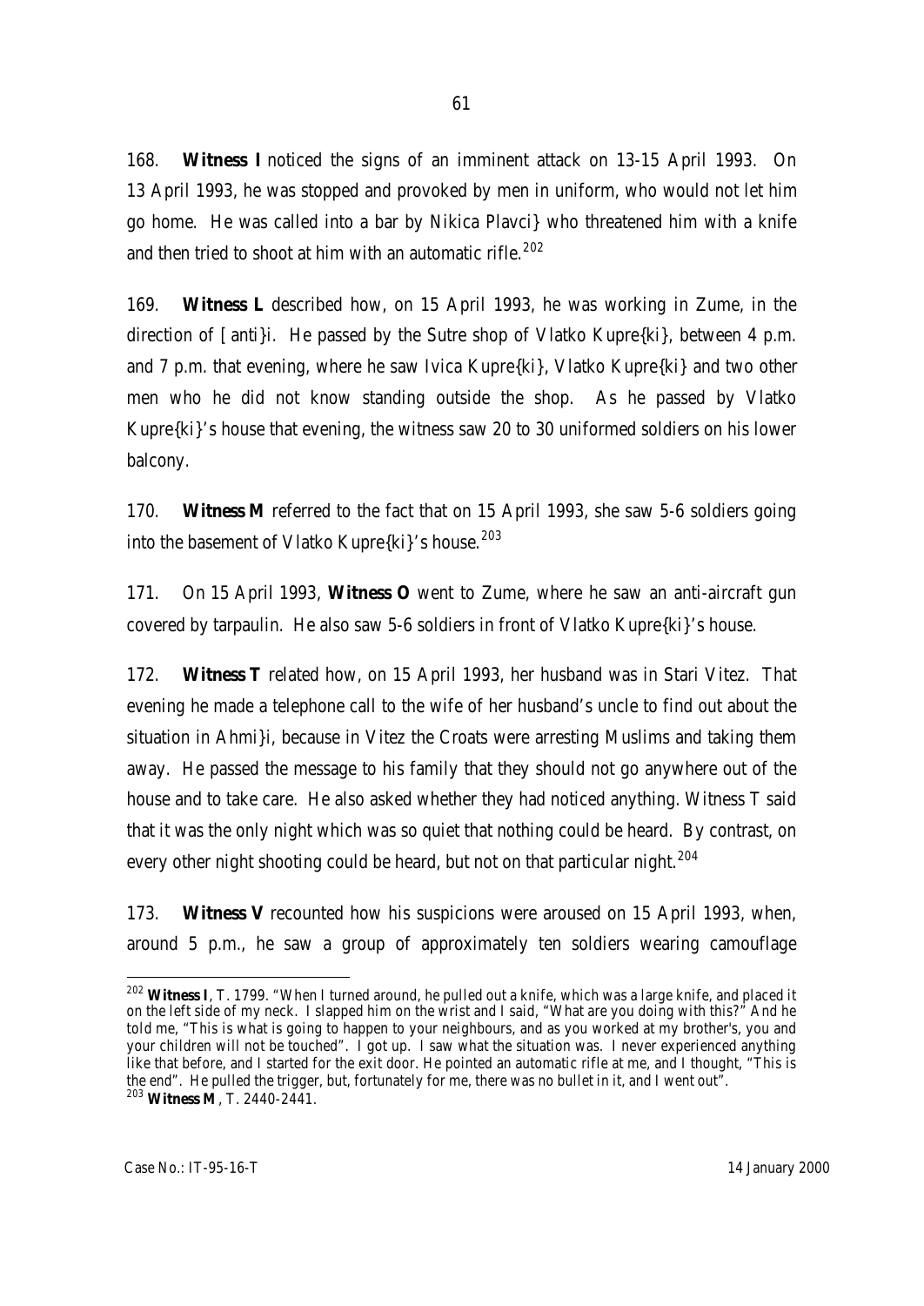168. **Witness I** noticed the signs of an imminent attack on 13-15 April 1993. On 13 April 1993, he was stopped and provoked by men in uniform, who would not let him go home. He was called into a bar by Nikica Plavci} who threatened him with a knife and then tried to shoot at him with an automatic rifle.[202]

169. **Witness L** described how, on 15 April 1993, he was working in Zume, in the direction of [anti}i. He passed by the Sutre shop of Vlatko Kupre{ki}, between 4 p.m. and 7 p.m. that evening, where he saw Ivica Kupre{ki}, Vlatko Kupre{ki} and two other men who he did not know standing outside the shop. As he passed by Vlatko Kupre{ki}'s house that evening, the witness saw 20 to 30 uniformed soldiers on his lower balcony.

170. **Witness M** referred to the fact that on 15 April 1993, she saw 5-6 soldiers going into the basement of Vlatko Kupre{ki}'s house.[203]

171. On 15 April 1993, **Witness O** went to Zume, where he saw an anti-aircraft gun covered by tarpaulin. He also saw 5-6 soldiers in front of Vlatko Kupre{ki}'s house.

172. **Witness T** related how, on 15 April 1993, her husband was in Stari Vitez. That evening he made a telephone call to the wife of her husband's uncle to find out about the situation in Ahmi}i, because in Vitez the Croats were arresting Muslims and taking them away. He passed the message to his family that they should not go anywhere out of the house and to take care. He also asked whether they had noticed anything. Witness T said that it was the only night which was so quiet that nothing could be heard. By contrast, on every other night shooting could be heard, but not on that particular night.[204]

173. **Witness V** recounted how his suspicions were aroused on 15 April 1993, when, around 5 p.m., he saw a group of approximately ten soldiers wearing camouflage

---

[202] **Witness I**, T. 1799. "When I turned around, he pulled out a knife, which was a large knife, and placed it on the left side of my neck. I slapped him on the wrist and I said, "What are you doing with this?" And he told me, "This is what is going to happen to your neighbours, and as you worked at my brother's, you and your children will not be touched". I got up. I saw what the situation was. I never experienced anything like that before, and I started for the exit door. He pointed an automatic rifle at me, and I thought, "This is the end". He pulled the trigger, but, fortunately for me, there was no bullet in it, and I went out".

[203] **Witness M**, T. 2440-2441.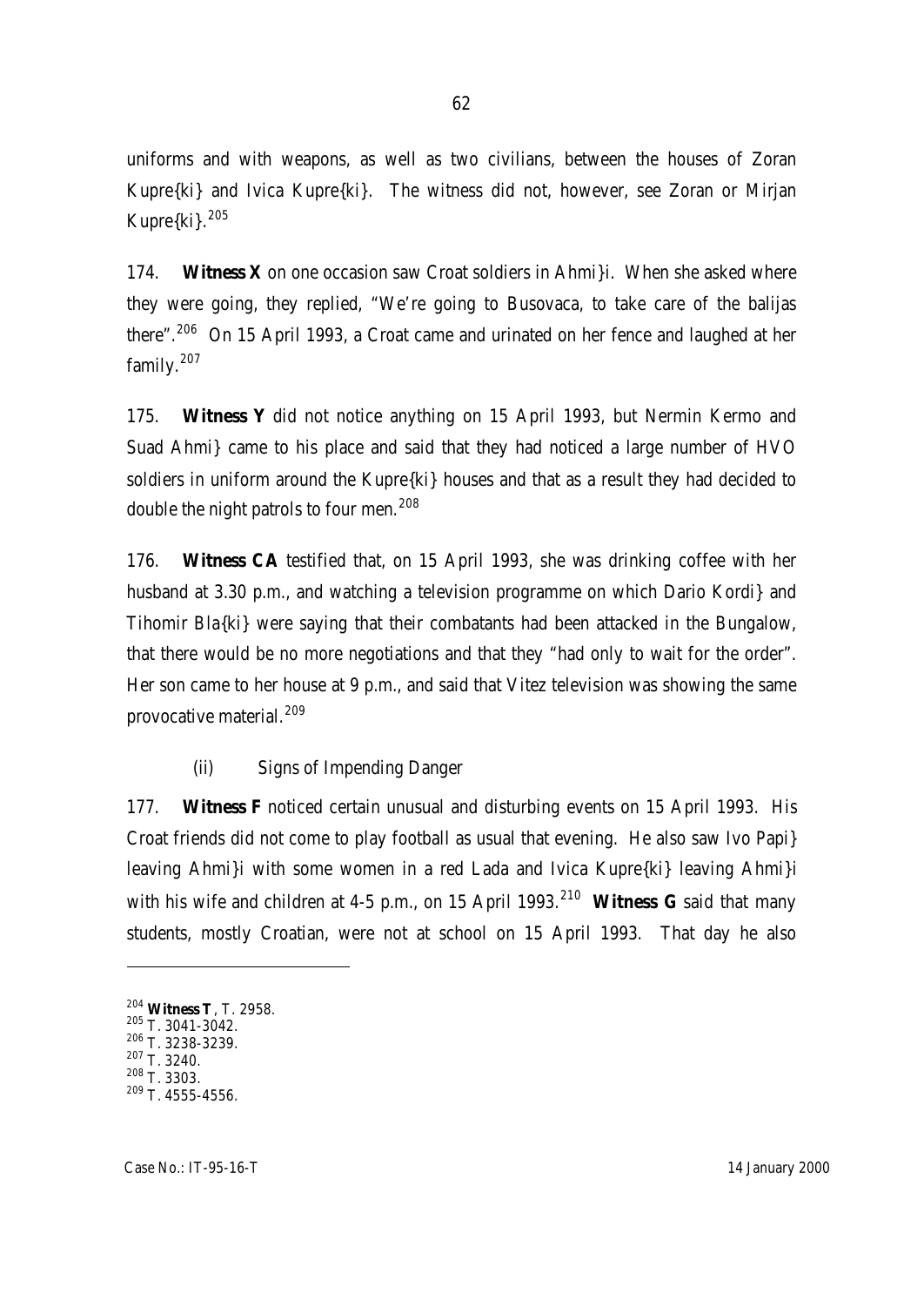uniforms and with weapons, as well as two civilians, between the houses of Zoran Kupre{ki} and Ivica Kupre{ki}. The witness did not, however, see Zoran or Mirjan Kupre{ki}.[205]

174. **Witness X** on one occasion saw Croat soldiers in Ahmi}i. When she asked where they were going, they replied, "We're going to Busovaca, to take care of the balijas there".[206] On 15 April 1993, a Croat came and urinated on her fence and laughed at her family.[207]

175. **Witness Y** did not notice anything on 15 April 1993, but Nermin Kermo and Suad Ahmi} came to his place and said that they had noticed a large number of HVO soldiers in uniform around the Kupre{ki} houses and that as a result they had decided to double the night patrols to four men.[208]

176. **Witness CA** testified that, on 15 April 1993, she was drinking coffee with her husband at 3.30 p.m., and watching a television programme on which Dario Kordi} and Tihomir Bla{ki} were saying that their combatants had been attacked in the Bungalow, that there would be no more negotiations and that they "had only to wait for the order". Her son came to her house at 9 p.m., and said that Vitez television was showing the same provocative material.[209]

(ii) Signs of Impending Danger

177. **Witness F** noticed certain unusual and disturbing events on 15 April 1993. His Croat friends did not come to play football as usual that evening. He also saw Ivo Papi} leaving Ahmi}i with some women in a red Lada and Ivica Kupre{ki} leaving Ahmi}i with his wife and children at 4-5 p.m., on 15 April 1993.[210] **Witness G** said that many students, mostly Croatian, were not at school on 15 April 1993. That day he also

---

[204] **Witness T**, T. 2958.
[205] T. 3041-3042.
[206] T. 3238-3239.
[207] T. 3240.
[208] T. 3303.
[209] T. 4555-4556.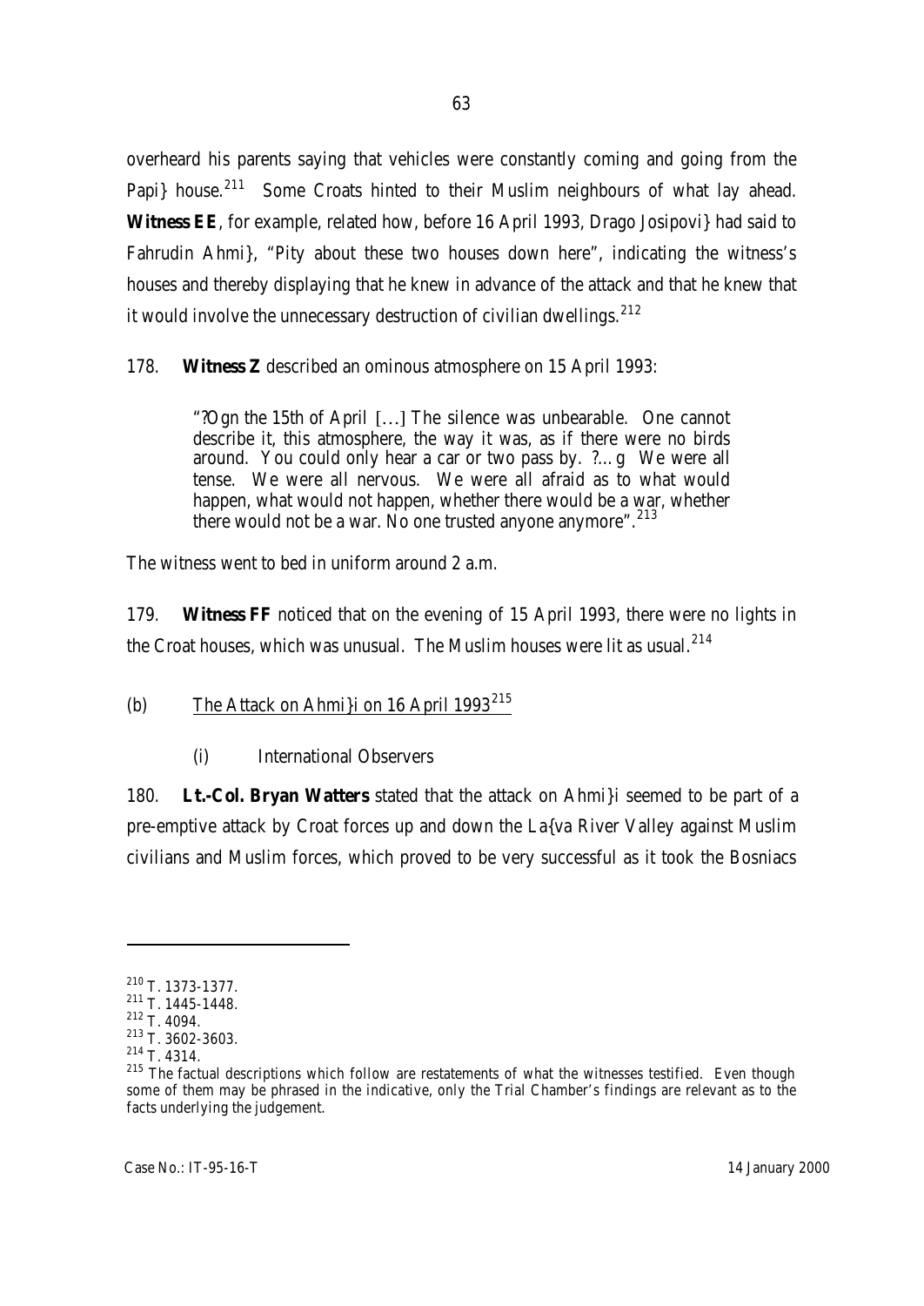overheard his parents saying that vehicles were constantly coming and going from the Papi} house.[211] Some Croats hinted to their Muslim neighbours of what lay ahead. **Witness EE**, for example, related how, before 16 April 1993, Drago Josipovi} had said to Fahrudin Ahmi}, "Pity about these two houses down here", indicating the witness's houses and thereby displaying that he knew in advance of the attack and that he knew that it would involve the unnecessary destruction of civilian dwellings.[212]

178. **Witness Z** described an ominous atmosphere on 15 April 1993:

> "?Ogn the 15th of April [...] The silence was unbearable. One cannot describe it, this atmosphere, the way it was, as if there were no birds around. You could only hear a car or two pass by. ?...g We were all tense. We were all nervous. We were all afraid as to what would happen, what would not happen, whether there would be a war, whether there would not be a war. No one trusted anyone anymore".[213]

The witness went to bed in uniform around 2 a.m.

179. **Witness FF** noticed that on the evening of 15 April 1993, there were no lights in the Croat houses, which was unusual. The Muslim houses were lit as usual.[214]

(b) The Attack on Ahmi}i on 16 April 1993[215]

(i) International Observers

180. **Lt.-Col. Bryan Watters** stated that the attack on Ahmi}i seemed to be part of a pre-emptive attack by Croat forces up and down the La{va River Valley against Muslim civilians and Muslim forces, which proved to be very successful as it took the Bosniacs

---

[210] T. 1373-1377.

[211] T. 1445-1448.

[212] T. 4094.

[213] T. 3602-3603.

[214] T. 4314.

[215] The factual descriptions which follow are restatements of what the witnesses testified. Even though some of them may be phrased in the indicative, only the Trial Chamber's findings are relevant as to the facts underlying the judgement.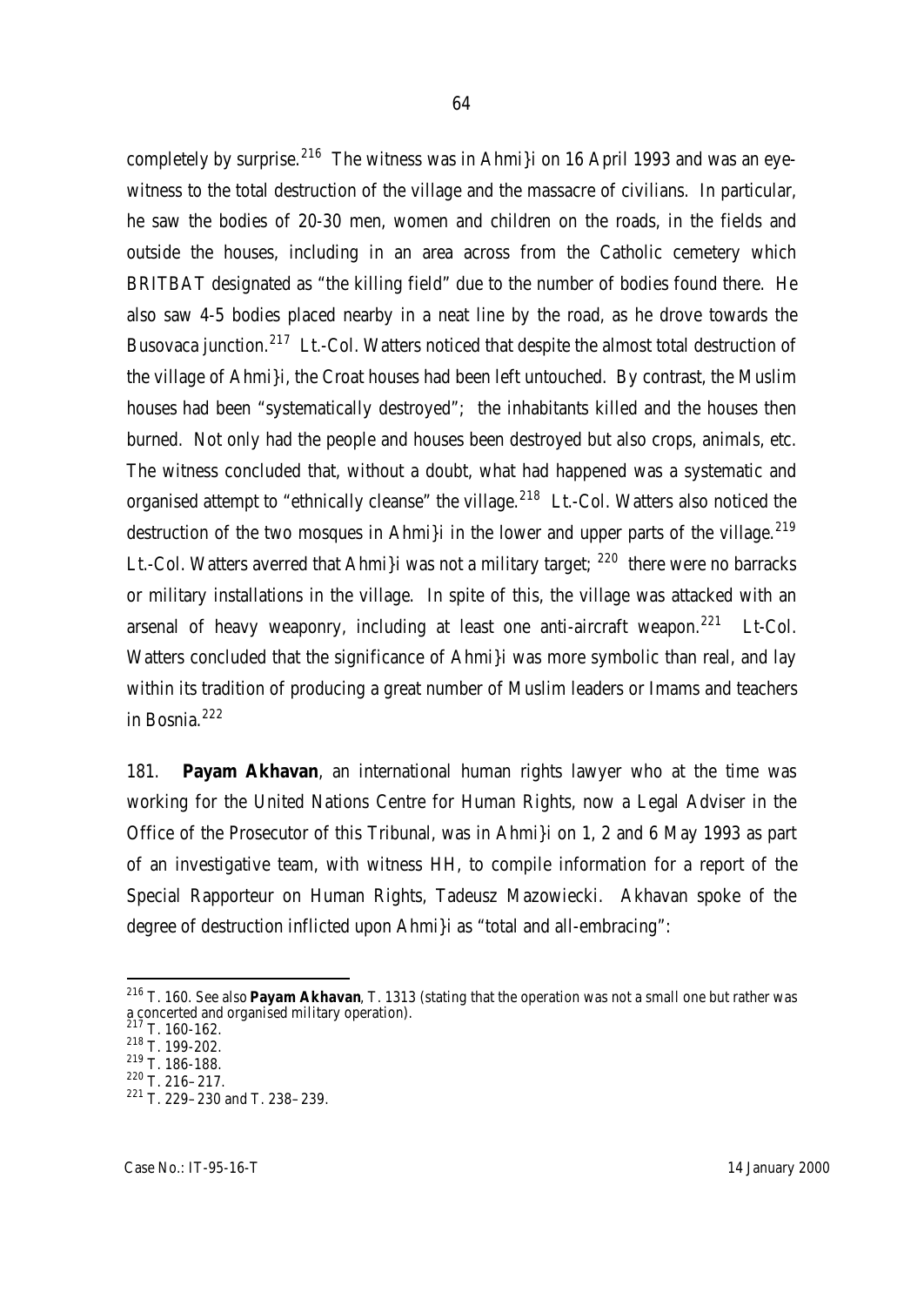completely by surprise.[216] The witness was in Ahmi}i on 16 April 1993 and was an eye-witness to the total destruction of the village and the massacre of civilians. In particular, he saw the bodies of 20-30 men, women and children on the roads, in the fields and outside the houses, including in an area across from the Catholic cemetery which BRITBAT designated as "the killing field" due to the number of bodies found there. He also saw 4-5 bodies placed nearby in a neat line by the road, as he drove towards the Busovaca junction.[217] Lt.-Col. Watters noticed that despite the almost total destruction of the village of Ahmi}i, the Croat houses had been left untouched. By contrast, the Muslim houses had been "systematically destroyed"; the inhabitants killed and the houses then burned. Not only had the people and houses been destroyed but also crops, animals, etc. The witness concluded that, without a doubt, what had happened was a systematic and organised attempt to "ethnically cleanse" the village.[218] Lt.-Col. Watters also noticed the destruction of the two mosques in Ahmi}i in the lower and upper parts of the village.[219] Lt.-Col. Watters averred that Ahmi}i was not a military target; [220] there were no barracks or military installations in the village. In spite of this, the village was attacked with an arsenal of heavy weaponry, including at least one anti-aircraft weapon.[221] Lt-Col. Watters concluded that the significance of Ahmi}i was more symbolic than real, and lay within its tradition of producing a great number of Muslim leaders or Imams and teachers in Bosnia.[222]

181. **Payam Akhavan**, an international human rights lawyer who at the time was working for the United Nations Centre for Human Rights, now a Legal Adviser in the Office of the Prosecutor of this Tribunal, was in Ahmi}i on 1, 2 and 6 May 1993 as part of an investigative team, with witness HH, to compile information for a report of the Special Rapporteur on Human Rights, Tadeusz Mazowiecki. Akhavan spoke of the degree of destruction inflicted upon Ahmi}i as "total and all-embracing":

---

[216] T. 160. See also **Payam Akhavan**, T. 1313 (stating that the operation was not a small one but rather was a concerted and organised military operation).

[217] T. 160-162.

[218] T. 199-202.

[219] T. 186-188.

[220] T. 216–217.

[221] T. 229–230 and T. 238–239.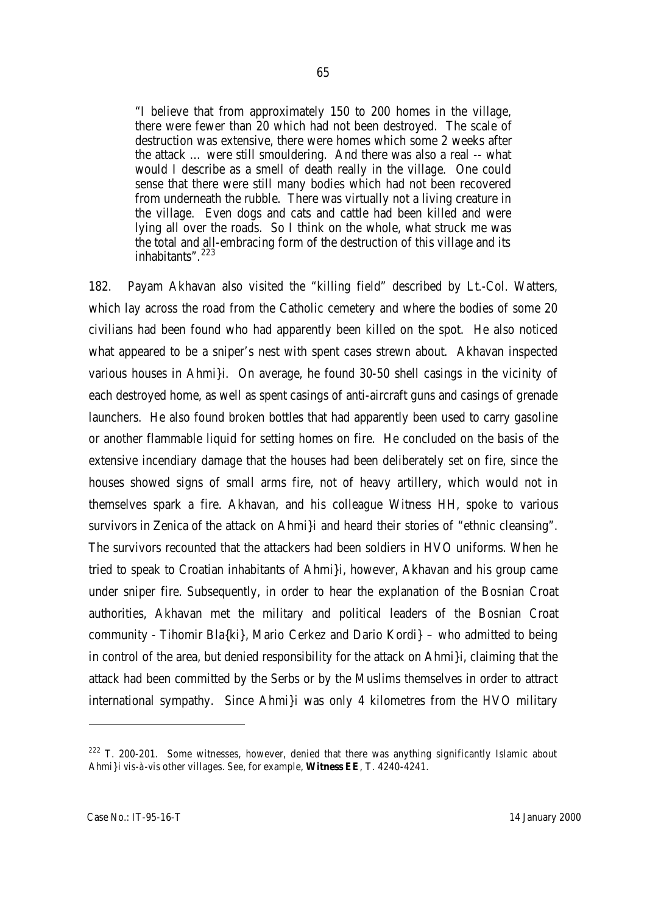"I believe that from approximately 150 to 200 homes in the village, there were fewer than 20 which had not been destroyed. The scale of destruction was extensive, there were homes which some 2 weeks after the attack … were still smouldering. And there was also a real -- what would I describe as a smell of death really in the village. One could sense that there were still many bodies which had not been recovered from underneath the rubble. There was virtually not a living creature in the village. Even dogs and cats and cattle had been killed and were lying all over the roads. So I think on the whole, what struck me was the total and all-embracing form of the destruction of this village and its inhabitants".[223]

182. Payam Akhavan also visited the "killing field" described by Lt.-Col. Watters, which lay across the road from the Catholic cemetery and where the bodies of some 20 civilians had been found who had apparently been killed on the spot. He also noticed what appeared to be a sniper's nest with spent cases strewn about. Akhavan inspected various houses in Ahmi}i. On average, he found 30-50 shell casings in the vicinity of each destroyed home, as well as spent casings of anti-aircraft guns and casings of grenade launchers. He also found broken bottles that had apparently been used to carry gasoline or another flammable liquid for setting homes on fire. He concluded on the basis of the extensive incendiary damage that the houses had been deliberately set on fire, since the houses showed signs of small arms fire, not of heavy artillery, which would not in themselves spark a fire. Akhavan, and his colleague Witness HH, spoke to various survivors in Zenica of the attack on Ahmi}i and heard their stories of "ethnic cleansing". The survivors recounted that the attackers had been soldiers in HVO uniforms. When he tried to speak to Croatian inhabitants of Ahmi}i, however, Akhavan and his group came under sniper fire. Subsequently, in order to hear the explanation of the Bosnian Croat authorities, Akhavan met the military and political leaders of the Bosnian Croat community - Tihomir Bla{ki}, Mario Cerkez and Dario Kordi} – who admitted to being in control of the area, but denied responsibility for the attack on Ahmi}i, claiming that the attack had been committed by the Serbs or by the Muslims themselves in order to attract international sympathy. Since Ahmi}i was only 4 kilometres from the HVO military

---

[222] T. 200-201. Some witnesses, however, denied that there was anything significantly Islamic about Ahmi}i *vis-à-vis* other villages. See, for example, **Witness EE**, T. 4240-4241.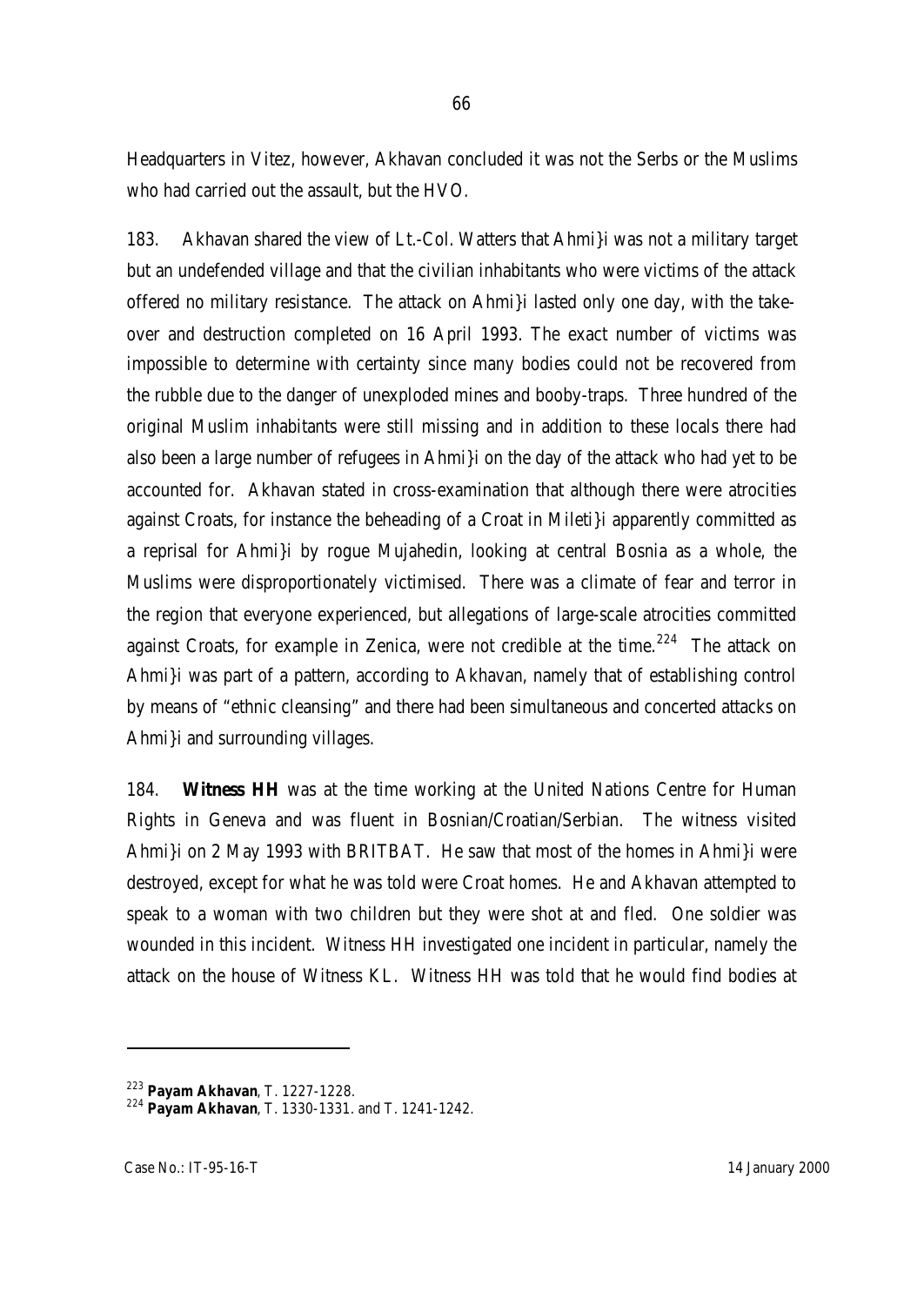Headquarters in Vitez, however, Akhavan concluded it was not the Serbs or the Muslims who had carried out the assault, but the HVO.

183. Akhavan shared the view of Lt.-Col. Watters that Ahmi}i was not a military target but an undefended village and that the civilian inhabitants who were victims of the attack offered no military resistance. The attack on Ahmi}i lasted only one day, with the take-over and destruction completed on 16 April 1993. The exact number of victims was impossible to determine with certainty since many bodies could not be recovered from the rubble due to the danger of unexploded mines and booby-traps. Three hundred of the original Muslim inhabitants were still missing and in addition to these locals there had also been a large number of refugees in Ahmi}i on the day of the attack who had yet to be accounted for. Akhavan stated in cross-examination that although there were atrocities against Croats, for instance the beheading of a Croat in Mileti}i apparently committed as a reprisal for Ahmi}i by rogue Mujahedin, looking at central Bosnia as a whole, the Muslims were disproportionately victimised. There was a climate of fear and terror in the region that everyone experienced, but allegations of large-scale atrocities committed against Croats, for example in Zenica, were not credible at the time.[224] The attack on Ahmi}i was part of a pattern, according to Akhavan, namely that of establishing control by means of "ethnic cleansing" and there had been simultaneous and concerted attacks on Ahmi}i and surrounding villages.

184. **Witness HH** was at the time working at the United Nations Centre for Human Rights in Geneva and was fluent in Bosnian/Croatian/Serbian. The witness visited Ahmi}i on 2 May 1993 with BRITBAT. He saw that most of the homes in Ahmi}i were destroyed, except for what he was told were Croat homes. He and Akhavan attempted to speak to a woman with two children but they were shot at and fled. One soldier was wounded in this incident. Witness HH investigated one incident in particular, namely the attack on the house of Witness KL. Witness HH was told that he would find bodies at

---

[223] **Payam Akhavan**, T. 1227-1228.

[224] **Payam Akhavan**, T. 1330-1331. and T. 1241-1242.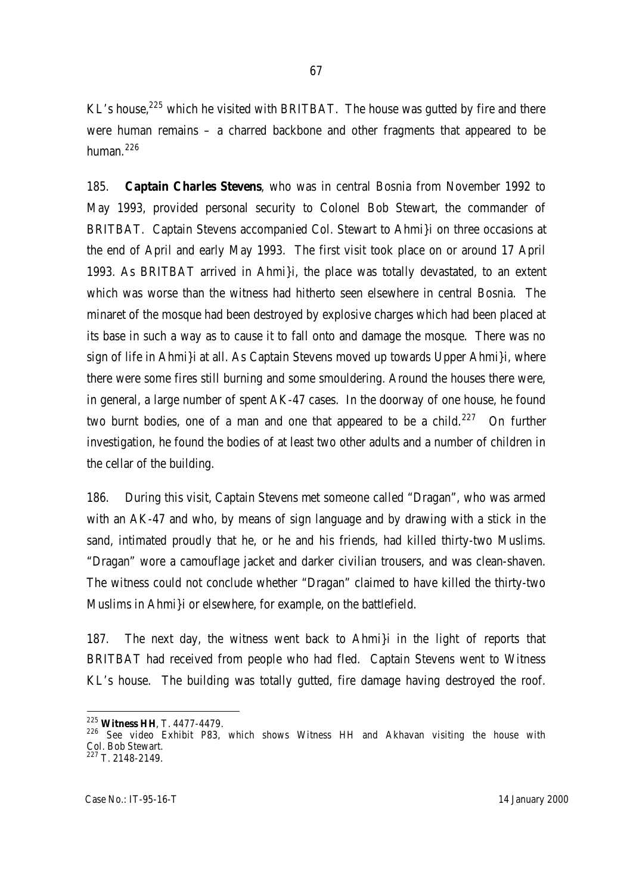KL's house,[225] which he visited with BRITBAT. The house was gutted by fire and there were human remains – a charred backbone and other fragments that appeared to be human.[226]

185. **Captain Charles Stevens**, who was in central Bosnia from November 1992 to May 1993, provided personal security to Colonel Bob Stewart, the commander of BRITBAT. Captain Stevens accompanied Col. Stewart to Ahmi}i on three occasions at the end of April and early May 1993. The first visit took place on or around 17 April 1993. As BRITBAT arrived in Ahmi}i, the place was totally devastated, to an extent which was worse than the witness had hitherto seen elsewhere in central Bosnia. The minaret of the mosque had been destroyed by explosive charges which had been placed at its base in such a way as to cause it to fall onto and damage the mosque. There was no sign of life in Ahmi}i at all. As Captain Stevens moved up towards Upper Ahmi}i, where there were some fires still burning and some smouldering. Around the houses there were, in general, a large number of spent AK-47 cases. In the doorway of one house, he found two burnt bodies, one of a man and one that appeared to be a child.[227] On further investigation, he found the bodies of at least two other adults and a number of children in the cellar of the building.

186. During this visit, Captain Stevens met someone called "Dragan", who was armed with an AK-47 and who, by means of sign language and by drawing with a stick in the sand, intimated proudly that he, or he and his friends, had killed thirty-two Muslims. "Dragan" wore a camouflage jacket and darker civilian trousers, and was clean-shaven. The witness could not conclude whether "Dragan" claimed to have killed the thirty-two Muslims in Ahmi}i or elsewhere, for example, on the battlefield.

187. The next day, the witness went back to Ahmi}i in the light of reports that BRITBAT had received from people who had fled. Captain Stevens went to Witness KL's house. The building was totally gutted, fire damage having destroyed the roof.

---

[225] **Witness HH**, T. 4477-4479.

[226] See video Exhibit P83, which shows Witness HH and Akhavan visiting the house with Col. Bob Stewart.

[227] T. 2148-2149.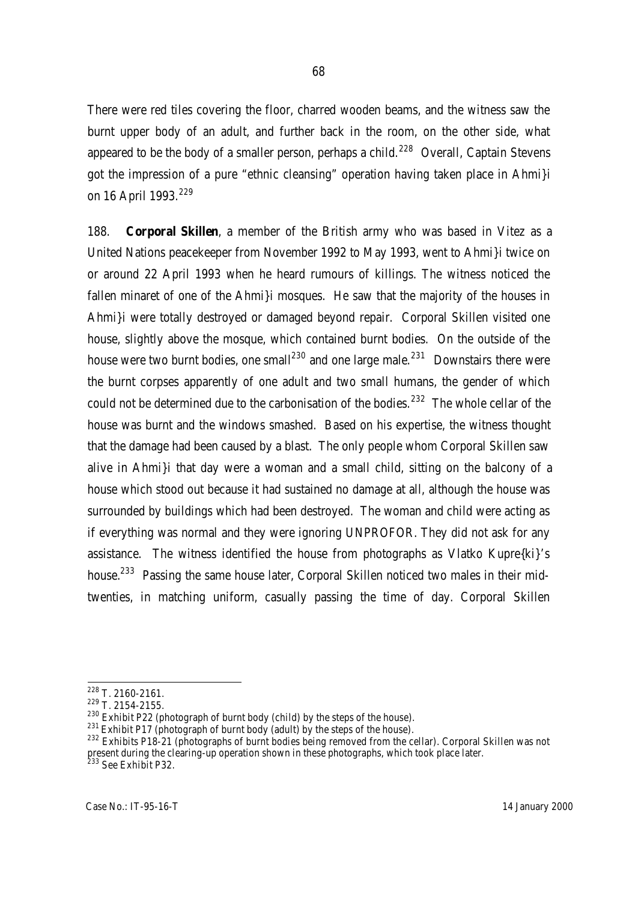There were red tiles covering the floor, charred wooden beams, and the witness saw the burnt upper body of an adult, and further back in the room, on the other side, what appeared to be the body of a smaller person, perhaps a child.[228] Overall, Captain Stevens got the impression of a pure "ethnic cleansing" operation having taken place in Ahmi}i on 16 April 1993.[229]

188. **Corporal Skillen**, a member of the British army who was based in Vitez as a United Nations peacekeeper from November 1992 to May 1993, went to Ahmi}i twice on or around 22 April 1993 when he heard rumours of killings. The witness noticed the fallen minaret of one of the Ahmi}i mosques. He saw that the majority of the houses in Ahmi}i were totally destroyed or damaged beyond repair. Corporal Skillen visited one house, slightly above the mosque, which contained burnt bodies. On the outside of the house were two burnt bodies, one small[230] and one large male.[231] Downstairs there were the burnt corpses apparently of one adult and two small humans, the gender of which could not be determined due to the carbonisation of the bodies.[232] The whole cellar of the house was burnt and the windows smashed. Based on his expertise, the witness thought that the damage had been caused by a blast. The only people whom Corporal Skillen saw alive in Ahmi}i that day were a woman and a small child, sitting on the balcony of a house which stood out because it had sustained no damage at all, although the house was surrounded by buildings which had been destroyed. The woman and child were acting as if everything was normal and they were ignoring UNPROFOR. They did not ask for any assistance. The witness identified the house from photographs as Vlatko Kupre{ki}'s house.[233] Passing the same house later, Corporal Skillen noticed two males in their mid-twenties, in matching uniform, casually passing the time of day. Corporal Skillen

---

[228] T. 2160-2161.

[229] T. 2154-2155.

[230] Exhibit P22 (photograph of burnt body (child) by the steps of the house).

[231] Exhibit P17 (photograph of burnt body (adult) by the steps of the house).

[232] Exhibits P18-21 (photographs of burnt bodies being removed from the cellar). Corporal Skillen was not present during the clearing-up operation shown in these photographs, which took place later.

[233] See Exhibit P32.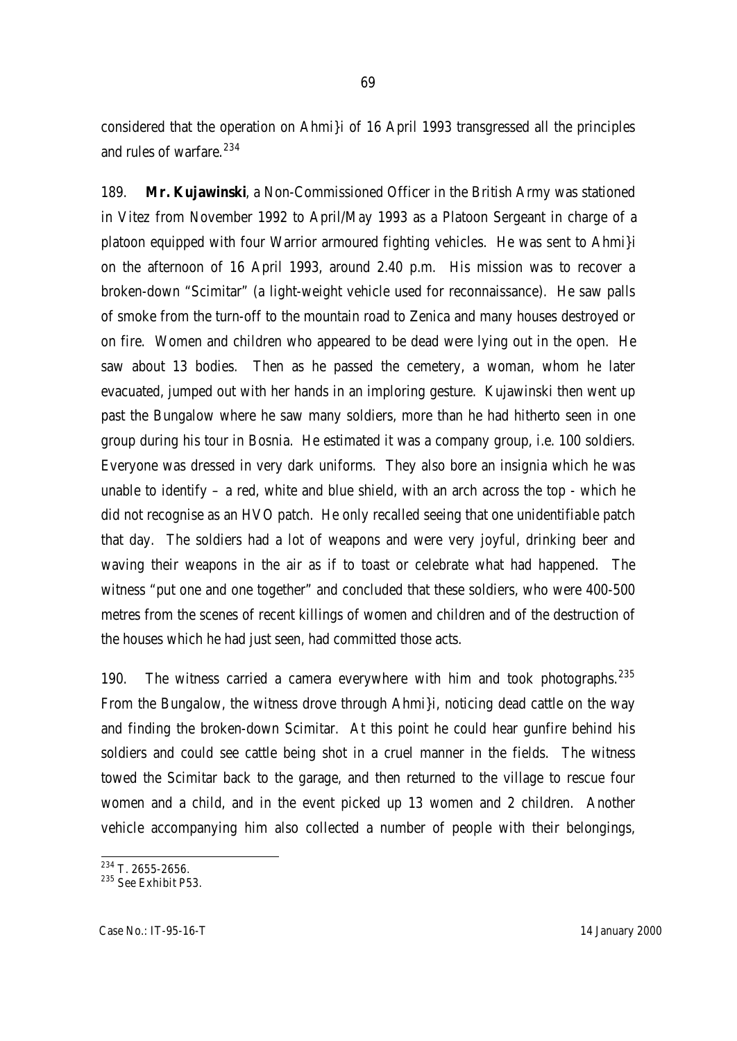considered that the operation on Ahmi}i of 16 April 1993 transgressed all the principles and rules of warfare.[234]

189. **Mr. Kujawinski**, a Non-Commissioned Officer in the British Army was stationed in Vitez from November 1992 to April/May 1993 as a Platoon Sergeant in charge of a platoon equipped with four Warrior armoured fighting vehicles. He was sent to Ahmi}i on the afternoon of 16 April 1993, around 2.40 p.m. His mission was to recover a broken-down "Scimitar" (a light-weight vehicle used for reconnaissance). He saw palls of smoke from the turn-off to the mountain road to Zenica and many houses destroyed or on fire. Women and children who appeared to be dead were lying out in the open. He saw about 13 bodies. Then as he passed the cemetery, a woman, whom he later evacuated, jumped out with her hands in an imploring gesture. Kujawinski then went up past the Bungalow where he saw many soldiers, more than he had hitherto seen in one group during his tour in Bosnia. He estimated it was a company group, i.e. 100 soldiers. Everyone was dressed in very dark uniforms. They also bore an insignia which he was unable to identify – a red, white and blue shield, with an arch across the top - which he did not recognise as an HVO patch. He only recalled seeing that one unidentifiable patch that day. The soldiers had a lot of weapons and were very joyful, drinking beer and waving their weapons in the air as if to toast or celebrate what had happened. The witness "put one and one together" and concluded that these soldiers, who were 400-500 metres from the scenes of recent killings of women and children and of the destruction of the houses which he had just seen, had committed those acts.

190. The witness carried a camera everywhere with him and took photographs.[235] From the Bungalow, the witness drove through Ahmi}i, noticing dead cattle on the way and finding the broken-down Scimitar. At this point he could hear gunfire behind his soldiers and could see cattle being shot in a cruel manner in the fields. The witness towed the Scimitar back to the garage, and then returned to the village to rescue four women and a child, and in the event picked up 13 women and 2 children. Another vehicle accompanying him also collected a number of people with their belongings,

---

[234] T. 2655-2656.

[235] See Exhibit P53.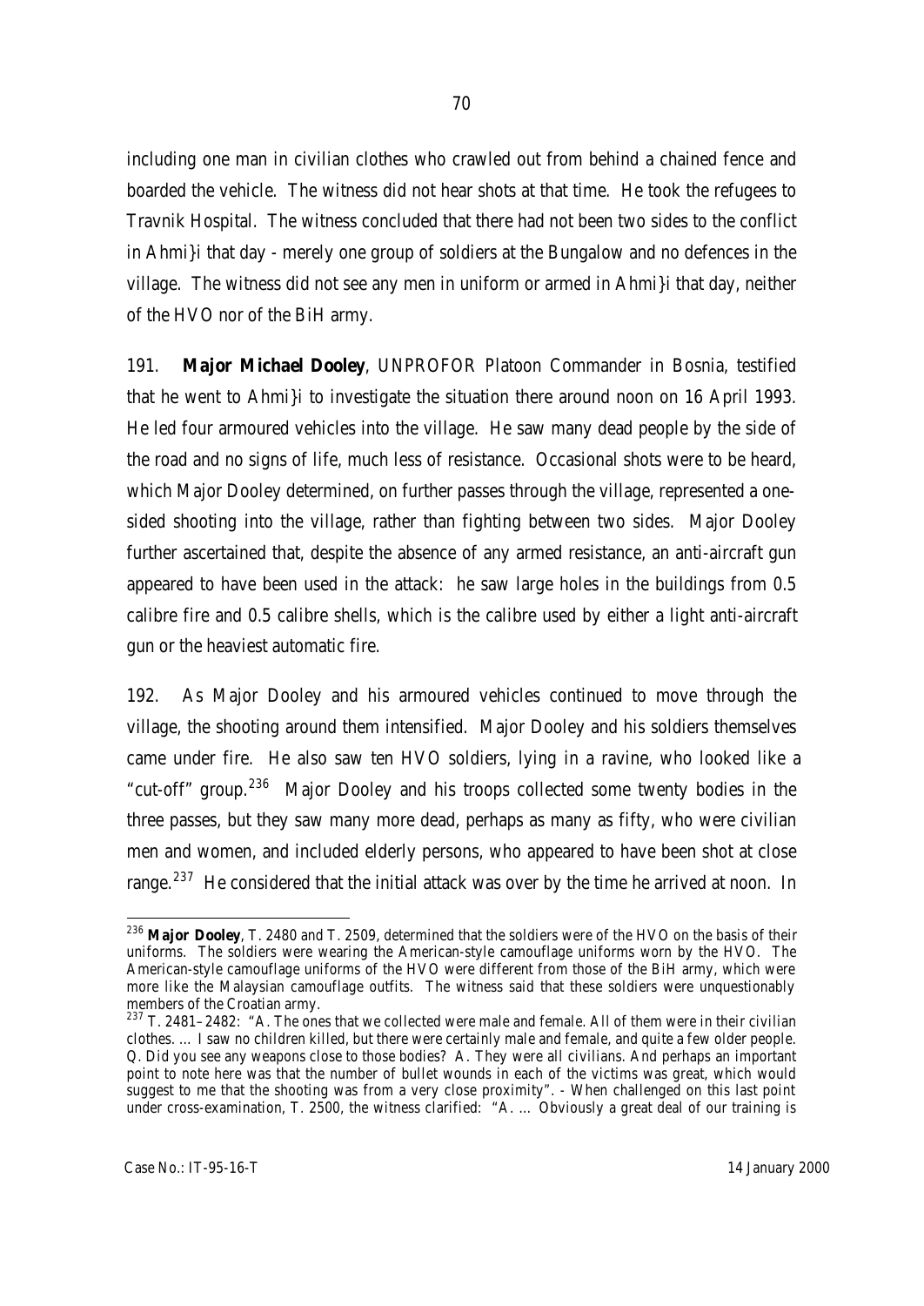including one man in civilian clothes who crawled out from behind a chained fence and boarded the vehicle. The witness did not hear shots at that time. He took the refugees to Travnik Hospital. The witness concluded that there had not been two sides to the conflict in Ahmi}i that day - merely one group of soldiers at the Bungalow and no defences in the village. The witness did not see any men in uniform or armed in Ahmi}i that day, neither of the HVO nor of the BiH army.

191. **Major Michael Dooley**, UNPROFOR Platoon Commander in Bosnia, testified that he went to Ahmi}i to investigate the situation there around noon on 16 April 1993. He led four armoured vehicles into the village. He saw many dead people by the side of the road and no signs of life, much less of resistance. Occasional shots were to be heard, which Major Dooley determined, on further passes through the village, represented a one-sided shooting into the village, rather than fighting between two sides. Major Dooley further ascertained that, despite the absence of any armed resistance, an anti-aircraft gun appeared to have been used in the attack: he saw large holes in the buildings from 0.5 calibre fire and 0.5 calibre shells, which is the calibre used by either a light anti-aircraft gun or the heaviest automatic fire.

192. As Major Dooley and his armoured vehicles continued to move through the village, the shooting around them intensified. Major Dooley and his soldiers themselves came under fire. He also saw ten HVO soldiers, lying in a ravine, who looked like a "cut-off" group.[236] Major Dooley and his troops collected some twenty bodies in the three passes, but they saw many more dead, perhaps as many as fifty, who were civilian men and women, and included elderly persons, who appeared to have been shot at close range.[237] He considered that the initial attack was over by the time he arrived at noon. In

---

[236] **Major Dooley**, T. 2480 and T. 2509, determined that the soldiers were of the HVO on the basis of their uniforms. The soldiers were wearing the American-style camouflage uniforms worn by the HVO. The American-style camouflage uniforms of the HVO were different from those of the BiH army, which were more like the Malaysian camouflage outfits. The witness said that these soldiers were unquestionably members of the Croatian army.

[237] T. 2481–2482: "A. The ones that we collected were male and female. All of them were in their civilian clothes. … I saw no children killed, but there were certainly male and female, and quite a few older people. Q. Did you see any weapons close to those bodies? A. They were all civilians. And perhaps an important point to note here was that the number of bullet wounds in each of the victims was great, which would suggest to me that the shooting was from a very close proximity". - When challenged on this last point under cross-examination, T. 2500, the witness clarified: "A. … Obviously a great deal of our training is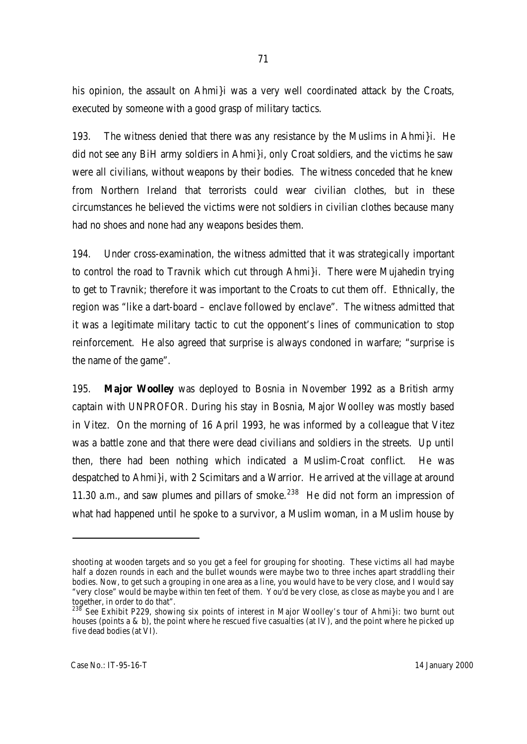his opinion, the assault on Ahmi}i was a very well coordinated attack by the Croats, executed by someone with a good grasp of military tactics.

193. The witness denied that there was any resistance by the Muslims in Ahmi}i. He did not see any BiH army soldiers in Ahmi}i, only Croat soldiers, and the victims he saw were all civilians, without weapons by their bodies. The witness conceded that he knew from Northern Ireland that terrorists could wear civilian clothes, but in these circumstances he believed the victims were not soldiers in civilian clothes because many had no shoes and none had any weapons besides them.

194. Under cross-examination, the witness admitted that it was strategically important to control the road to Travnik which cut through Ahmi}i. There were Mujahedin trying to get to Travnik; therefore it was important to the Croats to cut them off. Ethnically, the region was "like a dart-board – enclave followed by enclave". The witness admitted that it was a legitimate military tactic to cut the opponent's lines of communication to stop reinforcement. He also agreed that surprise is always condoned in warfare; "surprise is the name of the game".

195. **Major Woolley** was deployed to Bosnia in November 1992 as a British army captain with UNPROFOR. During his stay in Bosnia, Major Woolley was mostly based in Vitez. On the morning of 16 April 1993, he was informed by a colleague that Vitez was a battle zone and that there were dead civilians and soldiers in the streets. Up until then, there had been nothing which indicated a Muslim-Croat conflict. He was despatched to Ahmi}i, with 2 Scimitars and a Warrior. He arrived at the village at around 11.30 a.m., and saw plumes and pillars of smoke.[238] He did not form an impression of what had happened until he spoke to a survivor, a Muslim woman, in a Muslim house by

---

shooting at wooden targets and so you get a feel for grouping for shooting. These victims all had maybe half a dozen rounds in each and the bullet wounds were maybe two to three inches apart straddling their bodies. Now, to get such a grouping in one area as a line, you would have to be very close, and I would say "very close" would be maybe within ten feet of them. You'd be very close, as close as maybe you and I are together, in order to do that".

[238] See Exhibit P229, showing six points of interest in Major Woolley's tour of Ahmi}i: two burnt out houses (points a & b), the point where he rescued five casualties (at IV), and the point where he picked up five dead bodies (at VI).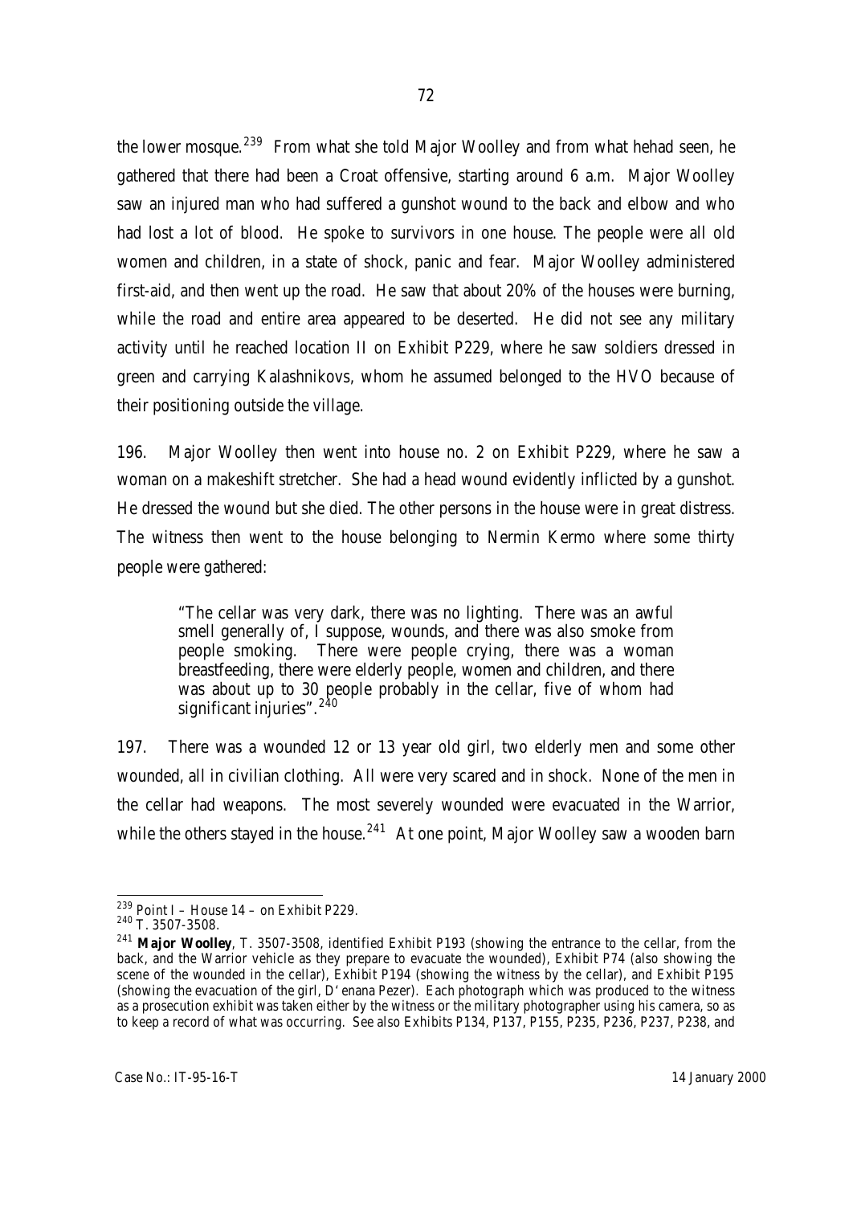the lower mosque.[239] From what she told Major Woolley and from what hehad seen, he gathered that there had been a Croat offensive, starting around 6 a.m. Major Woolley saw an injured man who had suffered a gunshot wound to the back and elbow and who had lost a lot of blood. He spoke to survivors in one house. The people were all old women and children, in a state of shock, panic and fear. Major Woolley administered first-aid, and then went up the road. He saw that about 20% of the houses were burning, while the road and entire area appeared to be deserted. He did not see any military activity until he reached location II on Exhibit P229, where he saw soldiers dressed in green and carrying Kalashnikovs, whom he assumed belonged to the HVO because of their positioning outside the village.

196. Major Woolley then went into house no. 2 on Exhibit P229, where he saw a woman on a makeshift stretcher. She had a head wound evidently inflicted by a gunshot. He dressed the wound but she died. The other persons in the house were in great distress. The witness then went to the house belonging to Nermin Kermo where some thirty people were gathered:

> "The cellar was very dark, there was no lighting. There was an awful smell generally of, I suppose, wounds, and there was also smoke from people smoking. There were people crying, there was a woman breastfeeding, there were elderly people, women and children, and there was about up to 30 people probably in the cellar, five of whom had significant injuries".[240]

197. There was a wounded 12 or 13 year old girl, two elderly men and some other wounded, all in civilian clothing. All were very scared and in shock. None of the men in the cellar had weapons. The most severely wounded were evacuated in the Warrior, while the others stayed in the house.[241] At one point, Major Woolley saw a wooden barn

---

[239] Point I – House 14 – on Exhibit P229.

[240] T. 3507-3508.

[241] **Major Woolley**, T. 3507-3508, identified Exhibit P193 (showing the entrance to the cellar, from the back, and the Warrior vehicle as they prepare to evacuate the wounded), Exhibit P74 (also showing the scene of the wounded in the cellar), Exhibit P194 (showing the witness by the cellar), and Exhibit P195 (showing the evacuation of the girl, D'enana Pezer). Each photograph which was produced to the witness as a prosecution exhibit was taken either by the witness or the military photographer using his camera, so as to keep a record of what was occurring. See also Exhibits P134, P137, P155, P235, P236, P237, P238, and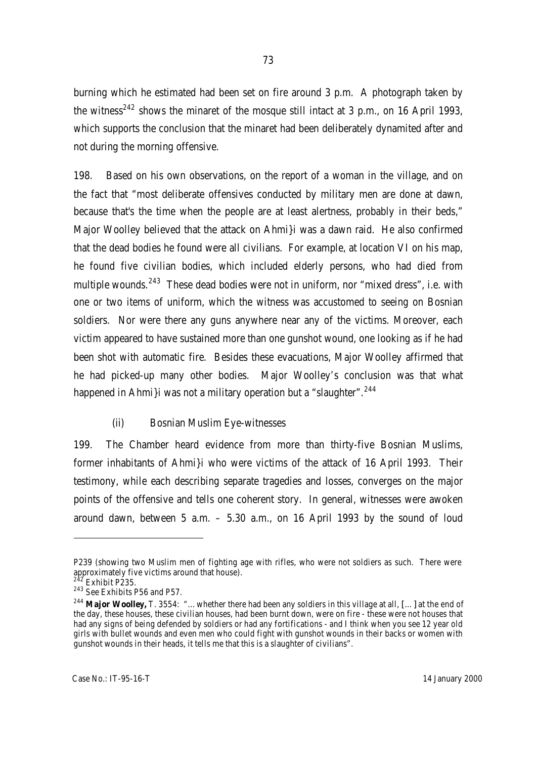burning which he estimated had been set on fire around 3 p.m. A photograph taken by the witness[242] shows the minaret of the mosque still intact at 3 p.m., on 16 April 1993, which supports the conclusion that the minaret had been deliberately dynamited after and not during the morning offensive.

198. Based on his own observations, on the report of a woman in the village, and on the fact that "most deliberate offensives conducted by military men are done at dawn, because that's the time when the people are at least alertness, probably in their beds," Major Woolley believed that the attack on Ahmi}i was a dawn raid. He also confirmed that the dead bodies he found were all civilians. For example, at location VI on his map, he found five civilian bodies, which included elderly persons, who had died from multiple wounds.[243] These dead bodies were not in uniform, nor "mixed dress", i.e. with one or two items of uniform, which the witness was accustomed to seeing on Bosnian soldiers. Nor were there any guns anywhere near any of the victims. Moreover, each victim appeared to have sustained more than one gunshot wound, one looking as if he had been shot with automatic fire. Besides these evacuations, Major Woolley affirmed that he had picked-up many other bodies. Major Woolley's conclusion was that what happened in Ahmi}i was not a military operation but a "slaughter".[244]

(ii) Bosnian Muslim Eye-witnesses

199. The Chamber heard evidence from more than thirty-five Bosnian Muslims, former inhabitants of Ahmi}i who were victims of the attack of 16 April 1993. Their testimony, while each describing separate tragedies and losses, converges on the major points of the offensive and tells one coherent story. In general, witnesses were awoken around dawn, between 5 a.m. – 5.30 a.m., on 16 April 1993 by the sound of loud

---

P239 (showing two Muslim men of fighting age with rifles, who were not soldiers as such. There were approximately five victims around that house).

[242] Exhibit P235.

[243] See Exhibits P56 and P57.

[244] **Major Woolley,** T. 3554: "… whether there had been any soldiers in this village at all, […] at the end of the day, these houses, these civilian houses, had been burnt down, were on fire - these were not houses that had any signs of being defended by soldiers or had any fortifications - and I think when you see 12 year old girls with bullet wounds and even men who could fight with gunshot wounds in their backs or women with gunshot wounds in their heads, it tells me that this is a slaughter of civilians".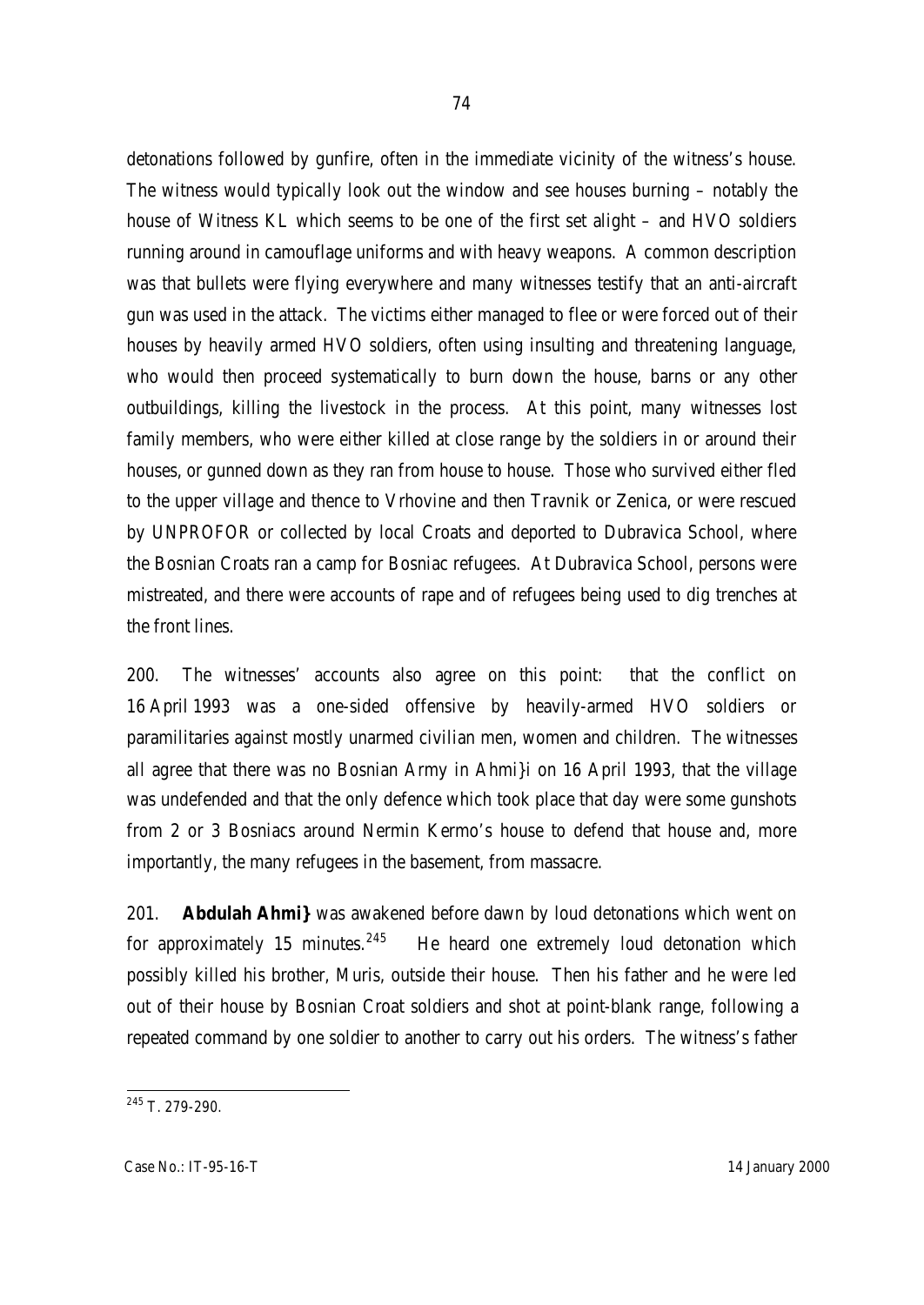detonations followed by gunfire, often in the immediate vicinity of the witness's house. The witness would typically look out the window and see houses burning – notably the house of Witness KL which seems to be one of the first set alight – and HVO soldiers running around in camouflage uniforms and with heavy weapons. A common description was that bullets were flying everywhere and many witnesses testify that an anti-aircraft gun was used in the attack. The victims either managed to flee or were forced out of their houses by heavily armed HVO soldiers, often using insulting and threatening language, who would then proceed systematically to burn down the house, barns or any other outbuildings, killing the livestock in the process. At this point, many witnesses lost family members, who were either killed at close range by the soldiers in or around their houses, or gunned down as they ran from house to house. Those who survived either fled to the upper village and thence to Vrhovine and then Travnik or Zenica, or were rescued by UNPROFOR or collected by local Croats and deported to Dubravica School, where the Bosnian Croats ran a camp for Bosniac refugees. At Dubravica School, persons were mistreated, and there were accounts of rape and of refugees being used to dig trenches at the front lines.

200. The witnesses' accounts also agree on this point: that the conflict on 16 April 1993 was a one-sided offensive by heavily-armed HVO soldiers or paramilitaries against mostly unarmed civilian men, women and children. The witnesses all agree that there was no Bosnian Army in Ahmi}i on 16 April 1993, that the village was undefended and that the only defence which took place that day were some gunshots from 2 or 3 Bosniacs around Nermin Kermo's house to defend that house and, more importantly, the many refugees in the basement, from massacre.

201. **Abdulah Ahmi}** was awakened before dawn by loud detonations which went on for approximately 15 minutes.[245] He heard one extremely loud detonation which possibly killed his brother, Muris, outside their house. Then his father and he were led out of their house by Bosnian Croat soldiers and shot at point-blank range, following a repeated command by one soldier to another to carry out his orders. The witness's father

---

[245] T. 279-290.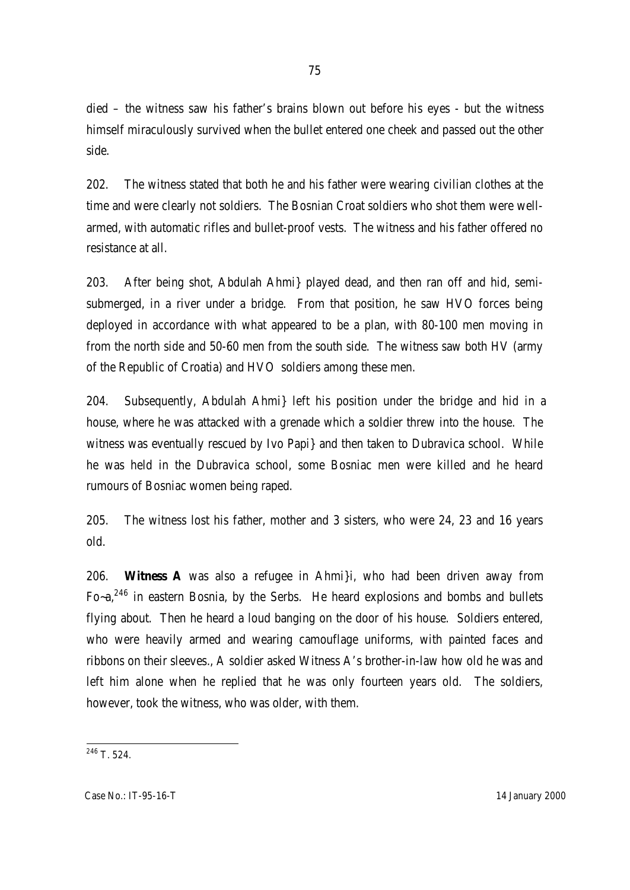died – the witness saw his father's brains blown out before his eyes - but the witness himself miraculously survived when the bullet entered one cheek and passed out the other side.

202. The witness stated that both he and his father were wearing civilian clothes at the time and were clearly not soldiers. The Bosnian Croat soldiers who shot them were well-armed, with automatic rifles and bullet-proof vests. The witness and his father offered no resistance at all.

203. After being shot, Abdulah Ahmi} played dead, and then ran off and hid, semi-submerged, in a river under a bridge. From that position, he saw HVO forces being deployed in accordance with what appeared to be a plan, with 80-100 men moving in from the north side and 50-60 men from the south side. The witness saw both HV (army of the Republic of Croatia) and HVO soldiers among these men.

204. Subsequently, Abdulah Ahmi} left his position under the bridge and hid in a house, where he was attacked with a grenade which a soldier threw into the house. The witness was eventually rescued by Ivo Papi} and then taken to Dubravica school. While he was held in the Dubravica school, some Bosniac men were killed and he heard rumours of Bosniac women being raped.

205. The witness lost his father, mother and 3 sisters, who were 24, 23 and 16 years old.

206. **Witness A** was also a refugee in Ahmi}i, who had been driven away from Fo~a,[246] in eastern Bosnia, by the Serbs. He heard explosions and bombs and bullets flying about. Then he heard a loud banging on the door of his house. Soldiers entered, who were heavily armed and wearing camouflage uniforms, with painted faces and ribbons on their sleeves., A soldier asked Witness A's brother-in-law how old he was and left him alone when he replied that he was only fourteen years old. The soldiers, however, took the witness, who was older, with them.

[246] T. 524.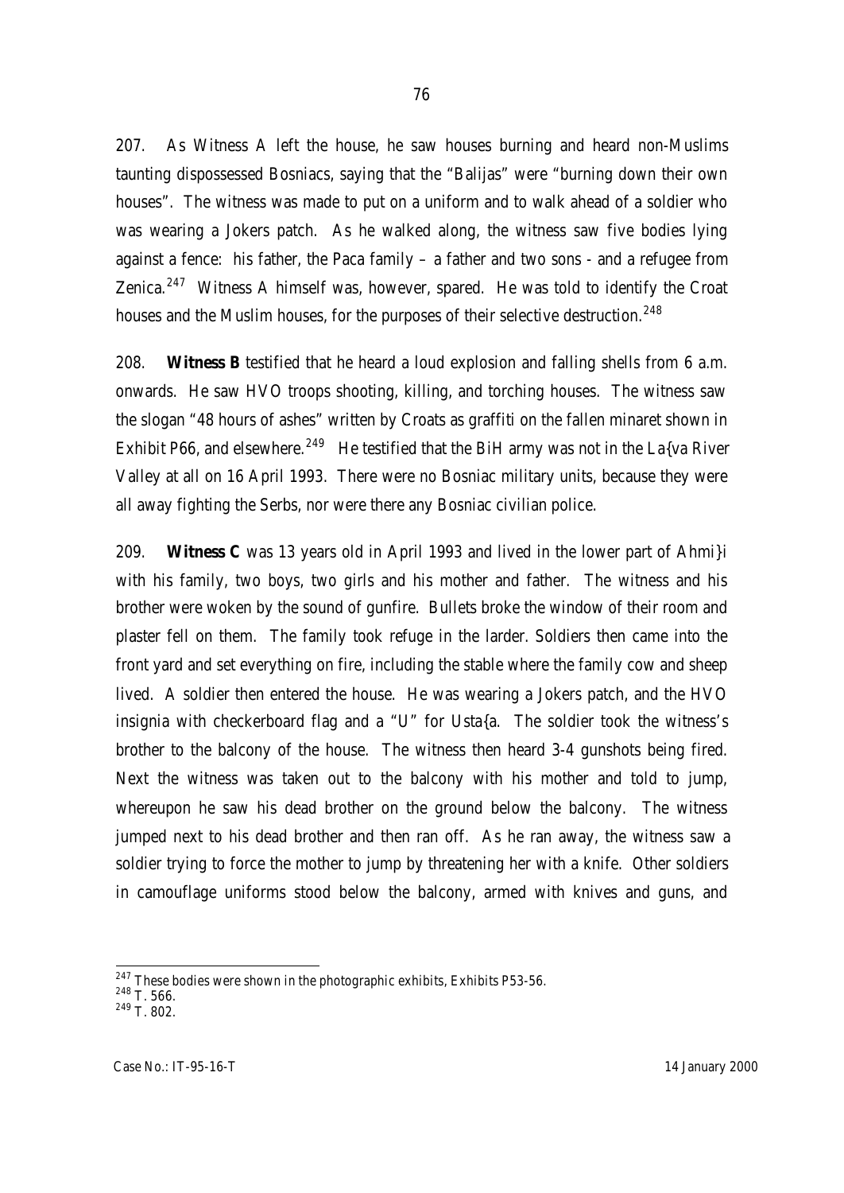207. As Witness A left the house, he saw houses burning and heard non-Muslims taunting dispossessed Bosniacs, saying that the "Balijas" were "burning down their own houses". The witness was made to put on a uniform and to walk ahead of a soldier who was wearing a Jokers patch. As he walked along, the witness saw five bodies lying against a fence: his father, the Paca family – a father and two sons - and a refugee from Zenica.[247] Witness A himself was, however, spared. He was told to identify the Croat houses and the Muslim houses, for the purposes of their selective destruction.[248]

208. **Witness B** testified that he heard a loud explosion and falling shells from 6 a.m. onwards. He saw HVO troops shooting, killing, and torching houses. The witness saw the slogan "48 hours of ashes" written by Croats as graffiti on the fallen minaret shown in Exhibit P66, and elsewhere.[249] He testified that the BiH army was not in the La{va River Valley at all on 16 April 1993. There were no Bosniac military units, because they were all away fighting the Serbs, nor were there any Bosniac civilian police.

209. **Witness C** was 13 years old in April 1993 and lived in the lower part of Ahmi}i with his family, two boys, two girls and his mother and father. The witness and his brother were woken by the sound of gunfire. Bullets broke the window of their room and plaster fell on them. The family took refuge in the larder. Soldiers then came into the front yard and set everything on fire, including the stable where the family cow and sheep lived. A soldier then entered the house. He was wearing a Jokers patch, and the HVO insignia with checkerboard flag and a "U" for Usta{a. The soldier took the witness's brother to the balcony of the house. The witness then heard 3-4 gunshots being fired. Next the witness was taken out to the balcony with his mother and told to jump, whereupon he saw his dead brother on the ground below the balcony. The witness jumped next to his dead brother and then ran off. As he ran away, the witness saw a soldier trying to force the mother to jump by threatening her with a knife. Other soldiers in camouflage uniforms stood below the balcony, armed with knives and guns, and

---

[247] These bodies were shown in the photographic exhibits, Exhibits P53-56.

[248] T. 566.

[249] T. 802.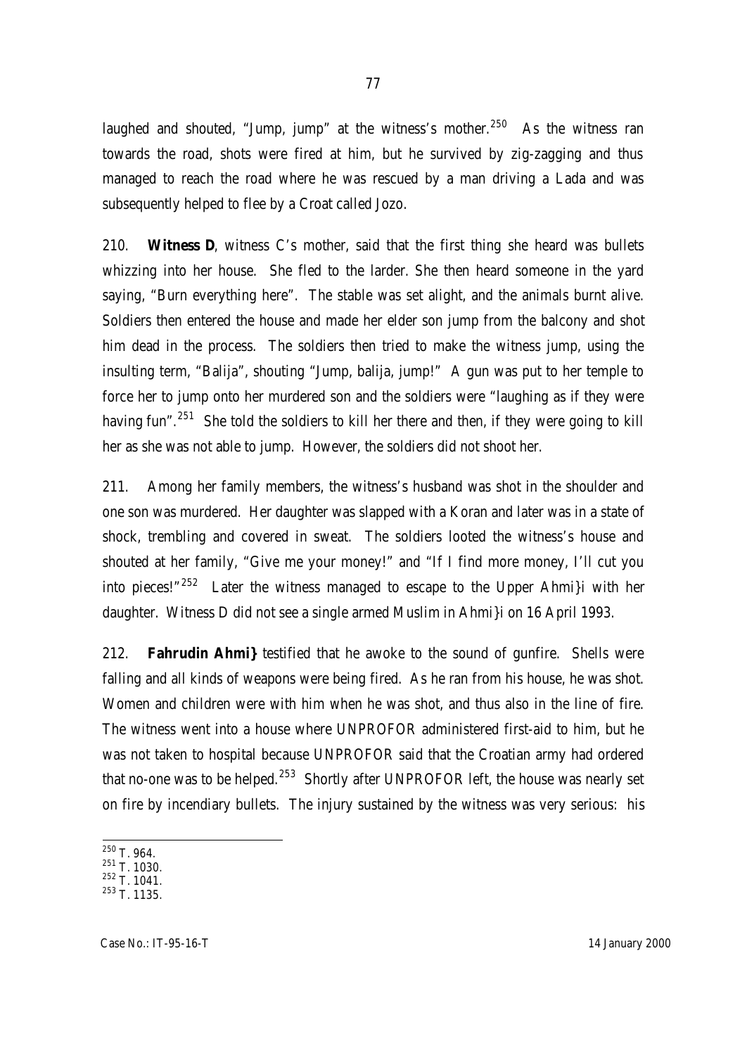laughed and shouted, "Jump, jump" at the witness's mother.[250] As the witness ran towards the road, shots were fired at him, but he survived by zig-zagging and thus managed to reach the road where he was rescued by a man driving a Lada and was subsequently helped to flee by a Croat called Jozo.

210. **Witness D**, witness C's mother, said that the first thing she heard was bullets whizzing into her house. She fled to the larder. She then heard someone in the yard saying, "Burn everything here". The stable was set alight, and the animals burnt alive. Soldiers then entered the house and made her elder son jump from the balcony and shot him dead in the process. The soldiers then tried to make the witness jump, using the insulting term, "Balija", shouting "Jump, balija, jump!" A gun was put to her temple to force her to jump onto her murdered son and the soldiers were "laughing as if they were having fun".[251] She told the soldiers to kill her there and then, if they were going to kill her as she was not able to jump. However, the soldiers did not shoot her.

211. Among her family members, the witness's husband was shot in the shoulder and one son was murdered. Her daughter was slapped with a Koran and later was in a state of shock, trembling and covered in sweat. The soldiers looted the witness's house and shouted at her family, "Give me your money!" and "If I find more money, I'll cut you into pieces!"[252] Later the witness managed to escape to the Upper Ahmi}i with her daughter. Witness D did not see a single armed Muslim in Ahmi}i on 16 April 1993.

212. **Fahrudin Ahmi}** testified that he awoke to the sound of gunfire. Shells were falling and all kinds of weapons were being fired. As he ran from his house, he was shot. Women and children were with him when he was shot, and thus also in the line of fire. The witness went into a house where UNPROFOR administered first-aid to him, but he was not taken to hospital because UNPROFOR said that the Croatian army had ordered that no-one was to be helped.[253] Shortly after UNPROFOR left, the house was nearly set on fire by incendiary bullets. The injury sustained by the witness was very serious: his

---

[250] T. 964.
[251] T. 1030.
[252] T. 1041.
[253] T. 1135.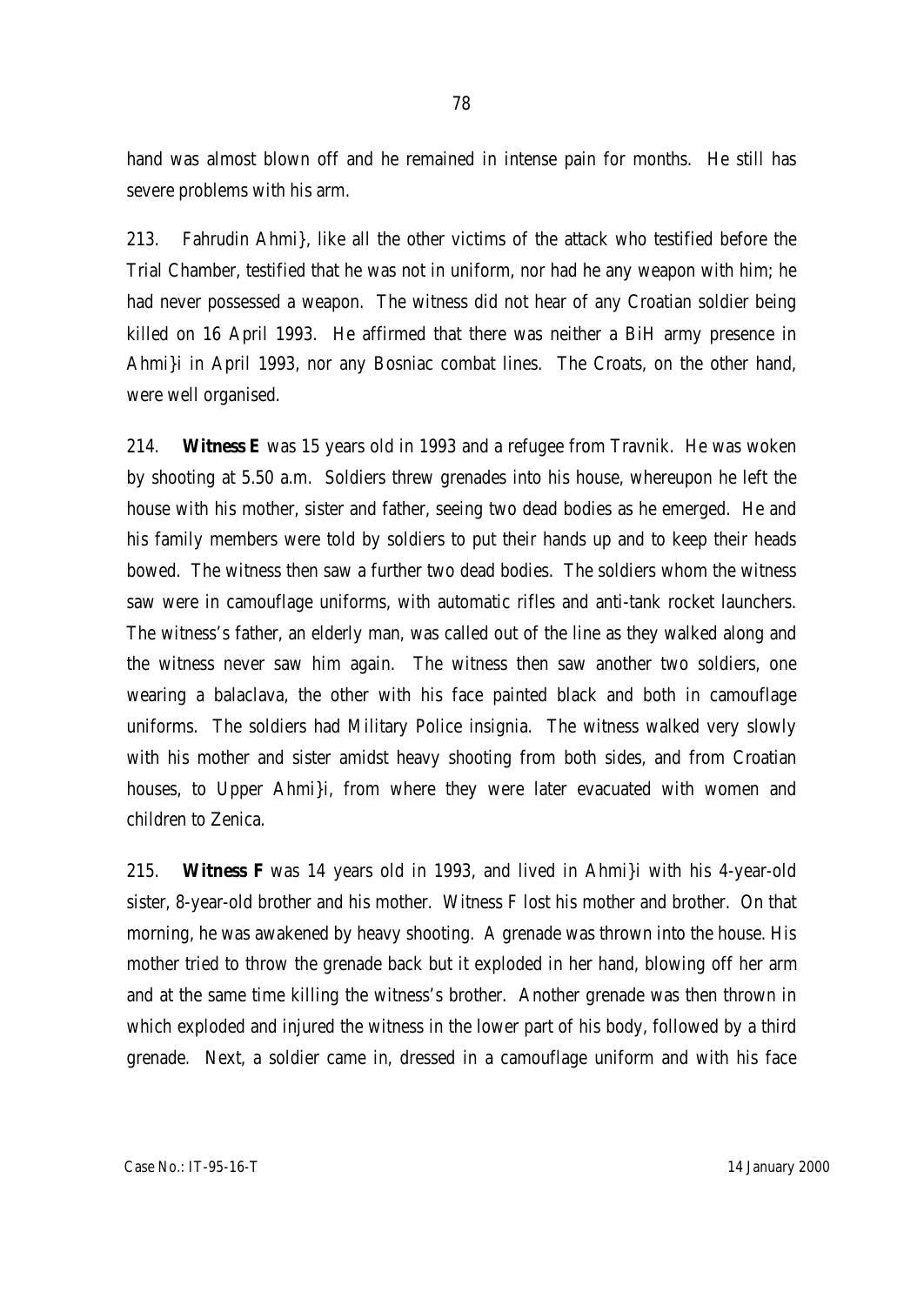hand was almost blown off and he remained in intense pain for months. He still has severe problems with his arm.

213. Fahrudin Ahmi}, like all the other victims of the attack who testified before the Trial Chamber, testified that he was not in uniform, nor had he any weapon with him; he had never possessed a weapon. The witness did not hear of any Croatian soldier being killed on 16 April 1993. He affirmed that there was neither a BiH army presence in Ahmi}i in April 1993, nor any Bosniac combat lines. The Croats, on the other hand, were well organised.

214. **Witness E** was 15 years old in 1993 and a refugee from Travnik. He was woken by shooting at 5.50 a.m. Soldiers threw grenades into his house, whereupon he left the house with his mother, sister and father, seeing two dead bodies as he emerged. He and his family members were told by soldiers to put their hands up and to keep their heads bowed. The witness then saw a further two dead bodies. The soldiers whom the witness saw were in camouflage uniforms, with automatic rifles and anti-tank rocket launchers. The witness's father, an elderly man, was called out of the line as they walked along and the witness never saw him again. The witness then saw another two soldiers, one wearing a balaclava, the other with his face painted black and both in camouflage uniforms. The soldiers had Military Police insignia. The witness walked very slowly with his mother and sister amidst heavy shooting from both sides, and from Croatian houses, to Upper Ahmi}i, from where they were later evacuated with women and children to Zenica.

215. **Witness F** was 14 years old in 1993, and lived in Ahmi}i with his 4-year-old sister, 8-year-old brother and his mother. Witness F lost his mother and brother. On that morning, he was awakened by heavy shooting. A grenade was thrown into the house. His mother tried to throw the grenade back but it exploded in her hand, blowing off her arm and at the same time killing the witness's brother. Another grenade was then thrown in which exploded and injured the witness in the lower part of his body, followed by a third grenade. Next, a soldier came in, dressed in a camouflage uniform and with his face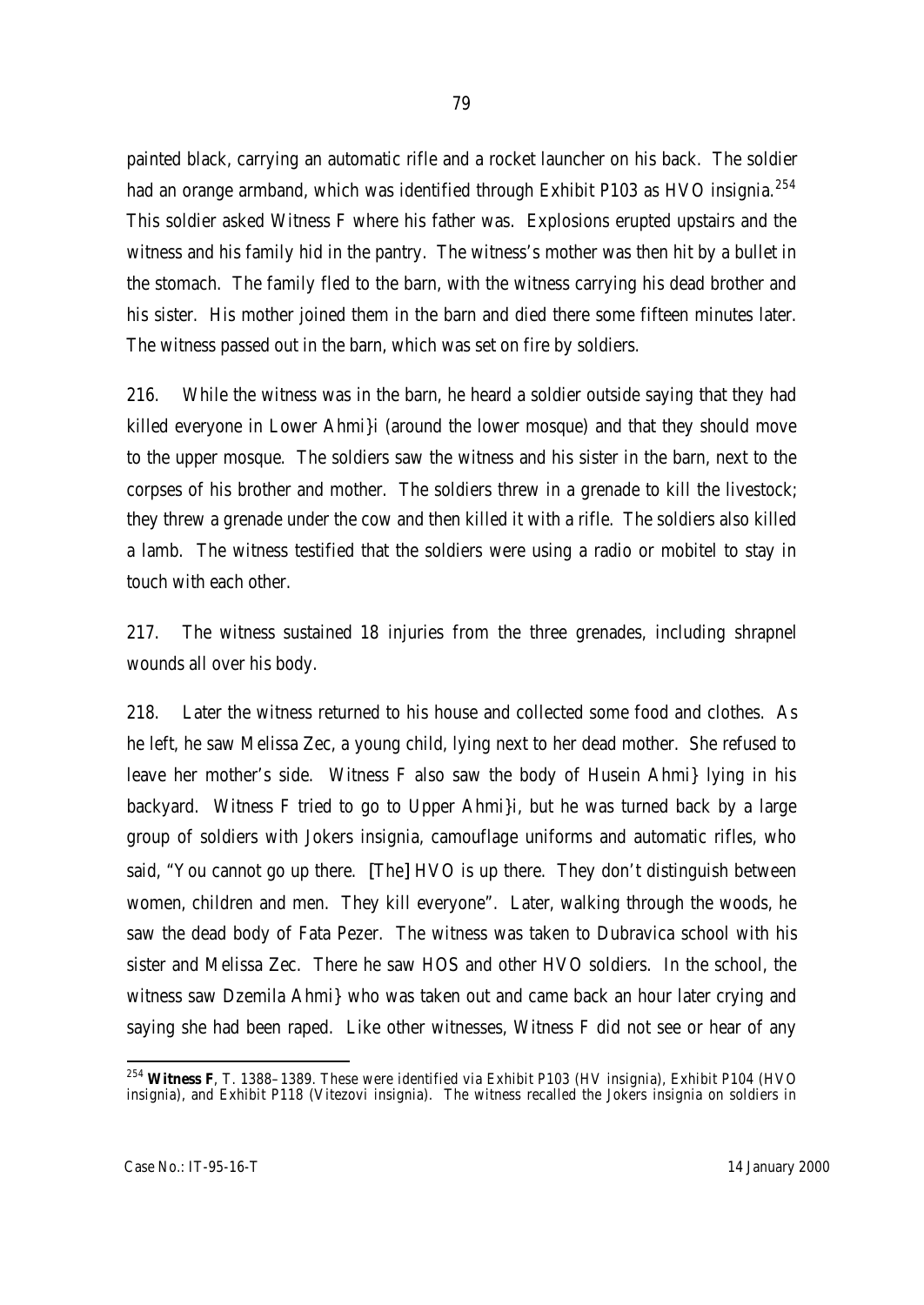painted black, carrying an automatic rifle and a rocket launcher on his back. The soldier had an orange armband, which was identified through Exhibit P103 as HVO insignia.[254] This soldier asked Witness F where his father was. Explosions erupted upstairs and the witness and his family hid in the pantry. The witness's mother was then hit by a bullet in the stomach. The family fled to the barn, with the witness carrying his dead brother and his sister. His mother joined them in the barn and died there some fifteen minutes later. The witness passed out in the barn, which was set on fire by soldiers.

216. While the witness was in the barn, he heard a soldier outside saying that they had killed everyone in Lower Ahmi}i (around the lower mosque) and that they should move to the upper mosque. The soldiers saw the witness and his sister in the barn, next to the corpses of his brother and mother. The soldiers threw in a grenade to kill the livestock; they threw a grenade under the cow and then killed it with a rifle. The soldiers also killed a lamb. The witness testified that the soldiers were using a radio or mobitel to stay in touch with each other.

217. The witness sustained 18 injuries from the three grenades, including shrapnel wounds all over his body.

218. Later the witness returned to his house and collected some food and clothes. As he left, he saw Melissa Zec, a young child, lying next to her dead mother. She refused to leave her mother's side. Witness F also saw the body of Husein Ahmi} lying in his backyard. Witness F tried to go to Upper Ahmi}i, but he was turned back by a large group of soldiers with Jokers insignia, camouflage uniforms and automatic rifles, who said, "You cannot go up there. [The] HVO is up there. They don't distinguish between women, children and men. They kill everyone". Later, walking through the woods, he saw the dead body of Fata Pezer. The witness was taken to Dubravica school with his sister and Melissa Zec. There he saw HOS and other HVO soldiers. In the school, the witness saw Dzemila Ahmi} who was taken out and came back an hour later crying and saying she had been raped. Like other witnesses, Witness F did not see or hear of any

---

[254] **Witness F**, T. 1388–1389. These were identified via Exhibit P103 (HV insignia), Exhibit P104 (HVO insignia), and Exhibit P118 (Vitezovi insignia). The witness recalled the Jokers insignia on soldiers in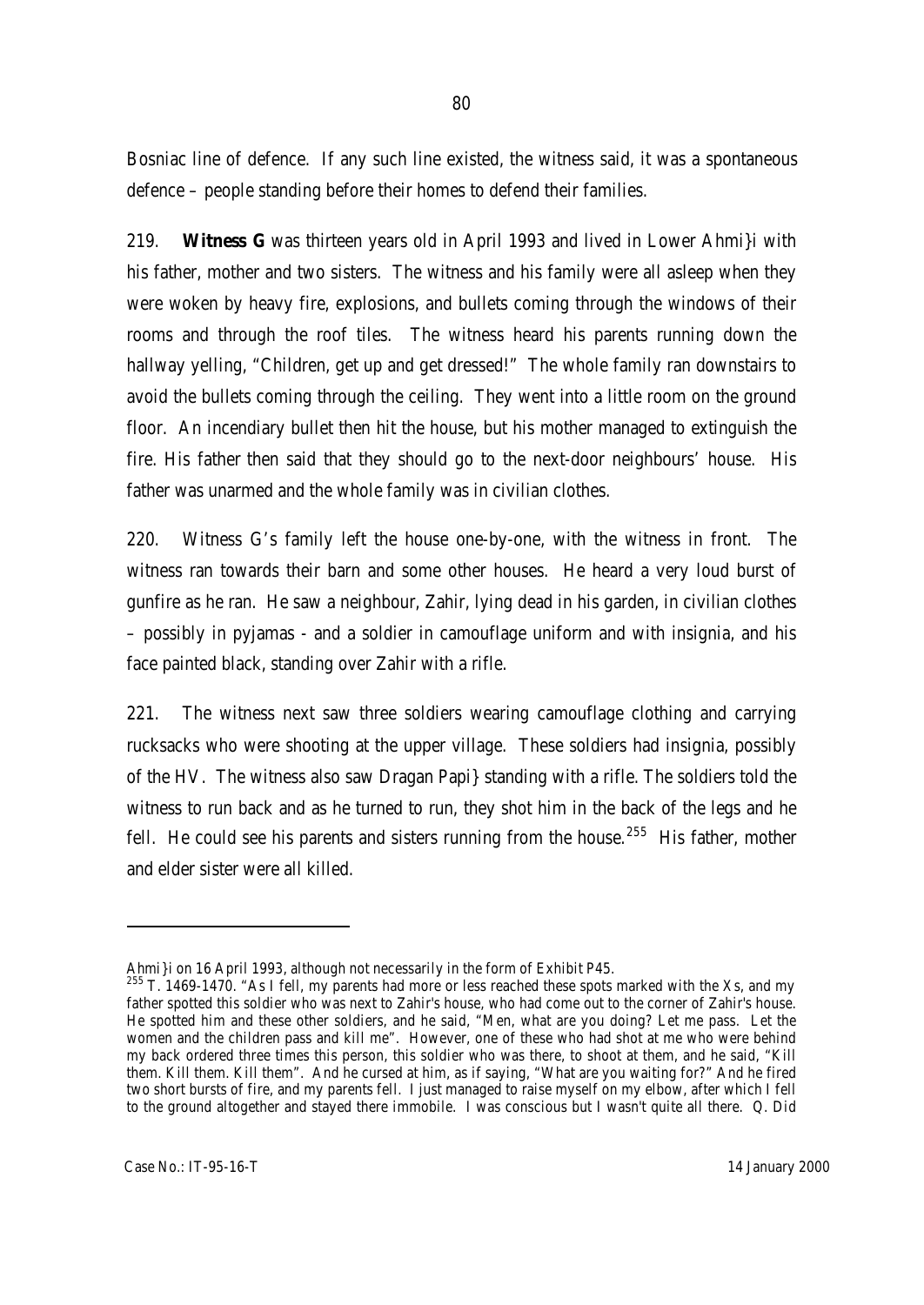Bosniac line of defence. If any such line existed, the witness said, it was a spontaneous defence – people standing before their homes to defend their families.

219. **Witness G** was thirteen years old in April 1993 and lived in Lower Ahmi}i with his father, mother and two sisters. The witness and his family were all asleep when they were woken by heavy fire, explosions, and bullets coming through the windows of their rooms and through the roof tiles. The witness heard his parents running down the hallway yelling, "Children, get up and get dressed!" The whole family ran downstairs to avoid the bullets coming through the ceiling. They went into a little room on the ground floor. An incendiary bullet then hit the house, but his mother managed to extinguish the fire. His father then said that they should go to the next-door neighbours' house. His father was unarmed and the whole family was in civilian clothes.

220. Witness G's family left the house one-by-one, with the witness in front. The witness ran towards their barn and some other houses. He heard a very loud burst of gunfire as he ran. He saw a neighbour, Zahir, lying dead in his garden, in civilian clothes – possibly in pyjamas - and a soldier in camouflage uniform and with insignia, and his face painted black, standing over Zahir with a rifle.

221. The witness next saw three soldiers wearing camouflage clothing and carrying rucksacks who were shooting at the upper village. These soldiers had insignia, possibly of the HV. The witness also saw Dragan Papi} standing with a rifle. The soldiers told the witness to run back and as he turned to run, they shot him in the back of the legs and he fell. He could see his parents and sisters running from the house.[255] His father, mother and elder sister were all killed.

---

Ahmi}i on 16 April 1993, although not necessarily in the form of Exhibit P45.

[255] T. 1469-1470. "As I fell, my parents had more or less reached these spots marked with the Xs, and my father spotted this soldier who was next to Zahir's house, who had come out to the corner of Zahir's house. He spotted him and these other soldiers, and he said, "Men, what are you doing? Let me pass. Let the women and the children pass and kill me". However, one of these who had shot at me who were behind my back ordered three times this person, this soldier who was there, to shoot at them, and he said, "Kill them. Kill them. Kill them". And he cursed at him, as if saying, "What are you waiting for?" And he fired two short bursts of fire, and my parents fell. I just managed to raise myself on my elbow, after which I fell to the ground altogether and stayed there immobile. I was conscious but I wasn't quite all there. Q. Did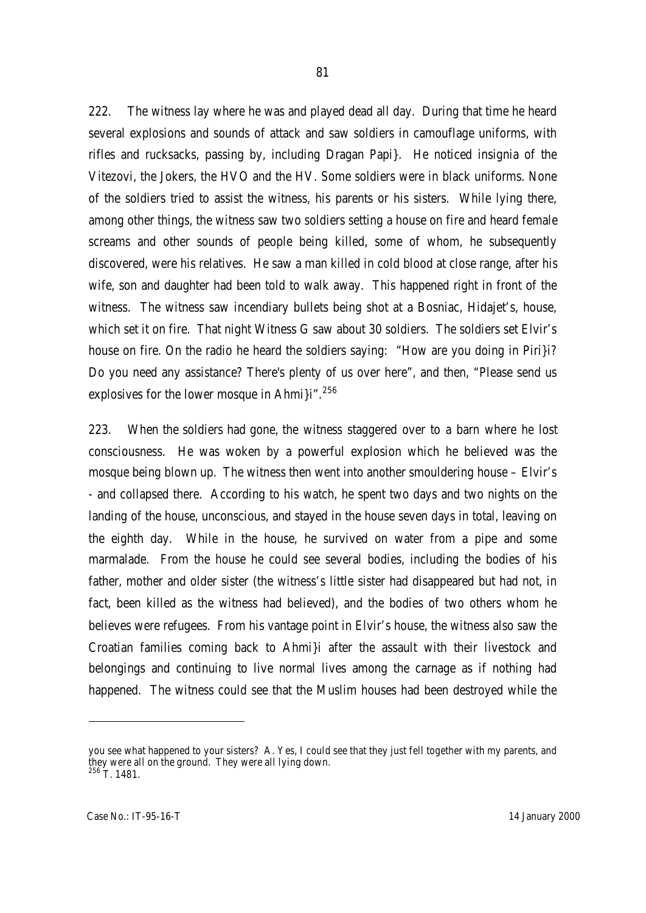222. The witness lay where he was and played dead all day. During that time he heard several explosions and sounds of attack and saw soldiers in camouflage uniforms, with rifles and rucksacks, passing by, including Dragan Papi}. He noticed insignia of the Vitezovi, the Jokers, the HVO and the HV. Some soldiers were in black uniforms. None of the soldiers tried to assist the witness, his parents or his sisters. While lying there, among other things, the witness saw two soldiers setting a house on fire and heard female screams and other sounds of people being killed, some of whom, he subsequently discovered, were his relatives. He saw a man killed in cold blood at close range, after his wife, son and daughter had been told to walk away. This happened right in front of the witness. The witness saw incendiary bullets being shot at a Bosniac, Hidajet's, house, which set it on fire. That night Witness G saw about 30 soldiers. The soldiers set Elvir's house on fire. On the radio he heard the soldiers saying: "How are you doing in Piri}i? Do you need any assistance? There's plenty of us over here", and then, "Please send us explosives for the lower mosque in Ahmi}i".[256]

223. When the soldiers had gone, the witness staggered over to a barn where he lost consciousness. He was woken by a powerful explosion which he believed was the mosque being blown up. The witness then went into another smouldering house – Elvir's - and collapsed there. According to his watch, he spent two days and two nights on the landing of the house, unconscious, and stayed in the house seven days in total, leaving on the eighth day. While in the house, he survived on water from a pipe and some marmalade. From the house he could see several bodies, including the bodies of his father, mother and older sister (the witness's little sister had disappeared but had not, in fact, been killed as the witness had believed), and the bodies of two others whom he believes were refugees. From his vantage point in Elvir's house, the witness also saw the Croatian families coming back to Ahmi}i after the assault with their livestock and belongings and continuing to live normal lives among the carnage as if nothing had happened. The witness could see that the Muslim houses had been destroyed while the

---

you see what happened to your sisters? A. Yes, I could see that they just fell together with my parents, and they were all on the ground. They were all lying down.

[256] T. 1481.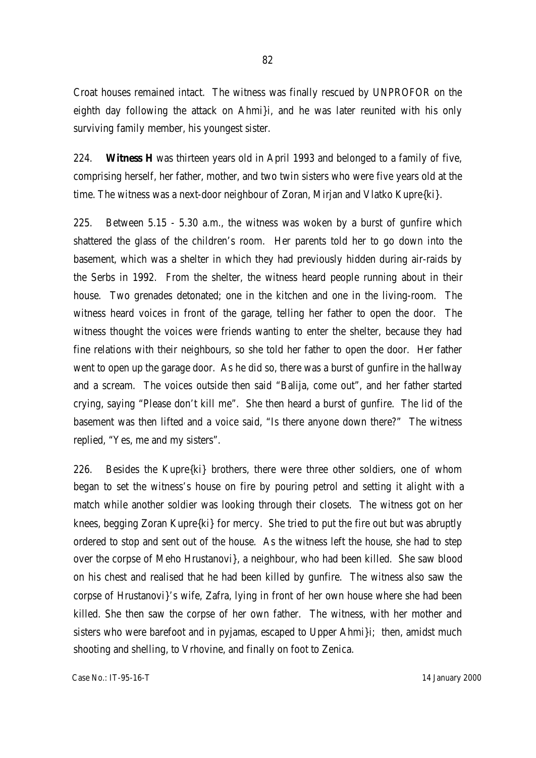Croat houses remained intact. The witness was finally rescued by UNPROFOR on the eighth day following the attack on Ahmi}i, and he was later reunited with his only surviving family member, his youngest sister.

224. **Witness H** was thirteen years old in April 1993 and belonged to a family of five, comprising herself, her father, mother, and two twin sisters who were five years old at the time. The witness was a next-door neighbour of Zoran, Mirjan and Vlatko Kupre{ki}.

225. Between 5.15 - 5.30 a.m., the witness was woken by a burst of gunfire which shattered the glass of the children's room. Her parents told her to go down into the basement, which was a shelter in which they had previously hidden during air-raids by the Serbs in 1992. From the shelter, the witness heard people running about in their house. Two grenades detonated; one in the kitchen and one in the living-room. The witness heard voices in front of the garage, telling her father to open the door. The witness thought the voices were friends wanting to enter the shelter, because they had fine relations with their neighbours, so she told her father to open the door. Her father went to open up the garage door. As he did so, there was a burst of gunfire in the hallway and a scream. The voices outside then said "Balija, come out", and her father started crying, saying "Please don't kill me". She then heard a burst of gunfire. The lid of the basement was then lifted and a voice said, "Is there anyone down there?" The witness replied, "Yes, me and my sisters".

226. Besides the Kupre{ki} brothers, there were three other soldiers, one of whom began to set the witness's house on fire by pouring petrol and setting it alight with a match while another soldier was looking through their closets. The witness got on her knees, begging Zoran Kupre{ki} for mercy. She tried to put the fire out but was abruptly ordered to stop and sent out of the house. As the witness left the house, she had to step over the corpse of Meho Hrustanovi}, a neighbour, who had been killed. She saw blood on his chest and realised that he had been killed by gunfire. The witness also saw the corpse of Hrustanovi}'s wife, Zafra, lying in front of her own house where she had been killed. She then saw the corpse of her own father. The witness, with her mother and sisters who were barefoot and in pyjamas, escaped to Upper Ahmi}i; then, amidst much shooting and shelling, to Vrhovine, and finally on foot to Zenica.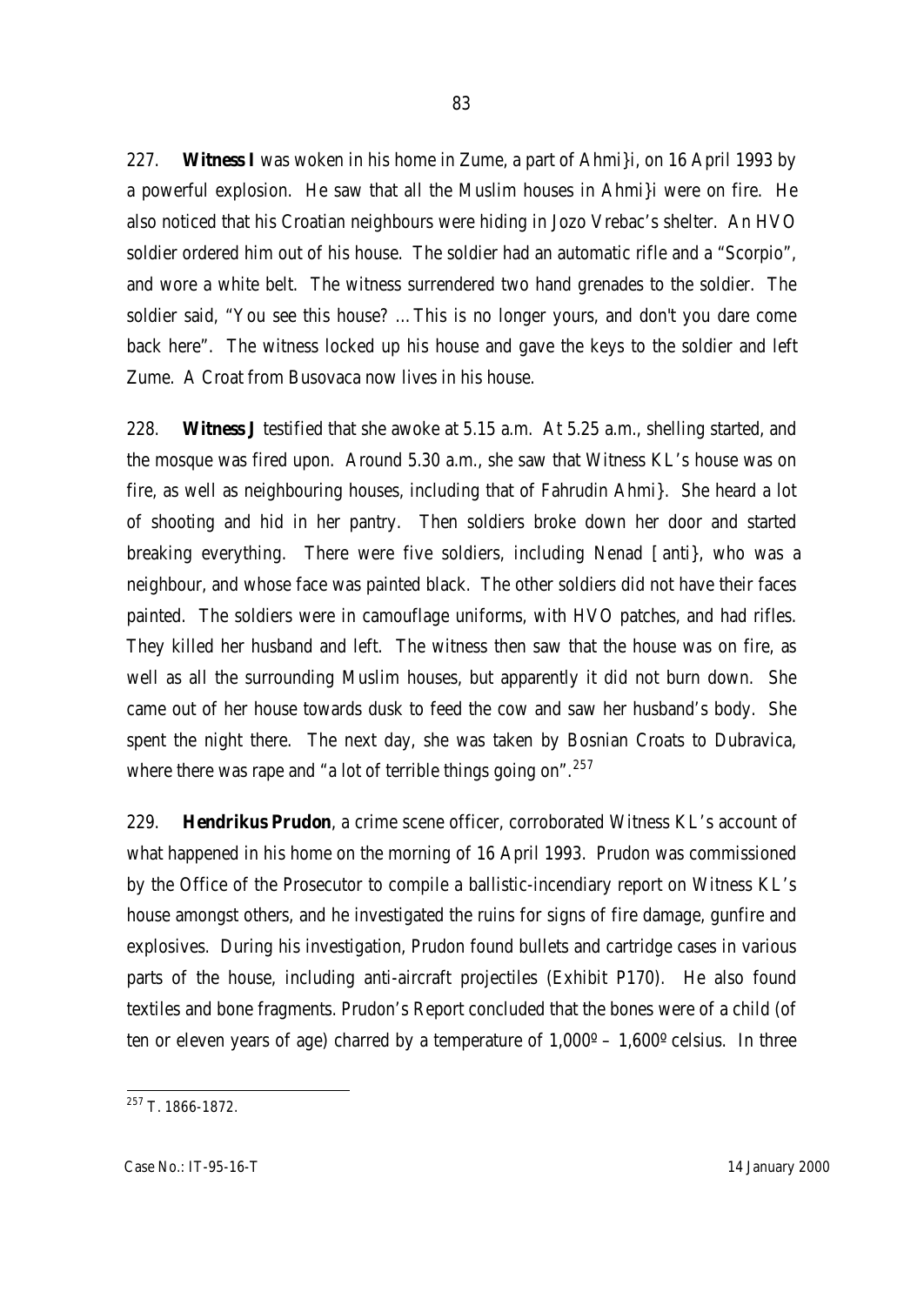227. **Witness I** was woken in his home in Zume, a part of Ahmi}i, on 16 April 1993 by a powerful explosion. He saw that all the Muslim houses in Ahmi}i were on fire. He also noticed that his Croatian neighbours were hiding in Jozo Vrebac's shelter. An HVO soldier ordered him out of his house. The soldier had an automatic rifle and a "Scorpio", and wore a white belt. The witness surrendered two hand grenades to the soldier. The soldier said, "You see this house? …This is no longer yours, and don't you dare come back here". The witness locked up his house and gave the keys to the soldier and left Zume. A Croat from Busovaca now lives in his house.

228. **Witness J** testified that she awoke at 5.15 a.m. At 5.25 a.m., shelling started, and the mosque was fired upon. Around 5.30 a.m., she saw that Witness KL's house was on fire, as well as neighbouring houses, including that of Fahrudin Ahmi}. She heard a lot of shooting and hid in her pantry. Then soldiers broke down her door and started breaking everything. There were five soldiers, including Nenad [anti}, who was a neighbour, and whose face was painted black. The other soldiers did not have their faces painted. The soldiers were in camouflage uniforms, with HVO patches, and had rifles. They killed her husband and left. The witness then saw that the house was on fire, as well as all the surrounding Muslim houses, but apparently it did not burn down. She came out of her house towards dusk to feed the cow and saw her husband's body. She spent the night there. The next day, she was taken by Bosnian Croats to Dubravica, where there was rape and "a lot of terrible things going on".[257]

229. **Hendrikus Prudon**, a crime scene officer, corroborated Witness KL's account of what happened in his home on the morning of 16 April 1993. Prudon was commissioned by the Office of the Prosecutor to compile a ballistic-incendiary report on Witness KL's house amongst others, and he investigated the ruins for signs of fire damage, gunfire and explosives. During his investigation, Prudon found bullets and cartridge cases in various parts of the house, including anti-aircraft projectiles (Exhibit P170). He also found textiles and bone fragments. Prudon's Report concluded that the bones were of a child (of ten or eleven years of age) charred by a temperature of 1,000º – 1,600º celsius. In three

---

[257] T. 1866-1872.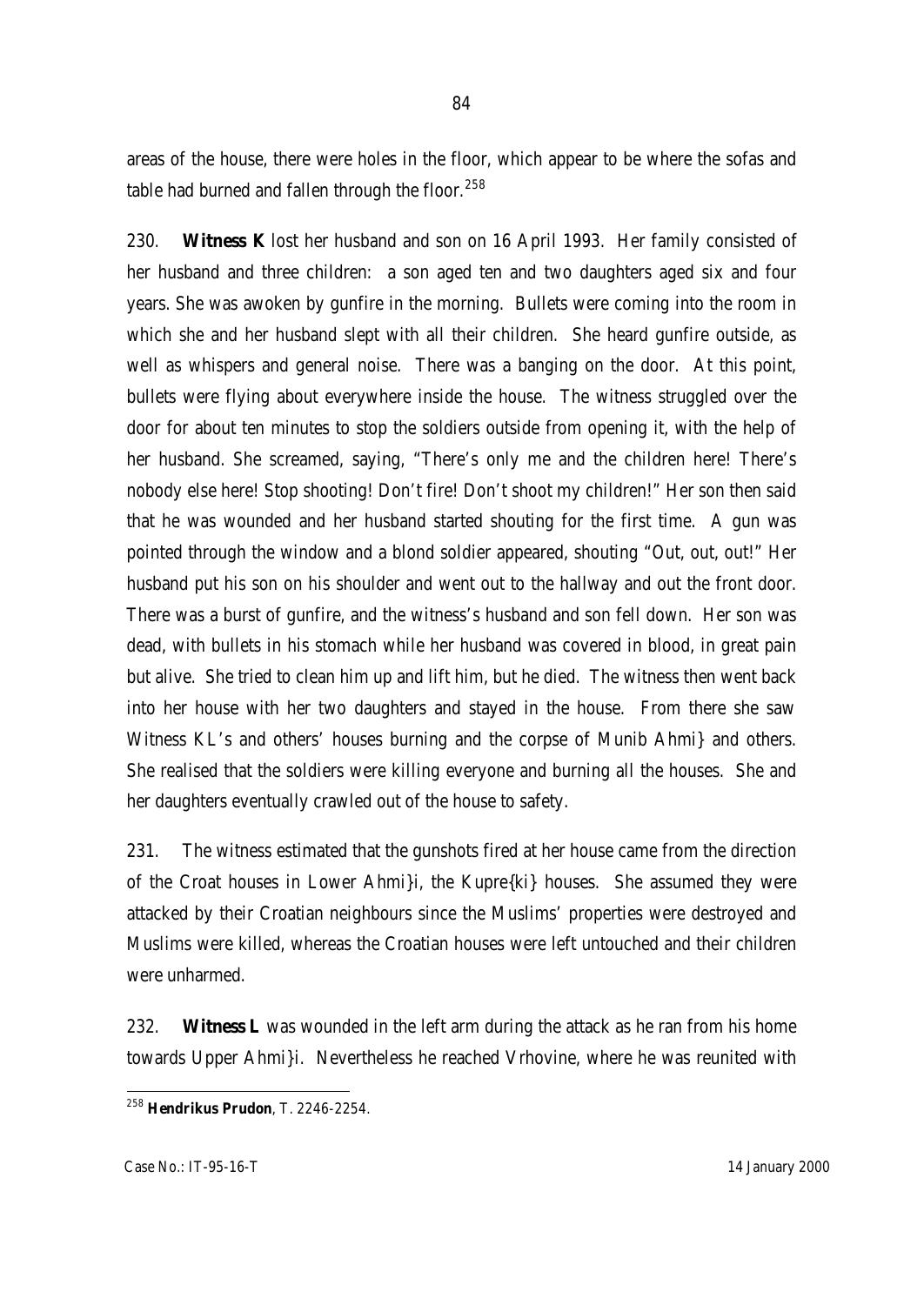areas of the house, there were holes in the floor, which appear to be where the sofas and table had burned and fallen through the floor.[258]

230. **Witness K** lost her husband and son on 16 April 1993. Her family consisted of her husband and three children: a son aged ten and two daughters aged six and four years. She was awoken by gunfire in the morning. Bullets were coming into the room in which she and her husband slept with all their children. She heard gunfire outside, as well as whispers and general noise. There was a banging on the door. At this point, bullets were flying about everywhere inside the house. The witness struggled over the door for about ten minutes to stop the soldiers outside from opening it, with the help of her husband. She screamed, saying, "There's only me and the children here! There's nobody else here! Stop shooting! Don't fire! Don't shoot my children!" Her son then said that he was wounded and her husband started shouting for the first time. A gun was pointed through the window and a blond soldier appeared, shouting "Out, out, out!" Her husband put his son on his shoulder and went out to the hallway and out the front door. There was a burst of gunfire, and the witness's husband and son fell down. Her son was dead, with bullets in his stomach while her husband was covered in blood, in great pain but alive. She tried to clean him up and lift him, but he died. The witness then went back into her house with her two daughters and stayed in the house. From there she saw Witness KL's and others' houses burning and the corpse of Munib Ahmi} and others. She realised that the soldiers were killing everyone and burning all the houses. She and her daughters eventually crawled out of the house to safety.

231. The witness estimated that the gunshots fired at her house came from the direction of the Croat houses in Lower Ahmi}i, the Kupre{ki} houses. She assumed they were attacked by their Croatian neighbours since the Muslims' properties were destroyed and Muslims were killed, whereas the Croatian houses were left untouched and their children were unharmed.

232. **Witness L** was wounded in the left arm during the attack as he ran from his home towards Upper Ahmi}i. Nevertheless he reached Vrhovine, where he was reunited with

[258] **Hendrikus Prudon**, T. 2246-2254.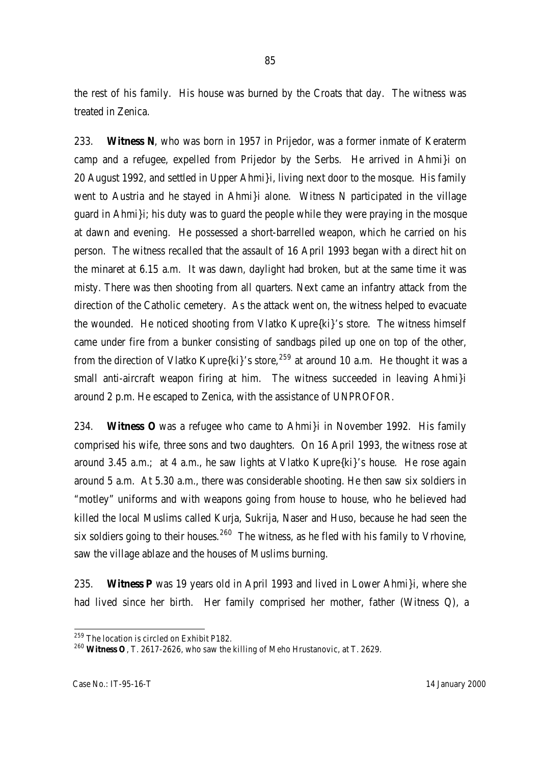the rest of his family. His house was burned by the Croats that day. The witness was treated in Zenica.

233. **Witness N**, who was born in 1957 in Prijedor, was a former inmate of Keraterm camp and a refugee, expelled from Prijedor by the Serbs. He arrived in Ahmi}i on 20 August 1992, and settled in Upper Ahmi}i, living next door to the mosque. His family went to Austria and he stayed in Ahmi}i alone. Witness N participated in the village guard in Ahmi}i; his duty was to guard the people while they were praying in the mosque at dawn and evening. He possessed a short-barrelled weapon, which he carried on his person. The witness recalled that the assault of 16 April 1993 began with a direct hit on the minaret at 6.15 a.m. It was dawn, daylight had broken, but at the same time it was misty. There was then shooting from all quarters. Next came an infantry attack from the direction of the Catholic cemetery. As the attack went on, the witness helped to evacuate the wounded. He noticed shooting from Vlatko Kupre{ki}'s store. The witness himself came under fire from a bunker consisting of sandbags piled up one on top of the other, from the direction of Vlatko Kupre{ki}'s store,[259] at around 10 a.m. He thought it was a small anti-aircraft weapon firing at him. The witness succeeded in leaving Ahmi}i around 2 p.m. He escaped to Zenica, with the assistance of UNPROFOR.

234. **Witness O** was a refugee who came to Ahmi}i in November 1992. His family comprised his wife, three sons and two daughters. On 16 April 1993, the witness rose at around 3.45 a.m.; at 4 a.m., he saw lights at Vlatko Kupre{ki}'s house. He rose again around 5 a.m. At 5.30 a.m., there was considerable shooting. He then saw six soldiers in "motley" uniforms and with weapons going from house to house, who he believed had killed the local Muslims called Kurja, Sukrija, Naser and Huso, because he had seen the six soldiers going to their houses.[260] The witness, as he fled with his family to Vrhovine, saw the village ablaze and the houses of Muslims burning.

235. **Witness P** was 19 years old in April 1993 and lived in Lower Ahmi}i, where she had lived since her birth. Her family comprised her mother, father (Witness Q), a

---

[259] The location is circled on Exhibit P182.

[260] **Witness O**, T. 2617-2626, who saw the killing of Meho Hrustanovic, at T. 2629.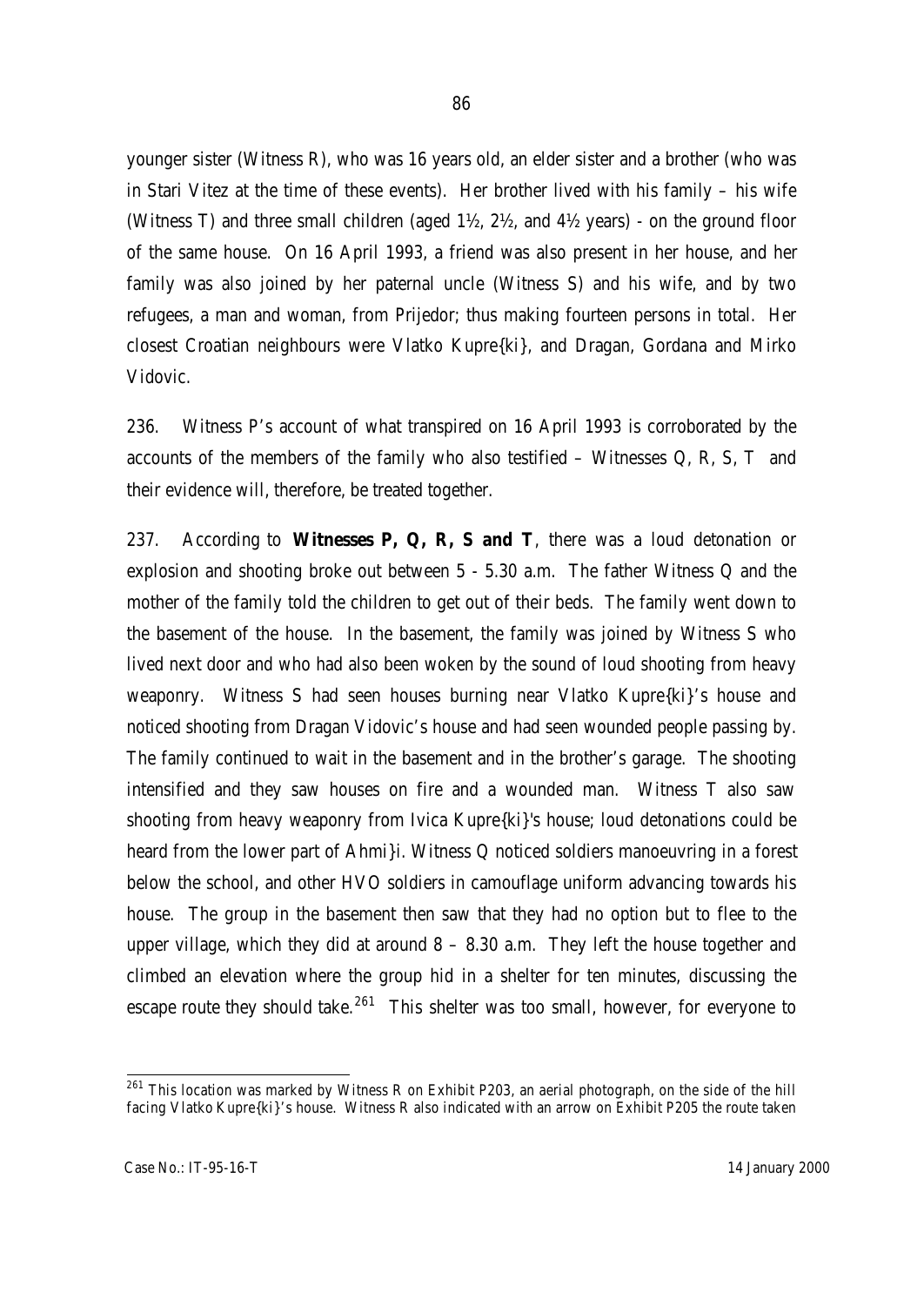younger sister (Witness R), who was 16 years old, an elder sister and a brother (who was in Stari Vitez at the time of these events). Her brother lived with his family – his wife (Witness T) and three small children (aged 1½, 2½, and 4½ years) - on the ground floor of the same house. On 16 April 1993, a friend was also present in her house, and her family was also joined by her paternal uncle (Witness S) and his wife, and by two refugees, a man and woman, from Prijedor; thus making fourteen persons in total. Her closest Croatian neighbours were Vlatko Kupre{ki}, and Dragan, Gordana and Mirko Vidovic.

236. Witness P's account of what transpired on 16 April 1993 is corroborated by the accounts of the members of the family who also testified – Witnesses Q, R, S, T and their evidence will, therefore, be treated together.

237. According to **Witnesses P, Q, R, S and T**, there was a loud detonation or explosion and shooting broke out between 5 - 5.30 a.m. The father Witness Q and the mother of the family told the children to get out of their beds. The family went down to the basement of the house. In the basement, the family was joined by Witness S who lived next door and who had also been woken by the sound of loud shooting from heavy weaponry. Witness S had seen houses burning near Vlatko Kupre{ki}'s house and noticed shooting from Dragan Vidovic's house and had seen wounded people passing by. The family continued to wait in the basement and in the brother's garage. The shooting intensified and they saw houses on fire and a wounded man. Witness T also saw shooting from heavy weaponry from Ivica Kupre{ki}'s house; loud detonations could be heard from the lower part of Ahmi}i. Witness Q noticed soldiers manoeuvring in a forest below the school, and other HVO soldiers in camouflage uniform advancing towards his house. The group in the basement then saw that they had no option but to flee to the upper village, which they did at around 8 – 8.30 a.m. They left the house together and climbed an elevation where the group hid in a shelter for ten minutes, discussing the escape route they should take.[261] This shelter was too small, however, for everyone to

[261] This location was marked by Witness R on Exhibit P203, an aerial photograph, on the side of the hill facing Vlatko Kupre{ki}'s house. Witness R also indicated with an arrow on Exhibit P205 the route taken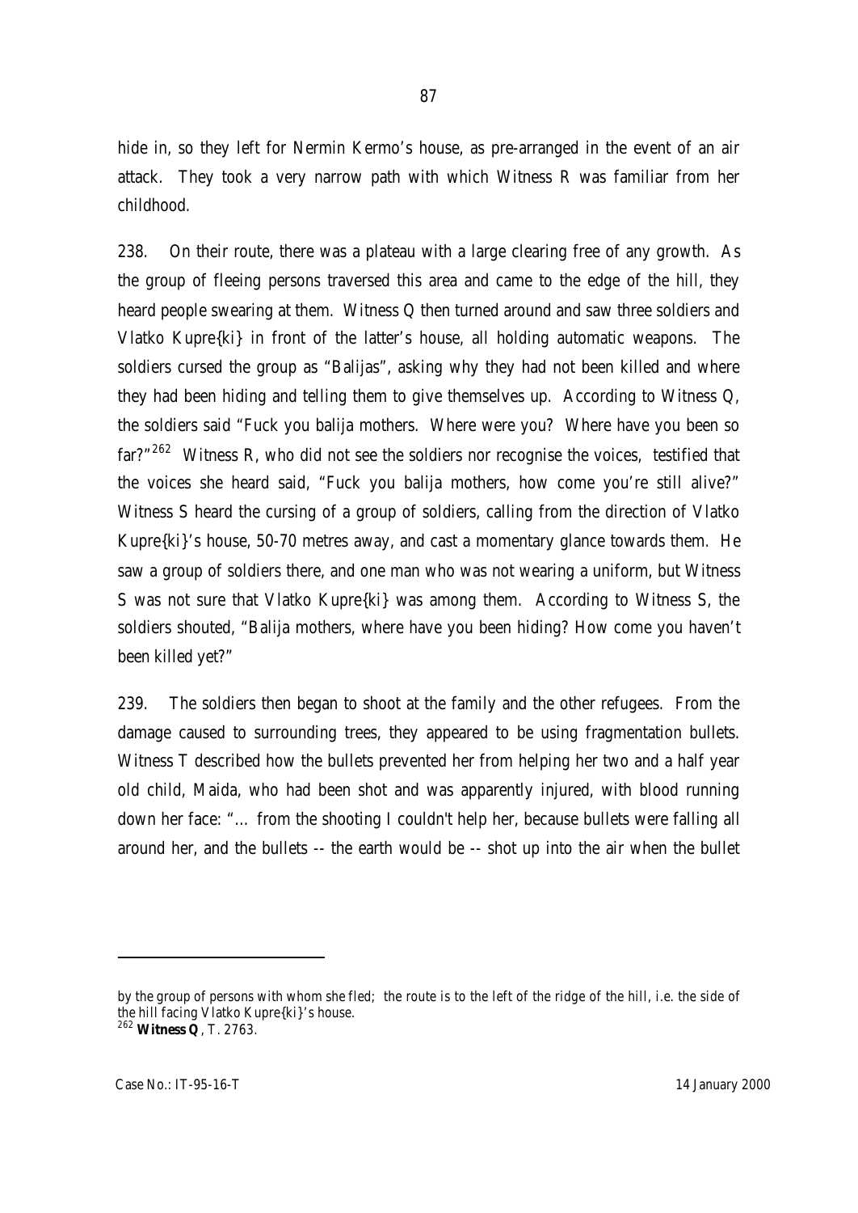hide in, so they left for Nermin Kermo's house, as pre-arranged in the event of an air attack. They took a very narrow path with which Witness R was familiar from her childhood.

238. On their route, there was a plateau with a large clearing free of any growth. As the group of fleeing persons traversed this area and came to the edge of the hill, they heard people swearing at them. Witness Q then turned around and saw three soldiers and Vlatko Kupre{ki} in front of the latter's house, all holding automatic weapons. The soldiers cursed the group as "Balijas", asking why they had not been killed and where they had been hiding and telling them to give themselves up. According to Witness Q, the soldiers said "Fuck you balija mothers. Where were you? Where have you been so far?"[262] Witness R, who did not see the soldiers nor recognise the voices, testified that the voices she heard said, "Fuck you balija mothers, how come you're still alive?" Witness S heard the cursing of a group of soldiers, calling from the direction of Vlatko Kupre{ki}'s house, 50-70 metres away, and cast a momentary glance towards them. He saw a group of soldiers there, and one man who was not wearing a uniform, but Witness S was not sure that Vlatko Kupre{ki} was among them. According to Witness S, the soldiers shouted, "Balija mothers, where have you been hiding? How come you haven't been killed yet?"

239. The soldiers then began to shoot at the family and the other refugees. From the damage caused to surrounding trees, they appeared to be using fragmentation bullets. Witness T described how the bullets prevented her from helping her two and a half year old child, Maida, who had been shot and was apparently injured, with blood running down her face: "... from the shooting I couldn't help her, because bullets were falling all around her, and the bullets -- the earth would be -- shot up into the air when the bullet

---

by the group of persons with whom she fled; the route is to the left of the ridge of the hill, i.e. the side of the hill facing Vlatko Kupre{ki}'s house.

[262] **Witness Q**, T. 2763.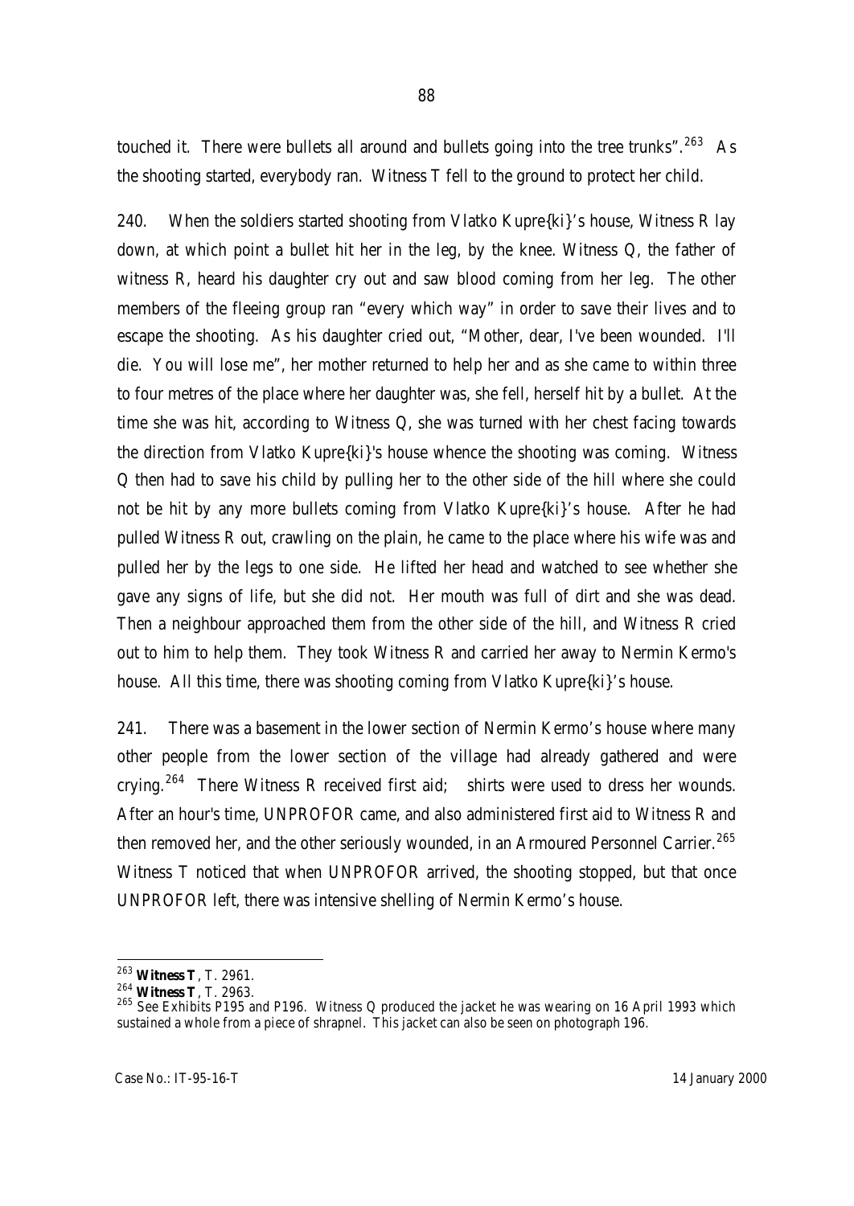touched it. There were bullets all around and bullets going into the tree trunks".[263] As the shooting started, everybody ran. Witness T fell to the ground to protect her child.

240. When the soldiers started shooting from Vlatko Kupre{ki}'s house, Witness R lay down, at which point a bullet hit her in the leg, by the knee. Witness Q, the father of witness R, heard his daughter cry out and saw blood coming from her leg. The other members of the fleeing group ran "every which way" in order to save their lives and to escape the shooting. As his daughter cried out, "Mother, dear, I've been wounded. I'll die. You will lose me", her mother returned to help her and as she came to within three to four metres of the place where her daughter was, she fell, herself hit by a bullet. At the time she was hit, according to Witness Q, she was turned with her chest facing towards the direction from Vlatko Kupre{ki}'s house whence the shooting was coming. Witness Q then had to save his child by pulling her to the other side of the hill where she could not be hit by any more bullets coming from Vlatko Kupre{ki}'s house. After he had pulled Witness R out, crawling on the plain, he came to the place where his wife was and pulled her by the legs to one side. He lifted her head and watched to see whether she gave any signs of life, but she did not. Her mouth was full of dirt and she was dead. Then a neighbour approached them from the other side of the hill, and Witness R cried out to him to help them. They took Witness R and carried her away to Nermin Kermo's house. All this time, there was shooting coming from Vlatko Kupre{ki}'s house.

241. There was a basement in the lower section of Nermin Kermo's house where many other people from the lower section of the village had already gathered and were crying.[264] There Witness R received first aid; shirts were used to dress her wounds. After an hour's time, UNPROFOR came, and also administered first aid to Witness R and then removed her, and the other seriously wounded, in an Armoured Personnel Carrier.[265] Witness T noticed that when UNPROFOR arrived, the shooting stopped, but that once UNPROFOR left, there was intensive shelling of Nermin Kermo's house.

---

[263] **Witness T**, T. 2961.

[264] **Witness T**, T. 2963.

[265] See Exhibits P195 and P196. Witness Q produced the jacket he was wearing on 16 April 1993 which sustained a whole from a piece of shrapnel. This jacket can also be seen on photograph 196.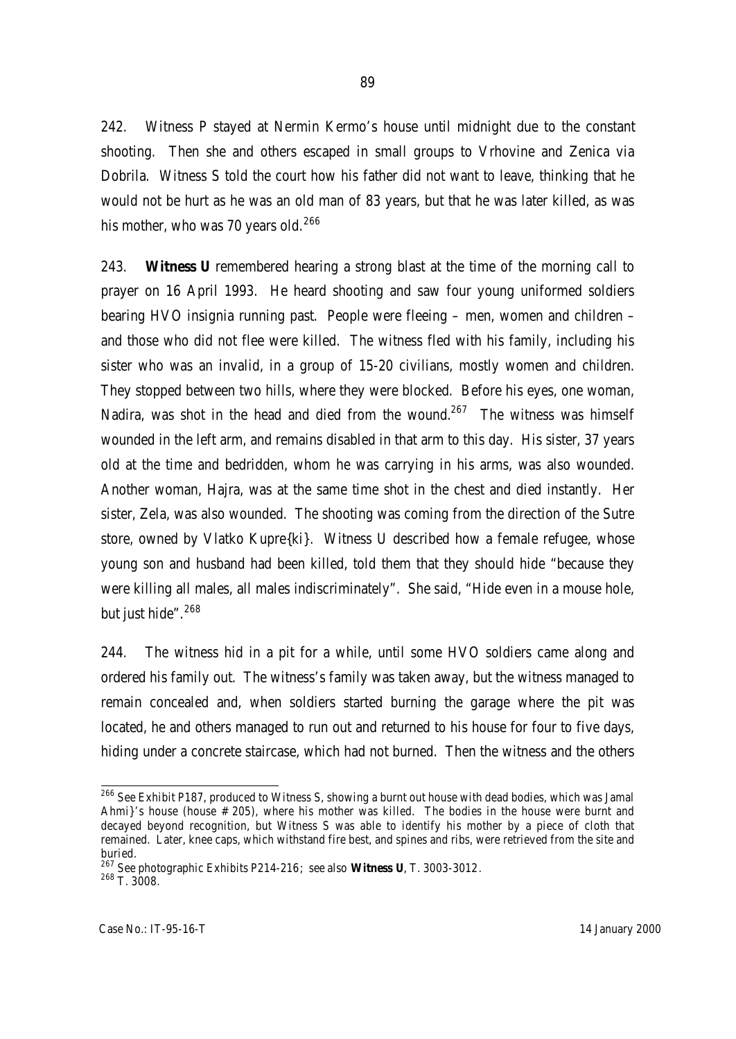242. Witness P stayed at Nermin Kermo's house until midnight due to the constant shooting. Then she and others escaped in small groups to Vrhovine and Zenica via Dobrila. Witness S told the court how his father did not want to leave, thinking that he would not be hurt as he was an old man of 83 years, but that he was later killed, as was his mother, who was 70 years old.[266]

243. **Witness U** remembered hearing a strong blast at the time of the morning call to prayer on 16 April 1993. He heard shooting and saw four young uniformed soldiers bearing HVO insignia running past. People were fleeing – men, women and children – and those who did not flee were killed. The witness fled with his family, including his sister who was an invalid, in a group of 15-20 civilians, mostly women and children. They stopped between two hills, where they were blocked. Before his eyes, one woman, Nadira, was shot in the head and died from the wound.[267] The witness was himself wounded in the left arm, and remains disabled in that arm to this day. His sister, 37 years old at the time and bedridden, whom he was carrying in his arms, was also wounded. Another woman, Hajra, was at the same time shot in the chest and died instantly. Her sister, Zela, was also wounded. The shooting was coming from the direction of the Sutre store, owned by Vlatko Kupre{ki}. Witness U described how a female refugee, whose young son and husband had been killed, told them that they should hide "because they were killing all males, all males indiscriminately". She said, "Hide even in a mouse hole, but just hide".[268]

244. The witness hid in a pit for a while, until some HVO soldiers came along and ordered his family out. The witness's family was taken away, but the witness managed to remain concealed and, when soldiers started burning the garage where the pit was located, he and others managed to run out and returned to his house for four to five days, hiding under a concrete staircase, which had not burned. Then the witness and the others

---

[266] See Exhibit P187, produced to Witness S, showing a burnt out house with dead bodies, which was Jamal Ahmi}'s house (house # 205), where his mother was killed. The bodies in the house were burnt and decayed beyond recognition, but Witness S was able to identify his mother by a piece of cloth that remained. Later, knee caps, which withstand fire best, and spines and ribs, were retrieved from the site and buried.

[267] See photographic Exhibits P214-216; see also **Witness U**, T. 3003-3012.

[268] T. 3008.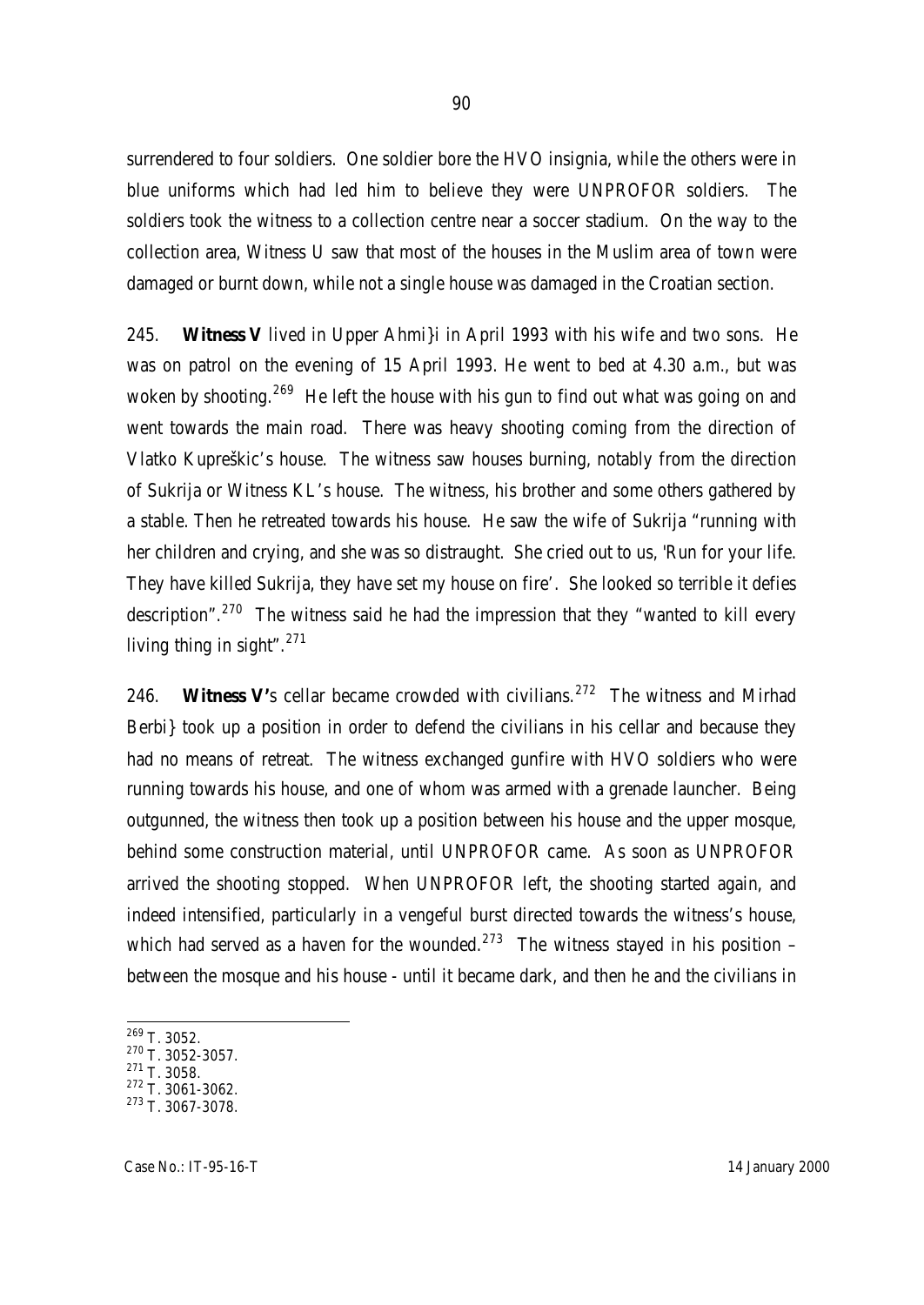surrendered to four soldiers. One soldier bore the HVO insignia, while the others were in blue uniforms which had led him to believe they were UNPROFOR soldiers. The soldiers took the witness to a collection centre near a soccer stadium. On the way to the collection area, Witness U saw that most of the houses in the Muslim area of town were damaged or burnt down, while not a single house was damaged in the Croatian section.

245. **Witness V** lived in Upper Ahmi}i in April 1993 with his wife and two sons. He was on patrol on the evening of 15 April 1993. He went to bed at 4.30 a.m., but was woken by shooting.[269] He left the house with his gun to find out what was going on and went towards the main road. There was heavy shooting coming from the direction of Vlatko Kupreškic's house. The witness saw houses burning, notably from the direction of Sukrija or Witness KL's house. The witness, his brother and some others gathered by a stable. Then he retreated towards his house. He saw the wife of Sukrija "running with her children and crying, and she was so distraught. She cried out to us, 'Run for your life. They have killed Sukrija, they have set my house on fire'. She looked so terrible it defies description".[270] The witness said he had the impression that they "wanted to kill every living thing in sight".[271]

246. **Witness V'**s cellar became crowded with civilians.[272] The witness and Mirhad Berbi} took up a position in order to defend the civilians in his cellar and because they had no means of retreat. The witness exchanged gunfire with HVO soldiers who were running towards his house, and one of whom was armed with a grenade launcher. Being outgunned, the witness then took up a position between his house and the upper mosque, behind some construction material, until UNPROFOR came. As soon as UNPROFOR arrived the shooting stopped. When UNPROFOR left, the shooting started again, and indeed intensified, particularly in a vengeful burst directed towards the witness's house, which had served as a haven for the wounded.[273] The witness stayed in his position – between the mosque and his house - until it became dark, and then he and the civilians in

---

[269] T. 3052.

[270] T. 3052-3057.

[271] T. 3058.

[272] T. 3061-3062.

[273] T. 3067-3078.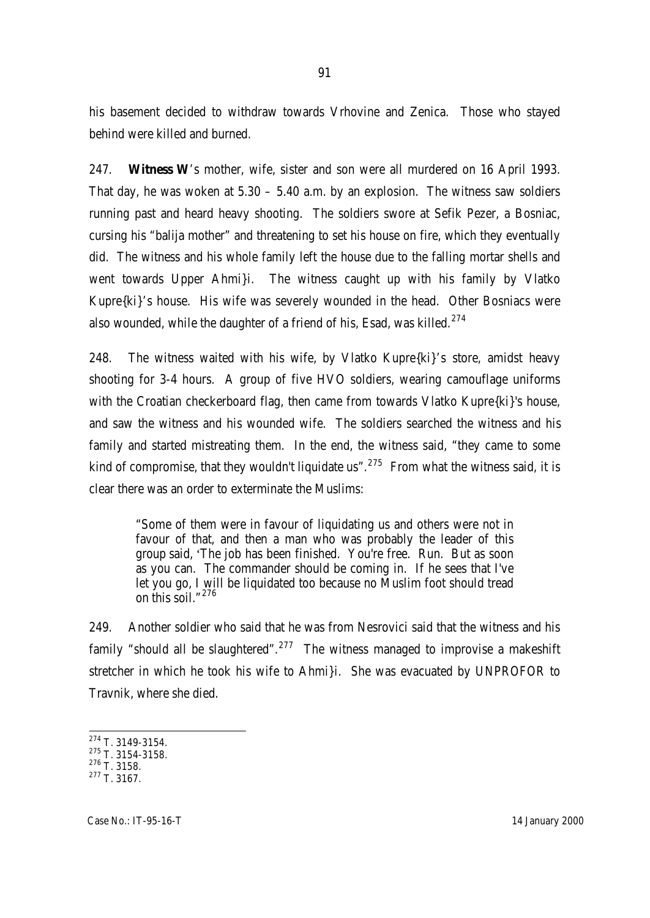his basement decided to withdraw towards Vrhovine and Zenica. Those who stayed behind were killed and burned.

247. **Witness W**'s mother, wife, sister and son were all murdered on 16 April 1993. That day, he was woken at 5.30 – 5.40 a.m. by an explosion. The witness saw soldiers running past and heard heavy shooting. The soldiers swore at Sefik Pezer, a Bosniac, cursing his "balija mother" and threatening to set his house on fire, which they eventually did. The witness and his whole family left the house due to the falling mortar shells and went towards Upper Ahmi}i. The witness caught up with his family by Vlatko Kupre{ki}'s house. His wife was severely wounded in the head. Other Bosniacs were also wounded, while the daughter of a friend of his, Esad, was killed.[274]

248. The witness waited with his wife, by Vlatko Kupre{ki}'s store, amidst heavy shooting for 3-4 hours. A group of five HVO soldiers, wearing camouflage uniforms with the Croatian checkerboard flag, then came from towards Vlatko Kupre{ki}'s house, and saw the witness and his wounded wife. The soldiers searched the witness and his family and started mistreating them. In the end, the witness said, "they came to some kind of compromise, that they wouldn't liquidate us".[275] From what the witness said, it is clear there was an order to exterminate the Muslims:

> "Some of them were in favour of liquidating us and others were not in favour of that, and then a man who was probably the leader of this group said, 'The job has been finished. You're free. Run. But as soon as you can. The commander should be coming in. If he sees that I've let you go, I will be liquidated too because no Muslim foot should tread on this soil."[276]

249. Another soldier who said that he was from Nesrovici said that the witness and his family "should all be slaughtered".[277] The witness managed to improvise a makeshift stretcher in which he took his wife to Ahmi}i. She was evacuated by UNPROFOR to Travnik, where she died.

---

[274] T. 3149-3154.
[275] T. 3154-3158.
[276] T. 3158.
[277] T. 3167.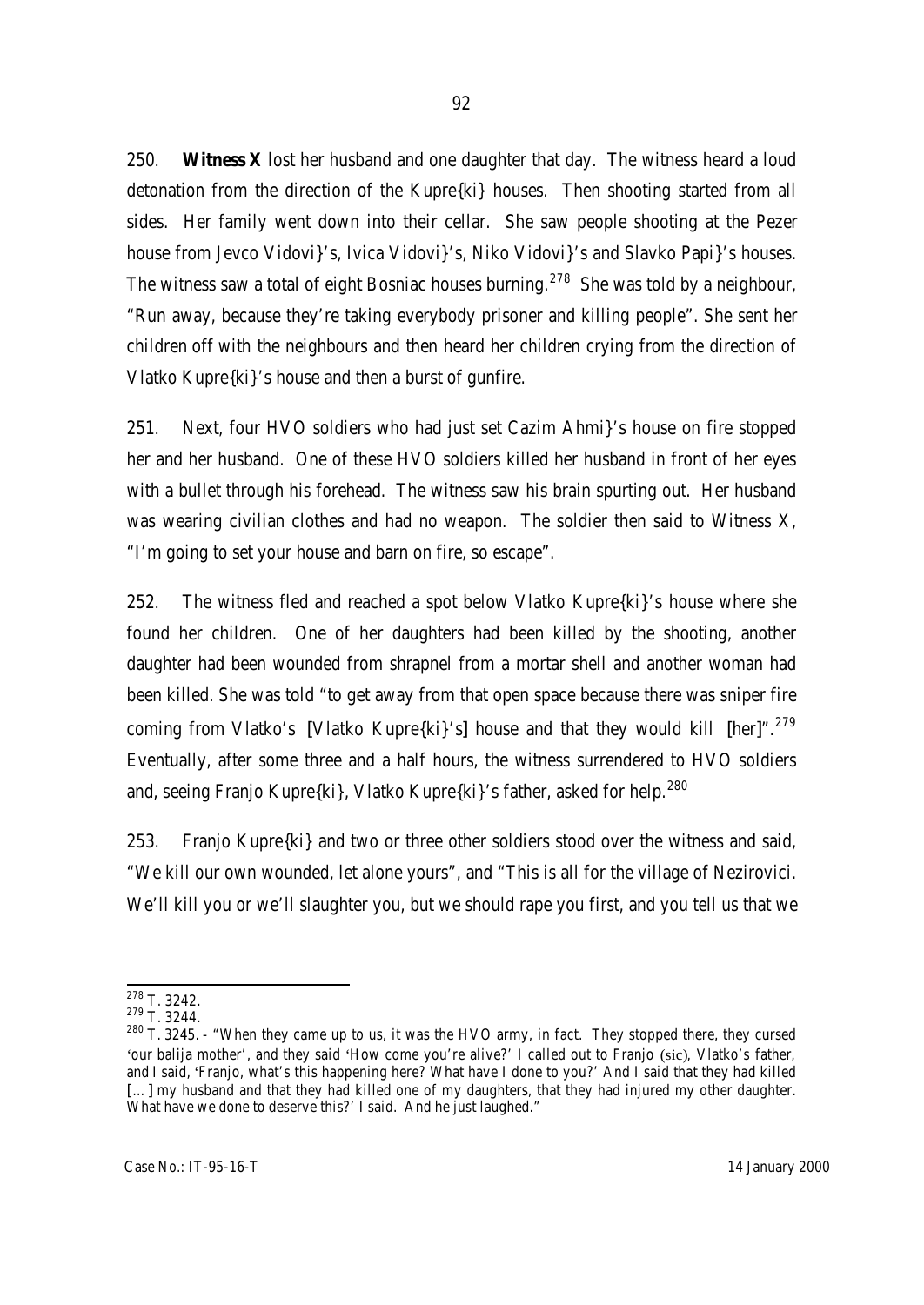250. **Witness X** lost her husband and one daughter that day. The witness heard a loud detonation from the direction of the Kupre{ki} houses. Then shooting started from all sides. Her family went down into their cellar. She saw people shooting at the Pezer house from Jevco Vidovi}'s, Ivica Vidovi}'s, Niko Vidovi}'s and Slavko Papi}'s houses. The witness saw a total of eight Bosniac houses burning.[278] She was told by a neighbour, "Run away, because they're taking everybody prisoner and killing people". She sent her children off with the neighbours and then heard her children crying from the direction of Vlatko Kupre{ki}'s house and then a burst of gunfire.

251. Next, four HVO soldiers who had just set Cazim Ahmi}'s house on fire stopped her and her husband. One of these HVO soldiers killed her husband in front of her eyes with a bullet through his forehead. The witness saw his brain spurting out. Her husband was wearing civilian clothes and had no weapon. The soldier then said to Witness X, "I'm going to set your house and barn on fire, so escape".

252. The witness fled and reached a spot below Vlatko Kupre{ki}'s house where she found her children. One of her daughters had been killed by the shooting, another daughter had been wounded from shrapnel from a mortar shell and another woman had been killed. She was told "to get away from that open space because there was sniper fire coming from Vlatko's [Vlatko Kupre{ki}'s] house and that they would kill [her]".[279] Eventually, after some three and a half hours, the witness surrendered to HVO soldiers and, seeing Franjo Kupre{ki}, Vlatko Kupre{ki}'s father, asked for help.[280]

253. Franjo Kupre{ki} and two or three other soldiers stood over the witness and said, "We kill our own wounded, let alone yours", and "This is all for the village of Nezirovici. We'll kill you or we'll slaughter you, but we should rape you first, and you tell us that we

---

[278] T. 3242.

[279] T. 3244.

[280] T. 3245. - "When they came up to us, it was the HVO army, in fact. They stopped there, they cursed 'our balija mother', and they said 'How come you're alive?' I called out to Franjo (sic), Vlatko's father, and I said, 'Franjo, what's this happening here? What have I done to you?' And I said that they had killed [...] my husband and that they had killed one of my daughters, that they had injured my other daughter. What have we done to deserve this?' I said. And he just laughed."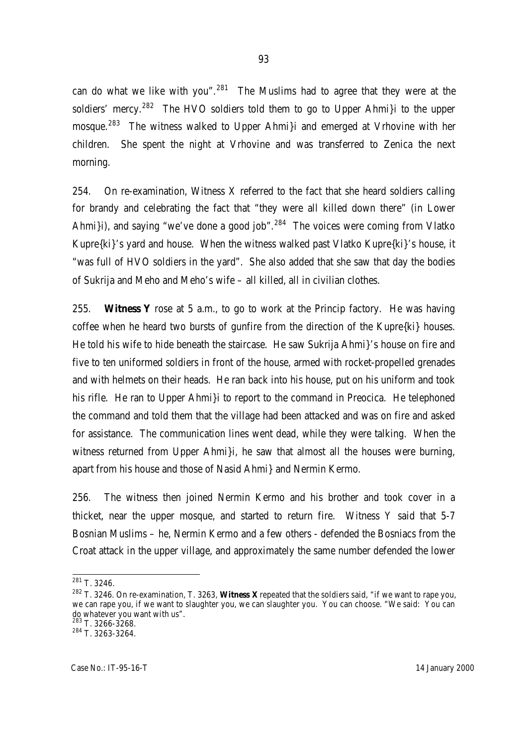can do what we like with you".[281] The Muslims had to agree that they were at the soldiers' mercy.[282] The HVO soldiers told them to go to Upper Ahmi}i to the upper mosque.[283] The witness walked to Upper Ahmi}i and emerged at Vrhovine with her children. She spent the night at Vrhovine and was transferred to Zenica the next morning.

254. On re-examination, Witness X referred to the fact that she heard soldiers calling for brandy and celebrating the fact that "they were all killed down there" (in Lower Ahmi}i), and saying "we've done a good job".[284] The voices were coming from Vlatko Kupre{ki}'s yard and house. When the witness walked past Vlatko Kupre{ki}'s house, it "was full of HVO soldiers in the yard". She also added that she saw that day the bodies of Sukrija and Meho and Meho's wife – all killed, all in civilian clothes.

255. **Witness Y** rose at 5 a.m., to go to work at the Princip factory. He was having coffee when he heard two bursts of gunfire from the direction of the Kupre{ki} houses. He told his wife to hide beneath the staircase. He saw Sukrija Ahmi}'s house on fire and five to ten uniformed soldiers in front of the house, armed with rocket-propelled grenades and with helmets on their heads. He ran back into his house, put on his uniform and took his rifle. He ran to Upper Ahmi}i to report to the command in Preocica. He telephoned the command and told them that the village had been attacked and was on fire and asked for assistance. The communication lines went dead, while they were talking. When the witness returned from Upper Ahmi}i, he saw that almost all the houses were burning, apart from his house and those of Nasid Ahmi} and Nermin Kermo.

256. The witness then joined Nermin Kermo and his brother and took cover in a thicket, near the upper mosque, and started to return fire. Witness Y said that 5-7 Bosnian Muslims – he, Nermin Kermo and a few others - defended the Bosniacs from the Croat attack in the upper village, and approximately the same number defended the lower

---

[281] T. 3246.

[282] T. 3246. On re-examination, T. 3263, **Witness X** repeated that the soldiers said, "if we want to rape you, we can rape you, if we want to slaughter you, we can slaughter you. You can choose. "We said: You can do whatever you want with us".

[283] T. 3266-3268.

[284] T. 3263-3264.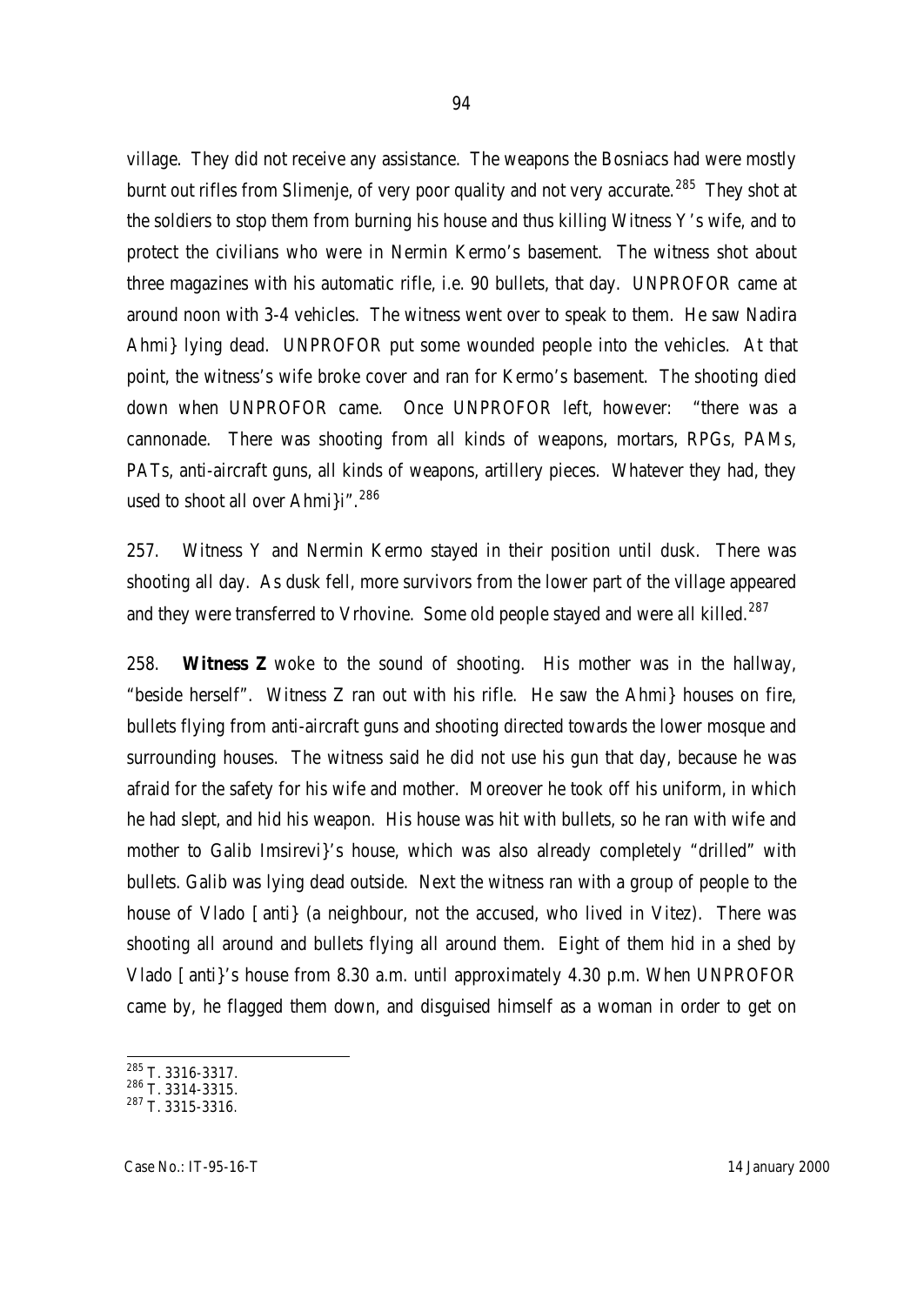village. They did not receive any assistance. The weapons the Bosniacs had were mostly burnt out rifles from Slimenje, of very poor quality and not very accurate.[285] They shot at the soldiers to stop them from burning his house and thus killing Witness Y's wife, and to protect the civilians who were in Nermin Kermo's basement. The witness shot about three magazines with his automatic rifle, i.e. 90 bullets, that day. UNPROFOR came at around noon with 3-4 vehicles. The witness went over to speak to them. He saw Nadira Ahmi} lying dead. UNPROFOR put some wounded people into the vehicles. At that point, the witness's wife broke cover and ran for Kermo's basement. The shooting died down when UNPROFOR came. Once UNPROFOR left, however: "there was a cannonade. There was shooting from all kinds of weapons, mortars, RPGs, PAMs, PATs, anti-aircraft guns, all kinds of weapons, artillery pieces. Whatever they had, they used to shoot all over Ahmi}i".[286]

257. Witness Y and Nermin Kermo stayed in their position until dusk. There was shooting all day. As dusk fell, more survivors from the lower part of the village appeared and they were transferred to Vrhovine. Some old people stayed and were all killed.[287]

258. **Witness Z** woke to the sound of shooting. His mother was in the hallway, "beside herself". Witness Z ran out with his rifle. He saw the Ahmi} houses on fire, bullets flying from anti-aircraft guns and shooting directed towards the lower mosque and surrounding houses. The witness said he did not use his gun that day, because he was afraid for the safety for his wife and mother. Moreover he took off his uniform, in which he had slept, and hid his weapon. His house was hit with bullets, so he ran with wife and mother to Galib Imsirevi}'s house, which was also already completely "drilled" with bullets. Galib was lying dead outside. Next the witness ran with a group of people to the house of Vlado [anti} (a neighbour, not the accused, who lived in Vitez). There was shooting all around and bullets flying all around them. Eight of them hid in a shed by Vlado [anti}'s house from 8.30 a.m. until approximately 4.30 p.m. When UNPROFOR came by, he flagged them down, and disguised himself as a woman in order to get on

---

[285] T. 3316-3317.

[286] T. 3314-3315.

[287] T. 3315-3316.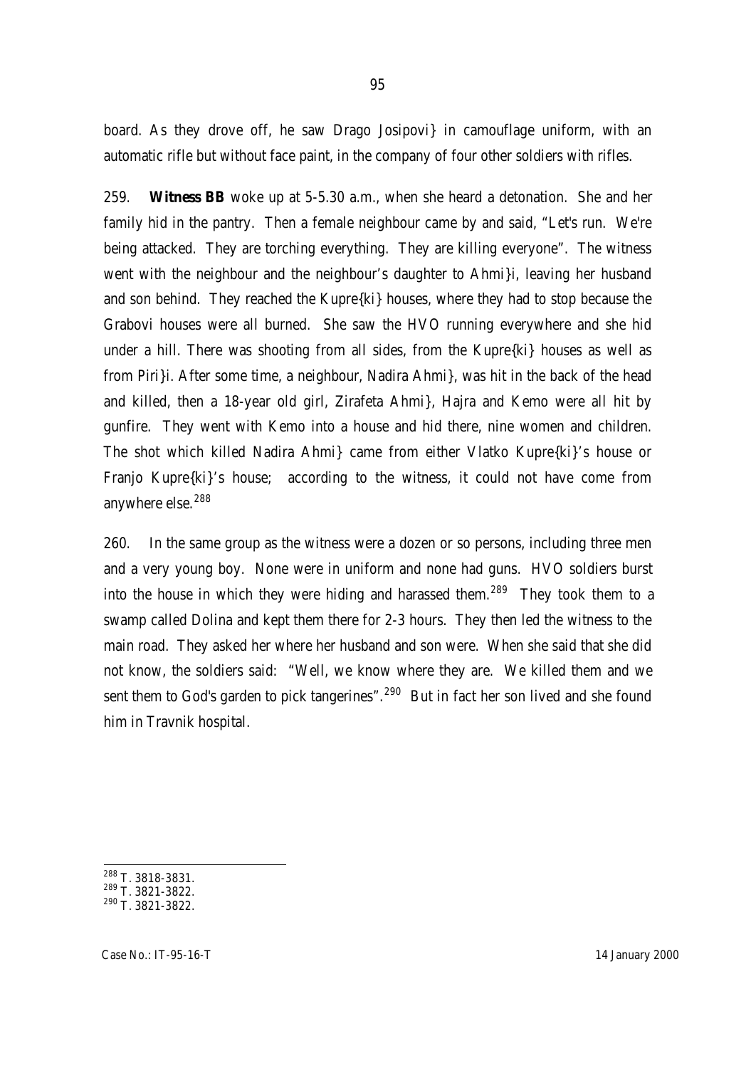board. As they drove off, he saw Drago Josipovi} in camouflage uniform, with an automatic rifle but without face paint, in the company of four other soldiers with rifles.

259. **Witness BB** woke up at 5-5.30 a.m., when she heard a detonation. She and her family hid in the pantry. Then a female neighbour came by and said, "Let's run. We're being attacked. They are torching everything. They are killing everyone". The witness went with the neighbour and the neighbour's daughter to Ahmi}i, leaving her husband and son behind. They reached the Kupre{ki} houses, where they had to stop because the Grabovi houses were all burned. She saw the HVO running everywhere and she hid under a hill. There was shooting from all sides, from the Kupre{ki} houses as well as from Piri}i. After some time, a neighbour, Nadira Ahmi}, was hit in the back of the head and killed, then a 18-year old girl, Zirafeta Ahmi}, Hajra and Kemo were all hit by gunfire. They went with Kemo into a house and hid there, nine women and children. The shot which killed Nadira Ahmi} came from either Vlatko Kupre{ki}'s house or Franjo Kupre{ki}'s house; according to the witness, it could not have come from anywhere else.[288]

260. In the same group as the witness were a dozen or so persons, including three men and a very young boy. None were in uniform and none had guns. HVO soldiers burst into the house in which they were hiding and harassed them.[289] They took them to a swamp called Dolina and kept them there for 2-3 hours. They then led the witness to the main road. They asked her where her husband and son were. When she said that she did not know, the soldiers said: "Well, we know where they are. We killed them and we sent them to God's garden to pick tangerines".[290] But in fact her son lived and she found him in Travnik hospital.

---

[288] T. 3818-3831.

[289] T. 3821-3822.

[290] T. 3821-3822.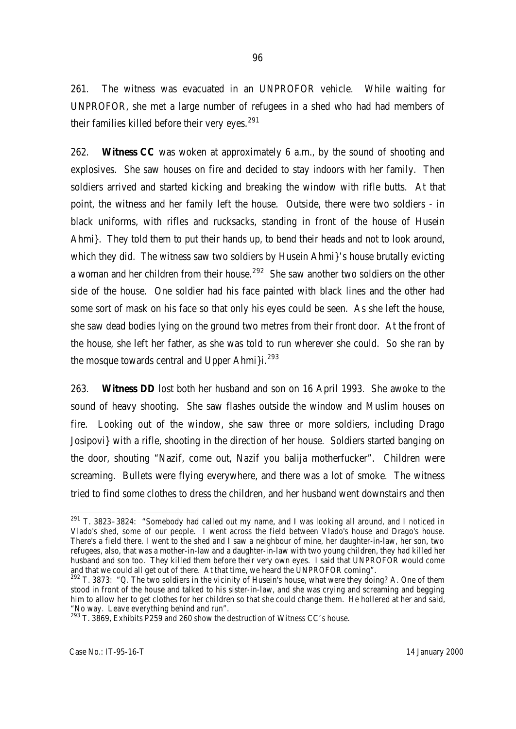261. The witness was evacuated in an UNPROFOR vehicle. While waiting for UNPROFOR, she met a large number of refugees in a shed who had had members of their families killed before their very eyes.[291]

262. **Witness CC** was woken at approximately 6 a.m., by the sound of shooting and explosives. She saw houses on fire and decided to stay indoors with her family. Then soldiers arrived and started kicking and breaking the window with rifle butts. At that point, the witness and her family left the house. Outside, there were two soldiers - in black uniforms, with rifles and rucksacks, standing in front of the house of Husein Ahmi}. They told them to put their hands up, to bend their heads and not to look around, which they did. The witness saw two soldiers by Husein Ahmi}'s house brutally evicting a woman and her children from their house.[292] She saw another two soldiers on the other side of the house. One soldier had his face painted with black lines and the other had some sort of mask on his face so that only his eyes could be seen. As she left the house, she saw dead bodies lying on the ground two metres from their front door. At the front of the house, she left her father, as she was told to run wherever she could. So she ran by the mosque towards central and Upper Ahmi}i.[293]

263. **Witness DD** lost both her husband and son on 16 April 1993. She awoke to the sound of heavy shooting. She saw flashes outside the window and Muslim houses on fire. Looking out of the window, she saw three or more soldiers, including Drago Josipovi} with a rifle, shooting in the direction of her house. Soldiers started banging on the door, shouting "Nazif, come out, Nazif you balija motherfucker". Children were screaming. Bullets were flying everywhere, and there was a lot of smoke. The witness tried to find some clothes to dress the children, and her husband went downstairs and then

---

[291] T. 3823–3824: "Somebody had called out my name, and I was looking all around, and I noticed in Vlado's shed, some of our people. I went across the field between Vlado's house and Drago's house. There's a field there. I went to the shed and I saw a neighbour of mine, her daughter-in-law, her son, two refugees, also, that was a mother-in-law and a daughter-in-law with two young children, they had killed her husband and son too. They killed them before their very own eyes. I said that UNPROFOR would come and that we could all get out of there. At that time, we heard the UNPROFOR coming".

[292] T. 3873: "Q. The two soldiers in the vicinity of Husein's house, what were they doing? A. One of them stood in front of the house and talked to his sister-in-law, and she was crying and screaming and begging him to allow her to get clothes for her children so that she could change them. He hollered at her and said, "No way. Leave everything behind and run".

[293] T. 3869, Exhibits P259 and 260 show the destruction of Witness CC's house.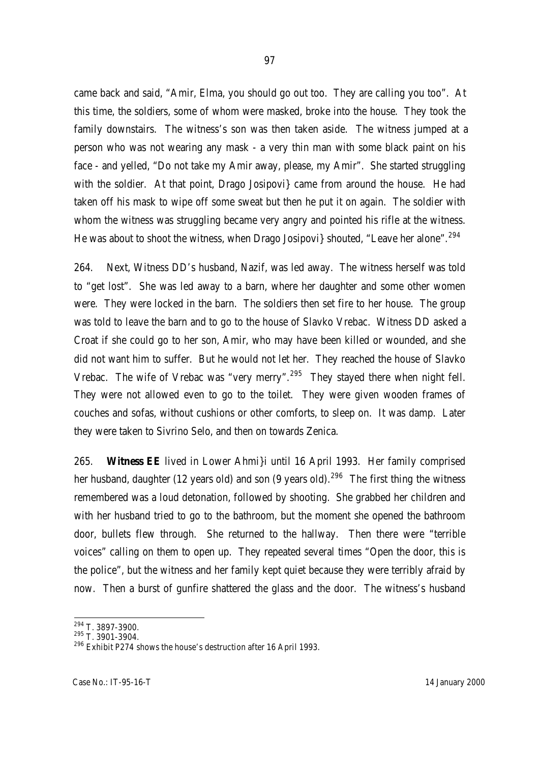came back and said, "Amir, Elma, you should go out too. They are calling you too". At this time, the soldiers, some of whom were masked, broke into the house. They took the family downstairs. The witness's son was then taken aside. The witness jumped at a person who was not wearing any mask - a very thin man with some black paint on his face - and yelled, "Do not take my Amir away, please, my Amir". She started struggling with the soldier. At that point, Drago Josipovi} came from around the house. He had taken off his mask to wipe off some sweat but then he put it on again. The soldier with whom the witness was struggling became very angry and pointed his rifle at the witness. He was about to shoot the witness, when Drago Josipovi} shouted, "Leave her alone".[294]

264. Next, Witness DD's husband, Nazif, was led away. The witness herself was told to "get lost". She was led away to a barn, where her daughter and some other women were. They were locked in the barn. The soldiers then set fire to her house. The group was told to leave the barn and to go to the house of Slavko Vrebac. Witness DD asked a Croat if she could go to her son, Amir, who may have been killed or wounded, and she did not want him to suffer. But he would not let her. They reached the house of Slavko Vrebac. The wife of Vrebac was "very merry".[295] They stayed there when night fell. They were not allowed even to go to the toilet. They were given wooden frames of couches and sofas, without cushions or other comforts, to sleep on. It was damp. Later they were taken to Sivrino Selo, and then on towards Zenica.

265. **Witness EE** lived in Lower Ahmi}i until 16 April 1993. Her family comprised her husband, daughter (12 years old) and son (9 years old).[296] The first thing the witness remembered was a loud detonation, followed by shooting. She grabbed her children and with her husband tried to go to the bathroom, but the moment she opened the bathroom door, bullets flew through. She returned to the hallway. Then there were "terrible voices" calling on them to open up. They repeated several times "Open the door, this is the police", but the witness and her family kept quiet because they were terribly afraid by now. Then a burst of gunfire shattered the glass and the door. The witness's husband

---

[294] T. 3897-3900.

[295] T. 3901-3904.

[296] Exhibit P274 shows the house's destruction after 16 April 1993.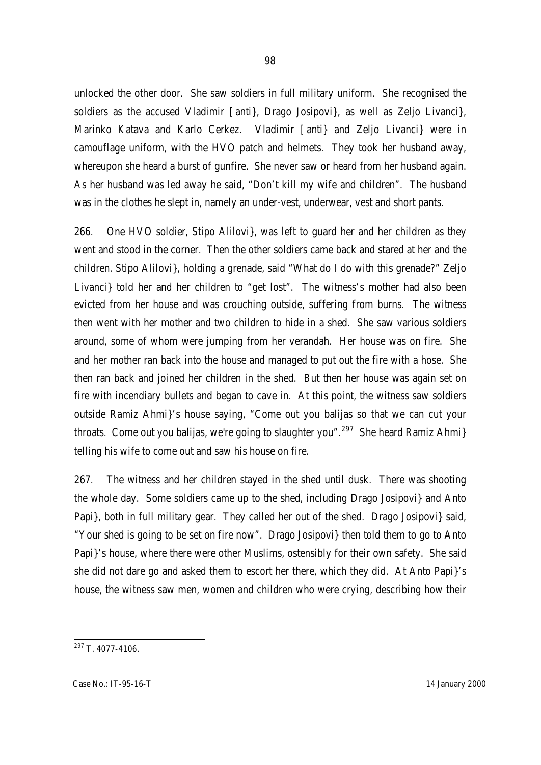unlocked the other door. She saw soldiers in full military uniform. She recognised the soldiers as the accused Vladimir [anti}, Drago Josipovi}, as well as Zeljo Livanci}, Marinko Katava and Karlo Cerkez. Vladimir [anti} and Zeljo Livanci} were in camouflage uniform, with the HVO patch and helmets. They took her husband away, whereupon she heard a burst of gunfire. She never saw or heard from her husband again. As her husband was led away he said, "Don't kill my wife and children". The husband was in the clothes he slept in, namely an under-vest, underwear, vest and short pants.

266. One HVO soldier, Stipo Alilovi}, was left to guard her and her children as they went and stood in the corner. Then the other soldiers came back and stared at her and the children. Stipo Alilovi}, holding a grenade, said "What do I do with this grenade?" Zeljo Livanci} told her and her children to "get lost". The witness's mother had also been evicted from her house and was crouching outside, suffering from burns. The witness then went with her mother and two children to hide in a shed. She saw various soldiers around, some of whom were jumping from her verandah. Her house was on fire. She and her mother ran back into the house and managed to put out the fire with a hose. She then ran back and joined her children in the shed. But then her house was again set on fire with incendiary bullets and began to cave in. At this point, the witness saw soldiers outside Ramiz Ahmi}'s house saying, "Come out you balijas so that we can cut your throats. Come out you balijas, we're going to slaughter you".[297] She heard Ramiz Ahmi} telling his wife to come out and saw his house on fire.

267. The witness and her children stayed in the shed until dusk. There was shooting the whole day. Some soldiers came up to the shed, including Drago Josipovi} and Anto Papi}, both in full military gear. They called her out of the shed. Drago Josipovi} said, "Your shed is going to be set on fire now". Drago Josipovi} then told them to go to Anto Papi}'s house, where there were other Muslims, ostensibly for their own safety. She said she did not dare go and asked them to escort her there, which they did. At Anto Papi}'s house, the witness saw men, women and children who were crying, describing how their

[297] T. 4077-4106.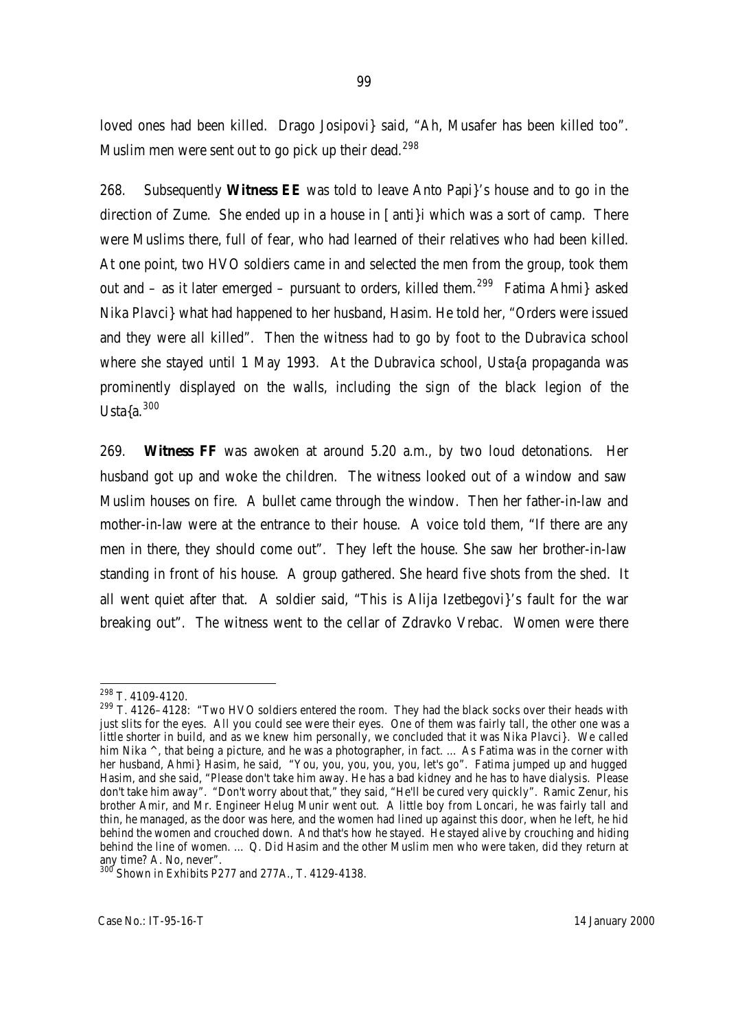loved ones had been killed. Drago Josipovi} said, "Ah, Musafer has been killed too". Muslim men were sent out to go pick up their dead.[298]

268. Subsequently **Witness EE** was told to leave Anto Papi}'s house and to go in the direction of Zume. She ended up in a house in [anti}i which was a sort of camp. There were Muslims there, full of fear, who had learned of their relatives who had been killed. At one point, two HVO soldiers came in and selected the men from the group, took them out and – as it later emerged – pursuant to orders, killed them.[299] Fatima Ahmi} asked Nika Plavci} what had happened to her husband, Hasim. He told her, "Orders were issued and they were all killed". Then the witness had to go by foot to the Dubravica school where she stayed until 1 May 1993. At the Dubravica school, Usta{a propaganda was prominently displayed on the walls, including the sign of the black legion of the Usta{a.[300]

269. **Witness FF** was awoken at around 5.20 a.m., by two loud detonations. Her husband got up and woke the children. The witness looked out of a window and saw Muslim houses on fire. A bullet came through the window. Then her father-in-law and mother-in-law were at the entrance to their house. A voice told them, "If there are any men in there, they should come out". They left the house. She saw her brother-in-law standing in front of his house. A group gathered. She heard five shots from the shed. It all went quiet after that. A soldier said, "This is Alija Izetbegovi}'s fault for the war breaking out". The witness went to the cellar of Zdravko Vrebac. Women were there

---

[298] T. 4109-4120.

[299] T. 4126–4128: "Two HVO soldiers entered the room. They had the black socks over their heads with just slits for the eyes. All you could see were their eyes. One of them was fairly tall, the other one was a little shorter in build, and as we knew him personally, we concluded that it was Nika Plavci}. We called him Nika ^, that being a picture, and he was a photographer, in fact. … As Fatima was in the corner with her husband, Ahmi} Hasim, he said, "You, you, you, you, you, let's go". Fatima jumped up and hugged Hasim, and she said, "Please don't take him away. He has a bad kidney and he has to have dialysis. Please don't take him away". "Don't worry about that," they said, "He'll be cured very quickly". Ramic Zenur, his brother Amir, and Mr. Engineer Helug Munir went out. A little boy from Loncari, he was fairly tall and thin, he managed, as the door was here, and the women had lined up against this door, when he left, he hid behind the women and crouched down. And that's how he stayed. He stayed alive by crouching and hiding behind the line of women. … Q. Did Hasim and the other Muslim men who were taken, did they return at any time? A. No, never".

[300] Shown in Exhibits P277 and 277A., T. 4129-4138.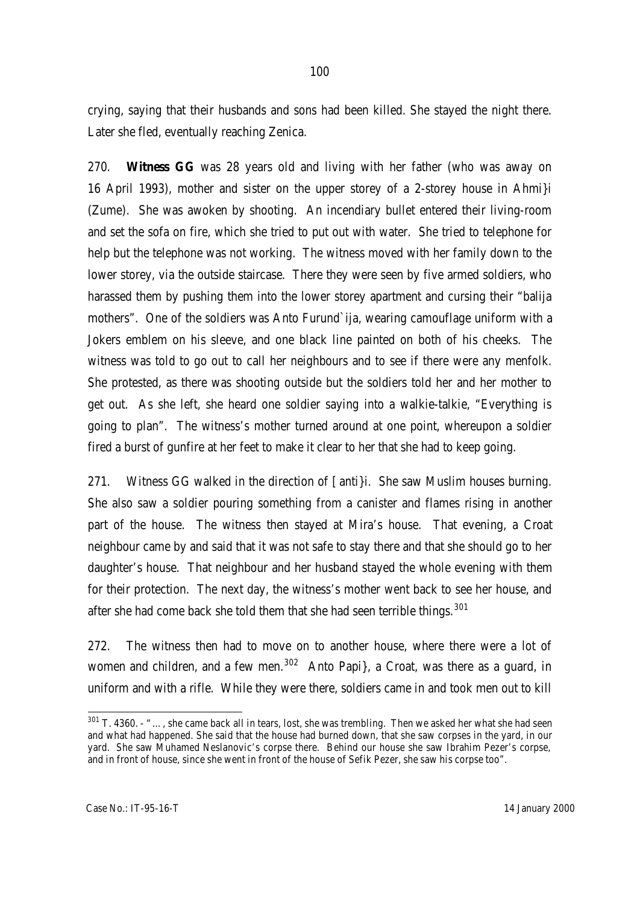crying, saying that their husbands and sons had been killed. She stayed the night there. Later she fled, eventually reaching Zenica.

270. **Witness GG** was 28 years old and living with her father (who was away on 16 April 1993), mother and sister on the upper storey of a 2-storey house in Ahmi}i (Zume). She was awoken by shooting. An incendiary bullet entered their living-room and set the sofa on fire, which she tried to put out with water. She tried to telephone for help but the telephone was not working. The witness moved with her family down to the lower storey, via the outside staircase. There they were seen by five armed soldiers, who harassed them by pushing them into the lower storey apartment and cursing their "balija mothers". One of the soldiers was Anto Furund`ija, wearing camouflage uniform with a Jokers emblem on his sleeve, and one black line painted on both of his cheeks. The witness was told to go out to call her neighbours and to see if there were any menfolk. She protested, as there was shooting outside but the soldiers told her and her mother to get out. As she left, she heard one soldier saying into a walkie-talkie, "Everything is going to plan". The witness's mother turned around at one point, whereupon a soldier fired a burst of gunfire at her feet to make it clear to her that she had to keep going.

271. Witness GG walked in the direction of [anti}i. She saw Muslim houses burning. She also saw a soldier pouring something from a canister and flames rising in another part of the house. The witness then stayed at Mira's house. That evening, a Croat neighbour came by and said that it was not safe to stay there and that she should go to her daughter's house. That neighbour and her husband stayed the whole evening with them for their protection. The next day, the witness's mother went back to see her house, and after she had come back she told them that she had seen terrible things.[301]

272. The witness then had to move on to another house, where there were a lot of women and children, and a few men.[302] Anto Papi}, a Croat, was there as a guard, in uniform and with a rifle. While they were there, soldiers came in and took men out to kill

---

[301] T. 4360. - "…, she came back all in tears, lost, she was trembling. Then we asked her what she had seen and what had happened. She said that the house had burned down, that she saw corpses in the yard, in our yard. She saw Muhamed Neslanovic's corpse there. Behind our house she saw Ibrahim Pezer's corpse, and in front of house, since she went in front of the house of Sefik Pezer, she saw his corpse too".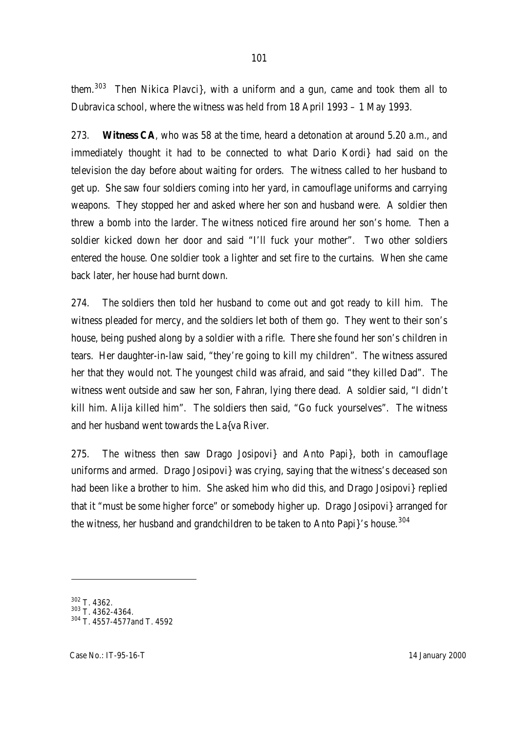them.[303] Then Nikica Plavci}, with a uniform and a gun, came and took them all to Dubravica school, where the witness was held from 18 April 1993 – 1 May 1993.

273. **Witness CA**, who was 58 at the time, heard a detonation at around 5.20 a.m., and immediately thought it had to be connected to what Dario Kordi} had said on the television the day before about waiting for orders. The witness called to her husband to get up. She saw four soldiers coming into her yard, in camouflage uniforms and carrying weapons. They stopped her and asked where her son and husband were. A soldier then threw a bomb into the larder. The witness noticed fire around her son's home. Then a soldier kicked down her door and said "I'll fuck your mother". Two other soldiers entered the house. One soldier took a lighter and set fire to the curtains. When she came back later, her house had burnt down.

274. The soldiers then told her husband to come out and got ready to kill him. The witness pleaded for mercy, and the soldiers let both of them go. They went to their son's house, being pushed along by a soldier with a rifle. There she found her son's children in tears. Her daughter-in-law said, "they're going to kill my children". The witness assured her that they would not. The youngest child was afraid, and said "they killed Dad". The witness went outside and saw her son, Fahran, lying there dead. A soldier said, "I didn't kill him. Alija killed him". The soldiers then said, "Go fuck yourselves". The witness and her husband went towards the La{va River.

275. The witness then saw Drago Josipovi} and Anto Papi}, both in camouflage uniforms and armed. Drago Josipovi} was crying, saying that the witness's deceased son had been like a brother to him. She asked him who did this, and Drago Josipovi} replied that it "must be some higher force" or somebody higher up. Drago Josipovi} arranged for the witness, her husband and grandchildren to be taken to Anto Papi}'s house.[304]

---

[302] T. 4362.

[303] T. 4362-4364.

[304] T. 4557-4577and T. 4592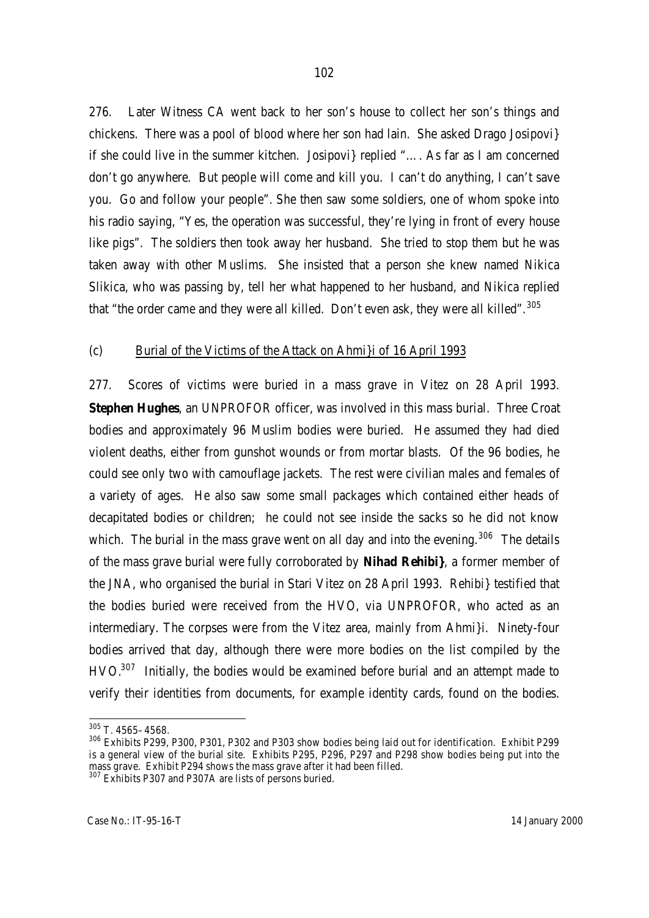276. Later Witness CA went back to her son's house to collect her son's things and chickens. There was a pool of blood where her son had lain. She asked Drago Josipovi} if she could live in the summer kitchen. Josipovi} replied "…. As far as I am concerned don't go anywhere. But people will come and kill you. I can't do anything, I can't save you. Go and follow your people". She then saw some soldiers, one of whom spoke into his radio saying, "Yes, the operation was successful, they're lying in front of every house like pigs". The soldiers then took away her husband. She tried to stop them but he was taken away with other Muslims. She insisted that a person she knew named Nikica Slikica, who was passing by, tell her what happened to her husband, and Nikica replied that "the order came and they were all killed. Don't even ask, they were all killed".[305]

(c) Burial of the Victims of the Attack on Ahmi}i of 16 April 1993

277. Scores of victims were buried in a mass grave in Vitez on 28 April 1993. **Stephen Hughes**, an UNPROFOR officer, was involved in this mass burial. Three Croat bodies and approximately 96 Muslim bodies were buried. He assumed they had died violent deaths, either from gunshot wounds or from mortar blasts. Of the 96 bodies, he could see only two with camouflage jackets. The rest were civilian males and females of a variety of ages. He also saw some small packages which contained either heads of decapitated bodies or children; he could not see inside the sacks so he did not know which. The burial in the mass grave went on all day and into the evening.[306] The details of the mass grave burial were fully corroborated by **Nihad Rehibi}**, a former member of the JNA, who organised the burial in Stari Vitez on 28 April 1993. Rehibi} testified that the bodies buried were received from the HVO, via UNPROFOR, who acted as an intermediary. The corpses were from the Vitez area, mainly from Ahmi}i. Ninety-four bodies arrived that day, although there were more bodies on the list compiled by the HVO.[307] Initially, the bodies would be examined before burial and an attempt made to verify their identities from documents, for example identity cards, found on the bodies.

---

[305] T. 4565–4568.

[306] Exhibits P299, P300, P301, P302 and P303 show bodies being laid out for identification. Exhibit P299 is a general view of the burial site. Exhibits P295, P296, P297 and P298 show bodies being put into the mass grave. Exhibit P294 shows the mass grave after it had been filled.

[307] Exhibits P307 and P307A are lists of persons buried.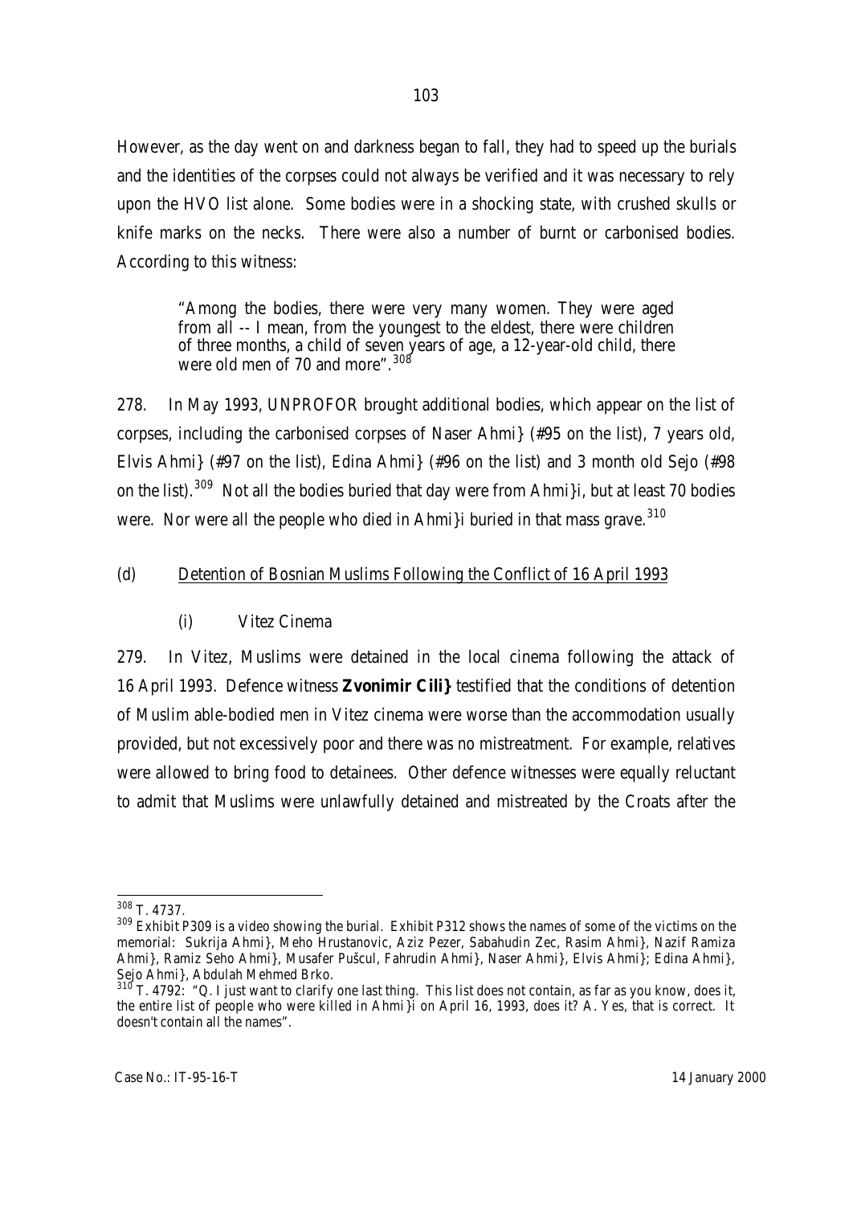However, as the day went on and darkness began to fall, they had to speed up the burials and the identities of the corpses could not always be verified and it was necessary to rely upon the HVO list alone. Some bodies were in a shocking state, with crushed skulls or knife marks on the necks. There were also a number of burnt or carbonised bodies. According to this witness:

> "Among the bodies, there were very many women. They were aged from all -- I mean, from the youngest to the eldest, there were children of three months, a child of seven years of age, a 12-year-old child, there were old men of 70 and more".[308]

278. In May 1993, UNPROFOR brought additional bodies, which appear on the list of corpses, including the carbonised corpses of Naser Ahmi} (#95 on the list), 7 years old, Elvis Ahmi} (#97 on the list), Edina Ahmi} (#96 on the list) and 3 month old Sejo (#98 on the list).[309] Not all the bodies buried that day were from Ahmi}i, but at least 70 bodies were. Nor were all the people who died in Ahmi}i buried in that mass grave.[310]

(d) <u>Detention of Bosnian Muslims Following the Conflict of 16 April 1993</u>

(i) Vitez Cinema

279. In Vitez, Muslims were detained in the local cinema following the attack of 16 April 1993. Defence witness **Zvonimir Cili}** testified that the conditions of detention of Muslim able-bodied men in Vitez cinema were worse than the accommodation usually provided, but not excessively poor and there was no mistreatment. For example, relatives were allowed to bring food to detainees. Other defence witnesses were equally reluctant to admit that Muslims were unlawfully detained and mistreated by the Croats after the

---

[308] T. 4737.

[309] Exhibit P309 is a video showing the burial. Exhibit P312 shows the names of some of the victims on the memorial: Sukrija Ahmi}, Meho Hrustanovic, Aziz Pezer, Sabahudin Zec, Rasim Ahmi}, Nazif Ramiza Ahmi}, Ramiz Seho Ahmi}, Musafer Pušcul, Fahrudin Ahmi}, Naser Ahmi}, Elvis Ahmi}; Edina Ahmi}, Sejo Ahmi}, Abdulah Mehmed Brko.

[310] T. 4792: "Q. I just want to clarify one last thing. This list does not contain, as far as you know, does it, the entire list of people who were killed in Ahmi}i on April 16, 1993, does it? A. Yes, that is correct. It doesn't contain all the names".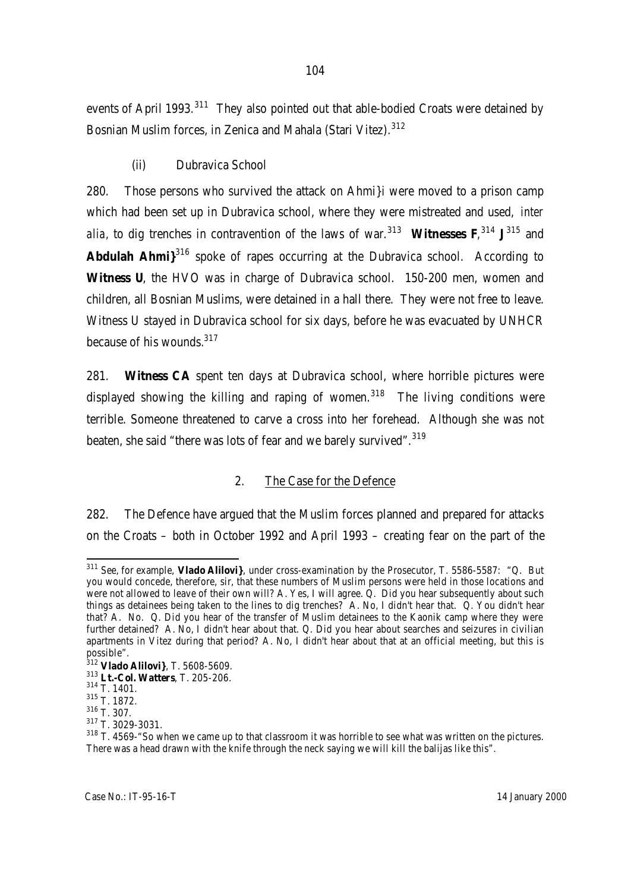events of April 1993.[311] They also pointed out that able-bodied Croats were detained by Bosnian Muslim forces, in Zenica and Mahala (Stari Vitez).[312]

(ii) Dubravica School

280. Those persons who survived the attack on Ahmi}i were moved to a prison camp which had been set up in Dubravica school, where they were mistreated and used, *inter alia*, to dig trenches in contravention of the laws of war.[313] **Witnesses F**,[314] **J**[315] and **Abdulah Ahmi}**[316] spoke of rapes occurring at the Dubravica school. According to **Witness U**, the HVO was in charge of Dubravica school. 150-200 men, women and children, all Bosnian Muslims, were detained in a hall there. They were not free to leave. Witness U stayed in Dubravica school for six days, before he was evacuated by UNHCR because of his wounds.[317]

281. **Witness CA** spent ten days at Dubravica school, where horrible pictures were displayed showing the killing and raping of women.[318] The living conditions were terrible. Someone threatened to carve a cross into her forehead. Although she was not beaten, she said "there was lots of fear and we barely survived".[319]

## 2. The Case for the Defence

282. The Defence have argued that the Muslim forces planned and prepared for attacks on the Croats – both in October 1992 and April 1993 – creating fear on the part of the

---

[311] See, for example, **Vlado Alilovi}**, under cross-examination by the Prosecutor, T. 5586-5587: "Q. But you would concede, therefore, sir, that these numbers of Muslim persons were held in those locations and were not allowed to leave of their own will? A. Yes, I will agree. Q. Did you hear subsequently about such things as detainees being taken to the lines to dig trenches? A. No, I didn't hear that. Q. You didn't hear that? A. No. Q. Did you hear of the transfer of Muslim detainees to the Kaonik camp where they were further detained? A. No, I didn't hear about that. Q. Did you hear about searches and seizures in civilian apartments in Vitez during that period? A. No, I didn't hear about that at an official meeting, but this is possible".

[312] **Vlado Alilovi}**, T. 5608-5609.

[313] **Lt.-Col. Watters**, T. 205-206.

[314] T. 1401.

[315] T. 1872.

[316] T. 307.

[317] T. 3029-3031.

[318] T. 4569-"So when we came up to that classroom it was horrible to see what was written on the pictures. There was a head drawn with the knife through the neck saying we will kill the balijas like this".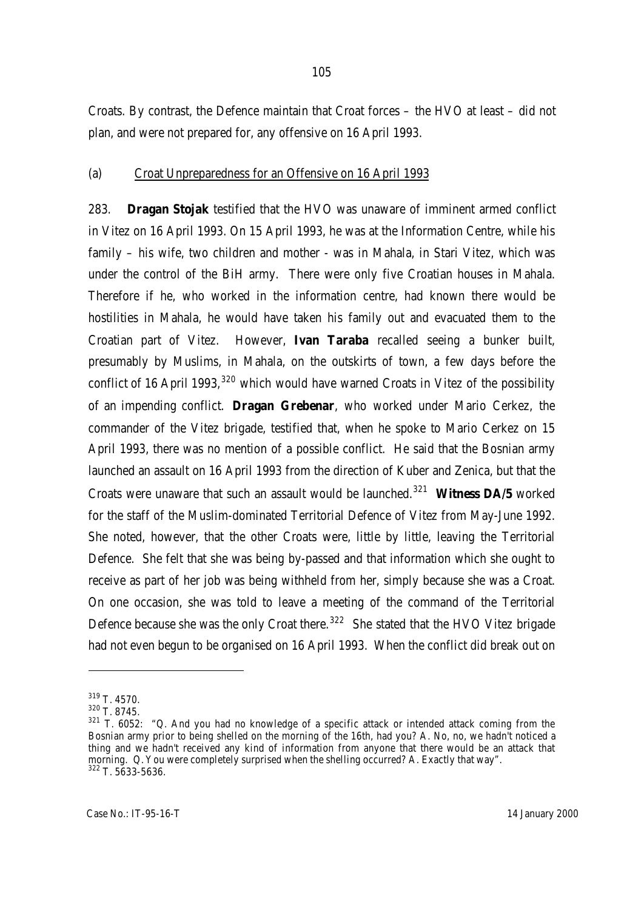Croats. By contrast, the Defence maintain that Croat forces – the HVO at least – did not plan, and were not prepared for, any offensive on 16 April 1993.

(a) Croat Unpreparedness for an Offensive on 16 April 1993

283. **Dragan Stojak** testified that the HVO was unaware of imminent armed conflict in Vitez on 16 April 1993. On 15 April 1993, he was at the Information Centre, while his family – his wife, two children and mother - was in Mahala, in Stari Vitez, which was under the control of the BiH army. There were only five Croatian houses in Mahala. Therefore if he, who worked in the information centre, had known there would be hostilities in Mahala, he would have taken his family out and evacuated them to the Croatian part of Vitez. However, **Ivan Taraba** recalled seeing a bunker built, presumably by Muslims, in Mahala, on the outskirts of town, a few days before the conflict of 16 April 1993,[320] which would have warned Croats in Vitez of the possibility of an impending conflict. **Dragan Grebenar**, who worked under Mario Cerkez, the commander of the Vitez brigade, testified that, when he spoke to Mario Cerkez on 15 April 1993, there was no mention of a possible conflict. He said that the Bosnian army launched an assault on 16 April 1993 from the direction of Kuber and Zenica, but that the Croats were unaware that such an assault would be launched.[321] **Witness DA/5** worked for the staff of the Muslim-dominated Territorial Defence of Vitez from May-June 1992. She noted, however, that the other Croats were, little by little, leaving the Territorial Defence. She felt that she was being by-passed and that information which she ought to receive as part of her job was being withheld from her, simply because she was a Croat. On one occasion, she was told to leave a meeting of the command of the Territorial Defence because she was the only Croat there.[322] She stated that the HVO Vitez brigade had not even begun to be organised on 16 April 1993. When the conflict did break out on

---

[319] T. 4570.

[320] T. 8745.

[321] T. 6052: "Q. And you had no knowledge of a specific attack or intended attack coming from the Bosnian army prior to being shelled on the morning of the 16th, had you? A. No, no, we hadn't noticed a thing and we hadn't received any kind of information from anyone that there would be an attack that morning. Q. You were completely surprised when the shelling occurred? A. Exactly that way".

[322] T. 5633-5636.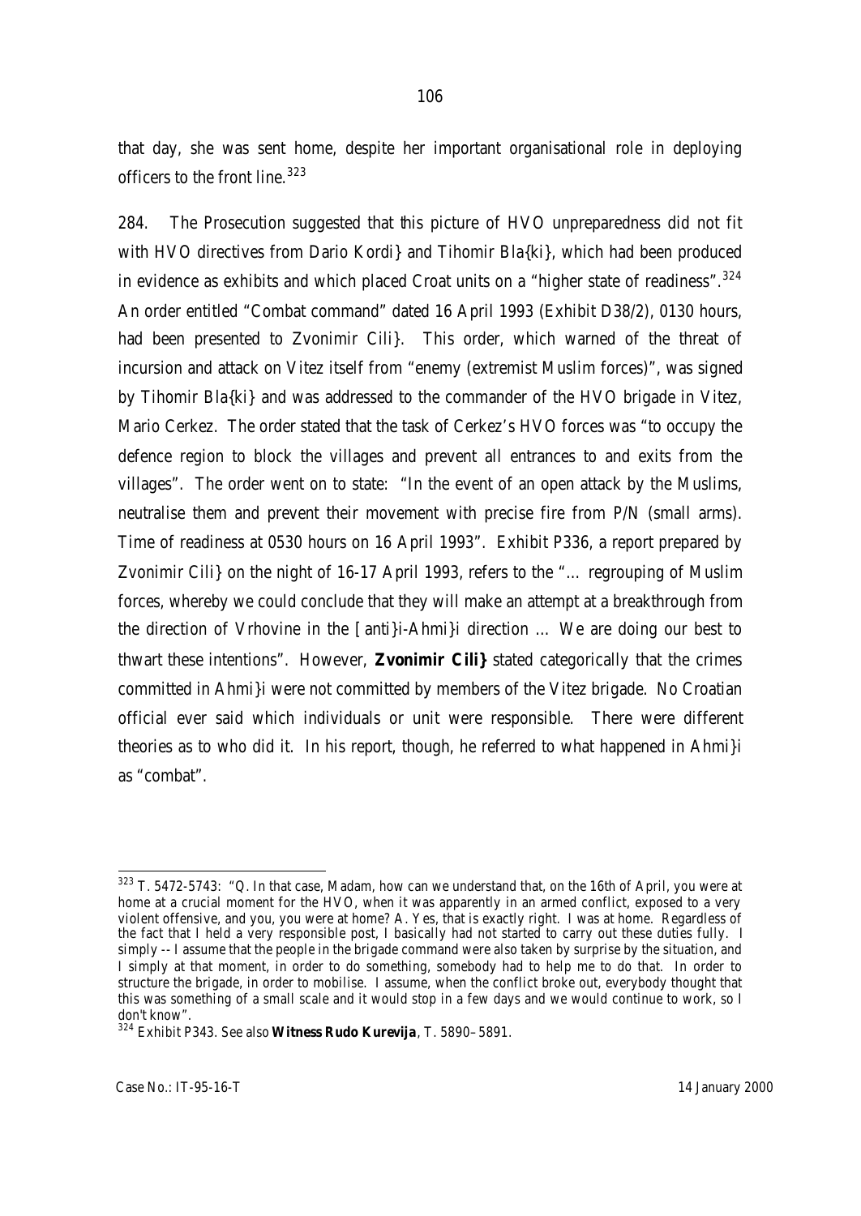that day, she was sent home, despite her important organisational role in deploying officers to the front line.[323]

284. The Prosecution suggested that this picture of HVO unpreparedness did not fit with HVO directives from Dario Kordi} and Tihomir Bla{ki}, which had been produced in evidence as exhibits and which placed Croat units on a "higher state of readiness".[324] An order entitled "Combat command" dated 16 April 1993 (Exhibit D38/2), 0130 hours, had been presented to Zvonimir Cili}. This order, which warned of the threat of incursion and attack on Vitez itself from "enemy (extremist Muslim forces)", was signed by Tihomir Bla{ki} and was addressed to the commander of the HVO brigade in Vitez, Mario Cerkez. The order stated that the task of Cerkez's HVO forces was "to occupy the defence region to block the villages and prevent all entrances to and exits from the villages". The order went on to state: "In the event of an open attack by the Muslims, neutralise them and prevent their movement with precise fire from P/N (small arms). Time of readiness at 0530 hours on 16 April 1993". Exhibit P336, a report prepared by Zvonimir Cili} on the night of 16-17 April 1993, refers to the "… regrouping of Muslim forces, whereby we could conclude that they will make an attempt at a breakthrough from the direction of Vrhovine in the [anti}i-Ahmi}i direction … We are doing our best to thwart these intentions". However, **Zvonimir Cili}** stated categorically that the crimes committed in Ahmi}i were not committed by members of the Vitez brigade. No Croatian official ever said which individuals or unit were responsible. There were different theories as to who did it. In his report, though, he referred to what happened in Ahmi}i as "combat".

---

[323] T. 5472-5743: "Q. In that case, Madam, how can we understand that, on the 16th of April, you were at home at a crucial moment for the HVO, when it was apparently in an armed conflict, exposed to a very violent offensive, and you, you were at home? A. Yes, that is exactly right. I was at home. Regardless of the fact that I held a very responsible post, I basically had not started to carry out these duties fully. I simply -- I assume that the people in the brigade command were also taken by surprise by the situation, and I simply at that moment, in order to do something, somebody had to help me to do that. In order to structure the brigade, in order to mobilise. I assume, when the conflict broke out, everybody thought that this was something of a small scale and it would stop in a few days and we would continue to work, so I don't know".

[324] Exhibit P343. See also **Witness Rudo Kurevija**, T. 5890–5891.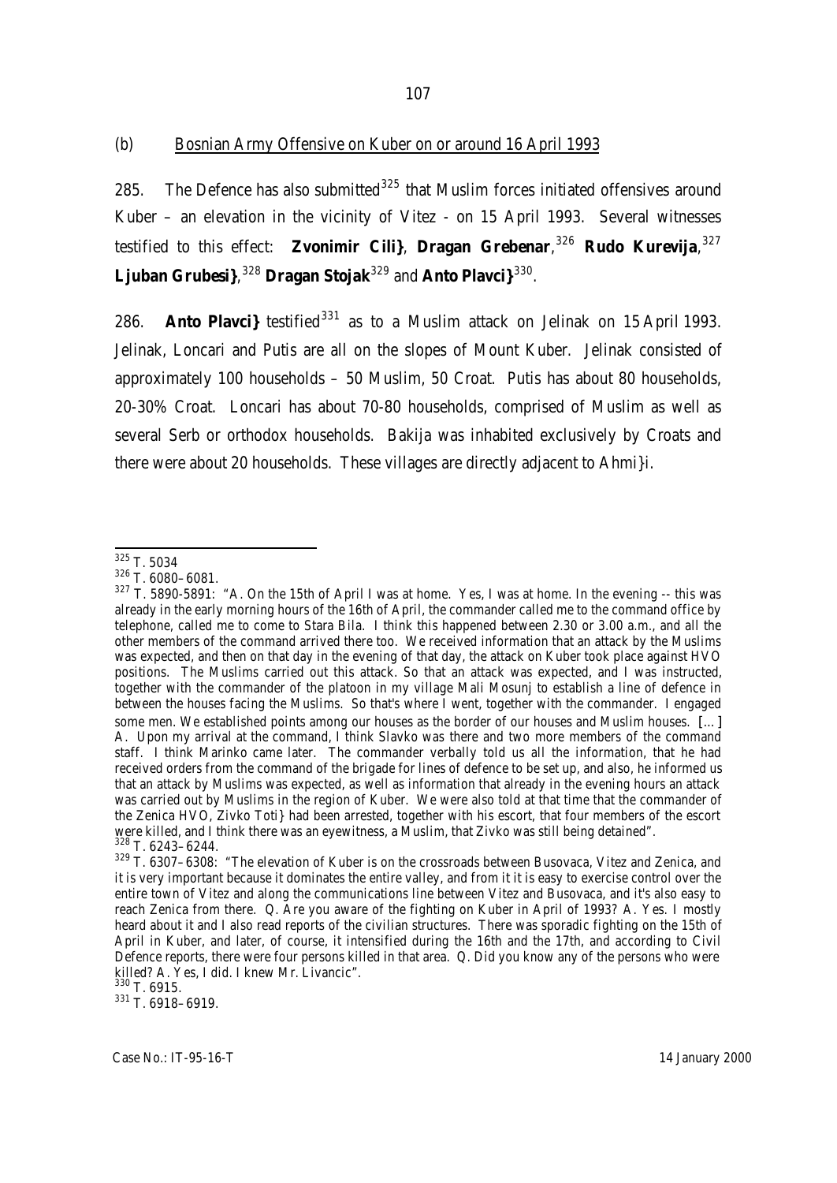(b) Bosnian Army Offensive on Kuber on or around 16 April 1993

285. The Defence has also submitted[325] that Muslim forces initiated offensives around Kuber – an elevation in the vicinity of Vitez - on 15 April 1993. Several witnesses testified to this effect: **Zvonimir Cili}**, **Dragan Grebenar**,[326] **Rudo Kurevija**,[327] **Ljuban Grubesi}**,[328] **Dragan Stojak**[329] and **Anto Plavci}**[330].

286. **Anto Plavci}** testified[331] as to a Muslim attack on Jelinak on 15 April 1993. Jelinak, Loncari and Putis are all on the slopes of Mount Kuber. Jelinak consisted of approximately 100 households – 50 Muslim, 50 Croat. Putis has about 80 households, 20-30% Croat. Loncari has about 70-80 households, comprised of Muslim as well as several Serb or orthodox households. Bakija was inhabited exclusively by Croats and there were about 20 households. These villages are directly adjacent to Ahmi}i.

---

[325] T. 5034

[326] T. 6080–6081.

[327] T. 5890-5891: "A. On the 15th of April I was at home. Yes, I was at home. In the evening -- this was already in the early morning hours of the 16th of April, the commander called me to the command office by telephone, called me to come to Stara Bila. I think this happened between 2.30 or 3.00 a.m., and all the other members of the command arrived there too. We received information that an attack by the Muslims was expected, and then on that day in the evening of that day, the attack on Kuber took place against HVO positions. The Muslims carried out this attack. So that an attack was expected, and I was instructed, together with the commander of the platoon in my village Mali Mosunj to establish a line of defence in between the houses facing the Muslims. So that's where I went, together with the commander. I engaged some men. We established points among our houses as the border of our houses and Muslim houses. [...] A. Upon my arrival at the command, I think Slavko was there and two more members of the command staff. I think Marinko came later. The commander verbally told us all the information, that he had received orders from the command of the brigade for lines of defence to be set up, and also, he informed us that an attack by Muslims was expected, as well as information that already in the evening hours an attack was carried out by Muslims in the region of Kuber. We were also told at that time that the commander of the Zenica HVO, Zivko Toti} had been arrested, together with his escort, that four members of the escort were killed, and I think there was an eyewitness, a Muslim, that Zivko was still being detained".

[328] T. 6243–6244.

[329] T. 6307–6308: "The elevation of Kuber is on the crossroads between Busovaca, Vitez and Zenica, and it is very important because it dominates the entire valley, and from it it is easy to exercise control over the entire town of Vitez and along the communications line between Vitez and Busovaca, and it's also easy to reach Zenica from there. Q. Are you aware of the fighting on Kuber in April of 1993? A. Yes. I mostly heard about it and I also read reports of the civilian structures. There was sporadic fighting on the 15th of April in Kuber, and later, of course, it intensified during the 16th and the 17th, and according to Civil Defence reports, there were four persons killed in that area. Q. Did you know any of the persons who were killed? A. Yes, I did. I knew Mr. Livancic".

[330] T. 6915.

[331] T. 6918–6919.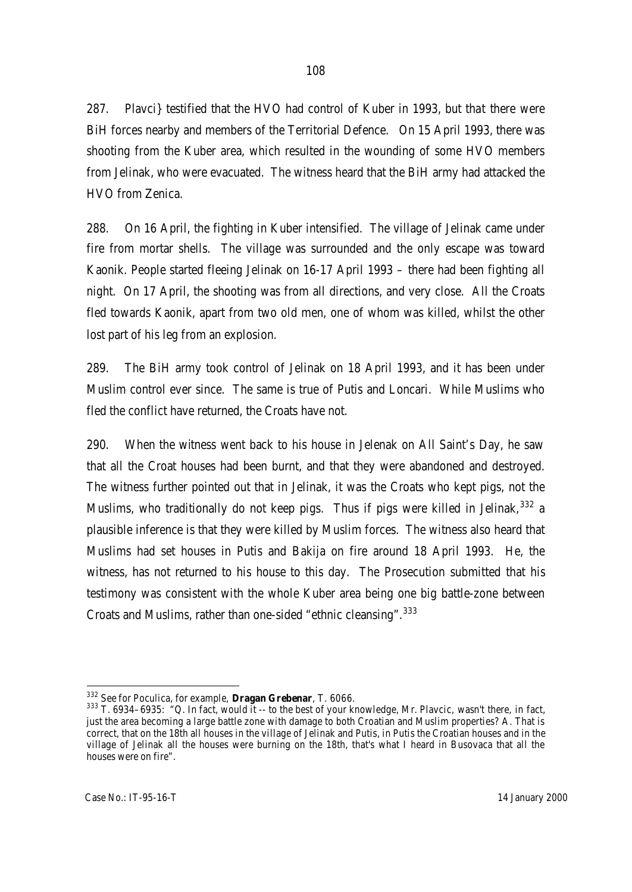287. Plavci} testified that the HVO had control of Kuber in 1993, but that there were BiH forces nearby and members of the Territorial Defence. On 15 April 1993, there was shooting from the Kuber area, which resulted in the wounding of some HVO members from Jelinak, who were evacuated. The witness heard that the BiH army had attacked the HVO from Zenica.

288. On 16 April, the fighting in Kuber intensified. The village of Jelinak came under fire from mortar shells. The village was surrounded and the only escape was toward Kaonik. People started fleeing Jelinak on 16-17 April 1993 – there had been fighting all night. On 17 April, the shooting was from all directions, and very close. All the Croats fled towards Kaonik, apart from two old men, one of whom was killed, whilst the other lost part of his leg from an explosion.

289. The BiH army took control of Jelinak on 18 April 1993, and it has been under Muslim control ever since. The same is true of Putis and Loncari. While Muslims who fled the conflict have returned, the Croats have not.

290. When the witness went back to his house in Jelenak on All Saint's Day, he saw that all the Croat houses had been burnt, and that they were abandoned and destroyed. The witness further pointed out that in Jelinak, it was the Croats who kept pigs, not the Muslims, who traditionally do not keep pigs. Thus if pigs were killed in Jelinak,[332] a plausible inference is that they were killed by Muslim forces. The witness also heard that Muslims had set houses in Putis and Bakija on fire around 18 April 1993. He, the witness, has not returned to his house to this day. The Prosecution submitted that his testimony was consistent with the whole Kuber area being one big battle-zone between Croats and Muslims, rather than one-sided "ethnic cleansing".[333]

---

[332] See for Poculica, for example, **Dragan Grebenar**, T. 6066.

[333] T. 6934–6935: "Q. In fact, would it -- to the best of your knowledge, Mr. Plavcic, wasn't there, in fact, just the area becoming a large battle zone with damage to both Croatian and Muslim properties? A. That is correct, that on the 18th all houses in the village of Jelinak and Putis, in Putis the Croatian houses and in the village of Jelinak all the houses were burning on the 18th, that's what I heard in Busovaca that all the houses were on fire".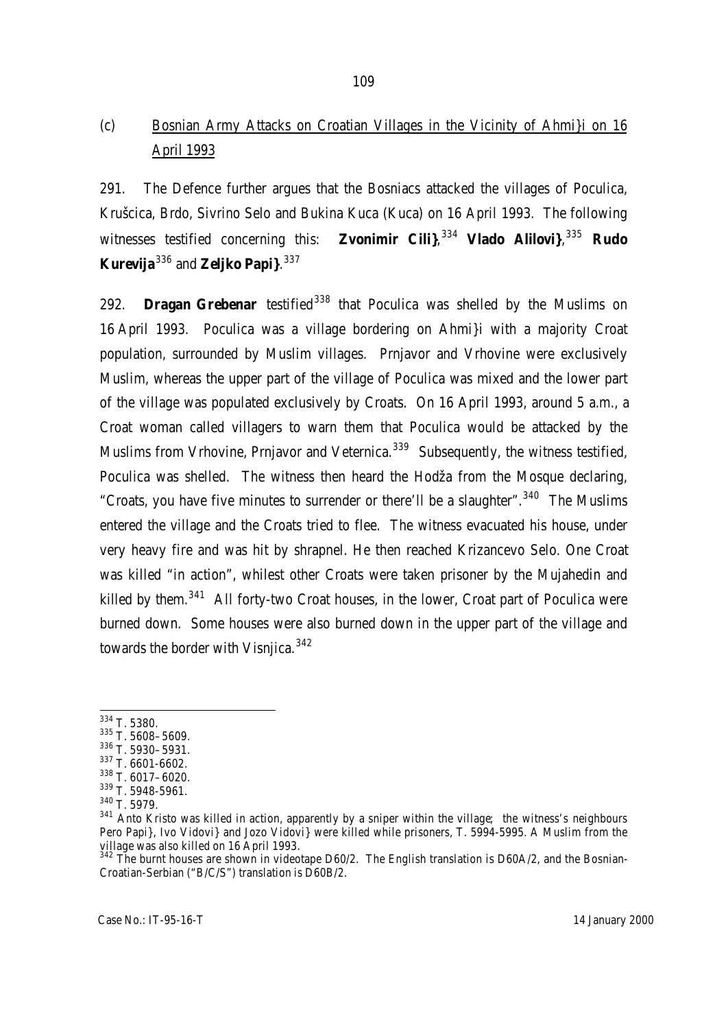(c) Bosnian Army Attacks on Croatian Villages in the Vicinity of Ahmi}i on 16 April 1993

291. The Defence further argues that the Bosniacs attacked the villages of Poculica, Krušcica, Brdo, Sivrino Selo and Bukina Kuca (Kuca) on 16 April 1993. The following witnesses testified concerning this: **Zvonimir Cili}**,[334] **Vlado Alilovi}**,[335] **Rudo Kurevija**[336] and **Zeljko Papi}**.[337]

292. **Dragan Grebenar** testified[338] that Poculica was shelled by the Muslims on 16 April 1993. Poculica was a village bordering on Ahmi}i with a majority Croat population, surrounded by Muslim villages. Prnjavor and Vrhovine were exclusively Muslim, whereas the upper part of the village of Poculica was mixed and the lower part of the village was populated exclusively by Croats. On 16 April 1993, around 5 a.m., a Croat woman called villagers to warn them that Poculica would be attacked by the Muslims from Vrhovine, Prnjavor and Veternica.[339] Subsequently, the witness testified, Poculica was shelled. The witness then heard the Hodža from the Mosque declaring, "Croats, you have five minutes to surrender or there'll be a slaughter".[340] The Muslims entered the village and the Croats tried to flee. The witness evacuated his house, under very heavy fire and was hit by shrapnel. He then reached Krizancevo Selo. One Croat was killed "in action", whilest other Croats were taken prisoner by the Mujahedin and killed by them.[341] All forty-two Croat houses, in the lower, Croat part of Poculica were burned down. Some houses were also burned down in the upper part of the village and towards the border with Visnjica.[342]

---

[334] T. 5380.

[335] T. 5608–5609.

[336] T. 5930–5931.

[337] T. 6601-6602.

[338] T. 6017–6020.

[339] T. 5948-5961.

[340] T. 5979.

[341] Anto Kristo was killed in action, apparently by a sniper within the village; the witness's neighbours Pero Papi}, Ivo Vidovi} and Jozo Vidovi} were killed while prisoners, T. 5994-5995. A Muslim from the village was also killed on 16 April 1993.

[342] The burnt houses are shown in videotape D60/2. The English translation is D60A/2, and the Bosnian-Croatian-Serbian ("B/C/S") translation is D60B/2.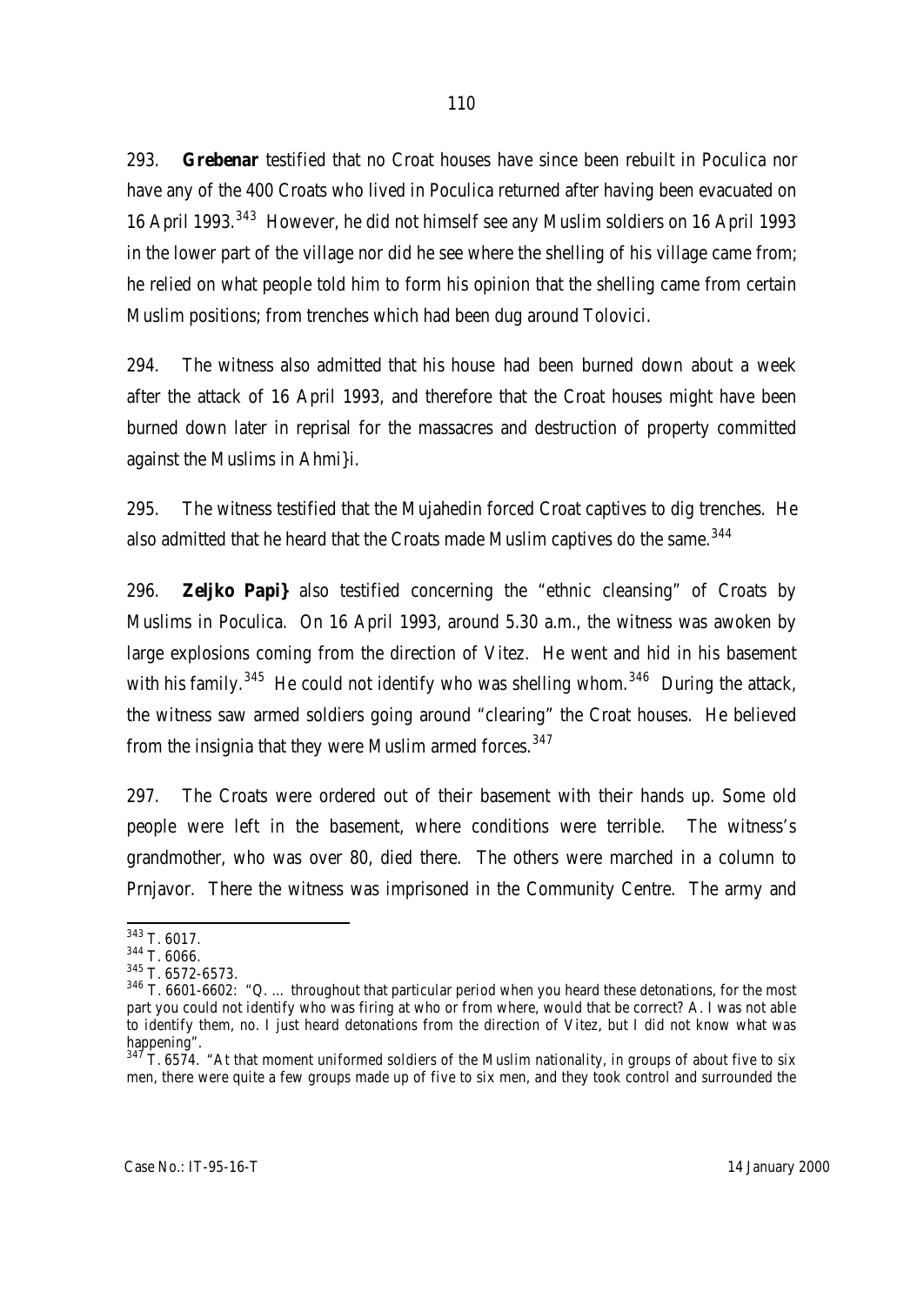293. **Grebenar** testified that no Croat houses have since been rebuilt in Poculica nor have any of the 400 Croats who lived in Poculica returned after having been evacuated on 16 April 1993.[343] However, he did not himself see any Muslim soldiers on 16 April 1993 in the lower part of the village nor did he see where the shelling of his village came from; he relied on what people told him to form his opinion that the shelling came from certain Muslim positions; from trenches which had been dug around Tolovici.

294. The witness also admitted that his house had been burned down about a week after the attack of 16 April 1993, and therefore that the Croat houses might have been burned down later in reprisal for the massacres and destruction of property committed against the Muslims in Ahmi}i.

295. The witness testified that the Mujahedin forced Croat captives to dig trenches. He also admitted that he heard that the Croats made Muslim captives do the same.[344]

296. **Zeljko Papi}** also testified concerning the "ethnic cleansing" of Croats by Muslims in Poculica. On 16 April 1993, around 5.30 a.m., the witness was awoken by large explosions coming from the direction of Vitez. He went and hid in his basement with his family.[345] He could not identify who was shelling whom.[346] During the attack, the witness saw armed soldiers going around "clearing" the Croat houses. He believed from the insignia that they were Muslim armed forces.[347]

297. The Croats were ordered out of their basement with their hands up. Some old people were left in the basement, where conditions were terrible. The witness's grandmother, who was over 80, died there. The others were marched in a column to Prnjavor. There the witness was imprisoned in the Community Centre. The army and

---

[343] T. 6017.

[344] T. 6066.

[345] T. 6572-6573.

[346] T. 6601-6602: "Q. ... throughout that particular period when you heard these detonations, for the most part you could not identify who was firing at who or from where, would that be correct? A. I was not able to identify them, no. I just heard detonations from the direction of Vitez, but I did not know what was happening".

[347] T. 6574. "At that moment uniformed soldiers of the Muslim nationality, in groups of about five to six men, there were quite a few groups made up of five to six men, and they took control and surrounded the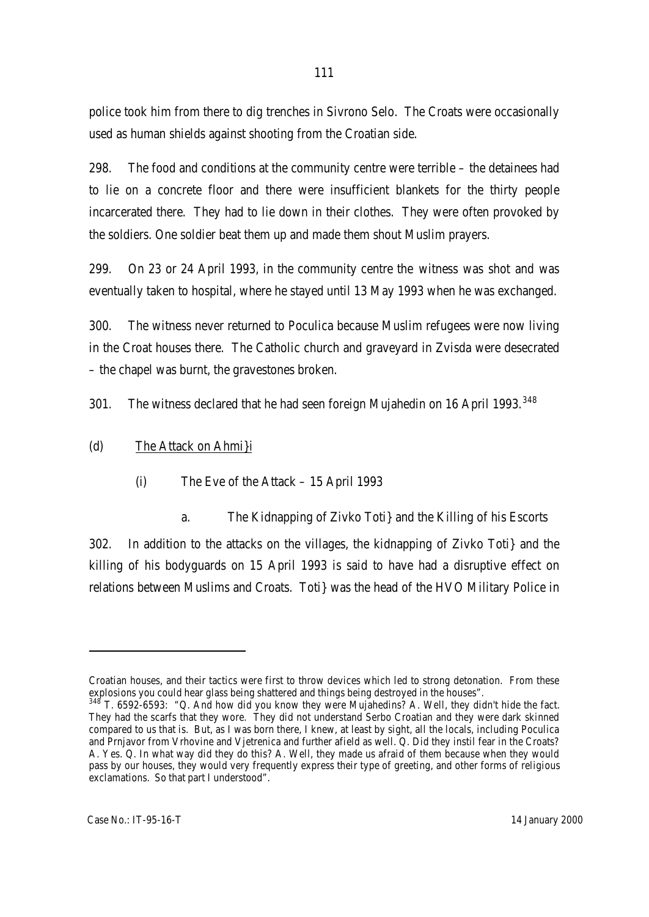police took him from there to dig trenches in Sivrono Selo. The Croats were occasionally used as human shields against shooting from the Croatian side.

298. The food and conditions at the community centre were terrible – the detainees had to lie on a concrete floor and there were insufficient blankets for the thirty people incarcerated there. They had to lie down in their clothes. They were often provoked by the soldiers. One soldier beat them up and made them shout Muslim prayers.

299. On 23 or 24 April 1993, in the community centre the witness was shot and was eventually taken to hospital, where he stayed until 13 May 1993 when he was exchanged.

300. The witness never returned to Poculica because Muslim refugees were now living in the Croat houses there. The Catholic church and graveyard in Zvisda were desecrated – the chapel was burnt, the gravestones broken.

301. The witness declared that he had seen foreign Mujahedin on 16 April 1993.[348]

(d) The Attack on Ahmi}i

(i) The Eve of the Attack – 15 April 1993

a. The Kidnapping of Zivko Toti} and the Killing of his Escorts

302. In addition to the attacks on the villages, the kidnapping of Zivko Toti} and the killing of his bodyguards on 15 April 1993 is said to have had a disruptive effect on relations between Muslims and Croats. Toti} was the head of the HVO Military Police in

---

Croatian houses, and their tactics were first to throw devices which led to strong detonation. From these explosions you could hear glass being shattered and things being destroyed in the houses".

[348] T. 6592-6593: "Q. And how did you know they were Mujahedins? A. Well, they didn't hide the fact. They had the scarfs that they wore. They did not understand Serbo Croatian and they were dark skinned compared to us that is. But, as I was born there, I knew, at least by sight, all the locals, including Poculica and Prnjavor from Vrhovine and Vjetrenica and further afield as well. Q. Did they instil fear in the Croats? A. Yes. Q. In what way did they do this? A. Well, they made us afraid of them because when they would pass by our houses, they would very frequently express their type of greeting, and other forms of religious exclamations. So that part I understood".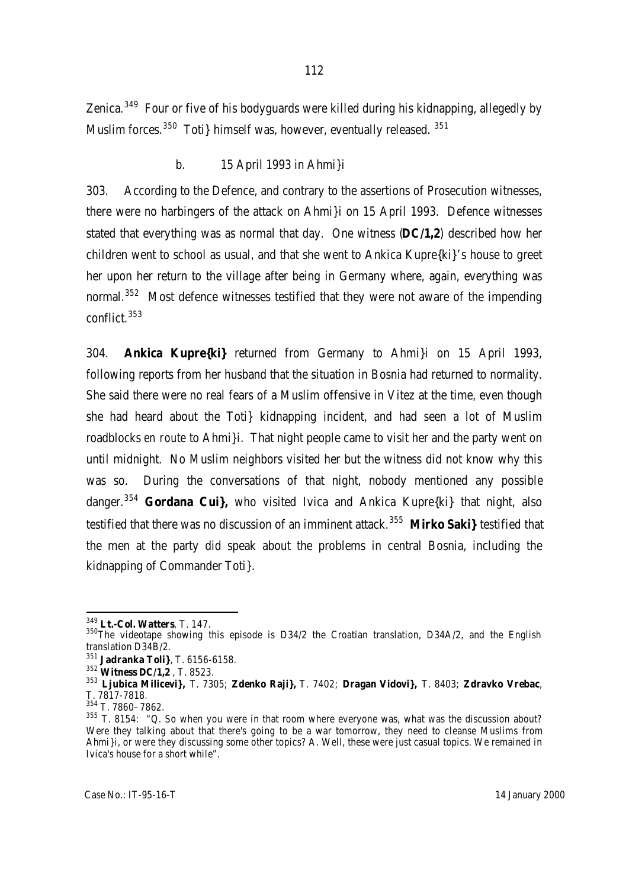Zenica.[349] Four or five of his bodyguards were killed during his kidnapping, allegedly by Muslim forces.[350] Toti} himself was, however, eventually released. [351]

### b. 15 April 1993 in Ahmi}i

303. According to the Defence, and contrary to the assertions of Prosecution witnesses, there were no harbingers of the attack on Ahmi}i on 15 April 1993. Defence witnesses stated that everything was as normal that day. One witness (**DC/1,2**) described how her children went to school as usual, and that she went to Ankica Kupre{ki}'s house to greet her upon her return to the village after being in Germany where, again, everything was normal.[352] Most defence witnesses testified that they were not aware of the impending conflict.[353]

304. **Ankica Kupre{ki}** returned from Germany to Ahmi}i on 15 April 1993, following reports from her husband that the situation in Bosnia had returned to normality. She said there were no real fears of a Muslim offensive in Vitez at the time, even though she had heard about the Toti} kidnapping incident, and had seen a lot of Muslim roadblocks *en route* to Ahmi}i. That night people came to visit her and the party went on until midnight. No Muslim neighbors visited her but the witness did not know why this was so. During the conversations of that night, nobody mentioned any possible danger.[354] **Gordana Cui},** who visited Ivica and Ankica Kupre{ki} that night, also testified that there was no discussion of an imminent attack.[355] **Mirko Saki}** testified that the men at the party did speak about the problems in central Bosnia, including the kidnapping of Commander Toti}.

---

[349] **Lt.-Col. Watters**, T. 147.

[350] The videotape showing this episode is D34/2 the Croatian translation, D34A/2, and the English translation D34B/2.

[351] **Jadranka Toli}**, T. 6156-6158.

[352] **Witness DC/1,2** , T. 8523.

[353] **Ljubica Milicevi},** T. 7305; **Zdenko Raji},** T. 7402; **Dragan Vidovi},** T. 8403; **Zdravko Vrebac**, T. 7817-7818.

[354] T. 7860–7862.

[355] T. 8154: "Q. So when you were in that room where everyone was, what was the discussion about? Were they talking about that there's going to be a war tomorrow, they need to cleanse Muslims from Ahmi}i, or were they discussing some other topics? A. Well, these were just casual topics. We remained in Ivica's house for a short while".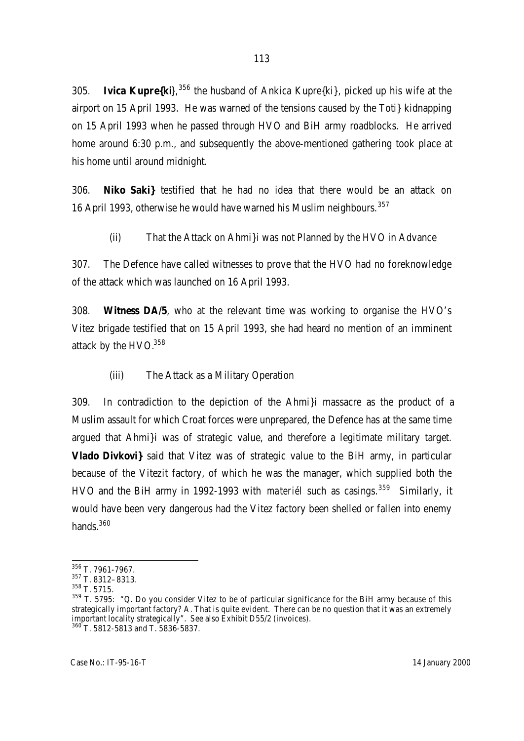305. **Ivica Kupre{ki**},[356] the husband of Ankica Kupre{ki}, picked up his wife at the airport on 15 April 1993. He was warned of the tensions caused by the Toti} kidnapping on 15 April 1993 when he passed through HVO and BiH army roadblocks. He arrived home around 6:30 p.m., and subsequently the above-mentioned gathering took place at his home until around midnight.

306. **Niko Saki}** testified that he had no idea that there would be an attack on 16 April 1993, otherwise he would have warned his Muslim neighbours.[357]

(ii) That the Attack on Ahmi}i was not Planned by the HVO in Advance

307. The Defence have called witnesses to prove that the HVO had no foreknowledge of the attack which was launched on 16 April 1993.

308. **Witness DA/5**, who at the relevant time was working to organise the HVO's Vitez brigade testified that on 15 April 1993, she had heard no mention of an imminent attack by the HVO.[358]

(iii) The Attack as a Military Operation

309. In contradiction to the depiction of the Ahmi}i massacre as the product of a Muslim assault for which Croat forces were unprepared, the Defence has at the same time argued that Ahmi}i was of strategic value, and therefore a legitimate military target. **Vlado Divkovi}** said that Vitez was of strategic value to the BiH army, in particular because of the Vitezit factory, of which he was the manager, which supplied both the HVO and the BiH army in 1992-1993 with *materiél* such as casings.[359] Similarly, it would have been very dangerous had the Vitez factory been shelled or fallen into enemy hands.[360]

---

[356] T. 7961-7967.

[357] T. 8312–8313.

[358] T. 5715.

[359] T. 5795: "Q. Do you consider Vitez to be of particular significance for the BiH army because of this strategically important factory? A. That is quite evident. There can be no question that it was an extremely important locality strategically". See also Exhibit D55/2 (invoices).

[360] T. 5812-5813 and T. 5836-5837.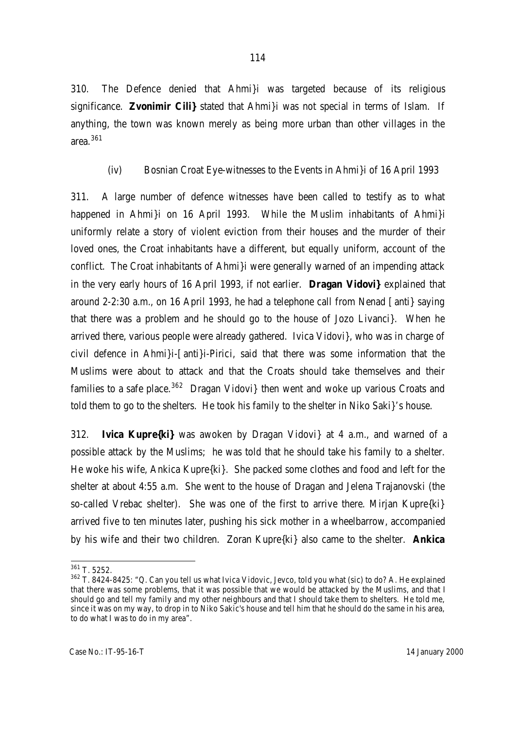310. The Defence denied that Ahmi}i was targeted because of its religious significance. **Zvonimir Cili}** stated that Ahmi}i was not special in terms of Islam. If anything, the town was known merely as being more urban than other villages in the area.[361]

(iv) Bosnian Croat Eye-witnesses to the Events in Ahmi}i of 16 April 1993

311. A large number of defence witnesses have been called to testify as to what happened in Ahmi}i on 16 April 1993. While the Muslim inhabitants of Ahmi}i uniformly relate a story of violent eviction from their houses and the murder of their loved ones, the Croat inhabitants have a different, but equally uniform, account of the conflict. The Croat inhabitants of Ahmi}i were generally warned of an impending attack in the very early hours of 16 April 1993, if not earlier. **Dragan Vidovi}** explained that around 2-2:30 a.m., on 16 April 1993, he had a telephone call from Nenad [anti} saying that there was a problem and he should go to the house of Jozo Livanci}. When he arrived there, various people were already gathered. Ivica Vidovi}, who was in charge of civil defence in Ahmi}i-[anti}i-Pirici, said that there was some information that the Muslims were about to attack and that the Croats should take themselves and their families to a safe place.[362] Dragan Vidovi} then went and woke up various Croats and told them to go to the shelters. He took his family to the shelter in Niko Saki}'s house.

312. **Ivica Kupre{ki}** was awoken by Dragan Vidovi} at 4 a.m., and warned of a possible attack by the Muslims; he was told that he should take his family to a shelter. He woke his wife, Ankica Kupre{ki}. She packed some clothes and food and left for the shelter at about 4:55 a.m. She went to the house of Dragan and Jelena Trajanovski (the so-called Vrebac shelter). She was one of the first to arrive there. Mirjan Kupre{ki} arrived five to ten minutes later, pushing his sick mother in a wheelbarrow, accompanied by his wife and their two children. Zoran Kupre{ki} also came to the shelter. **Ankica**

---

[361] T. 5252.

[362] T. 8424-8425: "Q. Can you tell us what Ivica Vidovic, Jevco, told you what (sic) to do? A. He explained that there was some problems, that it was possible that we would be attacked by the Muslims, and that I should go and tell my family and my other neighbours and that I should take them to shelters. He told me, since it was on my way, to drop in to Niko Sakic's house and tell him that he should do the same in his area, to do what I was to do in my area".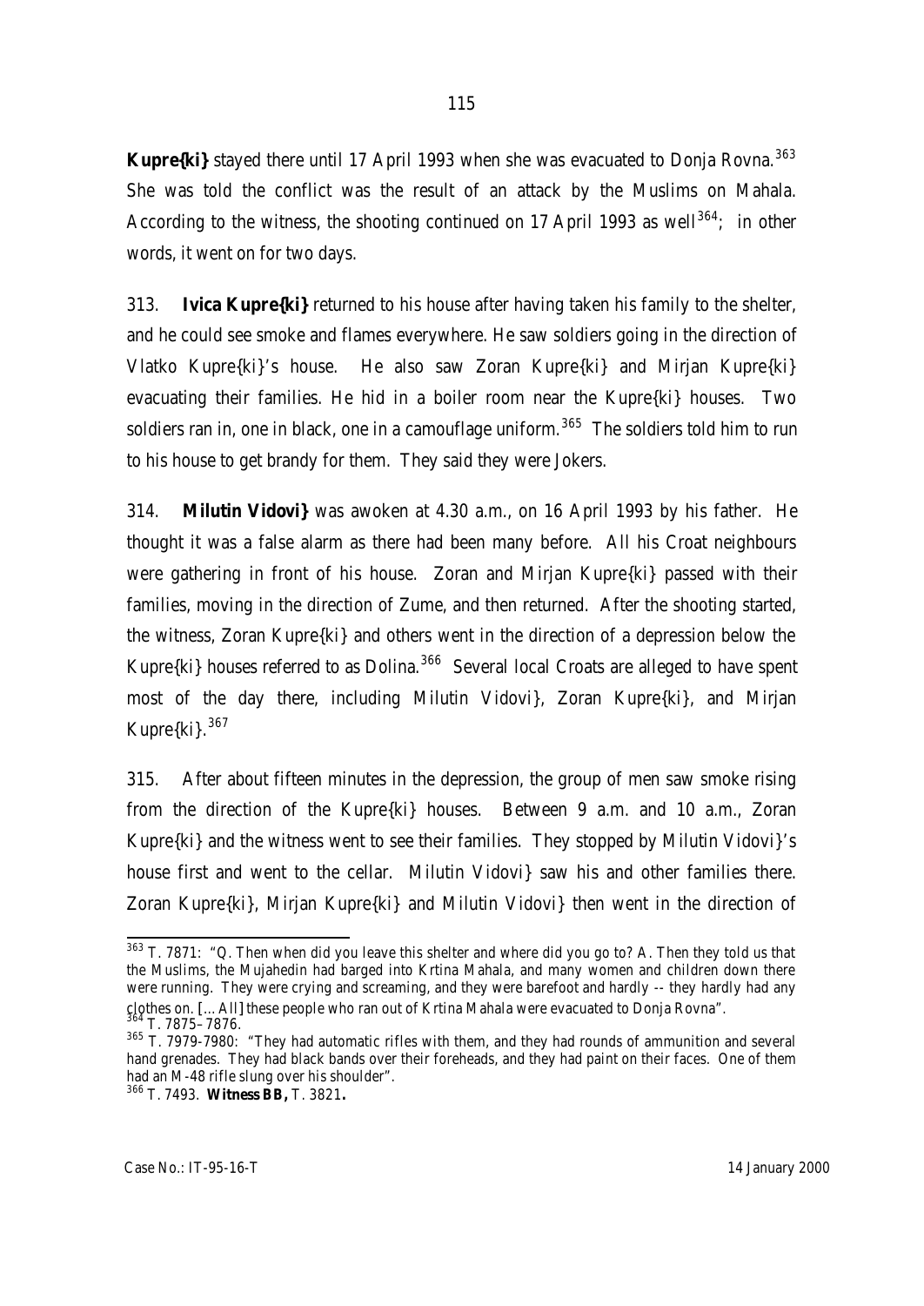**Kupre{ki}** stayed there until 17 April 1993 when she was evacuated to Donja Rovna.[363] She was told the conflict was the result of an attack by the Muslims on Mahala. According to the witness, the shooting continued on 17 April 1993 as well[364]; in other words, it went on for two days.

313. **Ivica Kupre{ki}** returned to his house after having taken his family to the shelter, and he could see smoke and flames everywhere. He saw soldiers going in the direction of Vlatko Kupre{ki}'s house. He also saw Zoran Kupre{ki} and Mirjan Kupre{ki} evacuating their families. He hid in a boiler room near the Kupre{ki} houses. Two soldiers ran in, one in black, one in a camouflage uniform.[365] The soldiers told him to run to his house to get brandy for them. They said they were Jokers.

314. **Milutin Vidovi}** was awoken at 4.30 a.m., on 16 April 1993 by his father. He thought it was a false alarm as there had been many before. All his Croat neighbours were gathering in front of his house. Zoran and Mirjan Kupre{ki} passed with their families, moving in the direction of Zume, and then returned. After the shooting started, the witness, Zoran Kupre{ki} and others went in the direction of a depression below the Kupre{ki} houses referred to as Dolina.[366] Several local Croats are alleged to have spent most of the day there, including Milutin Vidovi}, Zoran Kupre{ki}, and Mirjan Kupre{ki}.[367]

315. After about fifteen minutes in the depression, the group of men saw smoke rising from the direction of the Kupre{ki} houses. Between 9 a.m. and 10 a.m., Zoran Kupre{ki} and the witness went to see their families. They stopped by Milutin Vidovi}'s house first and went to the cellar. Milutin Vidovi} saw his and other families there. Zoran Kupre{ki}, Mirjan Kupre{ki} and Milutin Vidovi} then went in the direction of

---

[363] T. 7871: "Q. Then when did you leave this shelter and where did you go to? A. Then they told us that the Muslims, the Mujahedin had barged into Krtina Mahala, and many women and children down there were running. They were crying and screaming, and they were barefoot and hardly -- they hardly had any clothes on. [... All] these people who ran out of Krtina Mahala were evacuated to Donja Rovna".

[364] T. 7875–7876.

[365] T. 7979-7980: "They had automatic rifles with them, and they had rounds of ammunition and several hand grenades. They had black bands over their foreheads, and they had paint on their faces. One of them had an M-48 rifle slung over his shoulder".

[366] T. 7493. **Witness BB,** T. 3821**.**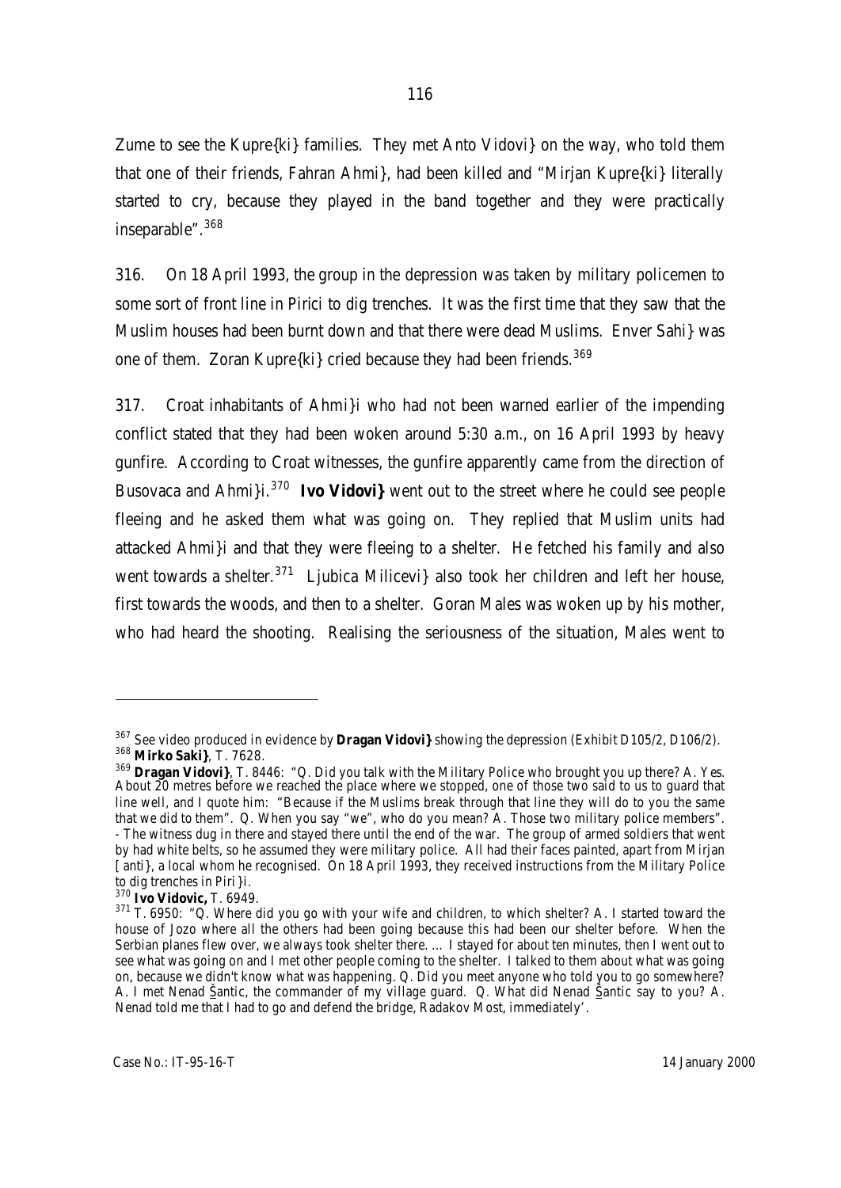Zume to see the Kupre{ki} families. They met Anto Vidovi} on the way, who told them that one of their friends, Fahran Ahmi}, had been killed and "Mirjan Kupre{ki} literally started to cry, because they played in the band together and they were practically inseparable".[368]

316. On 18 April 1993, the group in the depression was taken by military policemen to some sort of front line in Pirici to dig trenches. It was the first time that they saw that the Muslim houses had been burnt down and that there were dead Muslims. Enver Sahi} was one of them. Zoran Kupre{ki} cried because they had been friends.[369]

317. Croat inhabitants of Ahmi}i who had not been warned earlier of the impending conflict stated that they had been woken around 5:30 a.m., on 16 April 1993 by heavy gunfire. According to Croat witnesses, the gunfire apparently came from the direction of Busovaca and Ahmi}i.[370] **Ivo Vidovi}** went out to the street where he could see people fleeing and he asked them what was going on. They replied that Muslim units had attacked Ahmi}i and that they were fleeing to a shelter. He fetched his family and also went towards a shelter.[371] Ljubica Milicevi} also took her children and left her house, first towards the woods, and then to a shelter. Goran Males was woken up by his mother, who had heard the shooting. Realising the seriousness of the situation, Males went to

---

[367] See video produced in evidence by **Dragan Vidovi}** showing the depression (Exhibit D105/2, D106/2).

[368] **Mirko Saki}**, T. 7628.

[369] **Dragan Vidovi}**, T. 8446: "Q. Did you talk with the Military Police who brought you up there? A. Yes. About 20 metres before we reached the place where we stopped, one of those two said to us to guard that line well, and I quote him: "Because if the Muslims break through that line they will do to you the same that we did to them". Q. When you say "we", who do you mean? A. Those two military police members". - The witness dug in there and stayed there until the end of the war. The group of armed soldiers that went by had white belts, so he assumed they were military police. All had their faces painted, apart from Mirjan [anti}, a local whom he recognised. On 18 April 1993, they received instructions from the Military Police to dig trenches in Piri}i.

[370] **Ivo Vidovic,** T. 6949.

[371] T. 6950: "Q. Where did you go with your wife and children, to which shelter? A. I started toward the house of Jozo where all the others had been going because this had been our shelter before. When the Serbian planes flew over, we always took shelter there. … I stayed for about ten minutes, then I went out to see what was going on and I met other people coming to the shelter. I talked to them about what was going on, because we didn't know what was happening. Q. Did you meet anyone who told you to go somewhere? A. I met Nenad Šantic, the commander of my village guard. Q. What did Nenad Šantic say to you? A. Nenad told me that I had to go and defend the bridge, Radakov Most, immediately'.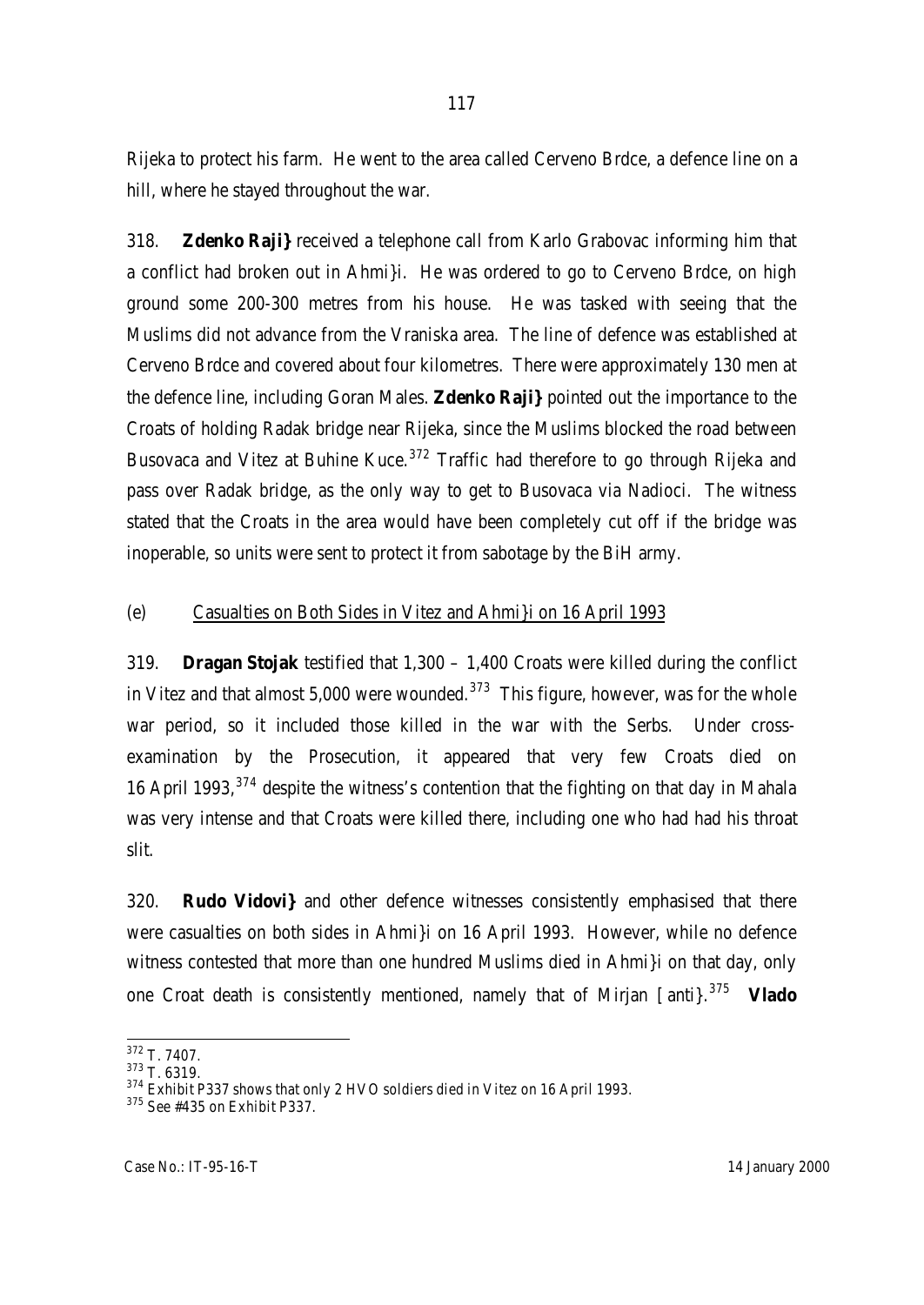Rijeka to protect his farm. He went to the area called Cerveno Brdce, a defence line on a hill, where he stayed throughout the war.

318. **Zdenko Raji}** received a telephone call from Karlo Grabovac informing him that a conflict had broken out in Ahmi}i. He was ordered to go to Cerveno Brdce, on high ground some 200-300 metres from his house. He was tasked with seeing that the Muslims did not advance from the Vraniska area. The line of defence was established at Cerveno Brdce and covered about four kilometres. There were approximately 130 men at the defence line, including Goran Males. **Zdenko Raji}** pointed out the importance to the Croats of holding Radak bridge near Rijeka, since the Muslims blocked the road between Busovaca and Vitez at Buhine Kuce.[372] Traffic had therefore to go through Rijeka and pass over Radak bridge, as the only way to get to Busovaca via Nadioci. The witness stated that the Croats in the area would have been completely cut off if the bridge was inoperable, so units were sent to protect it from sabotage by the BiH army.

(e) Casualties on Both Sides in Vitez and Ahmi}i on 16 April 1993

319. **Dragan Stojak** testified that 1,300 – 1,400 Croats were killed during the conflict in Vitez and that almost 5,000 were wounded.[373] This figure, however, was for the whole war period, so it included those killed in the war with the Serbs. Under cross-examination by the Prosecution, it appeared that very few Croats died on 16 April 1993,[374] despite the witness's contention that the fighting on that day in Mahala was very intense and that Croats were killed there, including one who had had his throat slit.

320. **Rudo Vidovi}** and other defence witnesses consistently emphasised that there were casualties on both sides in Ahmi}i on 16 April 1993. However, while no defence witness contested that more than one hundred Muslims died in Ahmi}i on that day, only one Croat death is consistently mentioned, namely that of Mirjan [anti}.[375] **Vlado**

---

[372] T. 7407.

[373] T. 6319.

[374] Exhibit P337 shows that only 2 HVO soldiers died in Vitez on 16 April 1993.

[375] See #435 on Exhibit P337.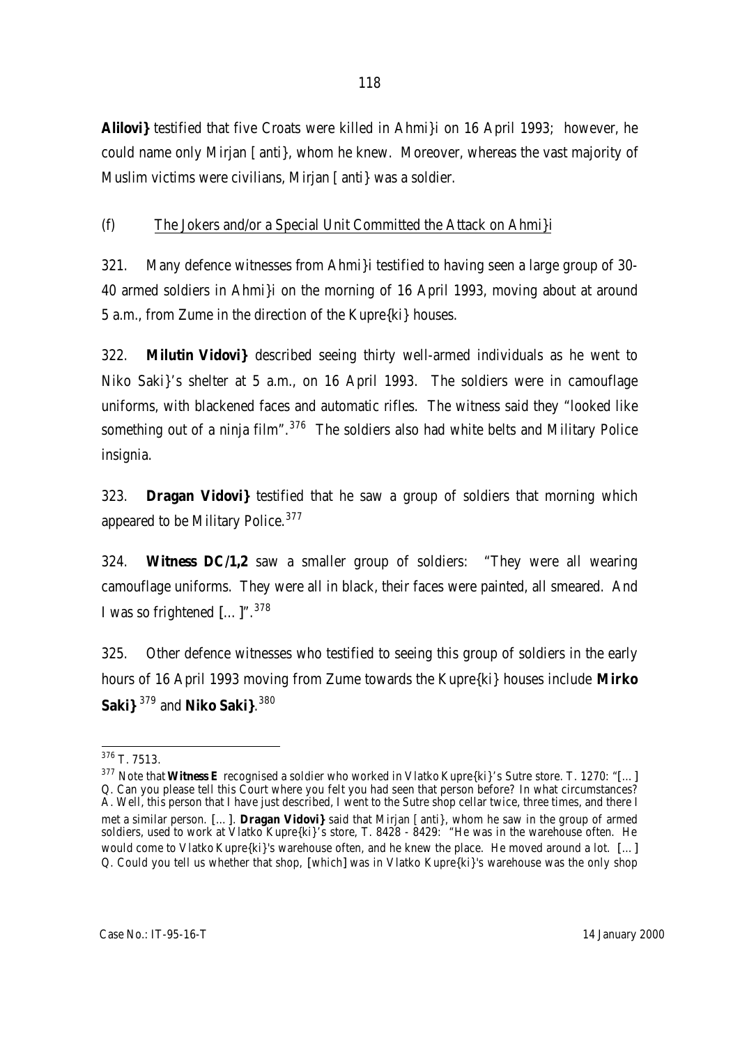**Alilovi}** testified that five Croats were killed in Ahmi}i on 16 April 1993; however, he could name only Mirjan [ anti}, whom he knew. Moreover, whereas the vast majority of Muslim victims were civilians, Mirjan [ anti} was a soldier.

(f) The Jokers and/or a Special Unit Committed the Attack on Ahmi}i

321. Many defence witnesses from Ahmi}i testified to having seen a large group of 30-40 armed soldiers in Ahmi}i on the morning of 16 April 1993, moving about at around 5 a.m., from Zume in the direction of the Kupre{ki} houses.

322. **Milutin Vidovi}** described seeing thirty well-armed individuals as he went to Niko Saki}'s shelter at 5 a.m., on 16 April 1993. The soldiers were in camouflage uniforms, with blackened faces and automatic rifles. The witness said they "looked like something out of a ninja film".[376] The soldiers also had white belts and Military Police insignia.

323. **Dragan Vidovi}** testified that he saw a group of soldiers that morning which appeared to be Military Police.[377]

324. **Witness DC/1,2** saw a smaller group of soldiers: "They were all wearing camouflage uniforms. They were all in black, their faces were painted, all smeared. And I was so frightened [...]".[378]

325. Other defence witnesses who testified to seeing this group of soldiers in the early hours of 16 April 1993 moving from Zume towards the Kupre{ki} houses include **Mirko Saki}**[379] and **Niko Saki}**.[380]

---

[376] T. 7513.

[377] Note that **Witness E** recognised a soldier who worked in Vlatko Kupre{ki}'s Sutre store. T. 1270: "[...] Q. Can you please tell this Court where you felt you had seen that person before? In what circumstances? A. Well, this person that I have just described, I went to the Sutre shop cellar twice, three times, and there I met a similar person. [...]. **Dragan Vidovi}** said that Mirjan [ anti}, whom he saw in the group of armed soldiers, used to work at Vlatko Kupre{ki}'s store, T. 8428 - 8429: "He was in the warehouse often. He would come to Vlatko Kupre{ki}'s warehouse often, and he knew the place. He moved around a lot. [...] Q. Could you tell us whether that shop, [which] was in Vlatko Kupre{ki}'s warehouse was the only shop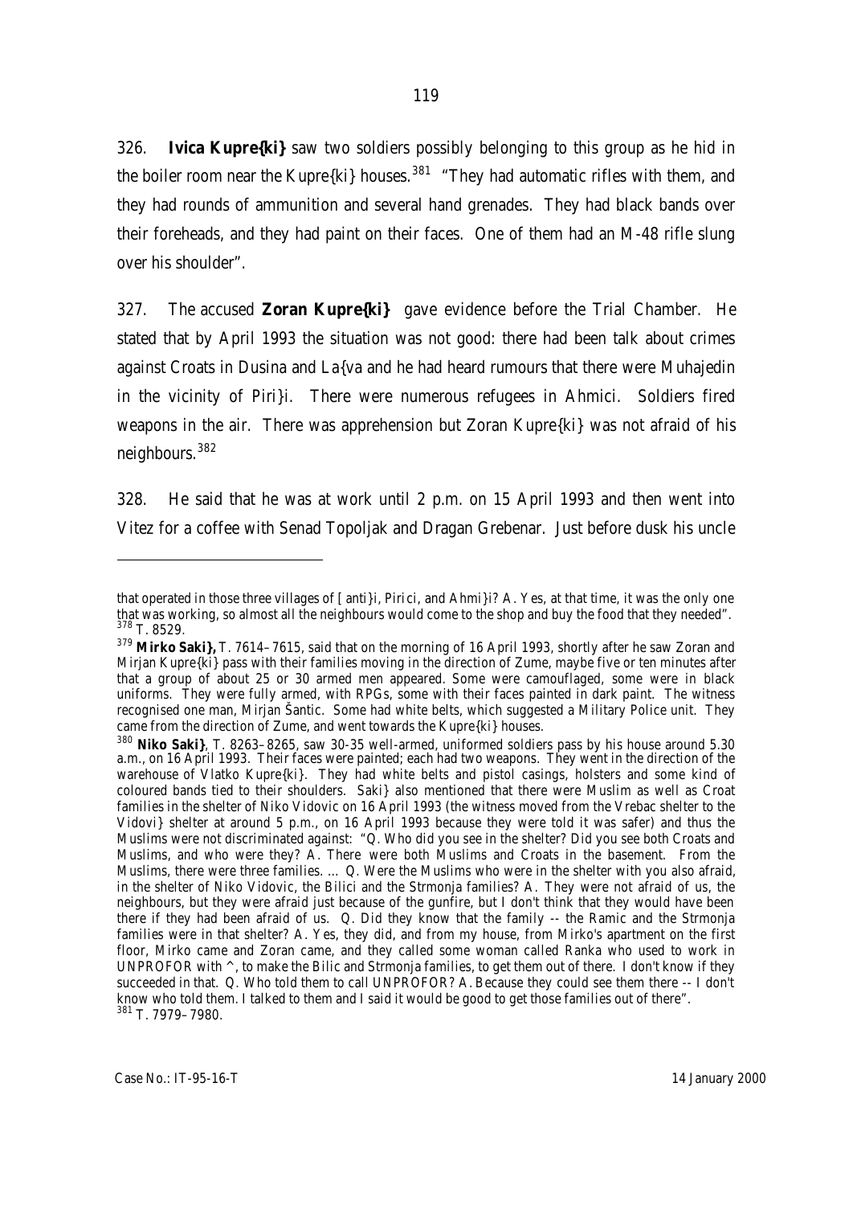326. **Ivica Kupre{ki}** saw two soldiers possibly belonging to this group as he hid in the boiler room near the Kupre{ki} houses.[381] "They had automatic rifles with them, and they had rounds of ammunition and several hand grenades. They had black bands over their foreheads, and they had paint on their faces. One of them had an M-48 rifle slung over his shoulder".

327. The accused **Zoran Kupre{ki}** gave evidence before the Trial Chamber. He stated that by April 1993 the situation was not good: there had been talk about crimes against Croats in Dusina and La{va and he had heard rumours that there were Muhajedin in the vicinity of Piri}i. There were numerous refugees in Ahmici. Soldiers fired weapons in the air. There was apprehension but Zoran Kupre{ki} was not afraid of his neighbours.[382]

328. He said that he was at work until 2 p.m. on 15 April 1993 and then went into Vitez for a coffee with Senad Topoljak and Dragan Grebenar. Just before dusk his uncle

---

that operated in those three villages of [ anti}i, Pirici, and Ahmi}i? A. Yes, at that time, it was the only one that was working, so almost all the neighbours would come to the shop and buy the food that they needed".

[378] T. 8529.

[379] **Mirko Saki},** T. 7614–7615, said that on the morning of 16 April 1993, shortly after he saw Zoran and Mirjan Kupre{ki} pass with their families moving in the direction of Zume, maybe five or ten minutes after that a group of about 25 or 30 armed men appeared. Some were camouflaged, some were in black uniforms. They were fully armed, with RPGs, some with their faces painted in dark paint. The witness recognised one man, Mirjan Šantic. Some had white belts, which suggested a Military Police unit. They came from the direction of Zume, and went towards the Kupre{ki} houses.

[380] **Niko Saki}**, T. 8263–8265, saw 30-35 well-armed, uniformed soldiers pass by his house around 5.30 a.m., on 16 April 1993. Their faces were painted; each had two weapons. They went in the direction of the warehouse of Vlatko Kupre{ki}. They had white belts and pistol casings, holsters and some kind of coloured bands tied to their shoulders. Saki} also mentioned that there were Muslim as well as Croat families in the shelter of Niko Vidovic on 16 April 1993 (the witness moved from the Vrebac shelter to the Vidovi} shelter at around 5 p.m., on 16 April 1993 because they were told it was safer) and thus the Muslims were not discriminated against: "Q. Who did you see in the shelter? Did you see both Croats and Muslims, and who were they? A. There were both Muslims and Croats in the basement. From the Muslims, there were three families. ... Q. Were the Muslims who were in the shelter with you also afraid, in the shelter of Niko Vidovic, the Bilici and the Strmonja families? A. They were not afraid of us, the neighbours, but they were afraid just because of the gunfire, but I don't think that they would have been there if they had been afraid of us. Q. Did they know that the family -- the Ramic and the Strmonja families were in that shelter? A. Yes, they did, and from my house, from Mirko's apartment on the first floor, Mirko came and Zoran came, and they called some woman called Ranka who used to work in UNPROFOR with ^, to make the Bilic and Strmonja families, to get them out of there. I don't know if they succeeded in that. Q. Who told them to call UNPROFOR? A. Because they could see them there -- I don't know who told them. I talked to them and I said it would be good to get those families out of there".

[381] T. 7979–7980.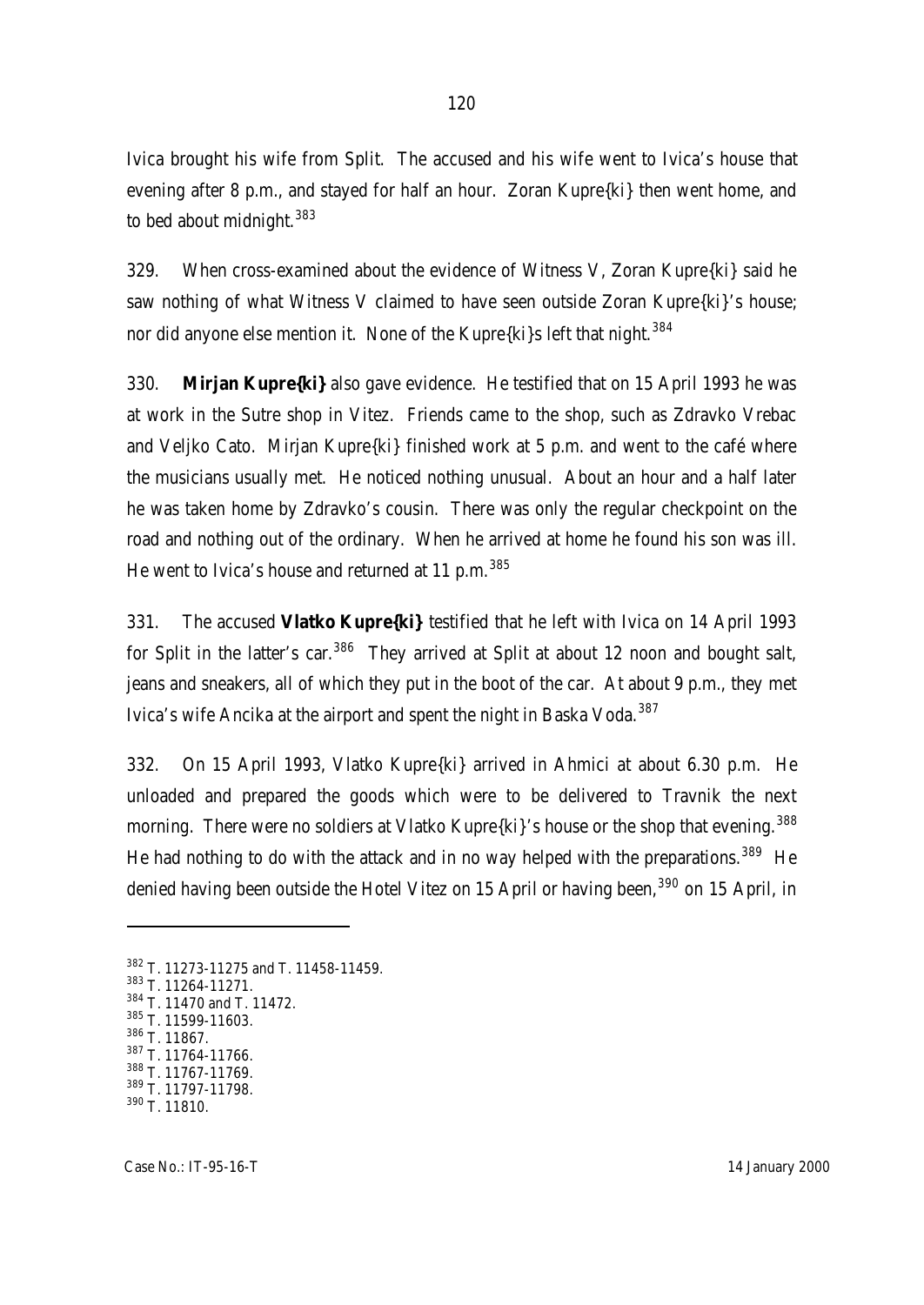Ivica brought his wife from Split. The accused and his wife went to Ivica's house that evening after 8 p.m., and stayed for half an hour. Zoran Kupre{ki} then went home, and to bed about midnight.[383]

329. When cross-examined about the evidence of Witness V, Zoran Kupre{ki} said he saw nothing of what Witness V claimed to have seen outside Zoran Kupre{ki}'s house; nor did anyone else mention it. None of the Kupre{ki}s left that night.[384]

330. **Mirjan Kupre{ki}** also gave evidence. He testified that on 15 April 1993 he was at work in the Sutre shop in Vitez. Friends came to the shop, such as Zdravko Vrebac and Veljko Cato. Mirjan Kupre{ki} finished work at 5 p.m. and went to the café where the musicians usually met. He noticed nothing unusual. About an hour and a half later he was taken home by Zdravko's cousin. There was only the regular checkpoint on the road and nothing out of the ordinary. When he arrived at home he found his son was ill. He went to Ivica's house and returned at 11 p.m.[385]

331. The accused **Vlatko Kupre{ki}** testified that he left with Ivica on 14 April 1993 for Split in the latter's car.[386] They arrived at Split at about 12 noon and bought salt, jeans and sneakers, all of which they put in the boot of the car. At about 9 p.m., they met Ivica's wife Ancika at the airport and spent the night in Baska Voda.[387]

332. On 15 April 1993, Vlatko Kupre{ki} arrived in Ahmici at about 6.30 p.m. He unloaded and prepared the goods which were to be delivered to Travnik the next morning. There were no soldiers at Vlatko Kupre{ki}'s house or the shop that evening.[388] He had nothing to do with the attack and in no way helped with the preparations.[389] He denied having been outside the Hotel Vitez on 15 April or having been,[390] on 15 April, in

---

[382] T. 11273-11275 and T. 11458-11459.
[383] T. 11264-11271.
[384] T. 11470 and T. 11472.
[385] T. 11599-11603.
[386] T. 11867.
[387] T. 11764-11766.
[388] T. 11767-11769.
[389] T. 11797-11798.
[390] T. 11810.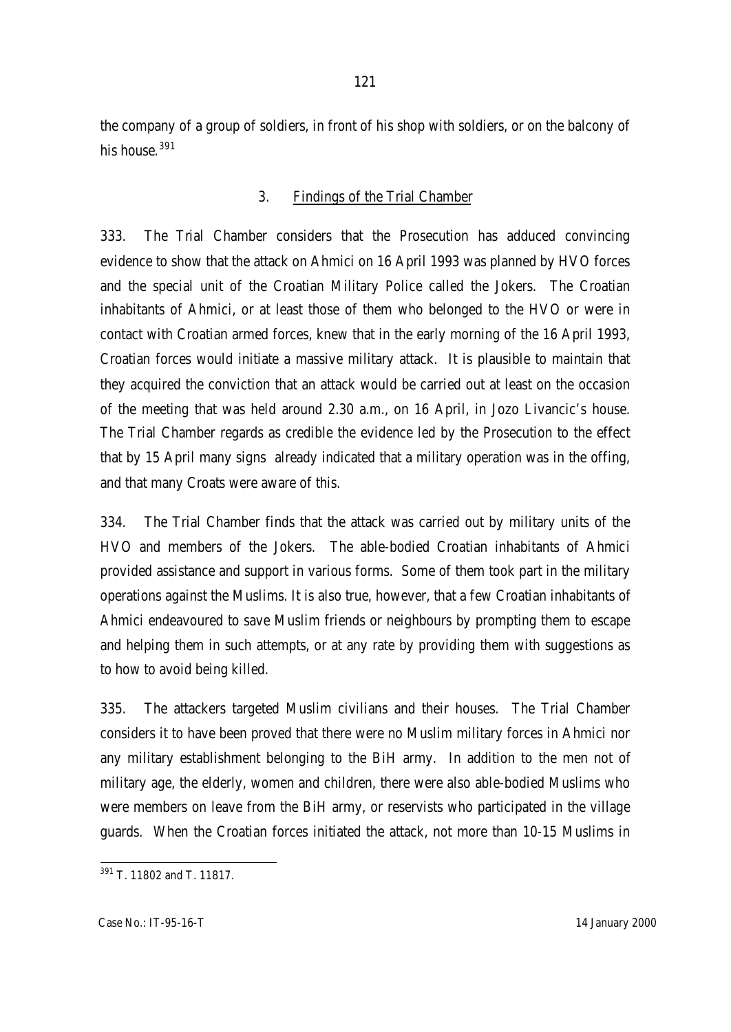the company of a group of soldiers, in front of his shop with soldiers, or on the balcony of his house.[391]

### 3. Findings of the Trial Chamber

333. The Trial Chamber considers that the Prosecution has adduced convincing evidence to show that the attack on Ahmici on 16 April 1993 was planned by HVO forces and the special unit of the Croatian Military Police called the Jokers. The Croatian inhabitants of Ahmici, or at least those of them who belonged to the HVO or were in contact with Croatian armed forces, knew that in the early morning of the 16 April 1993, Croatian forces would initiate a massive military attack. It is plausible to maintain that they acquired the conviction that an attack would be carried out at least on the occasion of the meeting that was held around 2.30 a.m., on 16 April, in Jozo Livancic's house. The Trial Chamber regards as credible the evidence led by the Prosecution to the effect that by 15 April many signs already indicated that a military operation was in the offing, and that many Croats were aware of this.

334. The Trial Chamber finds that the attack was carried out by military units of the HVO and members of the Jokers. The able-bodied Croatian inhabitants of Ahmici provided assistance and support in various forms. Some of them took part in the military operations against the Muslims. It is also true, however, that a few Croatian inhabitants of Ahmici endeavoured to save Muslim friends or neighbours by prompting them to escape and helping them in such attempts, or at any rate by providing them with suggestions as to how to avoid being killed.

335. The attackers targeted Muslim civilians and their houses. The Trial Chamber considers it to have been proved that there were no Muslim military forces in Ahmici nor any military establishment belonging to the BiH army. In addition to the men not of military age, the elderly, women and children, there were also able-bodied Muslims who were members on leave from the BiH army, or reservists who participated in the village guards. When the Croatian forces initiated the attack, not more than 10-15 Muslims in

---

[391] T. 11802 and T. 11817.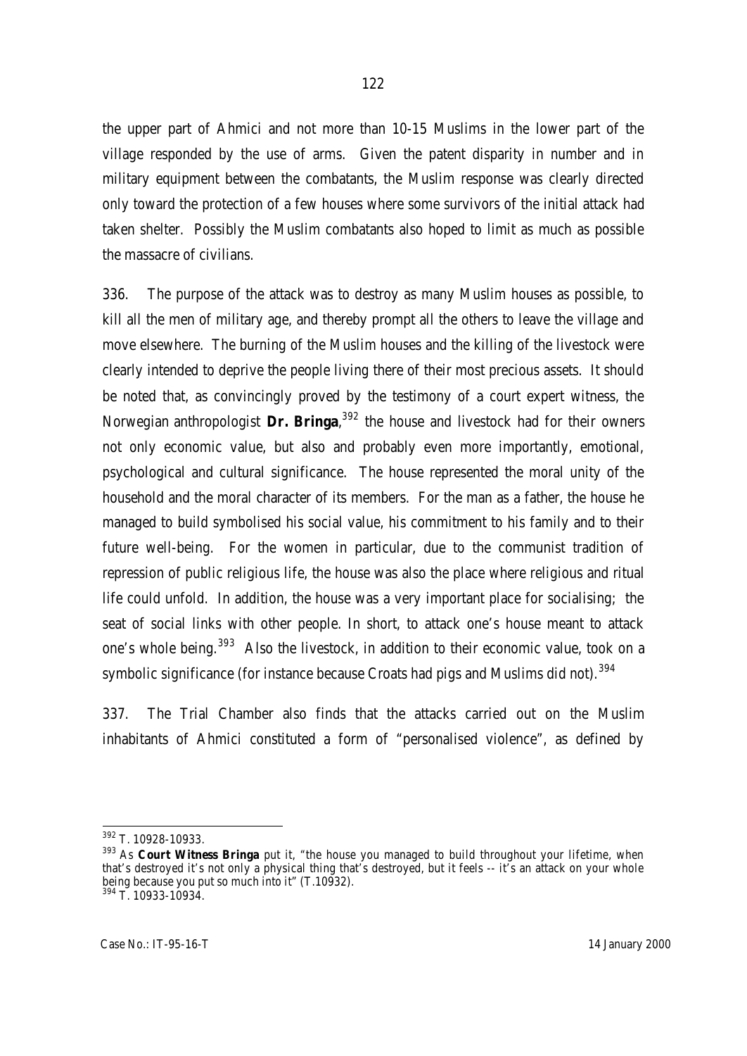the upper part of Ahmici and not more than 10-15 Muslims in the lower part of the village responded by the use of arms. Given the patent disparity in number and in military equipment between the combatants, the Muslim response was clearly directed only toward the protection of a few houses where some survivors of the initial attack had taken shelter. Possibly the Muslim combatants also hoped to limit as much as possible the massacre of civilians.

336. The purpose of the attack was to destroy as many Muslim houses as possible, to kill all the men of military age, and thereby prompt all the others to leave the village and move elsewhere. The burning of the Muslim houses and the killing of the livestock were clearly intended to deprive the people living there of their most precious assets. It should be noted that, as convincingly proved by the testimony of a court expert witness, the Norwegian anthropologist **Dr. Bringa**,[392] the house and livestock had for their owners not only economic value, but also and probably even more importantly, emotional, psychological and cultural significance. The house represented the moral unity of the household and the moral character of its members. For the man as a father, the house he managed to build symbolised his social value, his commitment to his family and to their future well-being. For the women in particular, due to the communist tradition of repression of public religious life, the house was also the place where religious and ritual life could unfold. In addition, the house was a very important place for socialising; the seat of social links with other people. In short, to attack one's house meant to attack one's whole being.[393] Also the livestock, in addition to their economic value, took on a symbolic significance (for instance because Croats had pigs and Muslims did not).[394]

337. The Trial Chamber also finds that the attacks carried out on the Muslim inhabitants of Ahmici constituted a form of "personalised violence", as defined by

---

[392] T. 10928-10933.

[393] As **Court Witness Bringa** put it, "the house you managed to build throughout your lifetime, when that's destroyed it's not only a physical thing that's destroyed, but it feels -- it's an attack on your whole being because you put so much into it" (T.10932).

[394] T. 10933-10934.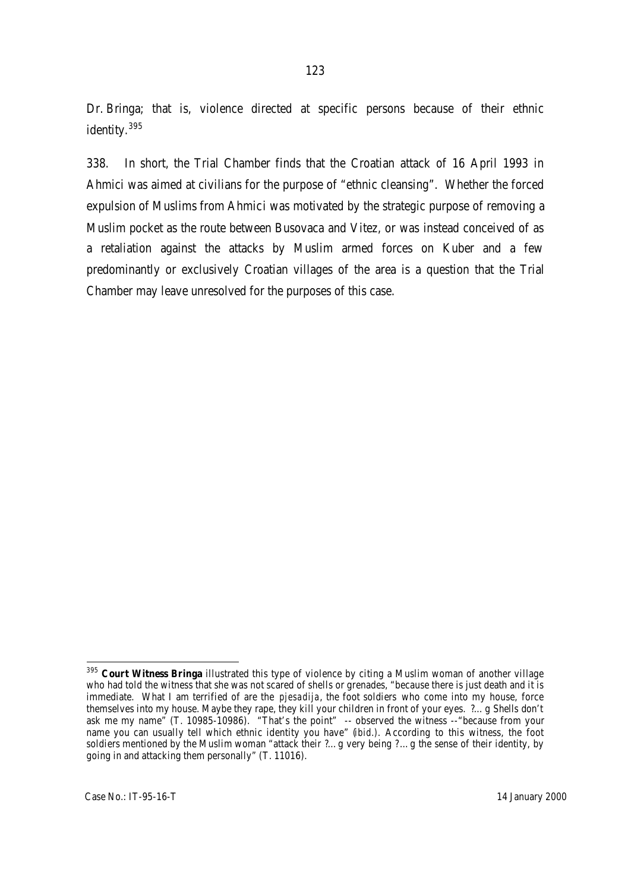Dr. Bringa; that is, violence directed at specific persons because of their ethnic identity.[395]

338. In short, the Trial Chamber finds that the Croatian attack of 16 April 1993 in Ahmici was aimed at civilians for the purpose of "ethnic cleansing". Whether the forced expulsion of Muslims from Ahmici was motivated by the strategic purpose of removing a Muslim pocket as the route between Busovaca and Vitez, or was instead conceived of as a retaliation against the attacks by Muslim armed forces on Kuber and a few predominantly or exclusively Croatian villages of the area is a question that the Trial Chamber may leave unresolved for the purposes of this case.

---

[395] **Court Witness Bringa** illustrated this type of violence by citing a Muslim woman of another village who had told the witness that she was not scared of shells or grenades, "because there is just death and it is immediate. What I am terrified of are the *pjesadija*, the foot soldiers who come into my house, force themselves into my house. Maybe they rape, they kill your children in front of your eyes. ?…g Shells don't ask me my name" (T. 10985-10986). "That's the point" -- observed the witness --"because from your name you can usually tell which ethnic identity you have" (*ibid.*). According to this witness, the foot soldiers mentioned by the Muslim woman "attack their ?…g very being ?…g the sense of their identity, by going in and attacking them personally" (T. 11016).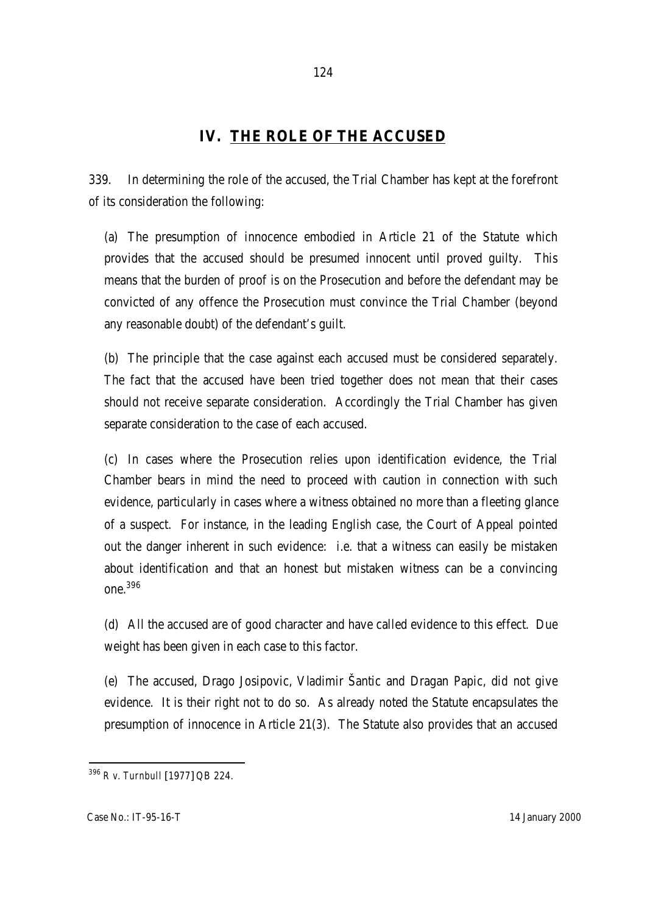# IV. THE ROLE OF THE ACCUSED

339. In determining the role of the accused, the Trial Chamber has kept at the forefront of its consideration the following:

(a) The presumption of innocence embodied in Article 21 of the Statute which provides that the accused should be presumed innocent until proved guilty. This means that the burden of proof is on the Prosecution and before the defendant may be convicted of any offence the Prosecution must convince the Trial Chamber (beyond any reasonable doubt) of the defendant's guilt.

(b) The principle that the case against each accused must be considered separately. The fact that the accused have been tried together does not mean that their cases should not receive separate consideration. Accordingly the Trial Chamber has given separate consideration to the case of each accused.

(c) In cases where the Prosecution relies upon identification evidence, the Trial Chamber bears in mind the need to proceed with caution in connection with such evidence, particularly in cases where a witness obtained no more than a fleeting glance of a suspect. For instance, in the leading English case, the Court of Appeal pointed out the danger inherent in such evidence: i.e. that a witness can easily be mistaken about identification and that an honest but mistaken witness can be a convincing one.[396]

(d) All the accused are of good character and have called evidence to this effect. Due weight has been given in each case to this factor.

(e) The accused, Drago Josipovic, Vladimir Šantic and Dragan Papic, did not give evidence. It is their right not to do so. As already noted the Statute encapsulates the presumption of innocence in Article 21(3). The Statute also provides that an accused

---

[396] *R v. Turnbull* [1977] QB 224.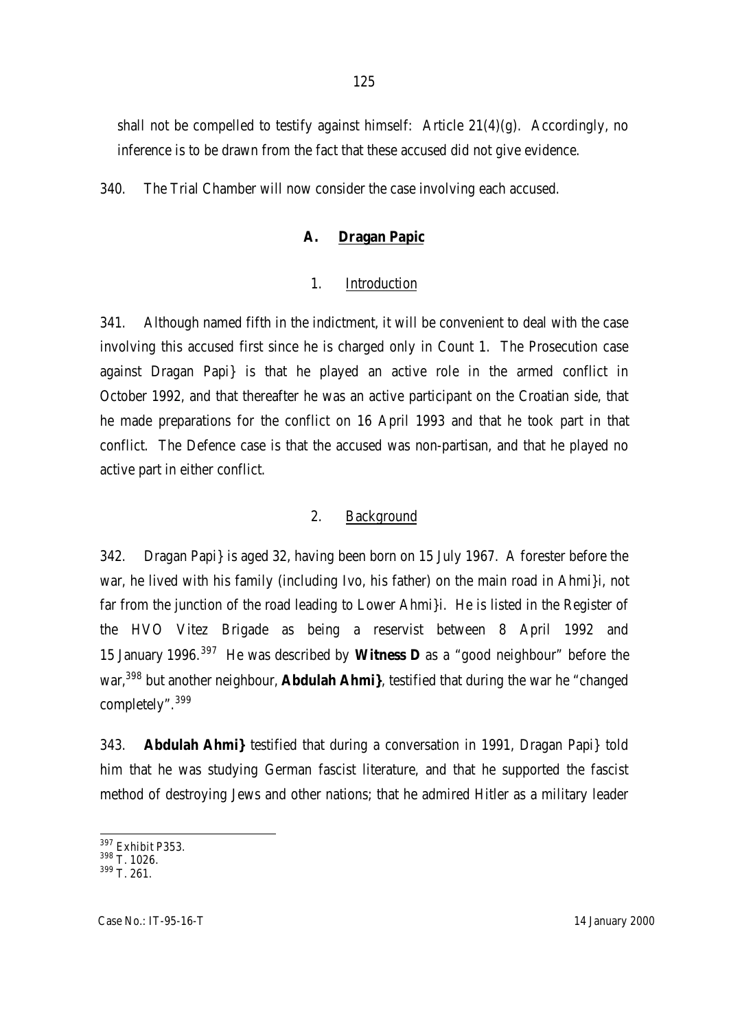shall not be compelled to testify against himself: Article 21(4)(g). Accordingly, no inference is to be drawn from the fact that these accused did not give evidence.

340. The Trial Chamber will now consider the case involving each accused.

## A. Dragan Papic

### 1. Introduction

341. Although named fifth in the indictment, it will be convenient to deal with the case involving this accused first since he is charged only in Count 1. The Prosecution case against Dragan Papi} is that he played an active role in the armed conflict in October 1992, and that thereafter he was an active participant on the Croatian side, that he made preparations for the conflict on 16 April 1993 and that he took part in that conflict. The Defence case is that the accused was non-partisan, and that he played no active part in either conflict.

### 2. Background

342. Dragan Papi} is aged 32, having been born on 15 July 1967. A forester before the war, he lived with his family (including Ivo, his father) on the main road in Ahmi}i, not far from the junction of the road leading to Lower Ahmi}i. He is listed in the Register of the HVO Vitez Brigade as being a reservist between 8 April 1992 and 15 January 1996.[397] He was described by **Witness D** as a "good neighbour" before the war,[398] but another neighbour, **Abdulah Ahmi}**, testified that during the war he "changed completely".[399]

343. **Abdulah Ahmi}** testified that during a conversation in 1991, Dragan Papi} told him that he was studying German fascist literature, and that he supported the fascist method of destroying Jews and other nations; that he admired Hitler as a military leader

---

[397] Exhibit P353.

[398] T. 1026.

[399] T. 261.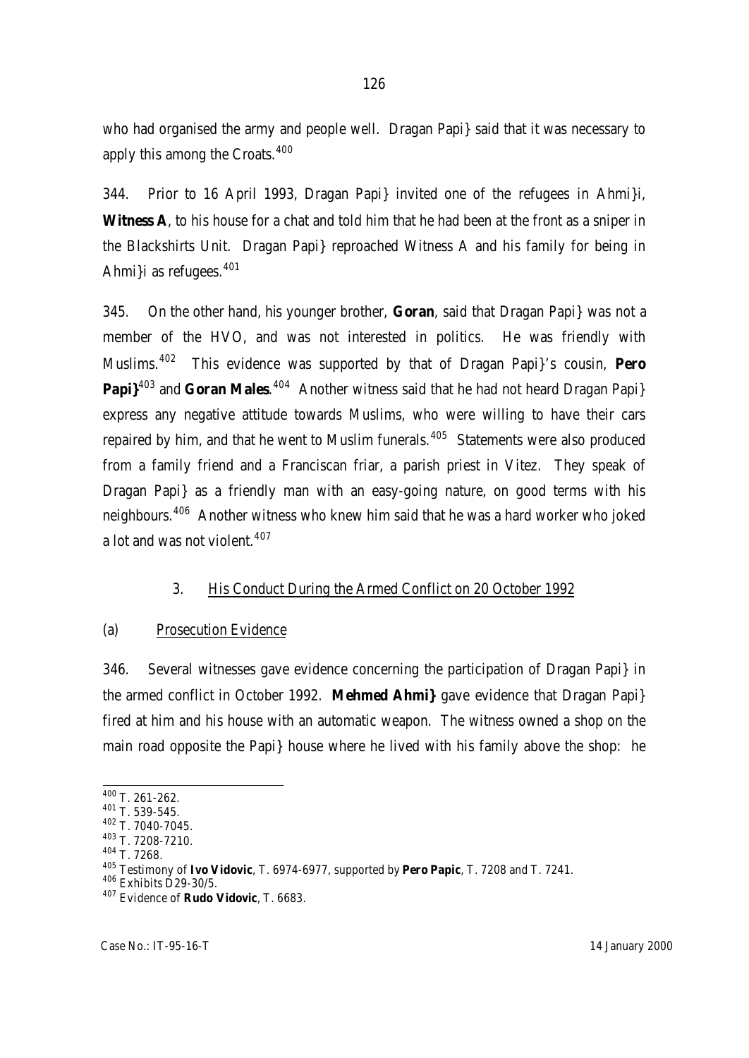who had organised the army and people well. Dragan Papi} said that it was necessary to apply this among the Croats.[400]

344. Prior to 16 April 1993, Dragan Papi} invited one of the refugees in Ahmi}i, **Witness A**, to his house for a chat and told him that he had been at the front as a sniper in the Blackshirts Unit. Dragan Papi} reproached Witness A and his family for being in Ahmi}i as refugees.[401]

345. On the other hand, his younger brother, **Goran**, said that Dragan Papi} was not a member of the HVO, and was not interested in politics. He was friendly with Muslims.[402] This evidence was supported by that of Dragan Papi}'s cousin, **Pero Papi}**[403] and **Goran Males**.[404] Another witness said that he had not heard Dragan Papi} express any negative attitude towards Muslims, who were willing to have their cars repaired by him, and that he went to Muslim funerals.[405] Statements were also produced from a family friend and a Franciscan friar, a parish priest in Vitez. They speak of Dragan Papi} as a friendly man with an easy-going nature, on good terms with his neighbours.[406] Another witness who knew him said that he was a hard worker who joked a lot and was not violent.[407]

### 3. His Conduct During the Armed Conflict on 20 October 1992

#### (a) Prosecution Evidence

346. Several witnesses gave evidence concerning the participation of Dragan Papi} in the armed conflict in October 1992. **Mehmed Ahmi}** gave evidence that Dragan Papi} fired at him and his house with an automatic weapon. The witness owned a shop on the main road opposite the Papi} house where he lived with his family above the shop: he

---

[400] T. 261-262.

[401] T. 539-545.

[402] T. 7040-7045.

[403] T. 7208-7210.

[404] T. 7268.

[405] Testimony of **Ivo Vidovic**, T. 6974-6977, supported by **Pero Papic**, T. 7208 and T. 7241.

[406] Exhibits D29-30/5.

[407] Evidence of **Rudo Vidovic**, T. 6683.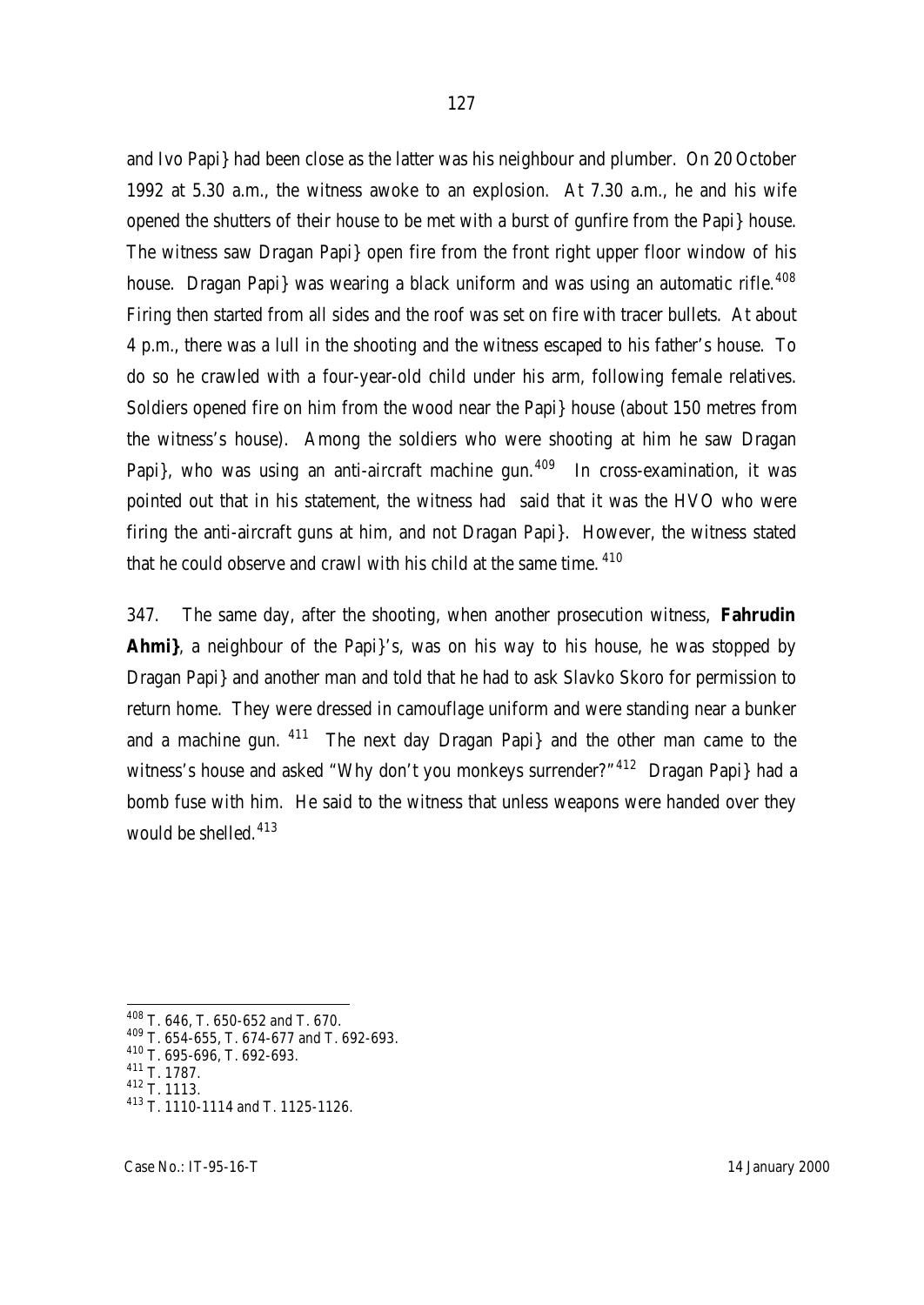and Ivo Papi} had been close as the latter was his neighbour and plumber. On 20 October 1992 at 5.30 a.m., the witness awoke to an explosion. At 7.30 a.m., he and his wife opened the shutters of their house to be met with a burst of gunfire from the Papi} house. The witness saw Dragan Papi} open fire from the front right upper floor window of his house. Dragan Papi} was wearing a black uniform and was using an automatic rifle.[408] Firing then started from all sides and the roof was set on fire with tracer bullets. At about 4 p.m., there was a lull in the shooting and the witness escaped to his father's house. To do so he crawled with a four-year-old child under his arm, following female relatives. Soldiers opened fire on him from the wood near the Papi} house (about 150 metres from the witness's house). Among the soldiers who were shooting at him he saw Dragan Papi}, who was using an anti-aircraft machine gun.[409] In cross-examination, it was pointed out that in his statement, the witness had said that it was the HVO who were firing the anti-aircraft guns at him, and not Dragan Papi}. However, the witness stated that he could observe and crawl with his child at the same time.[410]

347. The same day, after the shooting, when another prosecution witness, **Fahrudin Ahmi}**, a neighbour of the Papi}'s, was on his way to his house, he was stopped by Dragan Papi} and another man and told that he had to ask Slavko Skoro for permission to return home. They were dressed in camouflage uniform and were standing near a bunker and a machine gun.[411] The next day Dragan Papi} and the other man came to the witness's house and asked "Why don't you monkeys surrender?"[412] Dragan Papi} had a bomb fuse with him. He said to the witness that unless weapons were handed over they would be shelled.[413]

---

[408] T. 646, T. 650-652 and T. 670.

[409] T. 654-655, T. 674-677 and T. 692-693.

[410] T. 695-696, T. 692-693.

[411] T. 1787.

[412] T. 1113.

[413] T. 1110-1114 and T. 1125-1126.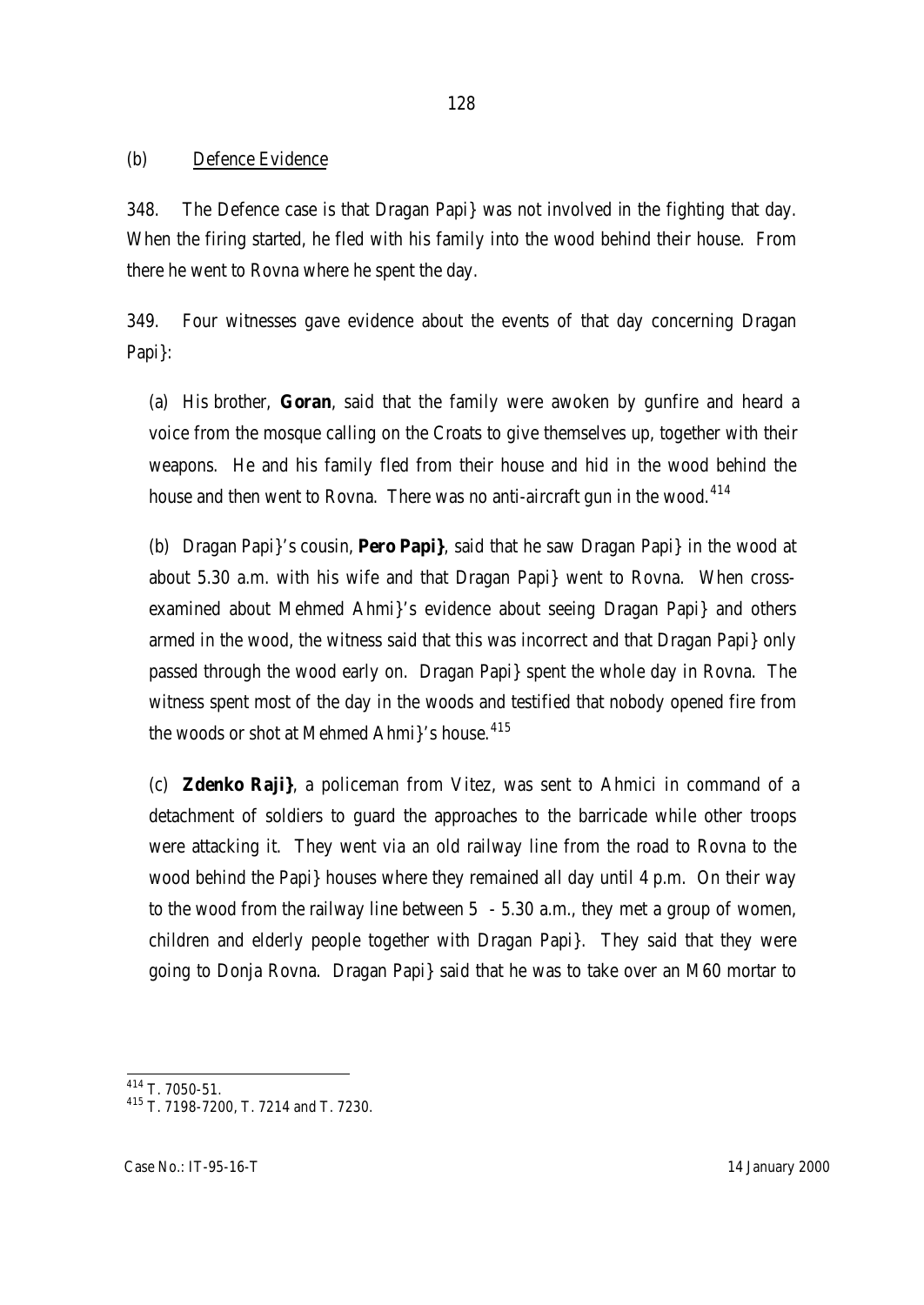(b) Defence Evidence

348. The Defence case is that Dragan Papi} was not involved in the fighting that day. When the firing started, he fled with his family into the wood behind their house. From there he went to Rovna where he spent the day.

349. Four witnesses gave evidence about the events of that day concerning Dragan Papi}:

(a) His brother, **Goran**, said that the family were awoken by gunfire and heard a voice from the mosque calling on the Croats to give themselves up, together with their weapons. He and his family fled from their house and hid in the wood behind the house and then went to Rovna. There was no anti-aircraft gun in the wood.[414]

(b) Dragan Papi}'s cousin, **Pero Papi}**, said that he saw Dragan Papi} in the wood at about 5.30 a.m. with his wife and that Dragan Papi} went to Rovna. When cross-examined about Mehmed Ahmi}'s evidence about seeing Dragan Papi} and others armed in the wood, the witness said that this was incorrect and that Dragan Papi} only passed through the wood early on. Dragan Papi} spent the whole day in Rovna. The witness spent most of the day in the woods and testified that nobody opened fire from the woods or shot at Mehmed Ahmi}'s house.[415]

(c) **Zdenko Raji}**, a policeman from Vitez, was sent to Ahmici in command of a detachment of soldiers to guard the approaches to the barricade while other troops were attacking it. They went via an old railway line from the road to Rovna to the wood behind the Papi} houses where they remained all day until 4 p.m. On their way to the wood from the railway line between 5 - 5.30 a.m., they met a group of women, children and elderly people together with Dragan Papi}. They said that they were going to Donja Rovna. Dragan Papi} said that he was to take over an M60 mortar to

[414] T. 7050-51.

[415] T. 7198-7200, T. 7214 and T. 7230.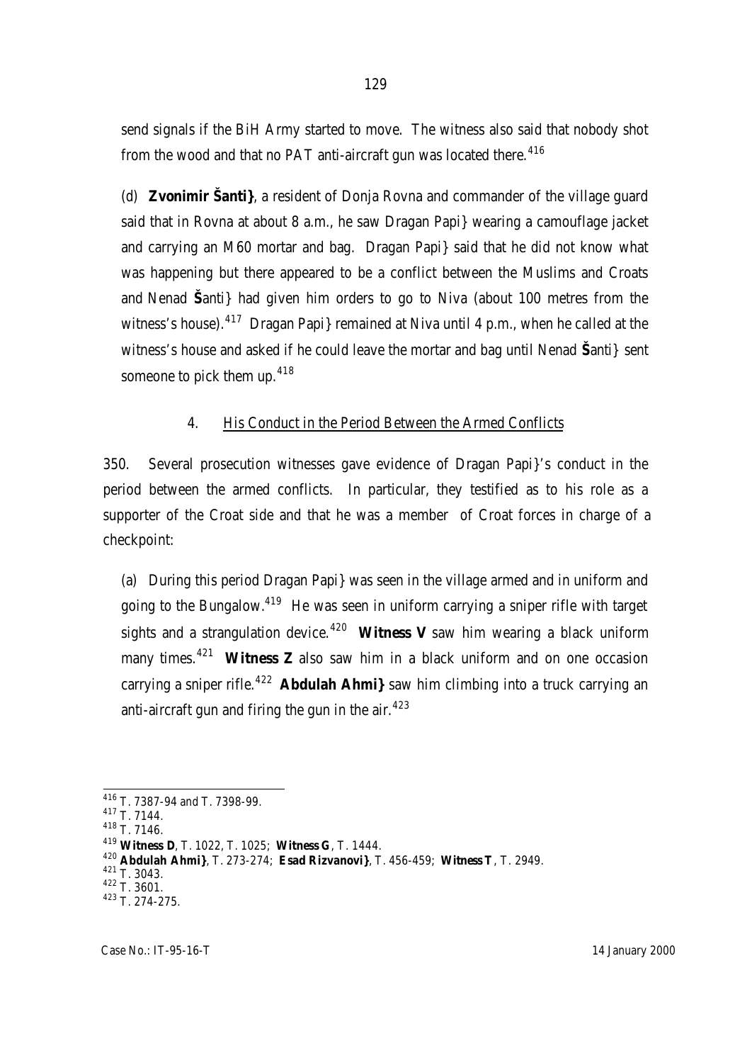send signals if the BiH Army started to move. The witness also said that nobody shot from the wood and that no PAT anti-aircraft gun was located there.[416]

(d) **Zvonimir Šanti}**, a resident of Donja Rovna and commander of the village guard said that in Rovna at about 8 a.m., he saw Dragan Papi} wearing a camouflage jacket and carrying an M60 mortar and bag. Dragan Papi} said that he did not know what was happening but there appeared to be a conflict between the Muslims and Croats and Nenad **Š**anti} had given him orders to go to Niva (about 100 metres from the witness's house).[417] Dragan Papi} remained at Niva until 4 p.m., when he called at the witness's house and asked if he could leave the mortar and bag until Nenad **Š**anti} sent someone to pick them up.[418]

4. His Conduct in the Period Between the Armed Conflicts

350. Several prosecution witnesses gave evidence of Dragan Papi}'s conduct in the period between the armed conflicts. In particular, they testified as to his role as a supporter of the Croat side and that he was a member of Croat forces in charge of a checkpoint:

(a) During this period Dragan Papi} was seen in the village armed and in uniform and going to the Bungalow.[419] He was seen in uniform carrying a sniper rifle with target sights and a strangulation device.[420] **Witness V** saw him wearing a black uniform many times.[421] **Witness Z** also saw him in a black uniform and on one occasion carrying a sniper rifle.[422] **Abdulah Ahmi}** saw him climbing into a truck carrying an anti-aircraft gun and firing the gun in the air.[423]

---

[416] T. 7387-94 and T. 7398-99.

[417] T. 7144.

[418] T. 7146.

[419] **Witness D**, T. 1022, T. 1025; **Witness G**, T. 1444.

[420] **Abdulah Ahmi}**, T. 273-274; **Esad Rizvanovi}**, T. 456-459; **Witness T**, T. 2949.

[421] T. 3043.

[422] T. 3601.

[423] T. 274-275.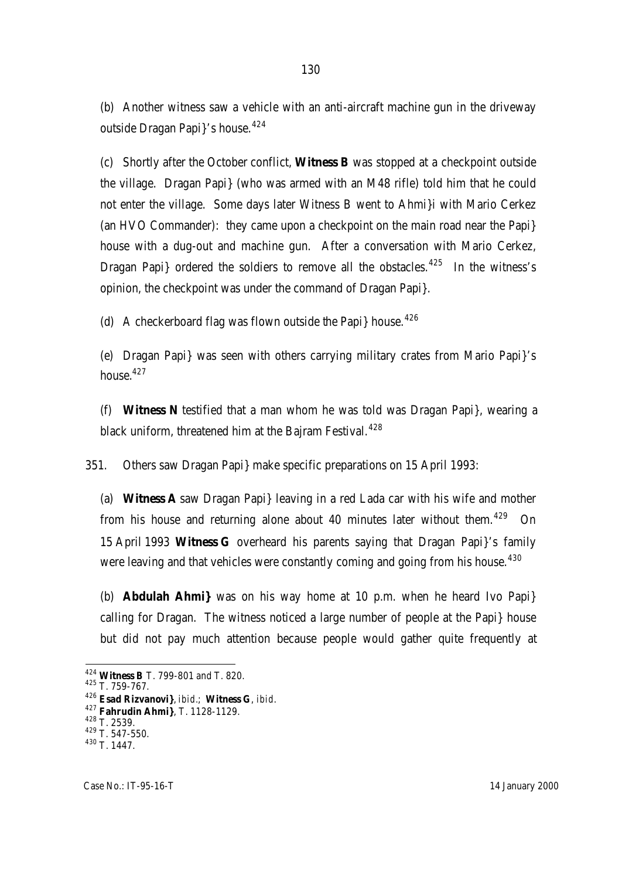(b) Another witness saw a vehicle with an anti-aircraft machine gun in the driveway outside Dragan Papi}'s house.[424]

(c) Shortly after the October conflict, **Witness B** was stopped at a checkpoint outside the village. Dragan Papi} (who was armed with an M48 rifle) told him that he could not enter the village. Some days later Witness B went to Ahmi}i with Mario Cerkez (an HVO Commander): they came upon a checkpoint on the main road near the Papi} house with a dug-out and machine gun. After a conversation with Mario Cerkez, Dragan Papi} ordered the soldiers to remove all the obstacles.[425] In the witness's opinion, the checkpoint was under the command of Dragan Papi}.

(d) A checkerboard flag was flown outside the Papi} house.[426]

(e) Dragan Papi} was seen with others carrying military crates from Mario Papi}'s house.[427]

(f) **Witness N** testified that a man whom he was told was Dragan Papi}, wearing a black uniform, threatened him at the Bajram Festival.[428]

351. Others saw Dragan Papi} make specific preparations on 15 April 1993:

(a) **Witness A** saw Dragan Papi} leaving in a red Lada car with his wife and mother from his house and returning alone about 40 minutes later without them.[429] On 15 April 1993 **Witness G** overheard his parents saying that Dragan Papi}'s family were leaving and that vehicles were constantly coming and going from his house.[430]

(b) **Abdulah Ahmi}** was on his way home at 10 p.m. when he heard Ivo Papi} calling for Dragan. The witness noticed a large number of people at the Papi} house but did not pay much attention because people would gather quite frequently at

---

[424] **Witness B** T. 799-801 and T. 820.

[425] T. 759-767.

[426] **Esad Rizvanovi}**, *ibid.*; **Witness G**, *ibid.*

[427] **Fahrudin Ahmi}**, T. 1128-1129.

[428] T. 2539.

[429] T. 547-550.

[430] T. 1447.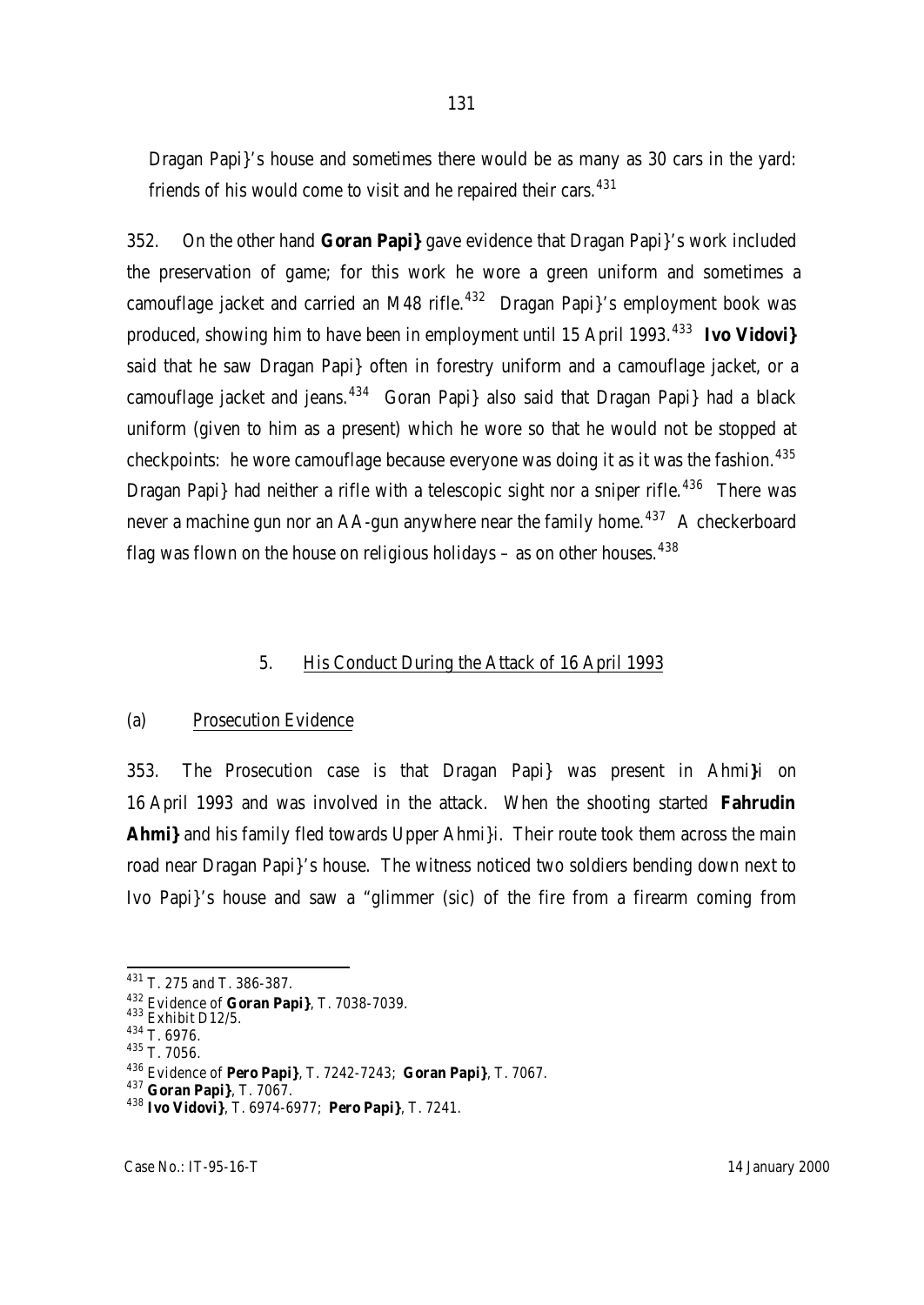Dragan Papi}'s house and sometimes there would be as many as 30 cars in the yard: friends of his would come to visit and he repaired their cars.[431]

352. On the other hand **Goran Papi}** gave evidence that Dragan Papi}'s work included the preservation of game; for this work he wore a green uniform and sometimes a camouflage jacket and carried an M48 rifle.[432] Dragan Papi}'s employment book was produced, showing him to have been in employment until 15 April 1993.[433] **Ivo Vidovi}** said that he saw Dragan Papi} often in forestry uniform and a camouflage jacket, or a camouflage jacket and jeans.[434] Goran Papi} also said that Dragan Papi} had a black uniform (given to him as a present) which he wore so that he would not be stopped at checkpoints: he wore camouflage because everyone was doing it as it was the fashion.[435] Dragan Papi} had neither a rifle with a telescopic sight nor a sniper rifle.[436] There was never a machine gun nor an AA-gun anywhere near the family home.[437] A checkerboard flag was flown on the house on religious holidays – as on other houses.[438]

## 5. His Conduct During the Attack of 16 April 1993

### (a) Prosecution Evidence

353. The Prosecution case is that Dragan Papi} was present in Ahmi}i on 16 April 1993 and was involved in the attack. When the shooting started **Fahrudin Ahmi}** and his family fled towards Upper Ahmi}i. Their route took them across the main road near Dragan Papi}'s house. The witness noticed two soldiers bending down next to Ivo Papi}'s house and saw a "glimmer (sic) of the fire from a firearm coming from

---

[431] T. 275 and T. 386-387.

[432] Evidence of **Goran Papi}**, T. 7038-7039.

[433] Exhibit D12/5.

[434] T. 6976.

[435] T. 7056.

[436] Evidence of **Pero Papi}**, T. 7242-7243; **Goran Papi}**, T. 7067.

[437] **Goran Papi}**, T. 7067.

[438] **Ivo Vidovi}**, T. 6974-6977; **Pero Papi}**, T. 7241.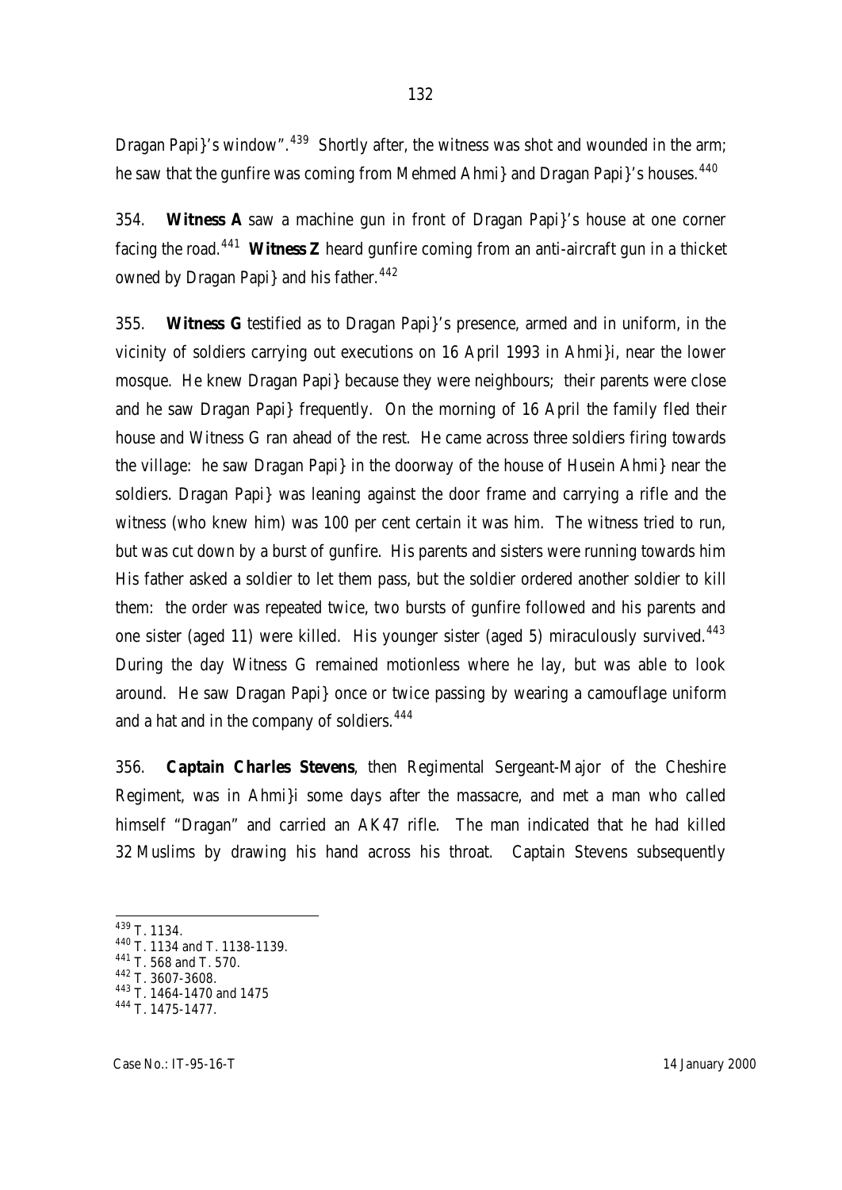Dragan Papi}'s window".[439] Shortly after, the witness was shot and wounded in the arm; he saw that the gunfire was coming from Mehmed Ahmi} and Dragan Papi}'s houses.[440]

354. **Witness A** saw a machine gun in front of Dragan Papi}'s house at one corner facing the road.[441] **Witness Z** heard gunfire coming from an anti-aircraft gun in a thicket owned by Dragan Papi} and his father.[442]

355. **Witness G** testified as to Dragan Papi}'s presence, armed and in uniform, in the vicinity of soldiers carrying out executions on 16 April 1993 in Ahmi}i, near the lower mosque. He knew Dragan Papi} because they were neighbours; their parents were close and he saw Dragan Papi} frequently. On the morning of 16 April the family fled their house and Witness G ran ahead of the rest. He came across three soldiers firing towards the village: he saw Dragan Papi} in the doorway of the house of Husein Ahmi} near the soldiers. Dragan Papi} was leaning against the door frame and carrying a rifle and the witness (who knew him) was 100 per cent certain it was him. The witness tried to run, but was cut down by a burst of gunfire. His parents and sisters were running towards him His father asked a soldier to let them pass, but the soldier ordered another soldier to kill them: the order was repeated twice, two bursts of gunfire followed and his parents and one sister (aged 11) were killed. His younger sister (aged 5) miraculously survived.[443] During the day Witness G remained motionless where he lay, but was able to look around. He saw Dragan Papi} once or twice passing by wearing a camouflage uniform and a hat and in the company of soldiers.[444]

356. **Captain Charles Stevens**, then Regimental Sergeant-Major of the Cheshire Regiment, was in Ahmi}i some days after the massacre, and met a man who called himself "Dragan" and carried an AK47 rifle. The man indicated that he had killed 32 Muslims by drawing his hand across his throat. Captain Stevens subsequently

---

[439] T. 1134.

[440] T. 1134 and T. 1138-1139.

[441] T. 568 and T. 570.

[442] T. 3607-3608.

[443] T. 1464-1470 and 1475

[444] T. 1475-1477.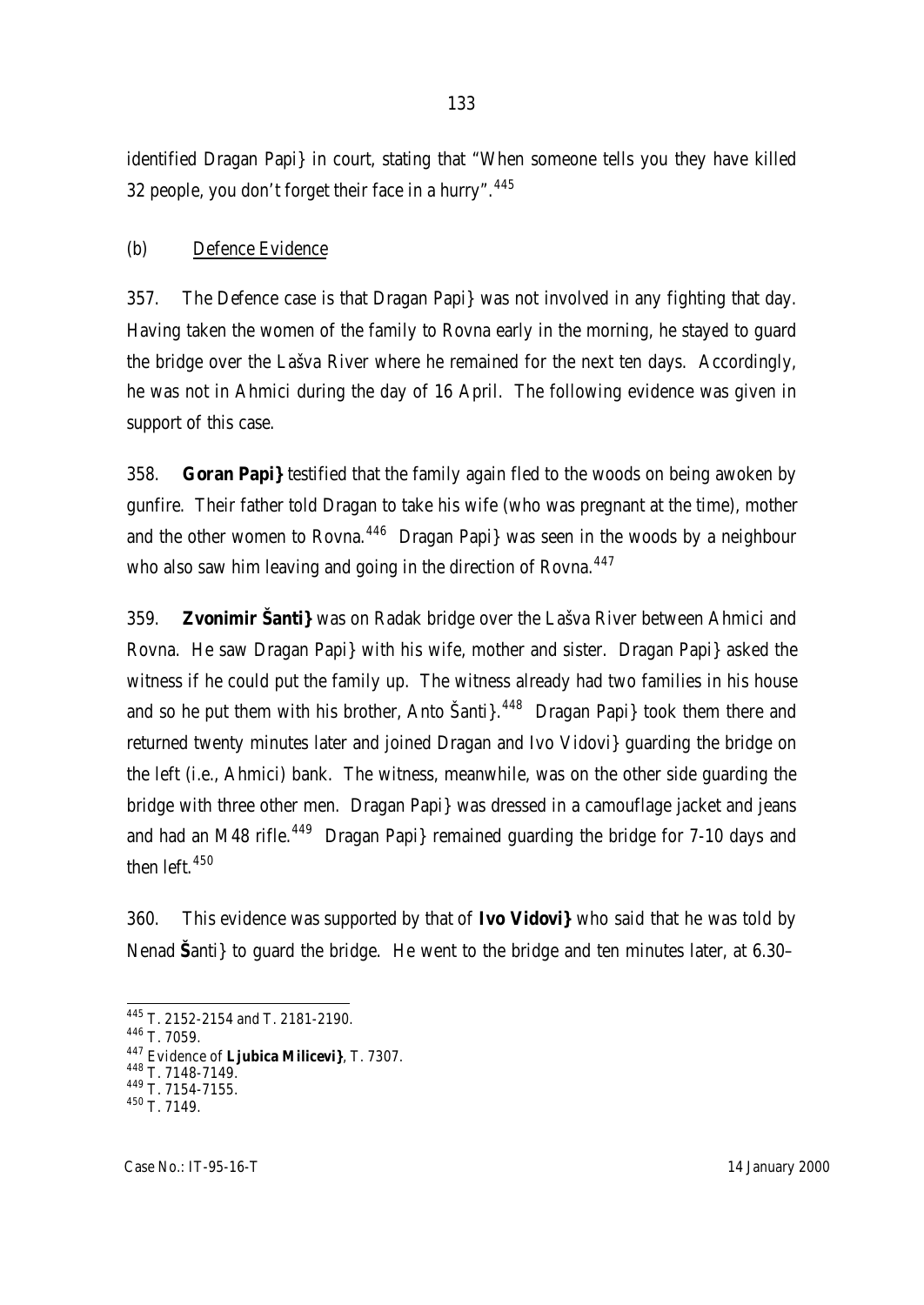identified Dragan Papi} in court, stating that "When someone tells you they have killed 32 people, you don't forget their face in a hurry".[445]

(b) Defence Evidence

357. The Defence case is that Dragan Papi} was not involved in any fighting that day. Having taken the women of the family to Rovna early in the morning, he stayed to guard the bridge over the Lašva River where he remained for the next ten days. Accordingly, he was not in Ahmici during the day of 16 April. The following evidence was given in support of this case.

358. **Goran Papi}** testified that the family again fled to the woods on being awoken by gunfire. Their father told Dragan to take his wife (who was pregnant at the time), mother and the other women to Rovna.[446] Dragan Papi} was seen in the woods by a neighbour who also saw him leaving and going in the direction of Rovna.[447]

359. **Zvonimir Šanti}** was on Radak bridge over the Lašva River between Ahmici and Rovna. He saw Dragan Papi} with his wife, mother and sister. Dragan Papi} asked the witness if he could put the family up. The witness already had two families in his house and so he put them with his brother, Anto Šanti}.[448] Dragan Papi} took them there and returned twenty minutes later and joined Dragan and Ivo Vidovi} guarding the bridge on the left (i.e., Ahmici) bank. The witness, meanwhile, was on the other side guarding the bridge with three other men. Dragan Papi} was dressed in a camouflage jacket and jeans and had an M48 rifle.[449] Dragan Papi} remained guarding the bridge for 7-10 days and then left.[450]

360. This evidence was supported by that of **Ivo Vidovi}** who said that he was told by Nenad **Š**anti} to guard the bridge. He went to the bridge and ten minutes later, at 6.30–

---

[445] T. 2152-2154 and T. 2181-2190.

[446] T. 7059.

[447] Evidence of **Ljubica Milicevi}**, T. 7307.

[448] T. 7148-7149.

[449] T. 7154-7155.

[450] T. 7149.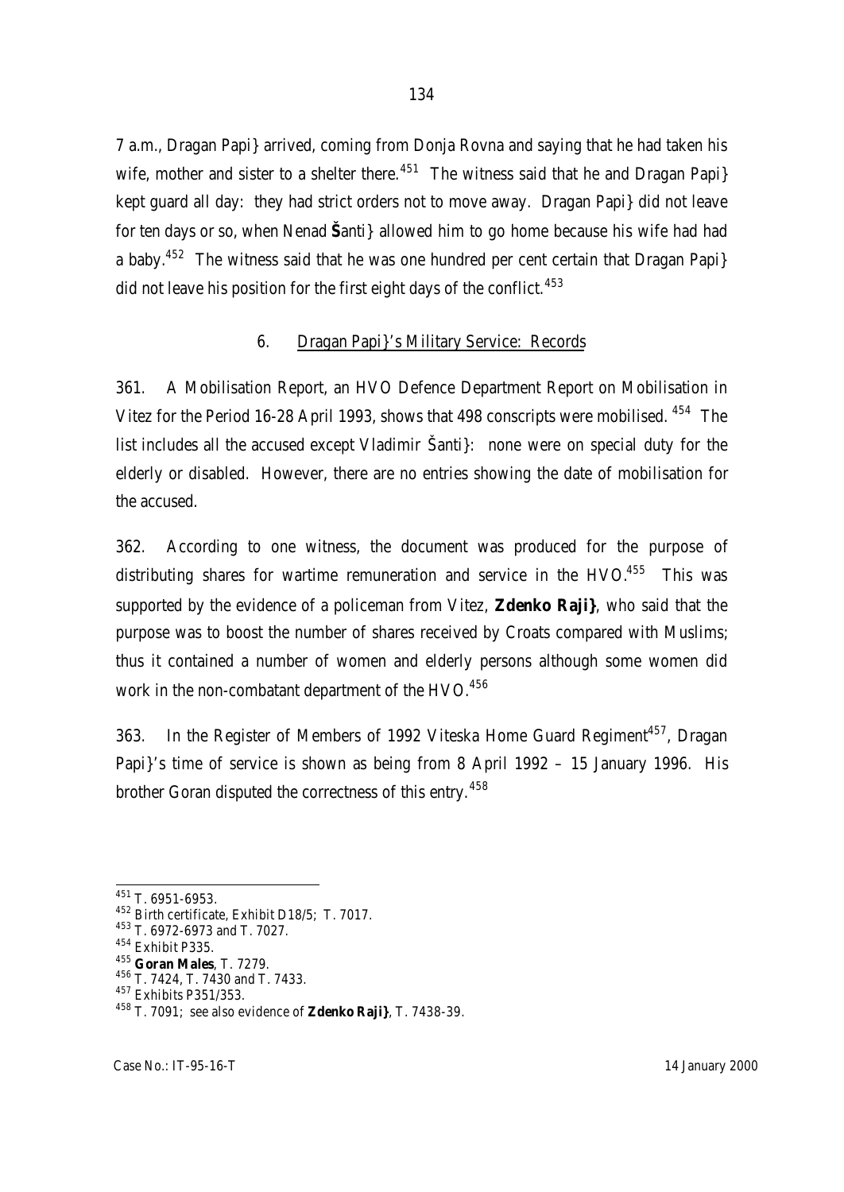7 a.m., Dragan Papi} arrived, coming from Donja Rovna and saying that he had taken his wife, mother and sister to a shelter there.[451] The witness said that he and Dragan Papi} kept guard all day: they had strict orders not to move away. Dragan Papi} did not leave for ten days or so, when Nenad **Š**anti} allowed him to go home because his wife had had a baby.[452] The witness said that he was one hundred per cent certain that Dragan Papi} did not leave his position for the first eight days of the conflict.[453]

### 6. Dragan Papi}'s Military Service: Records

361. A Mobilisation Report, an HVO Defence Department Report on Mobilisation in Vitez for the Period 16-28 April 1993, shows that 498 conscripts were mobilised.[454] The list includes all the accused except Vladimir Šanti}: none were on special duty for the elderly or disabled. However, there are no entries showing the date of mobilisation for the accused.

362. According to one witness, the document was produced for the purpose of distributing shares for wartime remuneration and service in the HVO.[455] This was supported by the evidence of a policeman from Vitez, **Zdenko Raji}**, who said that the purpose was to boost the number of shares received by Croats compared with Muslims; thus it contained a number of women and elderly persons although some women did work in the non-combatant department of the HVO.[456]

363. In the Register of Members of 1992 Viteska Home Guard Regiment[457], Dragan Papi}'s time of service is shown as being from 8 April 1992 – 15 January 1996. His brother Goran disputed the correctness of this entry.[458]

---

[451] T. 6951-6953.
[452] Birth certificate, Exhibit D18/5; T. 7017.
[453] T. 6972-6973 and T. 7027.
[454] Exhibit P335.
[455] **Goran Males**, T. 7279.
[456] T. 7424, T. 7430 and T. 7433.
[457] Exhibits P351/353.
[458] T. 7091; see also evidence of **Zdenko Raji}**, T. 7438-39.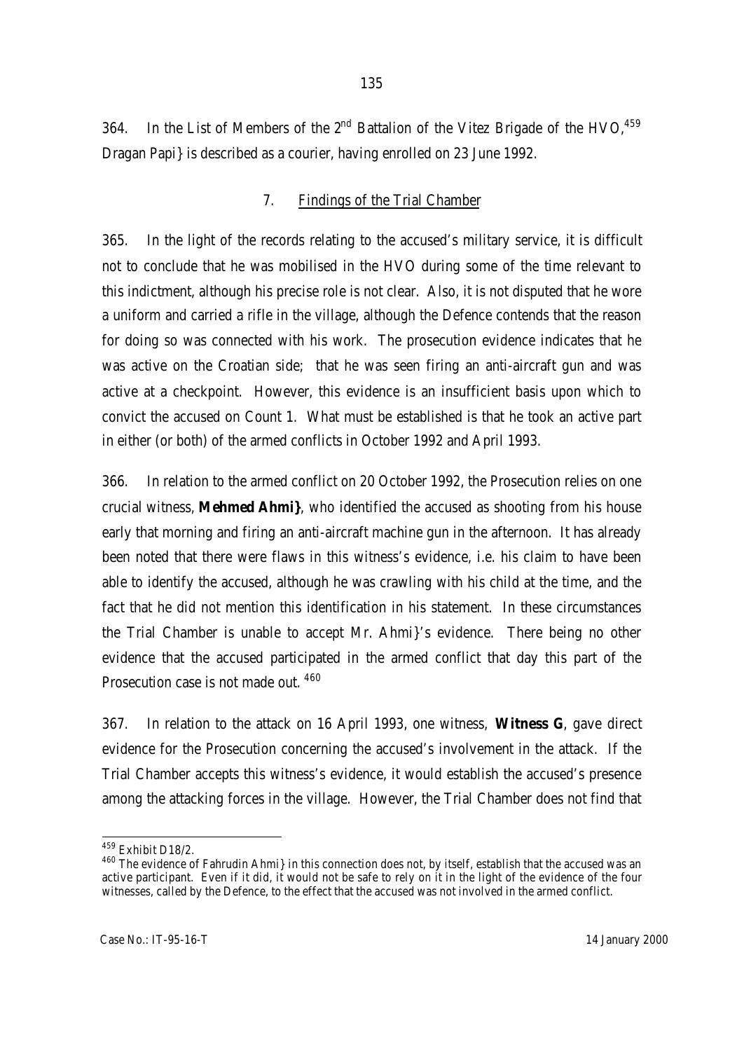364. In the List of Members of the 2nd Battalion of the Vitez Brigade of the HVO,[459] Dragan Papi} is described as a courier, having enrolled on 23 June 1992.

## 7. Findings of the Trial Chamber

365. In the light of the records relating to the accused's military service, it is difficult not to conclude that he was mobilised in the HVO during some of the time relevant to this indictment, although his precise role is not clear. Also, it is not disputed that he wore a uniform and carried a rifle in the village, although the Defence contends that the reason for doing so was connected with his work. The prosecution evidence indicates that he was active on the Croatian side; that he was seen firing an anti-aircraft gun and was active at a checkpoint. However, this evidence is an insufficient basis upon which to convict the accused on Count 1. What must be established is that he took an active part in either (or both) of the armed conflicts in October 1992 and April 1993.

366. In relation to the armed conflict on 20 October 1992, the Prosecution relies on one crucial witness, **Mehmed Ahmi}**, who identified the accused as shooting from his house early that morning and firing an anti-aircraft machine gun in the afternoon. It has already been noted that there were flaws in this witness's evidence, i.e. his claim to have been able to identify the accused, although he was crawling with his child at the time, and the fact that he did not mention this identification in his statement. In these circumstances the Trial Chamber is unable to accept Mr. Ahmi}'s evidence. There being no other evidence that the accused participated in the armed conflict that day this part of the Prosecution case is not made out. [460]

367. In relation to the attack on 16 April 1993, one witness, **Witness G**, gave direct evidence for the Prosecution concerning the accused's involvement in the attack. If the Trial Chamber accepts this witness's evidence, it would establish the accused's presence among the attacking forces in the village. However, the Trial Chamber does not find that

---

[459] Exhibit D18/2.

[460] The evidence of Fahrudin Ahmi} in this connection does not, by itself, establish that the accused was an active participant. Even if it did, it would not be safe to rely on it in the light of the evidence of the four witnesses, called by the Defence, to the effect that the accused was not involved in the armed conflict.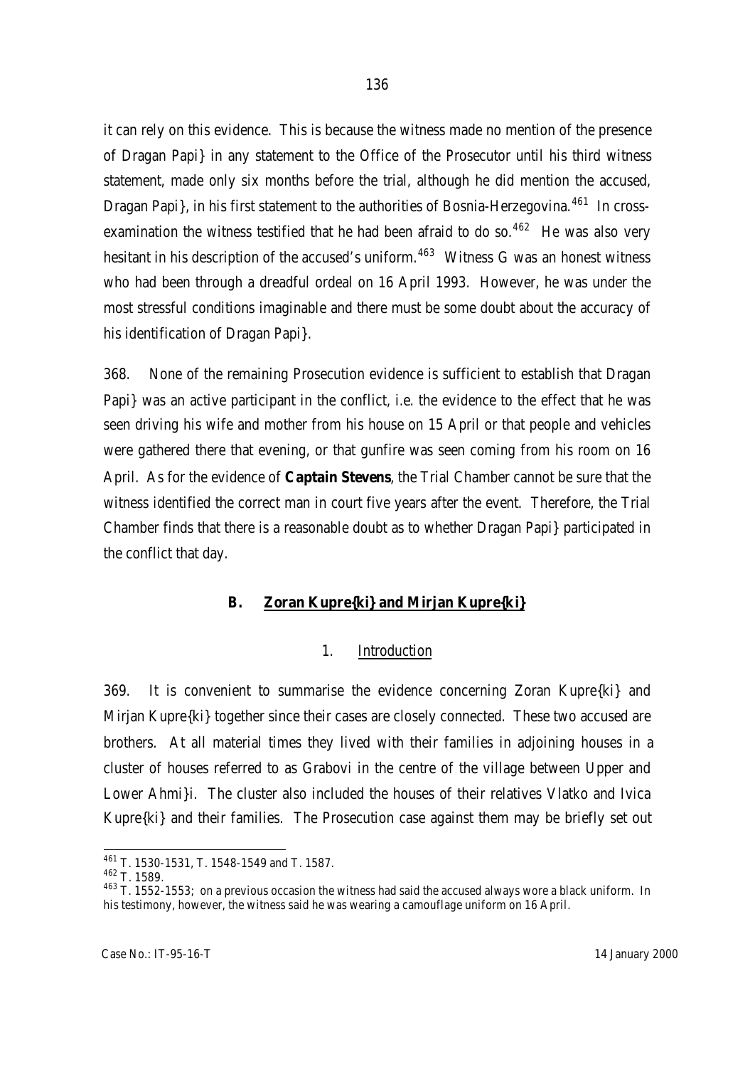it can rely on this evidence. This is because the witness made no mention of the presence of Dragan Papi} in any statement to the Office of the Prosecutor until his third witness statement, made only six months before the trial, although he did mention the accused, Dragan Papi}, in his first statement to the authorities of Bosnia-Herzegovina.[461] In cross-examination the witness testified that he had been afraid to do so.[462] He was also very hesitant in his description of the accused's uniform.[463] Witness G was an honest witness who had been through a dreadful ordeal on 16 April 1993. However, he was under the most stressful conditions imaginable and there must be some doubt about the accuracy of his identification of Dragan Papi}.

368. None of the remaining Prosecution evidence is sufficient to establish that Dragan Papi} was an active participant in the conflict, i.e. the evidence to the effect that he was seen driving his wife and mother from his house on 15 April or that people and vehicles were gathered there that evening, or that gunfire was seen coming from his room on 16 April. As for the evidence of **Captain Stevens**, the Trial Chamber cannot be sure that the witness identified the correct man in court five years after the event. Therefore, the Trial Chamber finds that there is a reasonable doubt as to whether Dragan Papi} participated in the conflict that day.

## B. Zoran Kupre{ki} and Mirjan Kupre{ki}

### 1. Introduction

369. It is convenient to summarise the evidence concerning Zoran Kupre{ki} and Mirjan Kupre{ki} together since their cases are closely connected. These two accused are brothers. At all material times they lived with their families in adjoining houses in a cluster of houses referred to as Grabovi in the centre of the village between Upper and Lower Ahmi}i. The cluster also included the houses of their relatives Vlatko and Ivica Kupre{ki} and their families. The Prosecution case against them may be briefly set out

---

[461] T. 1530-1531, T. 1548-1549 and T. 1587.

[462] T. 1589.

[463] T. 1552-1553; on a previous occasion the witness had said the accused always wore a black uniform. In his testimony, however, the witness said he was wearing a camouflage uniform on 16 April.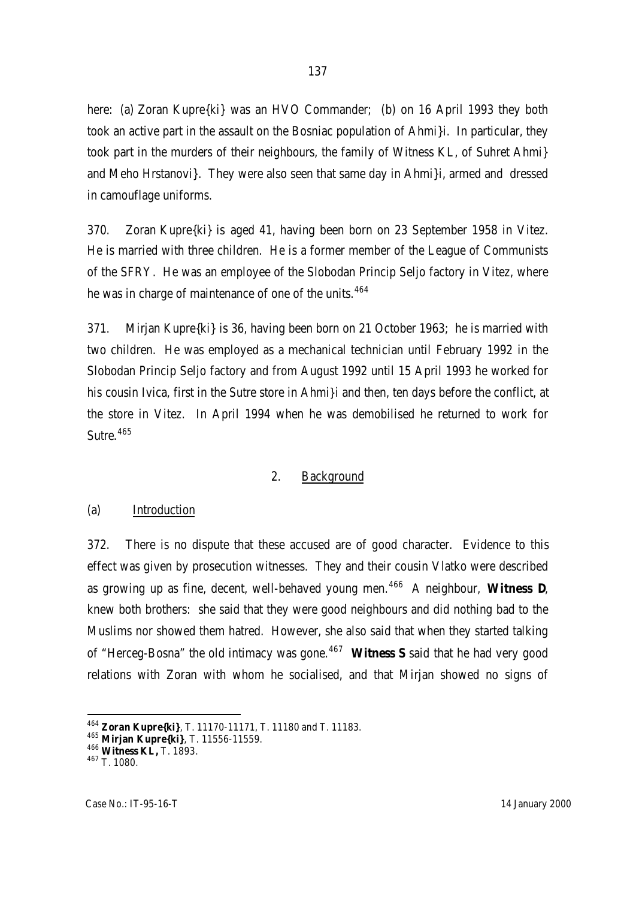here: (a) Zoran Kupre{ki} was an HVO Commander; (b) on 16 April 1993 they both took an active part in the assault on the Bosniac population of Ahmi}i. In particular, they took part in the murders of their neighbours, the family of Witness KL, of Suhret Ahmi} and Meho Hrstanovi}. They were also seen that same day in Ahmi}i, armed and dressed in camouflage uniforms.

370. Zoran Kupre{ki} is aged 41, having been born on 23 September 1958 in Vitez. He is married with three children. He is a former member of the League of Communists of the SFRY. He was an employee of the Slobodan Princip Seljo factory in Vitez, where he was in charge of maintenance of one of the units.[464]

371. Mirjan Kupre{ki} is 36, having been born on 21 October 1963; he is married with two children. He was employed as a mechanical technician until February 1992 in the Slobodan Princip Seljo factory and from August 1992 until 15 April 1993 he worked for his cousin Ivica, first in the Sutre store in Ahmi}i and then, ten days before the conflict, at the store in Vitez. In April 1994 when he was demobilised he returned to work for Sutre.[465]

## 2. Background

### (a) Introduction

372. There is no dispute that these accused are of good character. Evidence to this effect was given by prosecution witnesses. They and their cousin Vlatko were described as growing up as fine, decent, well-behaved young men.[466] A neighbour, **Witness D**, knew both brothers: she said that they were good neighbours and did nothing bad to the Muslims nor showed them hatred. However, she also said that when they started talking of "Herceg-Bosna" the old intimacy was gone.[467] **Witness S** said that he had very good relations with Zoran with whom he socialised, and that Mirjan showed no signs of

---

[464] **Zoran Kupre{ki}**, T. 11170-11171, T. 11180 and T. 11183.

[465] **Mirjan Kupre{ki}**, T. 11556-11559.

[466] **Witness KL,** T. 1893.

[467] T. 1080.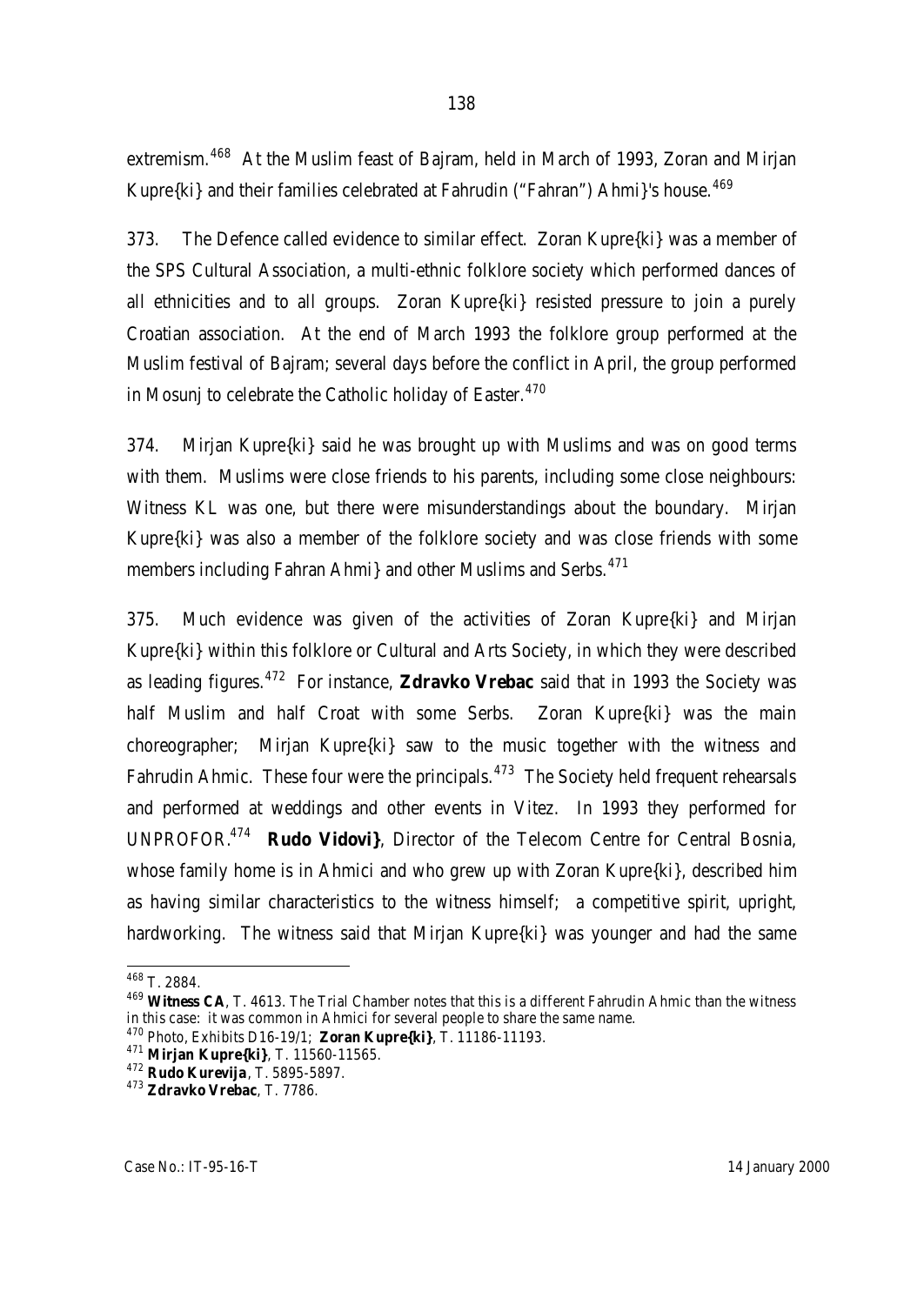extremism.[468] At the Muslim feast of Bajram, held in March of 1993, Zoran and Mirjan Kupre{ki} and their families celebrated at Fahrudin ("Fahran") Ahmi}'s house.[469]

373. The Defence called evidence to similar effect. Zoran Kupre{ki} was a member of the SPS Cultural Association, a multi-ethnic folklore society which performed dances of all ethnicities and to all groups. Zoran Kupre{ki} resisted pressure to join a purely Croatian association. At the end of March 1993 the folklore group performed at the Muslim festival of Bajram; several days before the conflict in April, the group performed in Mosunj to celebrate the Catholic holiday of Easter.[470]

374. Mirjan Kupre{ki} said he was brought up with Muslims and was on good terms with them. Muslims were close friends to his parents, including some close neighbours: Witness KL was one, but there were misunderstandings about the boundary. Mirjan Kupre{ki} was also a member of the folklore society and was close friends with some members including Fahran Ahmi} and other Muslims and Serbs.[471]

375. Much evidence was given of the activities of Zoran Kupre{ki} and Mirjan Kupre{ki} within this folklore or Cultural and Arts Society, in which they were described as leading figures.[472] For instance, **Zdravko Vrebac** said that in 1993 the Society was half Muslim and half Croat with some Serbs. Zoran Kupre{ki} was the main choreographer; Mirjan Kupre{ki} saw to the music together with the witness and Fahrudin Ahmic. These four were the principals.[473] The Society held frequent rehearsals and performed at weddings and other events in Vitez. In 1993 they performed for UNPROFOR.[474] **Rudo Vidovi}**, Director of the Telecom Centre for Central Bosnia, whose family home is in Ahmici and who grew up with Zoran Kupre{ki}, described him as having similar characteristics to the witness himself; a competitive spirit, upright, hardworking. The witness said that Mirjan Kupre{ki} was younger and had the same

---

[468] T. 2884.

[469] **Witness CA**, T. 4613. The Trial Chamber notes that this is a different Fahrudin Ahmic than the witness in this case: it was common in Ahmici for several people to share the same name.

[470] Photo, Exhibits D16-19/1; **Zoran Kupre{ki}**, T. 11186-11193.

[471] **Mirjan Kupre{ki}**, T. 11560-11565.

[472] **Rudo Kurevija**, T. 5895-5897.

[473] **Zdravko Vrebac**, T. 7786.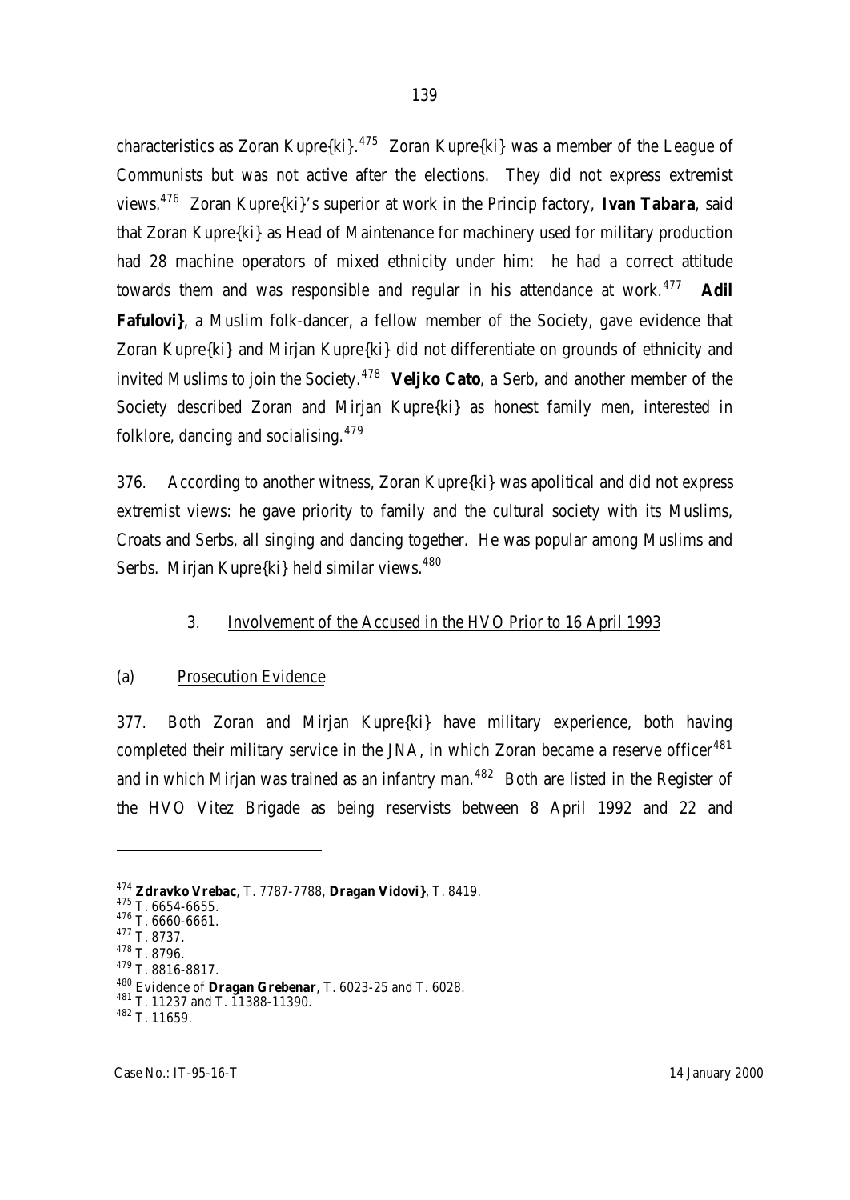characteristics as Zoran Kupre{ki}.[475] Zoran Kupre{ki} was a member of the League of Communists but was not active after the elections. They did not express extremist views.[476] Zoran Kupre{ki}'s superior at work in the Princip factory, **Ivan Tabara**, said that Zoran Kupre{ki} as Head of Maintenance for machinery used for military production had 28 machine operators of mixed ethnicity under him: he had a correct attitude towards them and was responsible and regular in his attendance at work.[477] **Adil Fafulovi}**, a Muslim folk-dancer, a fellow member of the Society, gave evidence that Zoran Kupre{ki} and Mirjan Kupre{ki} did not differentiate on grounds of ethnicity and invited Muslims to join the Society.[478] **Veljko Cato**, a Serb, and another member of the Society described Zoran and Mirjan Kupre{ki} as honest family men, interested in folklore, dancing and socialising.[479]

376. According to another witness, Zoran Kupre{ki} was apolitical and did not express extremist views: he gave priority to family and the cultural society with its Muslims, Croats and Serbs, all singing and dancing together. He was popular among Muslims and Serbs. Mirjan Kupre{ki} held similar views.[480]

### 3. Involvement of the Accused in the HVO Prior to 16 April 1993

#### (a) Prosecution Evidence

377. Both Zoran and Mirjan Kupre{ki} have military experience, both having completed their military service in the JNA, in which Zoran became a reserve officer[481] and in which Mirjan was trained as an infantry man.[482] Both are listed in the Register of the HVO Vitez Brigade as being reservists between 8 April 1992 and 22 and

---

[474] **Zdravko Vrebac**, T. 7787-7788, **Dragan Vidovi}**, T. 8419.

[475] T. 6654-6655.

[476] T. 6660-6661.

[477] T. 8737.

[478] T. 8796.

[479] T. 8816-8817.

[480] Evidence of **Dragan Grebenar**, T. 6023-25 and T. 6028.

[481] T. 11237 and T. 11388-11390.

[482] T. 11659.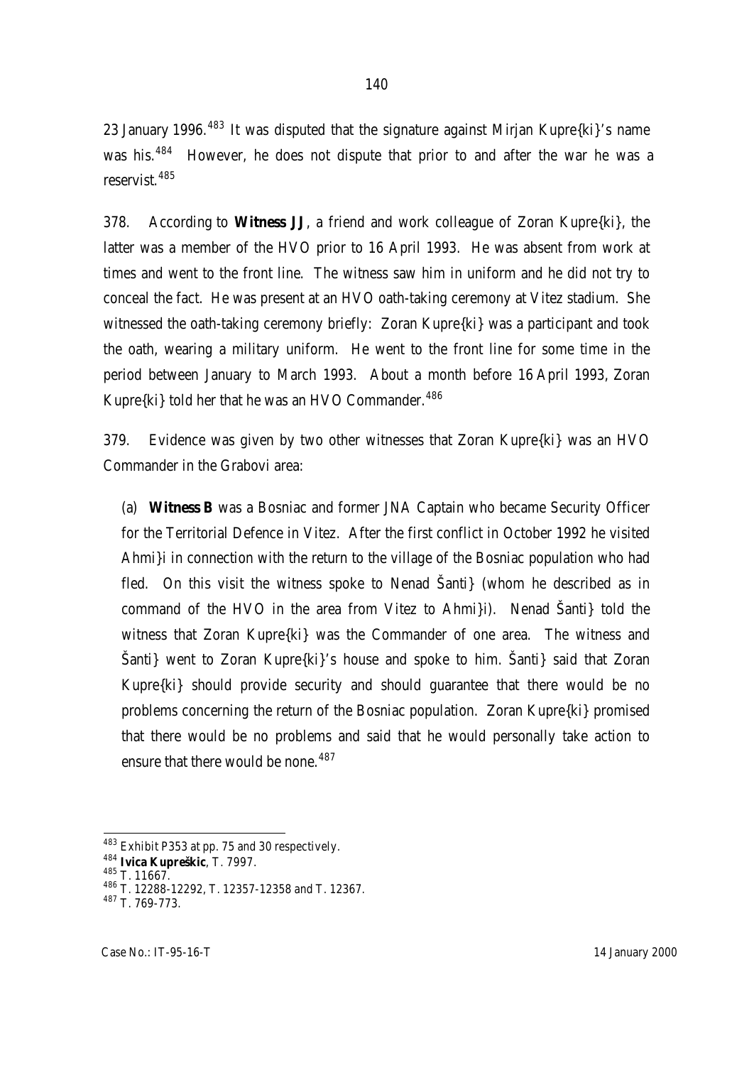23 January 1996.[483] It was disputed that the signature against Mirjan Kupre{ki}'s name was his.[484] However, he does not dispute that prior to and after the war he was a reservist.[485]

378. According to **Witness JJ**, a friend and work colleague of Zoran Kupre{ki}, the latter was a member of the HVO prior to 16 April 1993. He was absent from work at times and went to the front line. The witness saw him in uniform and he did not try to conceal the fact. He was present at an HVO oath-taking ceremony at Vitez stadium. She witnessed the oath-taking ceremony briefly: Zoran Kupre{ki} was a participant and took the oath, wearing a military uniform. He went to the front line for some time in the period between January to March 1993. About a month before 16 April 1993, Zoran Kupre{ki} told her that he was an HVO Commander.[486]

379. Evidence was given by two other witnesses that Zoran Kupre{ki} was an HVO Commander in the Grabovi area:

(a) **Witness B** was a Bosniac and former JNA Captain who became Security Officer for the Territorial Defence in Vitez. After the first conflict in October 1992 he visited Ahmi}i in connection with the return to the village of the Bosniac population who had fled. On this visit the witness spoke to Nenad Šanti} (whom he described as in command of the HVO in the area from Vitez to Ahmi}i). Nenad Šanti} told the witness that Zoran Kupre{ki} was the Commander of one area. The witness and Šanti} went to Zoran Kupre{ki}'s house and spoke to him. Šanti} said that Zoran Kupre{ki} should provide security and should guarantee that there would be no problems concerning the return of the Bosniac population. Zoran Kupre{ki} promised that there would be no problems and said that he would personally take action to ensure that there would be none.[487]

---

[483] Exhibit P353 at pp. 75 and 30 respectively.

[484] **Ivica Kupreškic**, T. 7997.

[485] T. 11667.

[486] T. 12288-12292, T. 12357-12358 and T. 12367.

[487] T. 769-773.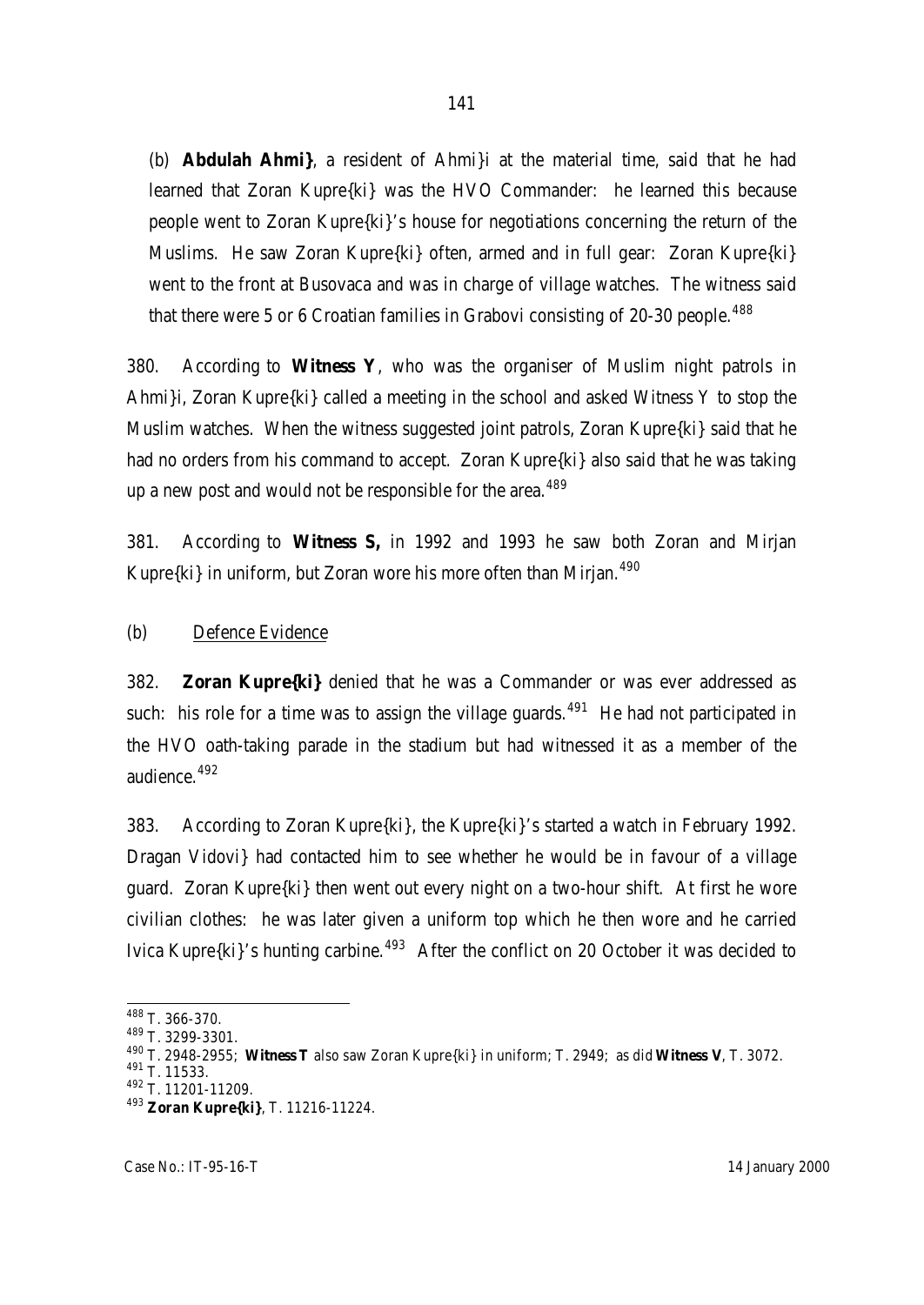(b) **Abdulah Ahmi}**, a resident of Ahmi}i at the material time, said that he had learned that Zoran Kupre{ki} was the HVO Commander: he learned this because people went to Zoran Kupre{ki}'s house for negotiations concerning the return of the Muslims. He saw Zoran Kupre{ki} often, armed and in full gear: Zoran Kupre{ki} went to the front at Busovaca and was in charge of village watches. The witness said that there were 5 or 6 Croatian families in Grabovi consisting of 20-30 people.[488]

380. According to **Witness Y**, who was the organiser of Muslim night patrols in Ahmi}i, Zoran Kupre{ki} called a meeting in the school and asked Witness Y to stop the Muslim watches. When the witness suggested joint patrols, Zoran Kupre{ki} said that he had no orders from his command to accept. Zoran Kupre{ki} also said that he was taking up a new post and would not be responsible for the area.[489]

381. According to **Witness S,** in 1992 and 1993 he saw both Zoran and Mirjan Kupre{ki} in uniform, but Zoran wore his more often than Mirjan.[490]

(b) Defence Evidence

382. **Zoran Kupre{ki}** denied that he was a Commander or was ever addressed as such: his role for a time was to assign the village guards.[491] He had not participated in the HVO oath-taking parade in the stadium but had witnessed it as a member of the audience.[492]

383. According to Zoran Kupre{ki}, the Kupre{ki}'s started a watch in February 1992. Dragan Vidovi} had contacted him to see whether he would be in favour of a village guard. Zoran Kupre{ki} then went out every night on a two-hour shift. At first he wore civilian clothes: he was later given a uniform top which he then wore and he carried Ivica Kupre{ki}'s hunting carbine.[493] After the conflict on 20 October it was decided to

---

[488] T. 366-370.
[489] T. 3299-3301.
[490] T. 2948-2955; **Witness T** also saw Zoran Kupre{ki} in uniform; T. 2949; as did **Witness V**, T. 3072.
[491] T. 11533.
[492] T. 11201-11209.
[493] **Zoran Kupre{ki}**, T. 11216-11224.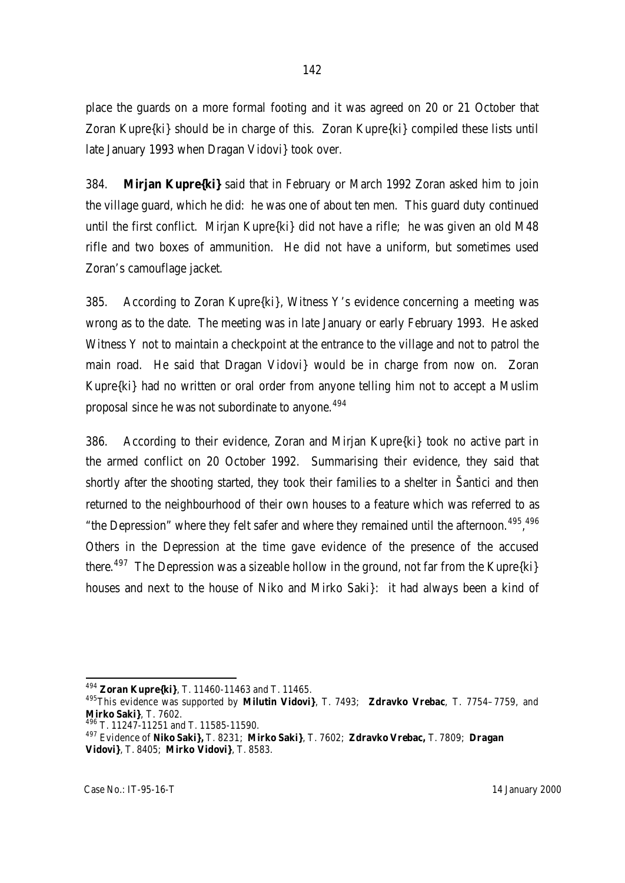place the guards on a more formal footing and it was agreed on 20 or 21 October that Zoran Kupre{ki} should be in charge of this. Zoran Kupre{ki} compiled these lists until late January 1993 when Dragan Vidovi} took over.

384. **Mirjan Kupre{ki}** said that in February or March 1992 Zoran asked him to join the village guard, which he did: he was one of about ten men. This guard duty continued until the first conflict. Mirjan Kupre{ki} did not have a rifle; he was given an old M48 rifle and two boxes of ammunition. He did not have a uniform, but sometimes used Zoran's camouflage jacket.

385. According to Zoran Kupre{ki}, Witness Y's evidence concerning a meeting was wrong as to the date. The meeting was in late January or early February 1993. He asked Witness Y not to maintain a checkpoint at the entrance to the village and not to patrol the main road. He said that Dragan Vidovi} would be in charge from now on. Zoran Kupre{ki} had no written or oral order from anyone telling him not to accept a Muslim proposal since he was not subordinate to anyone.[494]

386. According to their evidence, Zoran and Mirjan Kupre{ki} took no active part in the armed conflict on 20 October 1992. Summarising their evidence, they said that shortly after the shooting started, they took their families to a shelter in Šantici and then returned to the neighbourhood of their own houses to a feature which was referred to as "the Depression" where they felt safer and where they remained until the afternoon.[495],[496] Others in the Depression at the time gave evidence of the presence of the accused there.[497] The Depression was a sizeable hollow in the ground, not far from the Kupre{ki} houses and next to the house of Niko and Mirko Saki}: it had always been a kind of

---

[494] **Zoran Kupre{ki}**, T. 11460-11463 and T. 11465.

[495] This evidence was supported by **Milutin Vidovi}**, T. 7493; **Zdravko Vrebac**, T. 7754–7759, and **Mirko Saki}**, T. 7602.

[496] T. 11247-11251 and T. 11585-11590.

[497] Evidence of **Niko Saki},** T. 8231; **Mirko Saki}**, T. 7602; **Zdravko Vrebac,** T. 7809; **Dragan Vidovi}**, T. 8405; **Mirko Vidovi}**, T. 8583.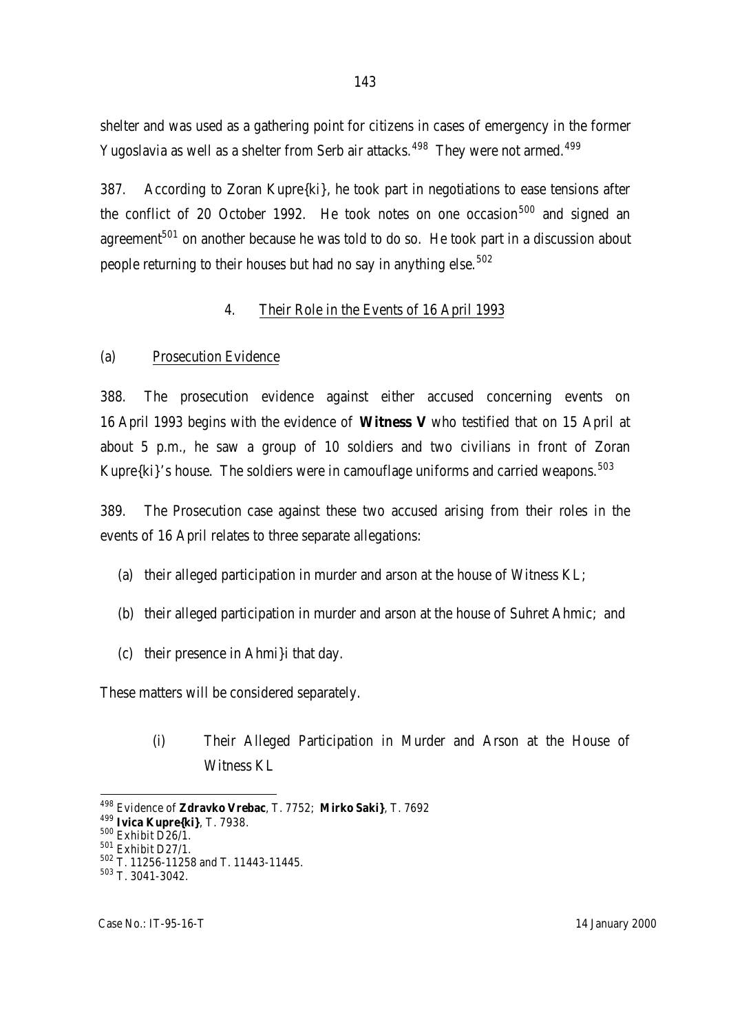shelter and was used as a gathering point for citizens in cases of emergency in the former Yugoslavia as well as a shelter from Serb air attacks.[498] They were not armed.[499]

387. According to Zoran Kupre{ki}, he took part in negotiations to ease tensions after the conflict of 20 October 1992. He took notes on one occasion[500] and signed an agreement[501] on another because he was told to do so. He took part in a discussion about people returning to their houses but had no say in anything else.[502]

### 4. Their Role in the Events of 16 April 1993

#### (a) Prosecution Evidence

388. The prosecution evidence against either accused concerning events on 16 April 1993 begins with the evidence of **Witness V** who testified that on 15 April at about 5 p.m., he saw a group of 10 soldiers and two civilians in front of Zoran Kupre{ki}'s house. The soldiers were in camouflage uniforms and carried weapons.[503]

389. The Prosecution case against these two accused arising from their roles in the events of 16 April relates to three separate allegations:

(a) their alleged participation in murder and arson at the house of Witness KL;

(b) their alleged participation in murder and arson at the house of Suhret Ahmic; and

(c) their presence in Ahmi}i that day.

These matters will be considered separately.

##### (i) Their Alleged Participation in Murder and Arson at the House of Witness KL

---

[498] Evidence of **Zdravko Vrebac**, T. 7752; **Mirko Saki}**, T. 7692

[499] **Ivica Kupre{ki}**, T. 7938.

[500] Exhibit D26/1.

[501] Exhibit D27/1.

[502] T. 11256-11258 and T. 11443-11445.

[503] T. 3041-3042.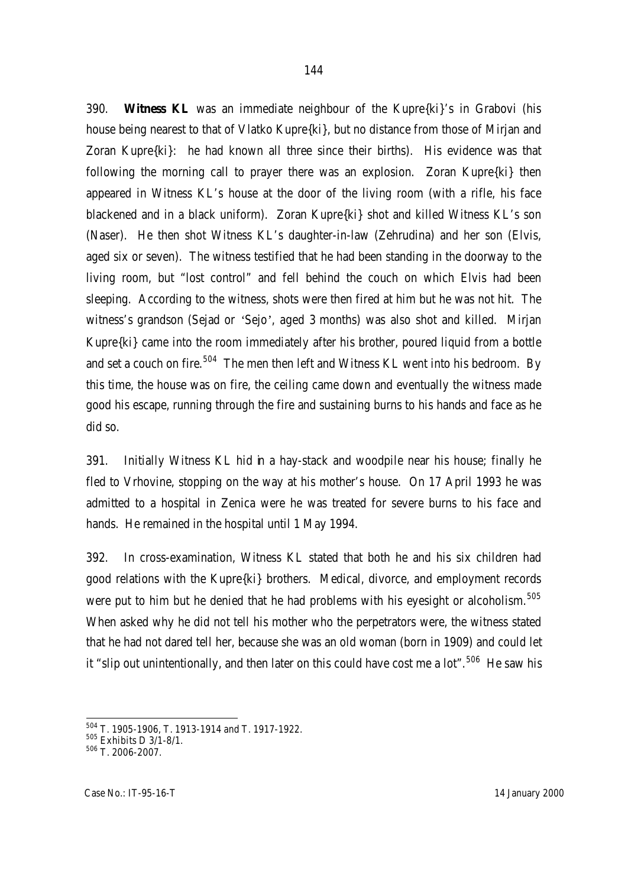390. **Witness KL** was an immediate neighbour of the Kupre{ki}'s in Grabovi (his house being nearest to that of Vlatko Kupre{ki}, but no distance from those of Mirjan and Zoran Kupre{ki}: he had known all three since their births). His evidence was that following the morning call to prayer there was an explosion. Zoran Kupre{ki} then appeared in Witness KL's house at the door of the living room (with a rifle, his face blackened and in a black uniform). Zoran Kupre{ki} shot and killed Witness KL's son (Naser). He then shot Witness KL's daughter-in-law (Zehrudina) and her son (Elvis, aged six or seven). The witness testified that he had been standing in the doorway to the living room, but "lost control" and fell behind the couch on which Elvis had been sleeping. According to the witness, shots were then fired at him but he was not hit. The witness's grandson (Sejad or 'Sejo', aged 3 months) was also shot and killed. Mirjan Kupre{ki} came into the room immediately after his brother, poured liquid from a bottle and set a couch on fire.[504] The men then left and Witness KL went into his bedroom. By this time, the house was on fire, the ceiling came down and eventually the witness made good his escape, running through the fire and sustaining burns to his hands and face as he did so.

391. Initially Witness KL hid in a hay-stack and woodpile near his house; finally he fled to Vrhovine, stopping on the way at his mother's house. On 17 April 1993 he was admitted to a hospital in Zenica were he was treated for severe burns to his face and hands. He remained in the hospital until 1 May 1994.

392. In cross-examination, Witness KL stated that both he and his six children had good relations with the Kupre{ki} brothers. Medical, divorce, and employment records were put to him but he denied that he had problems with his eyesight or alcoholism.[505] When asked why he did not tell his mother who the perpetrators were, the witness stated that he had not dared tell her, because she was an old woman (born in 1909) and could let it "slip out unintentionally, and then later on this could have cost me a lot".[506] He saw his

---

[504] T. 1905-1906, T. 1913-1914 and T. 1917-1922.

[505] Exhibits D 3/1-8/1.

[506] T. 2006-2007.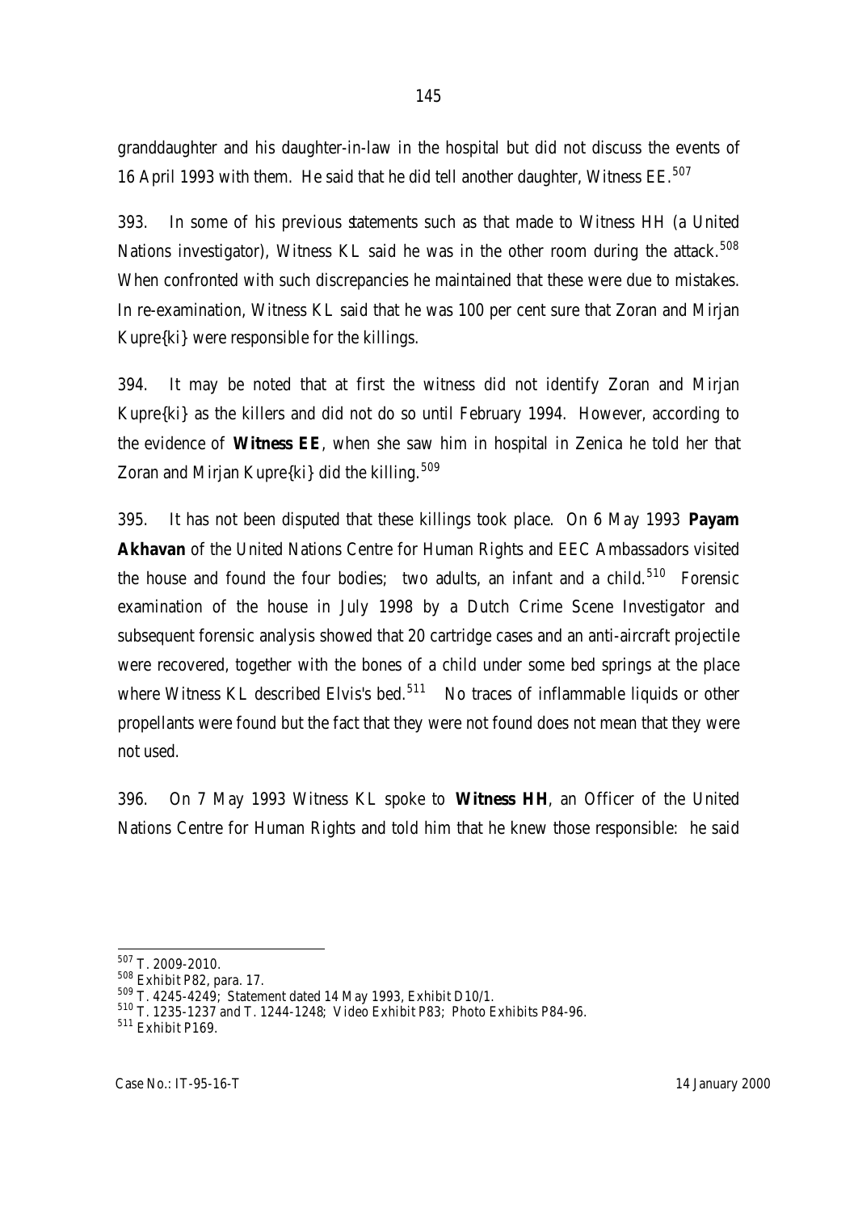granddaughter and his daughter-in-law in the hospital but did not discuss the events of 16 April 1993 with them. He said that he did tell another daughter, Witness EE.[507]

393. In some of his previous statements such as that made to Witness HH (a United Nations investigator), Witness KL said he was in the other room during the attack.[508] When confronted with such discrepancies he maintained that these were due to mistakes. In re-examination, Witness KL said that he was 100 per cent sure that Zoran and Mirjan Kupre{ki} were responsible for the killings.

394. It may be noted that at first the witness did not identify Zoran and Mirjan Kupre{ki} as the killers and did not do so until February 1994. However, according to the evidence of **Witness EE**, when she saw him in hospital in Zenica he told her that Zoran and Mirjan Kupre{ki} did the killing.[509]

395. It has not been disputed that these killings took place. On 6 May 1993 **Payam Akhavan** of the United Nations Centre for Human Rights and EEC Ambassadors visited the house and found the four bodies; two adults, an infant and a child.[510] Forensic examination of the house in July 1998 by a Dutch Crime Scene Investigator and subsequent forensic analysis showed that 20 cartridge cases and an anti-aircraft projectile were recovered, together with the bones of a child under some bed springs at the place where Witness KL described Elvis's bed.[511] No traces of inflammable liquids or other propellants were found but the fact that they were not found does not mean that they were not used.

396. On 7 May 1993 Witness KL spoke to **Witness HH**, an Officer of the United Nations Centre for Human Rights and told him that he knew those responsible: he said

---

[507] T. 2009-2010.

[508] Exhibit P82, para. 17.

[509] T. 4245-4249; Statement dated 14 May 1993, Exhibit D10/1.

[510] T. 1235-1237 and T. 1244-1248; Video Exhibit P83; Photo Exhibits P84-96.

[511] Exhibit P169.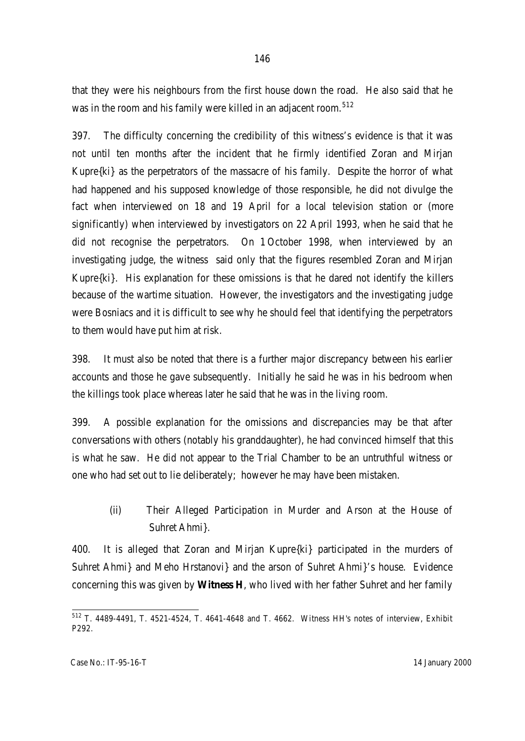that they were his neighbours from the first house down the road. He also said that he was in the room and his family were killed in an adjacent room.[512]

397. The difficulty concerning the credibility of this witness's evidence is that it was not until ten months after the incident that he firmly identified Zoran and Mirjan Kupre{ki} as the perpetrators of the massacre of his family. Despite the horror of what had happened and his supposed knowledge of those responsible, he did not divulge the fact when interviewed on 18 and 19 April for a local television station or (more significantly) when interviewed by investigators on 22 April 1993, when he said that he did not recognise the perpetrators. On 1 October 1998, when interviewed by an investigating judge, the witness said only that the figures resembled Zoran and Mirjan Kupre{ki}. His explanation for these omissions is that he dared not identify the killers because of the wartime situation. However, the investigators and the investigating judge were Bosniacs and it is difficult to see why he should feel that identifying the perpetrators to them would have put him at risk.

398. It must also be noted that there is a further major discrepancy between his earlier accounts and those he gave subsequently. Initially he said he was in his bedroom when the killings took place whereas later he said that he was in the living room.

399. A possible explanation for the omissions and discrepancies may be that after conversations with others (notably his granddaughter), he had convinced himself that this is what he saw. He did not appear to the Trial Chamber to be an untruthful witness or one who had set out to lie deliberately; however he may have been mistaken.

(ii) Their Alleged Participation in Murder and Arson at the House of Suhret Ahmi}.

400. It is alleged that Zoran and Mirjan Kupre{ki} participated in the murders of Suhret Ahmi} and Meho Hrstanovi} and the arson of Suhret Ahmi}'s house. Evidence concerning this was given by **Witness H**, who lived with her father Suhret and her family

---

[512] T. 4489-4491, T. 4521-4524, T. 4641-4648 and T. 4662. Witness HH's notes of interview, Exhibit P292.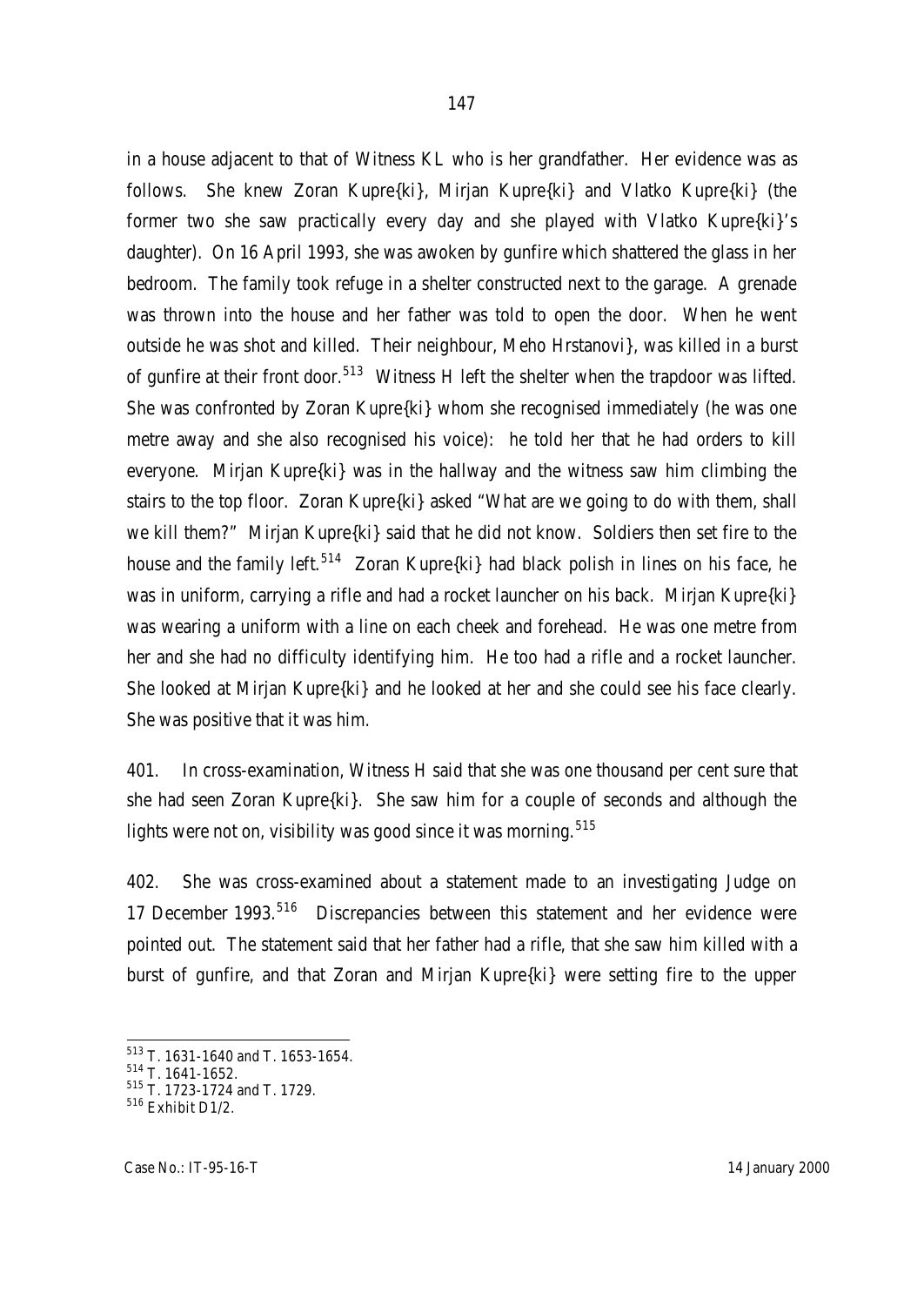in a house adjacent to that of Witness KL who is her grandfather. Her evidence was as follows. She knew Zoran Kupre{ki}, Mirjan Kupre{ki} and Vlatko Kupre{ki} (the former two she saw practically every day and she played with Vlatko Kupre{ki}'s daughter). On 16 April 1993, she was awoken by gunfire which shattered the glass in her bedroom. The family took refuge in a shelter constructed next to the garage. A grenade was thrown into the house and her father was told to open the door. When he went outside he was shot and killed. Their neighbour, Meho Hrstanovi}, was killed in a burst of gunfire at their front door.[513] Witness H left the shelter when the trapdoor was lifted. She was confronted by Zoran Kupre{ki} whom she recognised immediately (he was one metre away and she also recognised his voice): he told her that he had orders to kill everyone. Mirjan Kupre{ki} was in the hallway and the witness saw him climbing the stairs to the top floor. Zoran Kupre{ki} asked "What are we going to do with them, shall we kill them?" Mirjan Kupre{ki} said that he did not know. Soldiers then set fire to the house and the family left.[514] Zoran Kupre{ki} had black polish in lines on his face, he was in uniform, carrying a rifle and had a rocket launcher on his back. Mirjan Kupre{ki} was wearing a uniform with a line on each cheek and forehead. He was one metre from her and she had no difficulty identifying him. He too had a rifle and a rocket launcher. She looked at Mirjan Kupre{ki} and he looked at her and she could see his face clearly. She was positive that it was him.

401. In cross-examination, Witness H said that she was one thousand per cent sure that she had seen Zoran Kupre{ki}. She saw him for a couple of seconds and although the lights were not on, visibility was good since it was morning.[515]

402. She was cross-examined about a statement made to an investigating Judge on 17 December 1993.[516] Discrepancies between this statement and her evidence were pointed out. The statement said that her father had a rifle, that she saw him killed with a burst of gunfire, and that Zoran and Mirjan Kupre{ki} were setting fire to the upper

---

[513] T. 1631-1640 and T. 1653-1654.

[514] T. 1641-1652.

[515] T. 1723-1724 and T. 1729.

[516] Exhibit D1/2.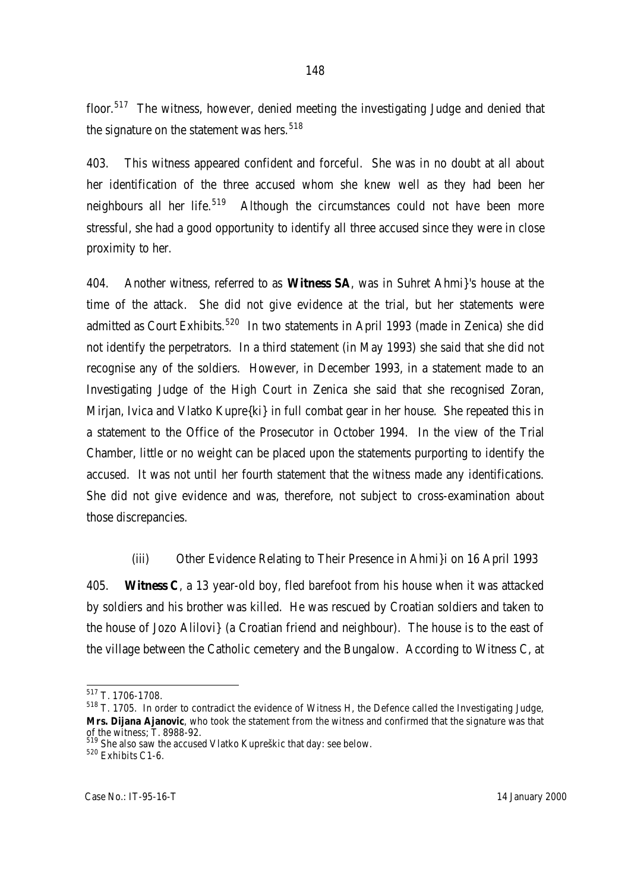floor.[517] The witness, however, denied meeting the investigating Judge and denied that the signature on the statement was hers.[518]

403. This witness appeared confident and forceful. She was in no doubt at all about her identification of the three accused whom she knew well as they had been her neighbours all her life.[519] Although the circumstances could not have been more stressful, she had a good opportunity to identify all three accused since they were in close proximity to her.

404. Another witness, referred to as **Witness SA**, was in Suhret Ahmi}'s house at the time of the attack. She did not give evidence at the trial, but her statements were admitted as Court Exhibits.[520] In two statements in April 1993 (made in Zenica) she did not identify the perpetrators. In a third statement (in May 1993) she said that she did not recognise any of the soldiers. However, in December 1993, in a statement made to an Investigating Judge of the High Court in Zenica she said that she recognised Zoran, Mirjan, Ivica and Vlatko Kupre{ki} in full combat gear in her house. She repeated this in a statement to the Office of the Prosecutor in October 1994. In the view of the Trial Chamber, little or no weight can be placed upon the statements purporting to identify the accused. It was not until her fourth statement that the witness made any identifications. She did not give evidence and was, therefore, not subject to cross-examination about those discrepancies.

(iii) Other Evidence Relating to Their Presence in Ahmi}i on 16 April 1993

405. **Witness C**, a 13 year-old boy, fled barefoot from his house when it was attacked by soldiers and his brother was killed. He was rescued by Croatian soldiers and taken to the house of Jozo Alilovi} (a Croatian friend and neighbour). The house is to the east of the village between the Catholic cemetery and the Bungalow. According to Witness C, at

---

[517] T. 1706-1708.

[518] T. 1705. In order to contradict the evidence of Witness H, the Defence called the Investigating Judge, **Mrs. Dijana Ajanovic**, who took the statement from the witness and confirmed that the signature was that of the witness; T. 8988-92.

[519] She also saw the accused Vlatko Kupreškic that day: see below.

[520] Exhibits C1-6.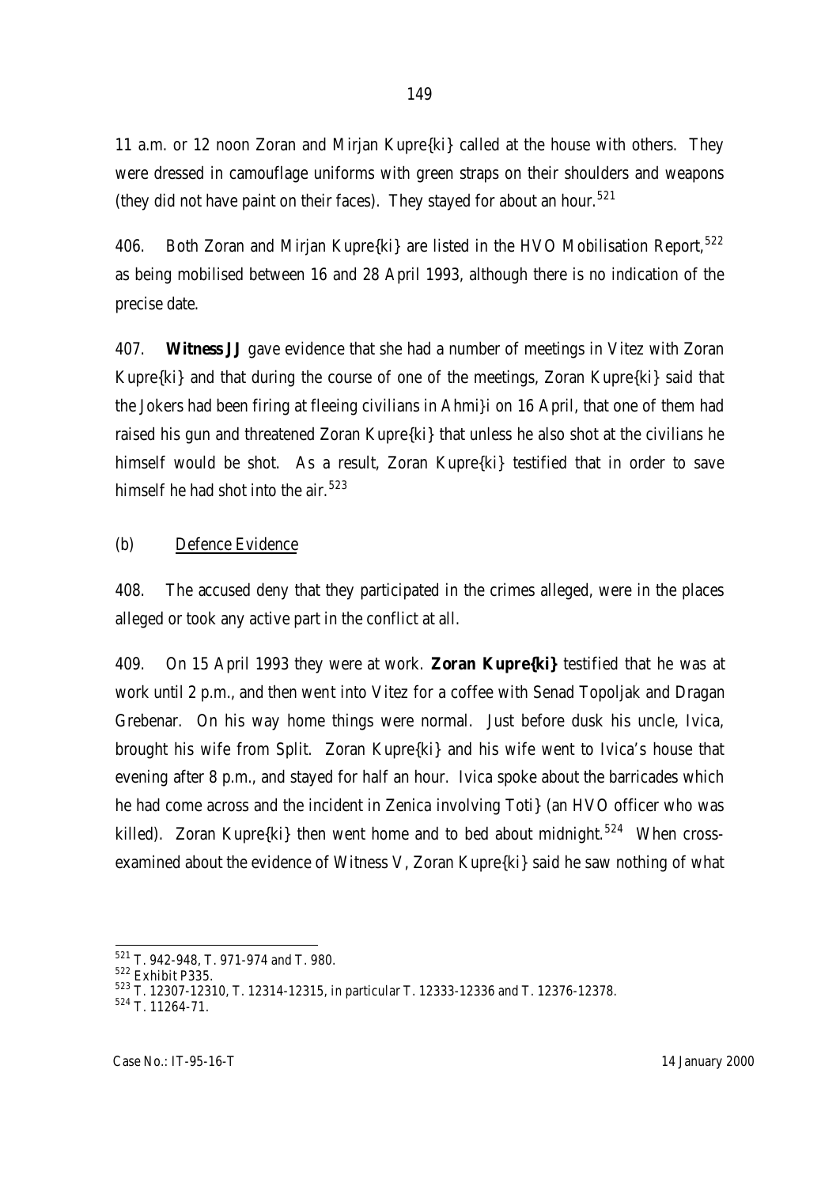11 a.m. or 12 noon Zoran and Mirjan Kupre{ki} called at the house with others. They were dressed in camouflage uniforms with green straps on their shoulders and weapons (they did not have paint on their faces). They stayed for about an hour.[521]

406. Both Zoran and Mirjan Kupre{ki} are listed in the HVO Mobilisation Report,[522] as being mobilised between 16 and 28 April 1993, although there is no indication of the precise date.

407. **Witness JJ** gave evidence that she had a number of meetings in Vitez with Zoran Kupre{ki} and that during the course of one of the meetings, Zoran Kupre{ki} said that the Jokers had been firing at fleeing civilians in Ahmi}i on 16 April, that one of them had raised his gun and threatened Zoran Kupre{ki} that unless he also shot at the civilians he himself would be shot. As a result, Zoran Kupre{ki} testified that in order to save himself he had shot into the air.[523]

(b) Defence Evidence

408. The accused deny that they participated in the crimes alleged, were in the places alleged or took any active part in the conflict at all.

409. On 15 April 1993 they were at work. **Zoran Kupre{ki}** testified that he was at work until 2 p.m., and then went into Vitez for a coffee with Senad Topoljak and Dragan Grebenar. On his way home things were normal. Just before dusk his uncle, Ivica, brought his wife from Split. Zoran Kupre{ki} and his wife went to Ivica's house that evening after 8 p.m., and stayed for half an hour. Ivica spoke about the barricades which he had come across and the incident in Zenica involving Toti} (an HVO officer who was killed). Zoran Kupre{ki} then went home and to bed about midnight.[524] When cross-examined about the evidence of Witness V, Zoran Kupre{ki} said he saw nothing of what

---

[521] T. 942-948, T. 971-974 and T. 980.

[522] Exhibit P335.

[523] T. 12307-12310, T. 12314-12315, in particular T. 12333-12336 and T. 12376-12378.

[524] T. 11264-71.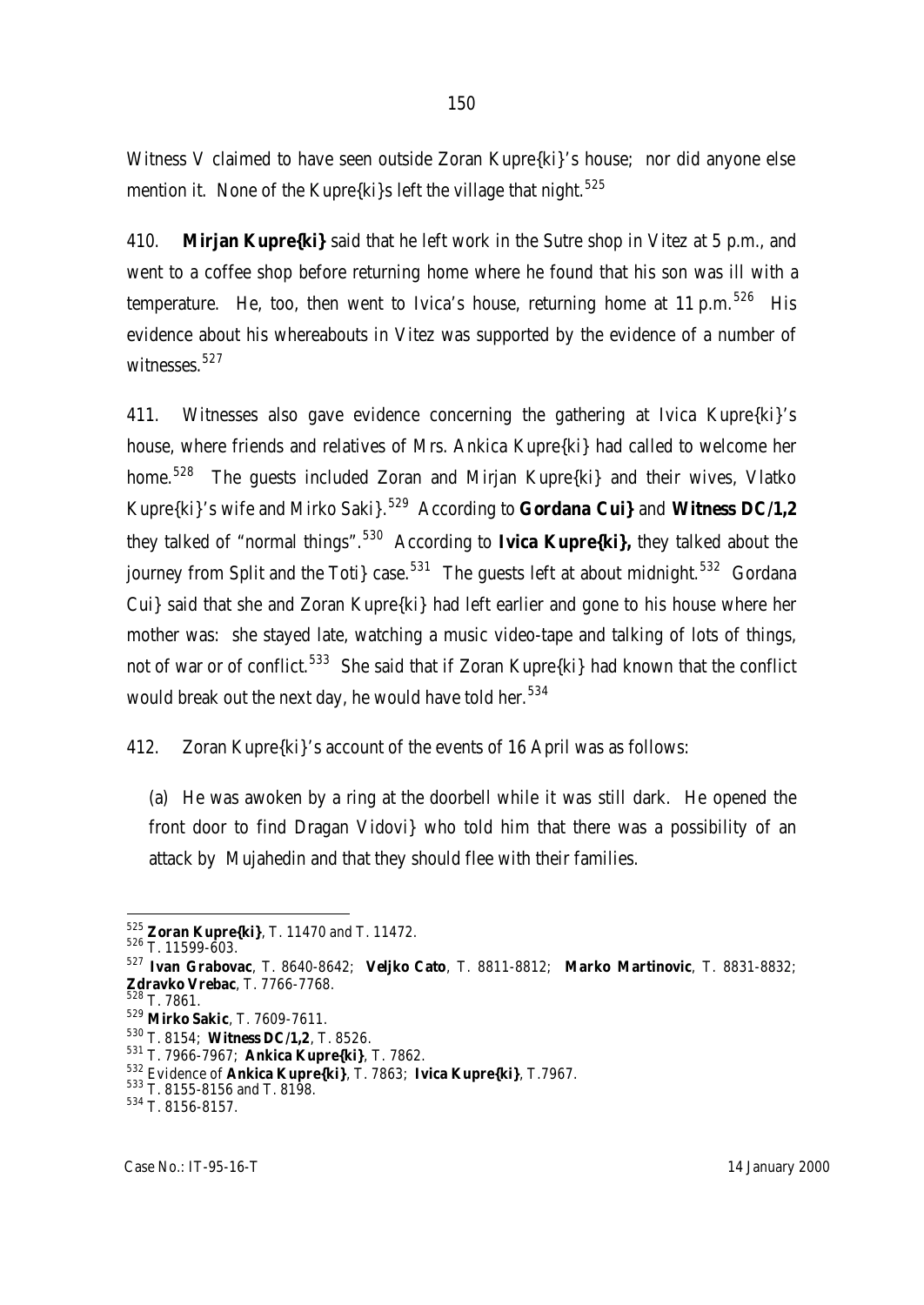Witness V claimed to have seen outside Zoran Kupre{ki}'s house; nor did anyone else mention it. None of the Kupre{ki}s left the village that night.[525]

410. **Mirjan Kupre{ki}** said that he left work in the Sutre shop in Vitez at 5 p.m., and went to a coffee shop before returning home where he found that his son was ill with a temperature. He, too, then went to Ivica's house, returning home at 11 p.m.[526] His evidence about his whereabouts in Vitez was supported by the evidence of a number of witnesses.[527]

411. Witnesses also gave evidence concerning the gathering at Ivica Kupre{ki}'s house, where friends and relatives of Mrs. Ankica Kupre{ki} had called to welcome her home.[528] The guests included Zoran and Mirjan Kupre{ki} and their wives, Vlatko Kupre{ki}'s wife and Mirko Saki}.[529] According to **Gordana Cui}** and **Witness DC/1,2** they talked of "normal things".[530] According to **Ivica Kupre{ki},** they talked about the journey from Split and the Toti} case.[531] The guests left at about midnight.[532] Gordana Cui} said that she and Zoran Kupre{ki} had left earlier and gone to his house where her mother was: she stayed late, watching a music video-tape and talking of lots of things, not of war or of conflict.[533] She said that if Zoran Kupre{ki} had known that the conflict would break out the next day, he would have told her.[534]

412. Zoran Kupre{ki}'s account of the events of 16 April was as follows:

(a) He was awoken by a ring at the doorbell while it was still dark. He opened the front door to find Dragan Vidovi} who told him that there was a possibility of an attack by Mujahedin and that they should flee with their families.

---

[525] **Zoran Kupre{ki}**, T. 11470 and T. 11472.

[526] T. 11599-603.

[527] **Ivan Grabovac**, T. 8640-8642; **Veljko Cato**, T. 8811-8812; **Marko Martinovic**, T. 8831-8832; **Zdravko Vrebac**, T. 7766-7768.

[528] T. 7861.

[529] **Mirko Sakic**, T. 7609-7611.

[530] T. 8154; **Witness DC/1,2**, T. 8526.

[531] T. 7966-7967; **Ankica Kupre{ki}**, T. 7862.

[532] Evidence of **Ankica Kupre{ki}**, T. 7863; **Ivica Kupre{ki}**, T.7967.

[533] T. 8155-8156 and T. 8198.

[534] T. 8156-8157.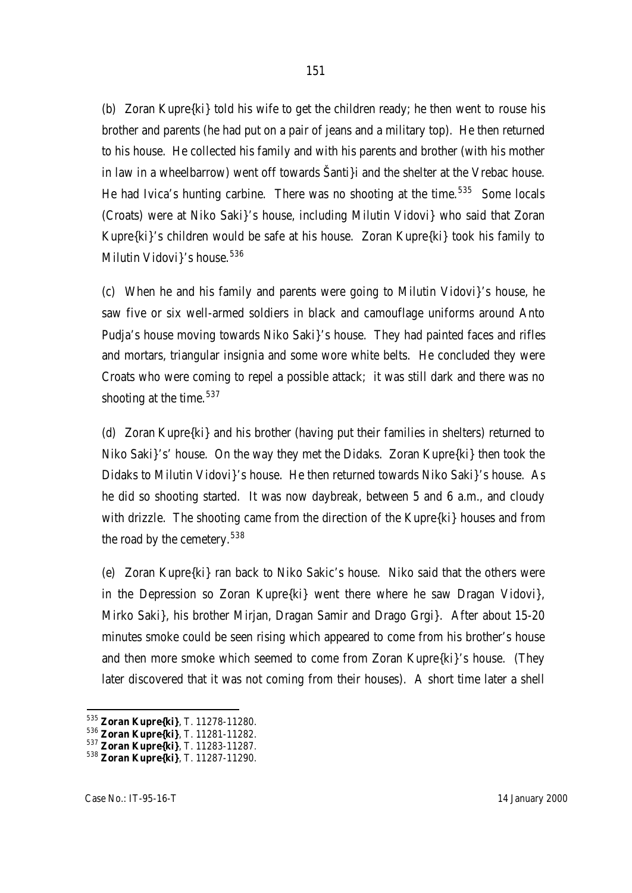(b) Zoran Kupre{ki} told his wife to get the children ready; he then went to rouse his brother and parents (he had put on a pair of jeans and a military top). He then returned to his house. He collected his family and with his parents and brother (with his mother in law in a wheelbarrow) went off towards Šanti}i and the shelter at the Vrebac house. He had Ivica's hunting carbine. There was no shooting at the time.[535] Some locals (Croats) were at Niko Saki}'s house, including Milutin Vidovi} who said that Zoran Kupre{ki}'s children would be safe at his house. Zoran Kupre{ki} took his family to Milutin Vidovi}'s house.[536]

(c) When he and his family and parents were going to Milutin Vidovi}'s house, he saw five or six well-armed soldiers in black and camouflage uniforms around Anto Pudja's house moving towards Niko Saki}'s house. They had painted faces and rifles and mortars, triangular insignia and some wore white belts. He concluded they were Croats who were coming to repel a possible attack; it was still dark and there was no shooting at the time.[537]

(d) Zoran Kupre{ki} and his brother (having put their families in shelters) returned to Niko Saki}'s' house. On the way they met the Didaks. Zoran Kupre{ki} then took the Didaks to Milutin Vidovi}'s house. He then returned towards Niko Saki}'s house. As he did so shooting started. It was now daybreak, between 5 and 6 a.m., and cloudy with drizzle. The shooting came from the direction of the Kupre{ki} houses and from the road by the cemetery.[538]

(e) Zoran Kupre{ki} ran back to Niko Sakic's house. Niko said that the others were in the Depression so Zoran Kupre{ki} went there where he saw Dragan Vidovi}, Mirko Saki}, his brother Mirjan, Dragan Samir and Drago Grgi}. After about 15-20 minutes smoke could be seen rising which appeared to come from his brother's house and then more smoke which seemed to come from Zoran Kupre{ki}'s house. (They later discovered that it was not coming from their houses). A short time later a shell

---

[535] **Zoran Kupre{ki}**, T. 11278-11280.

[536] **Zoran Kupre{ki}**, T. 11281-11282.

[537] **Zoran Kupre{ki}**, T. 11283-11287.

[538] **Zoran Kupre{ki}**, T. 11287-11290.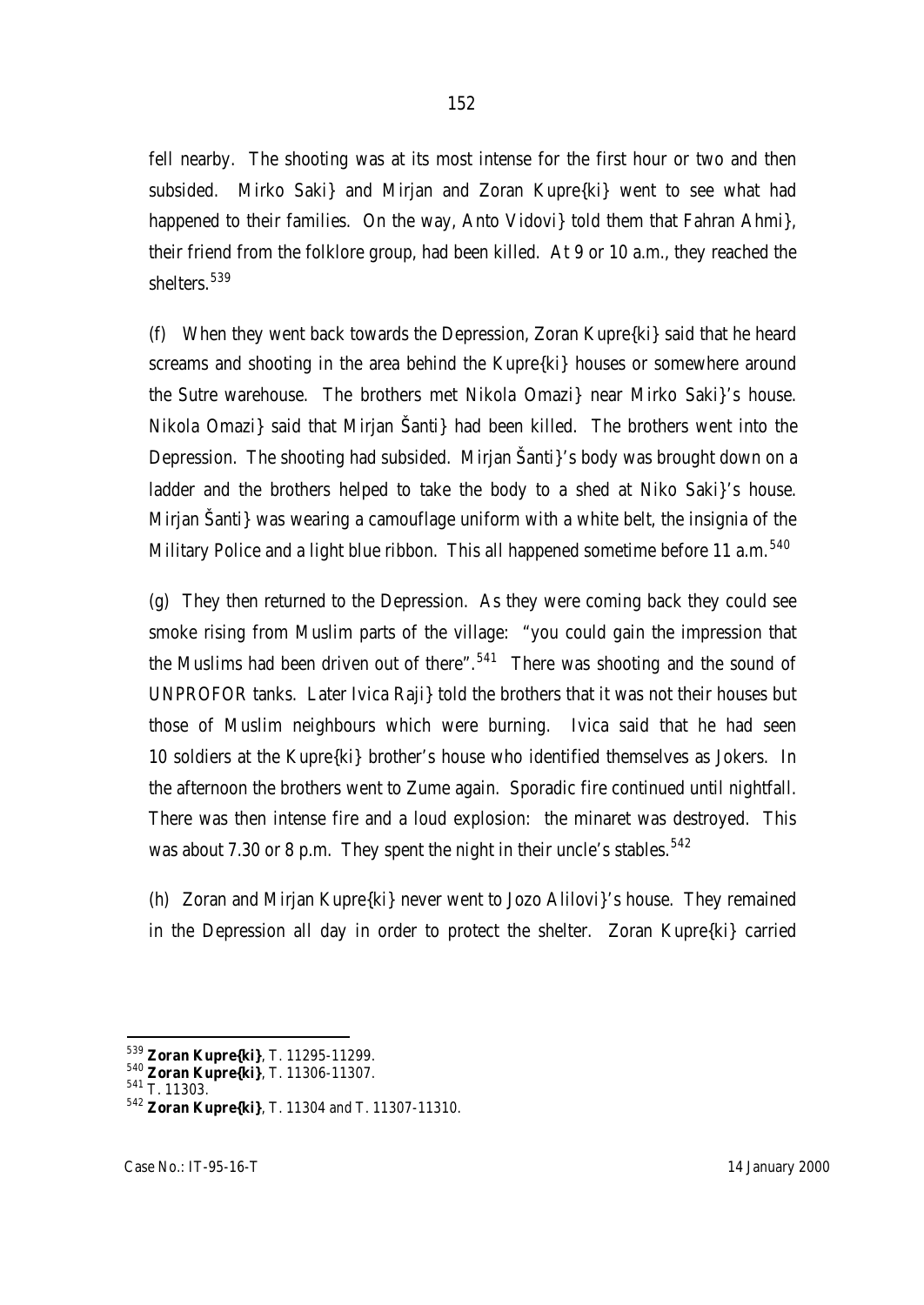fell nearby. The shooting was at its most intense for the first hour or two and then subsided. Mirko Saki} and Mirjan and Zoran Kupre{ki} went to see what had happened to their families. On the way, Anto Vidovi} told them that Fahran Ahmi}, their friend from the folklore group, had been killed. At 9 or 10 a.m., they reached the shelters.[539]

(f) When they went back towards the Depression, Zoran Kupre{ki} said that he heard screams and shooting in the area behind the Kupre{ki} houses or somewhere around the Sutre warehouse. The brothers met Nikola Omazi} near Mirko Saki}'s house. Nikola Omazi} said that Mirjan Šanti} had been killed. The brothers went into the Depression. The shooting had subsided. Mirjan Šanti}'s body was brought down on a ladder and the brothers helped to take the body to a shed at Niko Saki}'s house. Mirjan Šanti} was wearing a camouflage uniform with a white belt, the insignia of the Military Police and a light blue ribbon. This all happened sometime before 11 a.m.[540]

(g) They then returned to the Depression. As they were coming back they could see smoke rising from Muslim parts of the village: "you could gain the impression that the Muslims had been driven out of there".[541] There was shooting and the sound of UNPROFOR tanks. Later Ivica Raji} told the brothers that it was not their houses but those of Muslim neighbours which were burning. Ivica said that he had seen 10 soldiers at the Kupre{ki} brother's house who identified themselves as Jokers. In the afternoon the brothers went to Zume again. Sporadic fire continued until nightfall. There was then intense fire and a loud explosion: the minaret was destroyed. This was about 7.30 or 8 p.m. They spent the night in their uncle's stables.[542]

(h) Zoran and Mirjan Kupre{ki} never went to Jozo Alilovi}'s house. They remained in the Depression all day in order to protect the shelter. Zoran Kupre{ki} carried

---

[539] **Zoran Kupre{ki}**, T. 11295-11299.

[540] **Zoran Kupre{ki}**, T. 11306-11307.

[541] T. 11303.

[542] **Zoran Kupre{ki}**, T. 11304 and T. 11307-11310.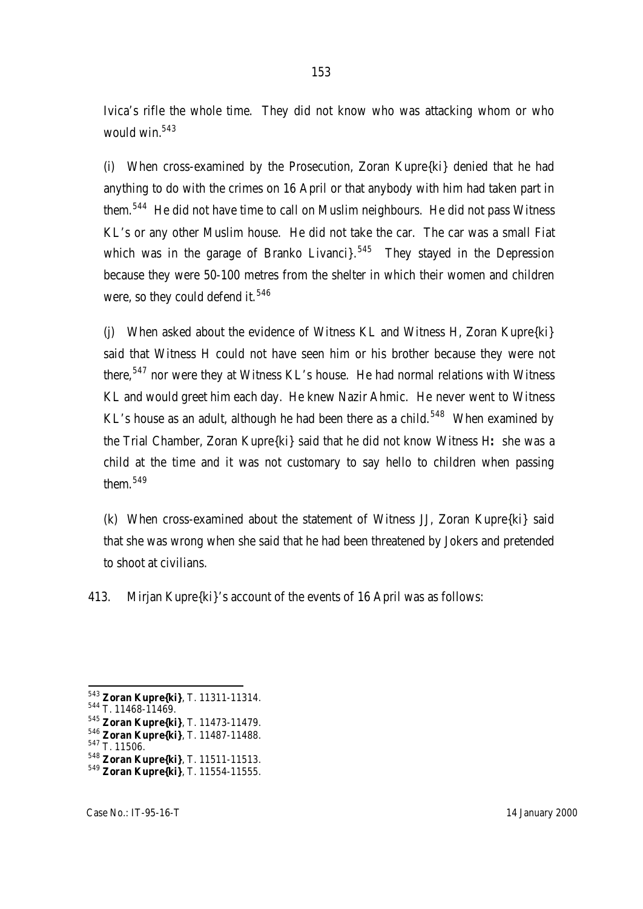Ivica's rifle the whole time. They did not know who was attacking whom or who would win.[543]

(i) When cross-examined by the Prosecution, Zoran Kupre{ki} denied that he had anything to do with the crimes on 16 April or that anybody with him had taken part in them.[544] He did not have time to call on Muslim neighbours. He did not pass Witness KL's or any other Muslim house. He did not take the car. The car was a small Fiat which was in the garage of Branko Livanci}.[545] They stayed in the Depression because they were 50-100 metres from the shelter in which their women and children were, so they could defend it.[546]

(j) When asked about the evidence of Witness KL and Witness H, Zoran Kupre{ki} said that Witness H could not have seen him or his brother because they were not there,[547] nor were they at Witness KL's house. He had normal relations with Witness KL and would greet him each day. He knew Nazir Ahmic. He never went to Witness KL's house as an adult, although he had been there as a child.[548] When examined by the Trial Chamber, Zoran Kupre{ki} said that he did not know Witness H**:** she was a child at the time and it was not customary to say hello to children when passing them.[549]

(k) When cross-examined about the statement of Witness JJ, Zoran Kupre{ki} said that she was wrong when she said that he had been threatened by Jokers and pretended to shoot at civilians.

413. Mirjan Kupre{ki}'s account of the events of 16 April was as follows:

---

[543] **Zoran Kupre{ki}**, T. 11311-11314.
[544] T. 11468-11469.
[545] **Zoran Kupre{ki}**, T. 11473-11479.
[546] **Zoran Kupre{ki}**, T. 11487-11488.
[547] T. 11506.
[548] **Zoran Kupre{ki}**, T. 11511-11513.
[549] **Zoran Kupre{ki}**, T. 11554-11555.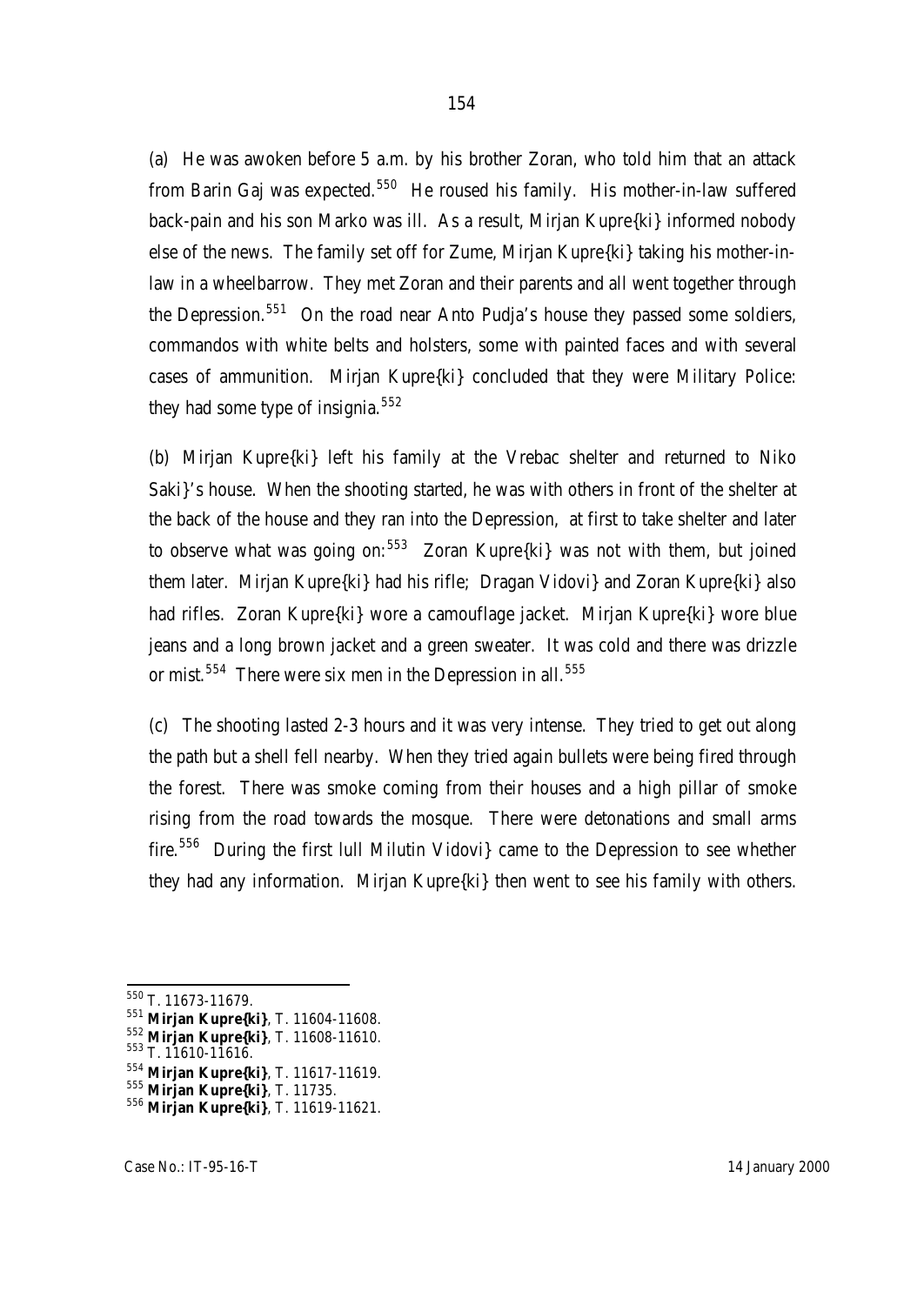(a) He was awoken before 5 a.m. by his brother Zoran, who told him that an attack from Barin Gaj was expected.[550] He roused his family. His mother-in-law suffered back-pain and his son Marko was ill. As a result, Mirjan Kupre{ki} informed nobody else of the news. The family set off for Zume, Mirjan Kupre{ki} taking his mother-in-law in a wheelbarrow. They met Zoran and their parents and all went together through the Depression.[551] On the road near Anto Pudja's house they passed some soldiers, commandos with white belts and holsters, some with painted faces and with several cases of ammunition. Mirjan Kupre{ki} concluded that they were Military Police: they had some type of insignia.[552]

(b) Mirjan Kupre{ki} left his family at the Vrebac shelter and returned to Niko Saki}'s house. When the shooting started, he was with others in front of the shelter at the back of the house and they ran into the Depression, at first to take shelter and later to observe what was going on:[553] Zoran Kupre{ki} was not with them, but joined them later. Mirjan Kupre{ki} had his rifle; Dragan Vidovi} and Zoran Kupre{ki} also had rifles. Zoran Kupre{ki} wore a camouflage jacket. Mirjan Kupre{ki} wore blue jeans and a long brown jacket and a green sweater. It was cold and there was drizzle or mist.[554] There were six men in the Depression in all.[555]

(c) The shooting lasted 2-3 hours and it was very intense. They tried to get out along the path but a shell fell nearby. When they tried again bullets were being fired through the forest. There was smoke coming from their houses and a high pillar of smoke rising from the road towards the mosque. There were detonations and small arms fire.[556] During the first lull Milutin Vidovi} came to the Depression to see whether they had any information. Mirjan Kupre{ki} then went to see his family with others.

---

[550] T. 11673-11679.

[551] **Mirjan Kupre{ki}**, T. 11604-11608.

[552] **Mirjan Kupre{ki}**, T. 11608-11610.

[553] T. 11610-11616.

[554] **Mirjan Kupre{ki}**, T. 11617-11619.

[555] **Mirjan Kupre{ki}**, T. 11735.

[556] **Mirjan Kupre{ki}**, T. 11619-11621.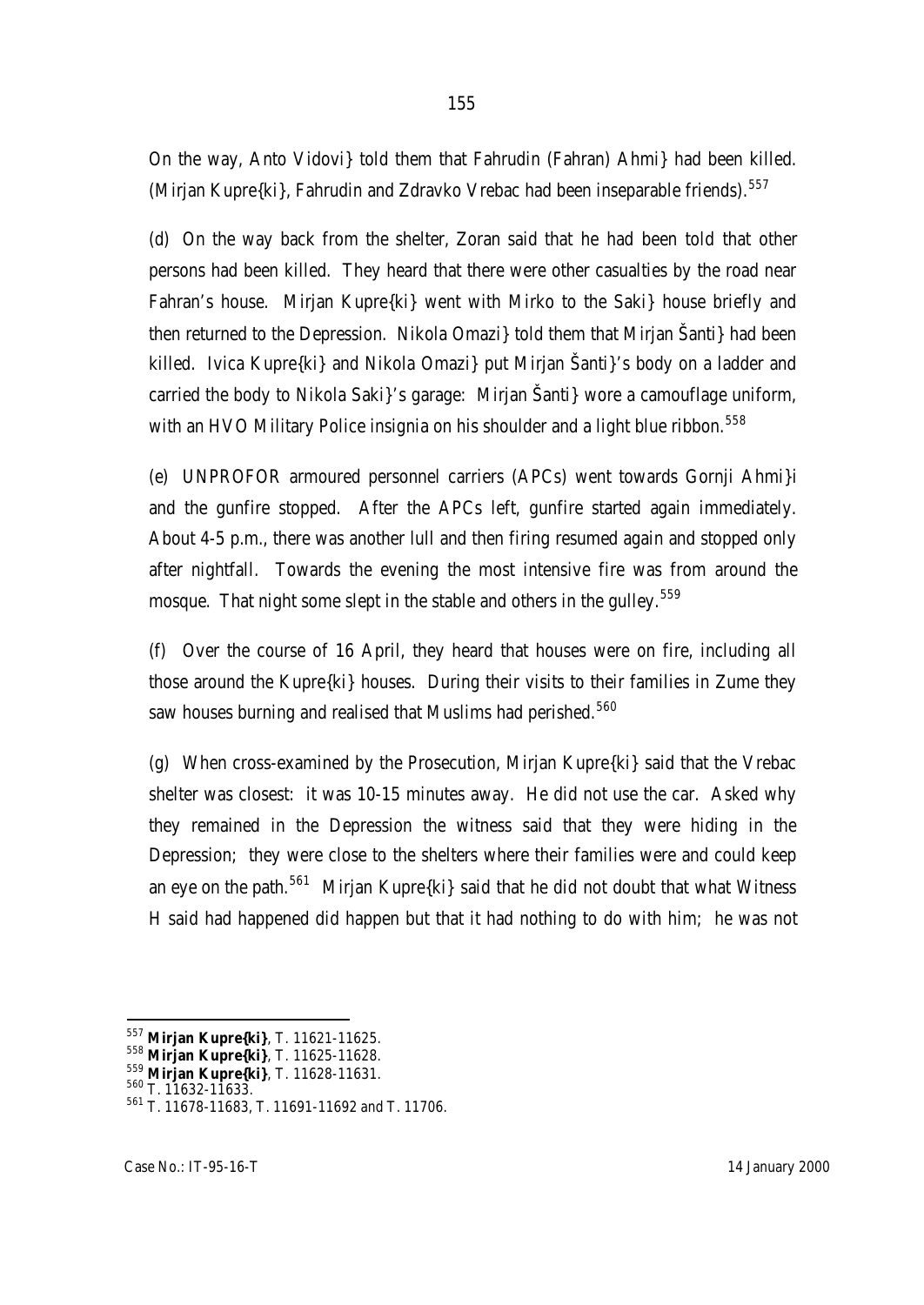On the way, Anto Vidovi} told them that Fahrudin (Fahran) Ahmi} had been killed. (Mirjan Kupre{ki}, Fahrudin and Zdravko Vrebac had been inseparable friends).[557]

(d) On the way back from the shelter, Zoran said that he had been told that other persons had been killed. They heard that there were other casualties by the road near Fahran's house. Mirjan Kupre{ki} went with Mirko to the Saki} house briefly and then returned to the Depression. Nikola Omazi} told them that Mirjan Šanti} had been killed. Ivica Kupre{ki} and Nikola Omazi} put Mirjan Šanti}'s body on a ladder and carried the body to Nikola Saki}'s garage: Mirjan Šanti} wore a camouflage uniform, with an HVO Military Police insignia on his shoulder and a light blue ribbon.[558]

(e) UNPROFOR armoured personnel carriers (APCs) went towards Gornji Ahmi}i and the gunfire stopped. After the APCs left, gunfire started again immediately. About 4-5 p.m., there was another lull and then firing resumed again and stopped only after nightfall. Towards the evening the most intensive fire was from around the mosque. That night some slept in the stable and others in the gulley.[559]

(f) Over the course of 16 April, they heard that houses were on fire, including all those around the Kupre{ki} houses. During their visits to their families in Zume they saw houses burning and realised that Muslims had perished.[560]

(g) When cross-examined by the Prosecution, Mirjan Kupre{ki} said that the Vrebac shelter was closest: it was 10-15 minutes away. He did not use the car. Asked why they remained in the Depression the witness said that they were hiding in the Depression; they were close to the shelters where their families were and could keep an eye on the path.[561] Mirjan Kupre{ki} said that he did not doubt that what Witness H said had happened did happen but that it had nothing to do with him; he was not

---

[557] **Mirjan Kupre{ki}**, T. 11621-11625.

[558] **Mirjan Kupre{ki}**, T. 11625-11628.

[559] **Mirjan Kupre{ki}**, T. 11628-11631.

[560] T. 11632-11633.

[561] T. 11678-11683, T. 11691-11692 and T. 11706.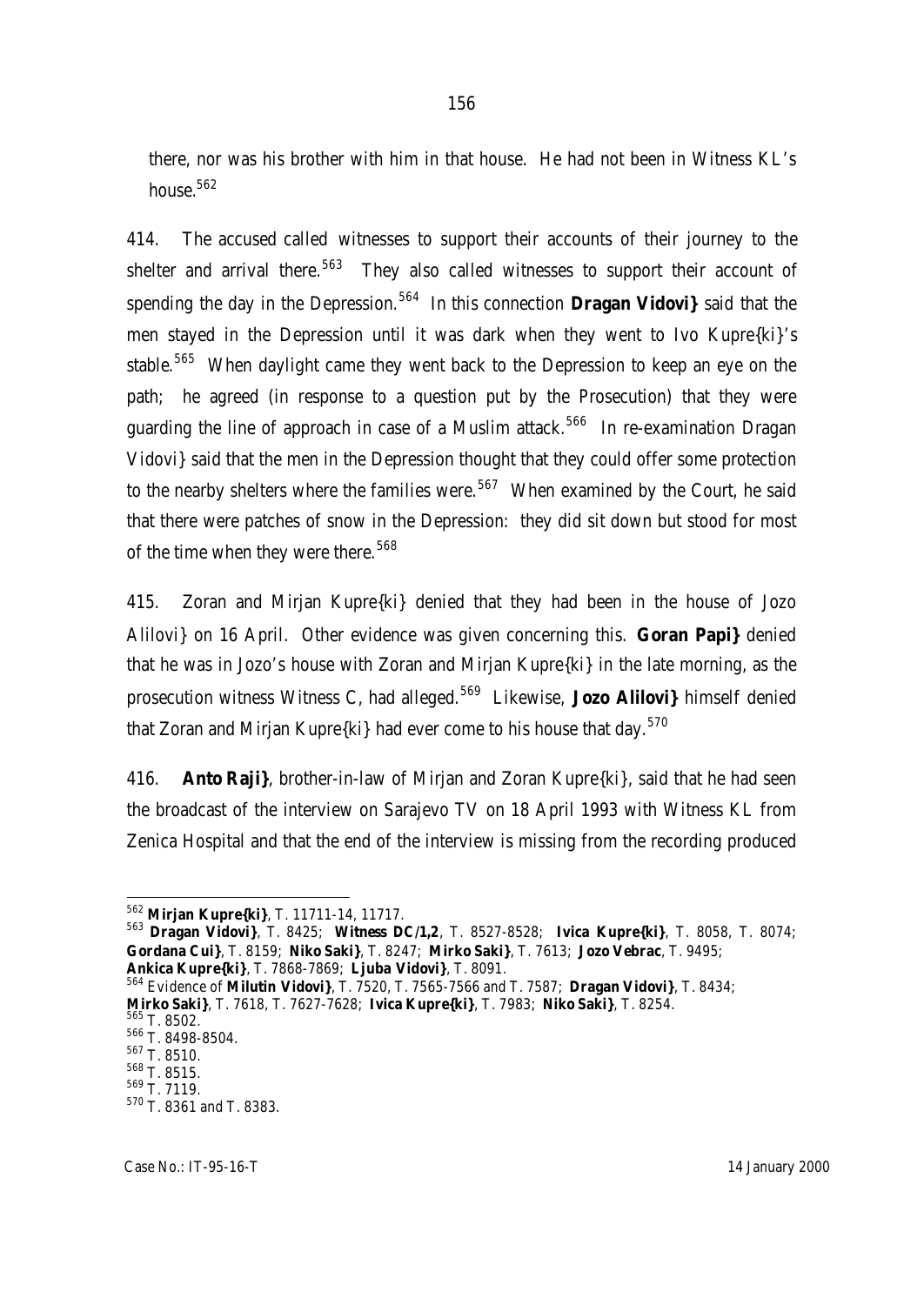there, nor was his brother with him in that house. He had not been in Witness KL's house.[562]

414. The accused called witnesses to support their accounts of their journey to the shelter and arrival there.[563] They also called witnesses to support their account of spending the day in the Depression.[564] In this connection **Dragan Vidovi}** said that the men stayed in the Depression until it was dark when they went to Ivo Kupre{ki}'s stable.[565] When daylight came they went back to the Depression to keep an eye on the path; he agreed (in response to a question put by the Prosecution) that they were guarding the line of approach in case of a Muslim attack.[566] In re-examination Dragan Vidovi} said that the men in the Depression thought that they could offer some protection to the nearby shelters where the families were.[567] When examined by the Court, he said that there were patches of snow in the Depression: they did sit down but stood for most of the time when they were there.[568]

415. Zoran and Mirjan Kupre{ki} denied that they had been in the house of Jozo Alilovi} on 16 April. Other evidence was given concerning this. **Goran Papi}** denied that he was in Jozo's house with Zoran and Mirjan Kupre{ki} in the late morning, as the prosecution witness Witness C, had alleged.[569] Likewise, **Jozo Alilovi}** himself denied that Zoran and Mirjan Kupre{ki} had ever come to his house that day.[570]

416. **Anto Raji}**, brother-in-law of Mirjan and Zoran Kupre{ki}, said that he had seen the broadcast of the interview on Sarajevo TV on 18 April 1993 with Witness KL from Zenica Hospital and that the end of the interview is missing from the recording produced

---

[562] **Mirjan Kupre{ki}**, T. 11711-14, 11717.

[563] **Dragan Vidovi}**, T. 8425; **Witness DC/1,2**, T. 8527-8528; **Ivica Kupre{ki}**, T. 8058, T. 8074; **Gordana Cui}**, T. 8159; **Niko Saki}**, T. 8247; **Mirko Saki}**, T. 7613; **Jozo Vebrac**, T. 9495; **Ankica Kupre{ki}**, T. 7868-7869; **Ljuba Vidovi}**, T. 8091.

[564] Evidence of **Milutin Vidovi}**, T. 7520, T. 7565-7566 and T. 7587; **Dragan Vidovi}**, T. 8434; **Mirko Saki}**, T. 7618, T. 7627-7628; **Ivica Kupre{ki}**, T. 7983; **Niko Saki}**, T. 8254.

[565] T. 8502.

[566] T. 8498-8504.

[567] T. 8510.

[568] T. 8515.

[569] T. 7119.

[570] T. 8361 and T. 8383.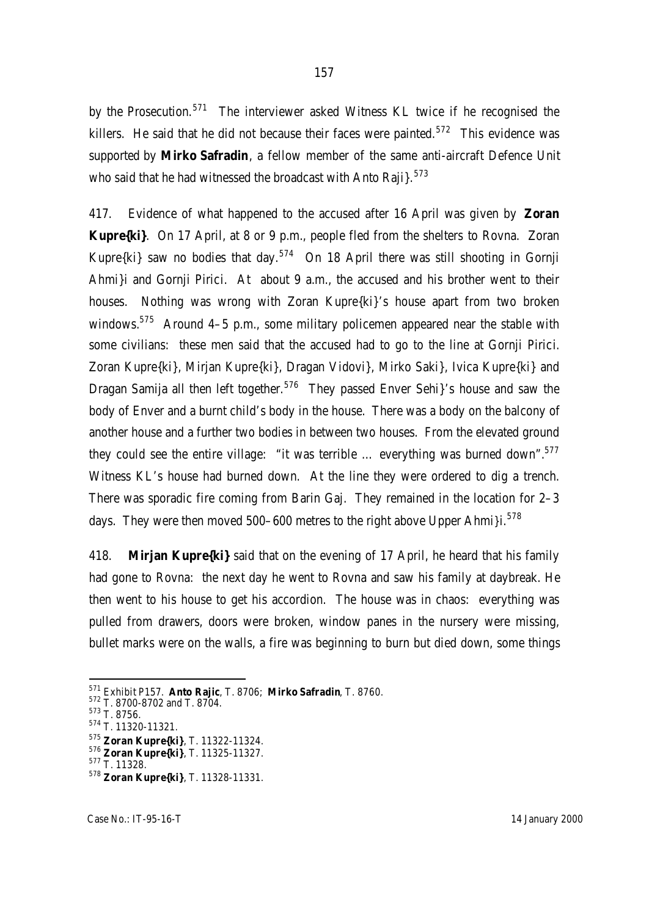by the Prosecution.[571] The interviewer asked Witness KL twice if he recognised the killers. He said that he did not because their faces were painted.[572] This evidence was supported by **Mirko Safradin**, a fellow member of the same anti-aircraft Defence Unit who said that he had witnessed the broadcast with Anto Raji}.[573]

417. Evidence of what happened to the accused after 16 April was given by **Zoran Kupre{ki}**. On 17 April, at 8 or 9 p.m., people fled from the shelters to Rovna. Zoran Kupre{ki} saw no bodies that day.[574] On 18 April there was still shooting in Gornji Ahmi}i and Gornji Pirici. At about 9 a.m., the accused and his brother went to their houses. Nothing was wrong with Zoran Kupre{ki}'s house apart from two broken windows.[575] Around 4–5 p.m., some military policemen appeared near the stable with some civilians: these men said that the accused had to go to the line at Gornji Pirici. Zoran Kupre{ki}, Mirjan Kupre{ki}, Dragan Vidovi}, Mirko Saki}, Ivica Kupre{ki} and Dragan Samija all then left together.[576] They passed Enver Sehi}'s house and saw the body of Enver and a burnt child's body in the house. There was a body on the balcony of another house and a further two bodies in between two houses. From the elevated ground they could see the entire village: "it was terrible … everything was burned down".[577] Witness KL's house had burned down. At the line they were ordered to dig a trench. There was sporadic fire coming from Barin Gaj. They remained in the location for 2–3 days. They were then moved 500–600 metres to the right above Upper Ahmi}i.[578]

418. **Mirjan Kupre{ki}** said that on the evening of 17 April, he heard that his family had gone to Rovna: the next day he went to Rovna and saw his family at daybreak. He then went to his house to get his accordion. The house was in chaos: everything was pulled from drawers, doors were broken, window panes in the nursery were missing, bullet marks were on the walls, a fire was beginning to burn but died down, some things

---

[571] Exhibit P157. **Anto Rajic**, T. 8706; **Mirko Safradin**, T. 8760.
[572] T. 8700-8702 and T. 8704.
[573] T. 8756.
[574] T. 11320-11321.
[575] **Zoran Kupre{ki}**, T. 11322-11324.
[576] **Zoran Kupre{ki}**, T. 11325-11327.
[577] T. 11328.
[578] **Zoran Kupre{ki}**, T. 11328-11331.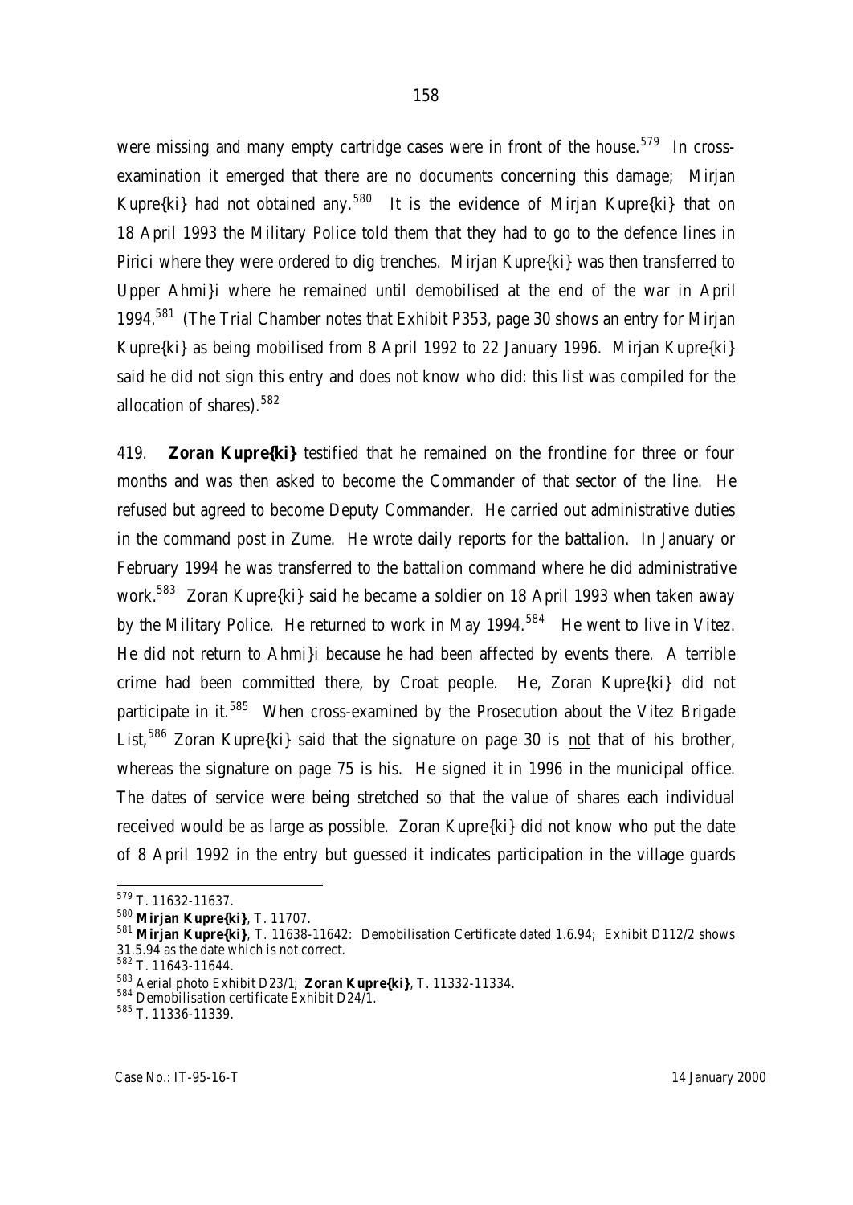were missing and many empty cartridge cases were in front of the house.[579] In cross-examination it emerged that there are no documents concerning this damage; Mirjan Kupre{ki} had not obtained any.[580] It is the evidence of Mirjan Kupre{ki} that on 18 April 1993 the Military Police told them that they had to go to the defence lines in Pirici where they were ordered to dig trenches. Mirjan Kupre{ki} was then transferred to Upper Ahmi}i where he remained until demobilised at the end of the war in April 1994.[581] (The Trial Chamber notes that Exhibit P353, page 30 shows an entry for Mirjan Kupre{ki} as being mobilised from 8 April 1992 to 22 January 1996. Mirjan Kupre{ki} said he did not sign this entry and does not know who did: this list was compiled for the allocation of shares).[582]

419. **Zoran Kupre{ki}** testified that he remained on the frontline for three or four months and was then asked to become the Commander of that sector of the line. He refused but agreed to become Deputy Commander. He carried out administrative duties in the command post in Zume. He wrote daily reports for the battalion. In January or February 1994 he was transferred to the battalion command where he did administrative work.[583] Zoran Kupre{ki} said he became a soldier on 18 April 1993 when taken away by the Military Police. He returned to work in May 1994.[584] He went to live in Vitez. He did not return to Ahmi}i because he had been affected by events there. A terrible crime had been committed there, by Croat people. He, Zoran Kupre{ki} did not participate in it.[585] When cross-examined by the Prosecution about the Vitez Brigade List,[586] Zoran Kupre{ki} said that the signature on page 30 is not that of his brother, whereas the signature on page 75 is his. He signed it in 1996 in the municipal office. The dates of service were being stretched so that the value of shares each individual received would be as large as possible. Zoran Kupre{ki} did not know who put the date of 8 April 1992 in the entry but guessed it indicates participation in the village guards

---

[579] T. 11632-11637.

[580] **Mirjan Kupre{ki}**, T. 11707.

[581] **Mirjan Kupre{ki}**, T. 11638-11642: Demobilisation Certificate dated 1.6.94; Exhibit D112/2 shows 31.5.94 as the date which is not correct.

[582] T. 11643-11644.

[583] Aerial photo Exhibit D23/1; **Zoran Kupre{ki}**, T. 11332-11334.

[584] Demobilisation certificate Exhibit D24/1.

[585] T. 11336-11339.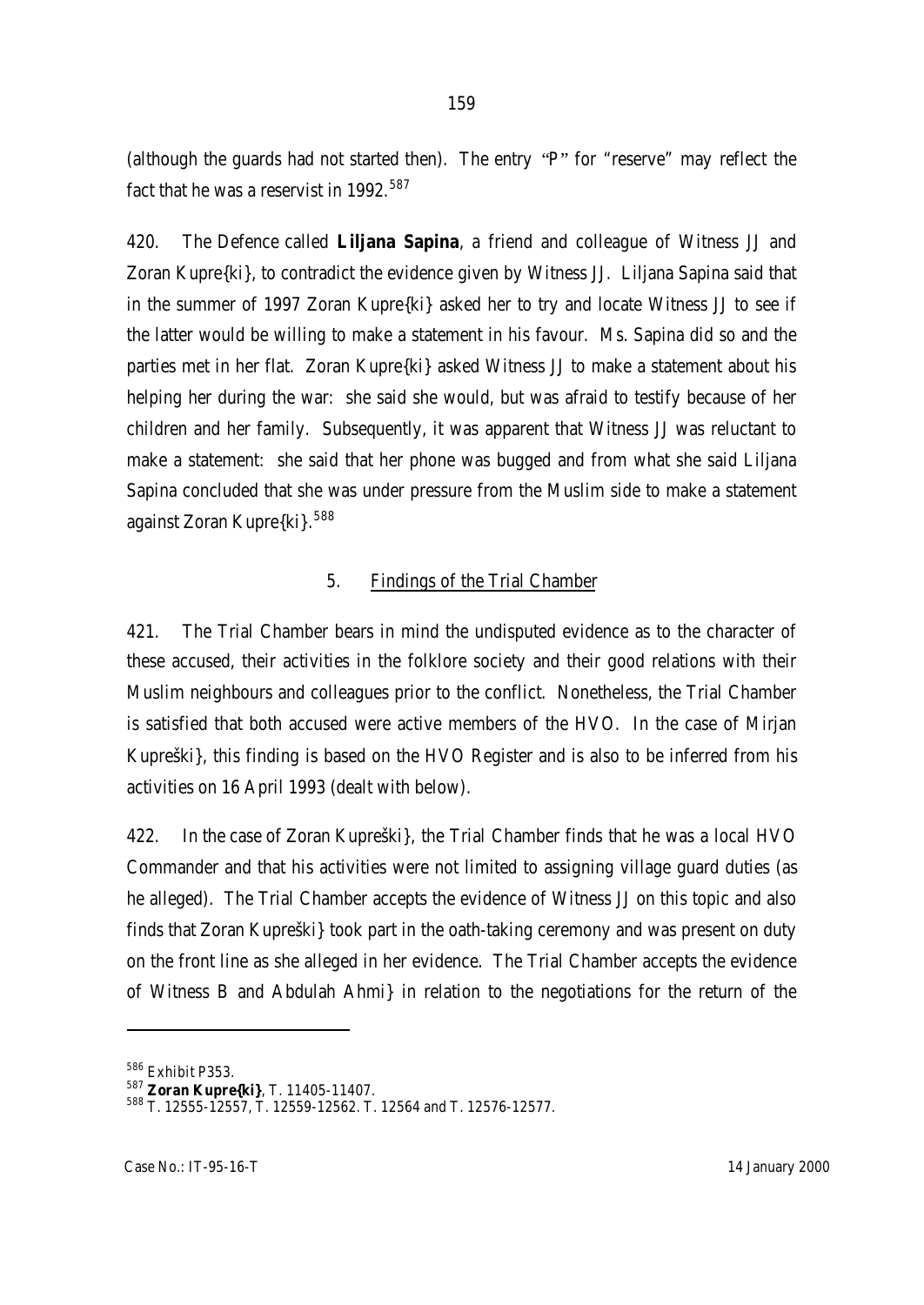(although the guards had not started then). The entry "P" for "reserve" may reflect the fact that he was a reservist in 1992.[587]

420. The Defence called **Liljana Sapina**, a friend and colleague of Witness JJ and Zoran Kupre{ki}, to contradict the evidence given by Witness JJ. Liljana Sapina said that in the summer of 1997 Zoran Kupre{ki} asked her to try and locate Witness JJ to see if the latter would be willing to make a statement in his favour. Ms. Sapina did so and the parties met in her flat. Zoran Kupre{ki} asked Witness JJ to make a statement about his helping her during the war: she said she would, but was afraid to testify because of her children and her family. Subsequently, it was apparent that Witness JJ was reluctant to make a statement: she said that her phone was bugged and from what she said Liljana Sapina concluded that she was under pressure from the Muslim side to make a statement against Zoran Kupre{ki}.[588]

### 5. Findings of the Trial Chamber

421. The Trial Chamber bears in mind the undisputed evidence as to the character of these accused, their activities in the folklore society and their good relations with their Muslim neighbours and colleagues prior to the conflict. Nonetheless, the Trial Chamber is satisfied that both accused were active members of the HVO. In the case of Mirjan Kupreški}, this finding is based on the HVO Register and is also to be inferred from his activities on 16 April 1993 (dealt with below).

422. In the case of Zoran Kupreški}, the Trial Chamber finds that he was a local HVO Commander and that his activities were not limited to assigning village guard duties (as he alleged). The Trial Chamber accepts the evidence of Witness JJ on this topic and also finds that Zoran Kupreški} took part in the oath-taking ceremony and was present on duty on the front line as she alleged in her evidence. The Trial Chamber accepts the evidence of Witness B and Abdulah Ahmi} in relation to the negotiations for the return of the

---

[586] Exhibit P353.

[587] **Zoran Kupre{ki}**, T. 11405-11407.

[588] T. 12555-12557, T. 12559-12562. T. 12564 and T. 12576-12577.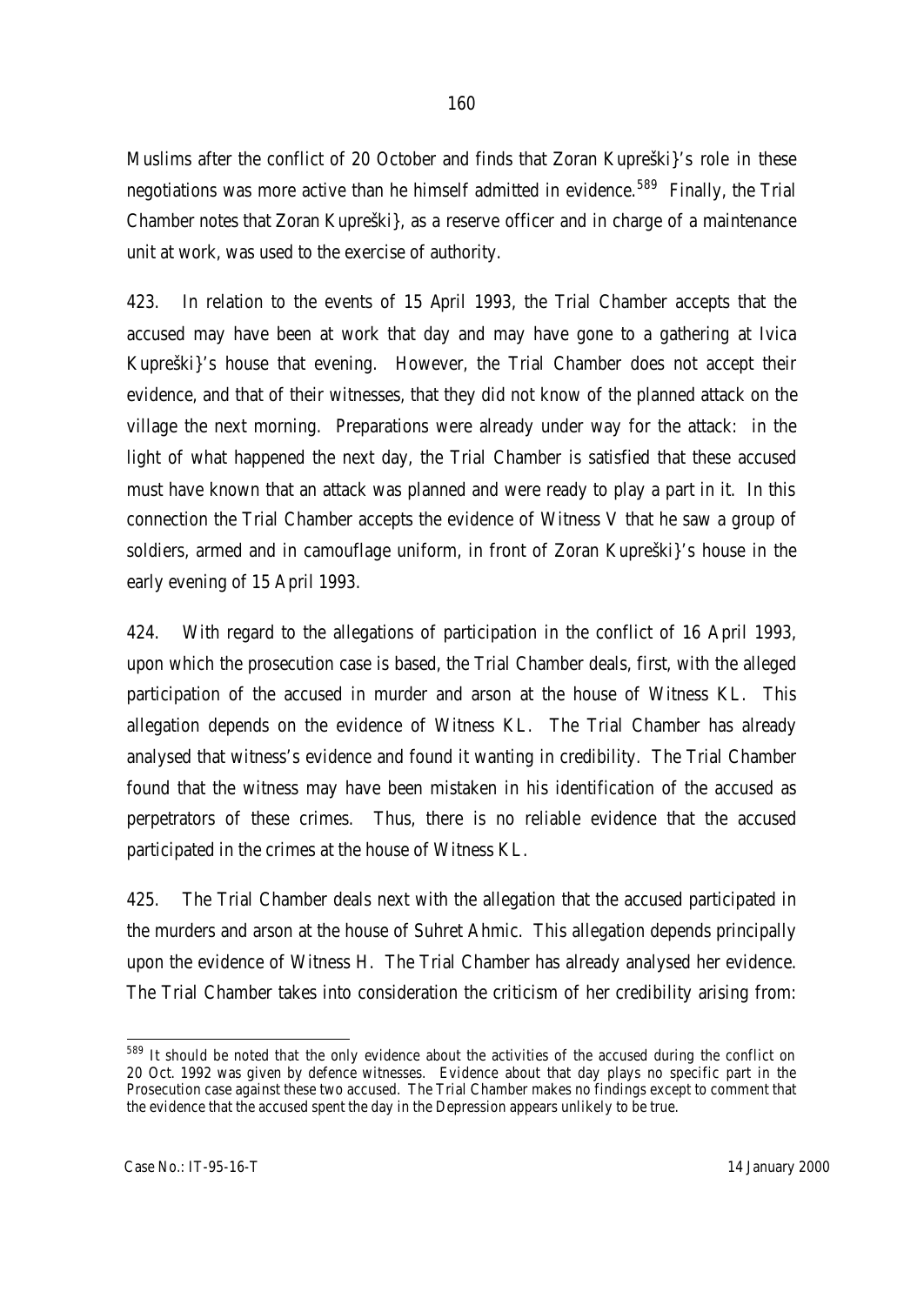Muslims after the conflict of 20 October and finds that Zoran Kupreški}'s role in these negotiations was more active than he himself admitted in evidence.[589] Finally, the Trial Chamber notes that Zoran Kupreški}, as a reserve officer and in charge of a maintenance unit at work, was used to the exercise of authority.

423. In relation to the events of 15 April 1993, the Trial Chamber accepts that the accused may have been at work that day and may have gone to a gathering at Ivica Kupreški}'s house that evening. However, the Trial Chamber does not accept their evidence, and that of their witnesses, that they did not know of the planned attack on the village the next morning. Preparations were already under way for the attack: in the light of what happened the next day, the Trial Chamber is satisfied that these accused must have known that an attack was planned and were ready to play a part in it. In this connection the Trial Chamber accepts the evidence of Witness V that he saw a group of soldiers, armed and in camouflage uniform, in front of Zoran Kupreški}'s house in the early evening of 15 April 1993.

424. With regard to the allegations of participation in the conflict of 16 April 1993, upon which the prosecution case is based, the Trial Chamber deals, first, with the alleged participation of the accused in murder and arson at the house of Witness KL. This allegation depends on the evidence of Witness KL. The Trial Chamber has already analysed that witness's evidence and found it wanting in credibility. The Trial Chamber found that the witness may have been mistaken in his identification of the accused as perpetrators of these crimes. Thus, there is no reliable evidence that the accused participated in the crimes at the house of Witness KL.

425. The Trial Chamber deals next with the allegation that the accused participated in the murders and arson at the house of Suhret Ahmic. This allegation depends principally upon the evidence of Witness H. The Trial Chamber has already analysed her evidence. The Trial Chamber takes into consideration the criticism of her credibility arising from:

[589] It should be noted that the only evidence about the activities of the accused during the conflict on 20 Oct. 1992 was given by defence witnesses. Evidence about that day plays no specific part in the Prosecution case against these two accused. The Trial Chamber makes no findings except to comment that the evidence that the accused spent the day in the Depression appears unlikely to be true.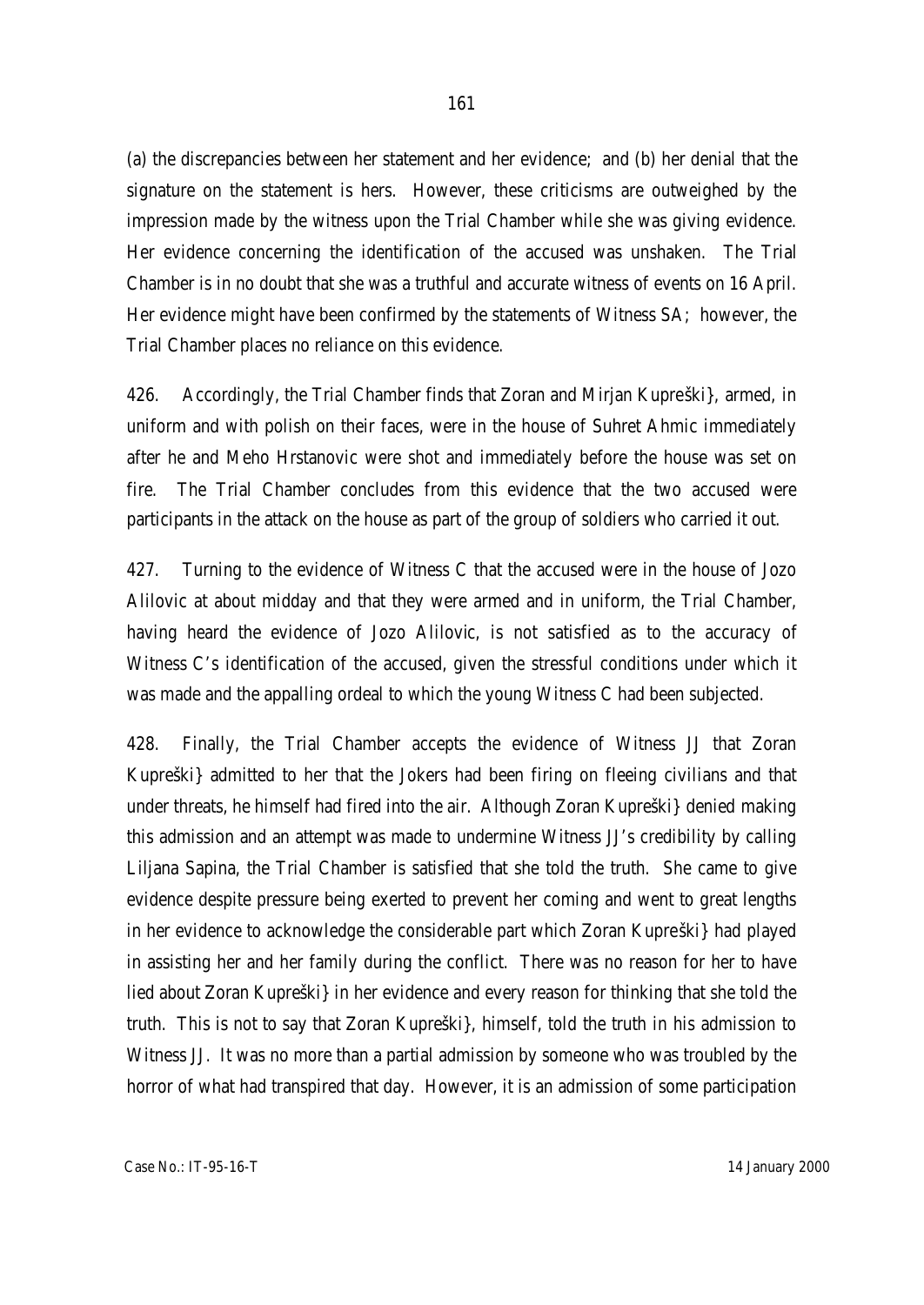(a) the discrepancies between her statement and her evidence; and (b) her denial that the signature on the statement is hers. However, these criticisms are outweighed by the impression made by the witness upon the Trial Chamber while she was giving evidence. Her evidence concerning the identification of the accused was unshaken. The Trial Chamber is in no doubt that she was a truthful and accurate witness of events on 16 April. Her evidence might have been confirmed by the statements of Witness SA; however, the Trial Chamber places no reliance on this evidence.

426. Accordingly, the Trial Chamber finds that Zoran and Mirjan Kupreški}, armed, in uniform and with polish on their faces, were in the house of Suhret Ahmic immediately after he and Meho Hrstanovic were shot and immediately before the house was set on fire. The Trial Chamber concludes from this evidence that the two accused were participants in the attack on the house as part of the group of soldiers who carried it out.

427. Turning to the evidence of Witness C that the accused were in the house of Jozo Alilovic at about midday and that they were armed and in uniform, the Trial Chamber, having heard the evidence of Jozo Alilovic, is not satisfied as to the accuracy of Witness C's identification of the accused, given the stressful conditions under which it was made and the appalling ordeal to which the young Witness C had been subjected.

428. Finally, the Trial Chamber accepts the evidence of Witness JJ that Zoran Kupreški} admitted to her that the Jokers had been firing on fleeing civilians and that under threats, he himself had fired into the air. Although Zoran Kupreški} denied making this admission and an attempt was made to undermine Witness JJ's credibility by calling Liljana Sapina, the Trial Chamber is satisfied that she told the truth. She came to give evidence despite pressure being exerted to prevent her coming and went to great lengths in her evidence to acknowledge the considerable part which Zoran Kupreški} had played in assisting her and her family during the conflict. There was no reason for her to have lied about Zoran Kupreški} in her evidence and every reason for thinking that she told the truth. This is not to say that Zoran Kupreški}, himself, told the truth in his admission to Witness JJ. It was no more than a partial admission by someone who was troubled by the horror of what had transpired that day. However, it is an admission of some participation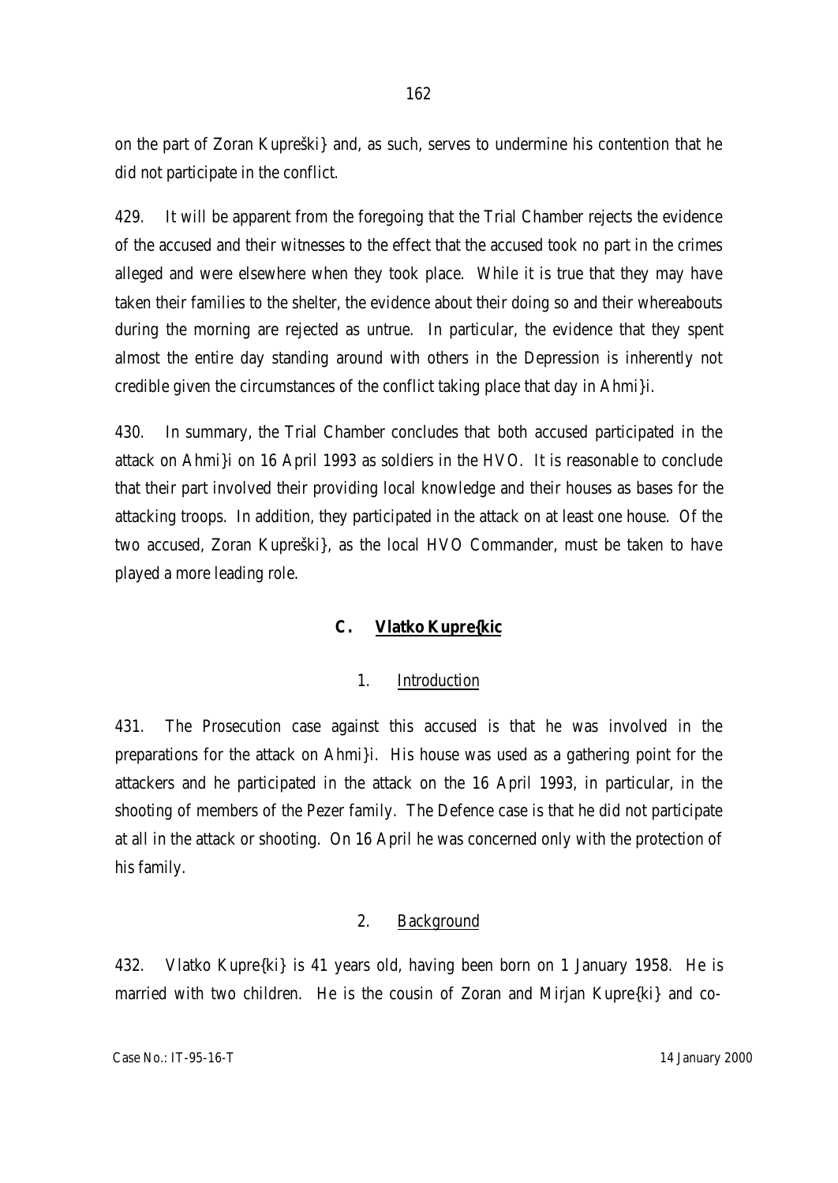on the part of Zoran Kupreški} and, as such, serves to undermine his contention that he did not participate in the conflict.

429. It will be apparent from the foregoing that the Trial Chamber rejects the evidence of the accused and their witnesses to the effect that the accused took no part in the crimes alleged and were elsewhere when they took place. While it is true that they may have taken their families to the shelter, the evidence about their doing so and their whereabouts during the morning are rejected as untrue. In particular, the evidence that they spent almost the entire day standing around with others in the Depression is inherently not credible given the circumstances of the conflict taking place that day in Ahmi}i.

430. In summary, the Trial Chamber concludes that both accused participated in the attack on Ahmi}i on 16 April 1993 as soldiers in the HVO. It is reasonable to conclude that their part involved their providing local knowledge and their houses as bases for the attacking troops. In addition, they participated in the attack on at least one house. Of the two accused, Zoran Kupreški}, as the local HVO Commander, must be taken to have played a more leading role.

## C. Vlatko Kupre{kic

### 1. Introduction

431. The Prosecution case against this accused is that he was involved in the preparations for the attack on Ahmi}i. His house was used as a gathering point for the attackers and he participated in the attack on the 16 April 1993, in particular, in the shooting of members of the Pezer family. The Defence case is that he did not participate at all in the attack or shooting. On 16 April he was concerned only with the protection of his family.

### 2. Background

432. Vlatko Kupre{ki} is 41 years old, having been born on 1 January 1958. He is married with two children. He is the cousin of Zoran and Mirjan Kupre{ki} and co-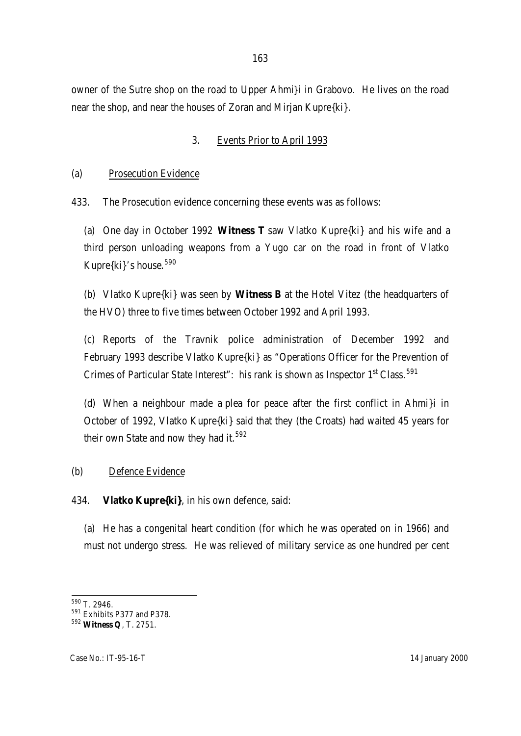owner of the Sutre shop on the road to Upper Ahmi}i in Grabovo. He lives on the road near the shop, and near the houses of Zoran and Mirjan Kupre{ki}.

### 3. Events Prior to April 1993

#### (a) Prosecution Evidence

433. The Prosecution evidence concerning these events was as follows:

(a) One day in October 1992 **Witness T** saw Vlatko Kupre{ki} and his wife and a third person unloading weapons from a Yugo car on the road in front of Vlatko Kupre{ki}'s house.[590]

(b) Vlatko Kupre{ki} was seen by **Witness B** at the Hotel Vitez (the headquarters of the HVO) three to five times between October 1992 and April 1993.

(c) Reports of the Travnik police administration of December 1992 and February 1993 describe Vlatko Kupre{ki} as "Operations Officer for the Prevention of Crimes of Particular State Interest": his rank is shown as Inspector 1st Class.[591]

(d) When a neighbour made a plea for peace after the first conflict in Ahmi}i in October of 1992, Vlatko Kupre{ki} said that they (the Croats) had waited 45 years for their own State and now they had it.[592]

#### (b) Defence Evidence

434. **Vlatko Kupre{ki}**, in his own defence, said:

(a) He has a congenital heart condition (for which he was operated on in 1966) and must not undergo stress. He was relieved of military service as one hundred per cent

---

[590] T. 2946.

[591] Exhibits P377 and P378.

[592] **Witness Q**, T. 2751.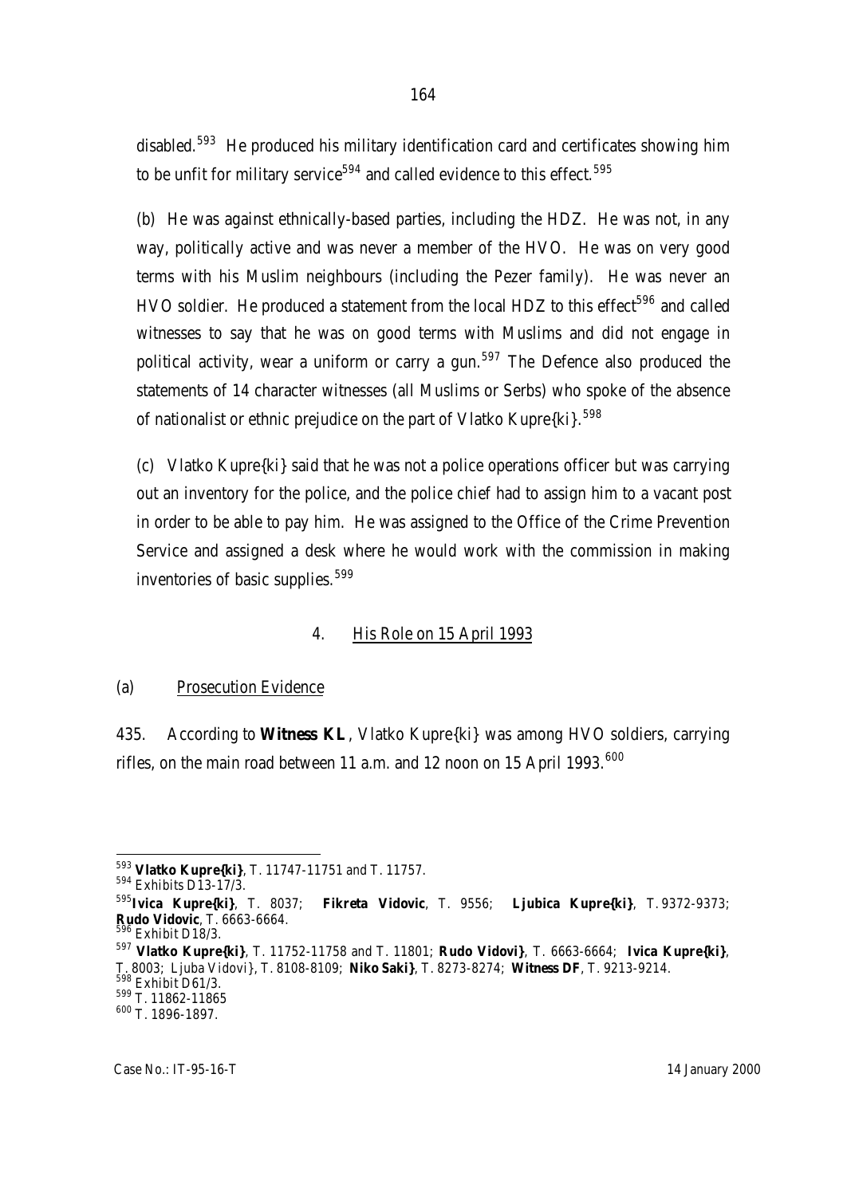disabled.[593] He produced his military identification card and certificates showing him to be unfit for military service[594] and called evidence to this effect.[595]

(b) He was against ethnically-based parties, including the HDZ. He was not, in any way, politically active and was never a member of the HVO. He was on very good terms with his Muslim neighbours (including the Pezer family). He was never an HVO soldier. He produced a statement from the local HDZ to this effect[596] and called witnesses to say that he was on good terms with Muslims and did not engage in political activity, wear a uniform or carry a gun.[597] The Defence also produced the statements of 14 character witnesses (all Muslims or Serbs) who spoke of the absence of nationalist or ethnic prejudice on the part of Vlatko Kupre{ki}.[598]

(c) Vlatko Kupre{ki} said that he was not a police operations officer but was carrying out an inventory for the police, and the police chief had to assign him to a vacant post in order to be able to pay him. He was assigned to the Office of the Crime Prevention Service and assigned a desk where he would work with the commission in making inventories of basic supplies.[599]

## 4. His Role on 15 April 1993

### (a) Prosecution Evidence

435. According to **Witness KL**, Vlatko Kupre{ki} was among HVO soldiers, carrying rifles, on the main road between 11 a.m. and 12 noon on 15 April 1993.[600]

---

[593] **Vlatko Kupre{ki}**, T. 11747-11751 and T. 11757.

[594] Exhibits D13-17/3.

[595] **Ivica Kupre{ki}**, T. 8037; **Fikreta Vidovic**, T. 9556; **Ljubica Kupre{ki}**, T. 9372-9373; **Rudo Vidovic**, T. 6663-6664.

[596] Exhibit D18/3.

[597] **Vlatko Kupre{ki}**, T. 11752-11758 and T. 11801; **Rudo Vidovi}**, T. 6663-6664; **Ivica Kupre{ki}**, T. 8003; Ljuba Vidovi}, T. 8108-8109; **Niko Saki}**, T. 8273-8274; **Witness DF**, T. 9213-9214.

[598] Exhibit D61/3.

[599] T. 11862-11865

[600] T. 1896-1897.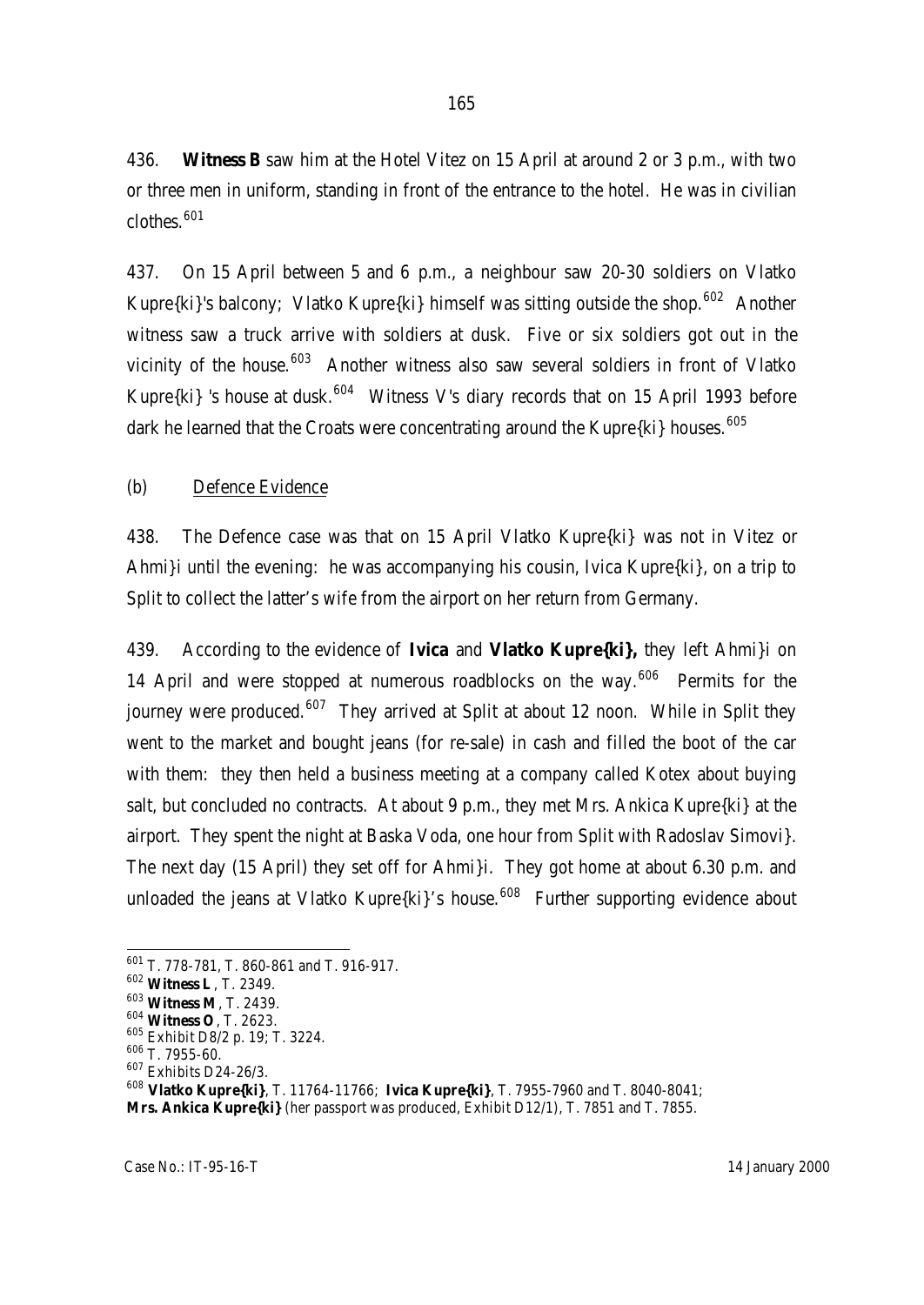436. **Witness B** saw him at the Hotel Vitez on 15 April at around 2 or 3 p.m., with two or three men in uniform, standing in front of the entrance to the hotel. He was in civilian clothes.[601]

437. On 15 April between 5 and 6 p.m., a neighbour saw 20-30 soldiers on Vlatko Kupre{ki}'s balcony; Vlatko Kupre{ki} himself was sitting outside the shop.[602] Another witness saw a truck arrive with soldiers at dusk. Five or six soldiers got out in the vicinity of the house.[603] Another witness also saw several soldiers in front of Vlatko Kupre{ki} 's house at dusk.[604] Witness V's diary records that on 15 April 1993 before dark he learned that the Croats were concentrating around the Kupre{ki} houses.[605]

(b) Defence Evidence

438. The Defence case was that on 15 April Vlatko Kupre{ki} was not in Vitez or Ahmi}i until the evening: he was accompanying his cousin, Ivica Kupre{ki}, on a trip to Split to collect the latter's wife from the airport on her return from Germany.

439. According to the evidence of **Ivica** and **Vlatko Kupre{ki},** they left Ahmi}i on 14 April and were stopped at numerous roadblocks on the way.[606] Permits for the journey were produced.[607] They arrived at Split at about 12 noon. While in Split they went to the market and bought jeans (for re-sale) in cash and filled the boot of the car with them: they then held a business meeting at a company called Kotex about buying salt, but concluded no contracts. At about 9 p.m., they met Mrs. Ankica Kupre{ki} at the airport. They spent the night at Baska Voda, one hour from Split with Radoslav Simovi}. The next day (15 April) they set off for Ahmi}i. They got home at about 6.30 p.m. and unloaded the jeans at Vlatko Kupre{ki}'s house.[608] Further supporting evidence about

---

[601] T. 778-781, T. 860-861 and T. 916-917.

[602] **Witness L** , T. 2349.

[603] **Witness M**, T. 2439.

[604] **Witness O**, T. 2623.

[605] Exhibit D8/2 p. 19; T. 3224.

[606] T. 7955-60.

[607] Exhibits D24-26/3.

[608] **Vlatko Kupre{ki}**, T. 11764-11766; **Ivica Kupre{ki}**, T. 7955-7960 and T. 8040-8041; **Mrs. Ankica Kupre{ki}** (her passport was produced, Exhibit D12/1), T. 7851 and T. 7855.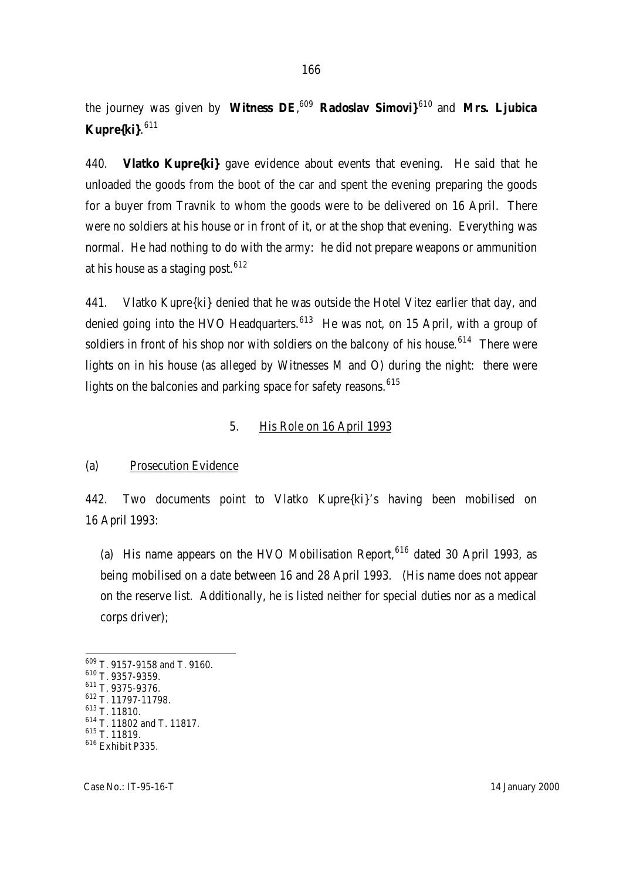the journey was given by **Witness DE**,[609] **Radoslav Simovi}**[610] and **Mrs. Ljubica Kupre{ki}**.[611]

440. **Vlatko Kupre{ki}** gave evidence about events that evening. He said that he unloaded the goods from the boot of the car and spent the evening preparing the goods for a buyer from Travnik to whom the goods were to be delivered on 16 April. There were no soldiers at his house or in front of it, or at the shop that evening. Everything was normal. He had nothing to do with the army: he did not prepare weapons or ammunition at his house as a staging post.[612]

441. Vlatko Kupre{ki} denied that he was outside the Hotel Vitez earlier that day, and denied going into the HVO Headquarters.[613] He was not, on 15 April, with a group of soldiers in front of his shop nor with soldiers on the balcony of his house.[614] There were lights on in his house (as alleged by Witnesses M and O) during the night: there were lights on the balconies and parking space for safety reasons.[615]

### 5. His Role on 16 April 1993

#### (a) Prosecution Evidence

442. Two documents point to Vlatko Kupre{ki}'s having been mobilised on 16 April 1993:

(a) His name appears on the HVO Mobilisation Report,[616] dated 30 April 1993, as being mobilised on a date between 16 and 28 April 1993. (His name does not appear on the reserve list. Additionally, he is listed neither for special duties nor as a medical corps driver);

---

[609] T. 9157-9158 and T. 9160.
[610] T. 9357-9359.
[611] T. 9375-9376.
[612] T. 11797-11798.
[613] T. 11810.
[614] T. 11802 and T. 11817.
[615] T. 11819.
[616] Exhibit P335.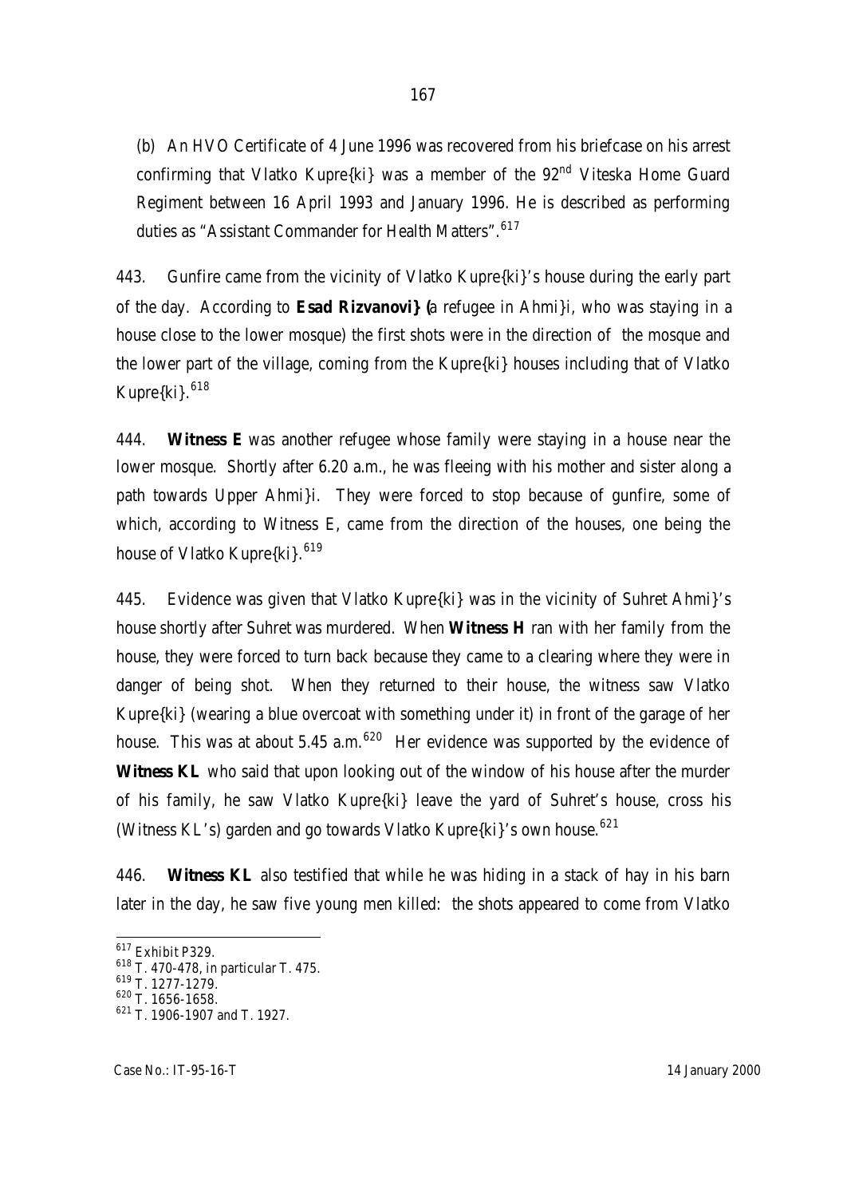(b) An HVO Certificate of 4 June 1996 was recovered from his briefcase on his arrest confirming that Vlatko Kupre{ki} was a member of the 92nd Viteska Home Guard Regiment between 16 April 1993 and January 1996. He is described as performing duties as "Assistant Commander for Health Matters".[617]

443. Gunfire came from the vicinity of Vlatko Kupre{ki}'s house during the early part of the day. According to **Esad Rizvanovi}** (a refugee in Ahmi}i, who was staying in a house close to the lower mosque) the first shots were in the direction of the mosque and the lower part of the village, coming from the Kupre{ki} houses including that of Vlatko Kupre{ki}.[618]

444. **Witness E** was another refugee whose family were staying in a house near the lower mosque. Shortly after 6.20 a.m., he was fleeing with his mother and sister along a path towards Upper Ahmi}i. They were forced to stop because of gunfire, some of which, according to Witness E, came from the direction of the houses, one being the house of Vlatko Kupre{ki}.[619]

445. Evidence was given that Vlatko Kupre{ki} was in the vicinity of Suhret Ahmi}'s house shortly after Suhret was murdered. When **Witness H** ran with her family from the house, they were forced to turn back because they came to a clearing where they were in danger of being shot. When they returned to their house, the witness saw Vlatko Kupre{ki} (wearing a blue overcoat with something under it) in front of the garage of her house. This was at about 5.45 a.m.[620] Her evidence was supported by the evidence of **Witness KL** who said that upon looking out of the window of his house after the murder of his family, he saw Vlatko Kupre{ki} leave the yard of Suhret's house, cross his (Witness KL's) garden and go towards Vlatko Kupre{ki}'s own house.[621]

446. **Witness KL** also testified that while he was hiding in a stack of hay in his barn later in the day, he saw five young men killed: the shots appeared to come from Vlatko

---

[617] Exhibit P329.

[618] T. 470-478, in particular T. 475.

[619] T. 1277-1279.

[620] T. 1656-1658.

[621] T. 1906-1907 and T. 1927.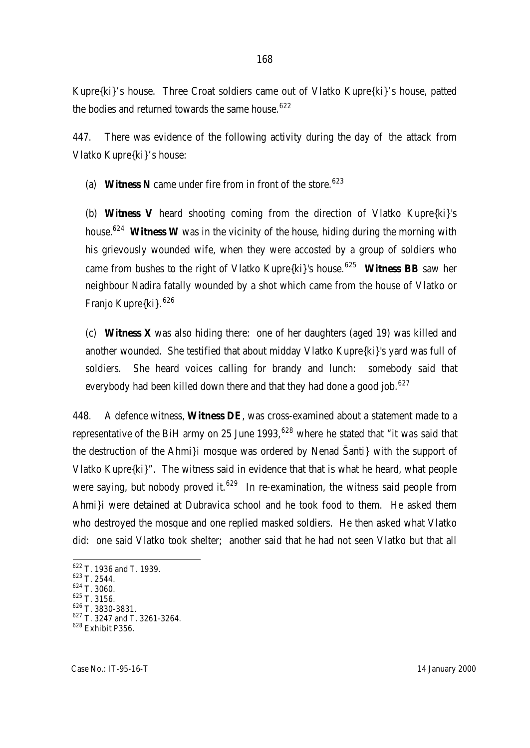Kupre{ki}'s house. Three Croat soldiers came out of Vlatko Kupre{ki}'s house, patted the bodies and returned towards the same house.[622]

447. There was evidence of the following activity during the day of the attack from Vlatko Kupre{ki}'s house:

(a) **Witness N** came under fire from in front of the store.[623]

(b) **Witness V** heard shooting coming from the direction of Vlatko Kupre{ki}'s house.[624] **Witness W** was in the vicinity of the house, hiding during the morning with his grievously wounded wife, when they were accosted by a group of soldiers who came from bushes to the right of Vlatko Kupre{ki}'s house.[625] **Witness BB** saw her neighbour Nadira fatally wounded by a shot which came from the house of Vlatko or Franjo Kupre{ki}.[626]

(c) **Witness X** was also hiding there: one of her daughters (aged 19) was killed and another wounded. She testified that about midday Vlatko Kupre{ki}'s yard was full of soldiers. She heard voices calling for brandy and lunch: somebody said that everybody had been killed down there and that they had done a good job.[627]

448. A defence witness, **Witness DE**, was cross-examined about a statement made to a representative of the BiH army on 25 June 1993,[628] where he stated that "it was said that the destruction of the Ahmi}i mosque was ordered by Nenad Šanti} with the support of Vlatko Kupre{ki}". The witness said in evidence that that is what he heard, what people were saying, but nobody proved it.[629] In re-examination, the witness said people from Ahmi}i were detained at Dubravica school and he took food to them. He asked them who destroyed the mosque and one replied masked soldiers. He then asked what Vlatko did: one said Vlatko took shelter; another said that he had not seen Vlatko but that all

---

[622] T. 1936 and T. 1939.

[623] T. 2544.

[624] T. 3060.

[625] T. 3156.

[626] T. 3830-3831.

[627] T. 3247 and T. 3261-3264.

[628] Exhibit P356.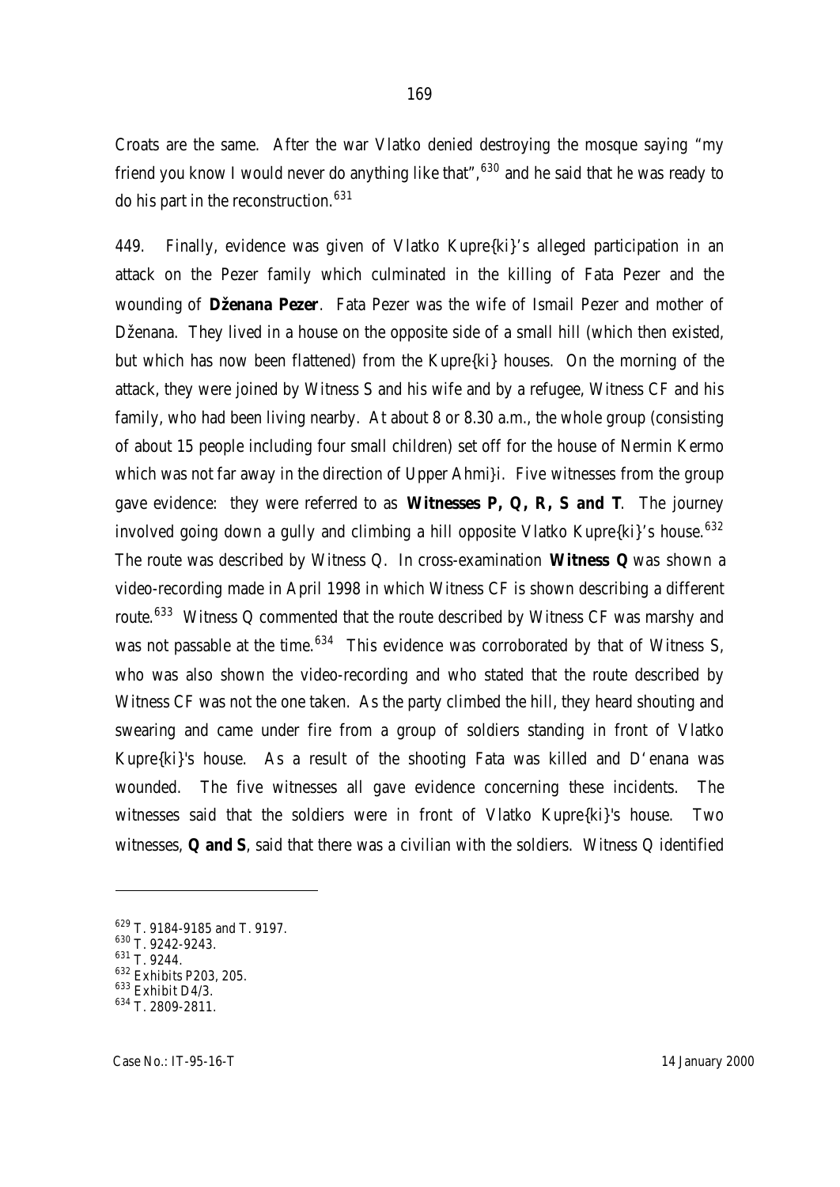Croats are the same. After the war Vlatko denied destroying the mosque saying "my friend you know I would never do anything like that",[630] and he said that he was ready to do his part in the reconstruction.[631]

449. Finally, evidence was given of Vlatko Kupre{ki}'s alleged participation in an attack on the Pezer family which culminated in the killing of Fata Pezer and the wounding of **Dženana Pezer**. Fata Pezer was the wife of Ismail Pezer and mother of Dženana. They lived in a house on the opposite side of a small hill (which then existed, but which has now been flattened) from the Kupre{ki} houses. On the morning of the attack, they were joined by Witness S and his wife and by a refugee, Witness CF and his family, who had been living nearby. At about 8 or 8.30 a.m., the whole group (consisting of about 15 people including four small children) set off for the house of Nermin Kermo which was not far away in the direction of Upper Ahmi}i. Five witnesses from the group gave evidence: they were referred to as **Witnesses P, Q, R, S and T**. The journey involved going down a gully and climbing a hill opposite Vlatko Kupre{ki}'s house.[632] The route was described by Witness Q. In cross-examination **Witness Q** was shown a video-recording made in April 1998 in which Witness CF is shown describing a different route.[633] Witness Q commented that the route described by Witness CF was marshy and was not passable at the time.[634] This evidence was corroborated by that of Witness S, who was also shown the video-recording and who stated that the route described by Witness CF was not the one taken. As the party climbed the hill, they heard shouting and swearing and came under fire from a group of soldiers standing in front of Vlatko Kupre{ki}'s house. As a result of the shooting Fata was killed and D'enana was wounded. The five witnesses all gave evidence concerning these incidents. The witnesses said that the soldiers were in front of Vlatko Kupre{ki}'s house. Two witnesses, **Q and S**, said that there was a civilian with the soldiers. Witness Q identified

---

[629] T. 9184-9185 and T. 9197.

[630] T. 9242-9243.

[631] T. 9244.

[632] Exhibits P203, 205.

[633] Exhibit D4/3.

[634] T. 2809-2811.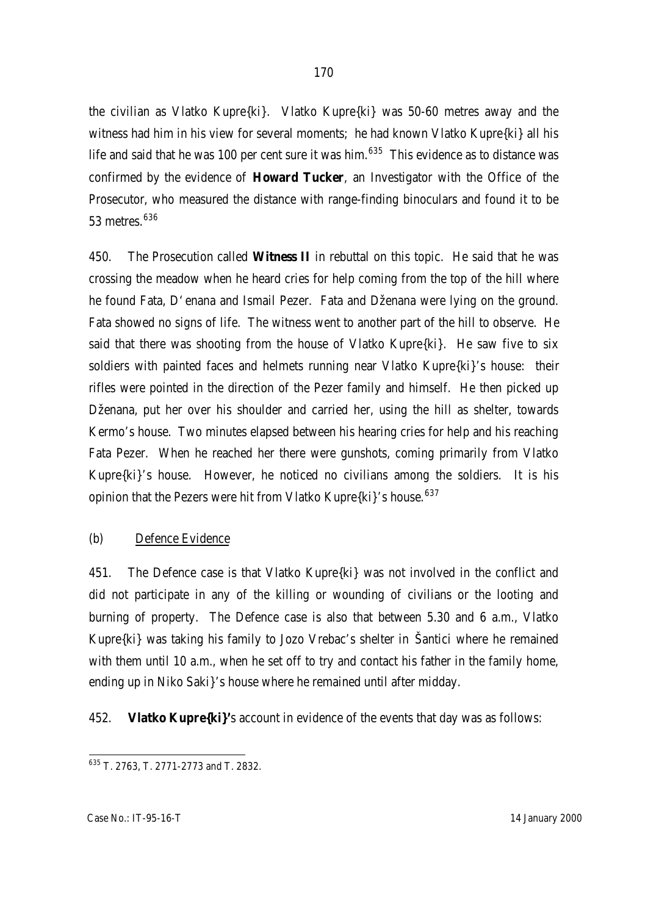the civilian as Vlatko Kupre{ki}. Vlatko Kupre{ki} was 50-60 metres away and the witness had him in his view for several moments; he had known Vlatko Kupre{ki} all his life and said that he was 100 per cent sure it was him.[635] This evidence as to distance was confirmed by the evidence of **Howard Tucker**, an Investigator with the Office of the Prosecutor, who measured the distance with range-finding binoculars and found it to be 53 metres.[636]

450. The Prosecution called **Witness II** in rebuttal on this topic. He said that he was crossing the meadow when he heard cries for help coming from the top of the hill where he found Fata, D'enana and Ismail Pezer. Fata and Dženana were lying on the ground. Fata showed no signs of life. The witness went to another part of the hill to observe. He said that there was shooting from the house of Vlatko Kupre{ki}. He saw five to six soldiers with painted faces and helmets running near Vlatko Kupre{ki}'s house: their rifles were pointed in the direction of the Pezer family and himself. He then picked up Dženana, put her over his shoulder and carried her, using the hill as shelter, towards Kermo's house. Two minutes elapsed between his hearing cries for help and his reaching Fata Pezer. When he reached her there were gunshots, coming primarily from Vlatko Kupre{ki}'s house. However, he noticed no civilians among the soldiers. It is his opinion that the Pezers were hit from Vlatko Kupre{ki}'s house.[637]

(b) Defence Evidence

451. The Defence case is that Vlatko Kupre{ki} was not involved in the conflict and did not participate in any of the killing or wounding of civilians or the looting and burning of property. The Defence case is also that between 5.30 and 6 a.m., Vlatko Kupre{ki} was taking his family to Jozo Vrebac's shelter in Šantici where he remained with them until 10 a.m., when he set off to try and contact his father in the family home, ending up in Niko Saki}'s house where he remained until after midday.

452. **Vlatko Kupre{ki}'**s account in evidence of the events that day was as follows:

---

[635] T. 2763, T. 2771-2773 and T. 2832.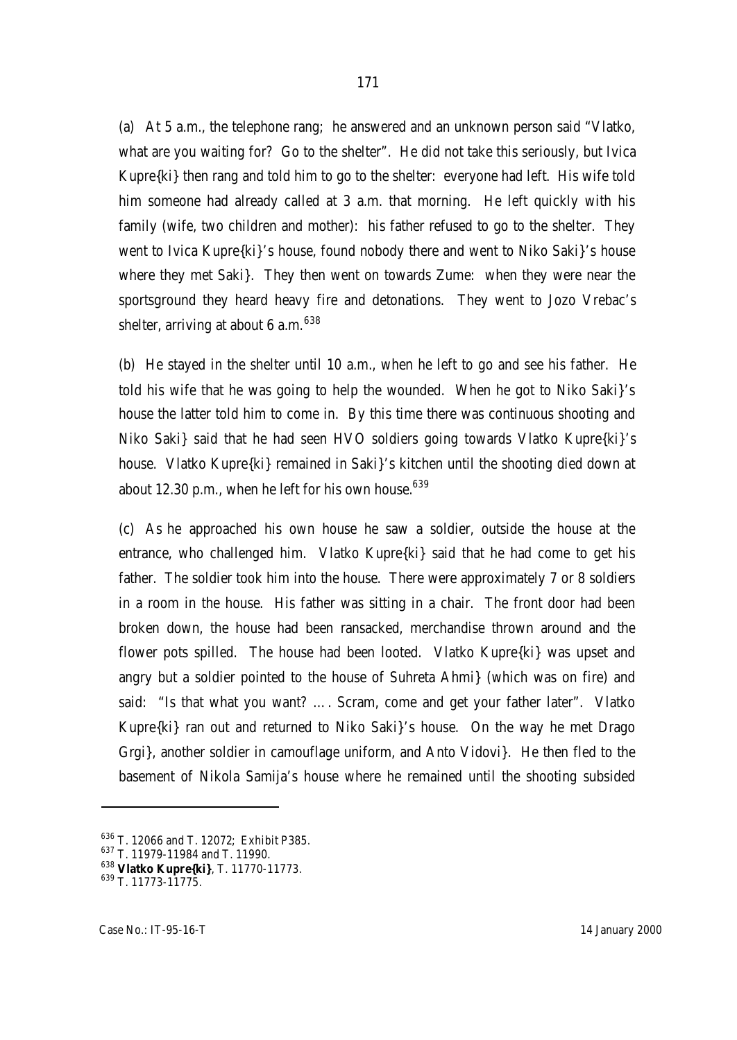(a) At 5 a.m., the telephone rang; he answered and an unknown person said "Vlatko, what are you waiting for? Go to the shelter". He did not take this seriously, but Ivica Kupre{ki} then rang and told him to go to the shelter: everyone had left. His wife told him someone had already called at 3 a.m. that morning. He left quickly with his family (wife, two children and mother): his father refused to go to the shelter. They went to Ivica Kupre{ki}'s house, found nobody there and went to Niko Saki}'s house where they met Saki}. They then went on towards Zume: when they were near the sportsground they heard heavy fire and detonations. They went to Jozo Vrebac's shelter, arriving at about 6 a.m.[638]

(b) He stayed in the shelter until 10 a.m., when he left to go and see his father. He told his wife that he was going to help the wounded. When he got to Niko Saki}'s house the latter told him to come in. By this time there was continuous shooting and Niko Saki} said that he had seen HVO soldiers going towards Vlatko Kupre{ki}'s house. Vlatko Kupre{ki} remained in Saki}'s kitchen until the shooting died down at about 12.30 p.m., when he left for his own house.[639]

(c) As he approached his own house he saw a soldier, outside the house at the entrance, who challenged him. Vlatko Kupre{ki} said that he had come to get his father. The soldier took him into the house. There were approximately 7 or 8 soldiers in a room in the house. His father was sitting in a chair. The front door had been broken down, the house had been ransacked, merchandise thrown around and the flower pots spilled. The house had been looted. Vlatko Kupre{ki} was upset and angry but a soldier pointed to the house of Suhreta Ahmi} (which was on fire) and said: "Is that what you want? …. Scram, come and get your father later". Vlatko Kupre{ki} ran out and returned to Niko Saki}'s house. On the way he met Drago Grgi}, another soldier in camouflage uniform, and Anto Vidovi}. He then fled to the basement of Nikola Samija's house where he remained until the shooting subsided

---

[636] T. 12066 and T. 12072; Exhibit P385.

[637] T. 11979-11984 and T. 11990.

[638] **Vlatko Kupre{ki}**, T. 11770-11773.

[639] T. 11773-11775.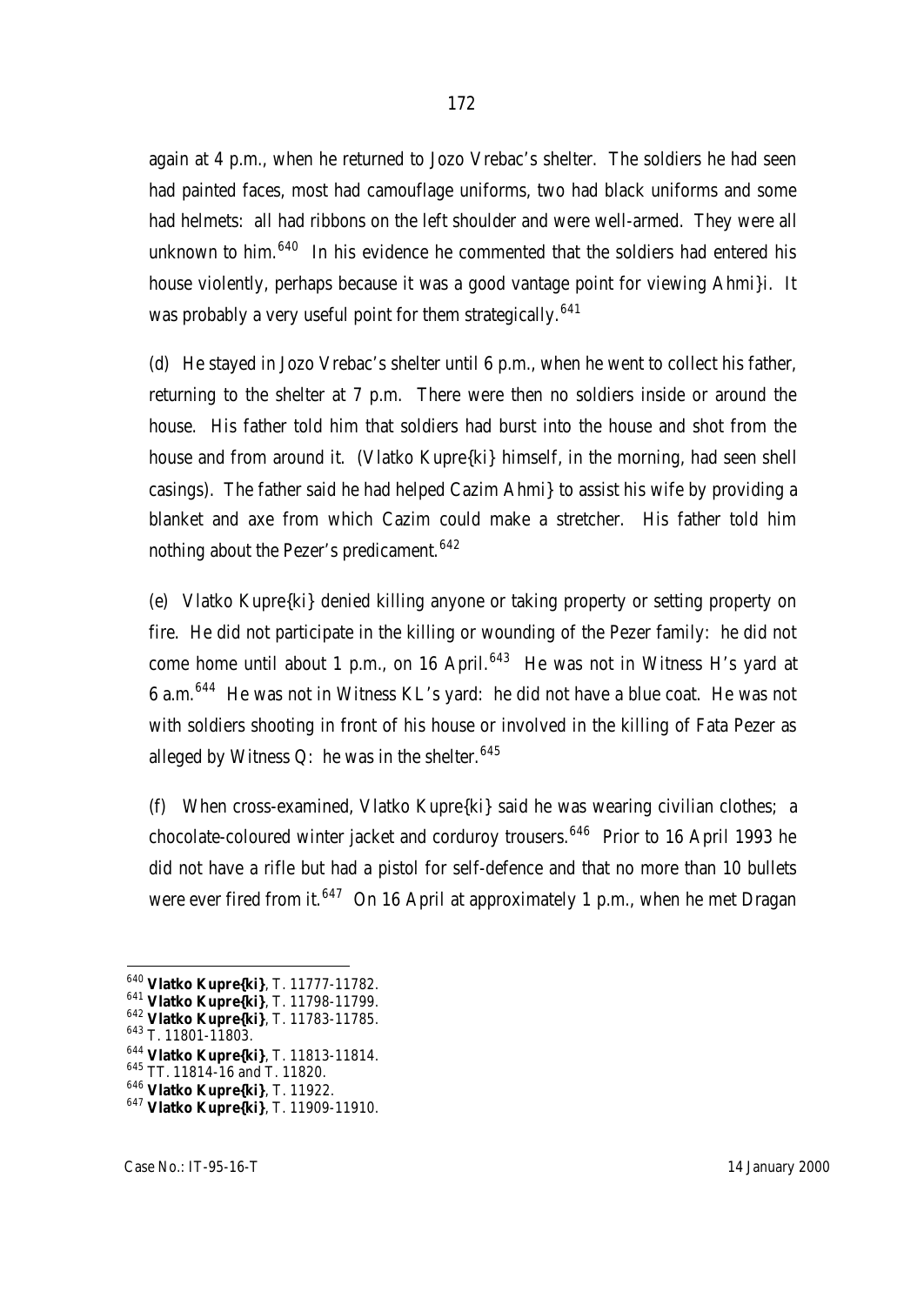again at 4 p.m., when he returned to Jozo Vrebac's shelter. The soldiers he had seen had painted faces, most had camouflage uniforms, two had black uniforms and some had helmets: all had ribbons on the left shoulder and were well-armed. They were all unknown to him.[640] In his evidence he commented that the soldiers had entered his house violently, perhaps because it was a good vantage point for viewing Ahmi}i. It was probably a very useful point for them strategically.[641]

(d) He stayed in Jozo Vrebac's shelter until 6 p.m., when he went to collect his father, returning to the shelter at 7 p.m. There were then no soldiers inside or around the house. His father told him that soldiers had burst into the house and shot from the house and from around it. (Vlatko Kupre{ki} himself, in the morning, had seen shell casings). The father said he had helped Cazim Ahmi} to assist his wife by providing a blanket and axe from which Cazim could make a stretcher. His father told him nothing about the Pezer's predicament.[642]

(e) Vlatko Kupre{ki} denied killing anyone or taking property or setting property on fire. He did not participate in the killing or wounding of the Pezer family: he did not come home until about 1 p.m., on 16 April.[643] He was not in Witness H's yard at 6 a.m.[644] He was not in Witness KL's yard: he did not have a blue coat. He was not with soldiers shooting in front of his house or involved in the killing of Fata Pezer as alleged by Witness Q: he was in the shelter.[645]

(f) When cross-examined, Vlatko Kupre{ki} said he was wearing civilian clothes; a chocolate-coloured winter jacket and corduroy trousers.[646] Prior to 16 April 1993 he did not have a rifle but had a pistol for self-defence and that no more than 10 bullets were ever fired from it.[647] On 16 April at approximately 1 p.m., when he met Dragan

---

[640] **Vlatko Kupre{ki}**, T. 11777-11782.

[641] **Vlatko Kupre{ki}**, T. 11798-11799.

[642] **Vlatko Kupre{ki}**, T. 11783-11785.

[643] T. 11801-11803.

[644] **Vlatko Kupre{ki}**, T. 11813-11814.

[645] TT. 11814-16 and T. 11820.

[646] **Vlatko Kupre{ki}**, T. 11922.

[647] **Vlatko Kupre{ki}**, T. 11909-11910.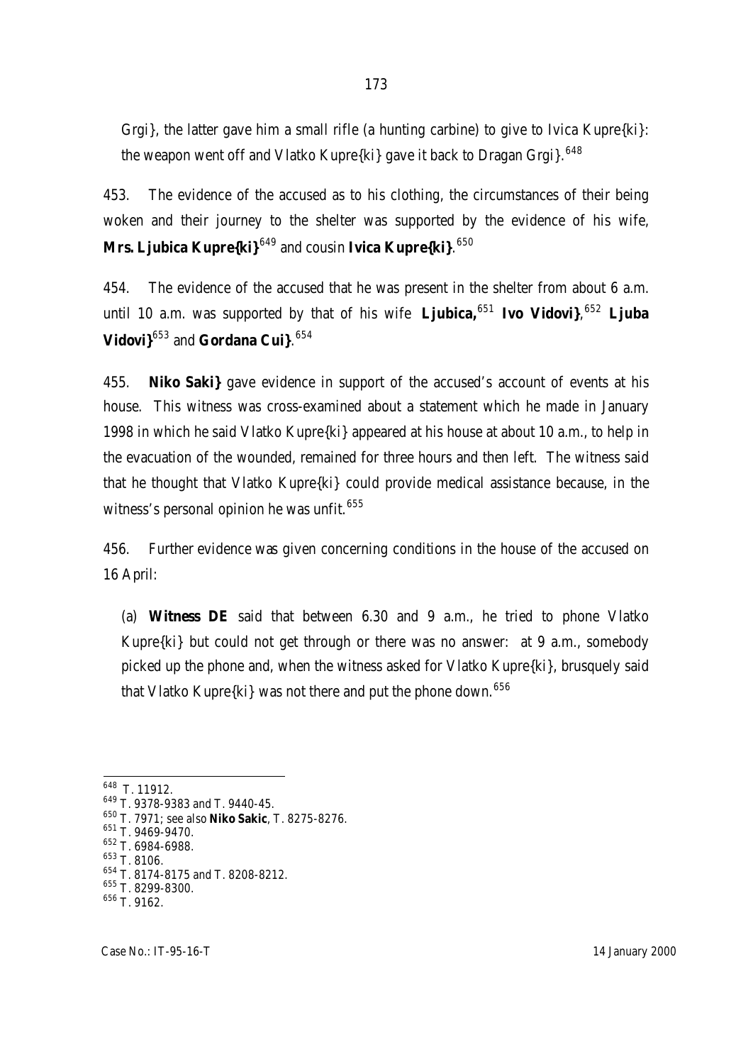Grgi}, the latter gave him a small rifle (a hunting carbine) to give to Ivica Kupre{ki}: the weapon went off and Vlatko Kupre{ki} gave it back to Dragan Grgi}.[648]

453. The evidence of the accused as to his clothing, the circumstances of their being woken and their journey to the shelter was supported by the evidence of his wife, **Mrs. Ljubica Kupre{ki}**[649] and cousin **Ivica Kupre{ki}**.[650]

454. The evidence of the accused that he was present in the shelter from about 6 a.m. until 10 a.m. was supported by that of his wife **Ljubica,**[651] **Ivo Vidovi}**,[652] **Ljuba Vidovi}**[653] and **Gordana Cui}**.[654]

455. **Niko Saki}** gave evidence in support of the accused's account of events at his house. This witness was cross-examined about a statement which he made in January 1998 in which he said Vlatko Kupre{ki} appeared at his house at about 10 a.m., to help in the evacuation of the wounded, remained for three hours and then left. The witness said that he thought that Vlatko Kupre{ki} could provide medical assistance because, in the witness's personal opinion he was unfit.[655]

456. Further evidence was given concerning conditions in the house of the accused on 16 April:

(a) **Witness DE** said that between 6.30 and 9 a.m., he tried to phone Vlatko Kupre{ki} but could not get through or there was no answer: at 9 a.m., somebody picked up the phone and, when the witness asked for Vlatko Kupre{ki}, brusquely said that Vlatko Kupre{ki} was not there and put the phone down.[656]

---

[648] T. 11912.
[649] T. 9378-9383 and T. 9440-45.
[650] T. 7971; see also **Niko Sakic**, T. 8275-8276.
[651] T. 9469-9470.
[652] T. 6984-6988.
[653] T. 8106.
[654] T. 8174-8175 and T. 8208-8212.
[655] T. 8299-8300.
[656] T. 9162.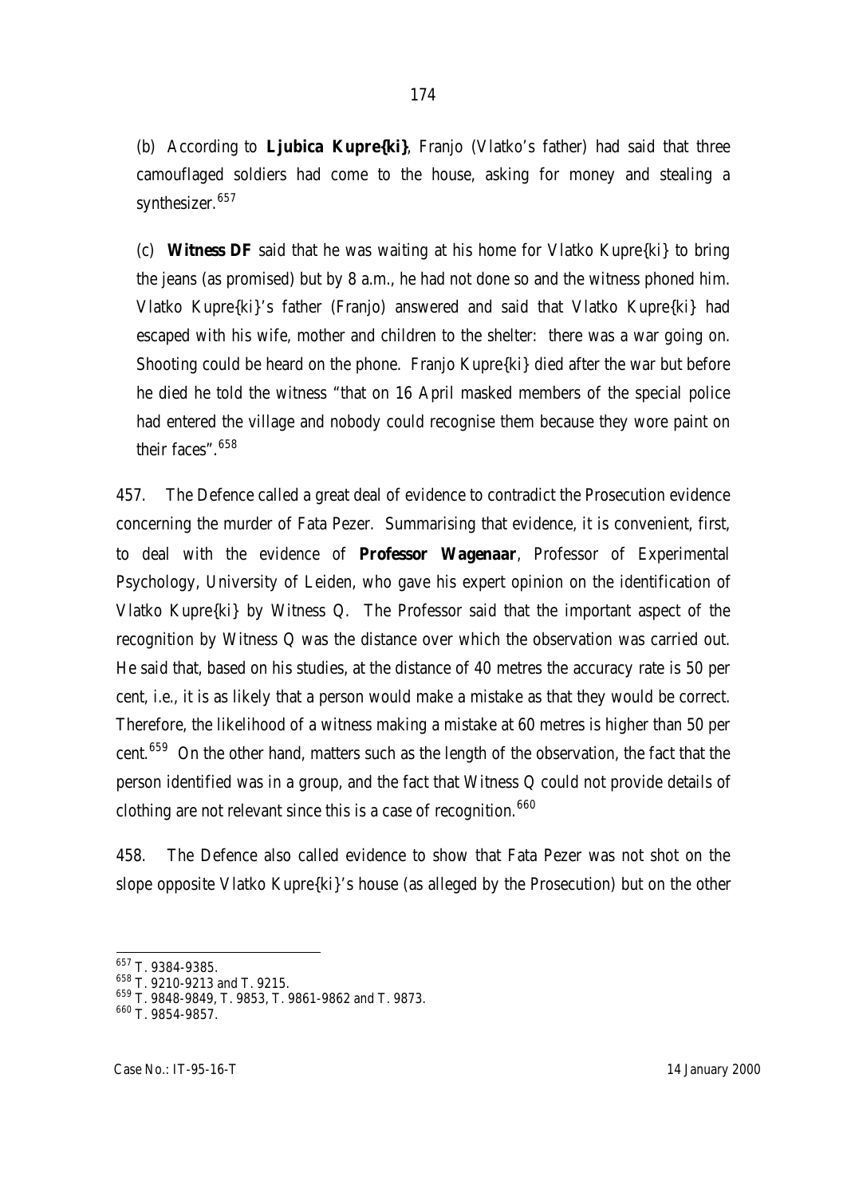(b) According to **Ljubica Kupre{ki}**, Franjo (Vlatko's father) had said that three camouflaged soldiers had come to the house, asking for money and stealing a synthesizer.[657]

(c) **Witness DF** said that he was waiting at his home for Vlatko Kupre{ki} to bring the jeans (as promised) but by 8 a.m., he had not done so and the witness phoned him. Vlatko Kupre{ki}'s father (Franjo) answered and said that Vlatko Kupre{ki} had escaped with his wife, mother and children to the shelter: there was a war going on. Shooting could be heard on the phone. Franjo Kupre{ki} died after the war but before he died he told the witness "that on 16 April masked members of the special police had entered the village and nobody could recognise them because they wore paint on their faces".[658]

457. The Defence called a great deal of evidence to contradict the Prosecution evidence concerning the murder of Fata Pezer. Summarising that evidence, it is convenient, first, to deal with the evidence of **Professor Wagenaar**, Professor of Experimental Psychology, University of Leiden, who gave his expert opinion on the identification of Vlatko Kupre{ki} by Witness Q. The Professor said that the important aspect of the recognition by Witness Q was the distance over which the observation was carried out. He said that, based on his studies, at the distance of 40 metres the accuracy rate is 50 per cent, i.e., it is as likely that a person would make a mistake as that they would be correct. Therefore, the likelihood of a witness making a mistake at 60 metres is higher than 50 per cent.[659] On the other hand, matters such as the length of the observation, the fact that the person identified was in a group, and the fact that Witness Q could not provide details of clothing are not relevant since this is a case of recognition.[660]

458. The Defence also called evidence to show that Fata Pezer was not shot on the slope opposite Vlatko Kupre{ki}'s house (as alleged by the Prosecution) but on the other

---

[657] T. 9384-9385.

[658] T. 9210-9213 and T. 9215.

[659] T. 9848-9849, T. 9853, T. 9861-9862 and T. 9873.

[660] T. 9854-9857.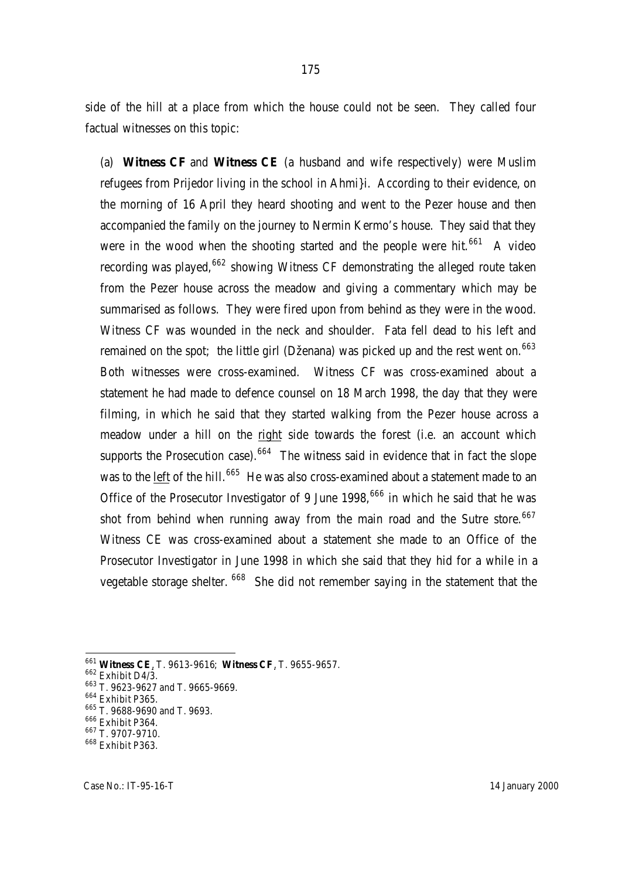side of the hill at a place from which the house could not be seen. They called four factual witnesses on this topic:

(a) **Witness CF** and **Witness CE** (a husband and wife respectively) were Muslim refugees from Prijedor living in the school in Ahmi}i. According to their evidence, on the morning of 16 April they heard shooting and went to the Pezer house and then accompanied the family on the journey to Nermin Kermo's house. They said that they were in the wood when the shooting started and the people were hit.[661] A video recording was played,[662] showing Witness CF demonstrating the alleged route taken from the Pezer house across the meadow and giving a commentary which may be summarised as follows. They were fired upon from behind as they were in the wood. Witness CF was wounded in the neck and shoulder. Fata fell dead to his left and remained on the spot; the little girl (Dženana) was picked up and the rest went on.[663] Both witnesses were cross-examined. Witness CF was cross-examined about a statement he had made to defence counsel on 18 March 1998, the day that they were filming, in which he said that they started walking from the Pezer house across a meadow under a hill on the right side towards the forest (i.e. an account which supports the Prosecution case).[664] The witness said in evidence that in fact the slope was to the left of the hill.[665] He was also cross-examined about a statement made to an Office of the Prosecutor Investigator of 9 June 1998,[666] in which he said that he was shot from behind when running away from the main road and the Sutre store.[667] Witness CE was cross-examined about a statement she made to an Office of the Prosecutor Investigator in June 1998 in which she said that they hid for a while in a vegetable storage shelter.[668] She did not remember saying in the statement that the

---

[661] **Witness CE**, T. 9613-9616; **Witness CF**, T. 9655-9657.

[662] Exhibit D4/3.

[663] T. 9623-9627 and T. 9665-9669.

[664] Exhibit P365.

[665] T. 9688-9690 and T. 9693.

[666] Exhibit P364.

[667] T. 9707-9710.

[668] Exhibit P363.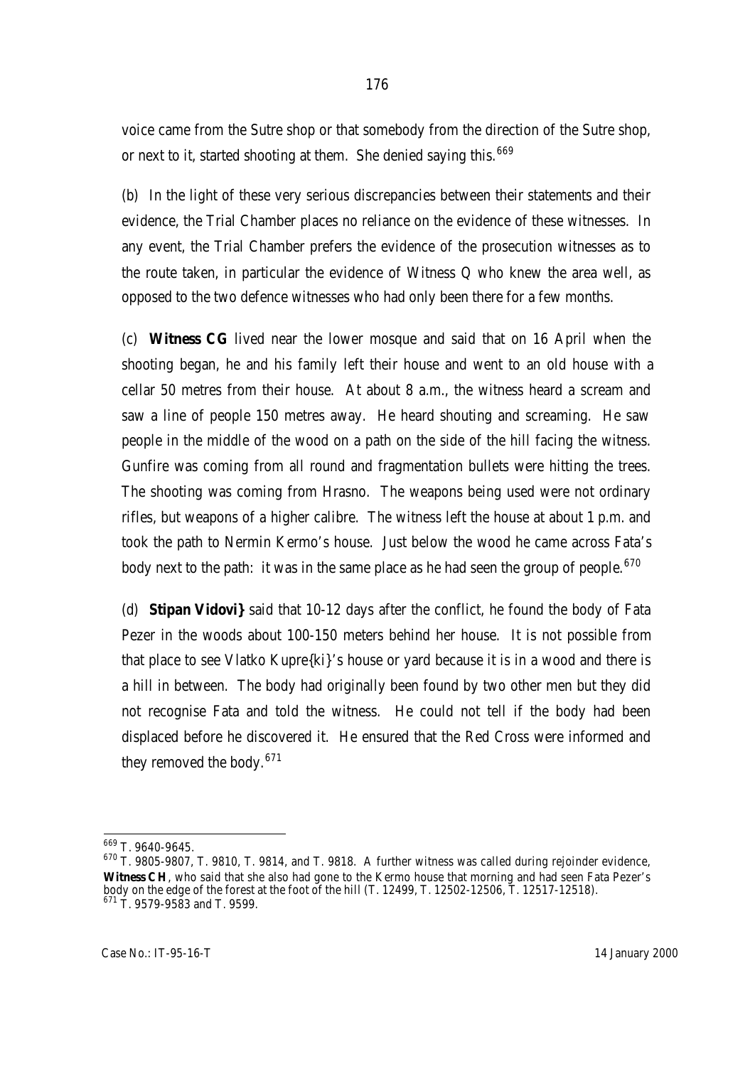voice came from the Sutre shop or that somebody from the direction of the Sutre shop, or next to it, started shooting at them. She denied saying this.[669]

(b) In the light of these very serious discrepancies between their statements and their evidence, the Trial Chamber places no reliance on the evidence of these witnesses. In any event, the Trial Chamber prefers the evidence of the prosecution witnesses as to the route taken, in particular the evidence of Witness Q who knew the area well, as opposed to the two defence witnesses who had only been there for a few months.

(c) **Witness CG** lived near the lower mosque and said that on 16 April when the shooting began, he and his family left their house and went to an old house with a cellar 50 metres from their house. At about 8 a.m., the witness heard a scream and saw a line of people 150 metres away. He heard shouting and screaming. He saw people in the middle of the wood on a path on the side of the hill facing the witness. Gunfire was coming from all round and fragmentation bullets were hitting the trees. The shooting was coming from Hrasno. The weapons being used were not ordinary rifles, but weapons of a higher calibre. The witness left the house at about 1 p.m. and took the path to Nermin Kermo's house. Just below the wood he came across Fata's body next to the path: it was in the same place as he had seen the group of people.[670]

(d) **Stipan Vidovi}** said that 10-12 days after the conflict, he found the body of Fata Pezer in the woods about 100-150 meters behind her house. It is not possible from that place to see Vlatko Kupre{ki}'s house or yard because it is in a wood and there is a hill in between. The body had originally been found by two other men but they did not recognise Fata and told the witness. He could not tell if the body had been displaced before he discovered it. He ensured that the Red Cross were informed and they removed the body.[671]

---

[669] T. 9640-9645.

[670] T. 9805-9807, T. 9810, T. 9814, and T. 9818. A further witness was called during rejoinder evidence, **Witness CH**, who said that she also had gone to the Kermo house that morning and had seen Fata Pezer's body on the edge of the forest at the foot of the hill (T. 12499, T. 12502-12506, T. 12517-12518).

[671] T. 9579-9583 and T. 9599.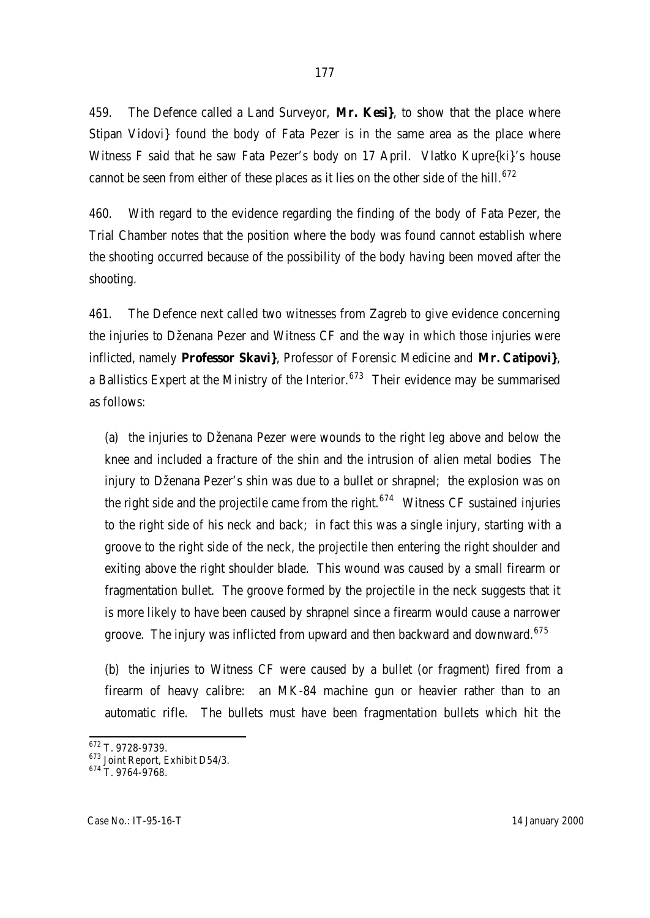459. The Defence called a Land Surveyor, **Mr. Kesi}**, to show that the place where Stipan Vidovi} found the body of Fata Pezer is in the same area as the place where Witness F said that he saw Fata Pezer's body on 17 April. Vlatko Kupre{ki}'s house cannot be seen from either of these places as it lies on the other side of the hill.[672]

460. With regard to the evidence regarding the finding of the body of Fata Pezer, the Trial Chamber notes that the position where the body was found cannot establish where the shooting occurred because of the possibility of the body having been moved after the shooting.

461. The Defence next called two witnesses from Zagreb to give evidence concerning the injuries to Dženana Pezer and Witness CF and the way in which those injuries were inflicted, namely **Professor Skavi}**, Professor of Forensic Medicine and **Mr. Catipovi}**, a Ballistics Expert at the Ministry of the Interior.[673] Their evidence may be summarised as follows:

(a) the injuries to Dženana Pezer were wounds to the right leg above and below the knee and included a fracture of the shin and the intrusion of alien metal bodies The injury to Dženana Pezer's shin was due to a bullet or shrapnel; the explosion was on the right side and the projectile came from the right.[674] Witness CF sustained injuries to the right side of his neck and back; in fact this was a single injury, starting with a groove to the right side of the neck, the projectile then entering the right shoulder and exiting above the right shoulder blade. This wound was caused by a small firearm or fragmentation bullet. The groove formed by the projectile in the neck suggests that it is more likely to have been caused by shrapnel since a firearm would cause a narrower groove. The injury was inflicted from upward and then backward and downward.[675]

(b) the injuries to Witness CF were caused by a bullet (or fragment) fired from a firearm of heavy calibre: an MK-84 machine gun or heavier rather than to an automatic rifle. The bullets must have been fragmentation bullets which hit the

---

[672] T. 9728-9739.

[673] Joint Report, Exhibit D54/3.

[674] T. 9764-9768.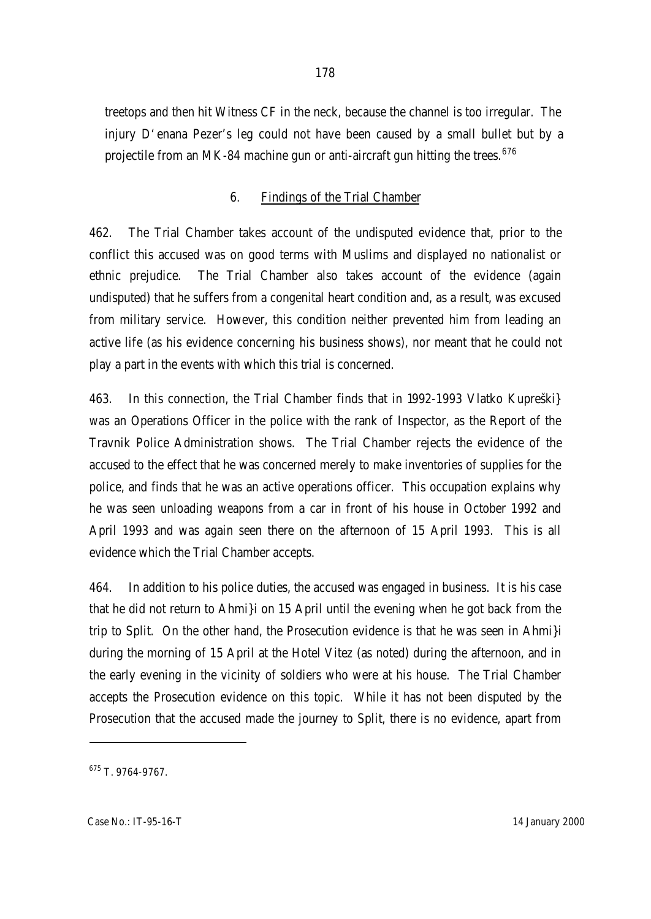treetops and then hit Witness CF in the neck, because the channel is too irregular. The injury D‘enana Pezer’s leg could not have been caused by a small bullet but by a projectile from an MK-84 machine gun or anti-aircraft gun hitting the trees.[676]

## 6. Findings of the Trial Chamber

462. The Trial Chamber takes account of the undisputed evidence that, prior to the conflict this accused was on good terms with Muslims and displayed no nationalist or ethnic prejudice. The Trial Chamber also takes account of the evidence (again undisputed) that he suffers from a congenital heart condition and, as a result, was excused from military service. However, this condition neither prevented him from leading an active life (as his evidence concerning his business shows), nor meant that he could not play a part in the events with which this trial is concerned.

463. In this connection, the Trial Chamber finds that in 1992-1993 Vlatko Kupreški} was an Operations Officer in the police with the rank of Inspector, as the Report of the Travnik Police Administration shows. The Trial Chamber rejects the evidence of the accused to the effect that he was concerned merely to make inventories of supplies for the police, and finds that he was an active operations officer. This occupation explains why he was seen unloading weapons from a car in front of his house in October 1992 and April 1993 and was again seen there on the afternoon of 15 April 1993. This is all evidence which the Trial Chamber accepts.

464. In addition to his police duties, the accused was engaged in business. It is his case that he did not return to Ahmi}i on 15 April until the evening when he got back from the trip to Split. On the other hand, the Prosecution evidence is that he was seen in Ahmi}i during the morning of 15 April at the Hotel Vitez (as noted) during the afternoon, and in the early evening in the vicinity of soldiers who were at his house. The Trial Chamber accepts the Prosecution evidence on this topic. While it has not been disputed by the Prosecution that the accused made the journey to Split, there is no evidence, apart from

[675] T. 9764-9767.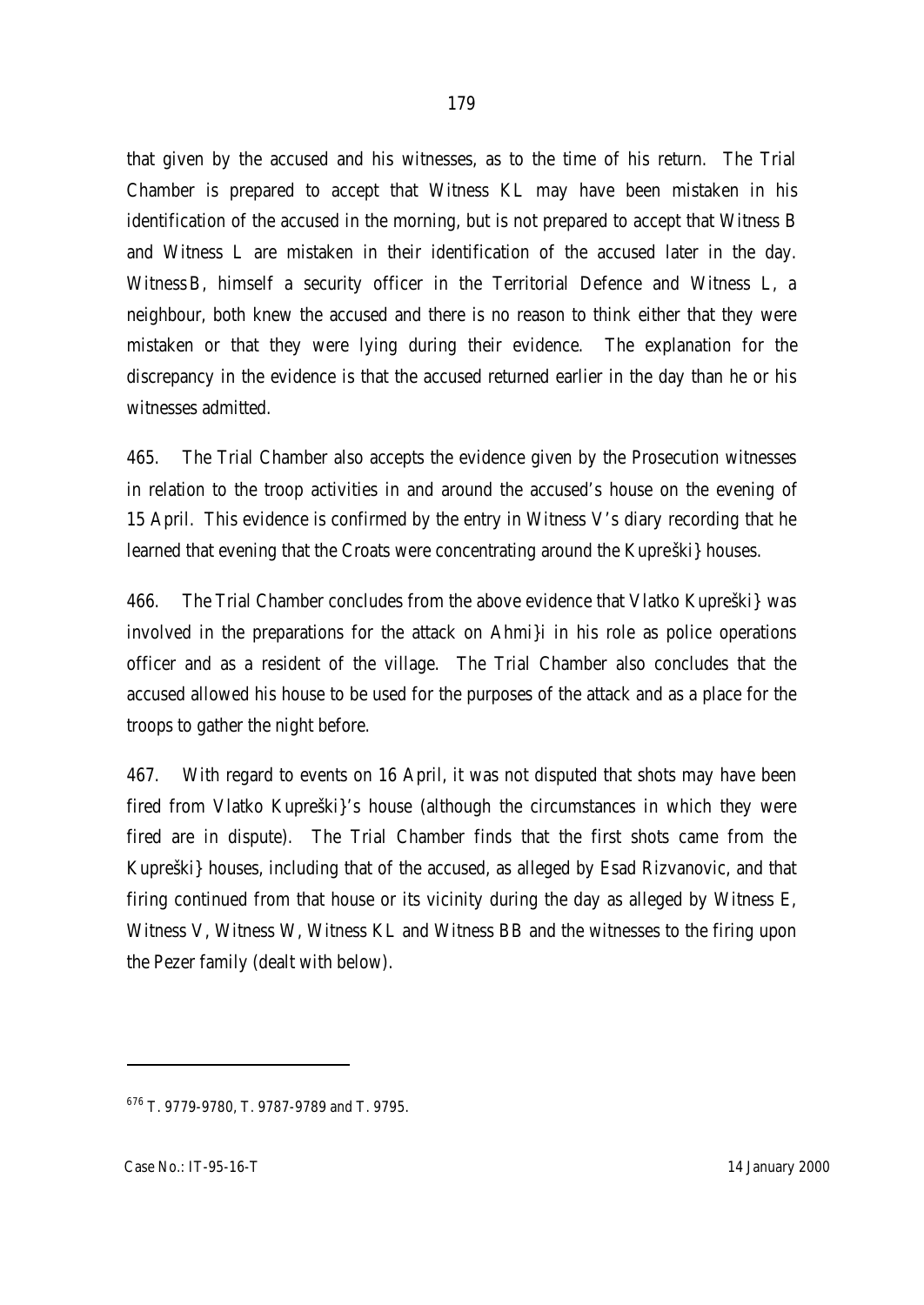that given by the accused and his witnesses, as to the time of his return. The Trial Chamber is prepared to accept that Witness KL may have been mistaken in his identification of the accused in the morning, but is not prepared to accept that Witness B and Witness L are mistaken in their identification of the accused later in the day. Witness B, himself a security officer in the Territorial Defence and Witness L, a neighbour, both knew the accused and there is no reason to think either that they were mistaken or that they were lying during their evidence. The explanation for the discrepancy in the evidence is that the accused returned earlier in the day than he or his witnesses admitted.

465. The Trial Chamber also accepts the evidence given by the Prosecution witnesses in relation to the troop activities in and around the accused's house on the evening of 15 April. This evidence is confirmed by the entry in Witness V's diary recording that he learned that evening that the Croats were concentrating around the Kupreški} houses.

466. The Trial Chamber concludes from the above evidence that Vlatko Kupreški} was involved in the preparations for the attack on Ahmi}i in his role as police operations officer and as a resident of the village. The Trial Chamber also concludes that the accused allowed his house to be used for the purposes of the attack and as a place for the troops to gather the night before.

467. With regard to events on 16 April, it was not disputed that shots may have been fired from Vlatko Kupreški}'s house (although the circumstances in which they were fired are in dispute). The Trial Chamber finds that the first shots came from the Kupreški} houses, including that of the accused, as alleged by Esad Rizvanovic, and that firing continued from that house or its vicinity during the day as alleged by Witness E, Witness V, Witness W, Witness KL and Witness BB and the witnesses to the firing upon the Pezer family (dealt with below).

---

[676] T. 9779-9780, T. 9787-9789 and T. 9795.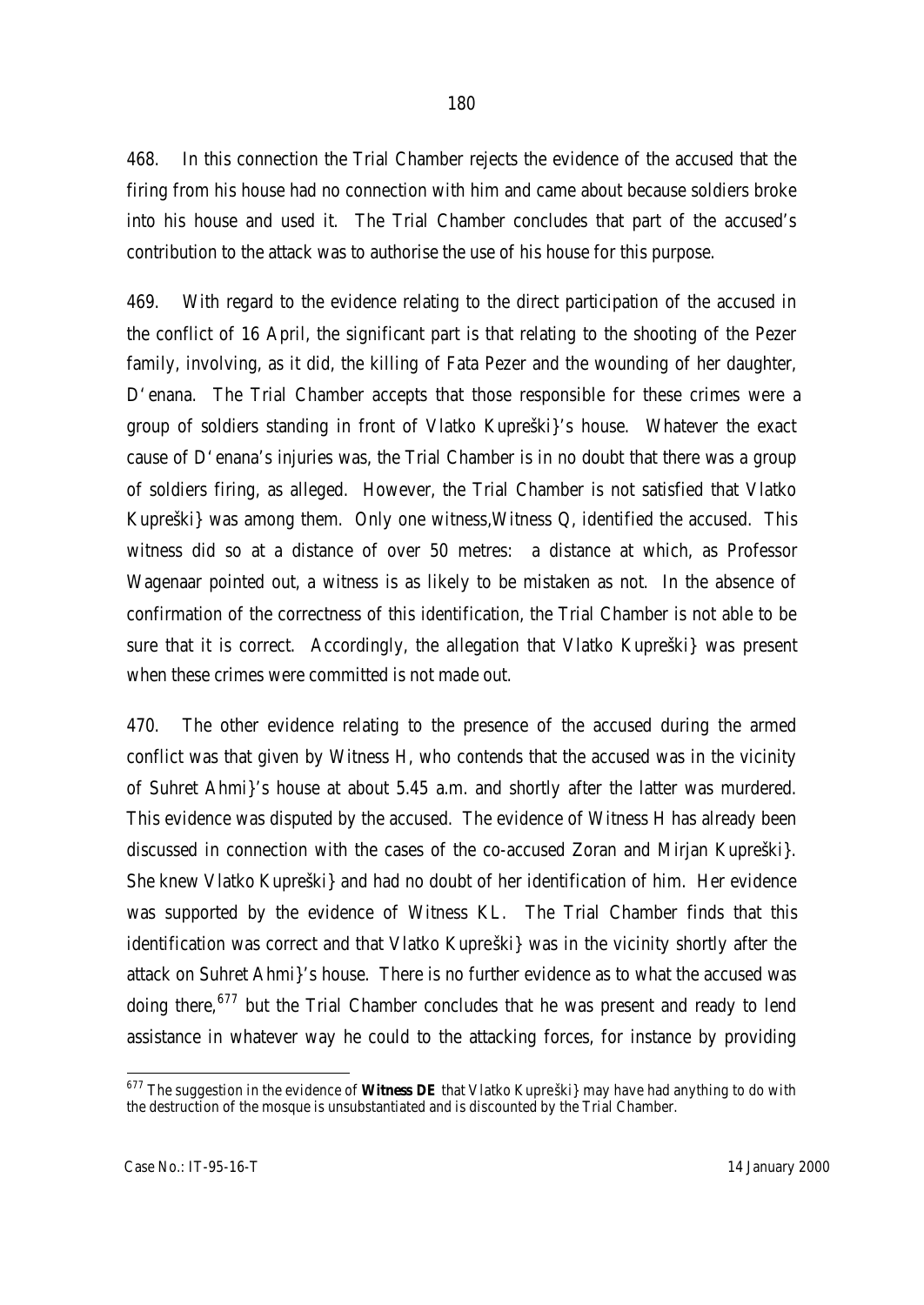468. In this connection the Trial Chamber rejects the evidence of the accused that the firing from his house had no connection with him and came about because soldiers broke into his house and used it. The Trial Chamber concludes that part of the accused's contribution to the attack was to authorise the use of his house for this purpose.

469. With regard to the evidence relating to the direct participation of the accused in the conflict of 16 April, the significant part is that relating to the shooting of the Pezer family, involving, as it did, the killing of Fata Pezer and the wounding of her daughter, D'enana. The Trial Chamber accepts that those responsible for these crimes were a group of soldiers standing in front of Vlatko Kupreški}'s house. Whatever the exact cause of D'enana's injuries was, the Trial Chamber is in no doubt that there was a group of soldiers firing, as alleged. However, the Trial Chamber is not satisfied that Vlatko Kupreški} was among them. Only one witness,Witness Q, identified the accused. This witness did so at a distance of over 50 metres: a distance at which, as Professor Wagenaar pointed out, a witness is as likely to be mistaken as not. In the absence of confirmation of the correctness of this identification, the Trial Chamber is not able to be sure that it is correct. Accordingly, the allegation that Vlatko Kupreški} was present when these crimes were committed is not made out.

470. The other evidence relating to the presence of the accused during the armed conflict was that given by Witness H, who contends that the accused was in the vicinity of Suhret Ahmi}'s house at about 5.45 a.m. and shortly after the latter was murdered. This evidence was disputed by the accused. The evidence of Witness H has already been discussed in connection with the cases of the co-accused Zoran and Mirjan Kupreški}. She knew Vlatko Kupreški} and had no doubt of her identification of him. Her evidence was supported by the evidence of Witness KL. The Trial Chamber finds that this identification was correct and that Vlatko Kupreški} was in the vicinity shortly after the attack on Suhret Ahmi}'s house. There is no further evidence as to what the accused was doing there,[677] but the Trial Chamber concludes that he was present and ready to lend assistance in whatever way he could to the attacking forces, for instance by providing

[677] The suggestion in the evidence of **Witness DE** that Vlatko Kupreški} may have had anything to do with the destruction of the mosque is unsubstantiated and is discounted by the Trial Chamber.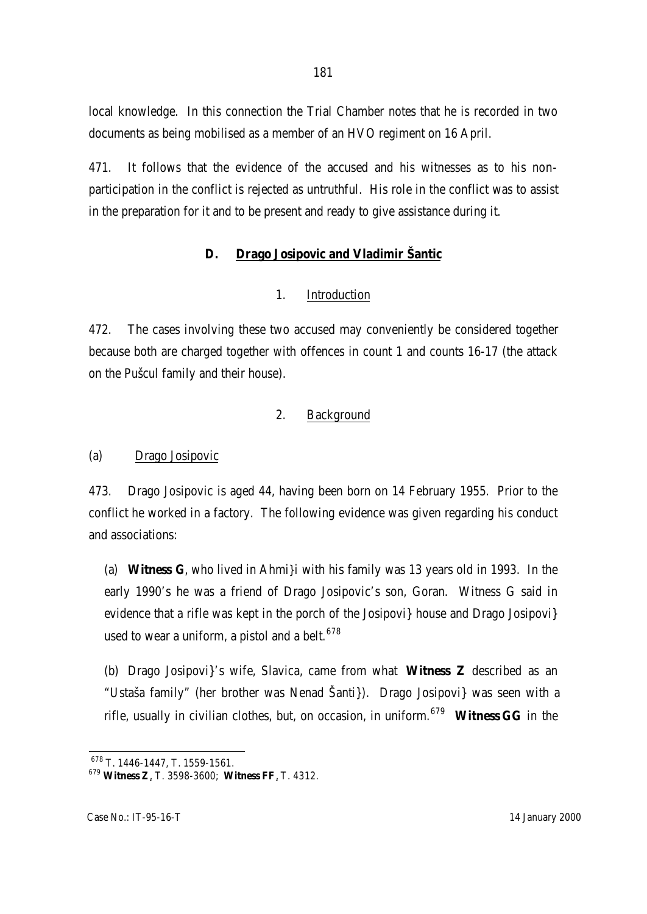local knowledge. In this connection the Trial Chamber notes that he is recorded in two documents as being mobilised as a member of an HVO regiment on 16 April.

471. It follows that the evidence of the accused and his witnesses as to his non-participation in the conflict is rejected as untruthful. His role in the conflict was to assist in the preparation for it and to be present and ready to give assistance during it.

## D. Drago Josipovic and Vladimir Šantic

### 1. Introduction

472. The cases involving these two accused may conveniently be considered together because both are charged together with offences in count 1 and counts 16-17 (the attack on the Pušcul family and their house).

### 2. Background

#### (a) Drago Josipovic

473. Drago Josipovic is aged 44, having been born on 14 February 1955. Prior to the conflict he worked in a factory. The following evidence was given regarding his conduct and associations:

(a) **Witness G**, who lived in Ahmi}i with his family was 13 years old in 1993. In the early 1990's he was a friend of Drago Josipovic's son, Goran. Witness G said in evidence that a rifle was kept in the porch of the Josipovi} house and Drago Josipovi} used to wear a uniform, a pistol and a belt.[678]

(b) Drago Josipovi}'s wife, Slavica, came from what **Witness Z** described as an "Ustaša family" (her brother was Nenad Šanti}). Drago Josipovi} was seen with a rifle, usually in civilian clothes, but, on occasion, in uniform.[679] **Witness GG** in the

---

[678] T. 1446-1447, T. 1559-1561.

[679] **Witness Z**, T. 3598-3600; **Witness FF**, T. 4312.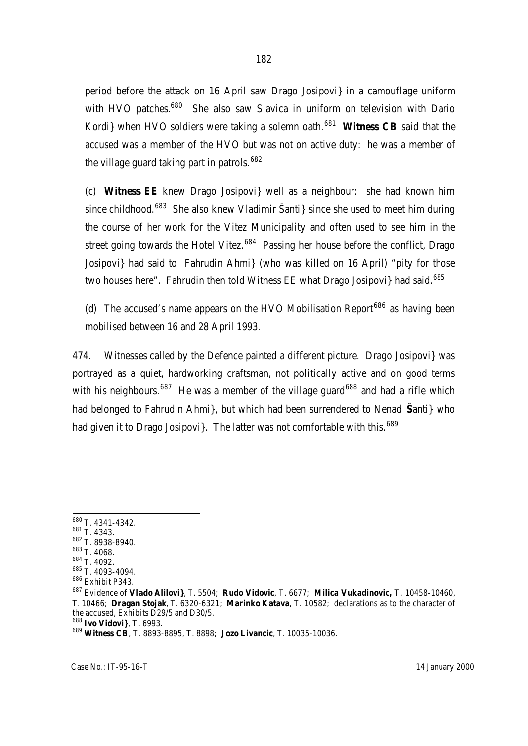period before the attack on 16 April saw Drago Josipovi} in a camouflage uniform with HVO patches.[680] She also saw Slavica in uniform on television with Dario Kordi} when HVO soldiers were taking a solemn oath.[681] **Witness CB** said that the accused was a member of the HVO but was not on active duty: he was a member of the village guard taking part in patrols.[682]

(c) **Witness EE** knew Drago Josipovi} well as a neighbour: she had known him since childhood.[683] She also knew Vladimir Šanti} since she used to meet him during the course of her work for the Vitez Municipality and often used to see him in the street going towards the Hotel Vitez.[684] Passing her house before the conflict, Drago Josipovi} had said to Fahrudin Ahmi} (who was killed on 16 April) "pity for those two houses here". Fahrudin then told Witness EE what Drago Josipovi} had said.[685]

(d) The accused's name appears on the HVO Mobilisation Report[686] as having been mobilised between 16 and 28 April 1993.

474. Witnesses called by the Defence painted a different picture. Drago Josipovi} was portrayed as a quiet, hardworking craftsman, not politically active and on good terms with his neighbours.[687] He was a member of the village guard[688] and had a rifle which had belonged to Fahrudin Ahmi}, but which had been surrendered to Nenad **Š**anti} who had given it to Drago Josipovi}. The latter was not comfortable with this.[689]

---

[680] T. 4341-4342.
[681] T. 4343.
[682] T. 8938-8940.
[683] T. 4068.
[684] T. 4092.
[685] T. 4093-4094.
[686] Exhibit P343.
[687] Evidence of **Vlado Alilovi}**, T. 5504; **Rudo Vidovic**, T. 6677; **Milica Vukadinovic,** T. 10458-10460, T. 10466; **Dragan Stojak**, T. 6320-6321; **Marinko Katava**, T. 10582; declarations as to the character of the accused, Exhibits D29/5 and D30/5.
[688] **Ivo Vidovi}**, T. 6993.
[689] **Witness CB**, T. 8893-8895, T. 8898; **Jozo Livancic**, T. 10035-10036.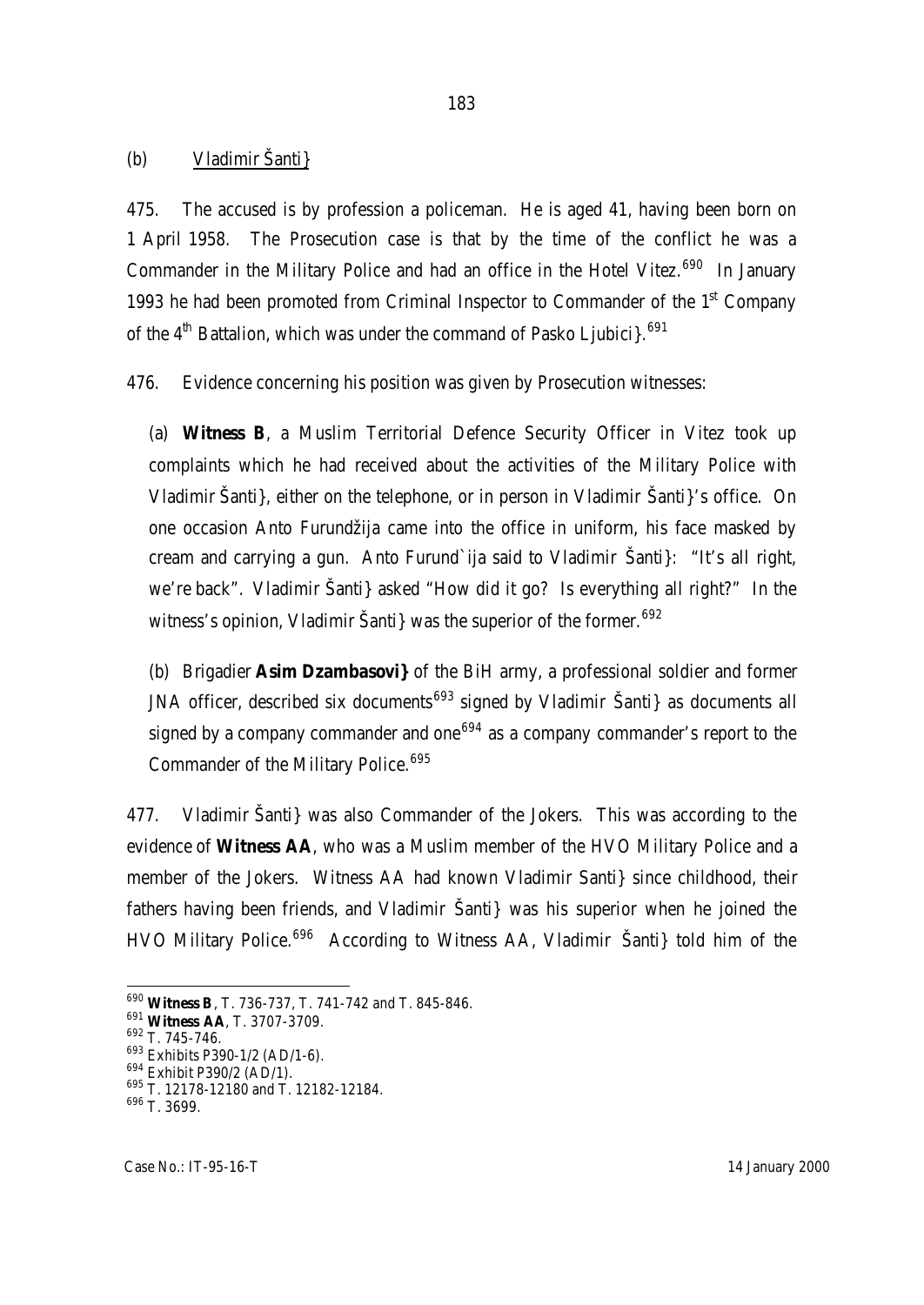(b) Vladimir Šanti}

475. The accused is by profession a policeman. He is aged 41, having been born on 1 April 1958. The Prosecution case is that by the time of the conflict he was a Commander in the Military Police and had an office in the Hotel Vitez.[690] In January 1993 he had been promoted from Criminal Inspector to Commander of the 1st Company of the 4th Battalion, which was under the command of Pasko Ljubici}.[691]

476. Evidence concerning his position was given by Prosecution witnesses:

(a) **Witness B**, a Muslim Territorial Defence Security Officer in Vitez took up complaints which he had received about the activities of the Military Police with Vladimir Šanti}, either on the telephone, or in person in Vladimir Šanti}'s office. On one occasion Anto Furundžija came into the office in uniform, his face masked by cream and carrying a gun. Anto Furund`ija said to Vladimir Šanti}: "It's all right, we're back". Vladimir Šanti} asked "How did it go? Is everything all right?" In the witness's opinion, Vladimir Šanti} was the superior of the former.[692]

(b) Brigadier **Asim Dzambasovi}** of the BiH army, a professional soldier and former JNA officer, described six documents[693] signed by Vladimir Šanti} as documents all signed by a company commander and one[694] as a company commander's report to the Commander of the Military Police.[695]

477. Vladimir Šanti} was also Commander of the Jokers. This was according to the evidence of **Witness AA**, who was a Muslim member of the HVO Military Police and a member of the Jokers. Witness AA had known Vladimir Santi} since childhood, their fathers having been friends, and Vladimir Šanti} was his superior when he joined the HVO Military Police.[696] According to Witness AA, Vladimir Šanti} told him of the

---

[690] **Witness B**, T. 736-737, T. 741-742 and T. 845-846.

[691] **Witness AA**, T. 3707-3709.

[692] T. 745-746.

[693] Exhibits P390-1/2 (AD/1-6).

[694] Exhibit P390/2 (AD/1).

[695] T. 12178-12180 and T. 12182-12184.

[696] T. 3699.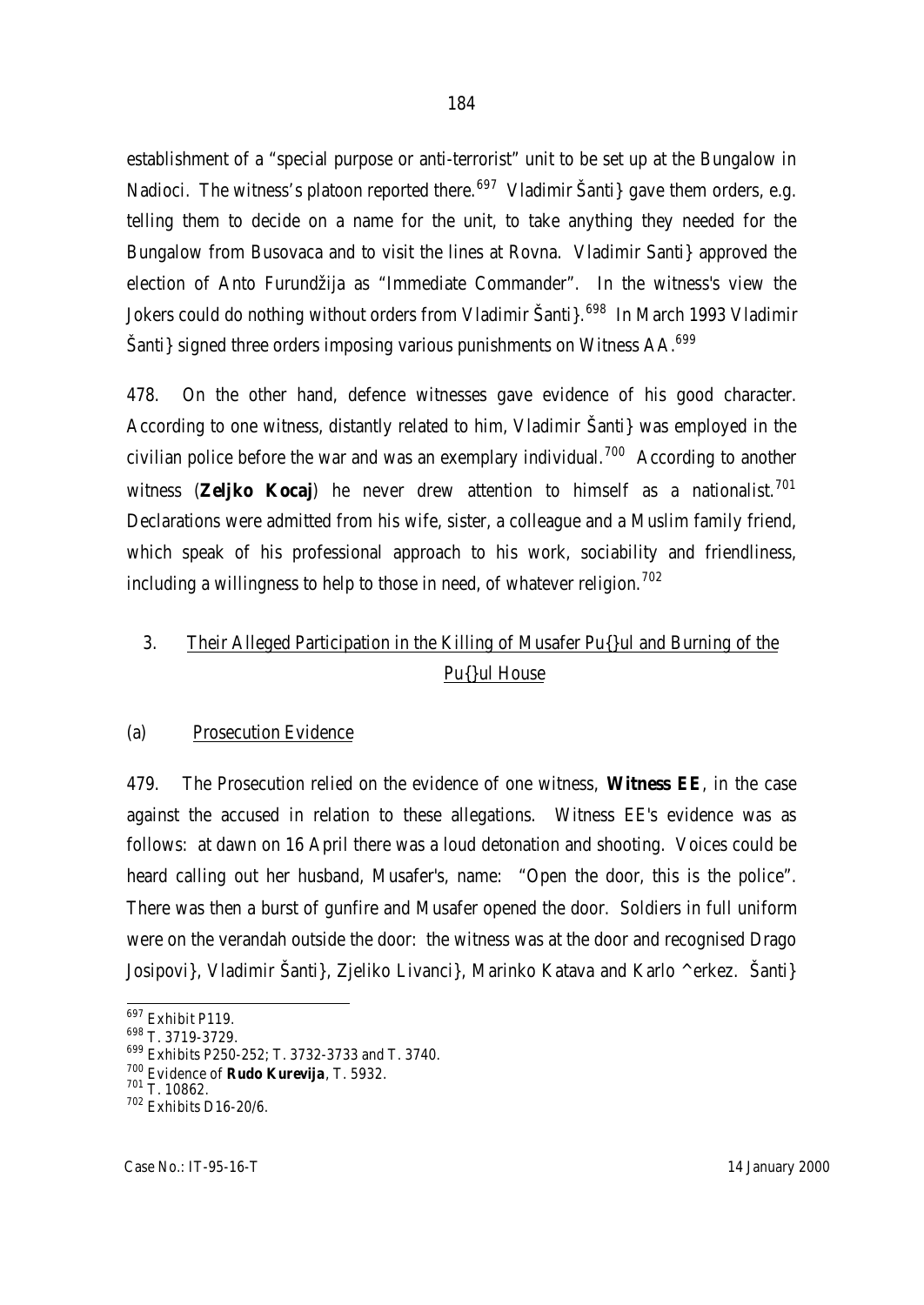establishment of a "special purpose or anti-terrorist" unit to be set up at the Bungalow in Nadioci. The witness's platoon reported there.[697] Vladimir Šanti} gave them orders, e.g. telling them to decide on a name for the unit, to take anything they needed for the Bungalow from Busovaca and to visit the lines at Rovna. Vladimir Santi} approved the election of Anto Furundžija as "Immediate Commander". In the witness's view the Jokers could do nothing without orders from Vladimir Šanti}.[698] In March 1993 Vladimir Šanti} signed three orders imposing various punishments on Witness AA.[699]

478. On the other hand, defence witnesses gave evidence of his good character. According to one witness, distantly related to him, Vladimir Šanti} was employed in the civilian police before the war and was an exemplary individual.[700] According to another witness (**Zeljko Kocaj**) he never drew attention to himself as a nationalist.[701] Declarations were admitted from his wife, sister, a colleague and a Muslim family friend, which speak of his professional approach to his work, sociability and friendliness, including a willingness to help to those in need, of whatever religion.[702]

### 3. Their Alleged Participation in the Killing of Musafer Pu{}ul and Burning of the Pu{}ul House

#### (a) Prosecution Evidence

479. The Prosecution relied on the evidence of one witness, **Witness EE**, in the case against the accused in relation to these allegations. Witness EE's evidence was as follows: at dawn on 16 April there was a loud detonation and shooting. Voices could be heard calling out her husband, Musafer's, name: "Open the door, this is the police". There was then a burst of gunfire and Musafer opened the door. Soldiers in full uniform were on the verandah outside the door: the witness was at the door and recognised Drago Josipovi}, Vladimir Šanti}, Zjeliko Livanci}, Marinko Katava and Karlo ^erkez. Šanti}

---

[697] Exhibit P119.

[698] T. 3719-3729.

[699] Exhibits P250-252; T. 3732-3733 and T. 3740.

[700] Evidence of **Rudo Kurevija**, T. 5932.

[701] T. 10862.

[702] Exhibits D16-20/6.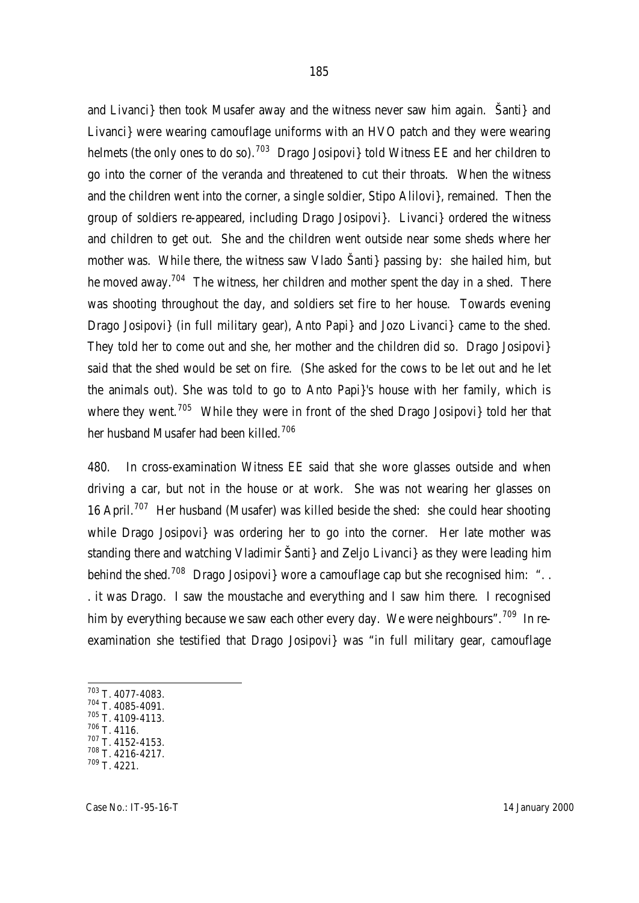and Livanci} then took Musafer away and the witness never saw him again. Šanti} and Livanci} were wearing camouflage uniforms with an HVO patch and they were wearing helmets (the only ones to do so).[703] Drago Josipovi} told Witness EE and her children to go into the corner of the veranda and threatened to cut their throats. When the witness and the children went into the corner, a single soldier, Stipo Alilovi}, remained. Then the group of soldiers re-appeared, including Drago Josipovi}. Livanci} ordered the witness and children to get out. She and the children went outside near some sheds where her mother was. While there, the witness saw Vlado Šanti} passing by: she hailed him, but he moved away.[704] The witness, her children and mother spent the day in a shed. There was shooting throughout the day, and soldiers set fire to her house. Towards evening Drago Josipovi} (in full military gear), Anto Papi} and Jozo Livanci} came to the shed. They told her to come out and she, her mother and the children did so. Drago Josipovi} said that the shed would be set on fire. (She asked for the cows to be let out and he let the animals out). She was told to go to Anto Papi}'s house with her family, which is where they went.[705] While they were in front of the shed Drago Josipovi} told her that her husband Musafer had been killed.[706]

480. In cross-examination Witness EE said that she wore glasses outside and when driving a car, but not in the house or at work. She was not wearing her glasses on 16 April.[707] Her husband (Musafer) was killed beside the shed: she could hear shooting while Drago Josipovi} was ordering her to go into the corner. Her late mother was standing there and watching Vladimir Šanti} and Zeljo Livanci} as they were leading him behind the shed.[708] Drago Josipovi} wore a camouflage cap but she recognised him: ". . . it was Drago. I saw the moustache and everything and I saw him there. I recognised him by everything because we saw each other every day. We were neighbours".[709] In re-examination she testified that Drago Josipovi} was "in full military gear, camouflage

---

[703] T. 4077-4083.
[704] T. 4085-4091.
[705] T. 4109-4113.
[706] T. 4116.
[707] T. 4152-4153.
[708] T. 4216-4217.
[709] T. 4221.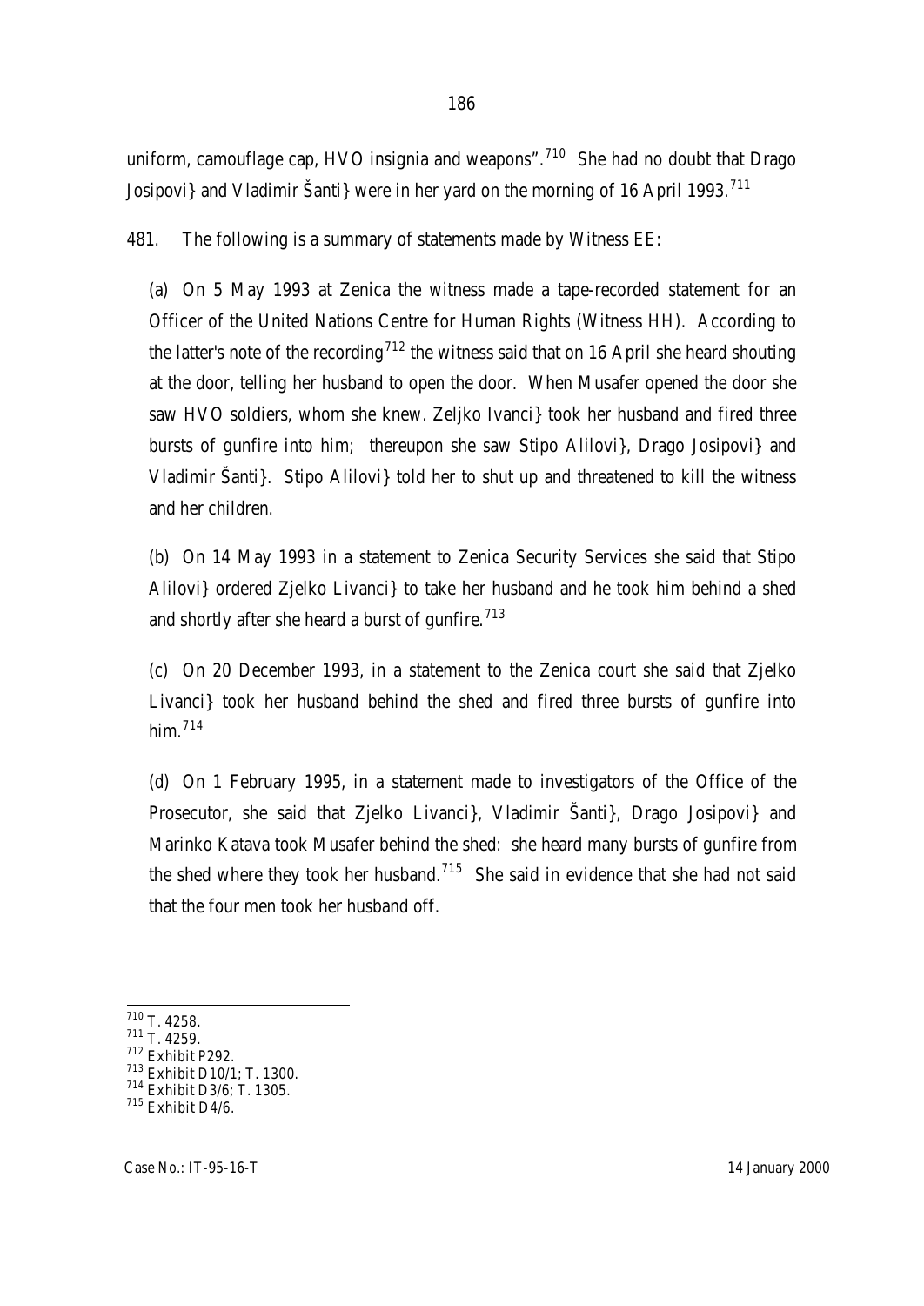uniform, camouflage cap, HVO insignia and weapons".[710] She had no doubt that Drago Josipovi} and Vladimir Šanti} were in her yard on the morning of 16 April 1993.[711]

481. The following is a summary of statements made by Witness EE:

(a) On 5 May 1993 at Zenica the witness made a tape-recorded statement for an Officer of the United Nations Centre for Human Rights (Witness HH). According to the latter's note of the recording[712] the witness said that on 16 April she heard shouting at the door, telling her husband to open the door. When Musafer opened the door she saw HVO soldiers, whom she knew. Zeljko Ivanci} took her husband and fired three bursts of gunfire into him; thereupon she saw Stipo Alilovi}, Drago Josipovi} and Vladimir Šanti}. Stipo Alilovi} told her to shut up and threatened to kill the witness and her children.

(b) On 14 May 1993 in a statement to Zenica Security Services she said that Stipo Alilovi} ordered Zjelko Livanci} to take her husband and he took him behind a shed and shortly after she heard a burst of gunfire.[713]

(c) On 20 December 1993, in a statement to the Zenica court she said that Zjelko Livanci} took her husband behind the shed and fired three bursts of gunfire into him.[714]

(d) On 1 February 1995, in a statement made to investigators of the Office of the Prosecutor, she said that Zjelko Livanci}, Vladimir Šanti}, Drago Josipovi} and Marinko Katava took Musafer behind the shed: she heard many bursts of gunfire from the shed where they took her husband.[715] She said in evidence that she had not said that the four men took her husband off.

---

[710] T. 4258.
[711] T. 4259.
[712] Exhibit P292.
[713] Exhibit D10/1; T. 1300.
[714] Exhibit D3/6; T. 1305.
[715] Exhibit D4/6.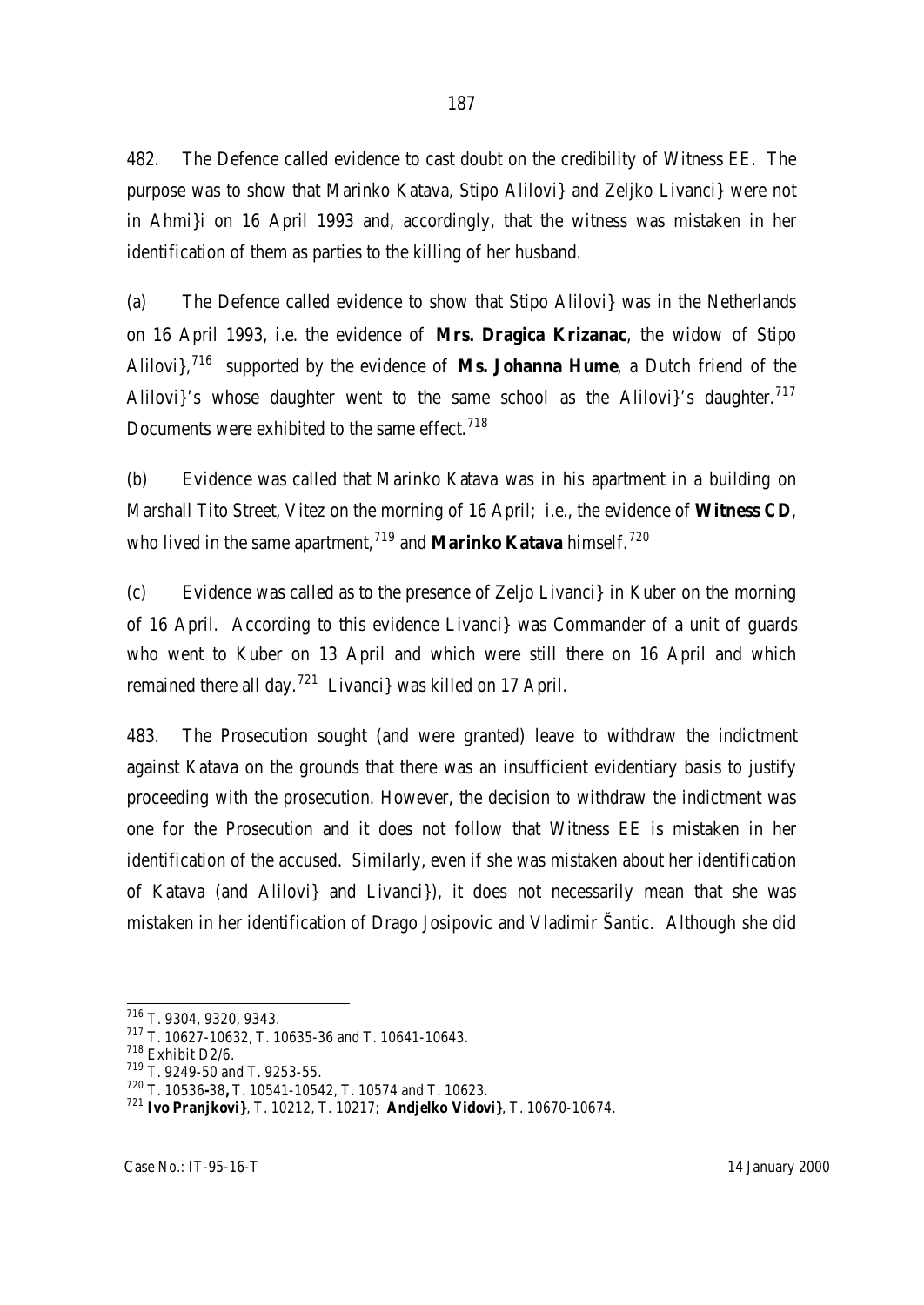482. The Defence called evidence to cast doubt on the credibility of Witness EE. The purpose was to show that Marinko Katava, Stipo Alilovi} and Zeljko Livanci} were not in Ahmi}i on 16 April 1993 and, accordingly, that the witness was mistaken in her identification of them as parties to the killing of her husband.

(a) The Defence called evidence to show that Stipo Alilovi} was in the Netherlands on 16 April 1993, i.e. the evidence of **Mrs. Dragica Krizanac**, the widow of Stipo Alilovi},[716] supported by the evidence of **Ms. Johanna Hume**, a Dutch friend of the Alilovi}'s whose daughter went to the same school as the Alilovi}'s daughter.[717] Documents were exhibited to the same effect.[718]

(b) Evidence was called that Marinko Katava was in his apartment in a building on Marshall Tito Street, Vitez on the morning of 16 April; i.e., the evidence of **Witness CD**, who lived in the same apartment,[719] and **Marinko Katava** himself.[720]

(c) Evidence was called as to the presence of Zeljo Livanci} in Kuber on the morning of 16 April. According to this evidence Livanci} was Commander of a unit of guards who went to Kuber on 13 April and which were still there on 16 April and which remained there all day.[721] Livanci} was killed on 17 April.

483. The Prosecution sought (and were granted) leave to withdraw the indictment against Katava on the grounds that there was an insufficient evidentiary basis to justify proceeding with the prosecution. However, the decision to withdraw the indictment was one for the Prosecution and it does not follow that Witness EE is mistaken in her identification of the accused. Similarly, even if she was mistaken about her identification of Katava (and Alilovi} and Livanci}), it does not necessarily mean that she was mistaken in her identification of Drago Josipovic and Vladimir Šantic. Although she did

---

[716] T. 9304, 9320, 9343.

[717] T. 10627-10632, T. 10635-36 and T. 10641-10643.

[718] Exhibit D2/6.

[719] T. 9249-50 and T. 9253-55.

[720] T. 10536**-**38**,** T. 10541-10542, T. 10574 and T. 10623.

[721] **Ivo Pranjkovi}**, T. 10212, T. 10217; **Andjelko Vidovi}**, T. 10670-10674.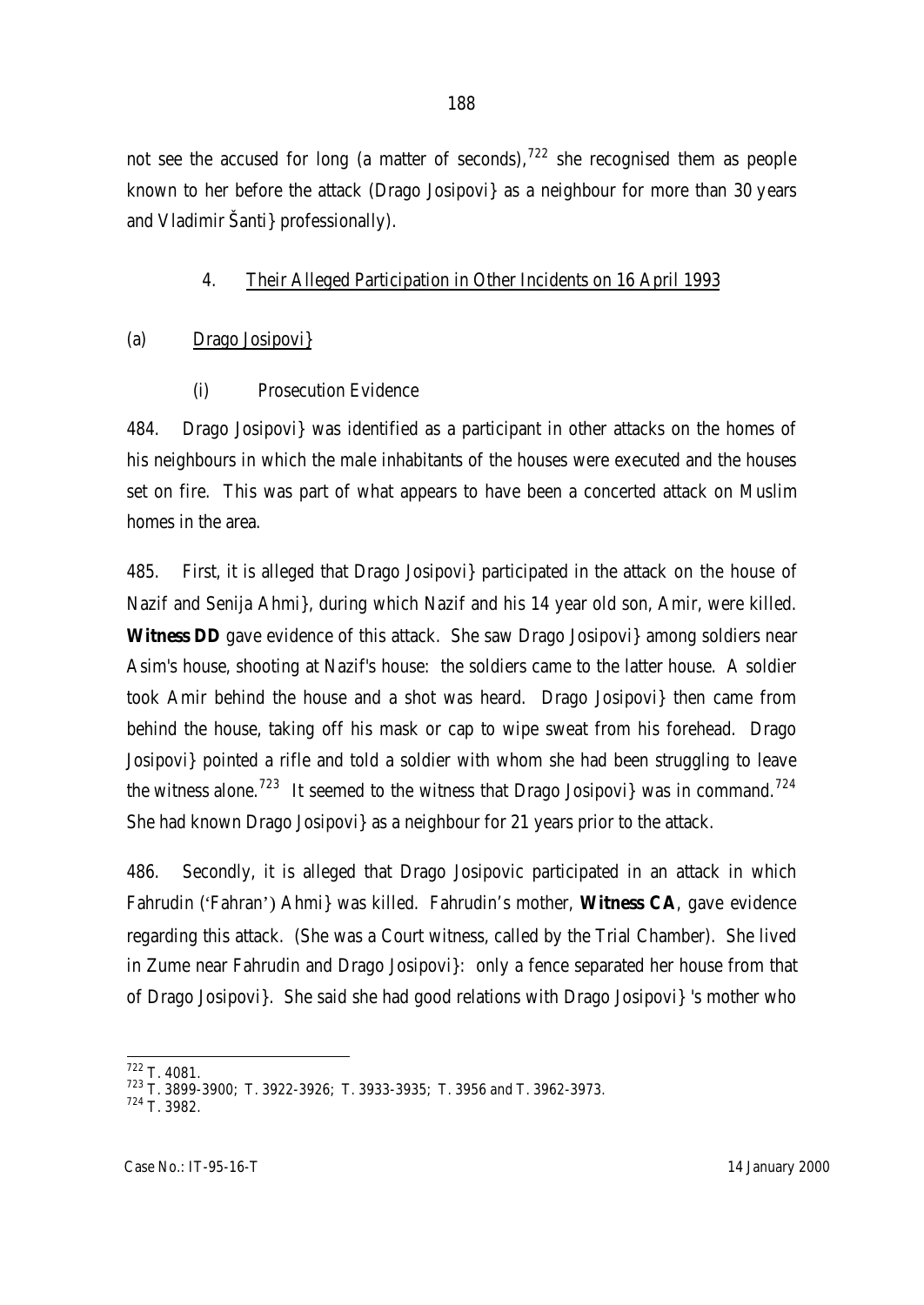not see the accused for long (a matter of seconds),[722] she recognised them as people known to her before the attack (Drago Josipovi} as a neighbour for more than 30 years and Vladimir Šanti} professionally).

### 4. Their Alleged Participation in Other Incidents on 16 April 1993

#### (a) Drago Josipovi}

##### (i) Prosecution Evidence

484. Drago Josipovi} was identified as a participant in other attacks on the homes of his neighbours in which the male inhabitants of the houses were executed and the houses set on fire. This was part of what appears to have been a concerted attack on Muslim homes in the area.

485. First, it is alleged that Drago Josipovi} participated in the attack on the house of Nazif and Senija Ahmi}, during which Nazif and his 14 year old son, Amir, were killed. **Witness DD** gave evidence of this attack. She saw Drago Josipovi} among soldiers near Asim's house, shooting at Nazif's house: the soldiers came to the latter house. A soldier took Amir behind the house and a shot was heard. Drago Josipovi} then came from behind the house, taking off his mask or cap to wipe sweat from his forehead. Drago Josipovi} pointed a rifle and told a soldier with whom she had been struggling to leave the witness alone.[723] It seemed to the witness that Drago Josipovi} was in command.[724] She had known Drago Josipovi} as a neighbour for 21 years prior to the attack.

486. Secondly, it is alleged that Drago Josipovic participated in an attack in which Fahrudin ('Fahran') Ahmi} was killed. Fahrudin's mother, **Witness CA**, gave evidence regarding this attack. (She was a Court witness, called by the Trial Chamber). She lived in Zume near Fahrudin and Drago Josipovi}: only a fence separated her house from that of Drago Josipovi}. She said she had good relations with Drago Josipovi} 's mother who

---

[722] T. 4081.

[723] T. 3899-3900; T. 3922-3926; T. 3933-3935; T. 3956 and T. 3962-3973.

[724] T. 3982.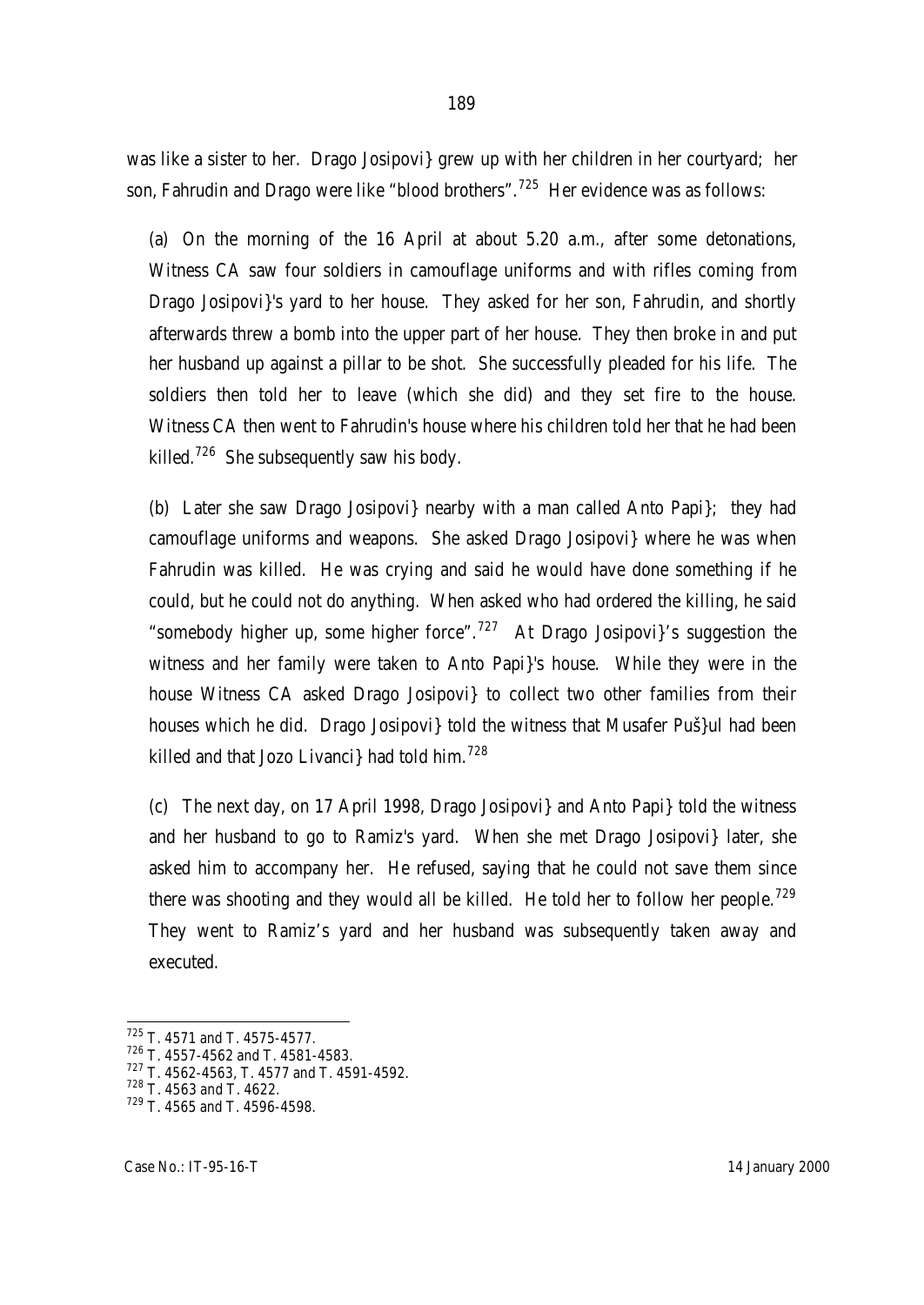was like a sister to her. Drago Josipovi} grew up with her children in her courtyard; her son, Fahrudin and Drago were like "blood brothers".[725] Her evidence was as follows:

(a) On the morning of the 16 April at about 5.20 a.m., after some detonations, Witness CA saw four soldiers in camouflage uniforms and with rifles coming from Drago Josipovi}'s yard to her house. They asked for her son, Fahrudin, and shortly afterwards threw a bomb into the upper part of her house. They then broke in and put her husband up against a pillar to be shot. She successfully pleaded for his life. The soldiers then told her to leave (which she did) and they set fire to the house. Witness CA then went to Fahrudin's house where his children told her that he had been killed.[726] She subsequently saw his body.

(b) Later she saw Drago Josipovi} nearby with a man called Anto Papi}; they had camouflage uniforms and weapons. She asked Drago Josipovi} where he was when Fahrudin was killed. He was crying and said he would have done something if he could, but he could not do anything. When asked who had ordered the killing, he said "somebody higher up, some higher force".[727] At Drago Josipovi}'s suggestion the witness and her family were taken to Anto Papi}'s house. While they were in the house Witness CA asked Drago Josipovi} to collect two other families from their houses which he did. Drago Josipovi} told the witness that Musafer Puš}ul had been killed and that Jozo Livanci} had told him.[728]

(c) The next day, on 17 April 1998, Drago Josipovi} and Anto Papi} told the witness and her husband to go to Ramiz's yard. When she met Drago Josipovi} later, she asked him to accompany her. He refused, saying that he could not save them since there was shooting and they would all be killed. He told her to follow her people.[729] They went to Ramiz's yard and her husband was subsequently taken away and executed.

---

[725] T. 4571 and T. 4575-4577.

[726] T. 4557-4562 and T. 4581-4583.

[727] T. 4562-4563, T. 4577 and T. 4591-4592.

[728] T. 4563 and T. 4622.

[729] T. 4565 and T. 4596-4598.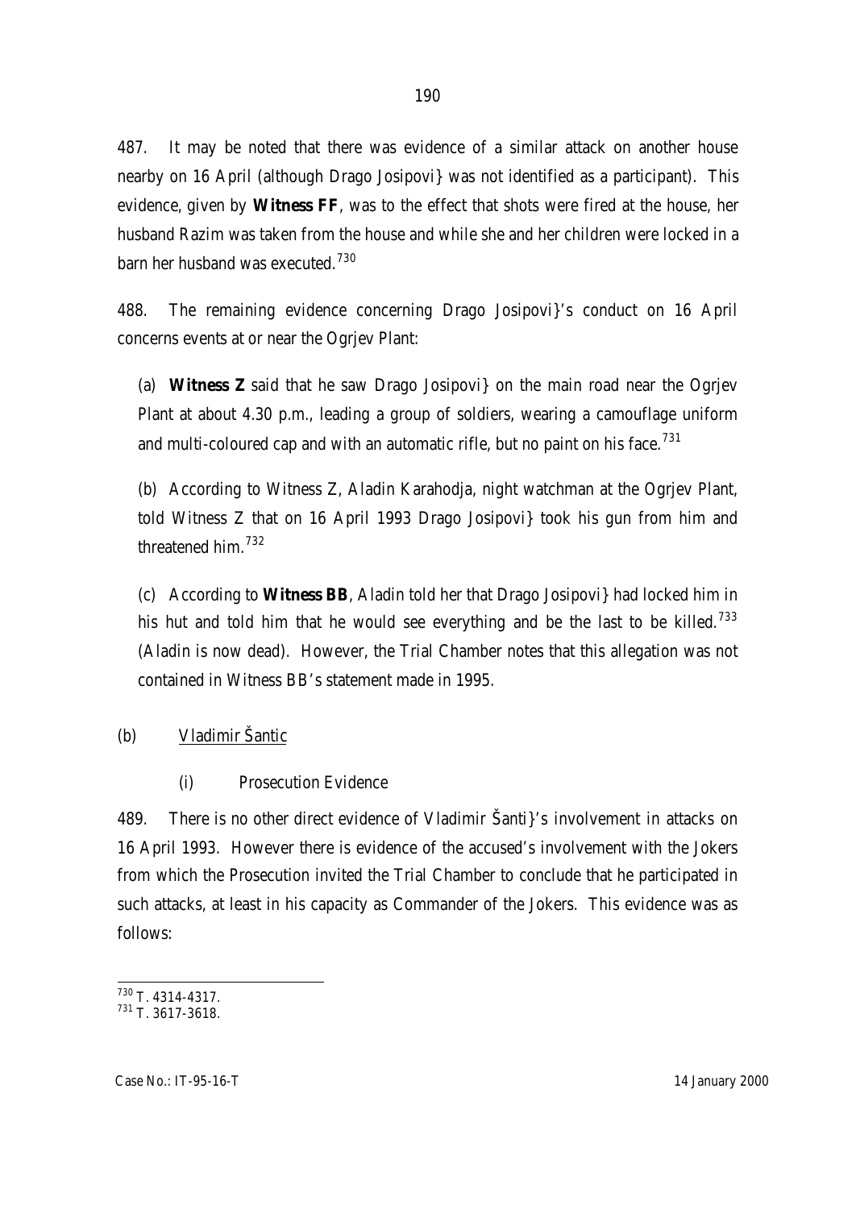487. It may be noted that there was evidence of a similar attack on another house nearby on 16 April (although Drago Josipovi} was not identified as a participant). This evidence, given by **Witness FF**, was to the effect that shots were fired at the house, her husband Razim was taken from the house and while she and her children were locked in a barn her husband was executed.[730]

488. The remaining evidence concerning Drago Josipovi}'s conduct on 16 April concerns events at or near the Ogrjev Plant:

(a) **Witness Z** said that he saw Drago Josipovi} on the main road near the Ogrjev Plant at about 4.30 p.m., leading a group of soldiers, wearing a camouflage uniform and multi-coloured cap and with an automatic rifle, but no paint on his face.[731]

(b) According to Witness Z, Aladin Karahodja, night watchman at the Ogrjev Plant, told Witness Z that on 16 April 1993 Drago Josipovi} took his gun from him and threatened him.[732]

(c) According to **Witness BB**, Aladin told her that Drago Josipovi} had locked him in his hut and told him that he would see everything and be the last to be killed.[733] (Aladin is now dead). However, the Trial Chamber notes that this allegation was not contained in Witness BB's statement made in 1995.

(b) <u>Vladimir Šantic</u>

(i) Prosecution Evidence

489. There is no other direct evidence of Vladimir Šanti}'s involvement in attacks on 16 April 1993. However there is evidence of the accused's involvement with the Jokers from which the Prosecution invited the Trial Chamber to conclude that he participated in such attacks, at least in his capacity as Commander of the Jokers. This evidence was as follows:

---

[730] T. 4314-4317.

[731] T. 3617-3618.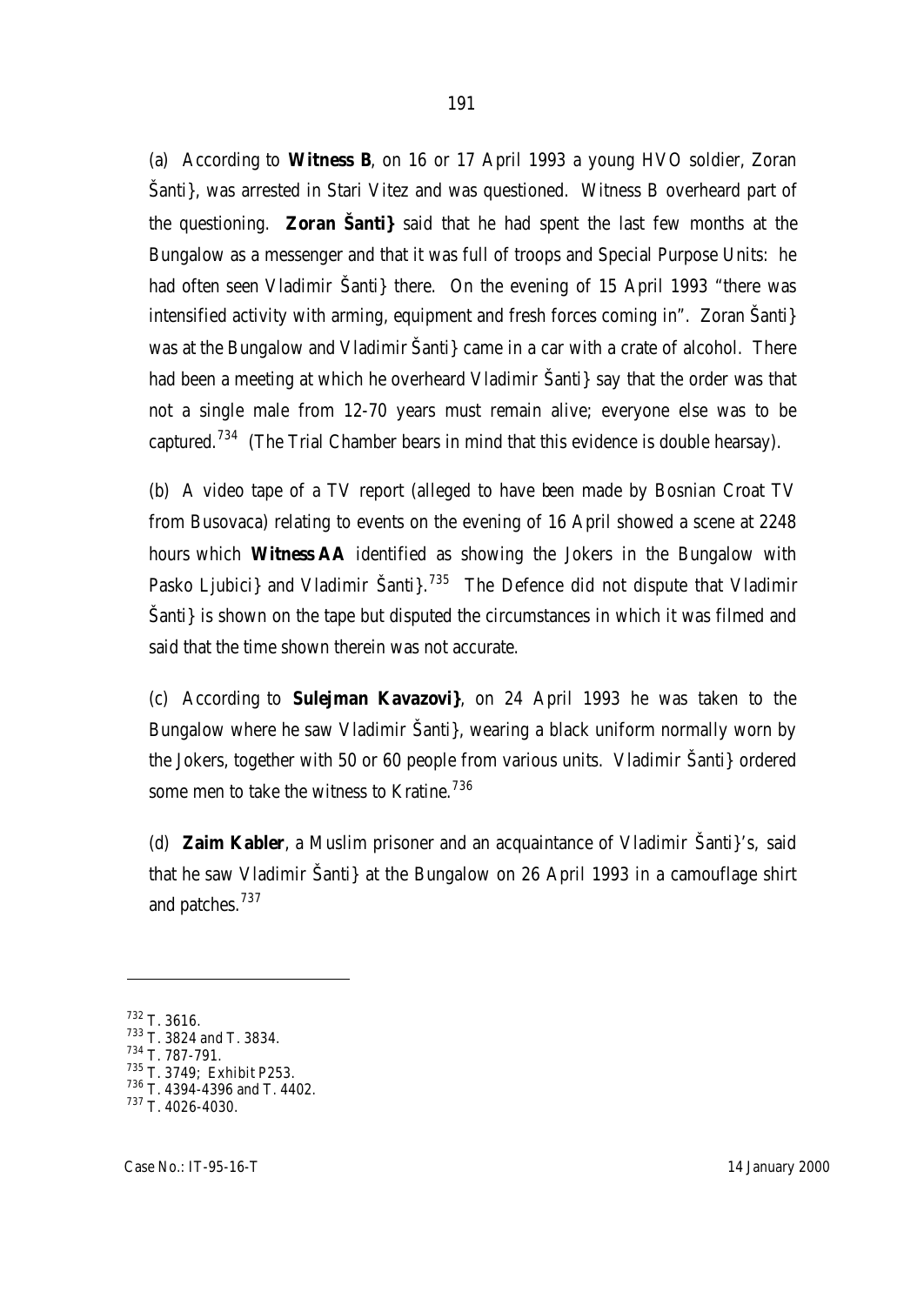(a) According to **Witness B**, on 16 or 17 April 1993 a young HVO soldier, Zoran Šanti}, was arrested in Stari Vitez and was questioned. Witness B overheard part of the questioning. **Zoran Šanti}** said that he had spent the last few months at the Bungalow as a messenger and that it was full of troops and Special Purpose Units: he had often seen Vladimir Šanti} there. On the evening of 15 April 1993 "there was intensified activity with arming, equipment and fresh forces coming in". Zoran Šanti} was at the Bungalow and Vladimir Šanti} came in a car with a crate of alcohol. There had been a meeting at which he overheard Vladimir Šanti} say that the order was that not a single male from 12-70 years must remain alive; everyone else was to be captured.[734] (The Trial Chamber bears in mind that this evidence is double hearsay).

(b) A video tape of a TV report (alleged to have been made by Bosnian Croat TV from Busovaca) relating to events on the evening of 16 April showed a scene at 2248 hours which **Witness AA** identified as showing the Jokers in the Bungalow with Pasko Ljubici} and Vladimir Šanti}.[735] The Defence did not dispute that Vladimir Šanti} is shown on the tape but disputed the circumstances in which it was filmed and said that the time shown therein was not accurate.

(c) According to **Sulejman Kavazovi}**, on 24 April 1993 he was taken to the Bungalow where he saw Vladimir Šanti}, wearing a black uniform normally worn by the Jokers, together with 50 or 60 people from various units. Vladimir Šanti} ordered some men to take the witness to Kratine.[736]

(d) **Zaim Kabler**, a Muslim prisoner and an acquaintance of Vladimir Šanti}'s, said that he saw Vladimir Šanti} at the Bungalow on 26 April 1993 in a camouflage shirt and patches.[737]

---

[732] T. 3616.
[733] T. 3824 and T. 3834.
[734] T. 787-791.
[735] T. 3749; Exhibit P253.
[736] T. 4394-4396 and T. 4402.
[737] T. 4026-4030.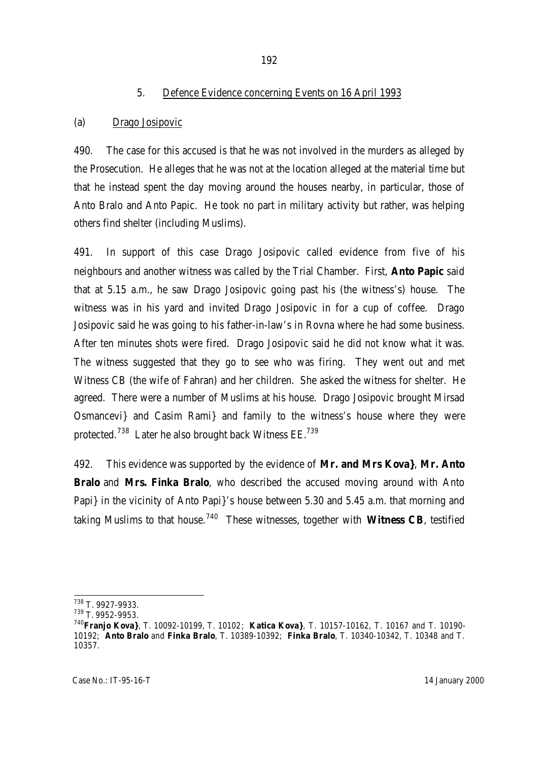### 5. Defence Evidence concerning Events on 16 April 1993

#### (a) Drago Josipovic

490. The case for this accused is that he was not involved in the murders as alleged by the Prosecution. He alleges that he was not at the location alleged at the material time but that he instead spent the day moving around the houses nearby, in particular, those of Anto Bralo and Anto Papic. He took no part in military activity but rather, was helping others find shelter (including Muslims).

491. In support of this case Drago Josipovic called evidence from five of his neighbours and another witness was called by the Trial Chamber. First, **Anto Papic** said that at 5.15 a.m., he saw Drago Josipovic going past his (the witness's) house. The witness was in his yard and invited Drago Josipovic in for a cup of coffee. Drago Josipovic said he was going to his father-in-law's in Rovna where he had some business. After ten minutes shots were fired. Drago Josipovic said he did not know what it was. The witness suggested that they go to see who was firing. They went out and met Witness CB (the wife of Fahran) and her children. She asked the witness for shelter. He agreed. There were a number of Muslims at his house. Drago Josipovic brought Mirsad Osmancevi} and Casim Rami} and family to the witness's house where they were protected.[738] Later he also brought back Witness EE.[739]

492. This evidence was supported by the evidence of **Mr. and Mrs Kova}**, **Mr. Anto Bralo** and **Mrs. Finka Bralo**, who described the accused moving around with Anto Papi} in the vicinity of Anto Papi}'s house between 5.30 and 5.45 a.m. that morning and taking Muslims to that house.[740] These witnesses, together with **Witness CB**, testified

---

[738] T. 9927-9933.

[739] T. 9952-9953.

[740] **Franjo Kova}**, T. 10092-10199, T. 10102; **Katica Kova}**, T. 10157-10162, T. 10167 and T. 10190-10192; **Anto Bralo** and **Finka Bralo**, T. 10389-10392; **Finka Bralo**, T. 10340-10342, T. 10348 and T. 10357.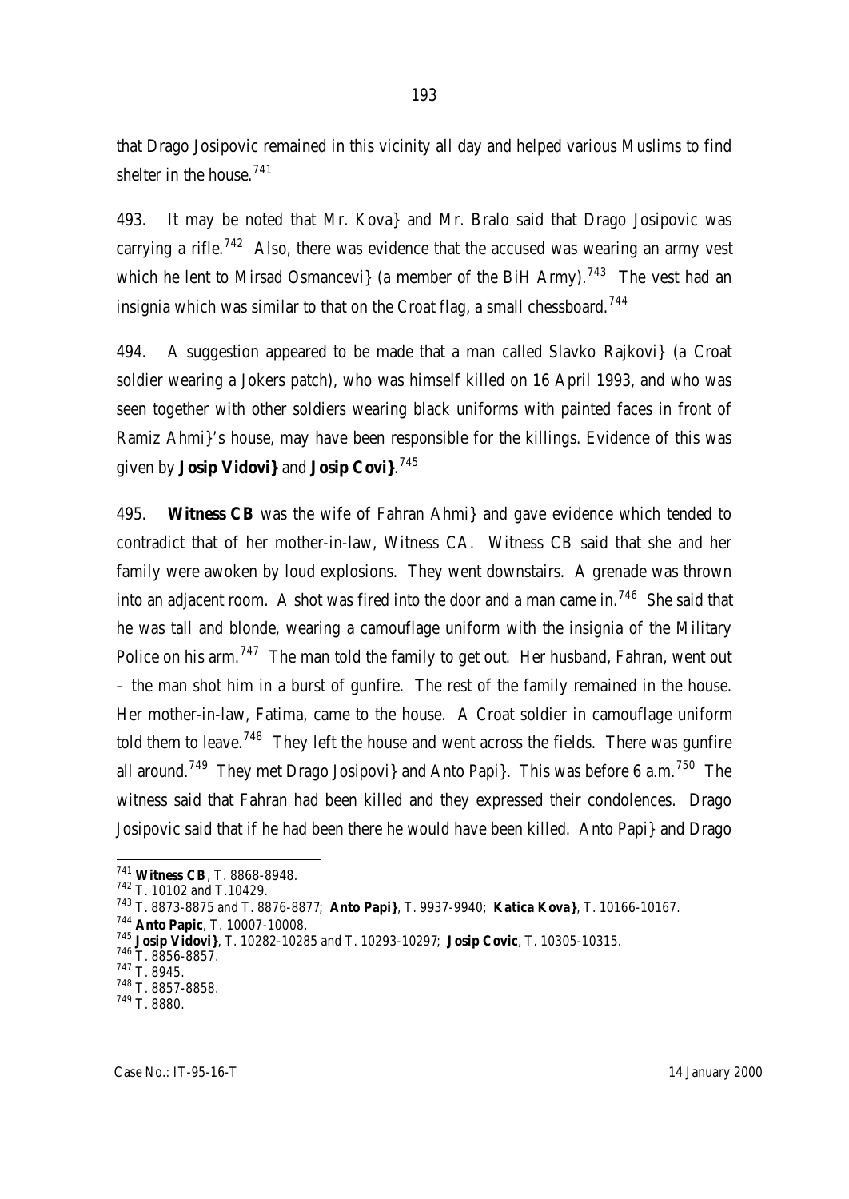that Drago Josipovic remained in this vicinity all day and helped various Muslims to find shelter in the house.[741]

493. It may be noted that Mr. Kova} and Mr. Bralo said that Drago Josipovic was carrying a rifle.[742] Also, there was evidence that the accused was wearing an army vest which he lent to Mirsad Osmancevi} (a member of the BiH Army).[743] The vest had an insignia which was similar to that on the Croat flag, a small chessboard.[744]

494. A suggestion appeared to be made that a man called Slavko Rajkovi} (a Croat soldier wearing a Jokers patch), who was himself killed on 16 April 1993, and who was seen together with other soldiers wearing black uniforms with painted faces in front of Ramiz Ahmi}'s house, may have been responsible for the killings. Evidence of this was given by **Josip Vidovi}** and **Josip Covi}**.[745]

495. **Witness CB** was the wife of Fahran Ahmi} and gave evidence which tended to contradict that of her mother-in-law, Witness CA. Witness CB said that she and her family were awoken by loud explosions. They went downstairs. A grenade was thrown into an adjacent room. A shot was fired into the door and a man came in.[746] She said that he was tall and blonde, wearing a camouflage uniform with the insignia of the Military Police on his arm.[747] The man told the family to get out. Her husband, Fahran, went out – the man shot him in a burst of gunfire. The rest of the family remained in the house. Her mother-in-law, Fatima, came to the house. A Croat soldier in camouflage uniform told them to leave.[748] They left the house and went across the fields. There was gunfire all around.[749] They met Drago Josipovi} and Anto Papi}. This was before 6 a.m.[750] The witness said that Fahran had been killed and they expressed their condolences. Drago Josipovic said that if he had been there he would have been killed. Anto Papi} and Drago

---

[741] **Witness CB**, T. 8868-8948.

[742] T. 10102 and T.10429.

[743] T. 8873-8875 and T. 8876-8877; **Anto Papi}**, T. 9937-9940; **Katica Kova}**, T. 10166-10167.

[744] **Anto Papic**, T. 10007-10008.

[745] **Josip Vidovi}**, T. 10282-10285 and T. 10293-10297; **Josip Covic**, T. 10305-10315.

[746] T. 8856-8857.

[747] T. 8945.

[748] T. 8857-8858.

[749] T. 8880.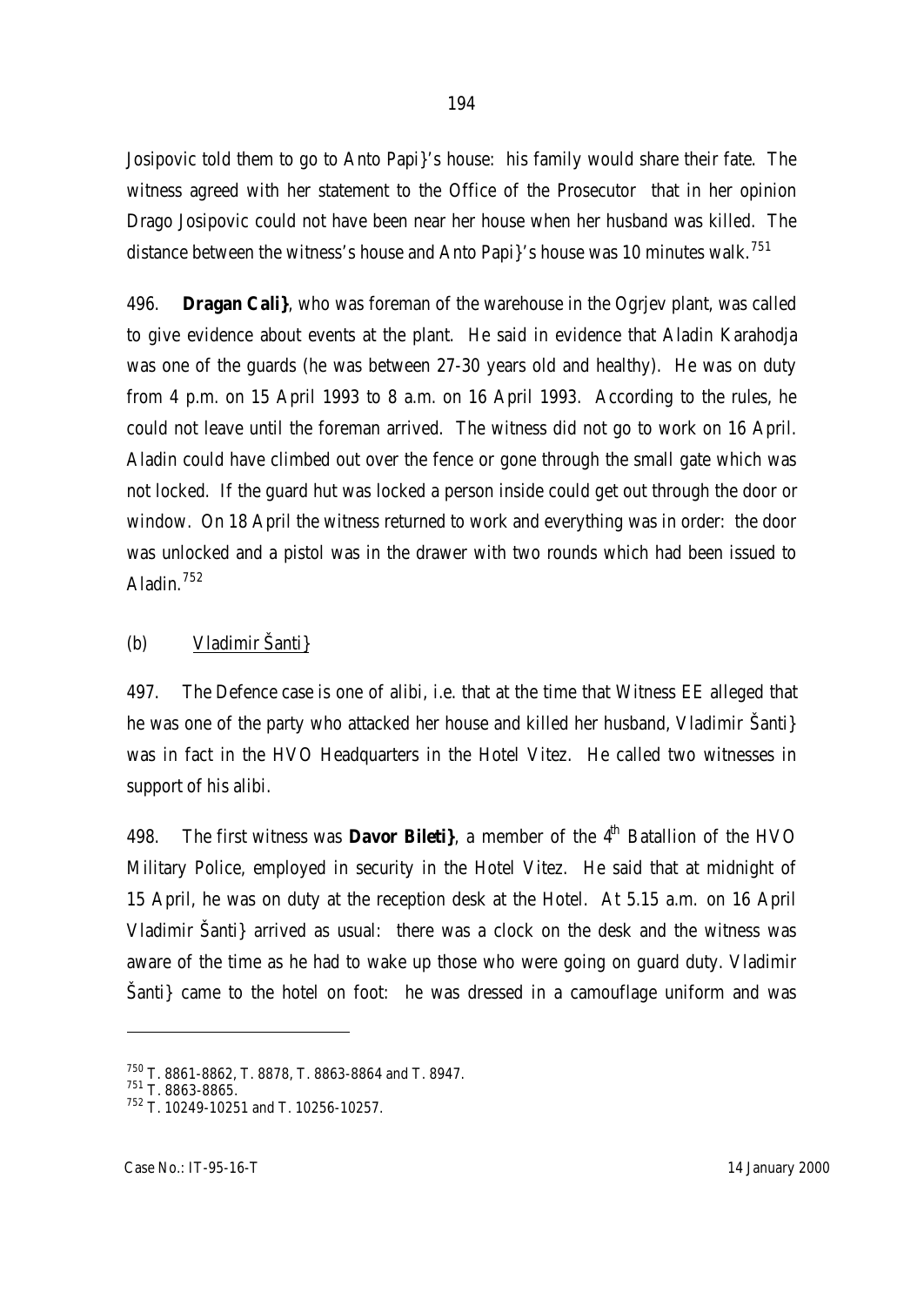Josipovic told them to go to Anto Papi}'s house: his family would share their fate. The witness agreed with her statement to the Office of the Prosecutor that in her opinion Drago Josipovic could not have been near her house when her husband was killed. The distance between the witness's house and Anto Papi}'s house was 10 minutes walk.[751]

496. **Dragan Cali}**, who was foreman of the warehouse in the Ogrjev plant, was called to give evidence about events at the plant. He said in evidence that Aladin Karahodja was one of the guards (he was between 27-30 years old and healthy). He was on duty from 4 p.m. on 15 April 1993 to 8 a.m. on 16 April 1993. According to the rules, he could not leave until the foreman arrived. The witness did not go to work on 16 April. Aladin could have climbed out over the fence or gone through the small gate which was not locked. If the guard hut was locked a person inside could get out through the door or window. On 18 April the witness returned to work and everything was in order: the door was unlocked and a pistol was in the drawer with two rounds which had been issued to Aladin.[752]

(b) Vladimir Šanti}

497. The Defence case is one of alibi, i.e. that at the time that Witness EE alleged that he was one of the party who attacked her house and killed her husband, Vladimir Šanti} was in fact in the HVO Headquarters in the Hotel Vitez. He called two witnesses in support of his alibi.

498. The first witness was **Davor Bileti}**, a member of the 4th Batallion of the HVO Military Police, employed in security in the Hotel Vitez. He said that at midnight of 15 April, he was on duty at the reception desk at the Hotel. At 5.15 a.m. on 16 April Vladimir Šanti} arrived as usual: there was a clock on the desk and the witness was aware of the time as he had to wake up those who were going on guard duty. Vladimir Šanti} came to the hotel on foot: he was dressed in a camouflage uniform and was

---

[750] T. 8861-8862, T. 8878, T. 8863-8864 and T. 8947.

[751] T. 8863-8865.

[752] T. 10249-10251 and T. 10256-10257.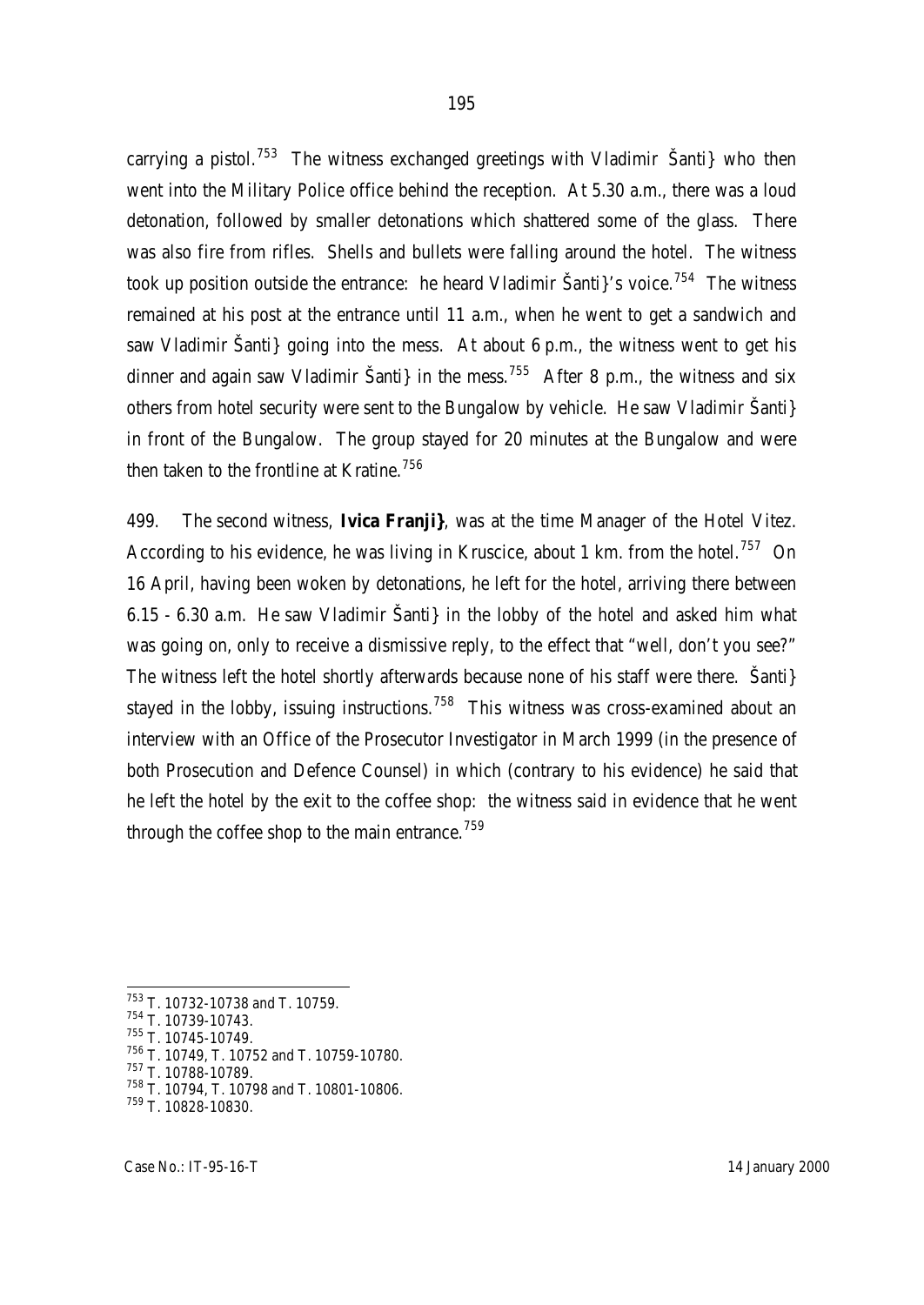carrying a pistol.[753] The witness exchanged greetings with Vladimir Šanti} who then went into the Military Police office behind the reception. At 5.30 a.m., there was a loud detonation, followed by smaller detonations which shattered some of the glass. There was also fire from rifles. Shells and bullets were falling around the hotel. The witness took up position outside the entrance: he heard Vladimir Šanti}'s voice.[754] The witness remained at his post at the entrance until 11 a.m., when he went to get a sandwich and saw Vladimir Šanti} going into the mess. At about 6 p.m., the witness went to get his dinner and again saw Vladimir Šanti} in the mess.[755] After 8 p.m., the witness and six others from hotel security were sent to the Bungalow by vehicle. He saw Vladimir Šanti} in front of the Bungalow. The group stayed for 20 minutes at the Bungalow and were then taken to the frontline at Kratine.[756]

499. The second witness, **Ivica Franji}**, was at the time Manager of the Hotel Vitez. According to his evidence, he was living in Kruscice, about 1 km. from the hotel.[757] On 16 April, having been woken by detonations, he left for the hotel, arriving there between 6.15 - 6.30 a.m. He saw Vladimir Šanti} in the lobby of the hotel and asked him what was going on, only to receive a dismissive reply, to the effect that "well, don't you see?" The witness left the hotel shortly afterwards because none of his staff were there. Šanti} stayed in the lobby, issuing instructions.[758] This witness was cross-examined about an interview with an Office of the Prosecutor Investigator in March 1999 (in the presence of both Prosecution and Defence Counsel) in which (contrary to his evidence) he said that he left the hotel by the exit to the coffee shop: the witness said in evidence that he went through the coffee shop to the main entrance.[759]

---

[753] T. 10732-10738 and T. 10759.
[754] T. 10739-10743.
[755] T. 10745-10749.
[756] T. 10749, T. 10752 and T. 10759-10780.
[757] T. 10788-10789.
[758] T. 10794, T. 10798 and T. 10801-10806.
[759] T. 10828-10830.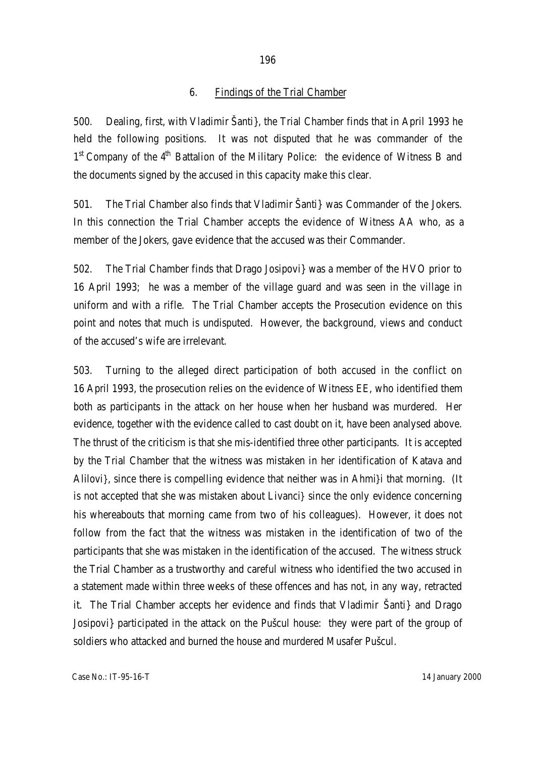### 6. Findings of the Trial Chamber

500. Dealing, first, with Vladimir Šanti}, the Trial Chamber finds that in April 1993 he held the following positions. It was not disputed that he was commander of the 1st Company of the 4th Battalion of the Military Police: the evidence of Witness B and the documents signed by the accused in this capacity make this clear.

501. The Trial Chamber also finds that Vladimir Šanti} was Commander of the Jokers. In this connection the Trial Chamber accepts the evidence of Witness AA who, as a member of the Jokers, gave evidence that the accused was their Commander.

502. The Trial Chamber finds that Drago Josipovi} was a member of the HVO prior to 16 April 1993; he was a member of the village guard and was seen in the village in uniform and with a rifle. The Trial Chamber accepts the Prosecution evidence on this point and notes that much is undisputed. However, the background, views and conduct of the accused's wife are irrelevant.

503. Turning to the alleged direct participation of both accused in the conflict on 16 April 1993, the prosecution relies on the evidence of Witness EE, who identified them both as participants in the attack on her house when her husband was murdered. Her evidence, together with the evidence called to cast doubt on it, have been analysed above. The thrust of the criticism is that she mis-identified three other participants. It is accepted by the Trial Chamber that the witness was mistaken in her identification of Katava and Alilovi}, since there is compelling evidence that neither was in Ahmi}i that morning. (It is not accepted that she was mistaken about Livanci} since the only evidence concerning his whereabouts that morning came from two of his colleagues). However, it does not follow from the fact that the witness was mistaken in the identification of two of the participants that she was mistaken in the identification of the accused. The witness struck the Trial Chamber as a trustworthy and careful witness who identified the two accused in a statement made within three weeks of these offences and has not, in any way, retracted it. The Trial Chamber accepts her evidence and finds that Vladimir Šanti} and Drago Josipovi} participated in the attack on the Pušcul house: they were part of the group of soldiers who attacked and burned the house and murdered Musafer Pušcul.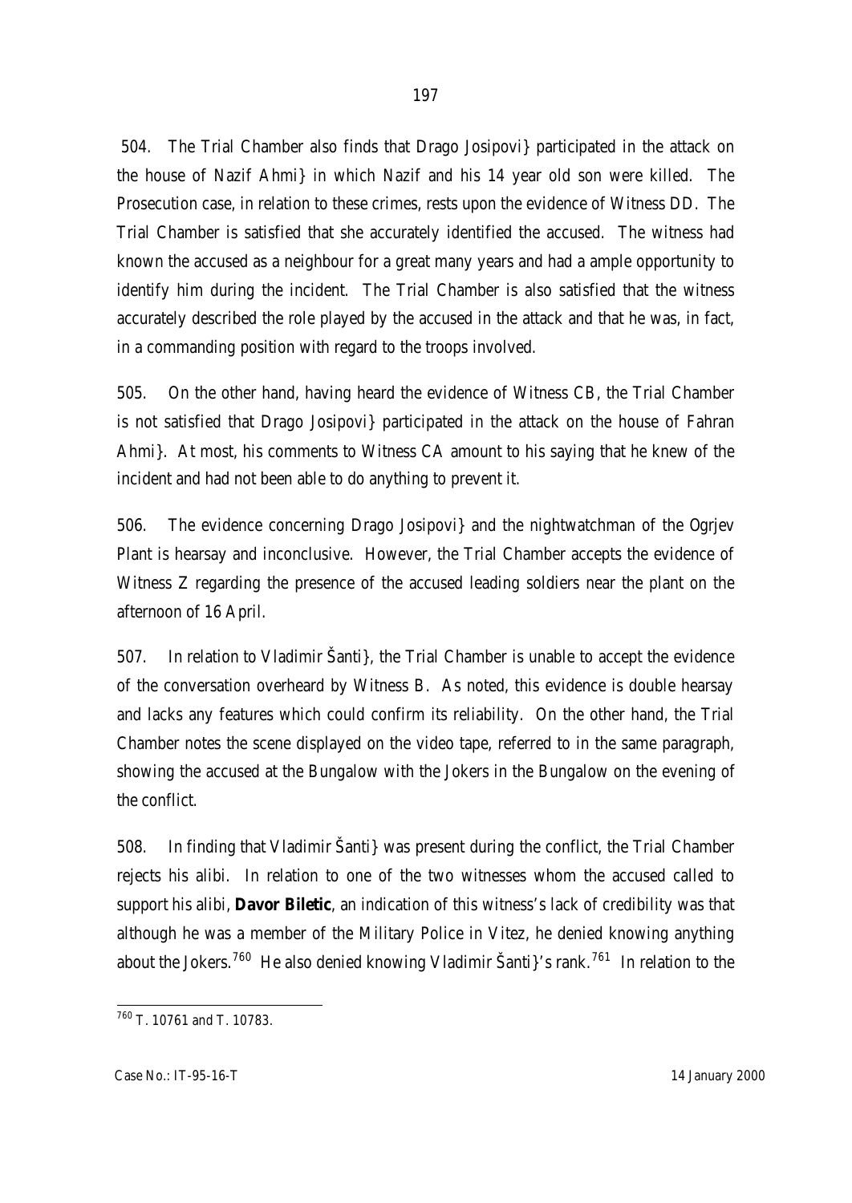504. The Trial Chamber also finds that Drago Josipovi} participated in the attack on the house of Nazif Ahmi} in which Nazif and his 14 year old son were killed. The Prosecution case, in relation to these crimes, rests upon the evidence of Witness DD. The Trial Chamber is satisfied that she accurately identified the accused. The witness had known the accused as a neighbour for a great many years and had a ample opportunity to identify him during the incident. The Trial Chamber is also satisfied that the witness accurately described the role played by the accused in the attack and that he was, in fact, in a commanding position with regard to the troops involved.

505. On the other hand, having heard the evidence of Witness CB, the Trial Chamber is not satisfied that Drago Josipovi} participated in the attack on the house of Fahran Ahmi}. At most, his comments to Witness CA amount to his saying that he knew of the incident and had not been able to do anything to prevent it.

506. The evidence concerning Drago Josipovi} and the nightwatchman of the Ogrjev Plant is hearsay and inconclusive. However, the Trial Chamber accepts the evidence of Witness Z regarding the presence of the accused leading soldiers near the plant on the afternoon of 16 April.

507. In relation to Vladimir Šanti}, the Trial Chamber is unable to accept the evidence of the conversation overheard by Witness B. As noted, this evidence is double hearsay and lacks any features which could confirm its reliability. On the other hand, the Trial Chamber notes the scene displayed on the video tape, referred to in the same paragraph, showing the accused at the Bungalow with the Jokers in the Bungalow on the evening of the conflict.

508. In finding that Vladimir Šanti} was present during the conflict, the Trial Chamber rejects his alibi. In relation to one of the two witnesses whom the accused called to support his alibi, **Davor Biletic**, an indication of this witness's lack of credibility was that although he was a member of the Military Police in Vitez, he denied knowing anything about the Jokers.[760] He also denied knowing Vladimir Šanti}'s rank.[761] In relation to the

[760] T. 10761 and T. 10783.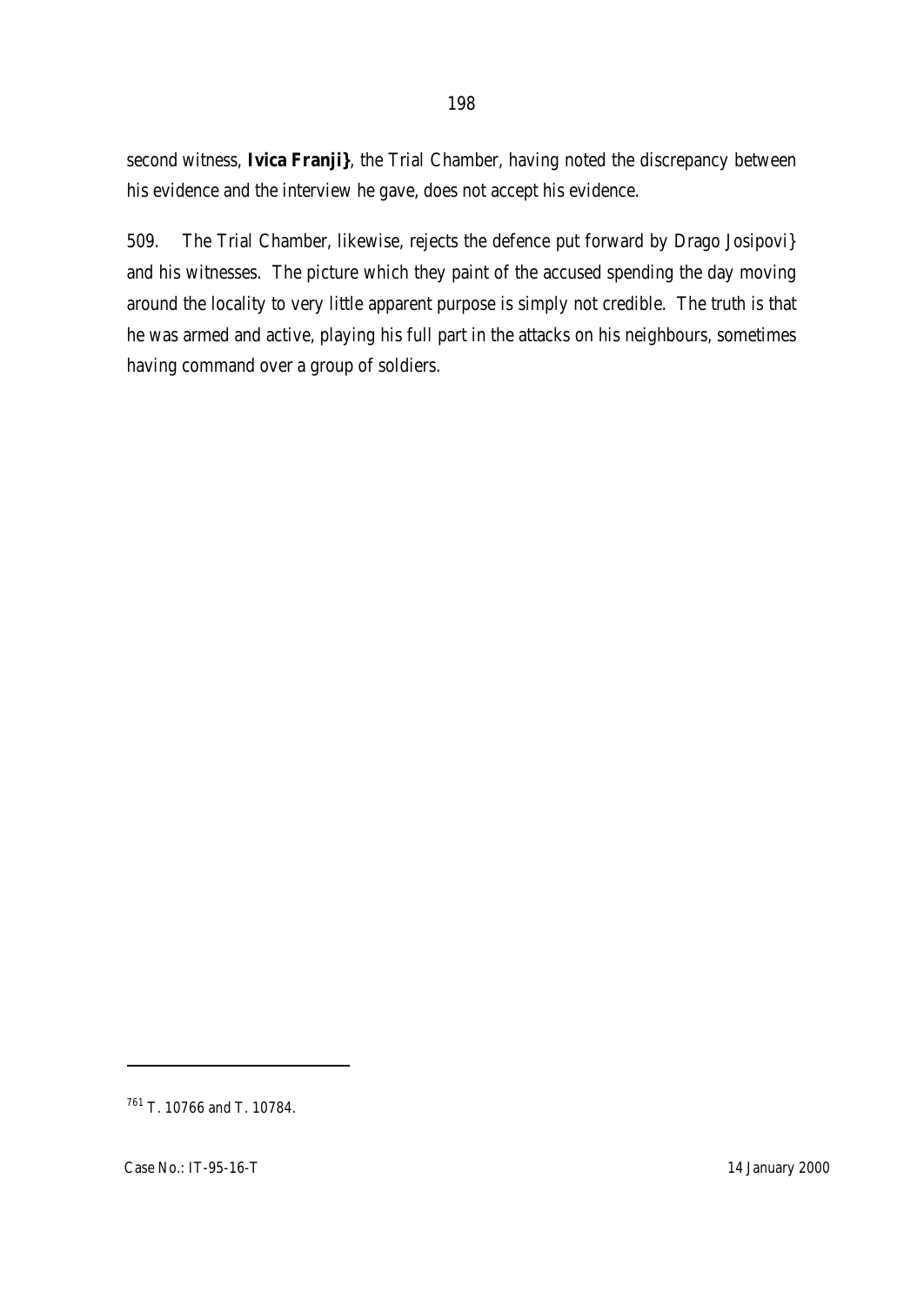second witness, **Ivica Franji}**, the Trial Chamber, having noted the discrepancy between his evidence and the interview he gave, does not accept his evidence.

509. The Trial Chamber, likewise, rejects the defence put forward by Drago Josipovi} and his witnesses. The picture which they paint of the accused spending the day moving around the locality to very little apparent purpose is simply not credible. The truth is that he was armed and active, playing his full part in the attacks on his neighbours, sometimes having command over a group of soldiers.

---

[761] T. 10766 and T. 10784.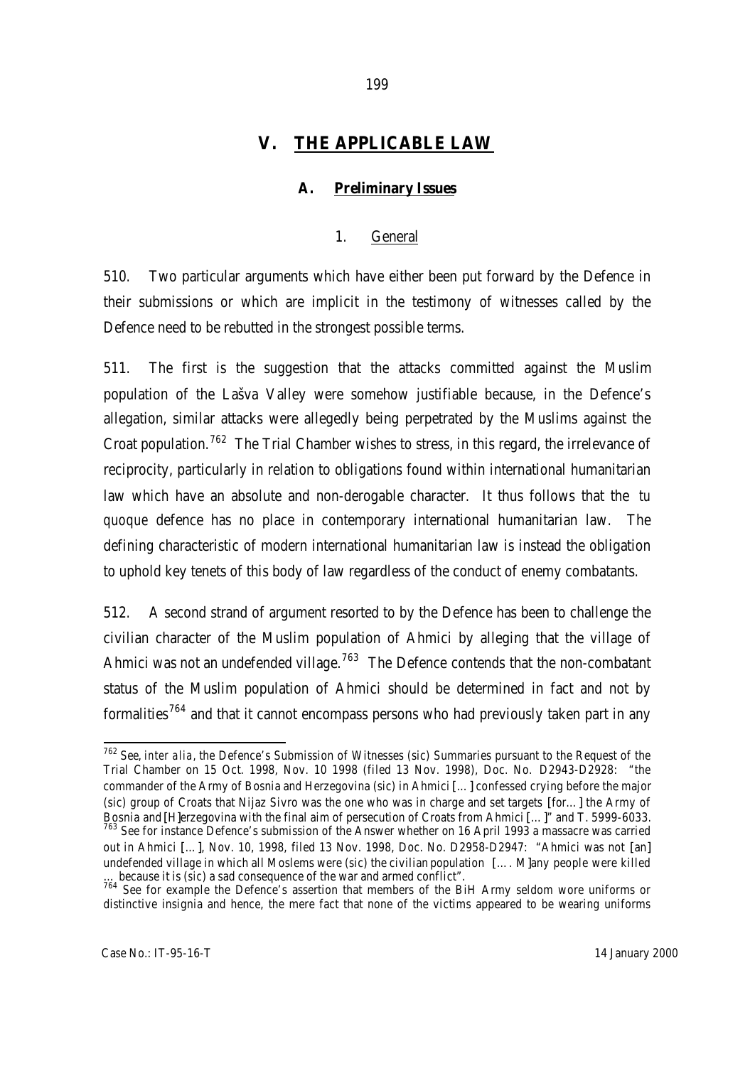# V. THE APPLICABLE LAW

## A. Preliminary Issues

### 1. General

510. Two particular arguments which have either been put forward by the Defence in their submissions or which are implicit in the testimony of witnesses called by the Defence need to be rebutted in the strongest possible terms.

511. The first is the suggestion that the attacks committed against the Muslim population of the Lašva Valley were somehow justifiable because, in the Defence's allegation, similar attacks were allegedly being perpetrated by the Muslims against the Croat population.[762] The Trial Chamber wishes to stress, in this regard, the irrelevance of reciprocity, particularly in relation to obligations found within international humanitarian law which have an absolute and non-derogable character. It thus follows that the *tu quoque* defence has no place in contemporary international humanitarian law. The defining characteristic of modern international humanitarian law is instead the obligation to uphold key tenets of this body of law regardless of the conduct of enemy combatants.

512. A second strand of argument resorted to by the Defence has been to challenge the civilian character of the Muslim population of Ahmici by alleging that the village of Ahmici was not an undefended village.[763] The Defence contends that the non-combatant status of the Muslim population of Ahmici should be determined in fact and not by formalities[764] and that it cannot encompass persons who had previously taken part in any

---

[762] See, *inter alia*, the Defence's Submission of Witnesses (sic) Summaries pursuant to the Request of the Trial Chamber on 15 Oct. 1998, Nov. 10 1998 (filed 13 Nov. 1998), Doc. No. D2943-D2928: "the commander of the Army of Bosnia and Herzegovina (sic) in Ahmici [...] confessed crying before the major (sic) group of Croats that Nijaz Sivro was the one who was in charge and set targets [for...] the Army of Bosnia and [H]erzegovina with the final aim of persecution of Croats from Ahmici [...]" and T. 5999-6033.

[763] See for instance Defence's submission of the Answer whether on 16 April 1993 a massacre was carried out in Ahmici [...], Nov. 10, 1998, filed 13 Nov. 1998, Doc. No. D2958-D2947: "Ahmici was not [an] undefended village in which all Moslems were (sic) the civilian population [.... M]any people were killed ... because it is (sic) a sad consequence of the war and armed conflict".

[764] See for example the Defence's assertion that members of the BiH Army seldom wore uniforms or distinctive insignia and hence, the mere fact that none of the victims appeared to be wearing uniforms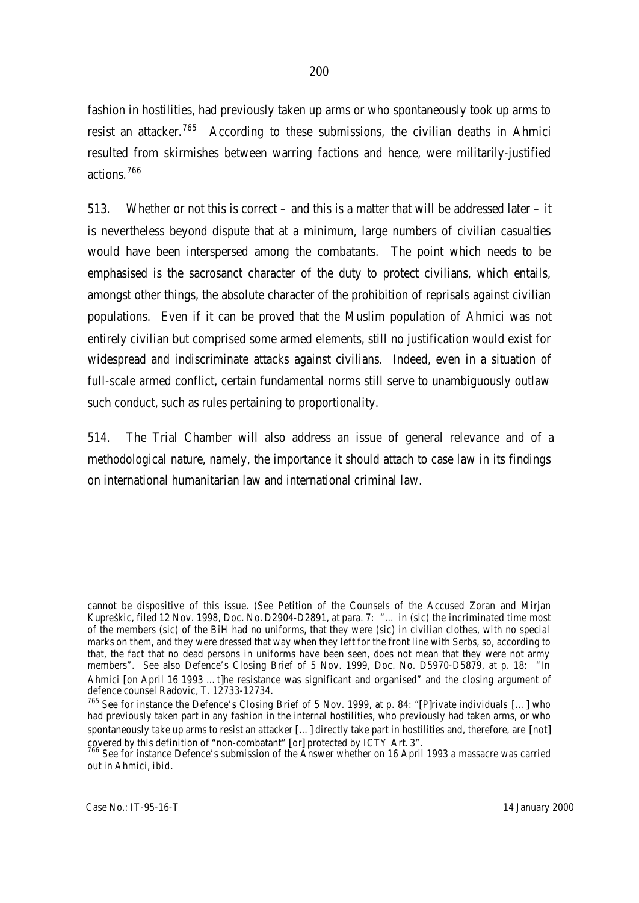fashion in hostilities, had previously taken up arms or who spontaneously took up arms to resist an attacker.[765] According to these submissions, the civilian deaths in Ahmici resulted from skirmishes between warring factions and hence, were militarily-justified actions.[766]

513. Whether or not this is correct – and this is a matter that will be addressed later – it is nevertheless beyond dispute that at a minimum, large numbers of civilian casualties would have been interspersed among the combatants. The point which needs to be emphasised is the sacrosanct character of the duty to protect civilians, which entails, amongst other things, the absolute character of the prohibition of reprisals against civilian populations. Even if it can be proved that the Muslim population of Ahmici was not entirely civilian but comprised some armed elements, still no justification would exist for widespread and indiscriminate attacks against civilians. Indeed, even in a situation of full-scale armed conflict, certain fundamental norms still serve to unambiguously outlaw such conduct, such as rules pertaining to proportionality.

514. The Trial Chamber will also address an issue of general relevance and of a methodological nature, namely, the importance it should attach to case law in its findings on international humanitarian law and international criminal law.

---

cannot be dispositive of this issue. (See Petition of the Counsels of the Accused Zoran and Mirjan Kupreškic, filed 12 Nov. 1998, Doc. No. D2904-D2891, at para. 7: "… in (sic) the incriminated time most of the members (sic) of the BiH had no uniforms, that they were (sic) in civilian clothes, with no special marks on them, and they were dressed that way when they left for the front line with Serbs, so, according to that, the fact that no dead persons in uniforms have been seen, does not mean that they were not army members". See also Defence's Closing Brief of 5 Nov. 1999, Doc. No. D5970-D5879, at p. 18: "In Ahmici [on April 16 1993 … t]he resistance was significant and organised" and the closing argument of defence counsel Radovic, T. 12733-12734.

[765] See for instance the Defence's Closing Brief of 5 Nov. 1999, at p. 84: "[P]rivate individuals […] who had previously taken part in any fashion in the internal hostilities, who previously had taken arms, or who spontaneously take up arms to resist an attacker […] directly take part in hostilities and, therefore, are [not] covered by this definition of "non-combatant" [or] protected by ICTY Art. 3".

[766] See for instance Defence's submission of the Answer whether on 16 April 1993 a massacre was carried out in Ahmici, *ibid.*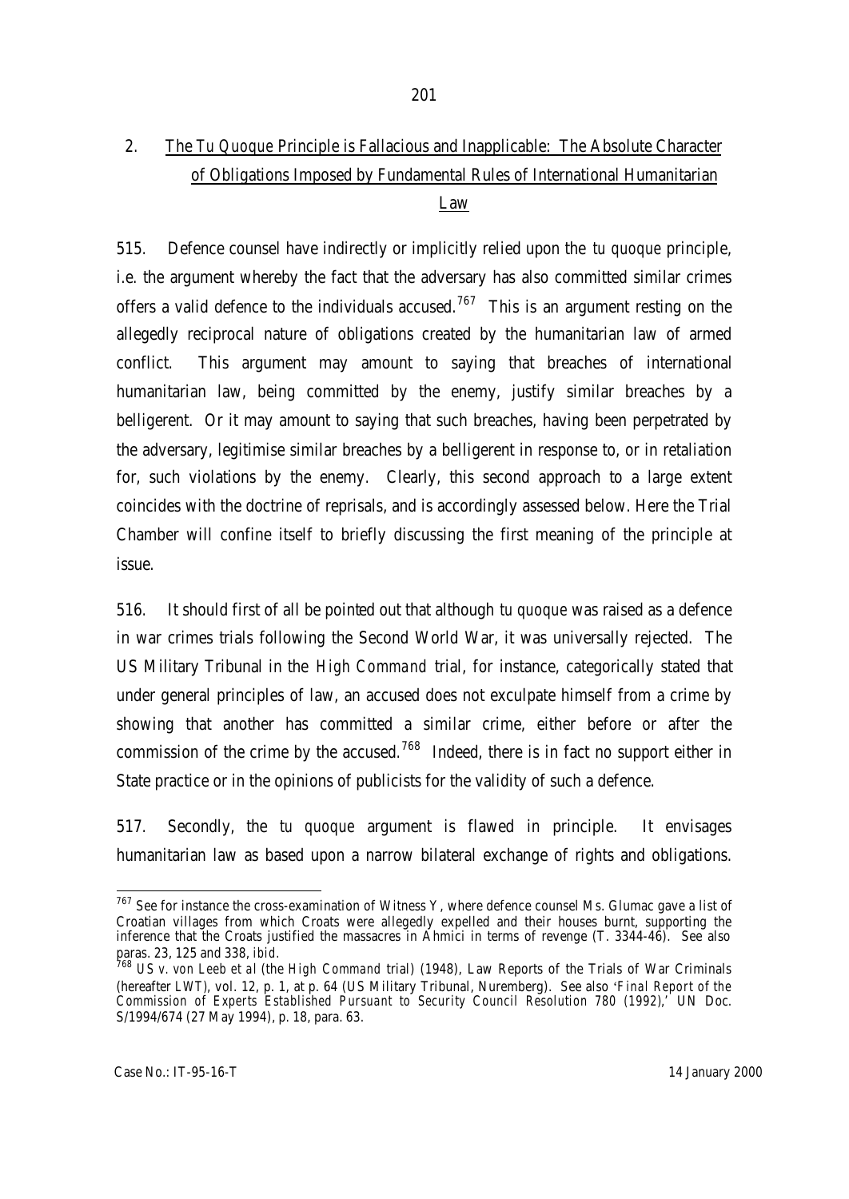## 2. The *Tu Quoque* Principle is Fallacious and Inapplicable: The Absolute Character of Obligations Imposed by Fundamental Rules of International Humanitarian Law

515. Defence counsel have indirectly or implicitly relied upon the *tu quoque* principle, i.e. the argument whereby the fact that the adversary has also committed similar crimes offers a valid defence to the individuals accused.[767] This is an argument resting on the allegedly reciprocal nature of obligations created by the humanitarian law of armed conflict. This argument may amount to saying that breaches of international humanitarian law, being committed by the enemy, justify similar breaches by a belligerent. Or it may amount to saying that such breaches, having been perpetrated by the adversary, legitimise similar breaches by a belligerent in response to, or in retaliation for, such violations by the enemy. Clearly, this second approach to a large extent coincides with the doctrine of reprisals, and is accordingly assessed below. Here the Trial Chamber will confine itself to briefly discussing the first meaning of the principle at issue.

516. It should first of all be pointed out that although *tu quoque* was raised as a defence in war crimes trials following the Second World War, it was universally rejected. The US Military Tribunal in the *High Command* trial, for instance, categorically stated that under general principles of law, an accused does not exculpate himself from a crime by showing that another has committed a similar crime, either before or after the commission of the crime by the accused.[768] Indeed, there is in fact no support either in State practice or in the opinions of publicists for the validity of such a defence.

517. Secondly, the *tu quoque* argument is flawed in principle. It envisages humanitarian law as based upon a narrow bilateral exchange of rights and obligations.

---

[767] See for instance the cross-examination of Witness Y, where defence counsel Ms. Glumac gave a list of Croatian villages from which Croats were allegedly expelled and their houses burnt, supporting the inference that the Croats justified the massacres in Ahmici in terms of revenge (T. 3344-46). See also paras. 23, 125 and 338, *ibid.*

[768] *US v. von Leeb et al* (the *High Command* trial) (1948), Law Reports of the Trials of War Criminals (hereafter LWT), vol. 12, p. 1, at p. 64 (US Military Tribunal, Nuremberg). See also '*Final Report of the Commission of Experts Established Pursuant to Security Council Resolution 780 (1992)*,' UN Doc. S/1994/674 (27 May 1994), p. 18, para. 63.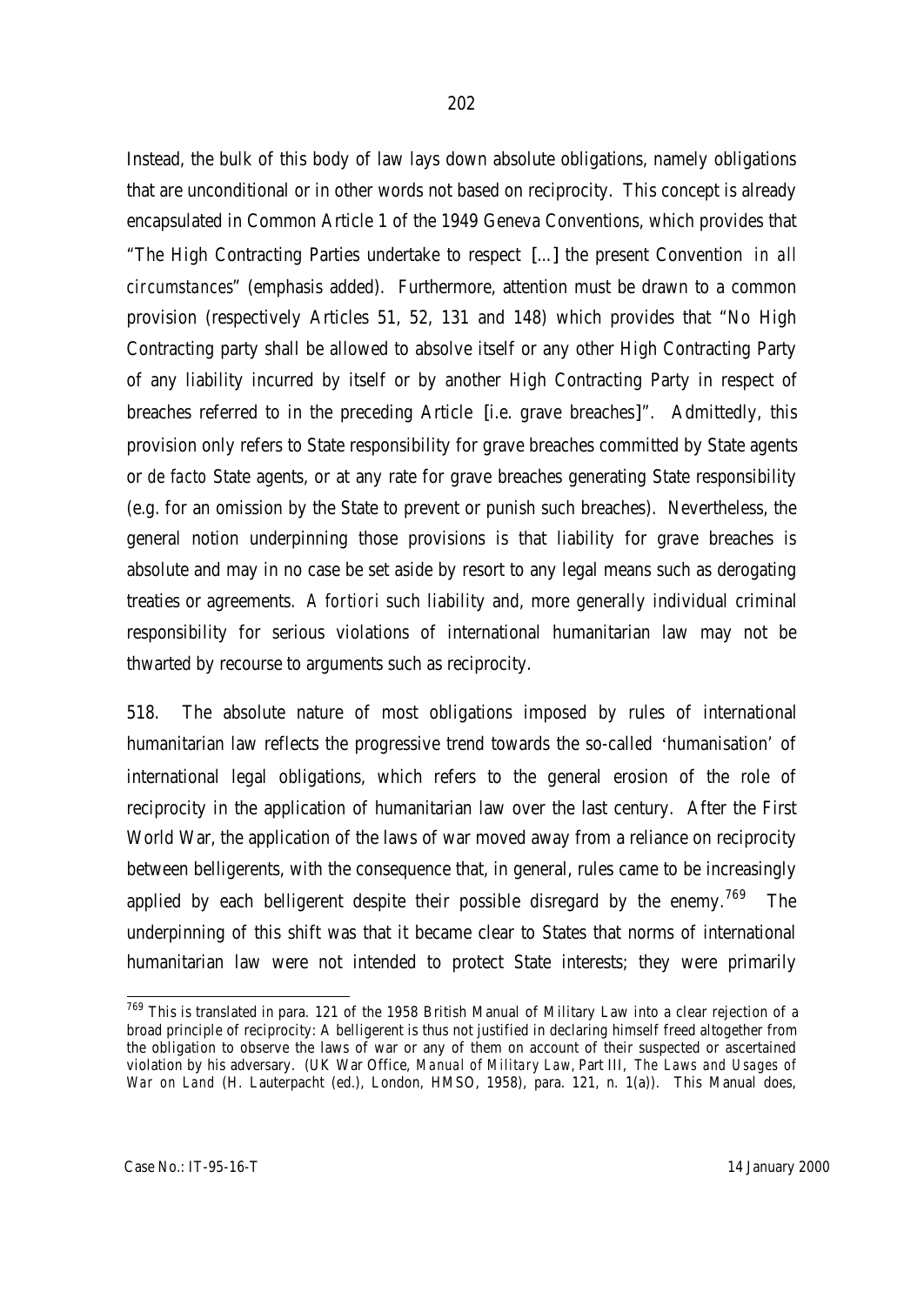Instead, the bulk of this body of law lays down absolute obligations, namely obligations that are unconditional or in other words not based on reciprocity. This concept is already encapsulated in Common Article 1 of the 1949 Geneva Conventions, which provides that "The High Contracting Parties undertake to respect [...] the present Convention *in all circumstances*" (emphasis added). Furthermore, attention must be drawn to a common provision (respectively Articles 51, 52, 131 and 148) which provides that "No High Contracting party shall be allowed to absolve itself or any other High Contracting Party of any liability incurred by itself or by another High Contracting Party in respect of breaches referred to in the preceding Article [i.e. grave breaches]". Admittedly, this provision only refers to State responsibility for grave breaches committed by State agents or *de facto* State agents, or at any rate for grave breaches generating State responsibility (e.g. for an omission by the State to prevent or punish such breaches). Nevertheless, the general notion underpinning those provisions is that liability for grave breaches is absolute and may in no case be set aside by resort to any legal means such as derogating treaties or agreements. *A fortiori* such liability and, more generally individual criminal responsibility for serious violations of international humanitarian law may not be thwarted by recourse to arguments such as reciprocity.

518. The absolute nature of most obligations imposed by rules of international humanitarian law reflects the progressive trend towards the so-called 'humanisation' of international legal obligations, which refers to the general erosion of the role of reciprocity in the application of humanitarian law over the last century. After the First World War, the application of the laws of war moved away from a reliance on reciprocity between belligerents, with the consequence that, in general, rules came to be increasingly applied by each belligerent despite their possible disregard by the enemy.[769] The underpinning of this shift was that it became clear to States that norms of international humanitarian law were not intended to protect State interests; they were primarily

[769] This is translated in para. 121 of the 1958 British Manual of Military Law into a clear rejection of a broad principle of reciprocity: A belligerent is thus not justified in declaring himself freed altogether from the obligation to observe the laws of war or any of them on account of their suspected or ascertained violation by his adversary. (UK War Office, *Manual of Military Law*, Part III, *The Laws and Usages of War on Land* (H. Lauterpacht (ed.), London, HMSO, 1958), para. 121, n. 1(a)). This Manual does,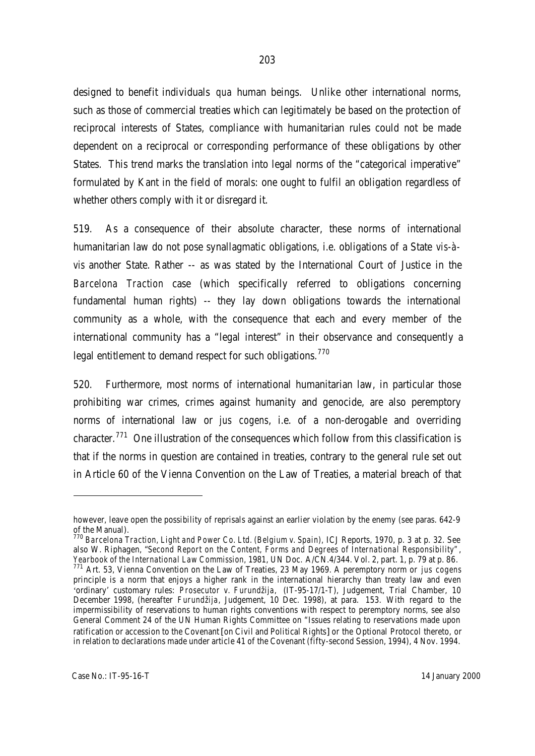designed to benefit individuals *qua* human beings. Unlike other international norms, such as those of commercial treaties which can legitimately be based on the protection of reciprocal interests of States, compliance with humanitarian rules could not be made dependent on a reciprocal or corresponding performance of these obligations by other States. This trend marks the translation into legal norms of the "categorical imperative" formulated by Kant in the field of morals: one ought to fulfil an obligation regardless of whether others comply with it or disregard it.

519. As a consequence of their absolute character, these norms of international humanitarian law do not pose synallagmatic obligations, i.e. obligations of a State *vis-à-vis* another State. Rather -- as was stated by the International Court of Justice in the *Barcelona Traction* case (which specifically referred to obligations concerning fundamental human rights) -- they lay down obligations towards the international community as a whole, with the consequence that each and every member of the international community has a "legal interest" in their observance and consequently a legal entitlement to demand respect for such obligations.[770]

520. Furthermore, most norms of international humanitarian law, in particular those prohibiting war crimes, crimes against humanity and genocide, are also peremptory norms of international law or *jus cogens*, i.e. of a non-derogable and overriding character.[771] One illustration of the consequences which follow from this classification is that if the norms in question are contained in treaties, contrary to the general rule set out in Article 60 of the Vienna Convention on the Law of Treaties, a material breach of that

---

however, leave open the possibility of reprisals against an earlier violation by the enemy (see paras. 642-9 of the Manual).

[770] *Barcelona Traction, Light and Power Co. Ltd. (Belgium v. Spain)*, ICJ Reports, 1970, p. 3 at p. 32. See also W. Riphagen, "*Second Report on the Content, Forms and Degrees of International Responsibility*", *Yearbook of the International Law Commission*, 1981, UN Doc. A/CN.4/344. Vol. 2, part. 1, p. 79 at p. 86.

[771] Art. 53, Vienna Convention on the Law of Treaties, 23 May 1969. A peremptory norm or *jus cogens* principle is a norm that enjoys a higher rank in the international hierarchy than treaty law and even 'ordinary' customary rules: *Prosecutor v. Furundžija*, (IT-95-17/1-T), Judgement, Trial Chamber, 10 December 1998, (hereafter *Furundžija*, Judgement, 10 Dec. 1998), at para. 153. With regard to the impermissibility of reservations to human rights conventions with respect to peremptory norms, see also General Comment 24 of the UN Human Rights Committee on "Issues relating to reservations made upon ratification or accession to the Covenant [on Civil and Political Rights] or the Optional Protocol thereto, or in relation to declarations made under article 41 of the Covenant (fifty-second Session, 1994), 4 Nov. 1994.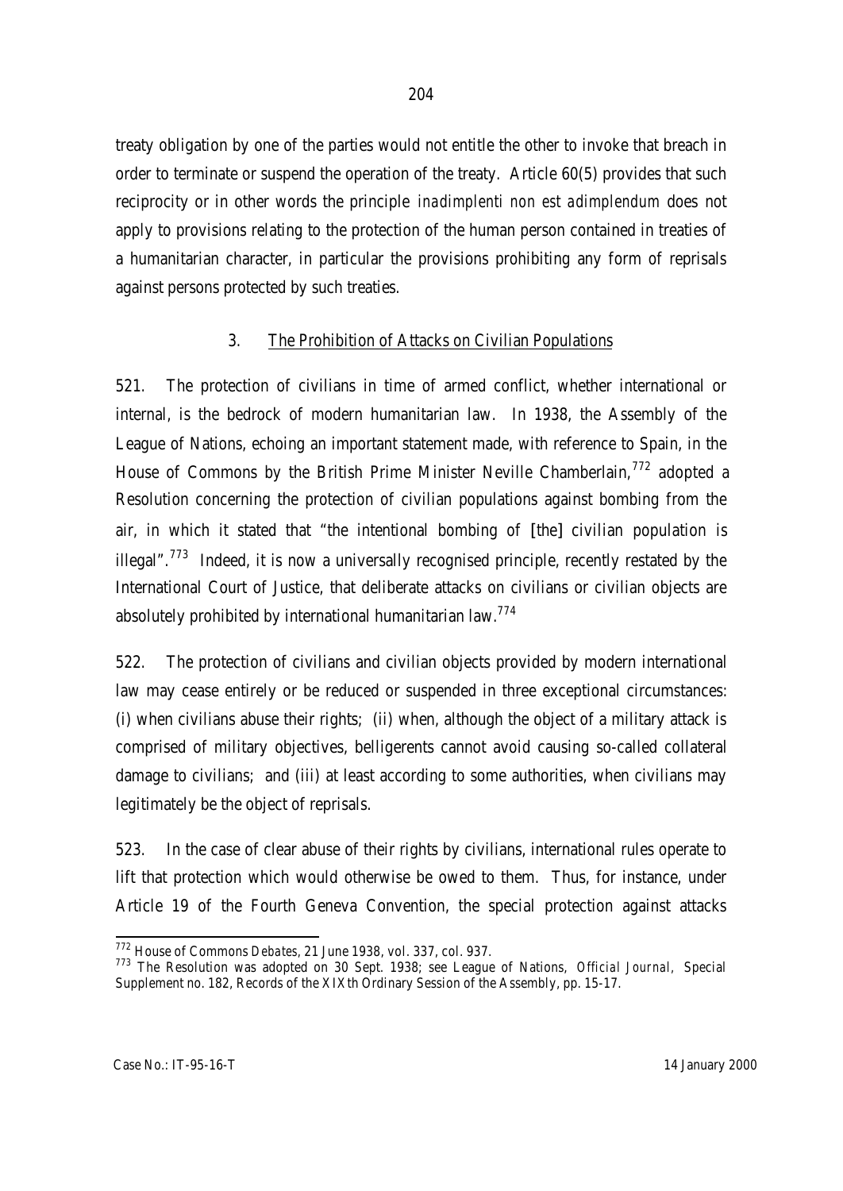treaty obligation by one of the parties would not entitle the other to invoke that breach in order to terminate or suspend the operation of the treaty. Article 60(5) provides that such reciprocity or in other words the principle *inadimplenti non est adimplendum* does not apply to provisions relating to the protection of the human person contained in treaties of a humanitarian character, in particular the provisions prohibiting any form of reprisals against persons protected by such treaties.

### 3. The Prohibition of Attacks on Civilian Populations

521. The protection of civilians in time of armed conflict, whether international or internal, is the bedrock of modern humanitarian law. In 1938, the Assembly of the League of Nations, echoing an important statement made, with reference to Spain, in the House of Commons by the British Prime Minister Neville Chamberlain,[772] adopted a Resolution concerning the protection of civilian populations against bombing from the air, in which it stated that "the intentional bombing of [the] civilian population is illegal".[773] Indeed, it is now a universally recognised principle, recently restated by the International Court of Justice, that deliberate attacks on civilians or civilian objects are absolutely prohibited by international humanitarian law.[774]

522. The protection of civilians and civilian objects provided by modern international law may cease entirely or be reduced or suspended in three exceptional circumstances: (i) when civilians abuse their rights; (ii) when, although the object of a military attack is comprised of military objectives, belligerents cannot avoid causing so-called collateral damage to civilians; and (iii) at least according to some authorities, when civilians may legitimately be the object of reprisals.

523. In the case of clear abuse of their rights by civilians, international rules operate to lift that protection which would otherwise be owed to them. Thus, for instance, under Article 19 of the Fourth Geneva Convention, the special protection against attacks

---

[772] House of Commons *Debates*, 21 June 1938, vol. 337, col. 937.

[773] The Resolution was adopted on 30 Sept. 1938; see League of Nations, *Official Journal*, Special Supplement no. 182, Records of the XIXth Ordinary Session of the Assembly, pp. 15-17.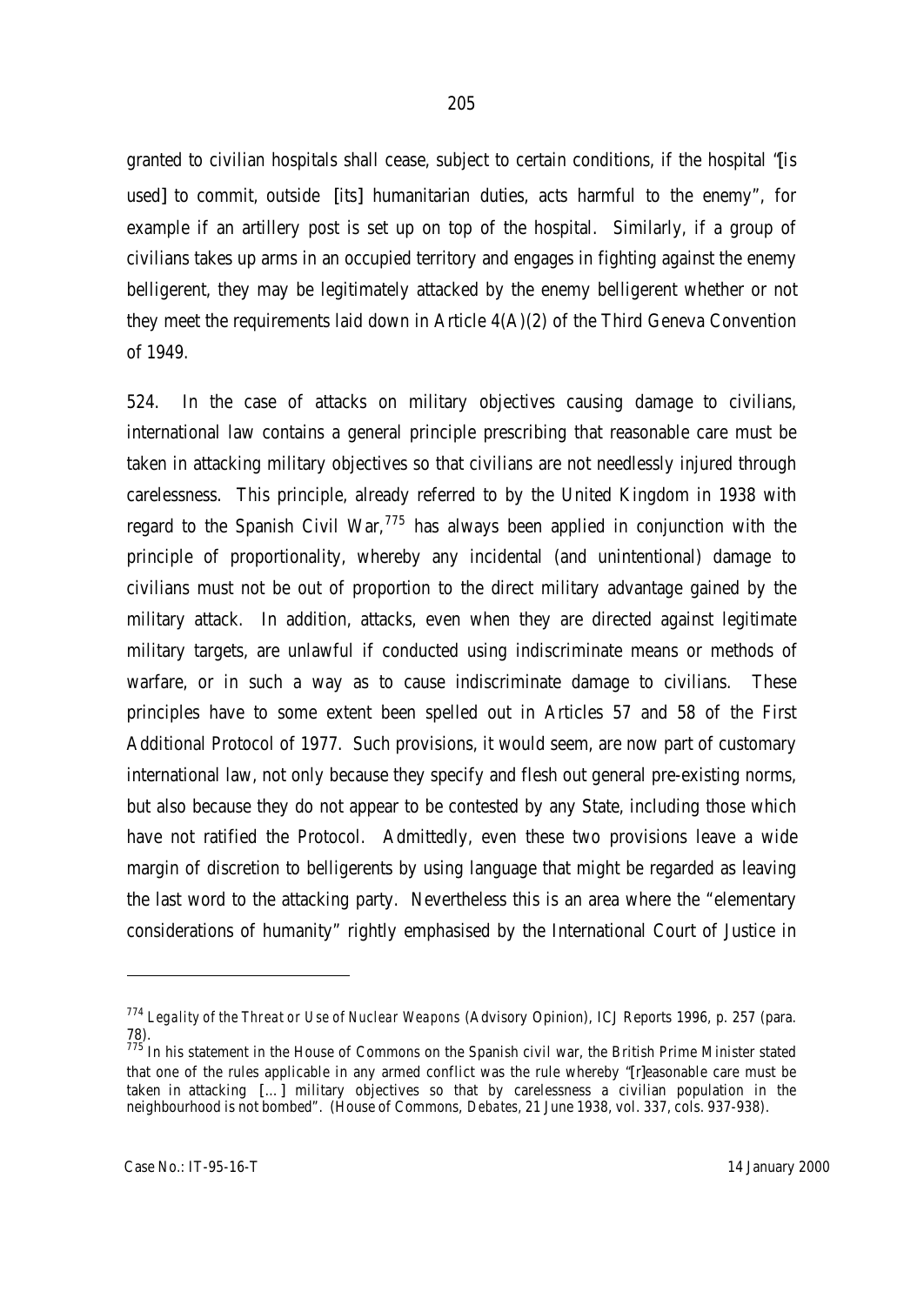granted to civilian hospitals shall cease, subject to certain conditions, if the hospital "[is used] to commit, outside [its] humanitarian duties, acts harmful to the enemy", for example if an artillery post is set up on top of the hospital. Similarly, if a group of civilians takes up arms in an occupied territory and engages in fighting against the enemy belligerent, they may be legitimately attacked by the enemy belligerent whether or not they meet the requirements laid down in Article 4(A)(2) of the Third Geneva Convention of 1949.

524. In the case of attacks on military objectives causing damage to civilians, international law contains a general principle prescribing that reasonable care must be taken in attacking military objectives so that civilians are not needlessly injured through carelessness. This principle, already referred to by the United Kingdom in 1938 with regard to the Spanish Civil War,[775] has always been applied in conjunction with the principle of proportionality, whereby any incidental (and unintentional) damage to civilians must not be out of proportion to the direct military advantage gained by the military attack. In addition, attacks, even when they are directed against legitimate military targets, are unlawful if conducted using indiscriminate means or methods of warfare, or in such a way as to cause indiscriminate damage to civilians. These principles have to some extent been spelled out in Articles 57 and 58 of the First Additional Protocol of 1977. Such provisions, it would seem, are now part of customary international law, not only because they specify and flesh out general pre-existing norms, but also because they do not appear to be contested by any State, including those which have not ratified the Protocol. Admittedly, even these two provisions leave a wide margin of discretion to belligerents by using language that might be regarded as leaving the last word to the attacking party. Nevertheless this is an area where the "elementary considerations of humanity" rightly emphasised by the International Court of Justice in

---

[774] *Legality of the Threat or Use of Nuclear Weapons* (Advisory Opinion), ICJ Reports 1996, p. 257 (para. 78).

[775] In his statement in the House of Commons on the Spanish civil war, the British Prime Minister stated that one of the rules applicable in any armed conflict was the rule whereby "[r]easonable care must be taken in attacking [...] military objectives so that by carelessness a civilian population in the neighbourhood is not bombed". (House of Commons, *Debates*, 21 June 1938, vol. 337, cols. 937-938).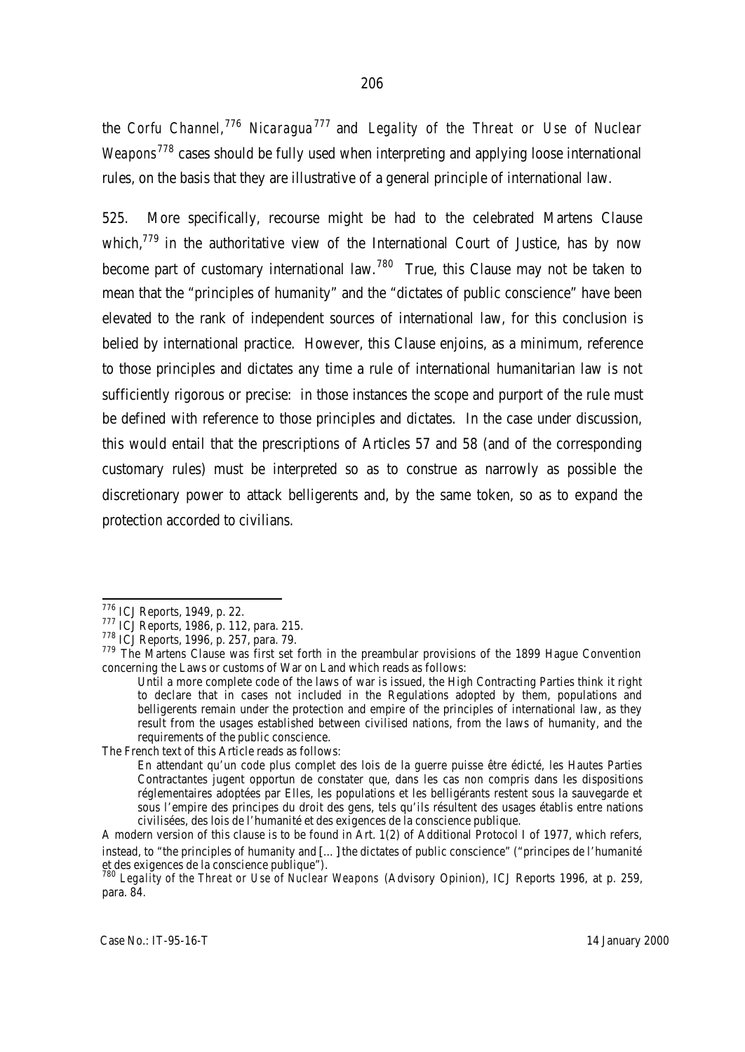the *Corfu Channel*,[776] *Nicaragua*[777] and *Legality of the Threat or Use of Nuclear Weapons*[778] cases should be fully used when interpreting and applying loose international rules, on the basis that they are illustrative of a general principle of international law.

525. More specifically, recourse might be had to the celebrated Martens Clause which,[779] in the authoritative view of the International Court of Justice, has by now become part of customary international law.[780] True, this Clause may not be taken to mean that the "principles of humanity" and the "dictates of public conscience" have been elevated to the rank of independent sources of international law, for this conclusion is belied by international practice. However, this Clause enjoins, as a minimum, reference to those principles and dictates any time a rule of international humanitarian law is not sufficiently rigorous or precise: in those instances the scope and purport of the rule must be defined with reference to those principles and dictates. In the case under discussion, this would entail that the prescriptions of Articles 57 and 58 (and of the corresponding customary rules) must be interpreted so as to construe as narrowly as possible the discretionary power to attack belligerents and, by the same token, so as to expand the protection accorded to civilians.

---

[776] ICJ Reports, 1949, p. 22.

[777] ICJ Reports, 1986, p. 112, para. 215.

[778] ICJ Reports, 1996, p. 257, para. 79.

[779] The Martens Clause was first set forth in the preambular provisions of the 1899 Hague Convention concerning the Laws or customs of War on Land which reads as follows:

> Until a more complete code of the laws of war is issued, the High Contracting Parties think it right to declare that in cases not included in the Regulations adopted by them, populations and belligerents remain under the protection and empire of the principles of international law, as they result from the usages established between civilised nations, from the laws of humanity, and the requirements of the public conscience.

The French text of this Article reads as follows:

> En attendant qu'un code plus complet des lois de la guerre puisse être édicté, les Hautes Parties Contractantes jugent opportun de constater que, dans les cas non compris dans les dispositions réglementaires adoptées par Elles, les populations et les belligérants restent sous la sauvegarde et sous l'empire des principes du droit des gens, tels qu'ils résultent des usages établis entre nations civilisées, des lois de l'humanité et des exigences de la conscience publique.

A modern version of this clause is to be found in Art. 1(2) of Additional Protocol I of 1977, which refers, instead, to "the principles of humanity and [...] the dictates of public conscience" ("principes de l'humanité et des exigences de la conscience publique").

[780] *Legality of the Threat or Use of Nuclear Weapons* (Advisory Opinion), ICJ Reports 1996, at p. 259, para. 84.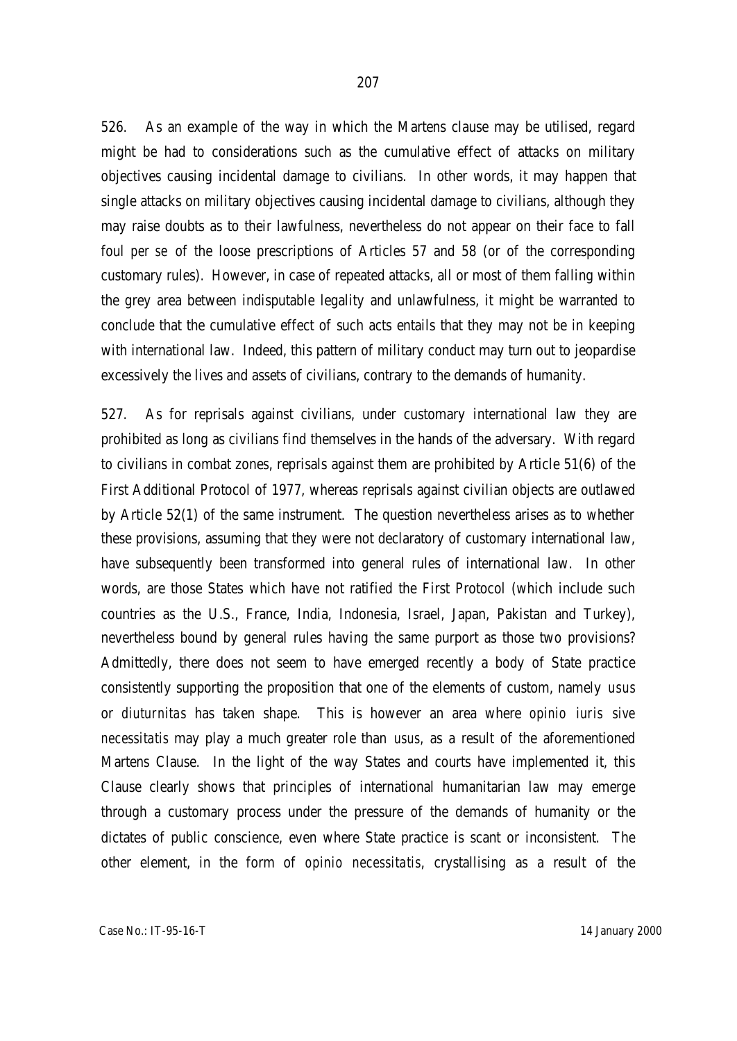526. As an example of the way in which the Martens clause may be utilised, regard might be had to considerations such as the cumulative effect of attacks on military objectives causing incidental damage to civilians. In other words, it may happen that single attacks on military objectives causing incidental damage to civilians, although they may raise doubts as to their lawfulness, nevertheless do not appear on their face to fall foul *per se* of the loose prescriptions of Articles 57 and 58 (or of the corresponding customary rules). However, in case of repeated attacks, all or most of them falling within the grey area between indisputable legality and unlawfulness, it might be warranted to conclude that the cumulative effect of such acts entails that they may not be in keeping with international law. Indeed, this pattern of military conduct may turn out to jeopardise excessively the lives and assets of civilians, contrary to the demands of humanity.

527. As for reprisals against civilians, under customary international law they are prohibited as long as civilians find themselves in the hands of the adversary. With regard to civilians in combat zones, reprisals against them are prohibited by Article 51(6) of the First Additional Protocol of 1977, whereas reprisals against civilian objects are outlawed by Article 52(1) of the same instrument. The question nevertheless arises as to whether these provisions, assuming that they were not declaratory of customary international law, have subsequently been transformed into general rules of international law. In other words, are those States which have not ratified the First Protocol (which include such countries as the U.S., France, India, Indonesia, Israel, Japan, Pakistan and Turkey), nevertheless bound by general rules having the same purport as those two provisions? Admittedly, there does not seem to have emerged recently a body of State practice consistently supporting the proposition that one of the elements of custom, namely *usus* or *diuturnitas* has taken shape. This is however an area where *opinio iuris sive necessitatis* may play a much greater role than *usus*, as a result of the aforementioned Martens Clause. In the light of the way States and courts have implemented it, this Clause clearly shows that principles of international humanitarian law may emerge through a customary process under the pressure of the demands of humanity or the dictates of public conscience, even where State practice is scant or inconsistent. The other element, in the form of *opinio necessitatis*, crystallising as a result of the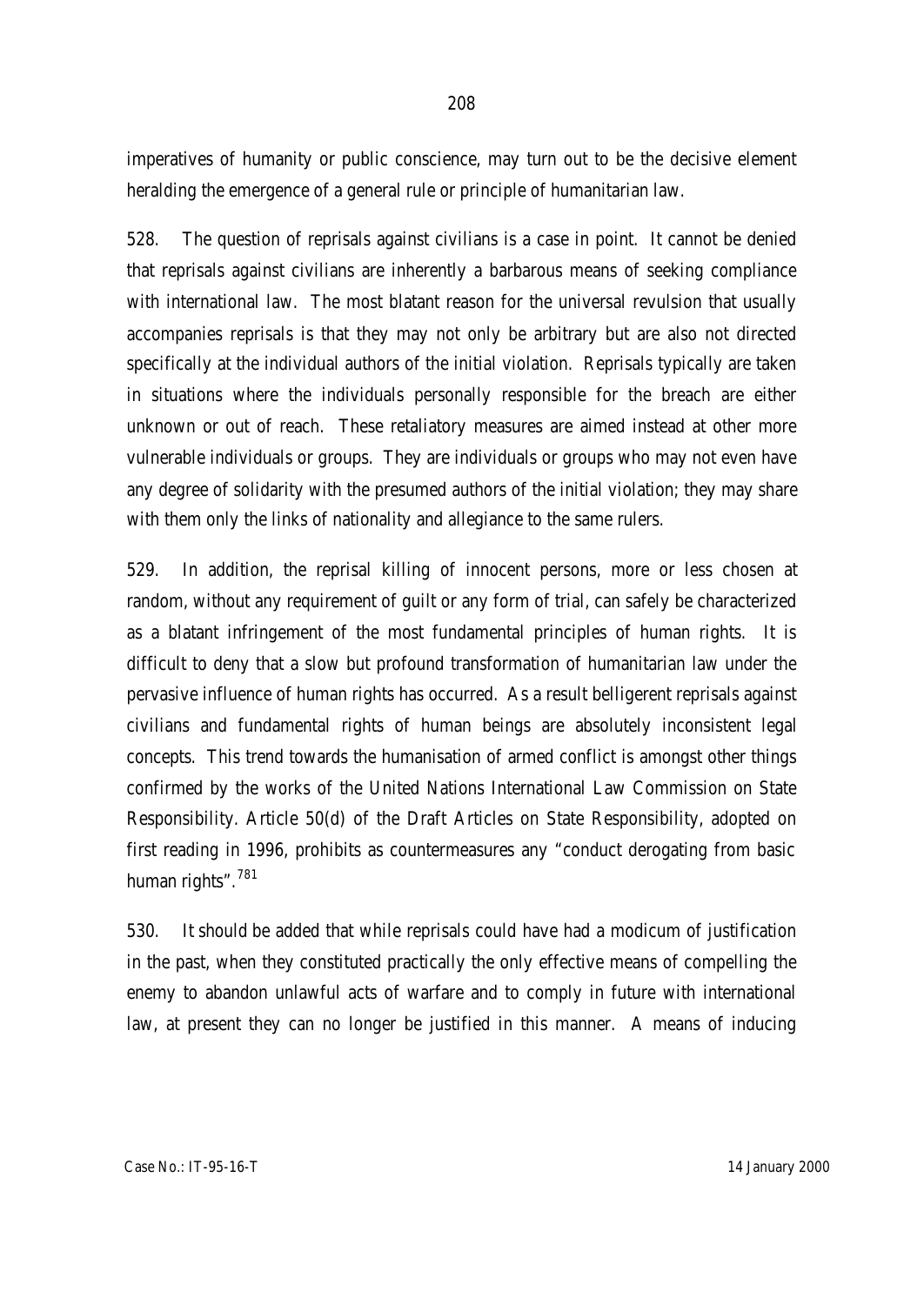imperatives of humanity or public conscience, may turn out to be the decisive element heralding the emergence of a general rule or principle of humanitarian law.

528. The question of reprisals against civilians is a case in point. It cannot be denied that reprisals against civilians are inherently a barbarous means of seeking compliance with international law. The most blatant reason for the universal revulsion that usually accompanies reprisals is that they may not only be arbitrary but are also not directed specifically at the individual authors of the initial violation. Reprisals typically are taken in situations where the individuals personally responsible for the breach are either unknown or out of reach. These retaliatory measures are aimed instead at other more vulnerable individuals or groups. They are individuals or groups who may not even have any degree of solidarity with the presumed authors of the initial violation; they may share with them only the links of nationality and allegiance to the same rulers.

529. In addition, the reprisal killing of innocent persons, more or less chosen at random, without any requirement of guilt or any form of trial, can safely be characterized as a blatant infringement of the most fundamental principles of human rights. It is difficult to deny that a slow but profound transformation of humanitarian law under the pervasive influence of human rights has occurred. As a result belligerent reprisals against civilians and fundamental rights of human beings are absolutely inconsistent legal concepts. This trend towards the humanisation of armed conflict is amongst other things confirmed by the works of the United Nations International Law Commission on State Responsibility. Article 50(d) of the Draft Articles on State Responsibility, adopted on first reading in 1996, prohibits as countermeasures any "conduct derogating from basic human rights".[781]

530. It should be added that while reprisals could have had a modicum of justification in the past, when they constituted practically the only effective means of compelling the enemy to abandon unlawful acts of warfare and to comply in future with international law, at present they can no longer be justified in this manner. A means of inducing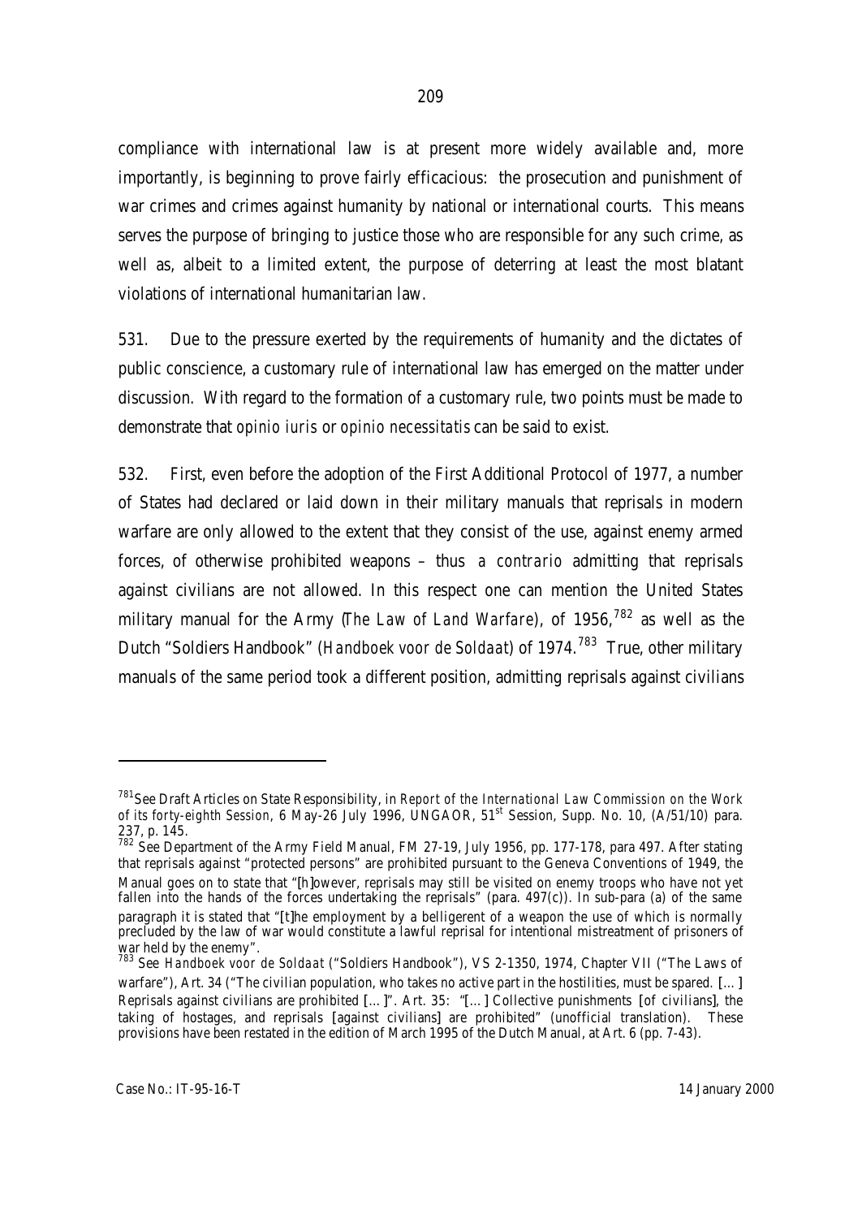compliance with international law is at present more widely available and, more importantly, is beginning to prove fairly efficacious: the prosecution and punishment of war crimes and crimes against humanity by national or international courts. This means serves the purpose of bringing to justice those who are responsible for any such crime, as well as, albeit to a limited extent, the purpose of deterring at least the most blatant violations of international humanitarian law.

531. Due to the pressure exerted by the requirements of humanity and the dictates of public conscience, a customary rule of international law has emerged on the matter under discussion. With regard to the formation of a customary rule, two points must be made to demonstrate that *opinio iuris* or *opinio necessitatis* can be said to exist.

532. First, even before the adoption of the First Additional Protocol of 1977, a number of States had declared or laid down in their military manuals that reprisals in modern warfare are only allowed to the extent that they consist of the use, against enemy armed forces, of otherwise prohibited weapons – thus *a contrario* admitting that reprisals against civilians are not allowed. In this respect one can mention the United States military manual for the Army (*The Law of Land Warfare*), of 1956,[782] as well as the Dutch "Soldiers Handbook" (*Handboek voor de Soldaat*) of 1974.[783] True, other military manuals of the same period took a different position, admitting reprisals against civilians

---

[781] See Draft Articles on State Responsibility, in *Report of the International Law Commission on the Work of its forty-eighth Session*, 6 May-26 July 1996, UNGAOR, 51st Session, Supp. No. 10, (A/51/10) para. 237, p. 145.

[782] See Department of the Army Field Manual, FM 27-19, July 1956, pp. 177-178, para 497. After stating that reprisals against "protected persons" are prohibited pursuant to the Geneva Conventions of 1949, the Manual goes on to state that "[h]owever, reprisals may still be visited on enemy troops who have not yet fallen into the hands of the forces undertaking the reprisals" (para. 497(c)). In sub-para (a) of the same paragraph it is stated that "[t]he employment by a belligerent of a weapon the use of which is normally precluded by the law of war would constitute a lawful reprisal for intentional mistreatment of prisoners of war held by the enemy".

[783] See *Handboek voor de Soldaat* ("Soldiers Handbook"), VS 2-1350, 1974, Chapter VII ("The Laws of warfare"), Art. 34 ("The civilian population, who takes no active part in the hostilities, must be spared. [...] Reprisals against civilians are prohibited [...]". Art. 35: "[...] Collective punishments [of civilians], the taking of hostages, and reprisals [against civilians] are prohibited" (unofficial translation). These provisions have been restated in the edition of March 1995 of the Dutch Manual, at Art. 6 (pp. 7-43).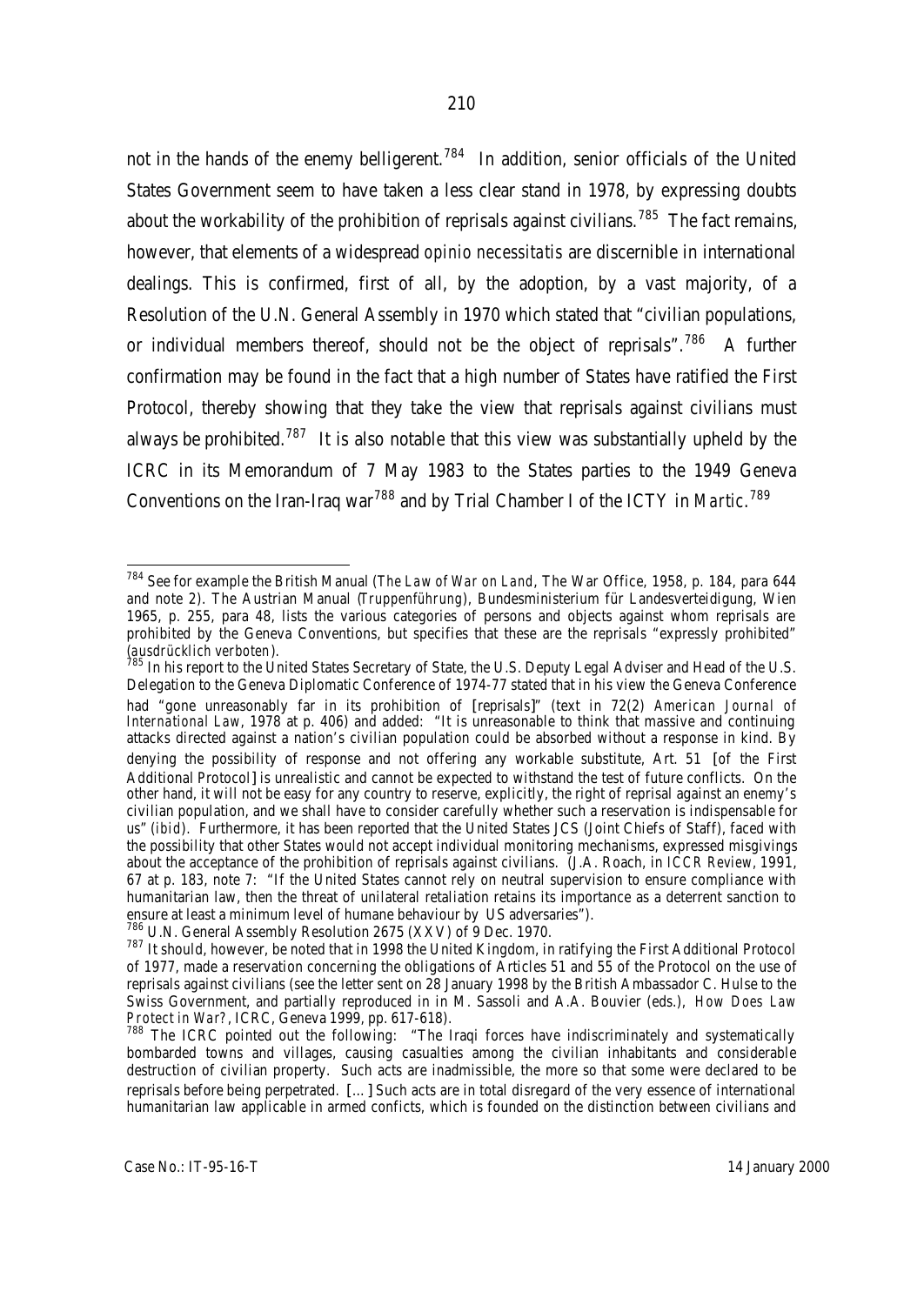not in the hands of the enemy belligerent.[784] In addition, senior officials of the United States Government seem to have taken a less clear stand in 1978, by expressing doubts about the workability of the prohibition of reprisals against civilians.[785] The fact remains, however, that elements of a widespread *opinio necessitatis* are discernible in international dealings. This is confirmed, first of all, by the adoption, by a vast majority, of a Resolution of the U.N. General Assembly in 1970 which stated that "civilian populations, or individual members thereof, should not be the object of reprisals".[786] A further confirmation may be found in the fact that a high number of States have ratified the First Protocol, thereby showing that they take the view that reprisals against civilians must always be prohibited.[787] It is also notable that this view was substantially upheld by the ICRC in its Memorandum of 7 May 1983 to the States parties to the 1949 Geneva Conventions on the Iran-Iraq war[788] and by Trial Chamber I of the ICTY in *Martic*.[789]

---

[784] See for example the British Manual (*The Law of War on Land*, The War Office, 1958, p. 184, para 644 and note 2). The Austrian Manual (*Truppenführung*), Bundesministerium für Landesverteidigung, Wien 1965, p. 255, para 48, lists the various categories of persons and objects against whom reprisals are prohibited by the Geneva Conventions, but specifies that these are the reprisals "expressly prohibited" (*ausdrücklich verboten*).

[785] In his report to the United States Secretary of State, the U.S. Deputy Legal Adviser and Head of the U.S. Delegation to the Geneva Diplomatic Conference of 1974-77 stated that in his view the Geneva Conference had "gone unreasonably far in its prohibition of [reprisals]" (text in 72(2) *American Journal of International Law*, 1978 at p. 406) and added: "It is unreasonable to think that massive and continuing attacks directed against a nation's civilian population could be absorbed without a response in kind. By denying the possibility of response and not offering any workable substitute, Art. 51 [of the First Additional Protocol] is unrealistic and cannot be expected to withstand the test of future conflicts. On the other hand, it will not be easy for any country to reserve, explicitly, the right of reprisal against an enemy's civilian population, and we shall have to consider carefully whether such a reservation is indispensable for us" (*ibid*). Furthermore, it has been reported that the United States JCS (Joint Chiefs of Staff), faced with the possibility that other States would not accept individual monitoring mechanisms, expressed misgivings about the acceptance of the prohibition of reprisals against civilians. (J.A. Roach, in *ICCR Review*, 1991, 67 at p. 183, note 7: "If the United States cannot rely on neutral supervision to ensure compliance with humanitarian law, then the threat of unilateral retaliation retains its importance as a deterrent sanction to ensure at least a minimum level of humane behaviour by US adversaries").

[786] U.N. General Assembly Resolution 2675 (XXV) of 9 Dec. 1970.

[787] It should, however, be noted that in 1998 the United Kingdom, in ratifying the First Additional Protocol of 1977, made a reservation concerning the obligations of Articles 51 and 55 of the Protocol on the use of reprisals against civilians (see the letter sent on 28 January 1998 by the British Ambassador C. Hulse to the Swiss Government, and partially reproduced in M. Sassoli and A.A. Bouvier (eds.), *How Does Law Protect in War?*, ICRC, Geneva 1999, pp. 617-618).

[788] The ICRC pointed out the following: "The Iraqi forces have indiscriminately and systematically bombarded towns and villages, causing casualties among the civilian inhabitants and considerable destruction of civilian property. Such acts are inadmissible, the more so that some were declared to be reprisals before being perpetrated. [...] Such acts are in total disregard of the very essence of international humanitarian law applicable in armed conficts, which is founded on the distinction between civilians and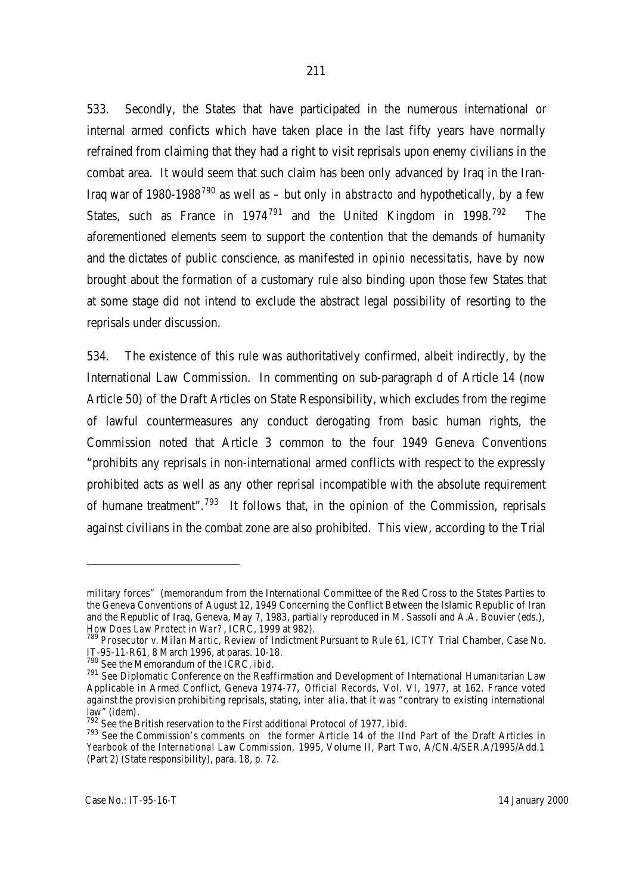533. Secondly, the States that have participated in the numerous international or internal armed conficts which have taken place in the last fifty years have normally refrained from claiming that they had a right to visit reprisals upon enemy civilians in the combat area. It would seem that such claim has been only advanced by Iraq in the Iran-Iraq war of 1980-1988[790] as well as – but only *in abstracto* and hypothetically, by a few States, such as France in 1974[791] and the United Kingdom in 1998.[792] The aforementioned elements seem to support the contention that the demands of humanity and the dictates of public conscience, as manifested in *opinio necessitatis*, have by now brought about the formation of a customary rule also binding upon those few States that at some stage did not intend to exclude the abstract legal possibility of resorting to the reprisals under discussion.

534. The existence of this rule was authoritatively confirmed, albeit indirectly, by the International Law Commission. In commenting on sub-paragraph d of Article 14 (now Article 50) of the Draft Articles on State Responsibility, which excludes from the regime of lawful countermeasures any conduct derogating from basic human rights, the Commission noted that Article 3 common to the four 1949 Geneva Conventions "prohibits any reprisals in non-international armed conflicts with respect to the expressly prohibited acts as well as any other reprisal incompatible with the absolute requirement of humane treatment".[793] It follows that, in the opinion of the Commission, reprisals against civilians in the combat zone are also prohibited. This view, according to the Trial

---

military forces" (memorandum from the International Committee of the Red Cross to the States Parties to the Geneva Conventions of August 12, 1949 Concerning the Conflict Between the Islamic Republic of Iran and the Republic of Iraq, Geneva, May 7, 1983, partially reproduced in M. Sassoli and A.A. Bouvier (eds.), *How Does Law Protect in War?*, ICRC, 1999 at 982).

[789] *Prosecutor v. Milan Martic*, Review of Indictment Pursuant to Rule 61, ICTY Trial Chamber, Case No. IT-95-11-R61, 8 March 1996, at paras. 10-18.

[790] See the Memorandum of the ICRC, *ibid*.

[791] See Diplomatic Conference on the Reaffirmation and Development of International Humanitarian Law Applicable in Armed Conflict, Geneva 1974-77, *Official Records*, Vol. VI, 1977, at 162. France voted against the provision prohibiting reprisals, stating, *inter alia*, that it was "contrary to existing international law" (*idem*).

[792] See the British reservation to the First additional Protocol of 1977, *ibid*.

[793] See the Commission's comments on the former Article 14 of the IInd Part of the Draft Articles in *Yearbook of the International Law Commission*, 1995, Volume II, Part Two, A/CN.4/SER.A/1995/Add.1 (Part 2) (State responsibility), para. 18, p. 72.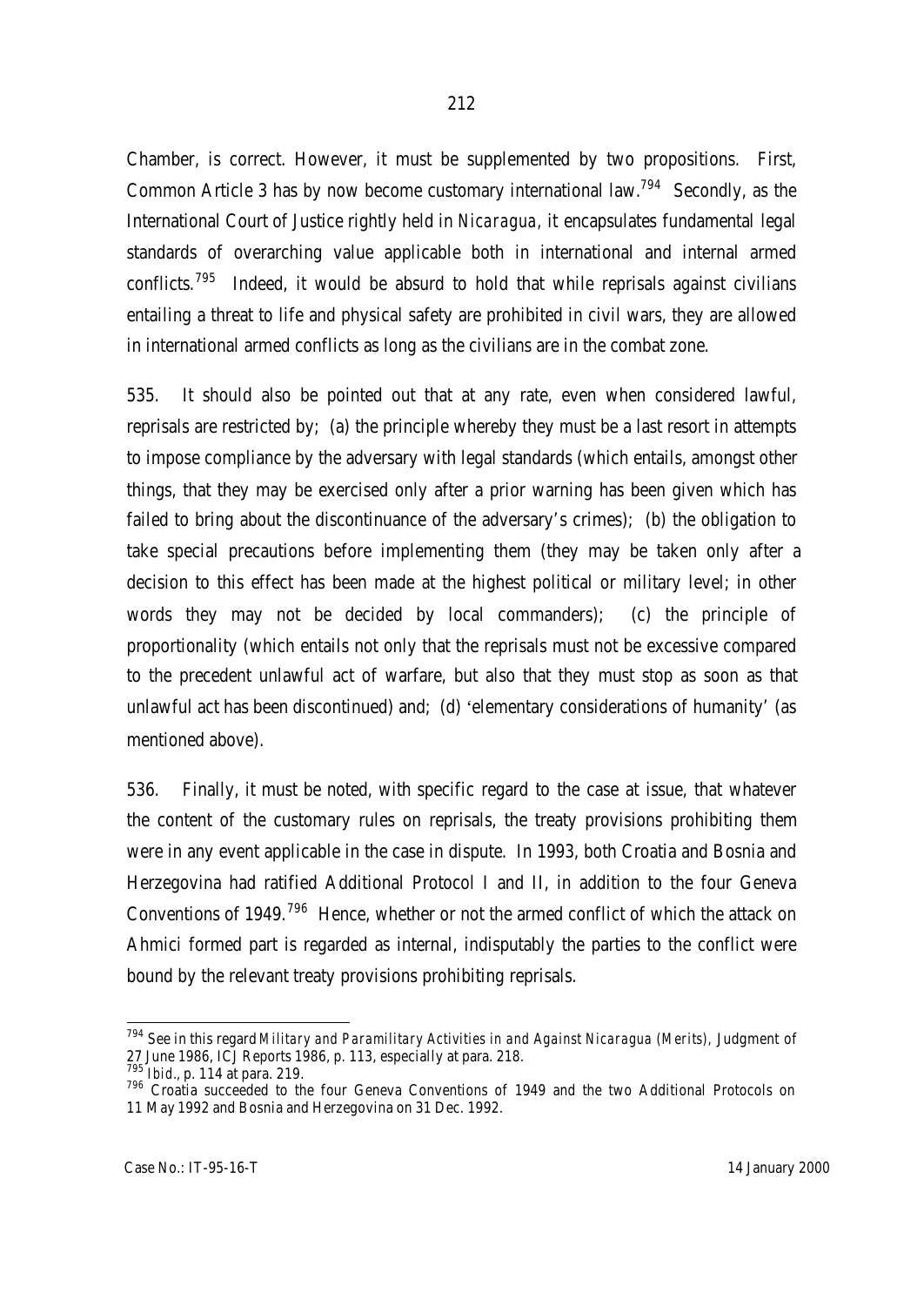Chamber, is correct. However, it must be supplemented by two propositions. First, Common Article 3 has by now become customary international law.[794] Secondly, as the International Court of Justice rightly held in *Nicaragua*, it encapsulates fundamental legal standards of overarching value applicable both in international and internal armed conflicts.[795] Indeed, it would be absurd to hold that while reprisals against civilians entailing a threat to life and physical safety are prohibited in civil wars, they are allowed in international armed conflicts as long as the civilians are in the combat zone.

535. It should also be pointed out that at any rate, even when considered lawful, reprisals are restricted by; (a) the principle whereby they must be a last resort in attempts to impose compliance by the adversary with legal standards (which entails, amongst other things, that they may be exercised only after a prior warning has been given which has failed to bring about the discontinuance of the adversary's crimes); (b) the obligation to take special precautions before implementing them (they may be taken only after a decision to this effect has been made at the highest political or military level; in other words they may not be decided by local commanders); (c) the principle of proportionality (which entails not only that the reprisals must not be excessive compared to the precedent unlawful act of warfare, but also that they must stop as soon as that unlawful act has been discontinued) and; (d) 'elementary considerations of humanity' (as mentioned above).

536. Finally, it must be noted, with specific regard to the case at issue, that whatever the content of the customary rules on reprisals, the treaty provisions prohibiting them were in any event applicable in the case in dispute. In 1993, both Croatia and Bosnia and Herzegovina had ratified Additional Protocol I and II, in addition to the four Geneva Conventions of 1949.[796] Hence, whether or not the armed conflict of which the attack on Ahmici formed part is regarded as internal, indisputably the parties to the conflict were bound by the relevant treaty provisions prohibiting reprisals.

---

[794] See in this regard *Military and Paramilitary Activities in and Against Nicaragua (Merits)*, Judgment of 27 June 1986, ICJ Reports 1986, p. 113, especially at para. 218.

[795] *Ibid.*, p. 114 at para. 219.

[796] Croatia succeeded to the four Geneva Conventions of 1949 and the two Additional Protocols on 11 May 1992 and Bosnia and Herzegovina on 31 Dec. 1992.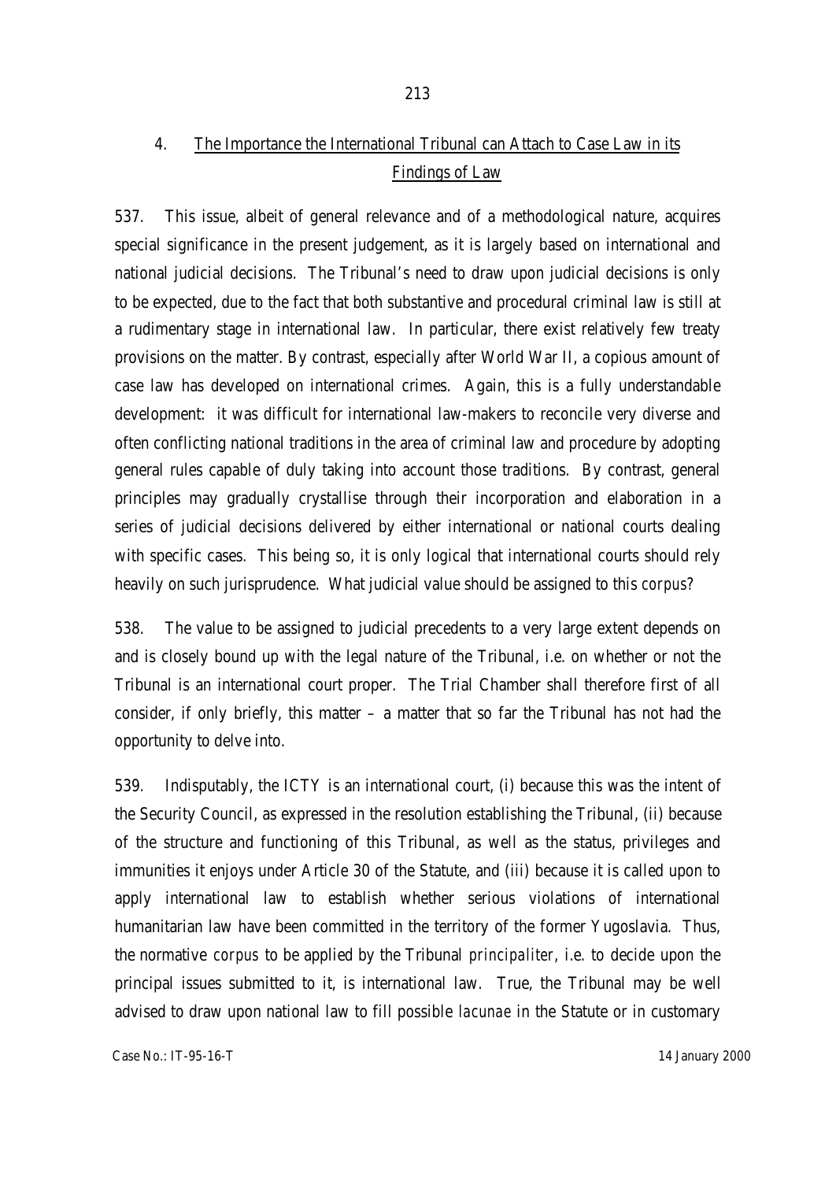## 4. The Importance the International Tribunal can Attach to Case Law in its Findings of Law

537. This issue, albeit of general relevance and of a methodological nature, acquires special significance in the present judgement, as it is largely based on international and national judicial decisions. The Tribunal's need to draw upon judicial decisions is only to be expected, due to the fact that both substantive and procedural criminal law is still at a rudimentary stage in international law. In particular, there exist relatively few treaty provisions on the matter. By contrast, especially after World War II, a copious amount of case law has developed on international crimes. Again, this is a fully understandable development: it was difficult for international law-makers to reconcile very diverse and often conflicting national traditions in the area of criminal law and procedure by adopting general rules capable of duly taking into account those traditions. By contrast, general principles may gradually crystallise through their incorporation and elaboration in a series of judicial decisions delivered by either international or national courts dealing with specific cases. This being so, it is only logical that international courts should rely heavily on such jurisprudence. What judicial value should be assigned to this *corpus*?

538. The value to be assigned to judicial precedents to a very large extent depends on and is closely bound up with the legal nature of the Tribunal, i.e. on whether or not the Tribunal is an international court proper. The Trial Chamber shall therefore first of all consider, if only briefly, this matter – a matter that so far the Tribunal has not had the opportunity to delve into.

539. Indisputably, the ICTY is an international court, (i) because this was the intent of the Security Council, as expressed in the resolution establishing the Tribunal, (ii) because of the structure and functioning of this Tribunal, as well as the status, privileges and immunities it enjoys under Article 30 of the Statute, and (iii) because it is called upon to apply international law to establish whether serious violations of international humanitarian law have been committed in the territory of the former Yugoslavia. Thus, the normative *corpus* to be applied by the Tribunal *principaliter*, i.e. to decide upon the principal issues submitted to it, is international law. True, the Tribunal may be well advised to draw upon national law to fill possible *lacunae* in the Statute or in customary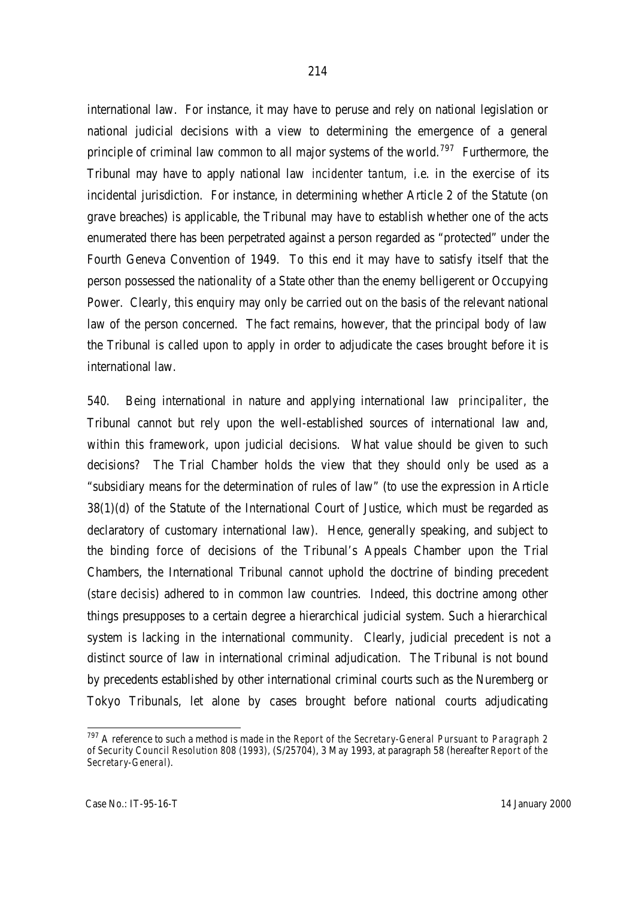international law. For instance, it may have to peruse and rely on national legislation or national judicial decisions with a view to determining the emergence of a general principle of criminal law common to all major systems of the world.[797] Furthermore, the Tribunal may have to apply national law *incidenter tantum,* i.e. in the exercise of its incidental jurisdiction. For instance, in determining whether Article 2 of the Statute (on grave breaches) is applicable, the Tribunal may have to establish whether one of the acts enumerated there has been perpetrated against a person regarded as "protected" under the Fourth Geneva Convention of 1949. To this end it may have to satisfy itself that the person possessed the nationality of a State other than the enemy belligerent or Occupying Power. Clearly, this enquiry may only be carried out on the basis of the relevant national law of the person concerned. The fact remains, however, that the principal body of law the Tribunal is called upon to apply in order to adjudicate the cases brought before it is international law.

540. Being international in nature and applying international law *principaliter*, the Tribunal cannot but rely upon the well-established sources of international law and, within this framework, upon judicial decisions. What value should be given to such decisions? The Trial Chamber holds the view that they should only be used as a "subsidiary means for the determination of rules of law" (to use the expression in Article 38(1)(d) of the Statute of the International Court of Justice, which must be regarded as declaratory of customary international law). Hence, generally speaking, and subject to the binding force of decisions of the Tribunal's Appeals Chamber upon the Trial Chambers, the International Tribunal cannot uphold the doctrine of binding precedent (*stare decisis*) adhered to in common law countries. Indeed, this doctrine among other things presupposes to a certain degree a hierarchical judicial system. Such a hierarchical system is lacking in the international community. Clearly, judicial precedent is not a distinct source of law in international criminal adjudication. The Tribunal is not bound by precedents established by other international criminal courts such as the Nuremberg or Tokyo Tribunals, let alone by cases brought before national courts adjudicating

---

[797] A reference to such a method is made in the *Report of the Secretary-General Pursuant to Paragraph 2 of Security Council Resolution 808 (1993)*, (S/25704), 3 May 1993, at paragraph 58 (hereafter *Report of the Secretary-General*).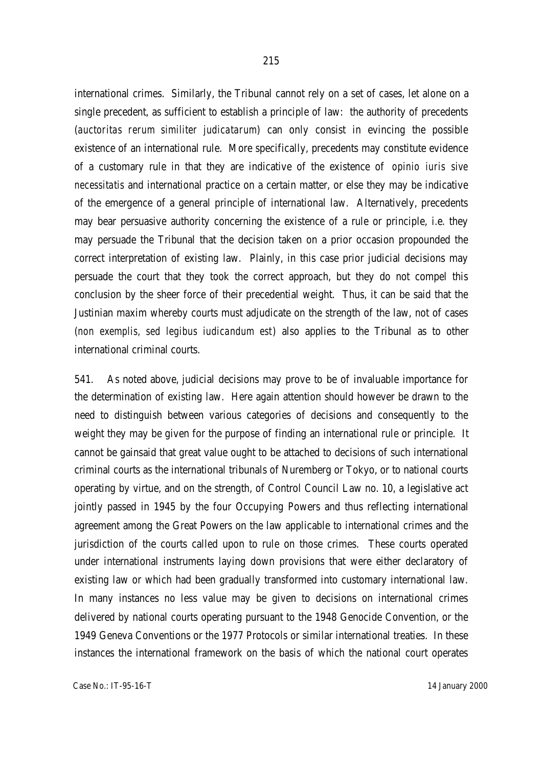international crimes. Similarly, the Tribunal cannot rely on a set of cases, let alone on a single precedent, as sufficient to establish a principle of law: the authority of precedents (*auctoritas rerum similiter judicatarum*) can only consist in evincing the possible existence of an international rule. More specifically, precedents may constitute evidence of a customary rule in that they are indicative of the existence of *opinio iuris sive necessitatis* and international practice on a certain matter, or else they may be indicative of the emergence of a general principle of international law. Alternatively, precedents may bear persuasive authority concerning the existence of a rule or principle, i.e. they may persuade the Tribunal that the decision taken on a prior occasion propounded the correct interpretation of existing law. Plainly, in this case prior judicial decisions may persuade the court that they took the correct approach, but they do not compel this conclusion by the sheer force of their precedential weight. Thus, it can be said that the Justinian maxim whereby courts must adjudicate on the strength of the law, not of cases (*non exemplis, sed legibus iudicandum est*) also applies to the Tribunal as to other international criminal courts.

541. As noted above, judicial decisions may prove to be of invaluable importance for the determination of existing law. Here again attention should however be drawn to the need to distinguish between various categories of decisions and consequently to the weight they may be given for the purpose of finding an international rule or principle. It cannot be gainsaid that great value ought to be attached to decisions of such international criminal courts as the international tribunals of Nuremberg or Tokyo, or to national courts operating by virtue, and on the strength, of Control Council Law no. 10, a legislative act jointly passed in 1945 by the four Occupying Powers and thus reflecting international agreement among the Great Powers on the law applicable to international crimes and the jurisdiction of the courts called upon to rule on those crimes. These courts operated under international instruments laying down provisions that were either declaratory of existing law or which had been gradually transformed into customary international law. In many instances no less value may be given to decisions on international crimes delivered by national courts operating pursuant to the 1948 Genocide Convention, or the 1949 Geneva Conventions or the 1977 Protocols or similar international treaties. In these instances the international framework on the basis of which the national court operates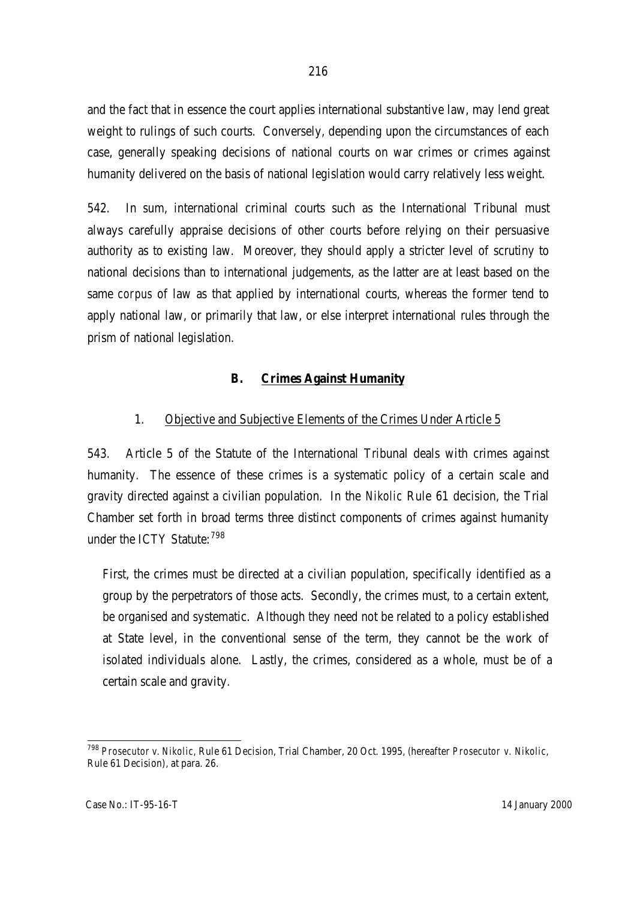and the fact that in essence the court applies international substantive law, may lend great weight to rulings of such courts. Conversely, depending upon the circumstances of each case, generally speaking decisions of national courts on war crimes or crimes against humanity delivered on the basis of national legislation would carry relatively less weight.

542. In sum, international criminal courts such as the International Tribunal must always carefully appraise decisions of other courts before relying on their persuasive authority as to existing law. Moreover, they should apply a stricter level of scrutiny to national decisions than to international judgements, as the latter are at least based on the same *corpus* of law as that applied by international courts, whereas the former tend to apply national law, or primarily that law, or else interpret international rules through the prism of national legislation.

## B. Crimes Against Humanity

### 1. Objective and Subjective Elements of the Crimes Under Article 5

543. Article 5 of the Statute of the International Tribunal deals with crimes against humanity. The essence of these crimes is a systematic policy of a certain scale and gravity directed against a civilian population. In the *Nikolic* Rule 61 decision, the Trial Chamber set forth in broad terms three distinct components of crimes against humanity under the ICTY Statute:[798]

> First, the crimes must be directed at a civilian population, specifically identified as a group by the perpetrators of those acts. Secondly, the crimes must, to a certain extent, be organised and systematic. Although they need not be related to a policy established at State level, in the conventional sense of the term, they cannot be the work of isolated individuals alone. Lastly, the crimes, considered as a whole, must be of a certain scale and gravity.

---

[798] *Prosecutor v. Nikolic*, Rule 61 Decision, Trial Chamber, 20 Oct. 1995, (hereafter *Prosecutor v. Nikolic*, Rule 61 Decision), at para. 26.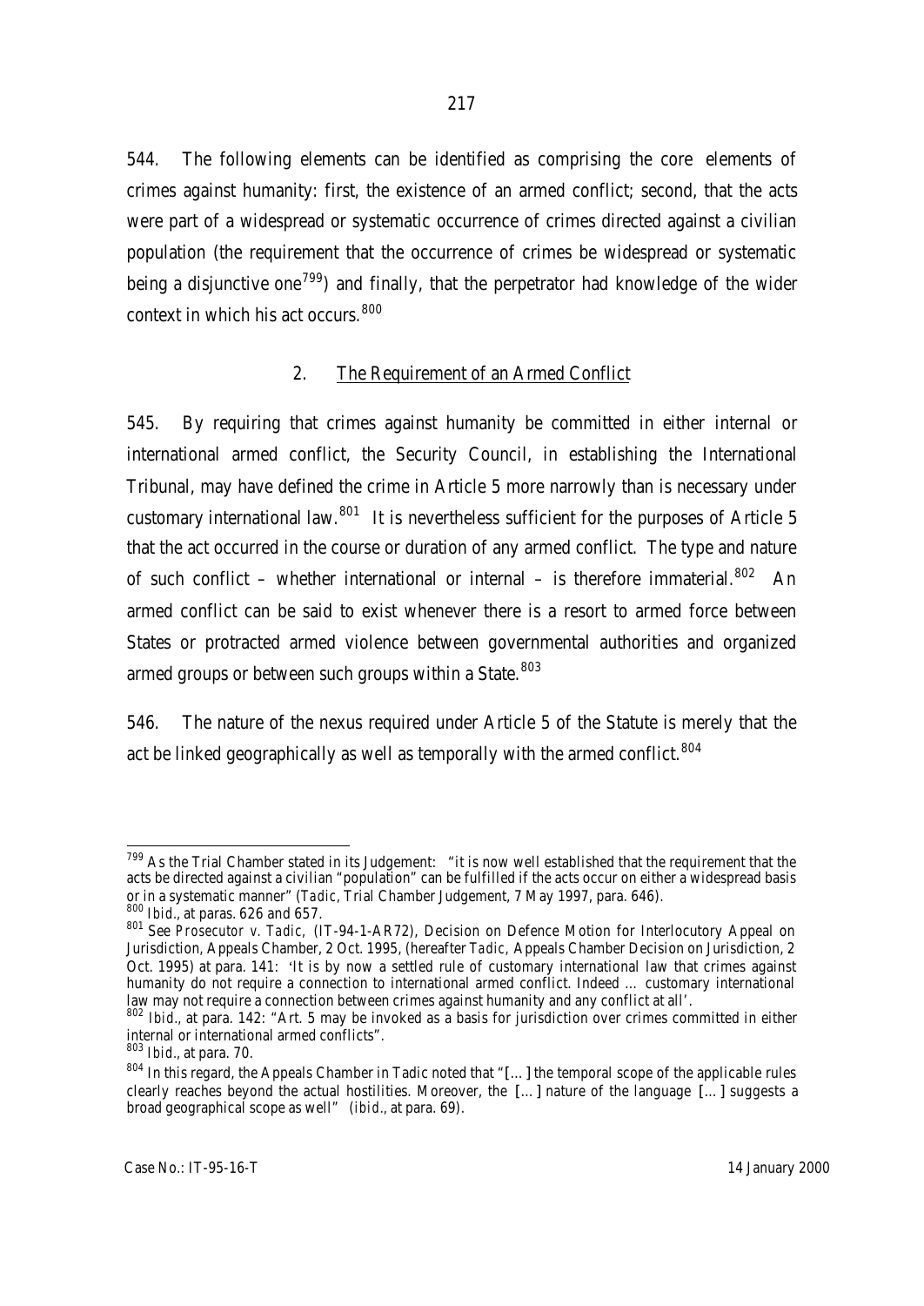544. The following elements can be identified as comprising the core elements of crimes against humanity: first, the existence of an armed conflict; second, that the acts were part of a widespread or systematic occurrence of crimes directed against a civilian population (the requirement that the occurrence of crimes be widespread or systematic being a disjunctive one[799]) and finally, that the perpetrator had knowledge of the wider context in which his act occurs.[800]

### 2. The Requirement of an Armed Conflict

545. By requiring that crimes against humanity be committed in either internal or international armed conflict, the Security Council, in establishing the International Tribunal, may have defined the crime in Article 5 more narrowly than is necessary under customary international law.[801] It is nevertheless sufficient for the purposes of Article 5 that the act occurred in the course or duration of any armed conflict. The type and nature of such conflict – whether international or internal – is therefore immaterial.[802] An armed conflict can be said to exist whenever there is a resort to armed force between States or protracted armed violence between governmental authorities and organized armed groups or between such groups within a State.[803]

546. The nature of the nexus required under Article 5 of the Statute is merely that the act be linked geographically as well as temporally with the armed conflict.[804]

---

[799] As the Trial Chamber stated in its Judgement: "it is now well established that the requirement that the acts be directed against a civilian "population" can be fulfilled if the acts occur on either a widespread basis or in a systematic manner" (*Tadic*, Trial Chamber Judgement, 7 May 1997, para. 646).

[800] *Ibid*., at paras. 626 and 657.

[801] See *Prosecutor v. Tadic*, (IT-94-1-AR72), Decision on Defence Motion for Interlocutory Appeal on Jurisdiction, Appeals Chamber, 2 Oct. 1995, (hereafter *Tadic*, Appeals Chamber Decision on Jurisdiction, 2 Oct. 1995) at para. 141: 'It is by now a settled rule of customary international law that crimes against humanity do not require a connection to international armed conflict. Indeed … customary international law may not require a connection between crimes against humanity and any conflict at all'.

[802] *Ibid*., at para. 142: "Art. 5 may be invoked as a basis for jurisdiction over crimes committed in either internal or international armed conflicts".

[803] *Ibid*., at para. 70.

[804] In this regard, the Appeals Chamber in Tadic noted that "[…] the temporal scope of the applicable rules clearly reaches beyond the actual hostilities. Moreover, the […] nature of the language […] suggests a broad geographical scope as well" (*ibid*., at para. 69).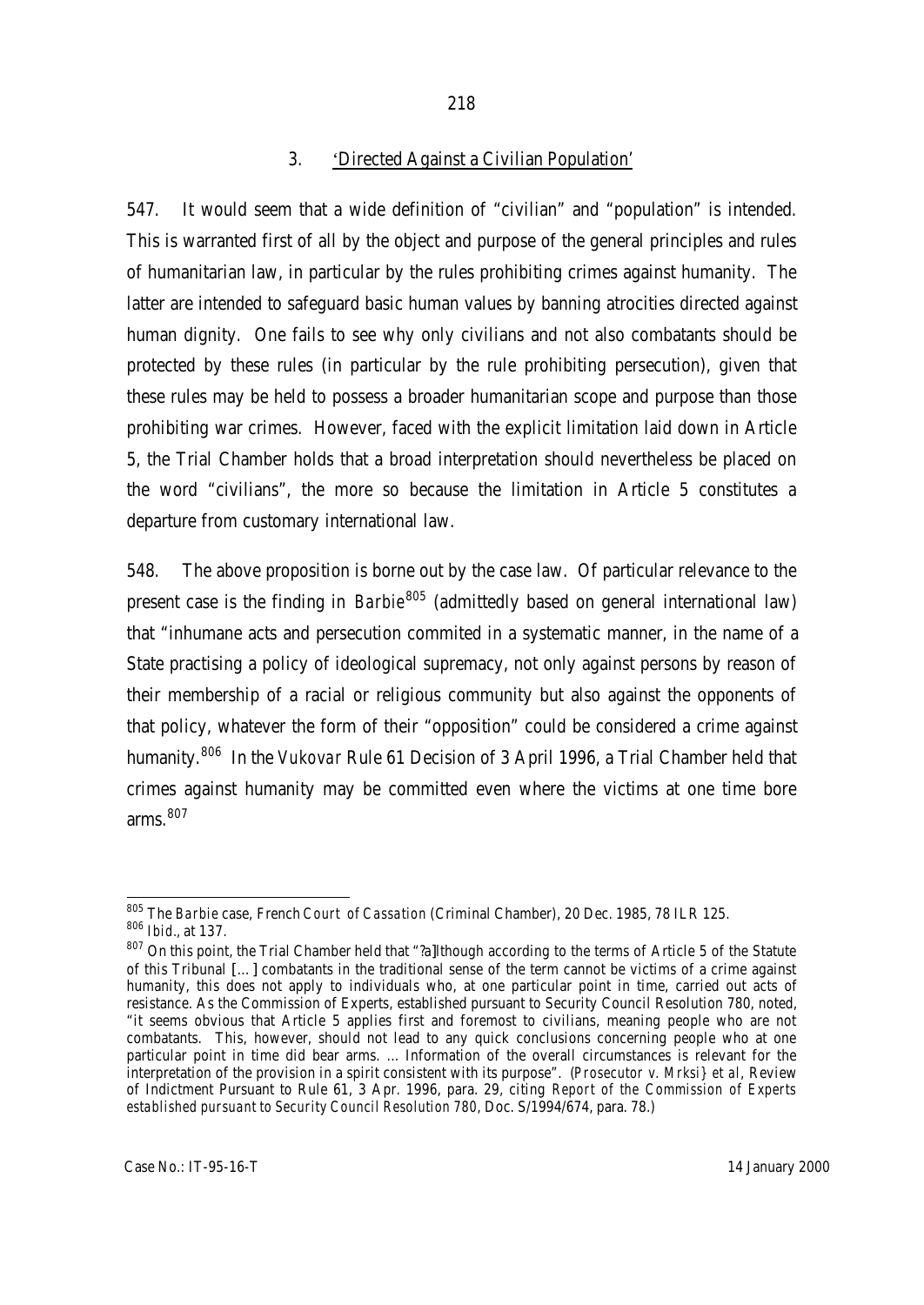### 3. 'Directed Against a Civilian Population'

547. It would seem that a wide definition of "civilian" and "population" is intended. This is warranted first of all by the object and purpose of the general principles and rules of humanitarian law, in particular by the rules prohibiting crimes against humanity. The latter are intended to safeguard basic human values by banning atrocities directed against human dignity. One fails to see why only civilians and not also combatants should be protected by these rules (in particular by the rule prohibiting persecution), given that these rules may be held to possess a broader humanitarian scope and purpose than those prohibiting war crimes. However, faced with the explicit limitation laid down in Article 5, the Trial Chamber holds that a broad interpretation should nevertheless be placed on the word "civilians", the more so because the limitation in Article 5 constitutes a departure from customary international law.

548. The above proposition is borne out by the case law. Of particular relevance to the present case is the finding in *Barbie*[805] (admittedly based on general international law) that "inhumane acts and persecution commited in a systematic manner, in the name of a State practising a policy of ideological supremacy, not only against persons by reason of their membership of a racial or religious community but also against the opponents of that policy, whatever the form of their "opposition" could be considered a crime against humanity.[806] In the *Vukovar* Rule 61 Decision of 3 April 1996, a Trial Chamber held that crimes against humanity may be committed even where the victims at one time bore arms.[807]

---

[805] The *Barbie* case, French *Court of Cassation* (Criminal Chamber), 20 Dec. 1985, 78 ILR 125.

[806] *Ibid*., at 137.

[807] On this point, the Trial Chamber held that "?a]lthough according to the terms of Article 5 of the Statute of this Tribunal [...] combatants in the traditional sense of the term cannot be victims of a crime against humanity, this does not apply to individuals who, at one particular point in time, carried out acts of resistance. As the Commission of Experts, established pursuant to Security Council Resolution 780, noted, "it seems obvious that Article 5 applies first and foremost to civilians, meaning people who are not combatants. This, however, should not lead to any quick conclusions concerning people who at one particular point in time did bear arms. ... Information of the overall circumstances is relevant for the interpretation of the provision in a spirit consistent with its purpose". (*Prosecutor v. Mrksi} et al*, Review of Indictment Pursuant to Rule 61, 3 Apr. 1996, para. 29, citing *Report of the Commission of Experts established pursuant to Security Council Resolution 780*, Doc. S/1994/674, para. 78.)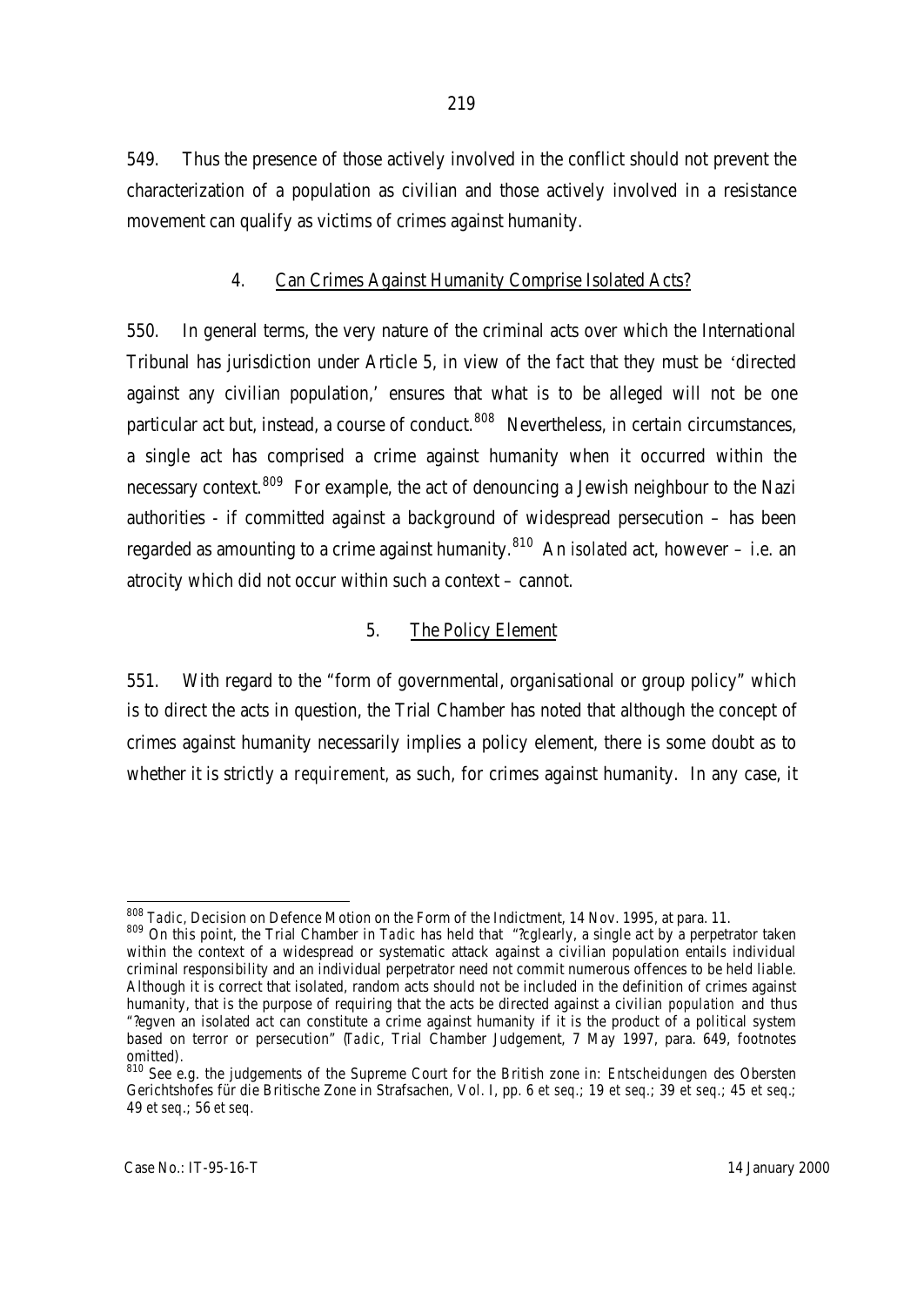549. Thus the presence of those actively involved in the conflict should not prevent the characterization of a population as civilian and those actively involved in a resistance movement can qualify as victims of crimes against humanity.

### 4. Can Crimes Against Humanity Comprise Isolated Acts?

550. In general terms, the very nature of the criminal acts over which the International Tribunal has jurisdiction under Article 5, in view of the fact that they must be 'directed against any civilian population,' ensures that what is to be alleged will not be one particular act but, instead, a course of conduct.[808] Nevertheless, in certain circumstances, a single act has comprised a crime against humanity when it occurred within the necessary context.[809] For example, the act of denouncing a Jewish neighbour to the Nazi authorities - if committed against a background of widespread persecution – has been regarded as amounting to a crime against humanity.[810] An *isolated* act, however – i.e. an atrocity which did not occur within such a context – cannot.

### 5. The Policy Element

551. With regard to the "form of governmental, organisational or group policy" which is to direct the acts in question, the Trial Chamber has noted that although the concept of crimes against humanity necessarily implies a policy element, there is some doubt as to whether it is strictly a *requirement*, as such, for crimes against humanity. In any case, it

---

[808] *Tadic*, Decision on Defence Motion on the Form of the Indictment, 14 Nov. 1995, at para. 11.

[809] On this point, the Trial Chamber in *Tadic* has held that "?cglearly, a single act by a perpetrator taken within the context of a widespread or systematic attack against a civilian population entails individual criminal responsibility and an individual perpetrator need not commit numerous offences to be held liable. Although it is correct that isolated, random acts should not be included in the definition of crimes against humanity, that is the purpose of requiring that the acts be directed against a civilian *population* and thus "?egven an isolated act can constitute a crime against humanity if it is the product of a political system based on terror or persecution" (*Tadic*, Trial Chamber Judgement, 7 May 1997, para. 649, footnotes omitted).

[810] See e.g. the judgements of the Supreme Court for the British zone in: *Entscheidungen* des Obersten Gerichtshofes für die Britische Zone in Strafsachen, Vol. I, pp. 6 *et seq.*; 19 *et seq.*; 39 *et seq.*; 45 *et seq.*; 49 *et seq.*; 56 *et seq.*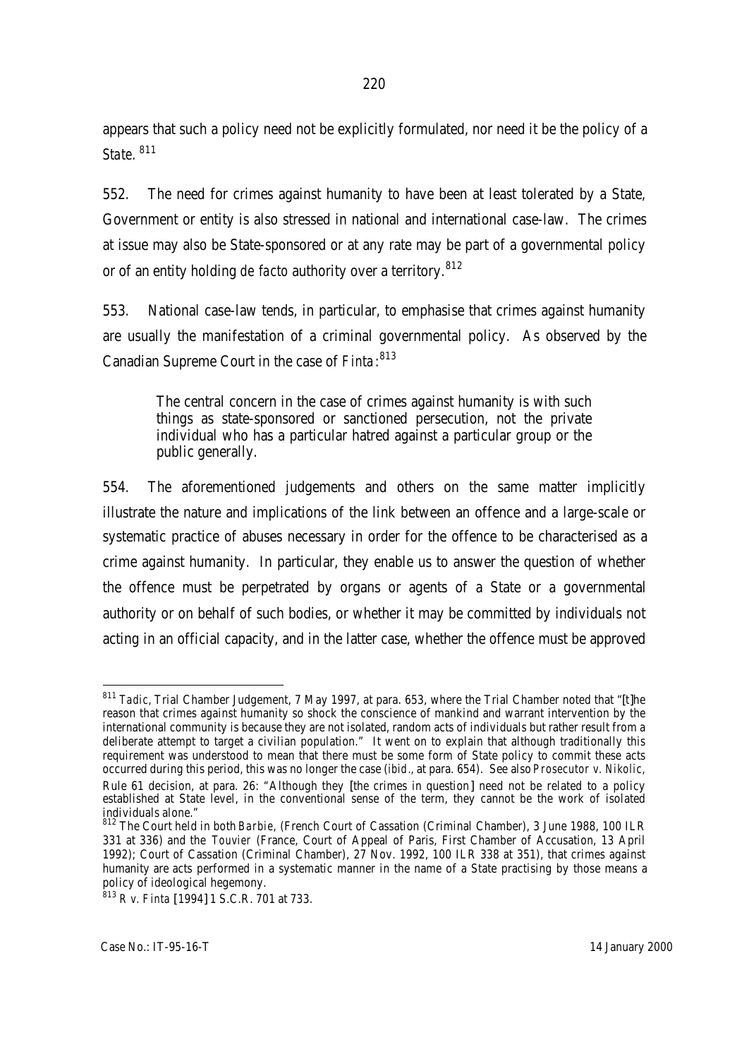appears that such a policy need not be explicitly formulated, nor need it be the policy of a State. [811]

552. The need for crimes against humanity to have been at least tolerated by a State, Government or entity is also stressed in national and international case-law. The crimes at issue may also be State-sponsored or at any rate may be part of a governmental policy or of an entity holding *de facto* authority over a territory.[812]

553. National case-law tends, in particular, to emphasise that crimes against humanity are usually the manifestation of a criminal governmental policy. As observed by the Canadian Supreme Court in the case of *Finta*:[813]

> The central concern in the case of crimes against humanity is with such things as state-sponsored or sanctioned persecution, not the private individual who has a particular hatred against a particular group or the public generally.

554. The aforementioned judgements and others on the same matter implicitly illustrate the nature and implications of the link between an offence and a large-scale or systematic practice of abuses necessary in order for the offence to be characterised as a crime against humanity. In particular, they enable us to answer the question of whether the offence must be perpetrated by organs or agents of a State or a governmental authority or on behalf of such bodies, or whether it may be committed by individuals not acting in an official capacity, and in the latter case, whether the offence must be approved

---

[811] *Tadic*, Trial Chamber Judgement, 7 May 1997, at para. 653, where the Trial Chamber noted that "[t]he reason that crimes against humanity so shock the conscience of mankind and warrant intervention by the international community is because they are not isolated, random acts of individuals but rather result from a deliberate attempt to target a civilian population." It went on to explain that although traditionally this requirement was understood to mean that there must be some form of State policy to commit these acts occurred during this period, this was no longer the case (*ibid.*, at para. 654). See also *Prosecutor v. Nikolic*, Rule 61 decision, at para. 26: "Although they [the crimes in question] need not be related to a policy established at State level, in the conventional sense of the term, they cannot be the work of isolated individuals alone."

[812] The Court held in both *Barbie*, (French Court of Cassation (Criminal Chamber), 3 June 1988, 100 ILR 331 at 336) and the *Touvier* (France, Court of Appeal of Paris, First Chamber of Accusation, 13 April 1992); Court of Cassation (Criminal Chamber), 27 Nov. 1992, 100 ILR 338 at 351), that crimes against humanity are acts performed in a systematic manner in the name of a State practising by those means a policy of ideological hegemony.

[813] *R v. Finta* [1994] 1 S.C.R. 701 at 733.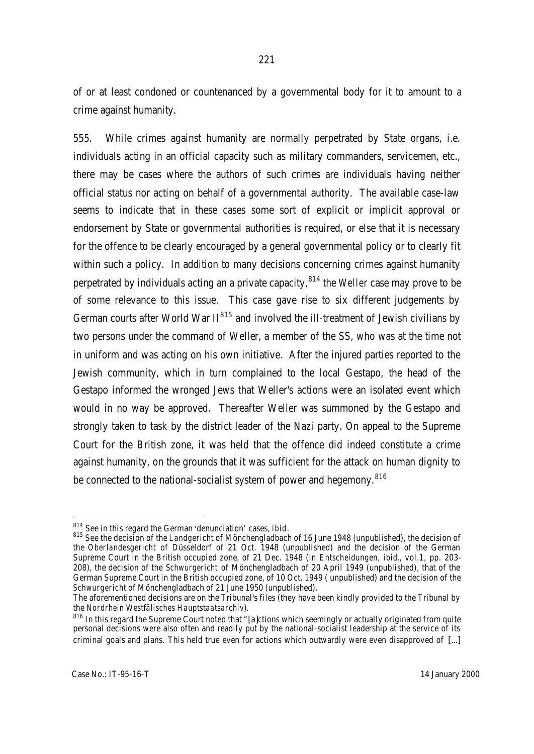of or at least condoned or countenanced by a governmental body for it to amount to a crime against humanity.

555. While crimes against humanity are normally perpetrated by State organs, i.e. individuals acting in an official capacity such as military commanders, servicemen, etc., there may be cases where the authors of such crimes are individuals having neither official status nor acting on behalf of a governmental authority. The available case-law seems to indicate that in these cases some sort of explicit or implicit approval or endorsement by State or governmental authorities is required, or else that it is necessary for the offence to be clearly encouraged by a general governmental policy or to clearly fit within such a policy. In addition to many decisions concerning crimes against humanity perpetrated by individuals acting an a private capacity,[814] the *Weller* case may prove to be of some relevance to this issue. This case gave rise to six different judgements by German courts after World War II[815] and involved the ill-treatment of Jewish civilians by two persons under the command of Weller, a member of the SS, who was at the time not in uniform and was acting on his own initiative. After the injured parties reported to the Jewish community, which in turn complained to the local Gestapo, the head of the Gestapo informed the wronged Jews that Weller's actions were an isolated event which would in no way be approved. Thereafter Weller was summoned by the Gestapo and strongly taken to task by the district leader of the Nazi party. On appeal to the Supreme Court for the British zone, it was held that the offence did indeed constitute a crime against humanity, on the grounds that it was sufficient for the attack on human dignity to be connected to the national-socialist system of power and hegemony.[816]

---

[814] See in this regard the German 'denunciation' cases, *ibid*.

[815] See the decision of the *Landgericht* of Mönchengladbach of 16 June 1948 (unpublished), the decision of the *Oberlandesgericht* of Düsseldorf of 21 Oct. 1948 (unpublished) and the decision of the German Supreme Court in the British occupied zone, of 21 Dec. 1948 (in *Entscheidungen, ibid*., vol.1, pp. 203-208), the decision of the *Schwurgericht* of Mönchengladbach of 20 April 1949 (unpublished), that of the German Supreme Court in the British occupied zone, of 10 Oct. 1949 ( unpublished) and the decision of the *Schwurgericht* of Mönchengladbach of 21 June 1950 (unpublished).

The aforementioned decisions are on the Tribunal's files (they have been kindly provided to the Tribunal by the *Nordrhein Westfälisches Hauptstaatsarchiv*).

[816] In this regard the Supreme Court noted that "[a]ctions which seemingly or actually originated from quite personal decisions were also often and readily put by the national-socialist leadership at the service of its criminal goals and plans. This held true even for actions which outwardly were even disapproved of [...]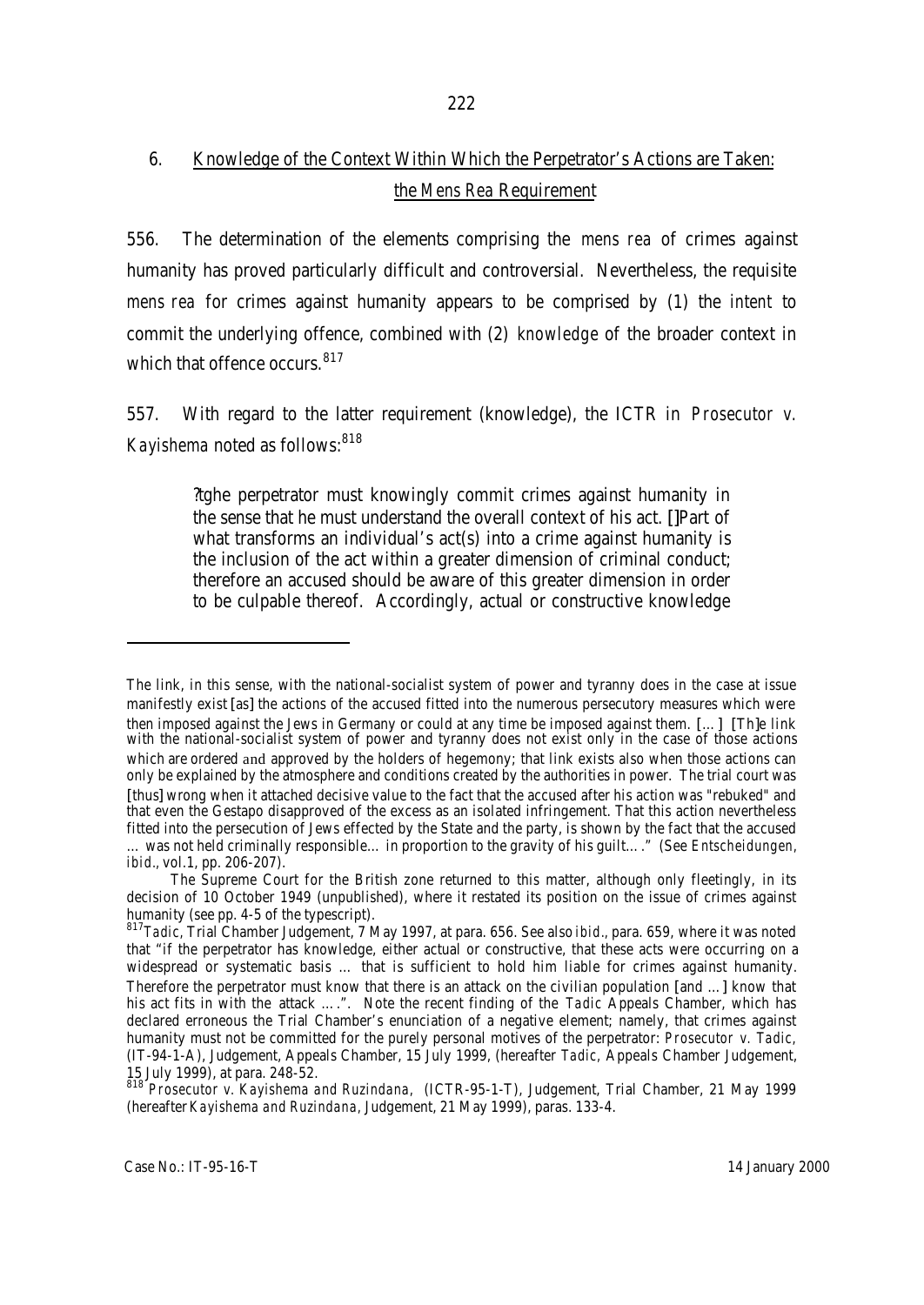## 6. Knowledge of the Context Within Which the Perpetrator's Actions are Taken: the *Mens Rea* Requirement

556. The determination of the elements comprising the *mens rea* of crimes against humanity has proved particularly difficult and controversial. Nevertheless, the requisite *mens rea* for crimes against humanity appears to be comprised by (1) the *intent* to commit the underlying offence, combined with (2) *knowledge* of the broader context in which that offence occurs.[817]

557. With regard to the latter requirement (knowledge), the ICTR in *Prosecutor v. Kayishema* noted as follows:[818]

> ?tghe perpetrator must knowingly commit crimes against humanity in the sense that he must understand the overall context of his act. []Part of what transforms an individual's act(s) into a crime against humanity is the inclusion of the act within a greater dimension of criminal conduct; therefore an accused should be aware of this greater dimension in order to be culpable thereof. Accordingly, actual or constructive knowledge

---

The link, in this sense, with the national-socialist system of power and tyranny does in the case at issue manifestly exist [as] the actions of the accused fitted into the numerous persecutory measures which were then imposed against the Jews in Germany or could at any time be imposed against them. [...] [Th]e link with the national-socialist system of power and tyranny does not exist only in the case of those actions which are ordered and approved by the holders of hegemony; that link exists also when those actions can only be explained by the atmosphere and conditions created by the authorities in power. The trial court was [thus] wrong when it attached decisive value to the fact that the accused after his action was "rebuked" and that even the Gestapo disapproved of the excess as an isolated infringement. That this action nevertheless fitted into the persecution of Jews effected by the State and the party, is shown by the fact that the accused … was not held criminally responsible… in proportion to the gravity of his guilt… ." (See *Entscheidungen*, *ibid*., vol.1, pp. 206-207).

The Supreme Court for the British zone returned to this matter, although only fleetingly, in its decision of 10 October 1949 (unpublished), where it restated its position on the issue of crimes against humanity (see pp. 4-5 of the typescript).

[817] *Tadic*, Trial Chamber Judgement, 7 May 1997, at para. 656. See also *ibid*., para. 659, where it was noted that "if the perpetrator has knowledge, either actual or constructive, that these acts were occurring on a widespread or systematic basis … that is sufficient to hold him liable for crimes against humanity. Therefore the perpetrator must know that there is an attack on the civilian population [and …] know that his act fits in with the attack … .". Note the recent finding of the *Tadic* Appeals Chamber, which has declared erroneous the Trial Chamber's enunciation of a negative element; namely, that crimes against humanity must not be committed for the purely personal motives of the perpetrator: *Prosecutor v. Tadic*, (IT-94-1-A), Judgement, Appeals Chamber, 15 July 1999, (hereafter *Tadic*, Appeals Chamber Judgement, 15 July 1999), at para. 248-52.

[818] *Prosecutor v. Kayishema and Ruzindana*, (ICTR-95-1-T), Judgement, Trial Chamber, 21 May 1999 (hereafter *Kayishema and Ruzindana*, Judgement, 21 May 1999), paras. 133-4.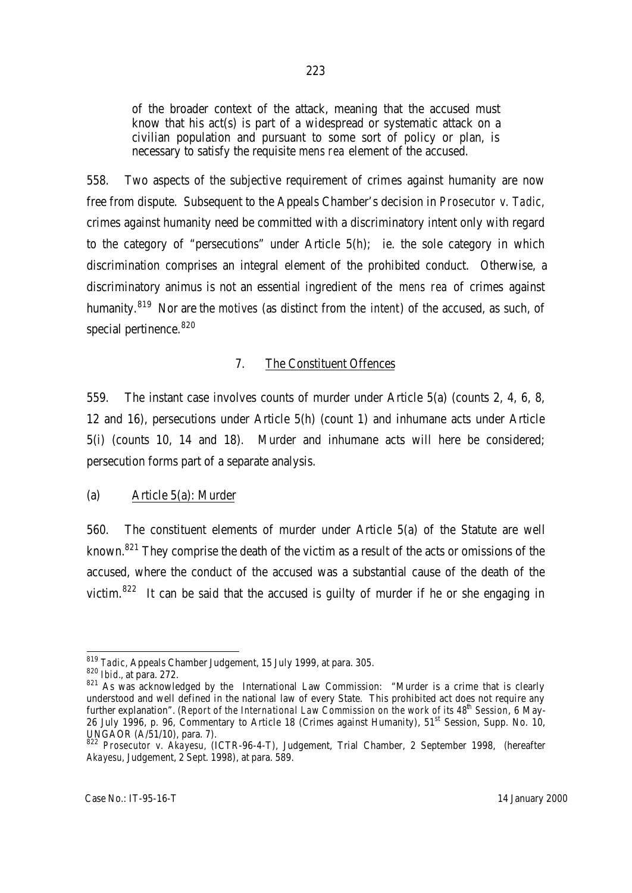> of the broader context of the attack, meaning that the accused must know that his act(s) is part of a widespread or systematic attack on a civilian population and pursuant to some sort of policy or plan, is necessary to satisfy the requisite *mens rea* element of the accused.

558. Two aspects of the subjective requirement of crimes against humanity are now free from dispute. Subsequent to the Appeals Chamber's decision in *Prosecutor v. Tadic*, crimes against humanity need be committed with a discriminatory intent only with regard to the category of "persecutions" under Article 5(h); ie. the sole category in which discrimination comprises an integral element of the prohibited conduct. Otherwise, a discriminatory animus is not an essential ingredient of the *mens rea* of crimes against humanity.[819] Nor are the *motives* (as distinct from the *intent*) of the accused, as such, of special pertinence.[820]

### 7. The Constituent Offences

559. The instant case involves counts of murder under Article 5(a) (counts 2, 4, 6, 8, 12 and 16), persecutions under Article 5(h) (count 1) and inhumane acts under Article 5(i) (counts 10, 14 and 18). Murder and inhumane acts will here be considered; persecution forms part of a separate analysis.

#### (a) Article 5(a): Murder

560. The constituent elements of murder under Article 5(a) of the Statute are well known.[821] They comprise the death of the victim as a result of the acts or omissions of the accused, where the conduct of the accused was a substantial cause of the death of the victim.[822] It can be said that the accused is guilty of murder if he or she engaging in

---

[819] *Tadic*, Appeals Chamber Judgement, 15 July 1999, at para. 305.

[820] *Ibid.*, at para. 272.

[821] As was acknowledged by the International Law Commission: "Murder is a crime that is clearly understood and well defined in the national law of every State. This prohibited act does not require any further explanation". (*Report of the International Law Commission on the work of its 48th Session*, 6 May-26 July 1996, p. 96, Commentary to Article 18 (Crimes against Humanity), 51st Session, Supp. No. 10, UNGAOR (A/51/10), para. 7).

[822] *Prosecutor v. Akayesu*, (ICTR-96-4-T), Judgement, Trial Chamber, 2 September 1998, (hereafter *Akayesu*, Judgement, 2 Sept. 1998), at para. 589.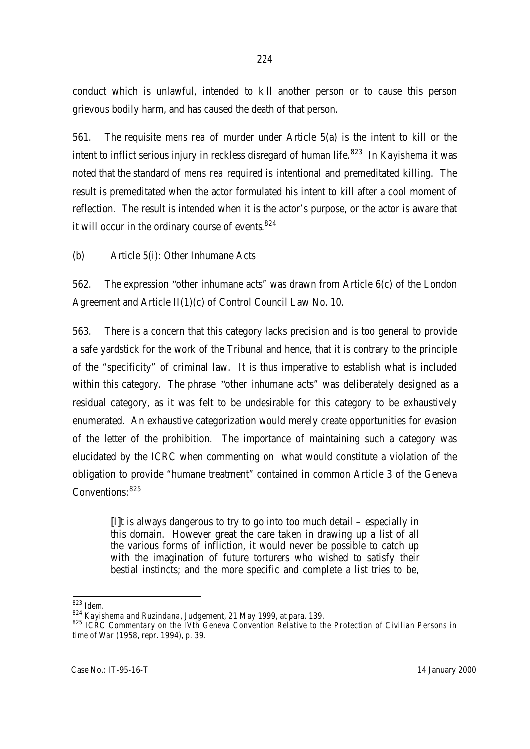conduct which is unlawful, intended to kill another person or to cause this person grievous bodily harm, and has caused the death of that person.

561. The requisite *mens rea* of murder under Article 5(a) is the intent to kill or the intent to inflict serious injury in reckless disregard of human life.[823] In *Kayishema* it was noted that the standard of *mens rea* required is intentional and premeditated killing. The result is premeditated when the actor formulated his intent to kill after a cool moment of reflection. The result is intended when it is the actor's purpose, or the actor is aware that it will occur in the ordinary course of events.[824]

(b) Article 5(i): Other Inhumane Acts

562. The expression "other inhumane acts" was drawn from Article 6(c) of the London Agreement and Article II(1)(c) of Control Council Law No. 10.

563. There is a concern that this category lacks precision and is too general to provide a safe yardstick for the work of the Tribunal and hence, that it is contrary to the principle of the "specificity" of criminal law. It is thus imperative to establish what is included within this category. The phrase "other inhumane acts" was deliberately designed as a residual category, as it was felt to be undesirable for this category to be exhaustively enumerated. An exhaustive categorization would merely create opportunities for evasion of the letter of the prohibition. The importance of maintaining such a category was elucidated by the ICRC when commenting on what would constitute a violation of the obligation to provide "humane treatment" contained in common Article 3 of the Geneva Conventions:[825]

> [I]t is always dangerous to try to go into too much detail – especially in this domain. However great the care taken in drawing up a list of all the various forms of infliction, it would never be possible to catch up with the imagination of future torturers who wished to satisfy their bestial instincts; and the more specific and complete a list tries to be,

---

823 *Idem.*

824 *Kayishema and Ruzindana*, Judgement, 21 May 1999, at para. 139.

825 *ICRC Commentary on the IVth Geneva Convention Relative to the Protection of Civilian Persons in time of War* (1958, repr. 1994), p. 39.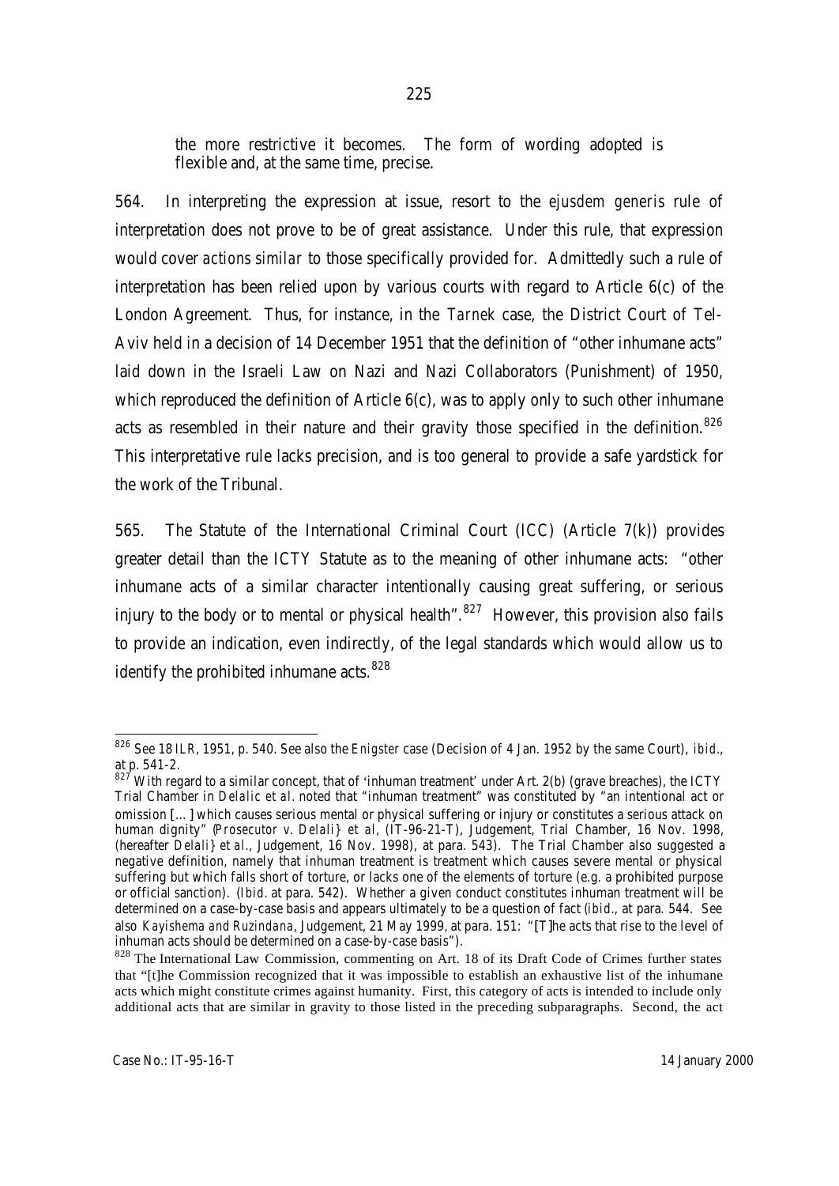the more restrictive it becomes. The form of wording adopted is flexible and, at the same time, precise.

564. In interpreting the expression at issue, resort to the *ejusdem generis* rule of interpretation does not prove to be of great assistance. Under this rule, that expression would cover *actions similar* to those specifically provided for. Admittedly such a rule of interpretation has been relied upon by various courts with regard to Article 6(c) of the London Agreement. Thus, for instance, in the *Tarnek* case, the District Court of Tel-Aviv held in a decision of 14 December 1951 that the definition of "other inhumane acts" laid down in the Israeli Law on Nazi and Nazi Collaborators (Punishment) of 1950, which reproduced the definition of Article 6(c), was to apply only to such other inhumane acts as resembled in their nature and their gravity those specified in the definition.[826] This interpretative rule lacks precision, and is too general to provide a safe yardstick for the work of the Tribunal.

565. The Statute of the International Criminal Court (ICC) (Article 7(k)) provides greater detail than the ICTY Statute as to the meaning of other inhumane acts: "other inhumane acts of a similar character intentionally causing great suffering, or serious injury to the body or to mental or physical health".[827] However, this provision also fails to provide an indication, even indirectly, of the legal standards which would allow us to identify the prohibited inhumane acts.[828]

---

[826] See 18 *ILR*, 1951, p. 540. See also the *Enigster* case (Decision of 4 Jan. 1952 by the same Court), *ibid*., at p. 541-2.

[827] With regard to a similar concept, that of 'inhuman treatment' under Art. 2(b) (grave breaches), the ICTY Trial Chamber in *Delalic et al*. noted that "inhuman treatment" was constituted by "an intentional act or omission [...] which causes serious mental or physical suffering or injury or constitutes a serious attack on human dignity" (*Prosecutor v. Delali} et al*, (IT-96-21-T), Judgement, Trial Chamber, 16 Nov. 1998, (hereafter *Delali} et al*., Judgement, 16 Nov. 1998), at para. 543). The Trial Chamber also suggested a negative definition, namely that inhuman treatment is treatment which causes severe mental or physical suffering but which falls short of torture, or lacks one of the elements of torture (e.g. a prohibited purpose or official sanction). (*Ibid*. at para. 542). Whether a given conduct constitutes inhuman treatment will be determined on a case-by-case basis and appears ultimately to be a question of fact (*ibid*., at para. 544. See also *Kayishema and Ruzindana*, Judgement, 21 May 1999, at para. 151: "[T]he acts that rise to the level of inhuman acts should be determined on a case-by-case basis").

[828] The International Law Commission, commenting on Art. 18 of its Draft Code of Crimes further states that "[t]he Commission recognized that it was impossible to establish an exhaustive list of the inhumane acts which might constitute crimes against humanity. First, this category of acts is intended to include only additional acts that are similar in gravity to those listed in the preceding subparagraphs. Second, the act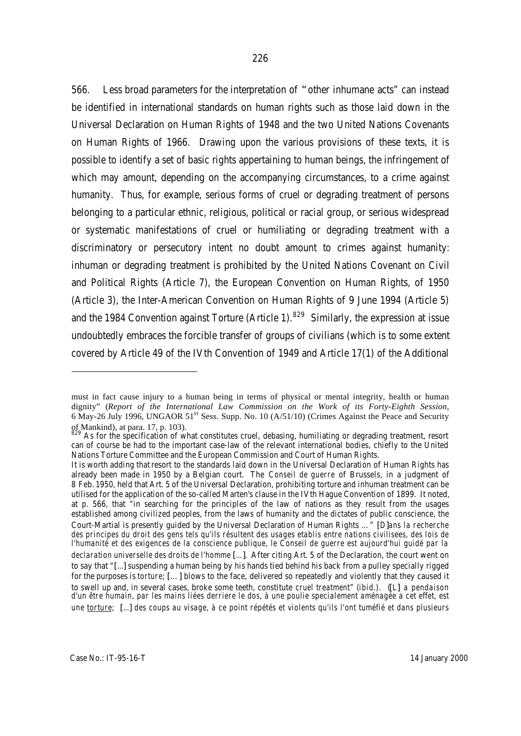566. Less broad parameters for the interpretation of "other inhumane acts" can instead be identified in international standards on human rights such as those laid down in the Universal Declaration on Human Rights of 1948 and the two United Nations Covenants on Human Rights of 1966. Drawing upon the various provisions of these texts, it is possible to identify a set of basic rights appertaining to human beings, the infringement of which may amount, depending on the accompanying circumstances, to a crime against humanity. Thus, for example, serious forms of cruel or degrading treatment of persons belonging to a particular ethnic, religious, political or racial group, or serious widespread or systematic manifestations of cruel or humiliating or degrading treatment with a discriminatory or persecutory intent no doubt amount to crimes against humanity: inhuman or degrading treatment is prohibited by the United Nations Covenant on Civil and Political Rights (Article 7), the European Convention on Human Rights, of 1950 (Article 3), the Inter-American Convention on Human Rights of 9 June 1994 (Article 5) and the 1984 Convention against Torture (Article 1).[829] Similarly, the expression at issue undoubtedly embraces the forcible transfer of groups of civilians (which is to some extent covered by Article 49 of the IVth Convention of 1949 and Article 17(1) of the Additional

---

must in fact cause injury to a human being in terms of physical or mental integrity, health or human dignity" (*Report of the International Law Commission on the Work of its Forty-Eighth Session*, 6 May-26 July 1996, UNGAOR 51st Sess. Supp. No. 10 (A/51/10) (Crimes Against the Peace and Security of Mankind), at para. 17, p. 103).

[829] As for the specification of what constitutes cruel, debasing, humiliating or degrading treatment, resort can of course be had to the important case-law of the relevant international bodies, chiefly to the United Nations Torture Committee and the European Commission and Court of Human Rights.

It is worth adding that resort to the standards laid down in the Universal Declaration of Human Rights has already been made in 1950 by a Belgian court. The *Conseil de guerre* of Brussels, in a judgment of 8 Feb. 1950, held that Art. 5 of the Universal Declaration, prohibiting torture and inhuman treatment can be utilised for the application of the so-called Marten's clause in the IVth Hague Convention of 1899. It noted, at p. 566, that "in searching for the principles of the law of nations as they result from the usages established among civilized peoples, from the laws of humanity and the dictates of public conscience, the Court-Martial is presently guided by the Universal Declaration of Human Rights ..." [D]*ans la recherche des principes du droit des gens tels qu'ils résultent des usages etablis entre nations civilisees, des lois de l'humanité et des exigences de la conscience publique, le Conseil de guerre est aujourd'hui guidé par la declaration universelle des droits de l'homme* [...]. After citing Art. 5 of the Declaration, the court went on to say that "[...] suspending a human being by his hands tied behind his back from a pulley specially rigged for the purposes is *torture*; [...] blows to the face, delivered so repeatedly and violently that they caused it to swell up and, in several cases, broke some teeth, constitute *cruel treatment*" (*ibid.*). ([L] *a pendaison d'un être humain, par les mains liées derriere le dos, à une poulie specialement aménagée a cet effet, est une torture*; [...] *des coups au visage, à ce point répétés et violents qu'ils l'ont tuméfié et dans plusieurs*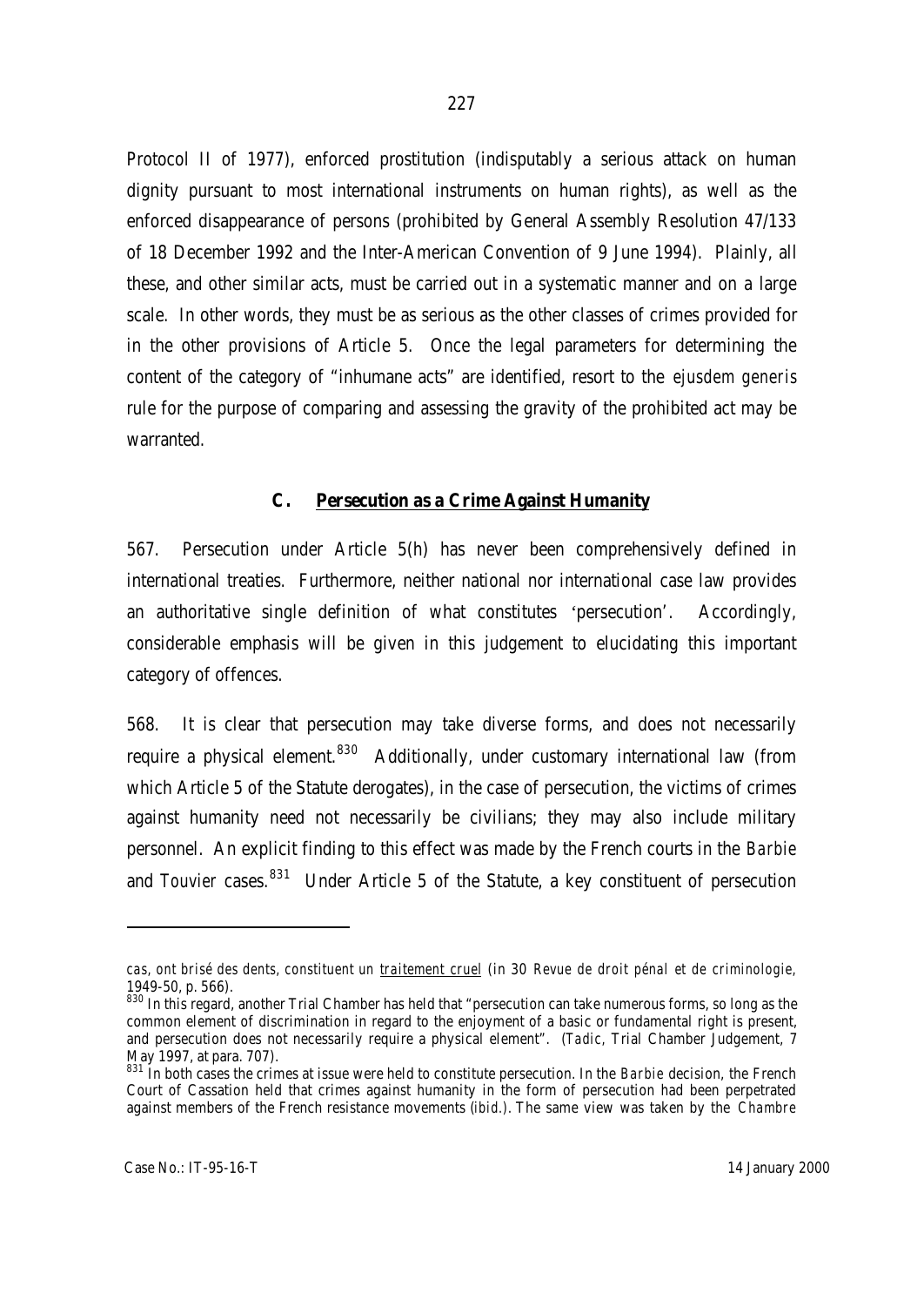Protocol II of 1977), enforced prostitution (indisputably a serious attack on human dignity pursuant to most international instruments on human rights), as well as the enforced disappearance of persons (prohibited by General Assembly Resolution 47/133 of 18 December 1992 and the Inter-American Convention of 9 June 1994). Plainly, all these, and other similar acts, must be carried out in a systematic manner and on a large scale. In other words, they must be as serious as the other classes of crimes provided for in the other provisions of Article 5. Once the legal parameters for determining the content of the category of "inhumane acts" are identified, resort to the *ejusdem generis* rule for the purpose of comparing and assessing the gravity of the prohibited act may be warranted.

## C. Persecution as a Crime Against Humanity

567. Persecution under Article 5(h) has never been comprehensively defined in international treaties. Furthermore, neither national nor international case law provides an authoritative single definition of what constitutes 'persecution'. Accordingly, considerable emphasis will be given in this judgement to elucidating this important category of offences.

568. It is clear that persecution may take diverse forms, and does not necessarily require a physical element.[830] Additionally, under customary international law (from which Article 5 of the Statute derogates), in the case of persecution, the victims of crimes against humanity need not necessarily be civilians; they may also include military personnel. An explicit finding to this effect was made by the French courts in the *Barbie* and *Touvier* cases.[831] Under Article 5 of the Statute, a key constituent of persecution

---

*cas, ont brisé des dents, constituent un traitement cruel* (in 30 *Revue de droit pénal et de criminologie*, 1949-50, p. 566).

[830] In this regard, another Trial Chamber has held that "persecution can take numerous forms, so long as the common element of discrimination in regard to the enjoyment of a basic or fundamental right is present, and persecution does not necessarily require a physical element". (*Tadic*, Trial Chamber Judgement, 7 May 1997, at para. 707).

[831] In both cases the crimes at issue were held to constitute persecution. In the *Barbie* decision, the French Court of Cassation held that crimes against humanity in the form of persecution had been perpetrated against members of the French resistance movements (*ibid.*). The same view was taken by the *Chambre*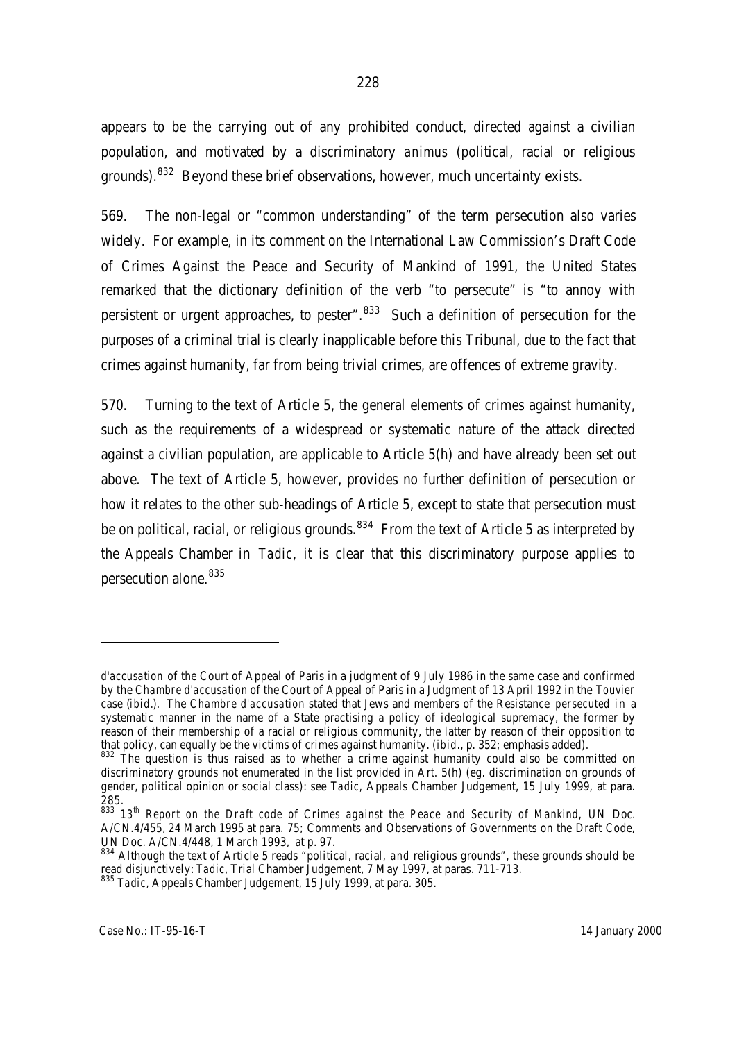appears to be the carrying out of any prohibited conduct, directed against a civilian population, and motivated by a discriminatory *animus* (political, racial or religious grounds).[832] Beyond these brief observations, however, much uncertainty exists.

569. The non-legal or "common understanding" of the term persecution also varies widely. For example, in its comment on the International Law Commission's Draft Code of Crimes Against the Peace and Security of Mankind of 1991, the United States remarked that the dictionary definition of the verb "to persecute" is "to annoy with persistent or urgent approaches, to pester".[833] Such a definition of persecution for the purposes of a criminal trial is clearly inapplicable before this Tribunal, due to the fact that crimes against humanity, far from being trivial crimes, are offences of extreme gravity.

570. Turning to the text of Article 5, the general elements of crimes against humanity, such as the requirements of a widespread or systematic nature of the attack directed against a civilian population, are applicable to Article 5(h) and have already been set out above. The text of Article 5, however, provides no further definition of persecution or how it relates to the other sub-headings of Article 5, except to state that persecution must be on political, racial, or religious grounds.[834] From the text of Article 5 as interpreted by the Appeals Chamber in *Tadic*, it is clear that this discriminatory purpose applies to persecution alone.[835]

---

*d'accusation* of the Court of Appeal of Paris in a judgment of 9 July 1986 in the same case and confirmed by the *Chambre d'accusation* of the Court of Appeal of Paris in a Judgment of 13 April 1992 in the *Touvier* case (*ibid*.). The *Chambre d'accusation* stated that Jews and members of the Resistance *persecuted* in a systematic manner in the name of a State practising a policy of ideological supremacy, the former by reason of their membership of a racial or religious community, the latter by reason of their opposition to that policy, can equally be the victims of crimes against humanity. (*ibid*., p. 352; emphasis added).

[832] The question is thus raised as to whether a crime against humanity could also be committed on discriminatory grounds not enumerated in the list provided in Art. 5(h) (eg. discrimination on grounds of gender, political opinion or social class): see *Tadic*, Appeals Chamber Judgement, 15 July 1999, at para. 285.

[833] *13th Report on the Draft code of Crimes against the Peace and Security of Mankind*, UN Doc. A/CN.4/455, 24 March 1995 at para. 75; Comments and Observations of Governments on the Draft Code, UN Doc. A/CN.4/448, 1 March 1993, at p. 97.

[834] Although the text of Article 5 reads "political, racial, *and* religious grounds", these grounds should be read disjunctively: *Tadic*, Trial Chamber Judgement, 7 May 1997, at paras. 711-713.

[835] *Tadic*, Appeals Chamber Judgement, 15 July 1999, at para. 305.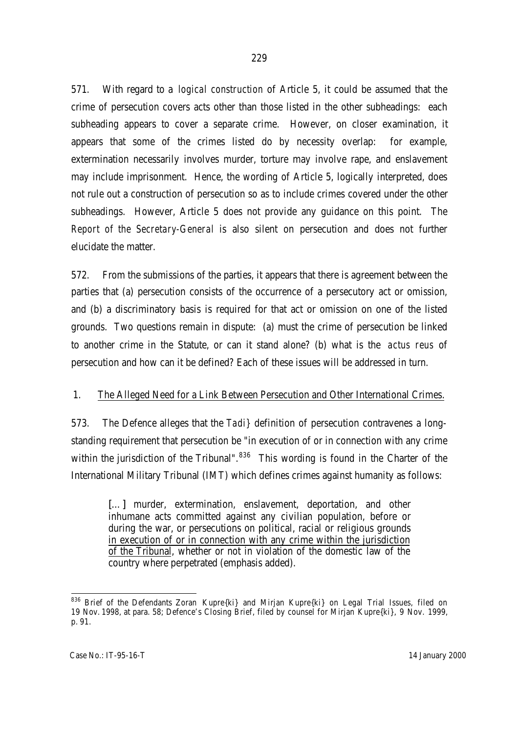571. With regard to a *logical construction* of Article 5, it could be assumed that the crime of persecution covers acts other than those listed in the other subheadings: each subheading appears to cover a separate crime. However, on closer examination, it appears that some of the crimes listed do by necessity overlap: for example, extermination necessarily involves murder, torture may involve rape, and enslavement may include imprisonment. Hence, the wording of Article 5, logically interpreted, does not rule out a construction of persecution so as to include crimes covered under the other subheadings. However, Article 5 does not provide any guidance on this point. The *Report of the Secretary-General* is also silent on persecution and does not further elucidate the matter.

572. From the submissions of the parties, it appears that there is agreement between the parties that (a) persecution consists of the occurrence of a persecutory act or omission, and (b) a discriminatory basis is required for that act or omission on one of the listed grounds. Two questions remain in dispute: (a) must the crime of persecution be linked to another crime in the Statute, or can it stand alone? (b) what is the *actus reus* of persecution and how can it be defined? Each of these issues will be addressed in turn.

## 1. The Alleged Need for a Link Between Persecution and Other International Crimes.

573. The Defence alleges that the *Tadi}* definition of persecution contravenes a long-standing requirement that persecution be "in execution of or in connection with any crime within the jurisdiction of the Tribunal".[836] This wording is found in the Charter of the International Military Tribunal (IMT) which defines crimes against humanity as follows:

> [...] murder, extermination, enslavement, deportation, and other inhumane acts committed against any civilian population, before or during the war, or persecutions on political, racial or religious grounds <u>in execution of or in connection with any crime within the jurisdiction of the Tribunal</u>, whether or not in violation of the domestic law of the country where perpetrated (emphasis added).

[836] Brief of the Defendants Zoran Kupre{ki} and Mirjan Kupre{ki} on Legal Trial Issues, filed on 19 Nov. 1998, at para. 58; Defence's Closing Brief, filed by counsel for Mirjan Kupre{ki}, 9 Nov. 1999, p. 91.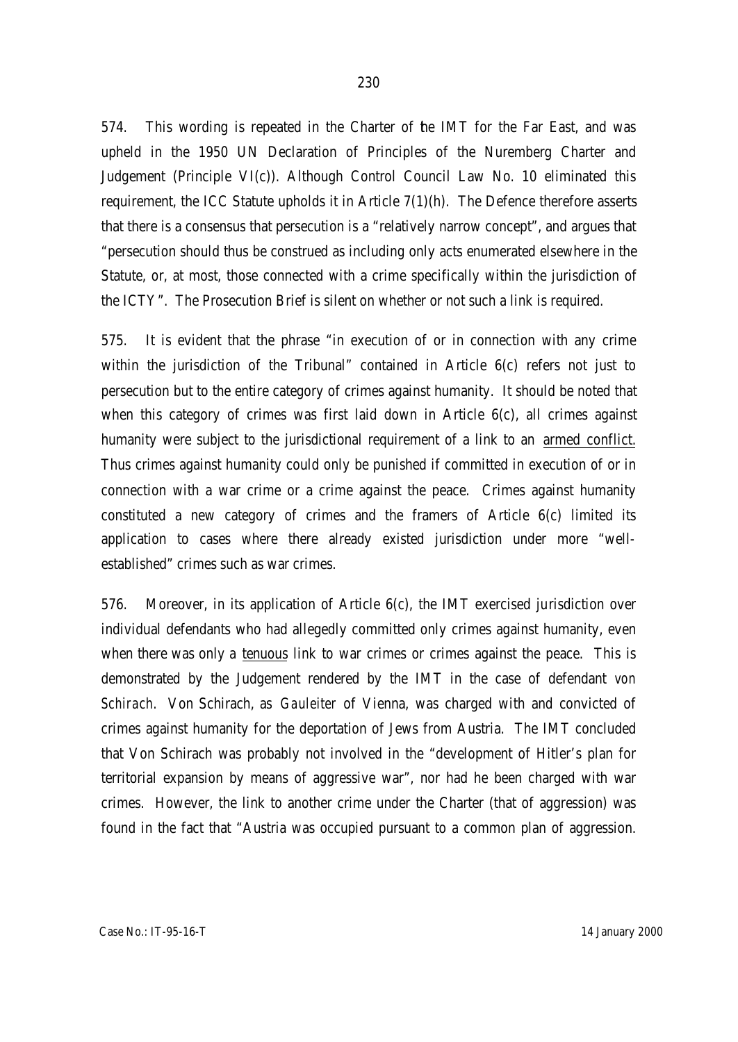574. This wording is repeated in the Charter of the IMT for the Far East, and was upheld in the 1950 UN Declaration of Principles of the Nuremberg Charter and Judgement (Principle VI(c)). Although Control Council Law No. 10 eliminated this requirement, the ICC Statute upholds it in Article 7(1)(h). The Defence therefore asserts that there is a consensus that persecution is a "relatively narrow concept", and argues that "persecution should thus be construed as including only acts enumerated elsewhere in the Statute, or, at most, those connected with a crime specifically within the jurisdiction of the ICTY". The Prosecution Brief is silent on whether or not such a link is required.

575. It is evident that the phrase "in execution of or in connection with any crime within the jurisdiction of the Tribunal" contained in Article 6(c) refers not just to persecution but to the entire category of crimes against humanity. It should be noted that when this category of crimes was first laid down in Article 6(c), all crimes against humanity were subject to the jurisdictional requirement of a link to an armed conflict. Thus crimes against humanity could only be punished if committed in execution of or in connection with a war crime or a crime against the peace. Crimes against humanity constituted a new category of crimes and the framers of Article 6(c) limited its application to cases where there already existed jurisdiction under more "well-established" crimes such as war crimes.

576. Moreover, in its application of Article 6(c), the IMT exercised jurisdiction over individual defendants who had allegedly committed only crimes against humanity, even when there was only a tenuous link to war crimes or crimes against the peace. This is demonstrated by the Judgement rendered by the IMT in the case of defendant *von Schirach*. Von Schirach, as *Gauleiter* of Vienna, was charged with and convicted of crimes against humanity for the deportation of Jews from Austria. The IMT concluded that Von Schirach was probably not involved in the "development of Hitler's plan for territorial expansion by means of aggressive war", nor had he been charged with war crimes. However, the link to another crime under the Charter (that of aggression) was found in the fact that "Austria was occupied pursuant to a common plan of aggression.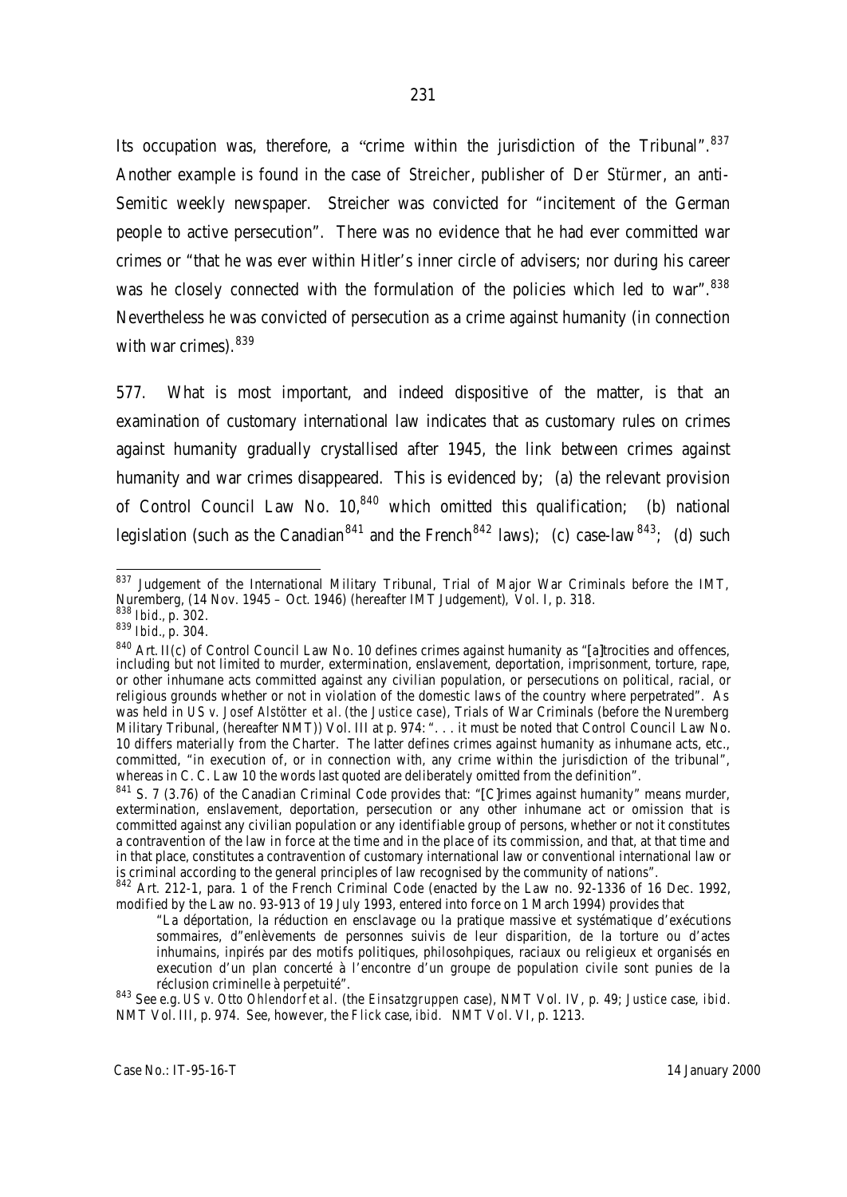Its occupation was, therefore, a "crime within the jurisdiction of the Tribunal".[837] Another example is found in the case of *Streicher*, publisher of *Der Stürmer*, an anti-Semitic weekly newspaper. Streicher was convicted for "incitement of the German people to active persecution". There was no evidence that he had ever committed war crimes or "that he was ever within Hitler's inner circle of advisers; nor during his career was he closely connected with the formulation of the policies which led to war".[838] Nevertheless he was convicted of persecution as a crime against humanity (in connection with war crimes).[839]

577. What is most important, and indeed dispositive of the matter, is that an examination of customary international law indicates that as customary rules on crimes against humanity gradually crystallised after 1945, the link between crimes against humanity and war crimes disappeared. This is evidenced by; (a) the relevant provision of Control Council Law No. 10,[840] which omitted this qualification; (b) national legislation (such as the Canadian[841] and the French[842] laws); (c) case-law[843]; (d) such

---

[837] Judgement of the International Military Tribunal, Trial of Major War Criminals before the IMT, Nuremberg, (14 Nov. 1945 – Oct. 1946) (hereafter IMT Judgement), Vol. I, p. 318.

[838] *Ibid*., p. 302.

[839] *Ibid*., p. 304.

[840] Art. II(c) of Control Council Law No. 10 defines crimes against humanity as "[a]trocities and offences, including but not limited to murder, extermination, enslavement, deportation, imprisonment, torture, rape, or other inhumane acts committed against any civilian population, or persecutions on political, racial, or religious grounds whether or not in violation of the domestic laws of the country where perpetrated". As was held in *US v. Josef Alstötter et al.* (the *Justice case*), Trials of War Criminals (before the Nuremberg Military Tribunal, (hereafter NMT)) Vol. III at p. 974: ". . . it must be noted that Control Council Law No. 10 differs materially from the Charter. The latter defines crimes against humanity as inhumane acts, etc., committed, "in execution of, or in connection with, any crime within the jurisdiction of the tribunal", whereas in C. C. Law 10 the words last quoted are deliberately omitted from the definition".

[841] S. 7 (3.76) of the Canadian Criminal Code provides that: "[C]rimes against humanity" means murder, extermination, enslavement, deportation, persecution or any other inhumane act or omission that is committed against any civilian population or any identifiable group of persons, whether or not it constitutes a contravention of the law in force at the time and in the place of its commission, and that, at that time and in that place, constitutes a contravention of customary international law or conventional international law or is criminal according to the general principles of law recognised by the community of nations".

[842] Art. 212-1, para. 1 of the French Criminal Code (enacted by the Law no. 92-1336 of 16 Dec. 1992, modified by the Law no. 93-913 of 19 July 1993, entered into force on 1 March 1994) provides that

> "La déportation, la réduction en ensclavage ou la pratique massive et systématique d'exécutions sommaires, d"enlèvements de personnes suivis de leur disparition, de la torture ou d'actes inhumains, inpirés par des motifs politiques, philosohpiques, raciaux ou religieux et organisés en execution d'un plan concerté à l'encontre d'un groupe de population civile sont punies de la réclusion criminelle à perpetuité".

[843] See e.g. *US v. Otto Ohlendorf et al.* (the *Einsatzgruppen* case), NMT Vol. IV, p. 49; *Justice* case, *ibid*. NMT Vol. III, p. 974. See, however, the *Flick* case, *ibid*. NMT Vol. VI, p. 1213.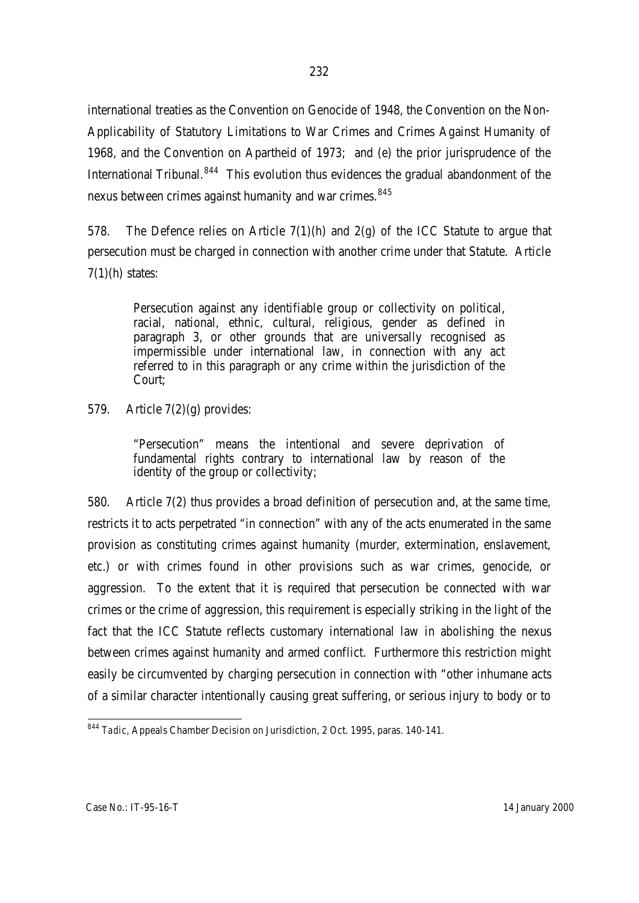international treaties as the Convention on Genocide of 1948, the Convention on the Non-Applicability of Statutory Limitations to War Crimes and Crimes Against Humanity of 1968, and the Convention on Apartheid of 1973; and (e) the prior jurisprudence of the International Tribunal.[844] This evolution thus evidences the gradual abandonment of the nexus between crimes against humanity and war crimes.[845]

578. The Defence relies on Article 7(1)(h) and 2(g) of the ICC Statute to argue that persecution must be charged in connection with another crime under that Statute. Article 7(1)(h) states:

> Persecution against any identifiable group or collectivity on political, racial, national, ethnic, cultural, religious, gender as defined in paragraph 3, or other grounds that are universally recognised as impermissible under international law, in connection with any act referred to in this paragraph or any crime within the jurisdiction of the Court;

579. Article 7(2)(g) provides:

> "Persecution" means the intentional and severe deprivation of fundamental rights contrary to international law by reason of the identity of the group or collectivity;

580. Article 7(2) thus provides a broad definition of persecution and, at the same time, restricts it to acts perpetrated "in connection" with any of the acts enumerated in the same provision as constituting crimes against humanity (murder, extermination, enslavement, etc.) or with crimes found in other provisions such as war crimes, genocide, or aggression. To the extent that it is required that persecution be connected with war crimes or the crime of aggression, this requirement is especially striking in the light of the fact that the ICC Statute reflects customary international law in abolishing the nexus between crimes against humanity and armed conflict. Furthermore this restriction might easily be circumvented by charging persecution in connection with "other inhumane acts of a similar character intentionally causing great suffering, or serious injury to body or to

---

[844] *Tadic*, Appeals Chamber Decision on Jurisdiction, 2 Oct. 1995, paras. 140-141.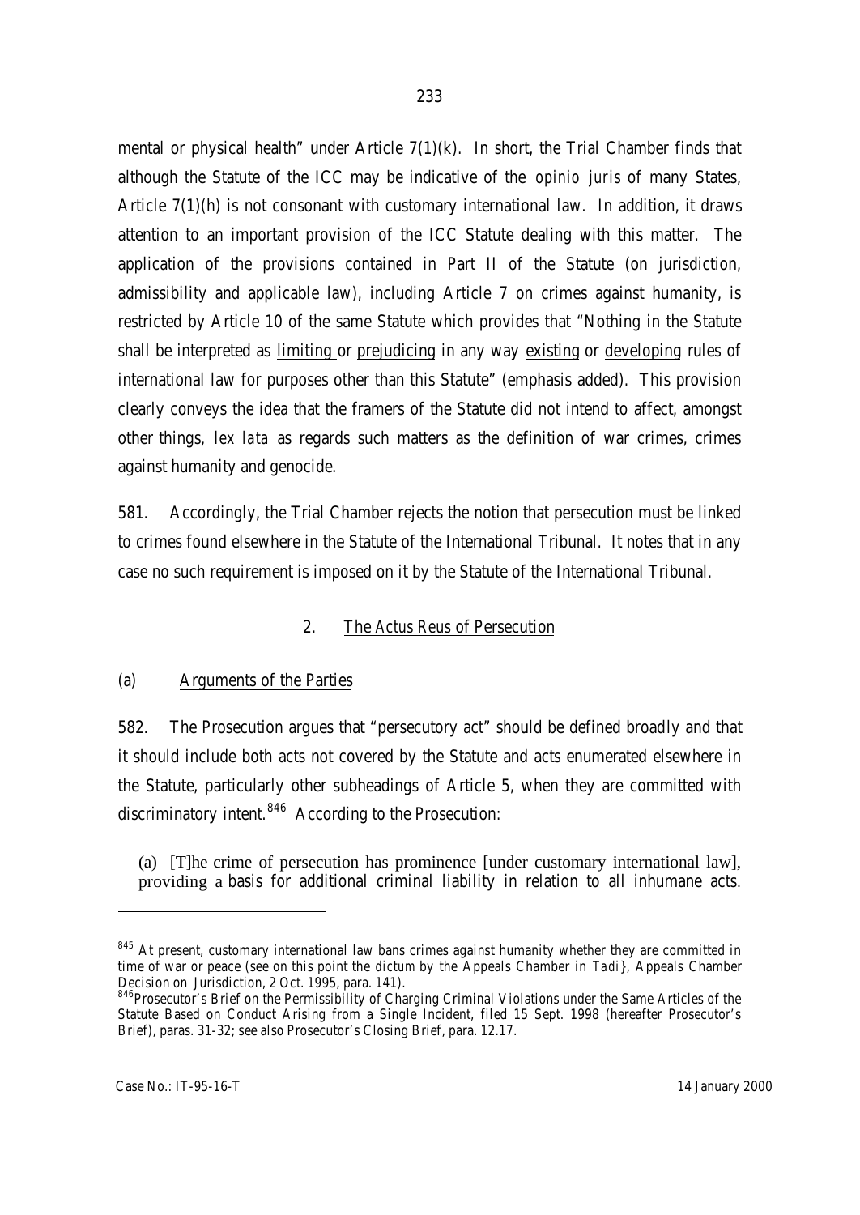mental or physical health" under Article 7(1)(k). In short, the Trial Chamber finds that although the Statute of the ICC may be indicative of the *opinio juris* of many States, Article 7(1)(h) is not consonant with customary international law. In addition, it draws attention to an important provision of the ICC Statute dealing with this matter. The application of the provisions contained in Part II of the Statute (on jurisdiction, admissibility and applicable law), including Article 7 on crimes against humanity, is restricted by Article 10 of the same Statute which provides that "Nothing in the Statute shall be interpreted as <u>limiting</u> or <u>prejudicing</u> in any way <u>existing</u> or <u>developing</u> rules of international law for purposes other than this Statute" (emphasis added). This provision clearly conveys the idea that the framers of the Statute did not intend to affect, amongst other things, *lex lata* as regards such matters as the definition of war crimes, crimes against humanity and genocide.

581. Accordingly, the Trial Chamber rejects the notion that persecution must be linked to crimes found elsewhere in the Statute of the International Tribunal. It notes that in any case no such requirement is imposed on it by the Statute of the International Tribunal.

### 2. <u>The *Actus Reus* of Persecution</u>

#### (a) <u>Arguments of the Parties</u>

582. The Prosecution argues that "persecutory act" should be defined broadly and that it should include both acts not covered by the Statute and acts enumerated elsewhere in the Statute, particularly other subheadings of Article 5, when they are committed with discriminatory intent.[846] According to the Prosecution:

> (a) [T]he crime of persecution has prominence [under customary international law], providing a basis for additional criminal liability in relation to all inhumane acts.

---

[845] At present, customary international law bans crimes against humanity whether they are committed in time of war or peace (see on this point the *dictum* by the Appeals Chamber in *Tadi}*, Appeals Chamber Decision on Jurisdiction, 2 Oct. 1995, para. 141).

[846] Prosecutor's Brief on the Permissibility of Charging Criminal Violations under the Same Articles of the Statute Based on Conduct Arising from a Single Incident, filed 15 Sept. 1998 (hereafter Prosecutor's Brief), paras. 31-32; see also Prosecutor's Closing Brief, para. 12.17.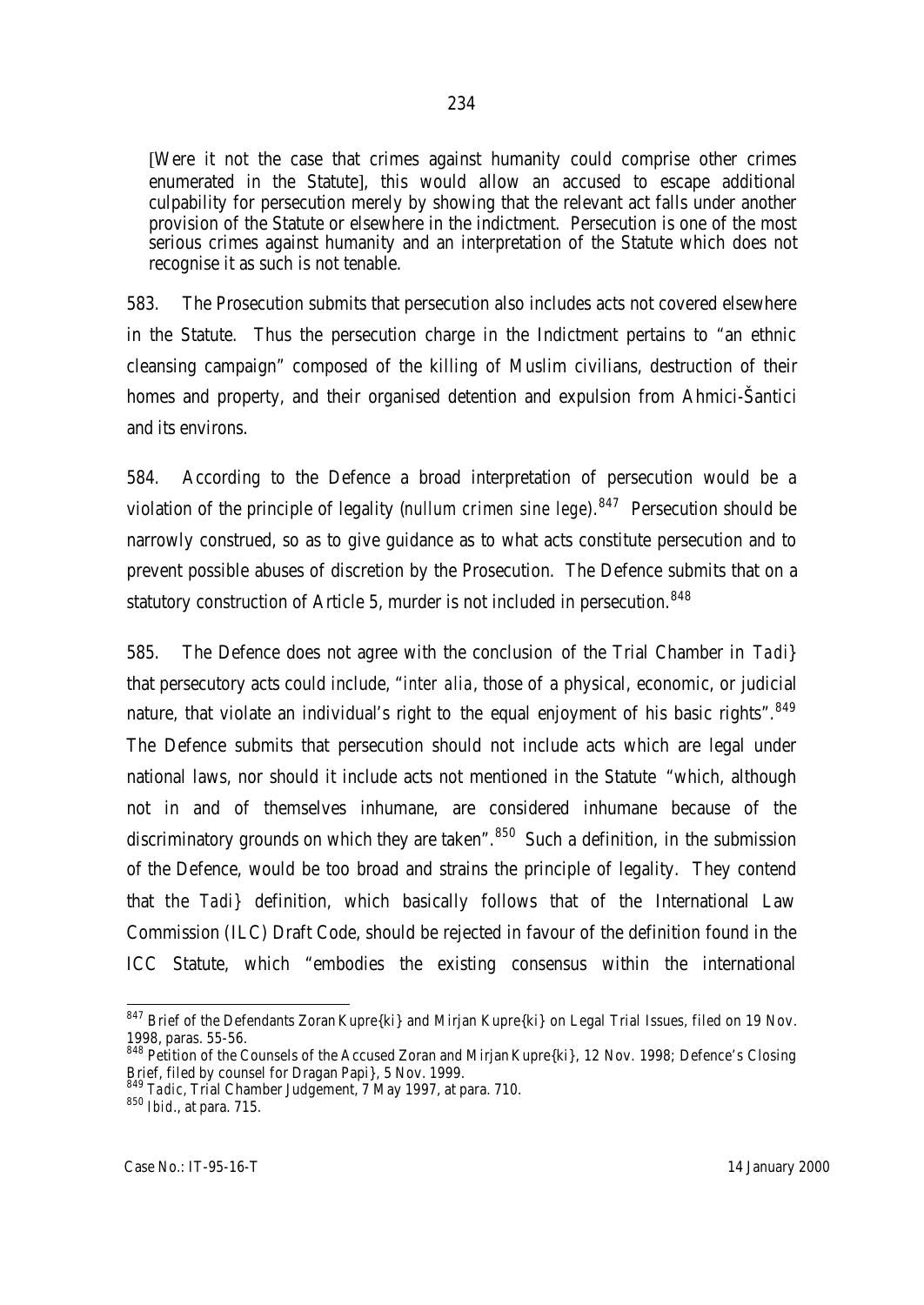[Were it not the case that crimes against humanity could comprise other crimes enumerated in the Statute], this would allow an accused to escape additional culpability for persecution merely by showing that the relevant act falls under another provision of the Statute or elsewhere in the indictment. Persecution is one of the most serious crimes against humanity and an interpretation of the Statute which does not recognise it as such is not tenable.

583. The Prosecution submits that persecution also includes acts not covered elsewhere in the Statute. Thus the persecution charge in the Indictment pertains to "an ethnic cleansing campaign" composed of the killing of Muslim civilians, destruction of their homes and property, and their organised detention and expulsion from Ahmici-Šantici and its environs.

584. According to the Defence a broad interpretation of persecution would be a violation of the principle of legality (*nullum crimen sine lege*).[847] Persecution should be narrowly construed, so as to give guidance as to what acts constitute persecution and to prevent possible abuses of discretion by the Prosecution. The Defence submits that on a statutory construction of Article 5, murder is not included in persecution.[848]

585. The Defence does not agree with the conclusion of the Trial Chamber in *Tadi}* that persecutory acts could include, "*inter alia*, those of a physical, economic, or judicial nature, that violate an individual's right to the equal enjoyment of his basic rights".[849] The Defence submits that persecution should not include acts which are legal under national laws, nor should it include acts not mentioned in the Statute "which, although not in and of themselves inhumane, are considered inhumane because of the discriminatory grounds on which they are taken".[850] Such a definition, in the submission of the Defence, would be too broad and strains the principle of legality. They contend that the *Tadi}* definition, which basically follows that of the International Law Commission (ILC) Draft Code, should be rejected in favour of the definition found in the ICC Statute, which "embodies the existing consensus within the international

---

[847] Brief of the Defendants Zoran Kupre{ki} and Mirjan Kupre{ki} on Legal Trial Issues, filed on 19 Nov. 1998, paras. 55-56.

[848] Petition of the Counsels of the Accused Zoran and Mirjan Kupre{ki}, 12 Nov. 1998; Defence's Closing Brief, filed by counsel for Dragan Papi}, 5 Nov. 1999.

[849] *Tadic*, Trial Chamber Judgement, 7 May 1997, at para. 710.

[850] *Ibid*., at para. 715.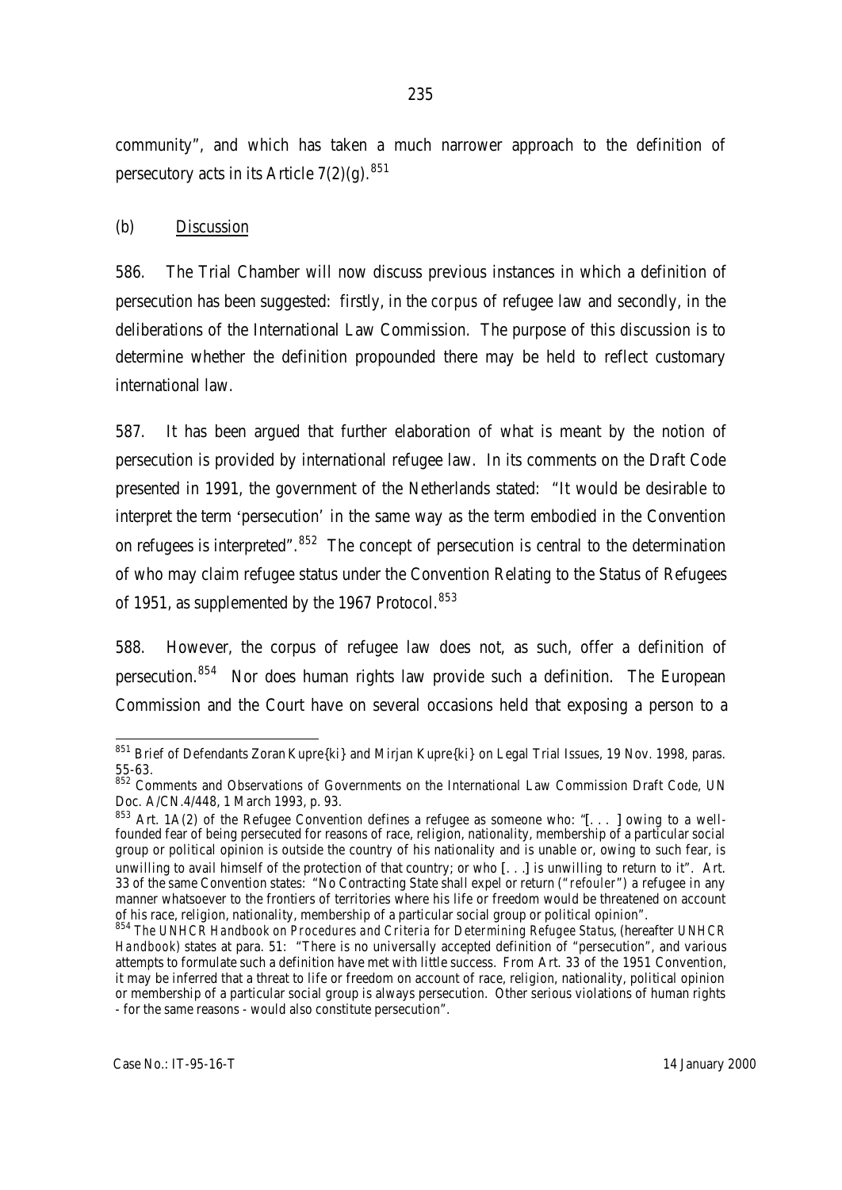community", and which has taken a much narrower approach to the definition of persecutory acts in its Article 7(2)(g).[851]

(b) Discussion

586. The Trial Chamber will now discuss previous instances in which a definition of persecution has been suggested: firstly, in the *corpus* of refugee law and secondly, in the deliberations of the International Law Commission. The purpose of this discussion is to determine whether the definition propounded there may be held to reflect customary international law.

587. It has been argued that further elaboration of what is meant by the notion of persecution is provided by international refugee law. In its comments on the Draft Code presented in 1991, the government of the Netherlands stated: "It would be desirable to interpret the term 'persecution' in the same way as the term embodied in the Convention on refugees is interpreted".[852] The concept of persecution is central to the determination of who may claim refugee status under the Convention Relating to the Status of Refugees of 1951, as supplemented by the 1967 Protocol.[853]

588. However, the corpus of refugee law does not, as such, offer a definition of persecution.[854] Nor does human rights law provide such a definition. The European Commission and the Court have on several occasions held that exposing a person to a

---

[851] Brief of Defendants Zoran Kupre{ki} and Mirjan Kupre{ki} on Legal Trial Issues, 19 Nov. 1998, paras. 55-63.

[852] Comments and Observations of Governments on the International Law Commission Draft Code, UN Doc. A/CN.4/448, 1 March 1993, p. 93.

[853] Art. 1A(2) of the Refugee Convention defines a refugee as someone who: "[. . . ] owing to a well-founded fear of being persecuted for reasons of race, religion, nationality, membership of a particular social group or political opinion is outside the country of his nationality and is unable or, owing to such fear, is unwilling to avail himself of the protection of that country; or who [. . .] is unwilling to return to it". Art. 33 of the same Convention states: "No Contracting State shall expel or return ("*refouler*") a refugee in any manner whatsoever to the frontiers of territories where his life or freedom would be threatened on account of his race, religion, nationality, membership of a particular social group or political opinion".

[854] *The UNHCR Handbook on Procedures and Criteria for Determining Refugee Status*, (hereafter *UNHCR Handbook*) states at para. 51: "There is no universally accepted definition of "persecution", and various attempts to formulate such a definition have met with little success. From Art. 33 of the 1951 Convention, it may be inferred that a threat to life or freedom on account of race, religion, nationality, political opinion or membership of a particular social group is always persecution. Other serious violations of human rights - for the same reasons - would also constitute persecution".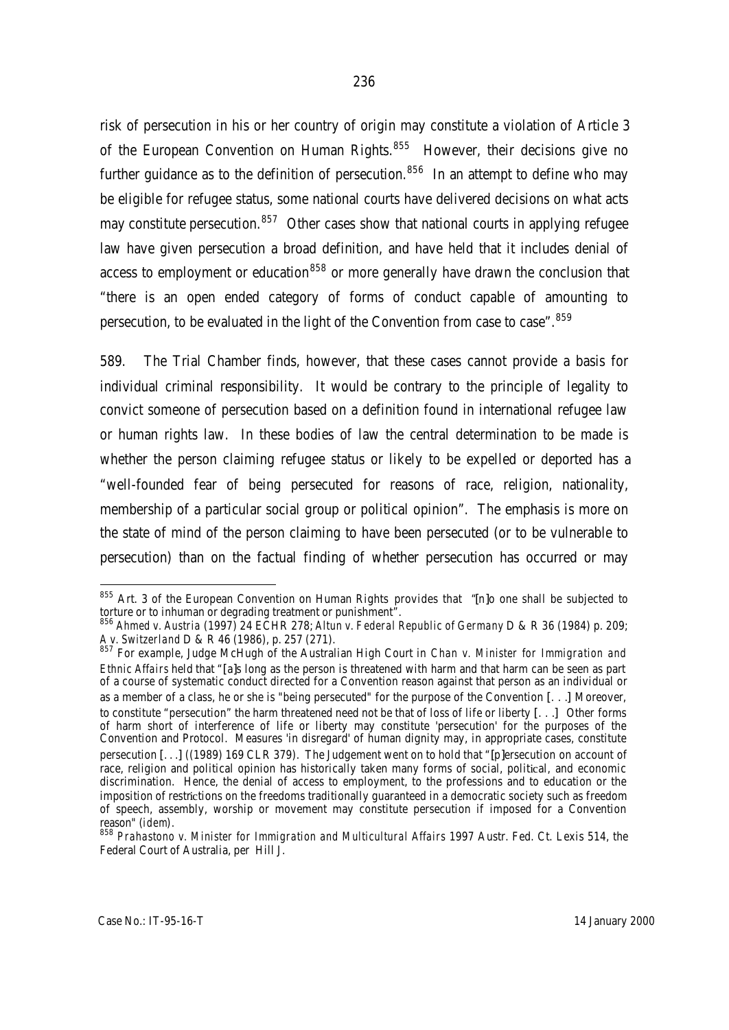risk of persecution in his or her country of origin may constitute a violation of Article 3 of the European Convention on Human Rights.[855] However, their decisions give no further guidance as to the definition of persecution.[856] In an attempt to define who may be eligible for refugee status, some national courts have delivered decisions on what acts may constitute persecution.[857] Other cases show that national courts in applying refugee law have given persecution a broad definition, and have held that it includes denial of access to employment or education[858] or more generally have drawn the conclusion that "there is an open ended category of forms of conduct capable of amounting to persecution, to be evaluated in the light of the Convention from case to case".[859]

589. The Trial Chamber finds, however, that these cases cannot provide a basis for individual criminal responsibility. It would be contrary to the principle of legality to convict someone of persecution based on a definition found in international refugee law or human rights law. In these bodies of law the central determination to be made is whether the person claiming refugee status or likely to be expelled or deported has a "well-founded fear of being persecuted for reasons of race, religion, nationality, membership of a particular social group or political opinion". The emphasis is more on the state of mind of the person claiming to have been persecuted (or to be vulnerable to persecution) than on the factual finding of whether persecution has occurred or may

---

[855] Art. 3 of the European Convention on Human Rights provides that "[n]o one shall be subjected to torture or to inhuman or degrading treatment or punishment".

[856] *Ahmed v. Austria* (1997) 24 ECHR 278; *Altun v. Federal Republic of Germany* D & R 36 (1984) p. 209; *A v. Switzerland* D & R 46 (1986), p. 257 (271).

[857] For example, Judge McHugh of the Australian High Court in *Chan v. Minister for Immigration and Ethnic Affairs* held that "[a]s long as the person is threatened with harm and that harm can be seen as part of a course of systematic conduct directed for a Convention reason against that person as an individual or as a member of a class, he or she is "being persecuted" for the purpose of the Convention [. . .] Moreover, to constitute "persecution" the harm threatened need not be that of loss of life or liberty [. . .] Other forms of harm short of interference of life or liberty may constitute 'persecution' for the purposes of the Convention and Protocol. Measures 'in disregard' of human dignity may, in appropriate cases, constitute persecution [. . .] ((1989) 169 CLR 379). The Judgement went on to hold that "[p]ersecution on account of race, religion and political opinion has historically taken many forms of social, political, and economic discrimination. Hence, the denial of access to employment, to the professions and to education or the imposition of restrictions on the freedoms traditionally guaranteed in a democratic society such as freedom of speech, assembly, worship or movement may constitute persecution if imposed for a Convention reason" (*idem*).

[858] *Prahastono v. Minister for Immigration and Multicultural Affairs* 1997 Austr. Fed. Ct. Lexis 514, the Federal Court of Australia, per Hill J.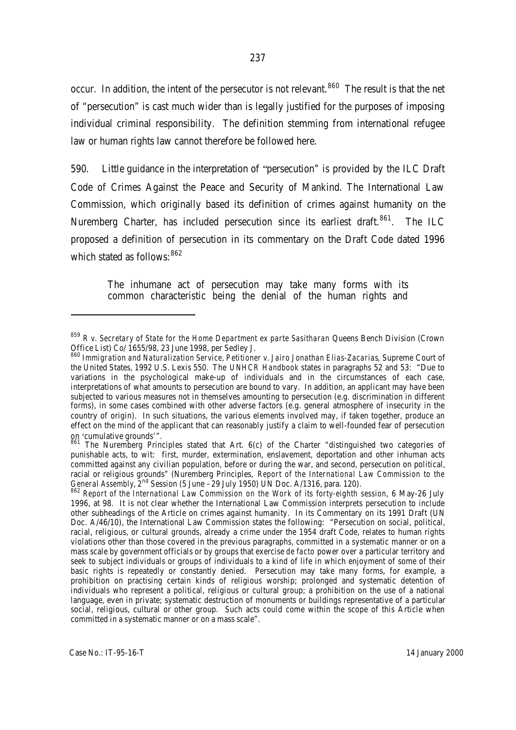occur. In addition, the intent of the persecutor is not relevant.[860] The result is that the net of "persecution" is cast much wider than is legally justified for the purposes of imposing individual criminal responsibility. The definition stemming from international refugee law or human rights law cannot therefore be followed here.

590. Little guidance in the interpretation of "persecution" is provided by the ILC Draft Code of Crimes Against the Peace and Security of Mankind. The International Law Commission, which originally based its definition of crimes against humanity on the Nuremberg Charter, has included persecution since its earliest draft.[861]. The ILC proposed a definition of persecution in its commentary on the Draft Code dated 1996 which stated as follows:[862]

> The inhumane act of persecution may take many forms with its common characteristic being the denial of the human rights and

---

[859] *R v. Secretary of State for the Home Department ex parte Sasitharan* Queens Bench Division (Crown Office List) Co/1655/98, 23 June 1998, per Sedley J.

[860] *Immigration and Naturalization Service, Petitioner v. Jairo Jonathan Elias-Zacarias*, Supreme Court of the United States, 1992 U.S. Lexis 550. The *UNHCR Handbook* states in paragraphs 52 and 53: "Due to variations in the psychological make-up of individuals and in the circumstances of each case, interpretations of what amounts to persecution are bound to vary. In addition, an applicant may have been subjected to various measures not in themselves amounting to persecution (e.g. discrimination in different forms), in some cases combined with other adverse factors (e.g. general atmosphere of insecurity in the country of origin). In such situations, the various elements involved may, if taken together, produce an effect on the mind of the applicant that can reasonably justify a claim to well-founded fear of persecution on 'cumulative grounds'".

[861] The Nuremberg Principles stated that Art. 6(c) of the Charter "distinguished two categories of punishable acts, to wit: first, murder, extermination, enslavement, deportation and other inhuman acts committed against any civilian population, before or during the war, and second, persecution on political, racial or religious grounds" (Nuremberg Principles, *Report of the International Law Commission to the General Assembly*, 2nd Session (5 June – 29 July 1950) UN Doc. A/1316, para. 120).

[862] *Report of the International Law Commission on the Work of its forty-eighth session*, 6 May-26 July 1996, at 98. It is not clear whether the International Law Commission interprets persecution to include other subheadings of the Article on crimes against humanity. In its Commentary on its 1991 Draft (UN Doc. A/46/10), the International Law Commission states the following: "Persecution on social, political, racial, religious, or cultural grounds, already a crime under the 1954 draft Code, relates to human rights violations other than those covered in the previous paragraphs, committed in a systematic manner or on a mass scale by government officials or by groups that exercise *de facto* power over a particular territory and seek to subject individuals or groups of individuals to a kind of life in which enjoyment of some of their basic rights is repeatedly or constantly denied. Persecution may take many forms, for example, a prohibition on practising certain kinds of religious worship; prolonged and systematic detention of individuals who represent a political, religious or cultural group; a prohibition on the use of a national language, even in private; systematic destruction of monuments or buildings representative of a particular social, religious, cultural or other group. Such acts could come within the scope of this Article when committed in a systematic manner or on a mass scale".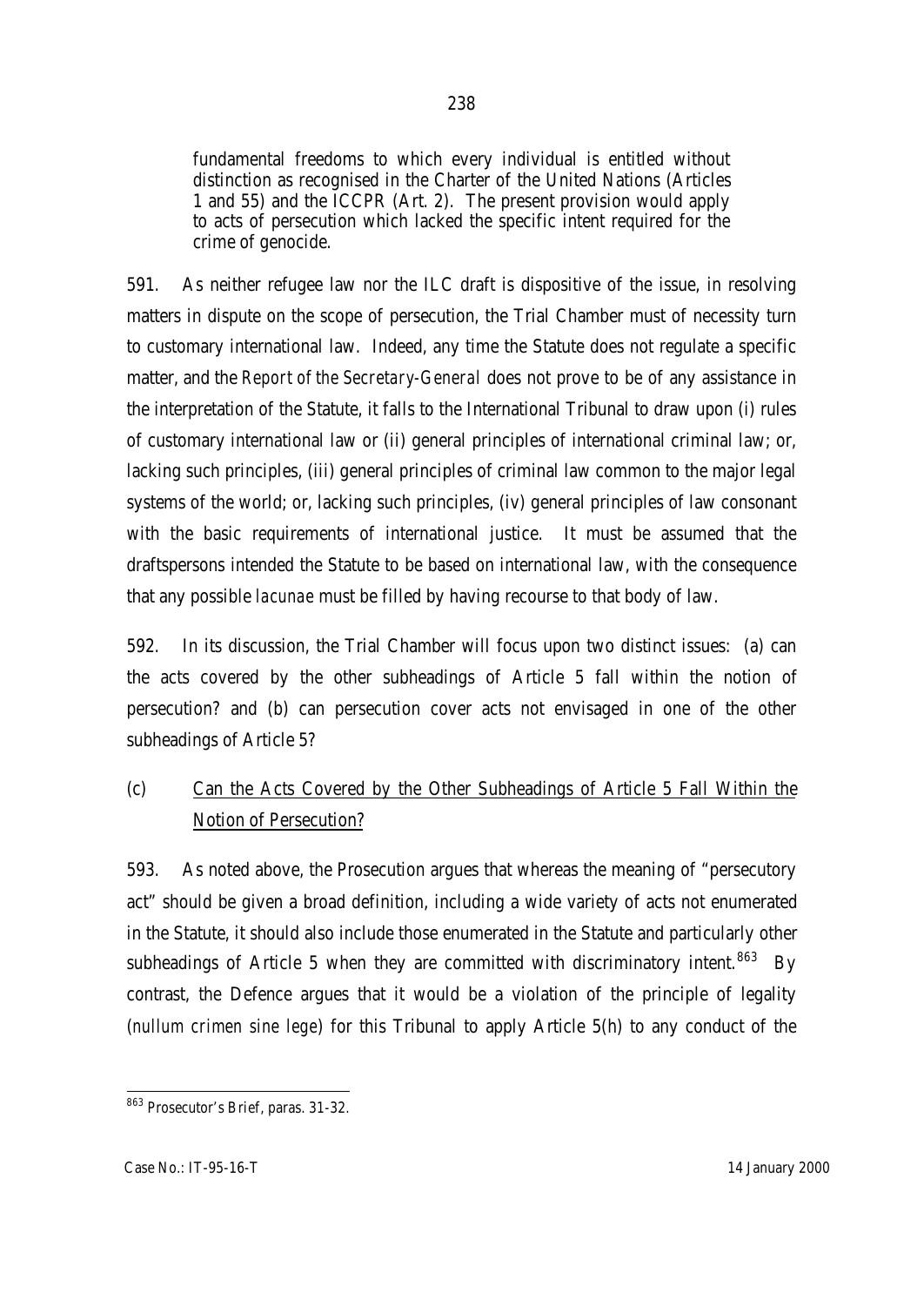> fundamental freedoms to which every individual is entitled without distinction as recognised in the Charter of the United Nations (Articles 1 and 55) and the ICCPR (Art. 2). The present provision would apply to acts of persecution which lacked the specific intent required for the crime of genocide.

591. As neither refugee law nor the ILC draft is dispositive of the issue, in resolving matters in dispute on the scope of persecution, the Trial Chamber must of necessity turn to customary international law. Indeed, any time the Statute does not regulate a specific matter, and the *Report of the Secretary-General* does not prove to be of any assistance in the interpretation of the Statute, it falls to the International Tribunal to draw upon (i) rules of customary international law or (ii) general principles of international criminal law; or, lacking such principles, (iii) general principles of criminal law common to the major legal systems of the world; or, lacking such principles, (iv) general principles of law consonant with the basic requirements of international justice. It must be assumed that the draftspersons intended the Statute to be based on international law, with the consequence that any possible *lacunae* must be filled by having recourse to that body of law.

592. In its discussion, the Trial Chamber will focus upon two distinct issues: (a) can the acts covered by the other subheadings of Article 5 fall within the notion of persecution? and (b) can persecution cover acts not envisaged in one of the other subheadings of Article 5?

### (c) Can the Acts Covered by the Other Subheadings of Article 5 Fall Within the Notion of Persecution?

593. As noted above, the Prosecution argues that whereas the meaning of "persecutory act" should be given a broad definition, including a wide variety of acts not enumerated in the Statute, it should also include those enumerated in the Statute and particularly other subheadings of Article 5 when they are committed with discriminatory intent.[863] By contrast, the Defence argues that it would be a violation of the principle of legality (*nullum crimen sine lege*) for this Tribunal to apply Article 5(h) to any conduct of the

---

[863] Prosecutor's Brief, paras. 31-32.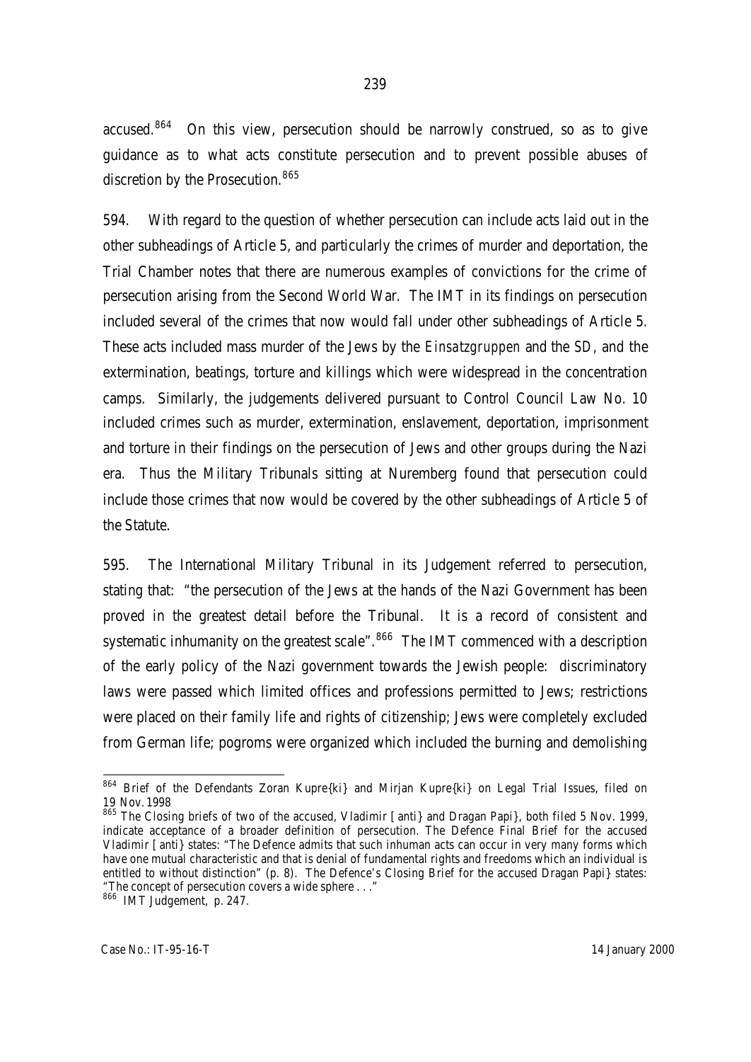accused.[864] On this view, persecution should be narrowly construed, so as to give guidance as to what acts constitute persecution and to prevent possible abuses of discretion by the Prosecution.[865]

594. With regard to the question of whether persecution can include acts laid out in the other subheadings of Article 5, and particularly the crimes of murder and deportation, the Trial Chamber notes that there are numerous examples of convictions for the crime of persecution arising from the Second World War. The IMT in its findings on persecution included several of the crimes that now would fall under other subheadings of Article 5. These acts included mass murder of the Jews by the *Einsatzgruppen* and the SD, and the extermination, beatings, torture and killings which were widespread in the concentration camps. Similarly, the judgements delivered pursuant to Control Council Law No. 10 included crimes such as murder, extermination, enslavement, deportation, imprisonment and torture in their findings on the persecution of Jews and other groups during the Nazi era. Thus the Military Tribunals sitting at Nuremberg found that persecution could include those crimes that now would be covered by the other subheadings of Article 5 of the Statute.

595. The International Military Tribunal in its Judgement referred to persecution, stating that: "the persecution of the Jews at the hands of the Nazi Government has been proved in the greatest detail before the Tribunal. It is a record of consistent and systematic inhumanity on the greatest scale".[866] The IMT commenced with a description of the early policy of the Nazi government towards the Jewish people: discriminatory laws were passed which limited offices and professions permitted to Jews; restrictions were placed on their family life and rights of citizenship; Jews were completely excluded from German life; pogroms were organized which included the burning and demolishing

---

[864] Brief of the Defendants Zoran Kupre{ki} and Mirjan Kupre{ki} on Legal Trial Issues, filed on 19 Nov. 1998

[865] The Closing briefs of two of the accused, Vladimir [anti} and Dragan Papi}, both filed 5 Nov. 1999, indicate acceptance of a broader definition of persecution. The Defence Final Brief for the accused Vladimir [anti} states: "The Defence admits that such inhuman acts can occur in very many forms which have one mutual characteristic and that is denial of fundamental rights and freedoms which an individual is entitled to without distinction" (p. 8). The Defence's Closing Brief for the accused Dragan Papi} states: "The concept of persecution covers a wide sphere . . ."

[866] IMT Judgement, p. 247.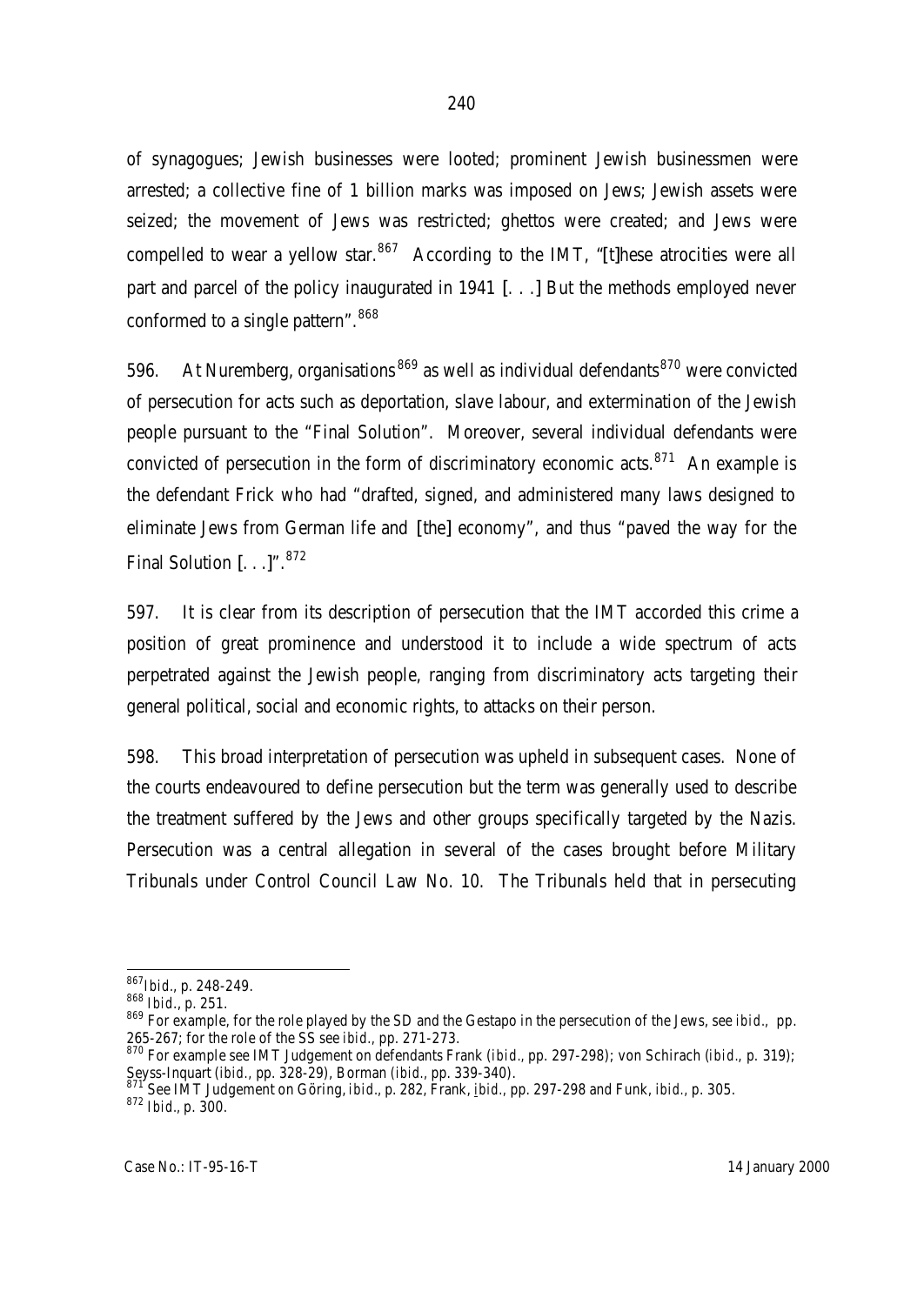of synagogues; Jewish businesses were looted; prominent Jewish businessmen were arrested; a collective fine of 1 billion marks was imposed on Jews; Jewish assets were seized; the movement of Jews was restricted; ghettos were created; and Jews were compelled to wear a yellow star.[867] According to the IMT, "[t]hese atrocities were all part and parcel of the policy inaugurated in 1941 [. . .] But the methods employed never conformed to a single pattern".[868]

596. At Nuremberg, organisations[869] as well as individual defendants[870] were convicted of persecution for acts such as deportation, slave labour, and extermination of the Jewish people pursuant to the "Final Solution". Moreover, several individual defendants were convicted of persecution in the form of discriminatory economic acts.[871] An example is the defendant Frick who had "drafted, signed, and administered many laws designed to eliminate Jews from German life and [the] economy", and thus "paved the way for the Final Solution [. . .]".[872]

597. It is clear from its description of persecution that the IMT accorded this crime a position of great prominence and understood it to include a wide spectrum of acts perpetrated against the Jewish people, ranging from discriminatory acts targeting their general political, social and economic rights, to attacks on their person.

598. This broad interpretation of persecution was upheld in subsequent cases. None of the courts endeavoured to define persecution but the term was generally used to describe the treatment suffered by the Jews and other groups specifically targeted by the Nazis. Persecution was a central allegation in several of the cases brought before Military Tribunals under Control Council Law No. 10. The Tribunals held that in persecuting

---

[867] *Ibid.*, p. 248-249.

[868] *Ibid.*, p. 251.

[869] For example, for the role played by the SD and the Gestapo in the persecution of the Jews, see *ibid.*, pp. 265-267; for the role of the SS see *ibid.*, pp. 271-273.

[870] For example see IMT Judgement on defendants Frank (*ibid.*, pp. 297-298); von Schirach (*ibid.*, p. 319); Seyss-Inquart (*ibid.*, pp. 328-29), Borman (*ibid.*, pp. 339-340).

[871] See IMT Judgement on Göring, *ibid.*, p. 282, Frank, *ibid.*, pp. 297-298 and Funk, *ibid.*, p. 305.

[872] *Ibid.*, p. 300.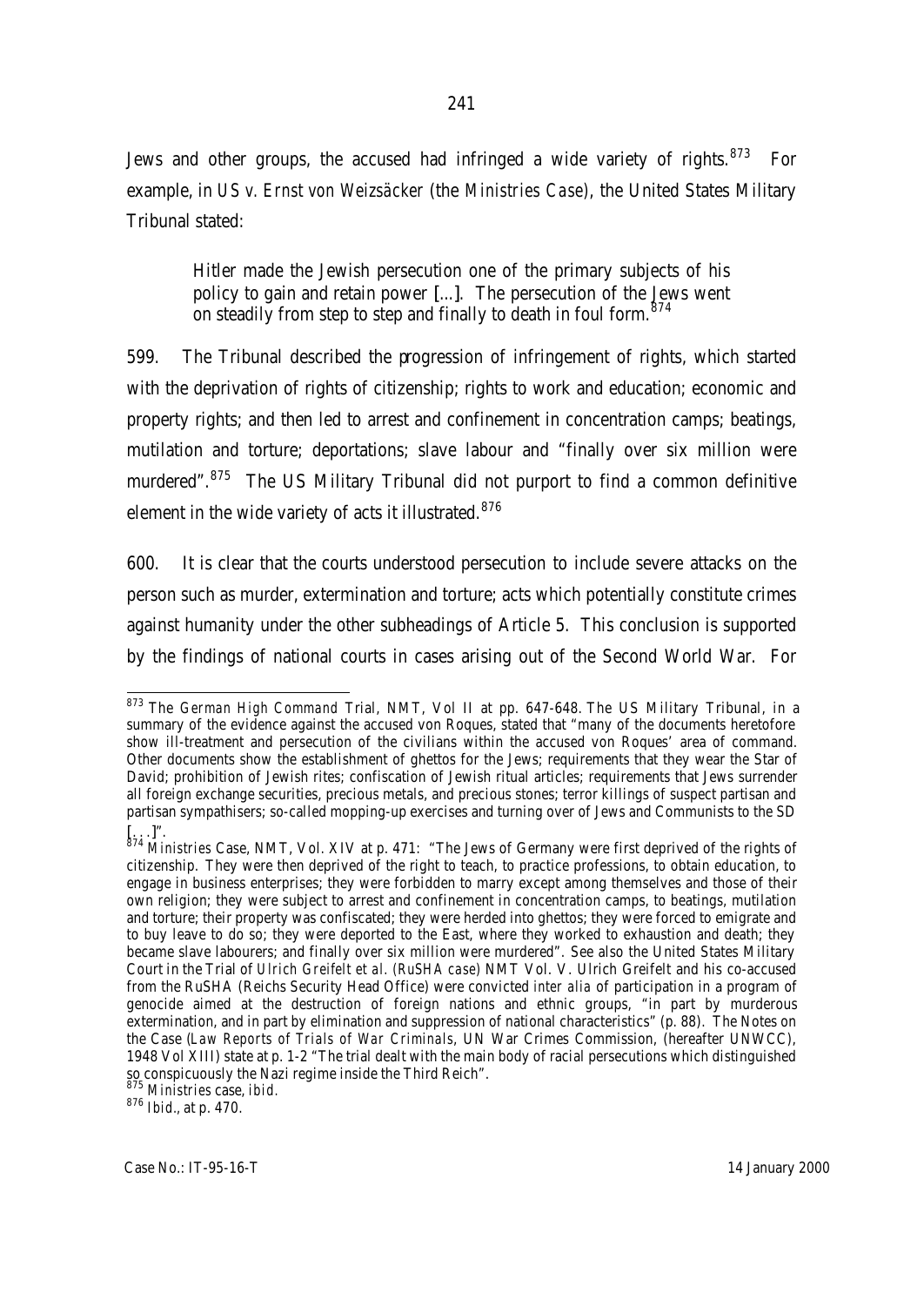Jews and other groups, the accused had infringed a wide variety of rights.[873] For example, in *US v. Ernst von Weizsäcker* (the *Ministries Case*), the United States Military Tribunal stated:

> Hitler made the Jewish persecution one of the primary subjects of his policy to gain and retain power [...]. The persecution of the Jews went on steadily from step to step and finally to death in foul form.[874]

599. The Tribunal described the progression of infringement of rights, which started with the deprivation of rights of citizenship; rights to work and education; economic and property rights; and then led to arrest and confinement in concentration camps; beatings, mutilation and torture; deportations; slave labour and "finally over six million were murdered".[875] The US Military Tribunal did not purport to find a common definitive element in the wide variety of acts it illustrated.[876]

600. It is clear that the courts understood persecution to include severe attacks on the person such as murder, extermination and torture; acts which potentially constitute crimes against humanity under the other subheadings of Article 5. This conclusion is supported by the findings of national courts in cases arising out of the Second World War. For

---

[873] The *German High Command* Trial, NMT, Vol II at pp. 647-648. The US Military Tribunal, in a summary of the evidence against the accused von Roques, stated that "many of the documents heretofore show ill-treatment and persecution of the civilians within the accused von Roques' area of command. Other documents show the establishment of ghettos for the Jews; requirements that they wear the Star of David; prohibition of Jewish rites; confiscation of Jewish ritual articles; requirements that Jews surrender all foreign exchange securities, precious metals, and precious stones; terror killings of suspect partisan and partisan sympathisers; so-called mopping-up exercises and turning over of Jews and Communists to the SD [...]".

[874] *Ministries* Case, NMT, Vol. XIV at p. 471: "The Jews of Germany were first deprived of the rights of citizenship. They were then deprived of the right to teach, to practice professions, to obtain education, to engage in business enterprises; they were forbidden to marry except among themselves and those of their own religion; they were subject to arrest and confinement in concentration camps, to beatings, mutilation and torture; their property was confiscated; they were herded into ghettos; they were forced to emigrate and to buy leave to do so; they were deported to the East, where they worked to exhaustion and death; they became slave labourers; and finally over six million were murdered". See also the United States Military Court in the Trial of *Ulrich Greifelt et al. (RuSHA case)* NMT Vol. V. Ulrich Greifelt and his co-accused from the RuSHA (Reichs Security Head Office) were convicted *inter alia* of participation in a program of genocide aimed at the destruction of foreign nations and ethnic groups, "in part by murderous extermination, and in part by elimination and suppression of national characteristics" (p. 88). The Notes on the Case (*Law Reports of Trials of War Criminals*, UN War Crimes Commission, (hereafter UNWCC), 1948 Vol XIII) state at p. 1-2 "The trial dealt with the main body of racial persecutions which distinguished so conspicuously the Nazi regime inside the Third Reich".

[875] *Ministries* case, *ibid.*

[876] *Ibid.*, at p. 470.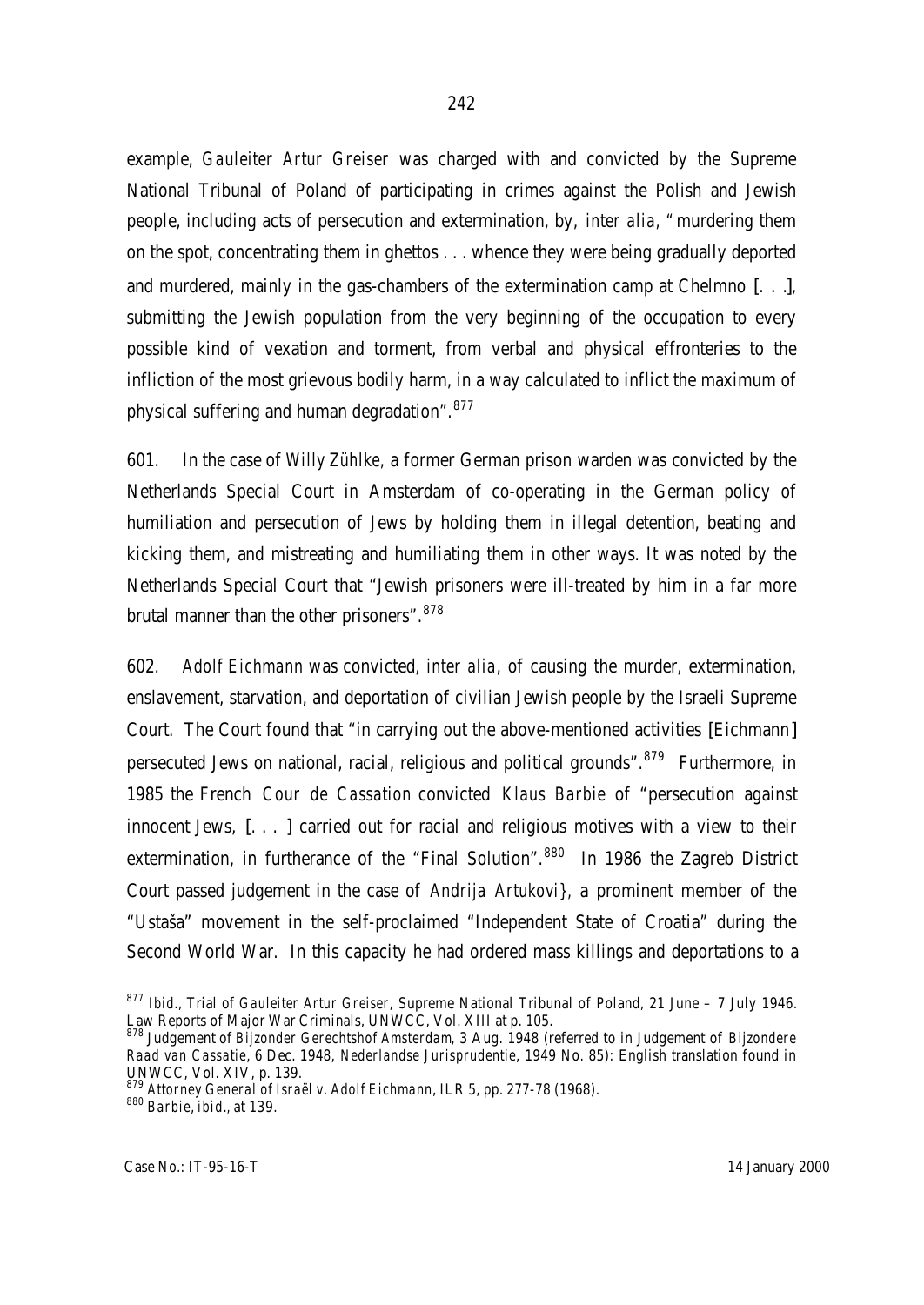example, *Gauleiter Artur Greiser* was charged with and convicted by the Supreme National Tribunal of Poland of participating in crimes against the Polish and Jewish people, including acts of persecution and extermination, by, *inter alia,* "murdering them on the spot, concentrating them in ghettos . . . whence they were being gradually deported and murdered, mainly in the gas-chambers of the extermination camp at Chelmno [. . .], submitting the Jewish population from the very beginning of the occupation to every possible kind of vexation and torment, from verbal and physical effronteries to the infliction of the most grievous bodily harm, in a way calculated to inflict the maximum of physical suffering and human degradation".[877]

601. In the case of *Willy Zühlke,* a former German prison warden was convicted by the Netherlands Special Court in Amsterdam of co-operating in the German policy of humiliation and persecution of Jews by holding them in illegal detention, beating and kicking them, and mistreating and humiliating them in other ways. It was noted by the Netherlands Special Court that "Jewish prisoners were ill-treated by him in a far more brutal manner than the other prisoners".[878]

602. *Adolf Eichmann* was convicted, *inter alia*, of causing the murder, extermination, enslavement, starvation, and deportation of civilian Jewish people by the Israeli Supreme Court. The Court found that "in carrying out the above-mentioned activities [Eichmann] persecuted Jews on national, racial, religious and political grounds".[879] Furthermore, in 1985 the French *Cour de Cassation* convicted *Klaus Barbie* of "persecution against innocent Jews, [. . . ] carried out for racial and religious motives with a view to their extermination, in furtherance of the "Final Solution".[880] In 1986 the Zagreb District Court passed judgement in the case of *Andrija Artukovi},* a prominent member of the "Ustaša" movement in the self-proclaimed "Independent State of Croatia" during the Second World War. In this capacity he had ordered mass killings and deportations to a

---

[877] *Ibid.*, Trial of *Gauleiter Artur Greiser*, Supreme National Tribunal of Poland, 21 June – 7 July 1946. Law Reports of Major War Criminals, UNWCC, Vol. XIII at p. 105.

[878] Judgement of *Bijzonder Gerechtshof Amsterdam*, 3 Aug. 1948 (referred to in Judgement of *Bijzondere Raad van Cassatie*, 6 Dec. 1948, *Nederlandse Jurisprudentie*, 1949 No. 85): English translation found in UNWCC, Vol. XIV, p. 139.

[879] *Attorney General of Israël v. Adolf Eichmann*, ILR 5, pp. 277-78 (1968).

[880] *Barbie*, *ibid.*, at 139.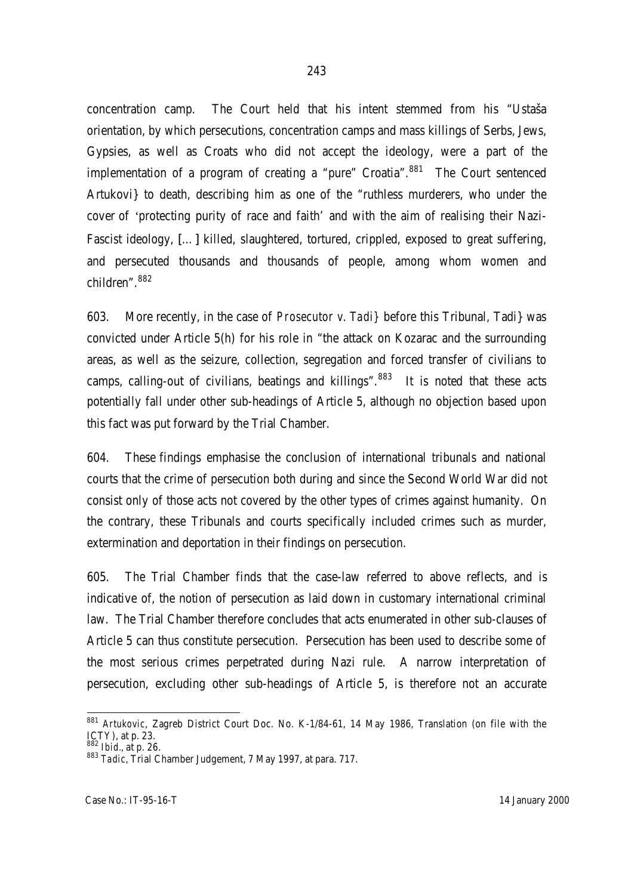concentration camp. The Court held that his intent stemmed from his "Ustaša orientation, by which persecutions, concentration camps and mass killings of Serbs, Jews, Gypsies, as well as Croats who did not accept the ideology, were a part of the implementation of a program of creating a "pure" Croatia".[881] The Court sentenced Artukovi} to death, describing him as one of the "ruthless murderers, who under the cover of 'protecting purity of race and faith' and with the aim of realising their Nazi-Fascist ideology, [...] killed, slaughtered, tortured, crippled, exposed to great suffering, and persecuted thousands and thousands of people, among whom women and children".[882]

603. More recently, in the case of *Prosecutor v. Tadi}* before this Tribunal, Tadi} was convicted under Article 5(h) for his role in "the attack on Kozarac and the surrounding areas, as well as the seizure, collection, segregation and forced transfer of civilians to camps, calling-out of civilians, beatings and killings".[883] It is noted that these acts potentially fall under other sub-headings of Article 5, although no objection based upon this fact was put forward by the Trial Chamber.

604. These findings emphasise the conclusion of international tribunals and national courts that the crime of persecution both during and since the Second World War did not consist only of those acts not covered by the other types of crimes against humanity. On the contrary, these Tribunals and courts specifically included crimes such as murder, extermination and deportation in their findings on persecution.

605. The Trial Chamber finds that the case-law referred to above reflects, and is indicative of, the notion of persecution as laid down in customary international criminal law. The Trial Chamber therefore concludes that acts enumerated in other sub-clauses of Article 5 can thus constitute persecution. Persecution has been used to describe some of the most serious crimes perpetrated during Nazi rule. A narrow interpretation of persecution, excluding other sub-headings of Article 5, is therefore not an accurate

---

[881] *Artukovic*, Zagreb District Court Doc. No. K-1/84-61, 14 May 1986, Translation (on file with the ICTY), at p. 23.

[882] *Ibid*., at p. 26.

[883] *Tadic*, Trial Chamber Judgement, 7 May 1997, at para. 717.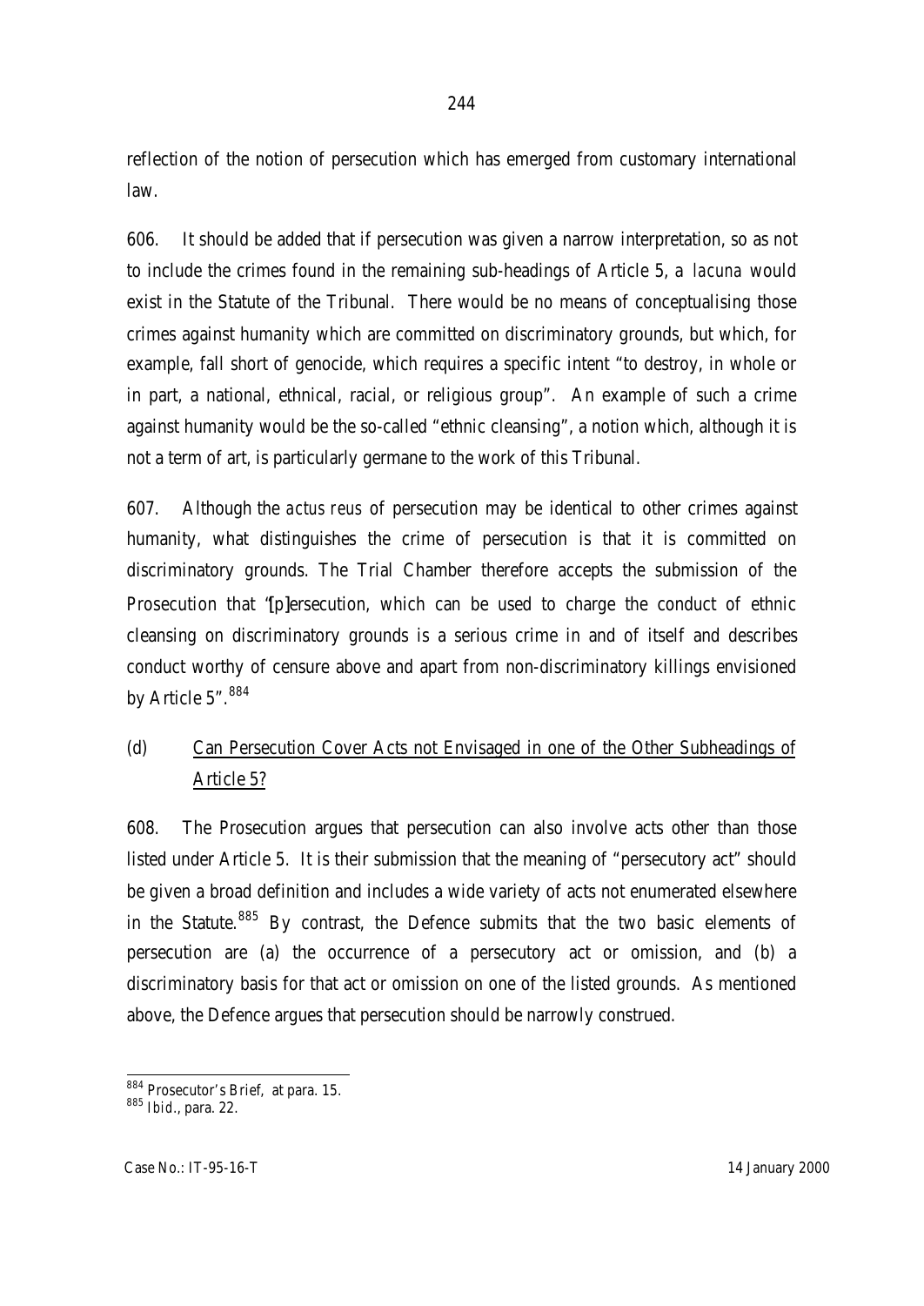reflection of the notion of persecution which has emerged from customary international law.

606. It should be added that if persecution was given a narrow interpretation, so as not to include the crimes found in the remaining sub-headings of Article 5, a *lacuna* would exist in the Statute of the Tribunal. There would be no means of conceptualising those crimes against humanity which are committed on discriminatory grounds, but which, for example, fall short of genocide, which requires a specific intent "to destroy, in whole or in part, a national, ethnical, racial, or religious group". An example of such a crime against humanity would be the so-called "ethnic cleansing", a notion which, although it is not a term of art, is particularly germane to the work of this Tribunal.

607. Although the *actus reus* of persecution may be identical to other crimes against humanity, what distinguishes the crime of persecution is that it is committed on discriminatory grounds. The Trial Chamber therefore accepts the submission of the Prosecution that "[p]ersecution, which can be used to charge the conduct of ethnic cleansing on discriminatory grounds is a serious crime in and of itself and describes conduct worthy of censure above and apart from non-discriminatory killings envisioned by Article 5".[884]

### (d) Can Persecution Cover Acts not Envisaged in one of the Other Subheadings of Article 5?

608. The Prosecution argues that persecution can also involve acts other than those listed under Article 5. It is their submission that the meaning of "persecutory act" should be given a broad definition and includes a wide variety of acts not enumerated elsewhere in the Statute.[885] By contrast, the Defence submits that the two basic elements of persecution are (a) the occurrence of a persecutory act or omission, and (b) a discriminatory basis for that act or omission on one of the listed grounds. As mentioned above, the Defence argues that persecution should be narrowly construed.

---

[884] Prosecutor's Brief, at para. 15.

[885] *Ibid*., para. 22.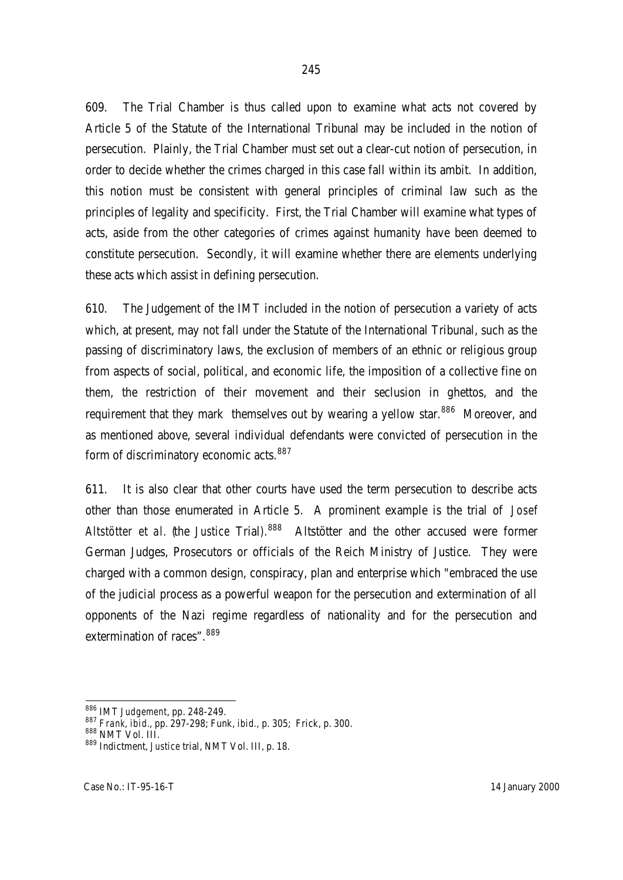609. The Trial Chamber is thus called upon to examine what acts not covered by Article 5 of the Statute of the International Tribunal may be included in the notion of persecution. Plainly, the Trial Chamber must set out a clear-cut notion of persecution, in order to decide whether the crimes charged in this case fall within its ambit. In addition, this notion must be consistent with general principles of criminal law such as the principles of legality and specificity. First, the Trial Chamber will examine what types of acts, aside from the other categories of crimes against humanity have been deemed to constitute persecution. Secondly, it will examine whether there are elements underlying these acts which assist in defining persecution.

610. The Judgement of the IMT included in the notion of persecution a variety of acts which, at present, may not fall under the Statute of the International Tribunal, such as the passing of discriminatory laws, the exclusion of members of an ethnic or religious group from aspects of social, political, and economic life, the imposition of a collective fine on them, the restriction of their movement and their seclusion in ghettos, and the requirement that they mark themselves out by wearing a yellow star.[886] Moreover, and as mentioned above, several individual defendants were convicted of persecution in the form of discriminatory economic acts.[887]

611. It is also clear that other courts have used the term persecution to describe acts other than those enumerated in Article 5. A prominent example is the trial of *Josef Altstötter et al.* (the *Justice* Trial).[888] Altstötter and the other accused were former German Judges, Prosecutors or officials of the Reich Ministry of Justice. They were charged with a common design, conspiracy, plan and enterprise which "embraced the use of the judicial process as a powerful weapon for the persecution and extermination of all opponents of the Nazi regime regardless of nationality and for the persecution and extermination of races".[889]

---

[886] IMT *Judgement*, pp. 248-249.

[887] *Frank*, *ibid.*, pp. 297-298; *Funk*, *ibid.*, p. 305; *Frick*, p. 300.

[888] NMT Vol. III.

[889] Indictment, *Justice* trial, NMT Vol. III, p. 18.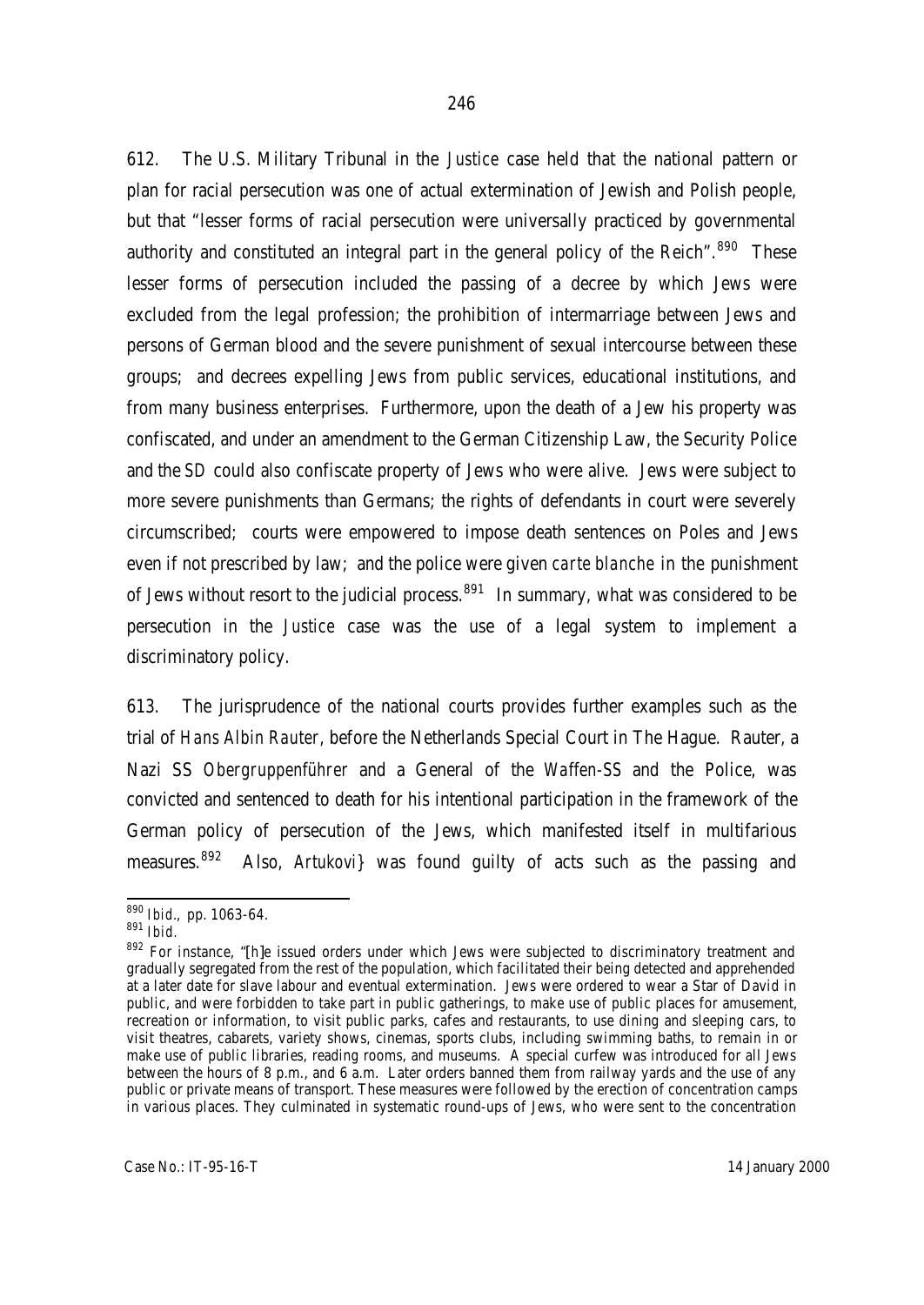612. The U.S. Military Tribunal in the *Justice* case held that the national pattern or plan for racial persecution was one of actual extermination of Jewish and Polish people, but that "lesser forms of racial persecution were universally practiced by governmental authority and constituted an integral part in the general policy of the Reich".[890] These lesser forms of persecution included the passing of a decree by which Jews were excluded from the legal profession; the prohibition of intermarriage between Jews and persons of German blood and the severe punishment of sexual intercourse between these groups; and decrees expelling Jews from public services, educational institutions, and from many business enterprises. Furthermore, upon the death of a Jew his property was confiscated, and under an amendment to the German Citizenship Law, the Security Police and the SD could also confiscate property of Jews who were alive. Jews were subject to more severe punishments than Germans; the rights of defendants in court were severely circumscribed; courts were empowered to impose death sentences on Poles and Jews even if not prescribed by law; and the police were given *carte blanche* in the punishment of Jews without resort to the judicial process.[891] In summary, what was considered to be persecution in the *Justice* case was the use of a legal system to implement a discriminatory policy.

613. The jurisprudence of the national courts provides further examples such as the trial of *Hans Albin Rauter*, before the Netherlands Special Court in The Hague. Rauter, a Nazi SS *Obergruppenführer* and a General of the *Waffen-SS* and the Police, was convicted and sentenced to death for his intentional participation in the framework of the German policy of persecution of the Jews, which manifested itself in multifarious measures.[892] Also, *Artukovi}* was found guilty of acts such as the passing and

---

[890] *Ibid.*, pp. 1063-64.

[891] *Ibid.*

[892] For instance, "[h]e issued orders under which Jews were subjected to discriminatory treatment and gradually segregated from the rest of the population, which facilitated their being detected and apprehended at a later date for slave labour and eventual extermination. Jews were ordered to wear a Star of David in public, and were forbidden to take part in public gatherings, to make use of public places for amusement, recreation or information, to visit public parks, cafes and restaurants, to use dining and sleeping cars, to visit theatres, cabarets, variety shows, cinemas, sports clubs, including swimming baths, to remain in or make use of public libraries, reading rooms, and museums. A special curfew was introduced for all Jews between the hours of 8 p.m., and 6 a.m. Later orders banned them from railway yards and the use of any public or private means of transport. These measures were followed by the erection of concentration camps in various places. They culminated in systematic round-ups of Jews, who were sent to the concentration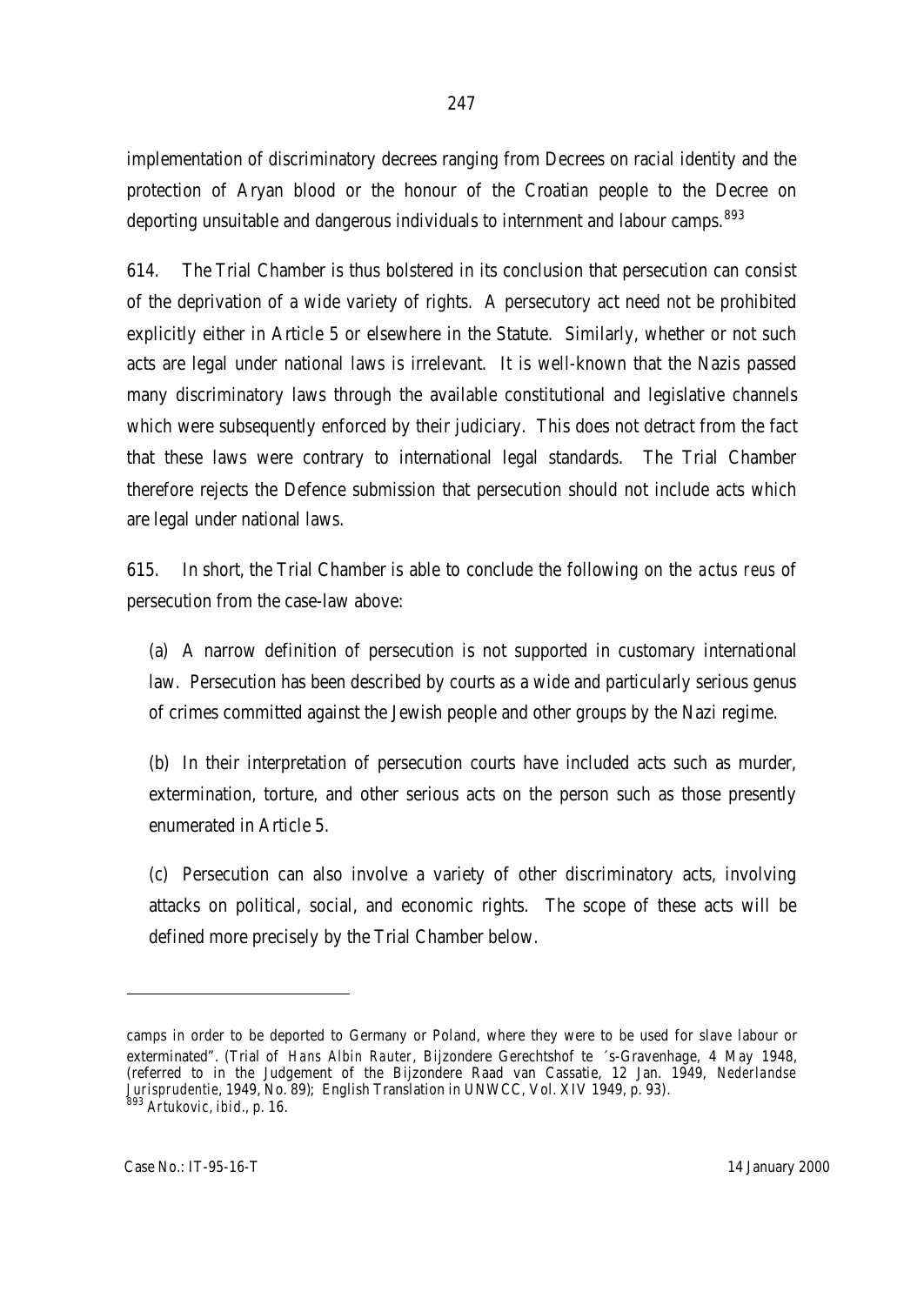implementation of discriminatory decrees ranging from Decrees on racial identity and the protection of Aryan blood or the honour of the Croatian people to the Decree on deporting unsuitable and dangerous individuals to internment and labour camps.[893]

614. The Trial Chamber is thus bolstered in its conclusion that persecution can consist of the deprivation of a wide variety of rights. A persecutory act need not be prohibited explicitly either in Article 5 or elsewhere in the Statute. Similarly, whether or not such acts are legal under national laws is irrelevant. It is well-known that the Nazis passed many discriminatory laws through the available constitutional and legislative channels which were subsequently enforced by their judiciary. This does not detract from the fact that these laws were contrary to international legal standards. The Trial Chamber therefore rejects the Defence submission that persecution should not include acts which are legal under national laws.

615. In short, the Trial Chamber is able to conclude the following on the *actus reus* of persecution from the case-law above:

(a) A narrow definition of persecution is not supported in customary international law. Persecution has been described by courts as a wide and particularly serious genus of crimes committed against the Jewish people and other groups by the Nazi regime.

(b) In their interpretation of persecution courts have included acts such as murder, extermination, torture, and other serious acts on the person such as those presently enumerated in Article 5.

(c) Persecution can also involve a variety of other discriminatory acts, involving attacks on political, social, and economic rights. The scope of these acts will be defined more precisely by the Trial Chamber below.

---

camps in order to be deported to Germany or Poland, where they were to be used for slave labour or exterminated". (Trial of *Hans Albin Rauter*, Bijzondere Gerechtshof te ´s-Gravenhage, 4 May 1948, (referred to in the Judgement of the Bijzondere Raad van Cassatie, 12 Jan. 1949, *Nederlandse Jurisprudentie*, 1949, No. 89); English Translation in UNWCC, Vol. XIV 1949, p. 93).

[893] *Artukovic*, *ibid.*, p. 16.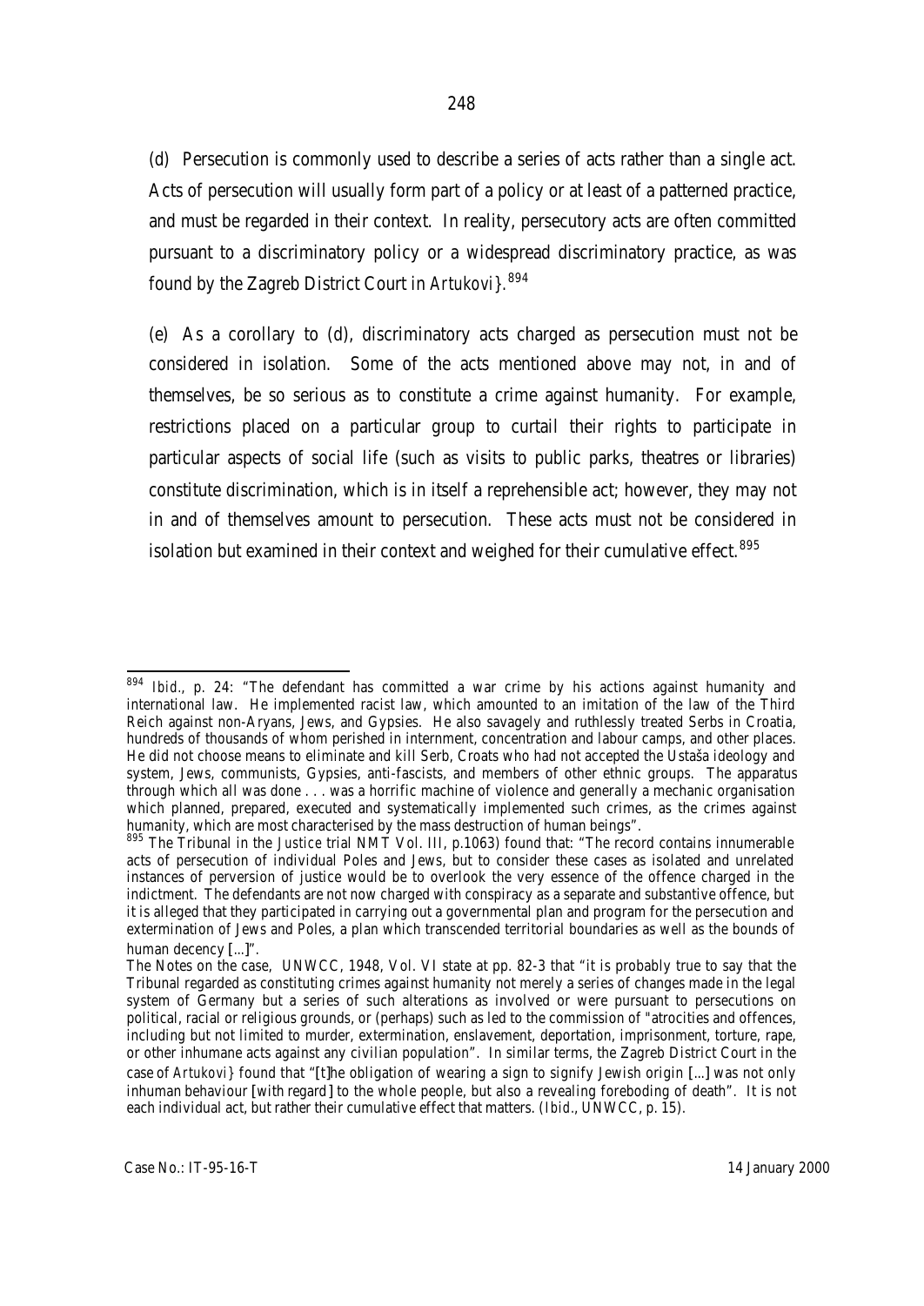(d) Persecution is commonly used to describe a series of acts rather than a single act. Acts of persecution will usually form part of a policy or at least of a patterned practice, and must be regarded in their context. In reality, persecutory acts are often committed pursuant to a discriminatory policy or a widespread discriminatory practice, as was found by the Zagreb District Court in *Artukovi}*.[894]

(e) As a corollary to (d), discriminatory acts charged as persecution must not be considered in isolation. Some of the acts mentioned above may not, in and of themselves, be so serious as to constitute a crime against humanity. For example, restrictions placed on a particular group to curtail their rights to participate in particular aspects of social life (such as visits to public parks, theatres or libraries) constitute discrimination, which is in itself a reprehensible act; however, they may not in and of themselves amount to persecution. These acts must not be considered in isolation but examined in their context and weighed for their cumulative effect.[895]

---

[894] *Ibid.*, p. 24: "The defendant has committed a war crime by his actions against humanity and international law. He implemented racist law, which amounted to an imitation of the law of the Third Reich against non-Aryans, Jews, and Gypsies. He also savagely and ruthlessly treated Serbs in Croatia, hundreds of thousands of whom perished in internment, concentration and labour camps, and other places. He did not choose means to eliminate and kill Serb, Croats who had not accepted the Ustaša ideology and system, Jews, communists, Gypsies, anti-fascists, and members of other ethnic groups. The apparatus through which all was done . . . was a horrific machine of violence and generally a mechanic organisation which planned, prepared, executed and systematically implemented such crimes, as the crimes against humanity, which are most characterised by the mass destruction of human beings".

[895] The Tribunal in the *Justice* trial NMT Vol. III, p.1063) found that: "The record contains innumerable acts of persecution of individual Poles and Jews, but to consider these cases as isolated and unrelated instances of perversion of justice would be to overlook the very essence of the offence charged in the indictment. The defendants are not now charged with conspiracy as a separate and substantive offence, but it is alleged that they participated in carrying out a governmental plan and program for the persecution and extermination of Jews and Poles, a plan which transcended territorial boundaries as well as the bounds of human decency [...]".

The Notes on the case, UNWCC, 1948, Vol. VI state at pp. 82-3 that "it is probably true to say that the Tribunal regarded as constituting crimes against humanity not merely a series of changes made in the legal system of Germany but a series of such alterations as involved or were pursuant to persecutions on political, racial or religious grounds, or (perhaps) such as led to the commission of "atrocities and offences, including but not limited to murder, extermination, enslavement, deportation, imprisonment, torture, rape, or other inhumane acts against any civilian population". In similar terms, the Zagreb District Court in the case of *Artukovi}* found that "[t]he obligation of wearing a sign to signify Jewish origin [...] was not only inhuman behaviour [with regard] to the whole people, but also a revealing foreboding of death". It is not each individual act, but rather their cumulative effect that matters. (*Ibid.*, UNWCC, p. 15).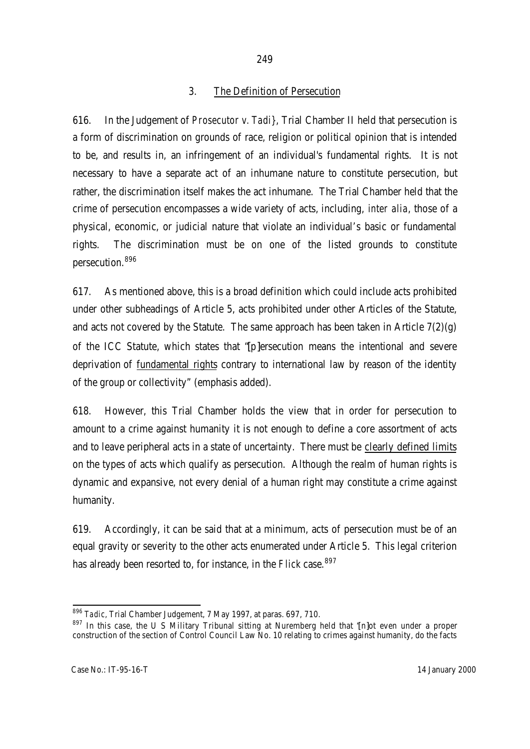### 3. The Definition of Persecution

616. In the Judgement of *Prosecutor v. Tadi}*, Trial Chamber II held that persecution is a form of discrimination on grounds of race, religion or political opinion that is intended to be, and results in, an infringement of an individual's fundamental rights. It is not necessary to have a separate act of an inhumane nature to constitute persecution, but rather, the discrimination itself makes the act inhumane. The Trial Chamber held that the crime of persecution encompasses a wide variety of acts, including, *inter alia*, those of a physical, economic, or judicial nature that violate an individual's basic or fundamental rights. The discrimination must be on one of the listed grounds to constitute persecution.[896]

617. As mentioned above, this is a broad definition which could include acts prohibited under other subheadings of Article 5, acts prohibited under other Articles of the Statute, and acts not covered by the Statute. The same approach has been taken in Article 7(2)(g) of the ICC Statute, which states that "[p]ersecution means the intentional and severe deprivation of <u>fundamental rights</u> contrary to international law by reason of the identity of the group or collectivity" (emphasis added).

618. However, this Trial Chamber holds the view that in order for persecution to amount to a crime against humanity it is not enough to define a core assortment of acts and to leave peripheral acts in a state of uncertainty. There must be <u>clearly defined limits</u> on the types of acts which qualify as persecution. Although the realm of human rights is dynamic and expansive, not every denial of a human right may constitute a crime against humanity.

619. Accordingly, it can be said that at a minimum, acts of persecution must be of an equal gravity or severity to the other acts enumerated under Article 5. This legal criterion has already been resorted to, for instance, in the *Flick* case.[897]

---

[896] *Tadic*, Trial Chamber Judgement, 7 May 1997, at paras. 697, 710.

[897] In this case, the U S Military Tribunal sitting at Nuremberg held that "[n]ot even under a proper construction of the section of Control Council Law No. 10 relating to crimes against humanity, do the facts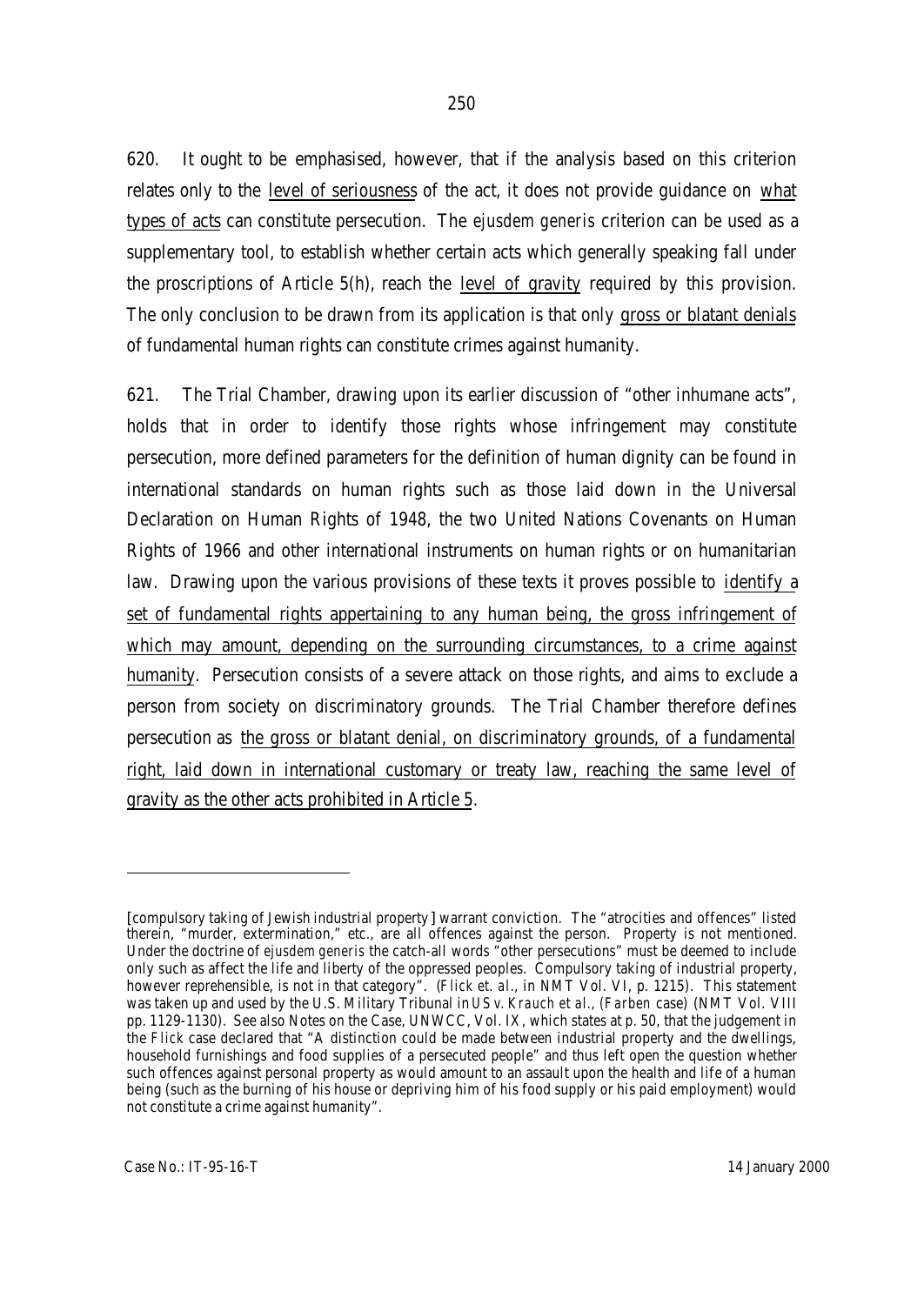620. It ought to be emphasised, however, that if the analysis based on this criterion relates only to the <u>level of seriousness</u> of the act, it does not provide guidance on <u>what types of acts</u> can constitute persecution. The *ejusdem generis* criterion can be used as a supplementary tool, to establish whether certain acts which generally speaking fall under the proscriptions of Article 5(h), reach the <u>level of gravity</u> required by this provision. The only conclusion to be drawn from its application is that only <u>gross or blatant denials</u> of fundamental human rights can constitute crimes against humanity.

621. The Trial Chamber, drawing upon its earlier discussion of "other inhumane acts", holds that in order to identify those rights whose infringement may constitute persecution, more defined parameters for the definition of human dignity can be found in international standards on human rights such as those laid down in the Universal Declaration on Human Rights of 1948, the two United Nations Covenants on Human Rights of 1966 and other international instruments on human rights or on humanitarian law. Drawing upon the various provisions of these texts it proves possible to <u>identify a set of fundamental rights appertaining to any human being, the gross infringement of which may amount, depending on the surrounding circumstances, to a crime against humanity</u>. Persecution consists of a severe attack on those rights, and aims to exclude a person from society on discriminatory grounds. The Trial Chamber therefore defines persecution as <u>the gross or blatant denial, on discriminatory grounds, of a fundamental right, laid down in international customary or treaty law, reaching the same level of gravity as the other acts prohibited in Article 5</u>.

---

[compulsory taking of Jewish industrial property] warrant conviction. The "atrocities and offences" listed therein, "murder, extermination," etc., are all offences against the person. Property is not mentioned. Under the doctrine of *ejusdem generis* the catch-all words "other persecutions" must be deemed to include only such as affect the life and liberty of the oppressed peoples. Compulsory taking of industrial property, however reprehensible, is not in that category". (*Flick et. al.*, in NMT Vol. VI, p. 1215). This statement was taken up and used by the U.S. Military Tribunal in *US v. Krauch et al.*, (*Farben* case) (NMT Vol. VIII pp. 1129-1130). See also Notes on the Case, UNWCC, Vol. IX, which states at p. 50, that the judgement in the *Flick* case declared that "A distinction could be made between industrial property and the dwellings, household furnishings and food supplies of a persecuted people" and thus left open the question whether such offences against personal property as would amount to an assault upon the health and life of a human being (such as the burning of his house or depriving him of his food supply or his paid employment) would not constitute a crime against humanity".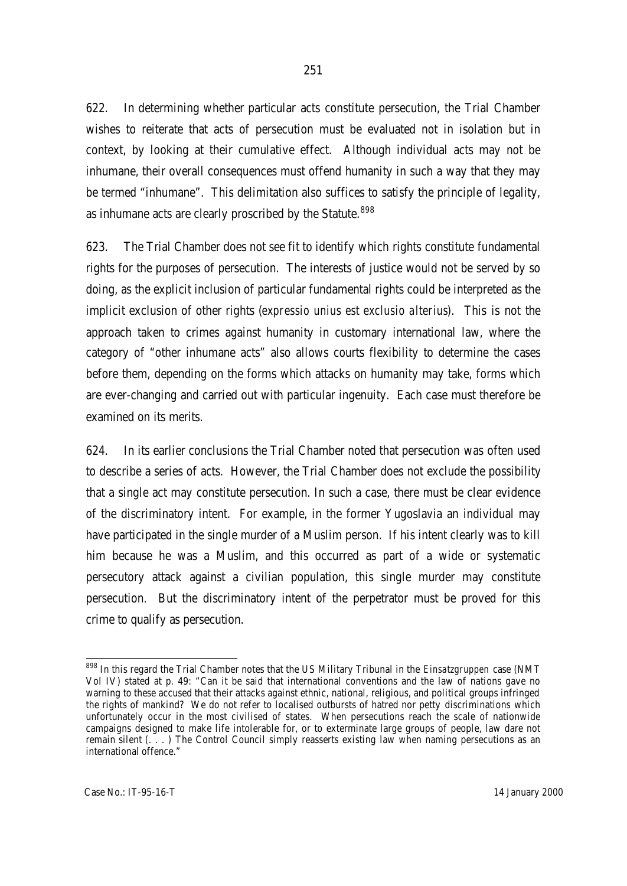622. In determining whether particular acts constitute persecution, the Trial Chamber wishes to reiterate that acts of persecution must be evaluated not in isolation but in context, by looking at their cumulative effect. Although individual acts may not be inhumane, their overall consequences must offend humanity in such a way that they may be termed "inhumane". This delimitation also suffices to satisfy the principle of legality, as inhumane acts are clearly proscribed by the Statute.[898]

623. The Trial Chamber does not see fit to identify which rights constitute fundamental rights for the purposes of persecution. The interests of justice would not be served by so doing, as the explicit inclusion of particular fundamental rights could be interpreted as the implicit exclusion of other rights (*expressio unius est exclusio alterius*). This is not the approach taken to crimes against humanity in customary international law, where the category of "other inhumane acts" also allows courts flexibility to determine the cases before them, depending on the forms which attacks on humanity may take, forms which are ever-changing and carried out with particular ingenuity. Each case must therefore be examined on its merits.

624. In its earlier conclusions the Trial Chamber noted that persecution was often used to describe a series of acts. However, the Trial Chamber does not exclude the possibility that a single act may constitute persecution. In such a case, there must be clear evidence of the discriminatory intent. For example, in the former Yugoslavia an individual may have participated in the single murder of a Muslim person. If his intent clearly was to kill him because he was a Muslim, and this occurred as part of a wide or systematic persecutory attack against a civilian population, this single murder may constitute persecution. But the discriminatory intent of the perpetrator must be proved for this crime to qualify as persecution.

---

[898] In this regard the Trial Chamber notes that the US Military Tribunal in the *Einsatzgruppen* case (NMT Vol IV) stated at p. 49: "Can it be said that international conventions and the law of nations gave no warning to these accused that their attacks against ethnic, national, religious, and political groups infringed the rights of mankind? We do not refer to localised outbursts of hatred nor petty discriminations which unfortunately occur in the most civilised of states. When persecutions reach the scale of nationwide campaigns designed to make life intolerable for, or to exterminate large groups of people, law dare not remain silent (. . . ) The Control Council simply reasserts existing law when naming persecutions as an international offence."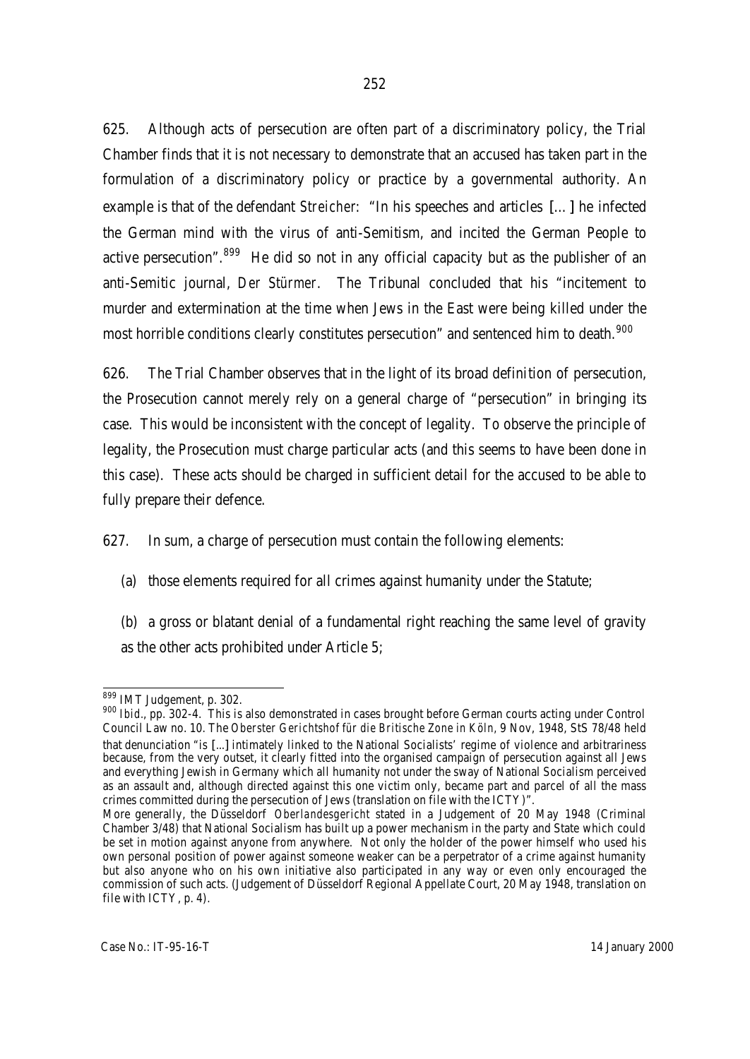625. Although acts of persecution are often part of a discriminatory policy, the Trial Chamber finds that it is not necessary to demonstrate that an accused has taken part in the formulation of a discriminatory policy or practice by a governmental authority. An example is that of the defendant *Streicher*: "In his speeches and articles [...] he infected the German mind with the virus of anti-Semitism, and incited the German People to active persecution".[899] He did so not in any official capacity but as the publisher of an anti-Semitic journal, *Der Stürmer*. The Tribunal concluded that his "incitement to murder and extermination at the time when Jews in the East were being killed under the most horrible conditions clearly constitutes persecution" and sentenced him to death.[900]

626. The Trial Chamber observes that in the light of its broad definition of persecution, the Prosecution cannot merely rely on a general charge of "persecution" in bringing its case. This would be inconsistent with the concept of legality. To observe the principle of legality, the Prosecution must charge particular acts (and this seems to have been done in this case). These acts should be charged in sufficient detail for the accused to be able to fully prepare their defence.

627. In sum, a charge of persecution must contain the following elements:

(a) those elements required for all crimes against humanity under the Statute;

(b) a gross or blatant denial of a fundamental right reaching the same level of gravity as the other acts prohibited under Article 5;

---

[899] IMT Judgement, p. 302.

[900] *Ibid*., pp. 302-4. This is also demonstrated in cases brought before German courts acting under Control Council Law no. 10. The *Oberster Gerichtshof für die Britische Zone in Köln*, 9 Nov, 1948, StS 78/48 held that denunciation "is [...] intimately linked to the National Socialists' regime of violence and arbitrariness because, from the very outset, it clearly fitted into the organised campaign of persecution against all Jews and everything Jewish in Germany which all humanity not under the sway of National Socialism perceived as an assault and, although directed against this one victim only, became part and parcel of all the mass crimes committed during the persecution of Jews (translation on file with the ICTY)".

More generally, the Düsseldorf *Oberlandesgericht* stated in a Judgement of 20 May 1948 (Criminal Chamber 3/48) that National Socialism has built up a power mechanism in the party and State which could be set in motion against anyone from anywhere. Not only the holder of the power himself who used his own personal position of power against someone weaker can be a perpetrator of a crime against humanity but also anyone who on his own initiative also participated in any way or even only encouraged the commission of such acts. (Judgement of Düsseldorf Regional Appellate Court, 20 May 1948, translation on file with ICTY, p. 4).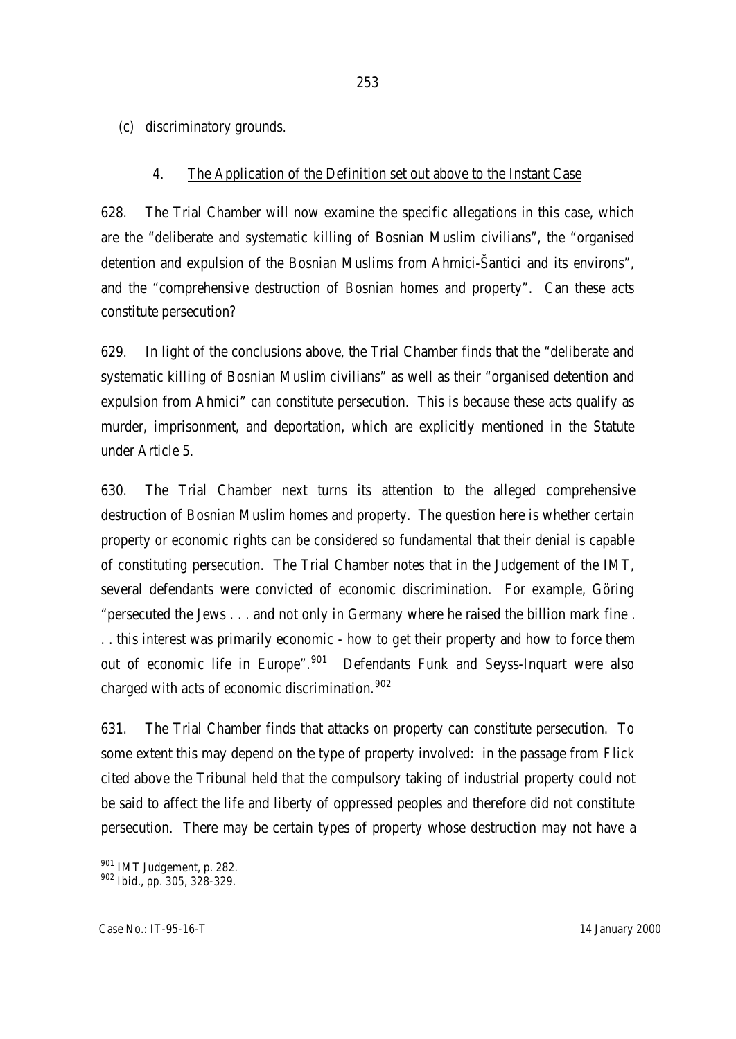(c) discriminatory grounds.

### 4. The Application of the Definition set out above to the Instant Case

628. The Trial Chamber will now examine the specific allegations in this case, which are the "deliberate and systematic killing of Bosnian Muslim civilians", the "organised detention and expulsion of the Bosnian Muslims from Ahmici-Šantici and its environs", and the "comprehensive destruction of Bosnian homes and property". Can these acts constitute persecution?

629. In light of the conclusions above, the Trial Chamber finds that the "deliberate and systematic killing of Bosnian Muslim civilians" as well as their "organised detention and expulsion from Ahmici" can constitute persecution. This is because these acts qualify as murder, imprisonment, and deportation, which are explicitly mentioned in the Statute under Article 5.

630. The Trial Chamber next turns its attention to the alleged comprehensive destruction of Bosnian Muslim homes and property. The question here is whether certain property or economic rights can be considered so fundamental that their denial is capable of constituting persecution. The Trial Chamber notes that in the Judgement of the IMT, several defendants were convicted of economic discrimination. For example, Göring "persecuted the Jews . . . and not only in Germany where he raised the billion mark fine . . . this interest was primarily economic - how to get their property and how to force them out of economic life in Europe".[901] Defendants Funk and Seyss-Inquart were also charged with acts of economic discrimination.[902]

631. The Trial Chamber finds that attacks on property can constitute persecution. To some extent this may depend on the type of property involved: in the passage from *Flick* cited above the Tribunal held that the compulsory taking of industrial property could not be said to affect the life and liberty of oppressed peoples and therefore did not constitute persecution. There may be certain types of property whose destruction may not have a

---

[901] IMT Judgement, p. 282.

[902] *Ibid.*, pp. 305, 328-329.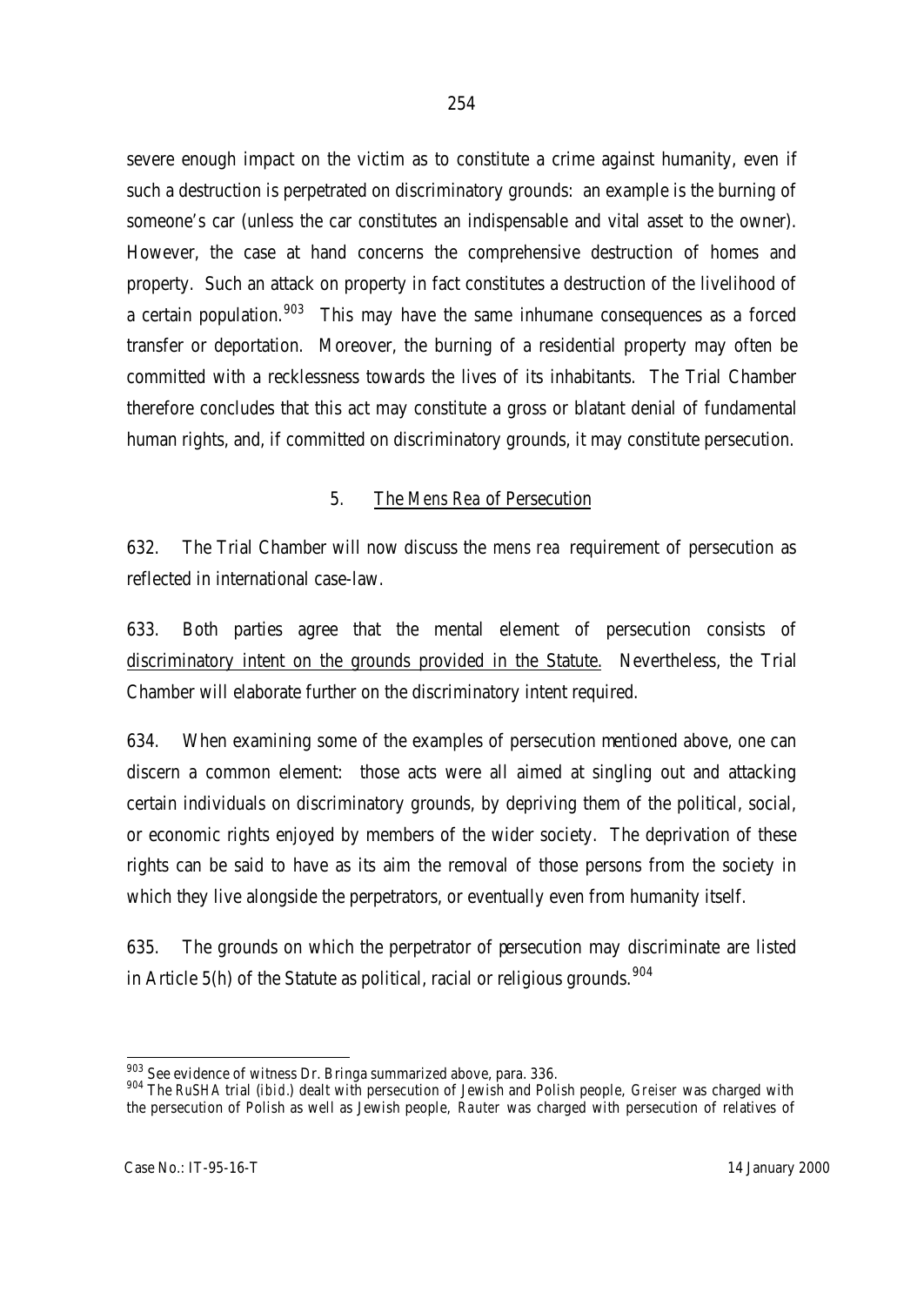severe enough impact on the victim as to constitute a crime against humanity, even if such a destruction is perpetrated on discriminatory grounds: an example is the burning of someone's car (unless the car constitutes an indispensable and vital asset to the owner). However, the case at hand concerns the comprehensive destruction of homes and property. Such an attack on property in fact constitutes a destruction of the livelihood of a certain population.[903] This may have the same inhumane consequences as a forced transfer or deportation. Moreover, the burning of a residential property may often be committed with a recklessness towards the lives of its inhabitants. The Trial Chamber therefore concludes that this act may constitute a gross or blatant denial of fundamental human rights, and, if committed on discriminatory grounds, it may constitute persecution.

### 5. The *Mens Rea* of Persecution

632. The Trial Chamber will now discuss the *mens rea* requirement of persecution as reflected in international case-law.

633. Both parties agree that the mental element of persecution consists of discriminatory intent on the grounds provided in the Statute. Nevertheless, the Trial Chamber will elaborate further on the discriminatory intent required.

634. When examining some of the examples of persecution mentioned above, one can discern a common element: those acts were all aimed at singling out and attacking certain individuals on discriminatory grounds, by depriving them of the political, social, or economic rights enjoyed by members of the wider society. The deprivation of these rights can be said to have as its aim the removal of those persons from the society in which they live alongside the perpetrators, or eventually even from humanity itself.

635. The grounds on which the perpetrator of persecution may discriminate are listed in Article 5(h) of the Statute as political, racial or religious grounds.[904]

---

[903] See evidence of witness Dr. Bringa summarized above, para. 336.

[904] The *RuSHA* trial (*ibid.*) dealt with persecution of Jewish and Polish people, *Greiser* was charged with the persecution of Polish as well as Jewish people, *Rauter* was charged with persecution of relatives of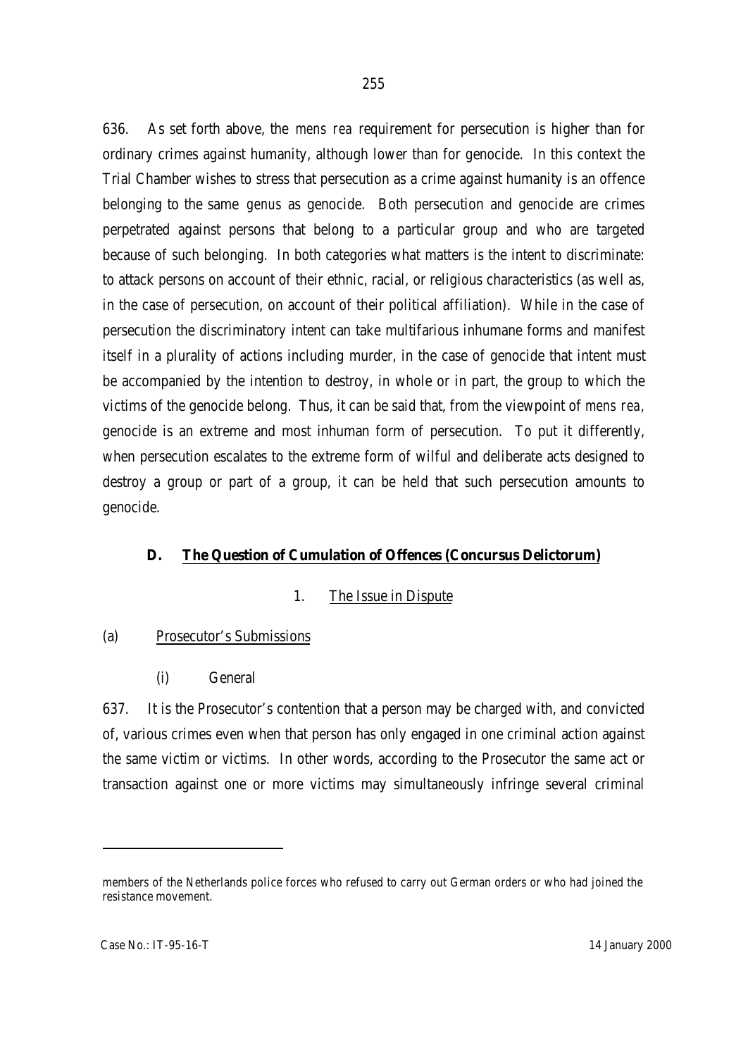636. As set forth above, the *mens rea* requirement for persecution is higher than for ordinary crimes against humanity, although lower than for genocide. In this context the Trial Chamber wishes to stress that persecution as a crime against humanity is an offence belonging to the same *genus* as genocide. Both persecution and genocide are crimes perpetrated against persons that belong to a particular group and who are targeted because of such belonging. In both categories what matters is the intent to discriminate: to attack persons on account of their ethnic, racial, or religious characteristics (as well as, in the case of persecution, on account of their political affiliation). While in the case of persecution the discriminatory intent can take multifarious inhumane forms and manifest itself in a plurality of actions including murder, in the case of genocide that intent must be accompanied by the intention to destroy, in whole or in part, the group to which the victims of the genocide belong. Thus, it can be said that, from the viewpoint of *mens rea*, genocide is an extreme and most inhuman form of persecution. To put it differently, when persecution escalates to the extreme form of wilful and deliberate acts designed to destroy a group or part of a group, it can be held that such persecution amounts to genocide.

## D. The Question of Cumulation of Offences (Concursus Delictorum)

### 1. The Issue in Dispute

#### (a) Prosecutor's Submissions

##### (i) General

637. It is the Prosecutor's contention that a person may be charged with, and convicted of, various crimes even when that person has only engaged in one criminal action against the same victim or victims. In other words, according to the Prosecutor the same act or transaction against one or more victims may simultaneously infringe several criminal

---

members of the Netherlands police forces who refused to carry out German orders or who had joined the resistance movement.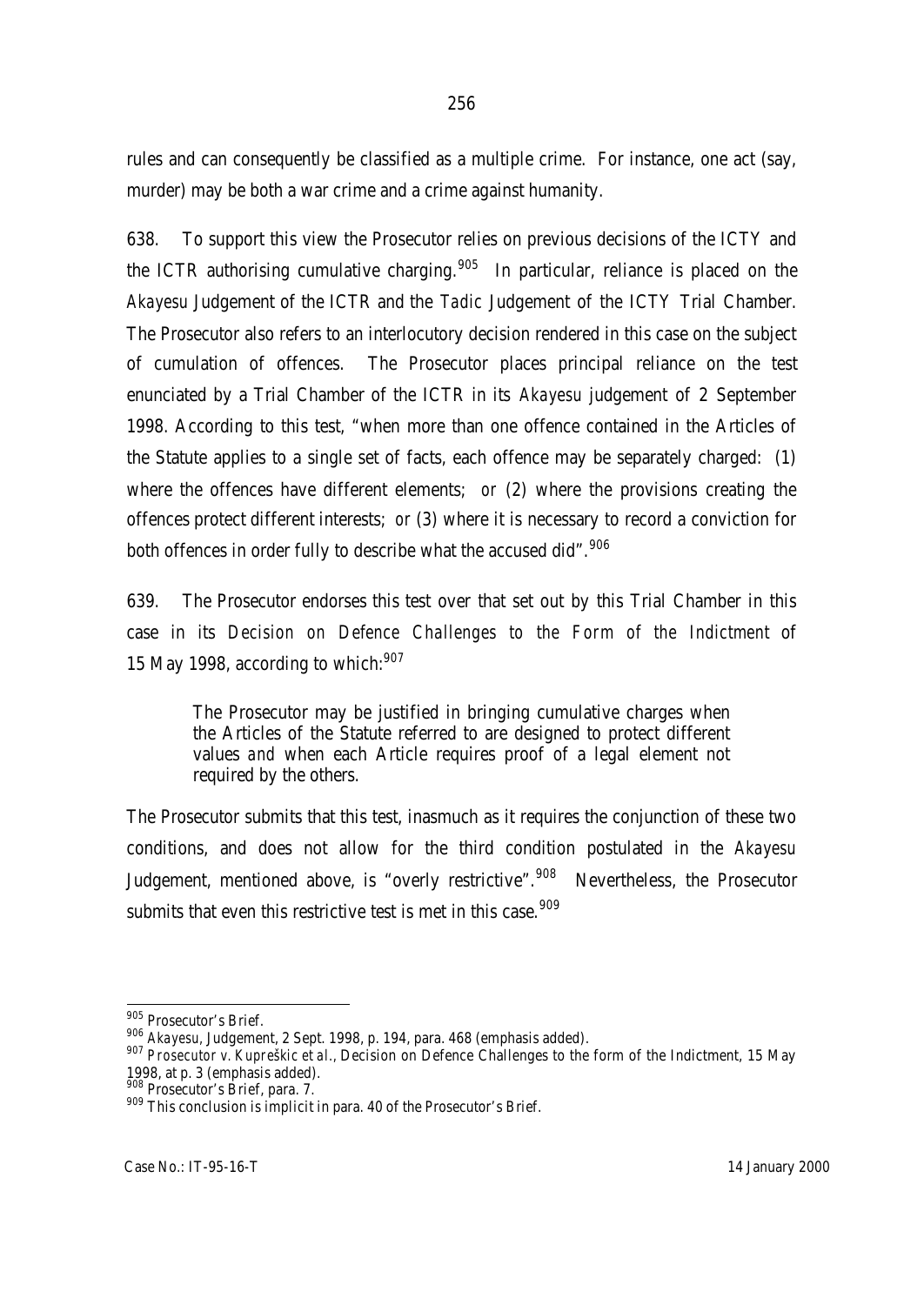rules and can consequently be classified as a multiple crime. For instance, one act (say, murder) may be both a war crime and a crime against humanity.

638. To support this view the Prosecutor relies on previous decisions of the ICTY and the ICTR authorising cumulative charging.[905] In particular, reliance is placed on the *Akayesu* Judgement of the ICTR and the *Tadic* Judgement of the ICTY Trial Chamber. The Prosecutor also refers to an interlocutory decision rendered in this case on the subject of cumulation of offences. The Prosecutor places principal reliance on the test enunciated by a Trial Chamber of the ICTR in its *Akayesu* judgement of 2 September 1998. According to this test, "when more than one offence contained in the Articles of the Statute applies to a single set of facts, each offence may be separately charged: (1) where the offences have different elements; *or* (2) where the provisions creating the offences protect different interests; *or* (3) where it is necessary to record a conviction for both offences in order fully to describe what the accused did".[906]

639. The Prosecutor endorses this test over that set out by this Trial Chamber in this case in its *Decision on Defence Challenges to the Form of the Indictment* of 15 May 1998, according to which:[907]

> The Prosecutor may be justified in bringing cumulative charges when the Articles of the Statute referred to are designed to protect different values *and* when each Article requires proof of a legal element not required by the others.

The Prosecutor submits that this test, inasmuch as it requires the conjunction of these two conditions, and does not allow for the third condition postulated in the *Akayesu* Judgement, mentioned above, is "overly restrictive".[908] Nevertheless, the Prosecutor submits that even this restrictive test is met in this case.[909]

---

[905] Prosecutor's Brief.

[906] *Akayesu*, Judgement, 2 Sept. 1998, p. 194, para. 468 (emphasis added).

[907] *Prosecutor v. Kupreškic et al.*, Decision on Defence Challenges to the form of the Indictment, 15 May 1998, at p. 3 (emphasis added).

[908] Prosecutor's Brief, para. 7.

[909] This conclusion is implicit in para. 40 of the Prosecutor's Brief.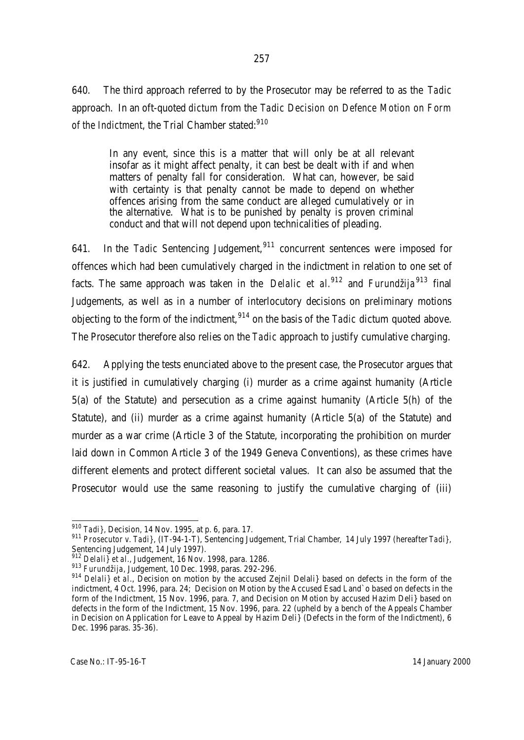640. The third approach referred to by the Prosecutor may be referred to as the *Tadic* approach. In an oft-quoted *dictum* from the *Tadic Decision on Defence Motion on Form of the Indictment*, the Trial Chamber stated:[910]

> In any event, since this is a matter that will only be at all relevant insofar as it might affect penalty, it can best be dealt with if and when matters of penalty fall for consideration. What can, however, be said with certainty is that penalty cannot be made to depend on whether offences arising from the same conduct are alleged cumulatively or in the alternative. What is to be punished by penalty is proven criminal conduct and that will not depend upon technicalities of pleading.

641. In the *Tadic* Sentencing Judgement,[911] concurrent sentences were imposed for offences which had been cumulatively charged in the indictment in relation to one set of facts. The same approach was taken in the *Delalic et al.*[912] and *Furundžija*[913] final Judgements, as well as in a number of interlocutory decisions on preliminary motions objecting to the form of the indictment,[914] on the basis of the *Tadic* dictum quoted above. The Prosecutor therefore also relies on the *Tadic* approach to justify cumulative charging.

642. Applying the tests enunciated above to the present case, the Prosecutor argues that it is justified in cumulatively charging (i) murder as a crime against humanity (Article 5(a) of the Statute) and persecution as a crime against humanity (Article 5(h) of the Statute), and (ii) murder as a crime against humanity (Article 5(a) of the Statute) and murder as a war crime (Article 3 of the Statute, incorporating the prohibition on murder laid down in Common Article 3 of the 1949 Geneva Conventions), as these crimes have different elements and protect different societal values. It can also be assumed that the Prosecutor would use the same reasoning to justify the cumulative charging of (iii)

---

[910] *Tadi}*, Decision, 14 Nov. 1995, at p. 6, para. 17.

[911] *Prosecutor v. Tadi}*, (IT-94-1-T), Sentencing Judgement, Trial Chamber, 14 July 1997 (hereafter *Tadi}*, Sentencing Judgement, 14 July 1997).

[912] *Delali} et al.*, Judgement, 16 Nov. 1998, para. 1286.

[913] *Furundžija*, Judgement, 10 Dec. 1998, paras. 292-296.

[914] *Delali} et al.*, Decision on motion by the accused Zejnil Delali} based on defects in the form of the indictment, 4 Oct. 1996, para. 24; Decision on Motion by the Accused Esad Land`o based on defects in the form of the Indictment, 15 Nov. 1996, para. 7, and Decision on Motion by accused Hazim Deli} based on defects in the form of the Indictment, 15 Nov. 1996, para. 22 (upheld by a bench of the Appeals Chamber in Decision on Application for Leave to Appeal by Hazim Deli} (Defects in the form of the Indictment), 6 Dec. 1996 paras. 35-36).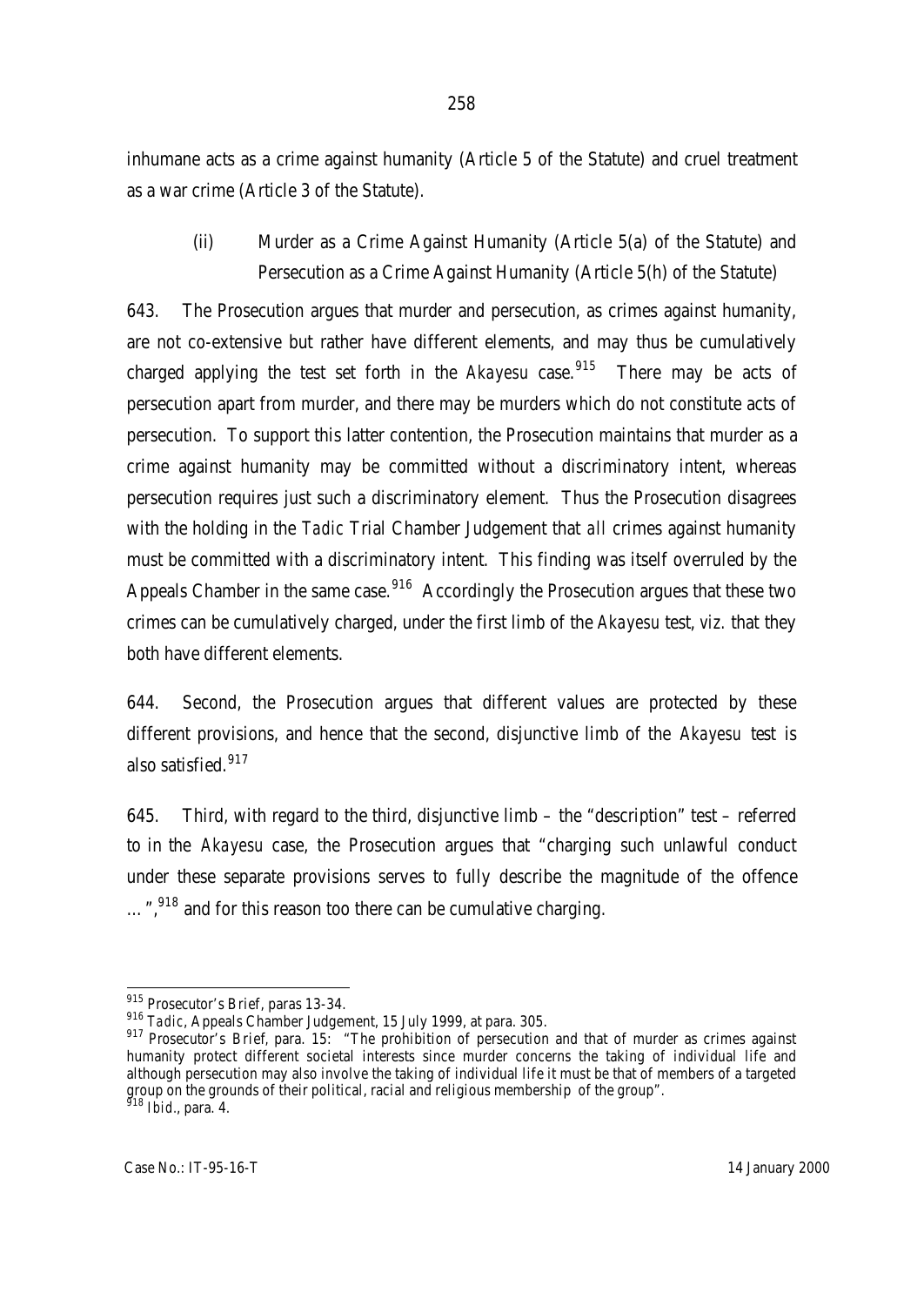inhumane acts as a crime against humanity (Article 5 of the Statute) and cruel treatment as a war crime (Article 3 of the Statute).

(ii) Murder as a Crime Against Humanity (Article 5(a) of the Statute) and Persecution as a Crime Against Humanity (Article 5(h) of the Statute)

643. The Prosecution argues that murder and persecution, as crimes against humanity, are not co-extensive but rather have different elements, and may thus be cumulatively charged applying the test set forth in the *Akayesu* case.[915] There may be acts of persecution apart from murder, and there may be murders which do not constitute acts of persecution. To support this latter contention, the Prosecution maintains that murder as a crime against humanity may be committed without a discriminatory intent, whereas persecution requires just such a discriminatory element. Thus the Prosecution disagrees with the holding in the *Tadic* Trial Chamber Judgement that *all* crimes against humanity must be committed with a discriminatory intent. This finding was itself overruled by the Appeals Chamber in the same case.[916] Accordingly the Prosecution argues that these two crimes can be cumulatively charged, under the first limb of the *Akayesu* test, *viz.* that they both have different elements.

644. Second, the Prosecution argues that different values are protected by these different provisions, and hence that the second, disjunctive limb of the *Akayesu* test is also satisfied.[917]

645. Third, with regard to the third, disjunctive limb – the "description" test – referred to in the *Akayesu* case, the Prosecution argues that "charging such unlawful conduct under these separate provisions serves to fully describe the magnitude of the offence …",[918] and for this reason too there can be cumulative charging.

---

[915] Prosecutor's Brief, paras 13-34.

[916] *Tadic*, Appeals Chamber Judgement, 15 July 1999, at para. 305.

[917] Prosecutor's Brief, para. 15: "The prohibition of persecution and that of murder as crimes against humanity protect different societal interests since murder concerns the taking of individual life and although persecution may also involve the taking of individual life it must be that of members of a targeted group on the grounds of their political, racial and religious membership of the group".

[918] *Ibid.*, para. 4.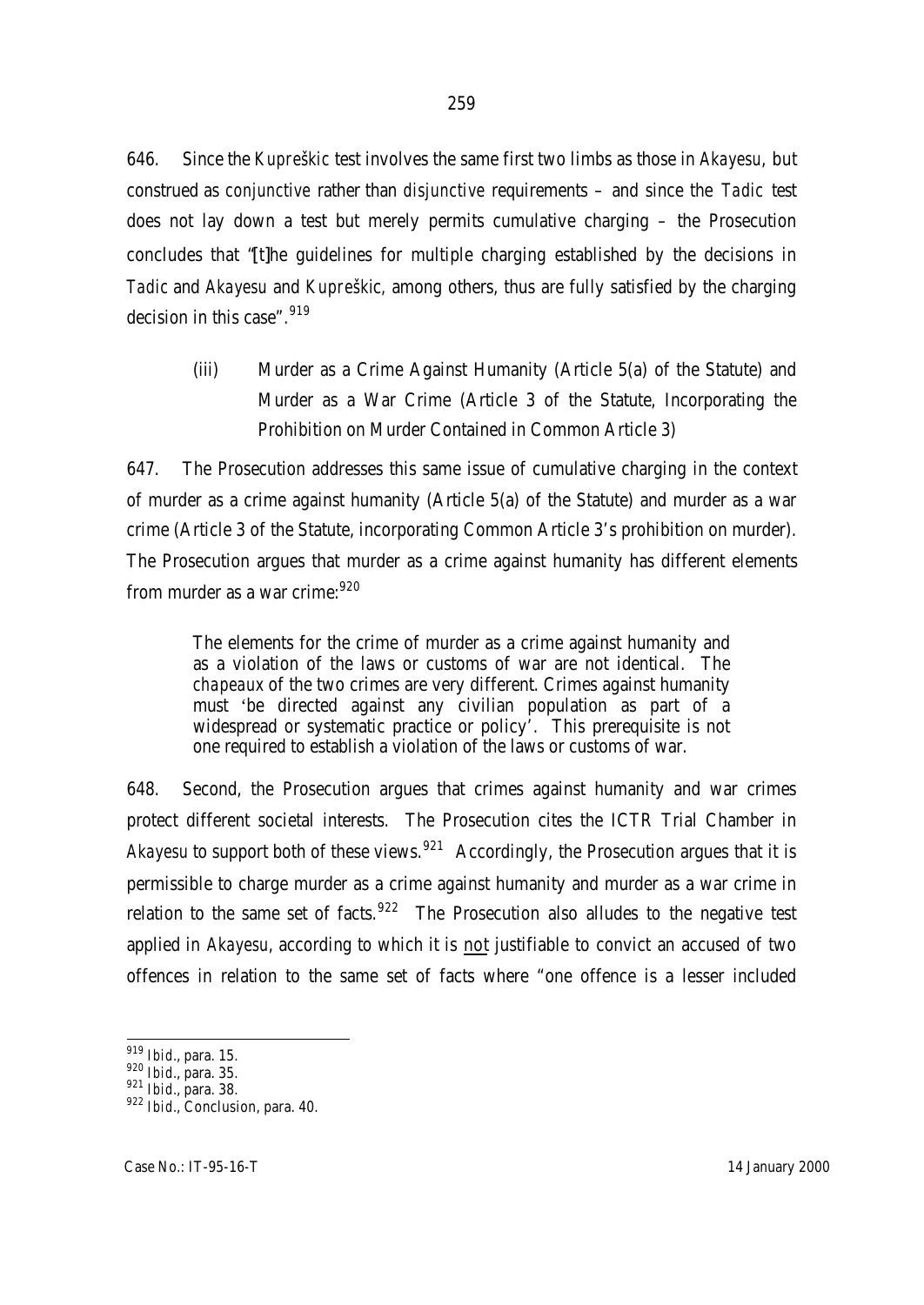646. Since the *Kupreškic* test involves the same first two limbs as those in *Akayesu*, but construed as *conjunctive* rather than *disjunctive* requirements – and since the *Tadic* test does not lay down a test but merely permits cumulative charging – the Prosecution concludes that "[t]he guidelines for multiple charging established by the decisions in *Tadic* and *Akayesu* and *Kupreškic*, among others, thus are fully satisfied by the charging decision in this case".[919]

(iii) Murder as a Crime Against Humanity (Article 5(a) of the Statute) and Murder as a War Crime (Article 3 of the Statute, Incorporating the Prohibition on Murder Contained in Common Article 3)

647. The Prosecution addresses this same issue of cumulative charging in the context of murder as a crime against humanity (Article 5(a) of the Statute) and murder as a war crime (Article 3 of the Statute, incorporating Common Article 3's prohibition on murder). The Prosecution argues that murder as a crime against humanity has different elements from murder as a war crime:[920]

> The elements for the crime of murder as a crime against humanity and as a violation of the laws or customs of war are not identical. The *chapeaux* of the two crimes are very different. Crimes against humanity must 'be directed against any civilian population as part of a widespread or systematic practice or policy'. This prerequisite is not one required to establish a violation of the laws or customs of war.

648. Second, the Prosecution argues that crimes against humanity and war crimes protect different societal interests. The Prosecution cites the ICTR Trial Chamber in *Akayesu* to support both of these views.[921] Accordingly, the Prosecution argues that it is permissible to charge murder as a crime against humanity and murder as a war crime in relation to the same set of facts.[922] The Prosecution also alludes to the negative test applied in *Akayesu*, according to which it is <u>not</u> justifiable to convict an accused of two offences in relation to the same set of facts where "one offence is a lesser included

---

[919] *Ibid.*, para. 15.

[920] *Ibid.*, para. 35.

[921] *Ibid.*, para. 38.

[922] *Ibid.*, Conclusion, para. 40.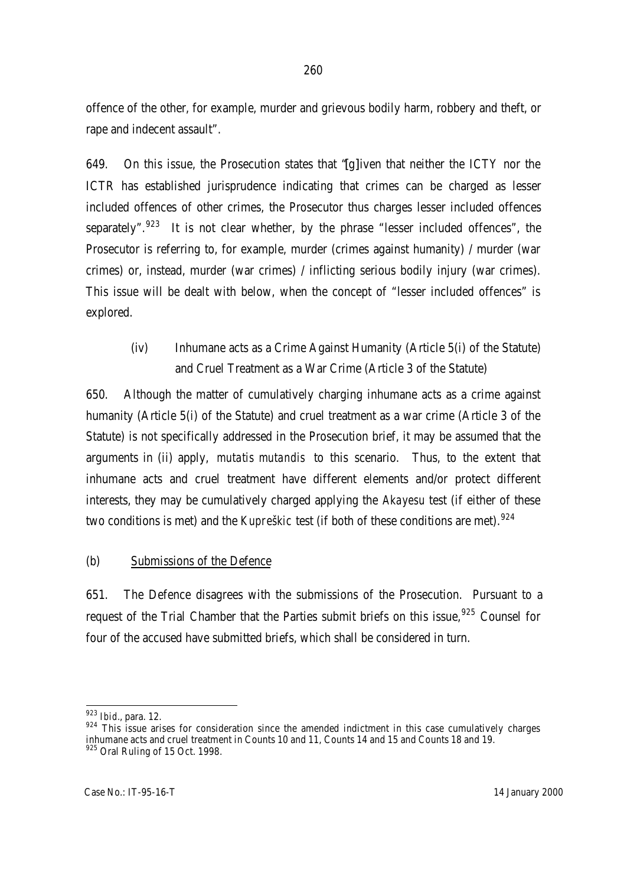offence of the other, for example, murder and grievous bodily harm, robbery and theft, or rape and indecent assault".

649. On this issue, the Prosecution states that "[g]iven that neither the ICTY nor the ICTR has established jurisprudence indicating that crimes can be charged as lesser included offences of other crimes, the Prosecutor thus charges lesser included offences separately".[923] It is not clear whether, by the phrase "lesser included offences", the Prosecutor is referring to, for example, murder (crimes against humanity) / murder (war crimes) or, instead, murder (war crimes) / inflicting serious bodily injury (war crimes). This issue will be dealt with below, when the concept of "lesser included offences" is explored.

(iv) Inhumane acts as a Crime Against Humanity (Article 5(i) of the Statute) and Cruel Treatment as a War Crime (Article 3 of the Statute)

650. Although the matter of cumulatively charging inhumane acts as a crime against humanity (Article 5(i) of the Statute) and cruel treatment as a war crime (Article 3 of the Statute) is not specifically addressed in the Prosecution brief, it may be assumed that the arguments in (ii) apply, *mutatis mutandis* to this scenario. Thus, to the extent that inhumane acts and cruel treatment have different elements and/or protect different interests, they may be cumulatively charged applying the *Akayesu* test (if either of these two conditions is met) and the *Kupreškic* test (if both of these conditions are met).[924]

(b) Submissions of the Defence

651. The Defence disagrees with the submissions of the Prosecution. Pursuant to a request of the Trial Chamber that the Parties submit briefs on this issue,[925] Counsel for four of the accused have submitted briefs, which shall be considered in turn.

---

[923] *Ibid*., para. 12.

[924] This issue arises for consideration since the amended indictment in this case cumulatively charges inhumane acts and cruel treatment in Counts 10 and 11, Counts 14 and 15 and Counts 18 and 19.

[925] Oral Ruling of 15 Oct. 1998.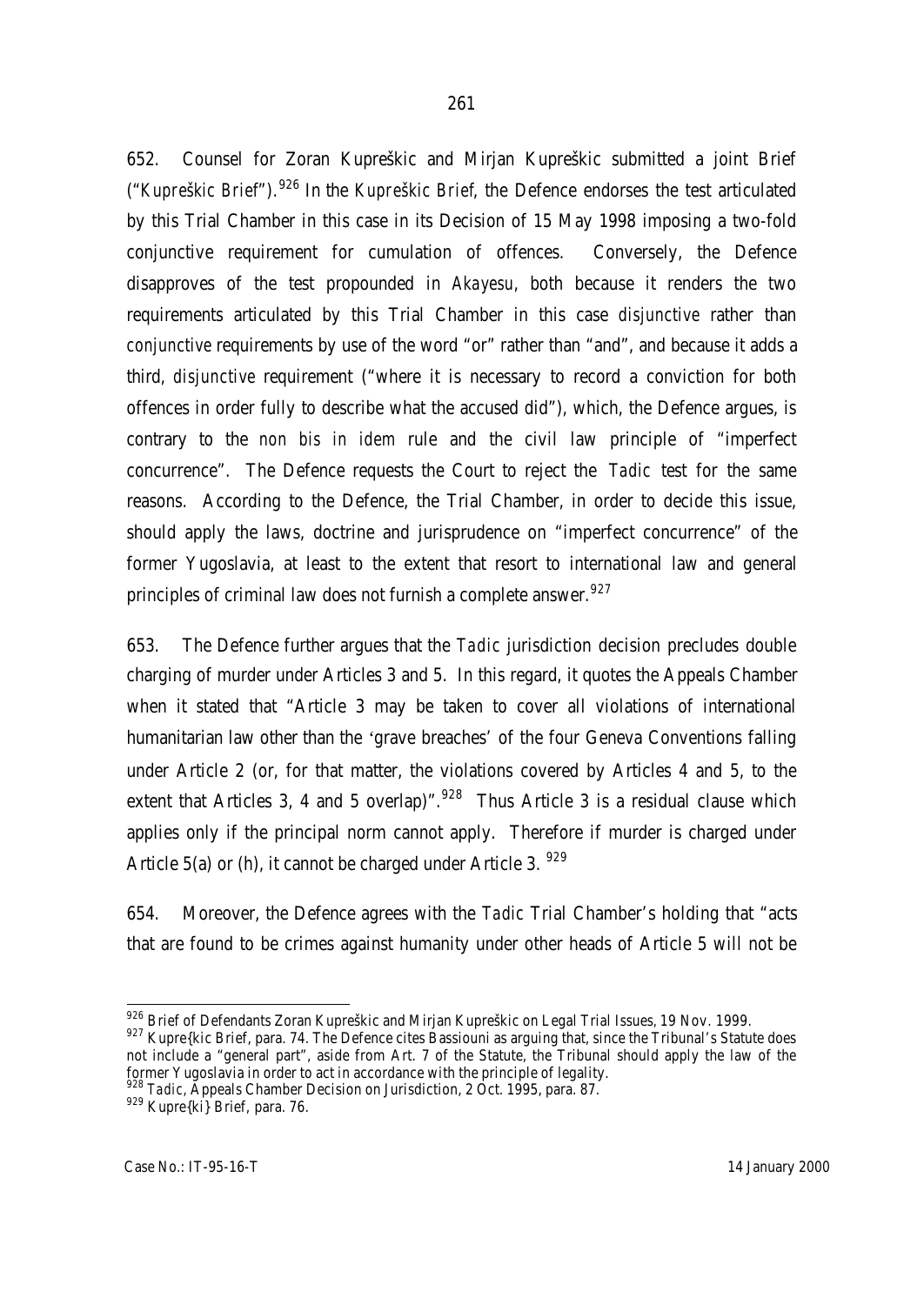652. Counsel for Zoran Kupreškic and Mirjan Kupreškic submitted a joint Brief ("*Kupreškic Brief*").[926] In the *Kupreškic Brief*, the Defence endorses the test articulated by this Trial Chamber in this case in its Decision of 15 May 1998 imposing a two-fold conjunctive requirement for cumulation of offences. Conversely, the Defence disapproves of the test propounded in *Akayesu*, both because it renders the two requirements articulated by this Trial Chamber in this case *disjunctive* rather than *conjunctive* requirements by use of the word "or" rather than "and", and because it adds a third, *disjunctive* requirement ("where it is necessary to record a conviction for both offences in order fully to describe what the accused did"), which, the Defence argues, is contrary to the *non bis in idem* rule and the civil law principle of "imperfect concurrence". The Defence requests the Court to reject the *Tadic* test for the same reasons. According to the Defence, the Trial Chamber, in order to decide this issue, should apply the laws, doctrine and jurisprudence on "imperfect concurrence" of the former Yugoslavia, at least to the extent that resort to international law and general principles of criminal law does not furnish a complete answer.[927]

653. The Defence further argues that the *Tadic* jurisdiction decision precludes double charging of murder under Articles 3 and 5. In this regard, it quotes the Appeals Chamber when it stated that "Article 3 may be taken to cover all violations of international humanitarian law other than the 'grave breaches' of the four Geneva Conventions falling under Article 2 (or, for that matter, the violations covered by Articles 4 and 5, to the extent that Articles 3, 4 and 5 overlap)".[928] Thus Article 3 is a residual clause which applies only if the principal norm cannot apply. Therefore if murder is charged under Article 5(a) or (h), it cannot be charged under Article 3. [929]

654. Moreover, the Defence agrees with the *Tadic* Trial Chamber's holding that "acts that are found to be crimes against humanity under other heads of Article 5 will not be

---

[926] Brief of Defendants Zoran Kupreškic and Mirjan Kupreškic on Legal Trial Issues, 19 Nov. 1999.

[927] Kupre{kic Brief, para. 74. The Defence cites Bassiouni as arguing that, since the Tribunal's Statute does not include a "general part", aside from Art. 7 of the Statute, the Tribunal should apply the law of the former Yugoslavia in order to act in accordance with the principle of legality.

[928] *Tadic*, Appeals Chamber Decision on Jurisdiction, 2 Oct. 1995, para. 87.

[929] Kupre{ki} Brief, para. 76.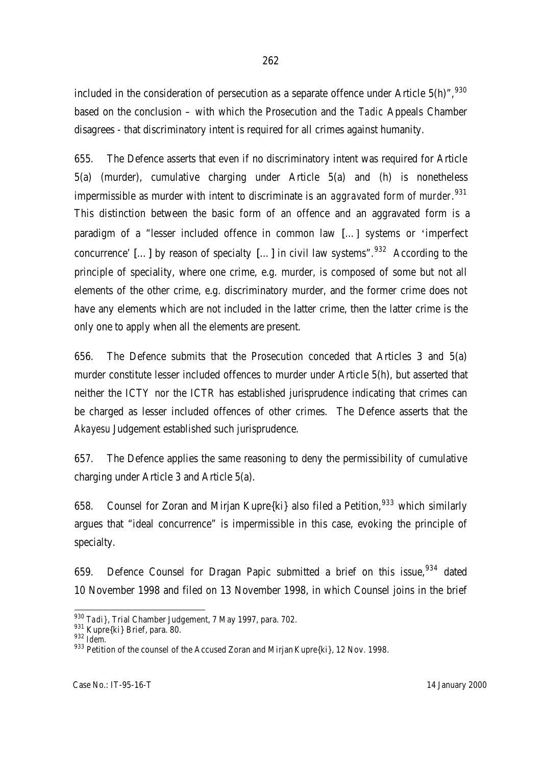included in the consideration of persecution as a separate offence under Article 5(h)",[930] based on the conclusion – with which the Prosecution and the *Tadic* Appeals Chamber disagrees - that discriminatory intent is required for all crimes against humanity.

655. The Defence asserts that even if no discriminatory intent was required for Article 5(a) (murder), cumulative charging under Article 5(a) and (h) is nonetheless impermissible as murder with intent to discriminate is an *aggravated form of murder*.[931] This distinction between the basic form of an offence and an aggravated form is a paradigm of a "lesser included offence in common law [...] systems or 'imperfect concurrence' [...] by reason of specialty [...] in civil law systems".[932] According to the principle of speciality, where one crime, e.g. murder, is composed of some but not all elements of the other crime, e.g. discriminatory murder, and the former crime does not have any elements which are not included in the latter crime, then the latter crime is the only one to apply when all the elements are present.

656. The Defence submits that the Prosecution conceded that Articles 3 and 5(a) murder constitute lesser included offences to murder under Article 5(h), but asserted that neither the ICTY nor the ICTR has established jurisprudence indicating that crimes can be charged as lesser included offences of other crimes. The Defence asserts that the *Akayesu* Judgement established such jurisprudence.

657. The Defence applies the same reasoning to deny the permissibility of cumulative charging under Article 3 and Article 5(a).

658. Counsel for Zoran and Mirjan Kupre{ki} also filed a Petition,[933] which similarly argues that "ideal concurrence" is impermissible in this case, evoking the principle of specialty.

659. Defence Counsel for Dragan Papic submitted a brief on this issue,[934] dated 10 November 1998 and filed on 13 November 1998, in which Counsel joins in the brief

---

[930] *Tadi}*, Trial Chamber Judgement, 7 May 1997, para. 702.

[931] Kupre{ki} Brief, para. 80.

[932] *Idem.*

[933] Petition of the counsel of the Accused Zoran and Mirjan Kupre{ki}, 12 Nov. 1998.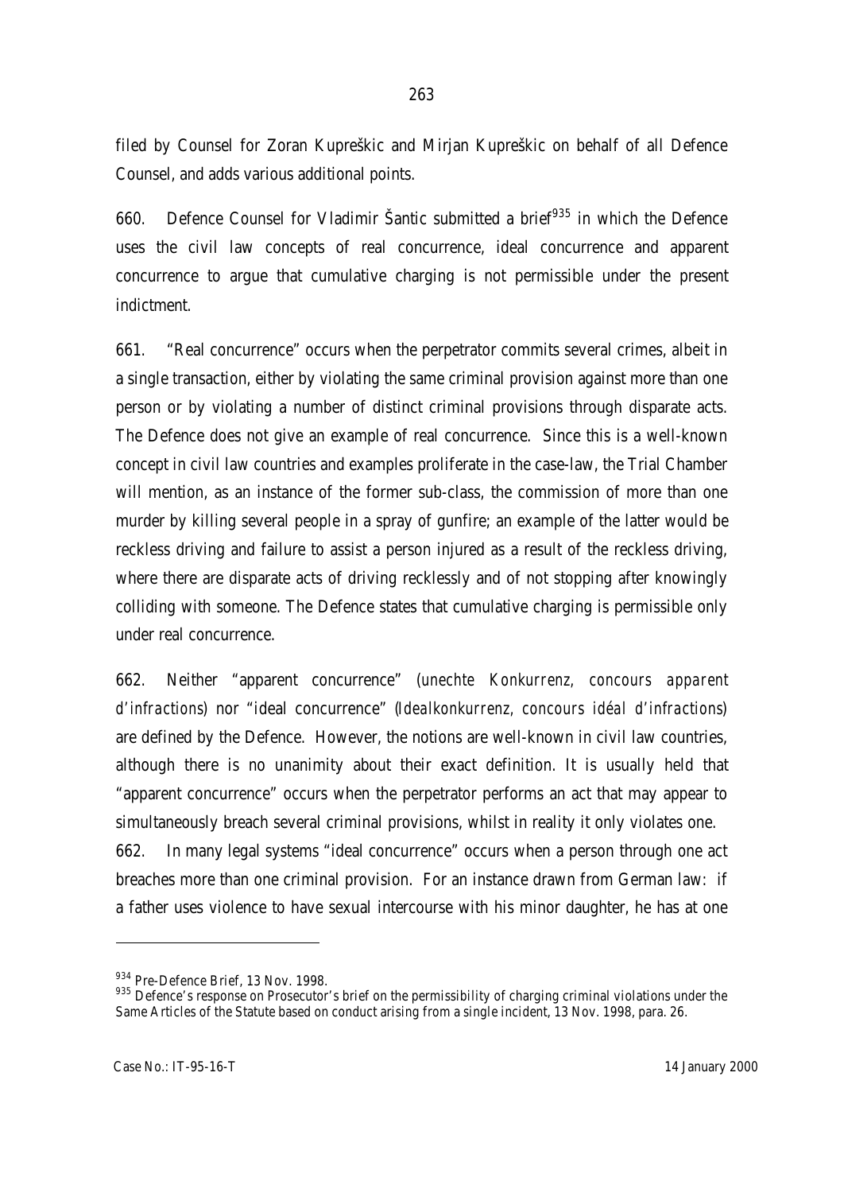filed by Counsel for Zoran Kupreškic and Mirjan Kupreškic on behalf of all Defence Counsel, and adds various additional points.

660. Defence Counsel for Vladimir Šantic submitted a brief[935] in which the Defence uses the civil law concepts of real concurrence, ideal concurrence and apparent concurrence to argue that cumulative charging is not permissible under the present indictment.

661. "Real concurrence" occurs when the perpetrator commits several crimes, albeit in a single transaction, either by violating the same criminal provision against more than one person or by violating a number of distinct criminal provisions through disparate acts. The Defence does not give an example of real concurrence. Since this is a well-known concept in civil law countries and examples proliferate in the case-law, the Trial Chamber will mention, as an instance of the former sub-class, the commission of more than one murder by killing several people in a spray of gunfire; an example of the latter would be reckless driving and failure to assist a person injured as a result of the reckless driving, where there are disparate acts of driving recklessly and of not stopping after knowingly colliding with someone. The Defence states that cumulative charging is permissible only under real concurrence.

662. Neither "apparent concurrence" (*unechte Konkurrenz, concours apparent d'infractions*) nor "ideal concurrence" (*Idealkonkurrenz, concours idéal d'infractions*) are defined by the Defence. However, the notions are well-known in civil law countries, although there is no unanimity about their exact definition. It is usually held that "apparent concurrence" occurs when the perpetrator performs an act that may appear to simultaneously breach several criminal provisions, whilst in reality it only violates one.

662. In many legal systems "ideal concurrence" occurs when a person through one act breaches more than one criminal provision. For an instance drawn from German law: if a father uses violence to have sexual intercourse with his minor daughter, he has at one

---

[934] Pre-Defence Brief, 13 Nov. 1998.

[935] Defence's response on Prosecutor's brief on the permissibility of charging criminal violations under the Same Articles of the Statute based on conduct arising from a single incident, 13 Nov. 1998, para. 26.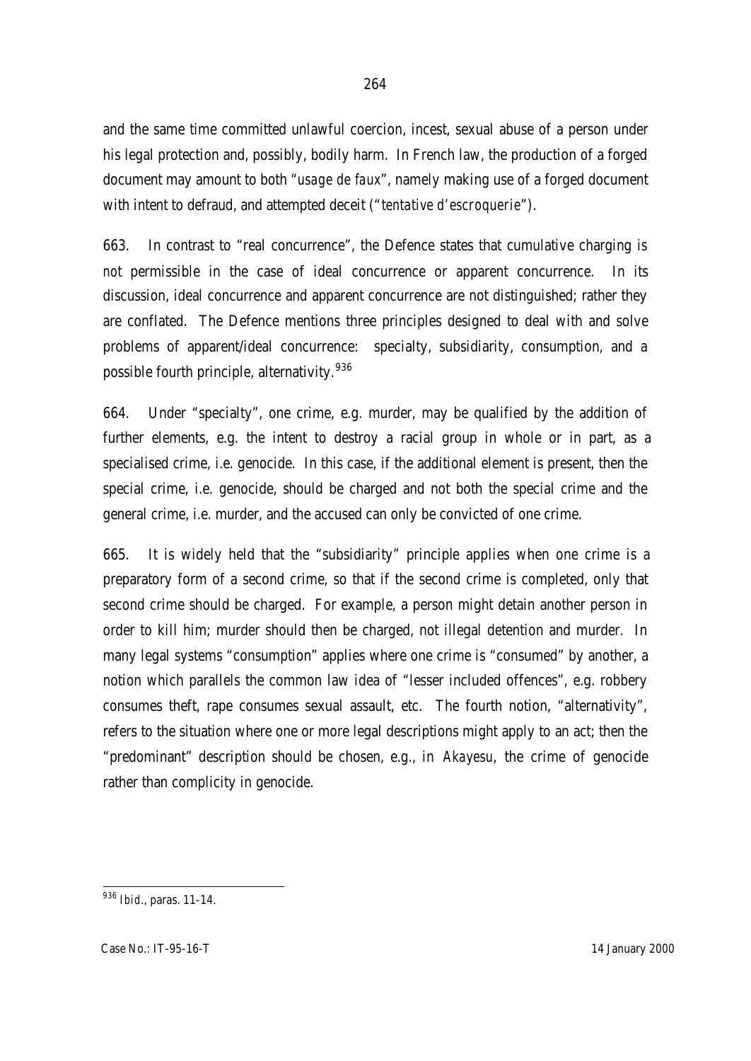and the same time committed unlawful coercion, incest, sexual abuse of a person under his legal protection and, possibly, bodily harm. In French law, the production of a forged document may amount to both "*usage de faux*", namely making use of a forged document with intent to defraud, and attempted deceit ("*tentative d'escroquerie*").

663. In contrast to "real concurrence", the Defence states that cumulative charging is *not* permissible in the case of ideal concurrence or apparent concurrence. In its discussion, ideal concurrence and apparent concurrence are not distinguished; rather they are conflated. The Defence mentions three principles designed to deal with and solve problems of apparent/ideal concurrence: specialty, subsidiarity, consumption, and a possible fourth principle, alternativity.[936]

664. Under "specialty", one crime, e.g. murder, may be qualified by the addition of further elements, e.g. the intent to destroy a racial group in whole or in part, as a specialised crime, i.e. genocide. In this case, if the additional element is present, then the special crime, i.e. genocide, should be charged and not both the special crime and the general crime, i.e. murder, and the accused can only be convicted of one crime.

665. It is widely held that the "subsidiarity" principle applies when one crime is a preparatory form of a second crime, so that if the second crime is completed, only that second crime should be charged. For example, a person might detain another person in order to kill him; murder should then be charged, not illegal detention and murder. In many legal systems "consumption" applies where one crime is "consumed" by another, a notion which parallels the common law idea of "lesser included offences", e.g. robbery consumes theft, rape consumes sexual assault, etc. The fourth notion, "alternativity", refers to the situation where one or more legal descriptions might apply to an act; then the "predominant" description should be chosen, e.g., in *Akayesu*, the crime of genocide rather than complicity in genocide.

---

[936] *Ibid*., paras. 11-14.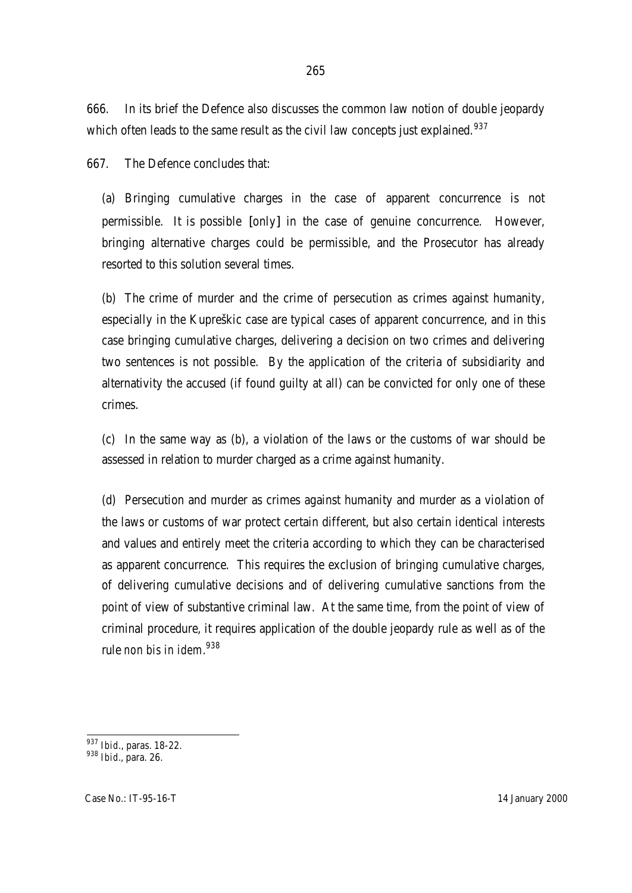666. In its brief the Defence also discusses the common law notion of double jeopardy which often leads to the same result as the civil law concepts just explained.[937]

667. The Defence concludes that:

> (a) Bringing cumulative charges in the case of apparent concurrence is not permissible. It is possible [only] in the case of genuine concurrence. However, bringing alternative charges could be permissible, and the Prosecutor has already resorted to this solution several times.
>
> (b) The crime of murder and the crime of persecution as crimes against humanity, especially in the Kupreškic case are typical cases of apparent concurrence, and in this case bringing cumulative charges, delivering a decision on two crimes and delivering two sentences is not possible. By the application of the criteria of subsidiarity and alternativity the accused (if found guilty at all) can be convicted for only one of these crimes.
>
> (c) In the same way as (b), a violation of the laws or the customs of war should be assessed in relation to murder charged as a crime against humanity.
>
> (d) Persecution and murder as crimes against humanity and murder as a violation of the laws or customs of war protect certain different, but also certain identical interests and values and entirely meet the criteria according to which they can be characterised as apparent concurrence. This requires the exclusion of bringing cumulative charges, of delivering cumulative decisions and of delivering cumulative sanctions from the point of view of substantive criminal law. At the same time, from the point of view of criminal procedure, it requires application of the double jeopardy rule as well as of the rule *non bis in idem*.[938]

---

[937] *Ibid.*, paras. 18-22.

[938] *Ibid.*, para. 26.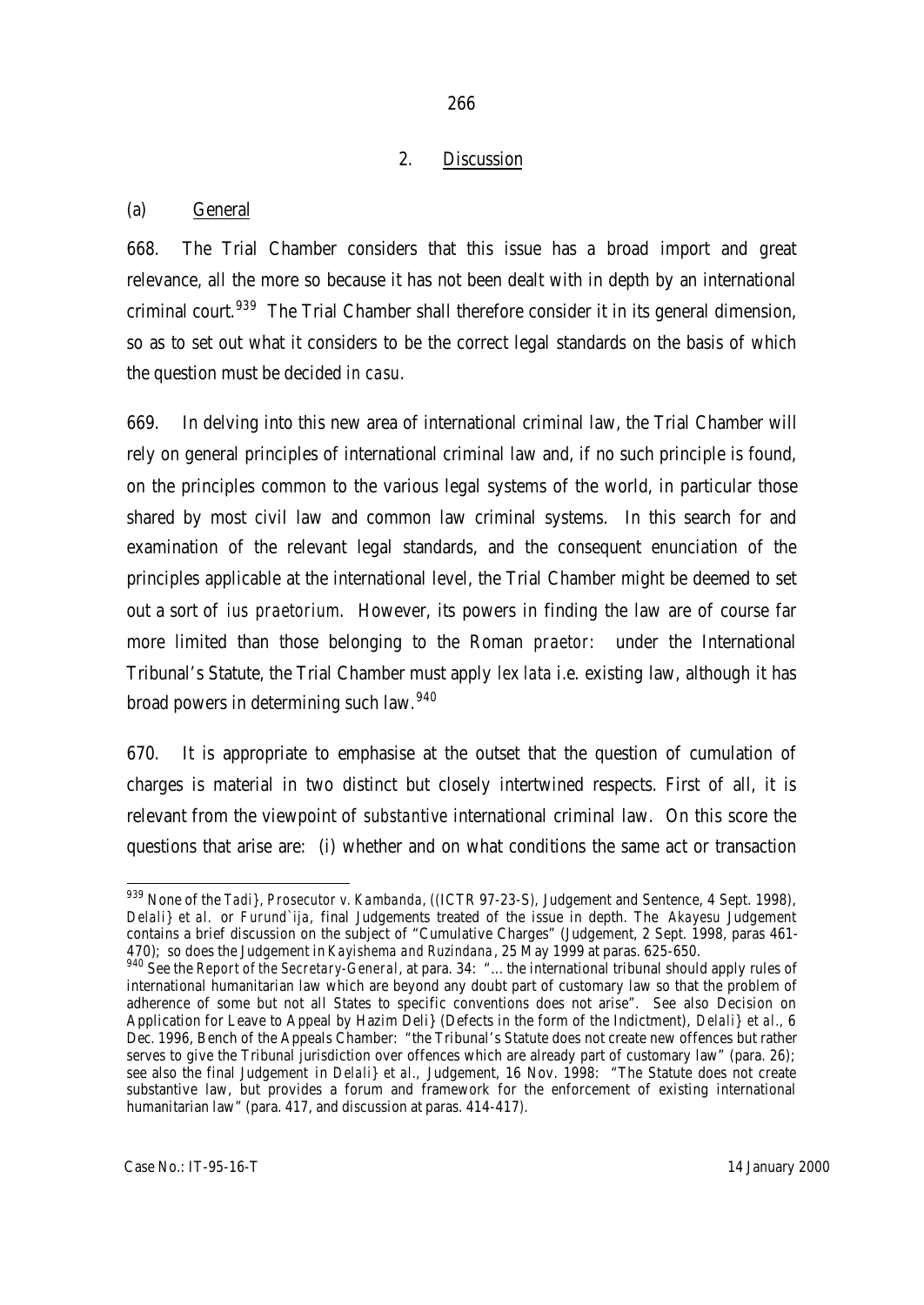## 2. Discussion

### (a) General

668. The Trial Chamber considers that this issue has a broad import and great relevance, all the more so because it has not been dealt with in depth by an international criminal court.[939] The Trial Chamber shall therefore consider it in its general dimension, so as to set out what it considers to be the correct legal standards on the basis of which the question must be decided *in casu*.

669. In delving into this new area of international criminal law, the Trial Chamber will rely on general principles of international criminal law and, if no such principle is found, on the principles common to the various legal systems of the world, in particular those shared by most civil law and common law criminal systems. In this search for and examination of the relevant legal standards, and the consequent enunciation of the principles applicable at the international level, the Trial Chamber might be deemed to set out a sort of *ius praetorium*. However, its powers in finding the law are of course far more limited than those belonging to the Roman *praetor*: under the International Tribunal's Statute, the Trial Chamber must apply *lex lata* i.e. existing law, although it has broad powers in determining such law.[940]

670. It is appropriate to emphasise at the outset that the question of cumulation of charges is material in two distinct but closely intertwined respects. First of all, it is relevant from the viewpoint of *substantive* international criminal law. On this score the questions that arise are: (i) whether and on what conditions the same act or transaction

---

[939] None of the *Tadi}*, *Prosecutor v. Kambanda*, ((ICTR 97-23-S), Judgement and Sentence, 4 Sept. 1998), *Delali} et al.* or *Furund`ija*, final Judgements treated of the issue in depth. The *Akayesu* Judgement contains a brief discussion on the subject of "Cumulative Charges" (Judgement, 2 Sept. 1998, paras 461-470); so does the Judgement in *Kayishema and Ruzindana*, 25 May 1999 at paras. 625-650.

[940] See the *Report of the Secretary-General*, at para. 34: "... the international tribunal should apply rules of international humanitarian law which are beyond any doubt part of customary law so that the problem of adherence of some but not all States to specific conventions does not arise". See also Decision on Application for Leave to Appeal by Hazim Deli} (Defects in the form of the Indictment), *Delali} et al.*, 6 Dec. 1996, Bench of the Appeals Chamber: "the Tribunal's Statute does not create new offences but rather serves to give the Tribunal jurisdiction over offences which are already part of customary law" (para. 26); see also the final Judgement in *Delali} et al.*, Judgement, 16 Nov. 1998: "The Statute does not create substantive law, but provides a forum and framework for the enforcement of existing international humanitarian law" (para. 417, and discussion at paras. 414-417).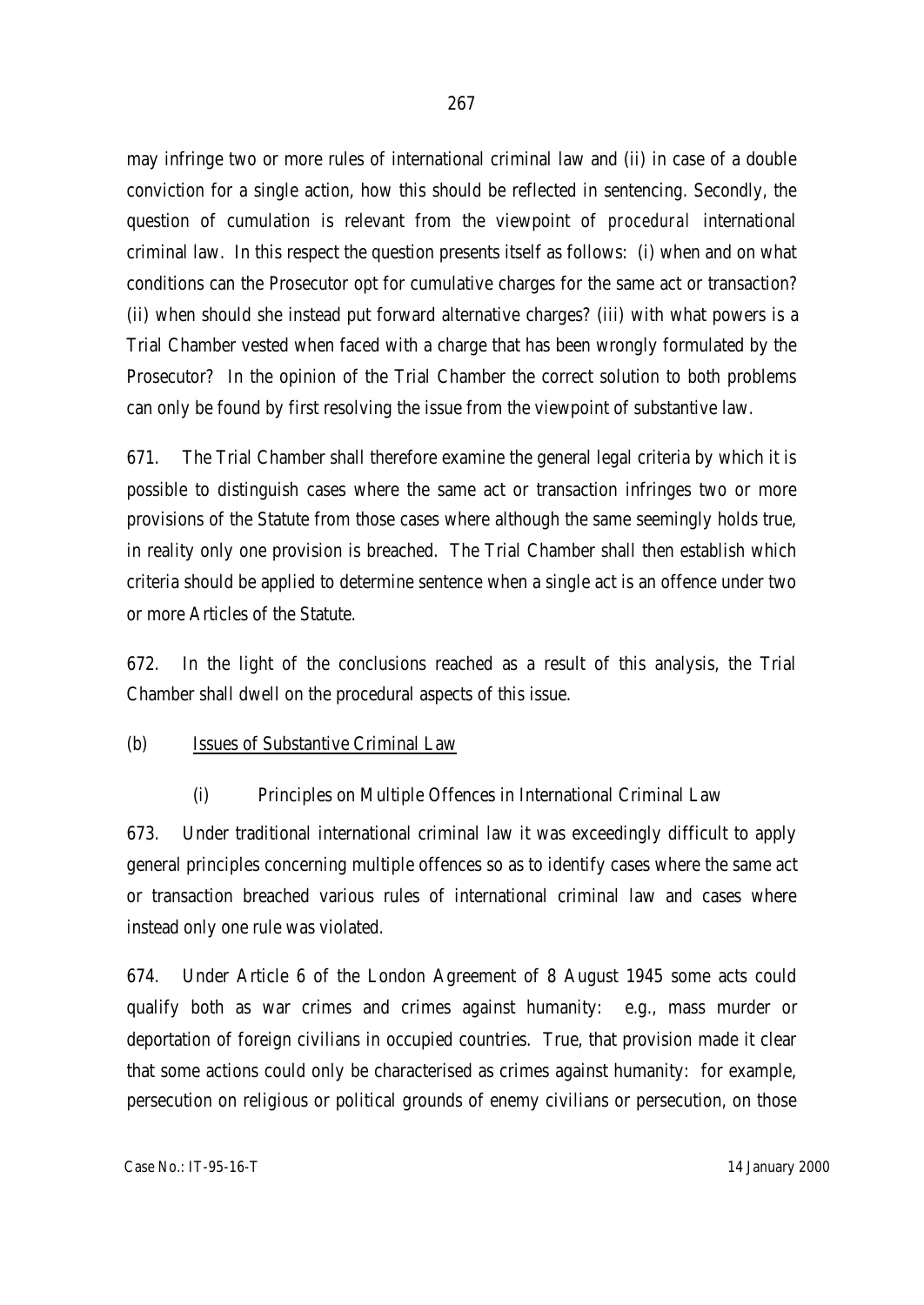may infringe two or more rules of international criminal law and (ii) in case of a double conviction for a single action, how this should be reflected in sentencing. Secondly, the question of cumulation is relevant from the viewpoint of *procedural* international criminal law. In this respect the question presents itself as follows: (i) when and on what conditions can the Prosecutor opt for cumulative charges for the same act or transaction? (ii) when should she instead put forward alternative charges? (iii) with what powers is a Trial Chamber vested when faced with a charge that has been wrongly formulated by the Prosecutor? In the opinion of the Trial Chamber the correct solution to both problems can only be found by first resolving the issue from the viewpoint of substantive law.

671. The Trial Chamber shall therefore examine the general legal criteria by which it is possible to distinguish cases where the same act or transaction infringes two or more provisions of the Statute from those cases where although the same seemingly holds true, in reality only one provision is breached. The Trial Chamber shall then establish which criteria should be applied to determine sentence when a single act is an offence under two or more Articles of the Statute.

672. In the light of the conclusions reached as a result of this analysis, the Trial Chamber shall dwell on the procedural aspects of this issue.

(b) Issues of Substantive Criminal Law

(i) Principles on Multiple Offences in International Criminal Law

673. Under traditional international criminal law it was exceedingly difficult to apply general principles concerning multiple offences so as to identify cases where the same act or transaction breached various rules of international criminal law and cases where instead only one rule was violated.

674. Under Article 6 of the London Agreement of 8 August 1945 some acts could qualify both as war crimes and crimes against humanity: e.g., mass murder or deportation of foreign civilians in occupied countries. True, that provision made it clear that some actions could only be characterised as crimes against humanity: for example, persecution on religious or political grounds of enemy civilians or persecution, on those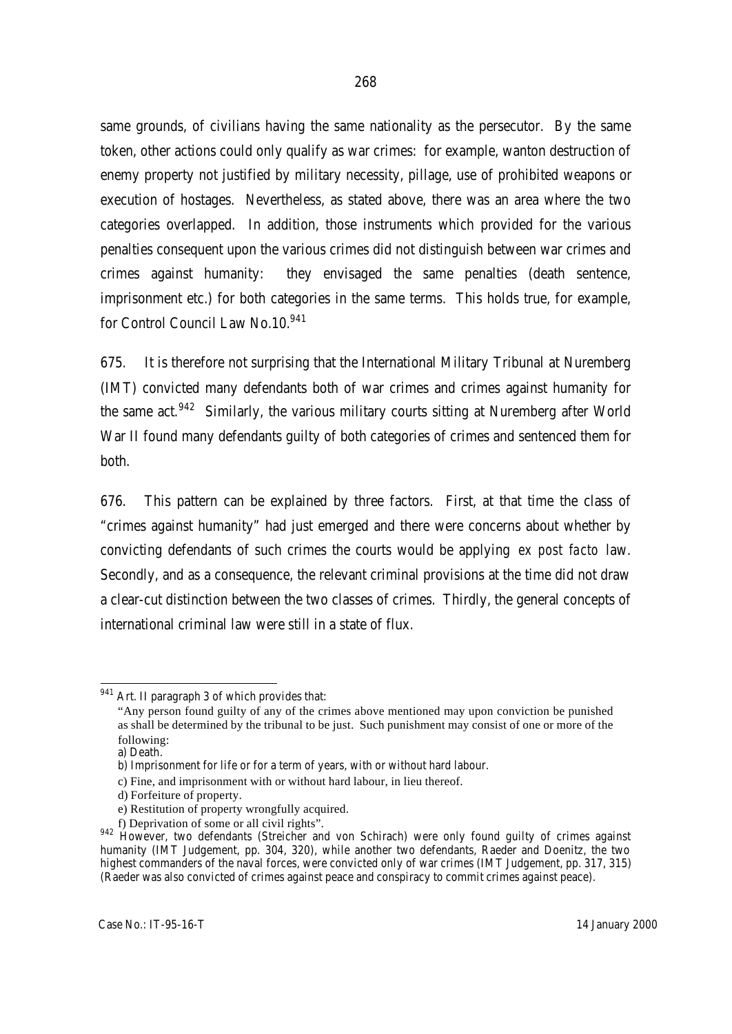same grounds, of civilians having the same nationality as the persecutor. By the same token, other actions could only qualify as war crimes: for example, wanton destruction of enemy property not justified by military necessity, pillage, use of prohibited weapons or execution of hostages. Nevertheless, as stated above, there was an area where the two categories overlapped. In addition, those instruments which provided for the various penalties consequent upon the various crimes did not distinguish between war crimes and crimes against humanity: they envisaged the same penalties (death sentence, imprisonment etc.) for both categories in the same terms. This holds true, for example, for Control Council Law No.10.[941]

675. It is therefore not surprising that the International Military Tribunal at Nuremberg (IMT) convicted many defendants both of war crimes and crimes against humanity for the same act.[942] Similarly, the various military courts sitting at Nuremberg after World War II found many defendants guilty of both categories of crimes and sentenced them for both.

676. This pattern can be explained by three factors. First, at that time the class of "crimes against humanity" had just emerged and there were concerns about whether by convicting defendants of such crimes the courts would be applying *ex post facto* law. Secondly, and as a consequence, the relevant criminal provisions at the time did not draw a clear-cut distinction between the two classes of crimes. Thirdly, the general concepts of international criminal law were still in a state of flux.

---

[941] Art. II paragraph 3 of which provides that:

"Any person found guilty of any of the crimes above mentioned may upon conviction be punished as shall be determined by the tribunal to be just. Such punishment may consist of one or more of the following:

a) Death.

b) Imprisonment for life or for a term of years, with or without hard labour.

c) Fine, and imprisonment with or without hard labour, in lieu thereof.

d) Forfeiture of property.

e) Restitution of property wrongfully acquired.

f) Deprivation of some or all civil rights".

[942] However, two defendants (Streicher and von Schirach) were only found guilty of crimes against humanity (IMT Judgement, pp. 304, 320), while another two defendants, Raeder and Doenitz, the two highest commanders of the naval forces, were convicted only of war crimes (IMT Judgement, pp. 317, 315) (Raeder was also convicted of crimes against peace and conspiracy to commit crimes against peace).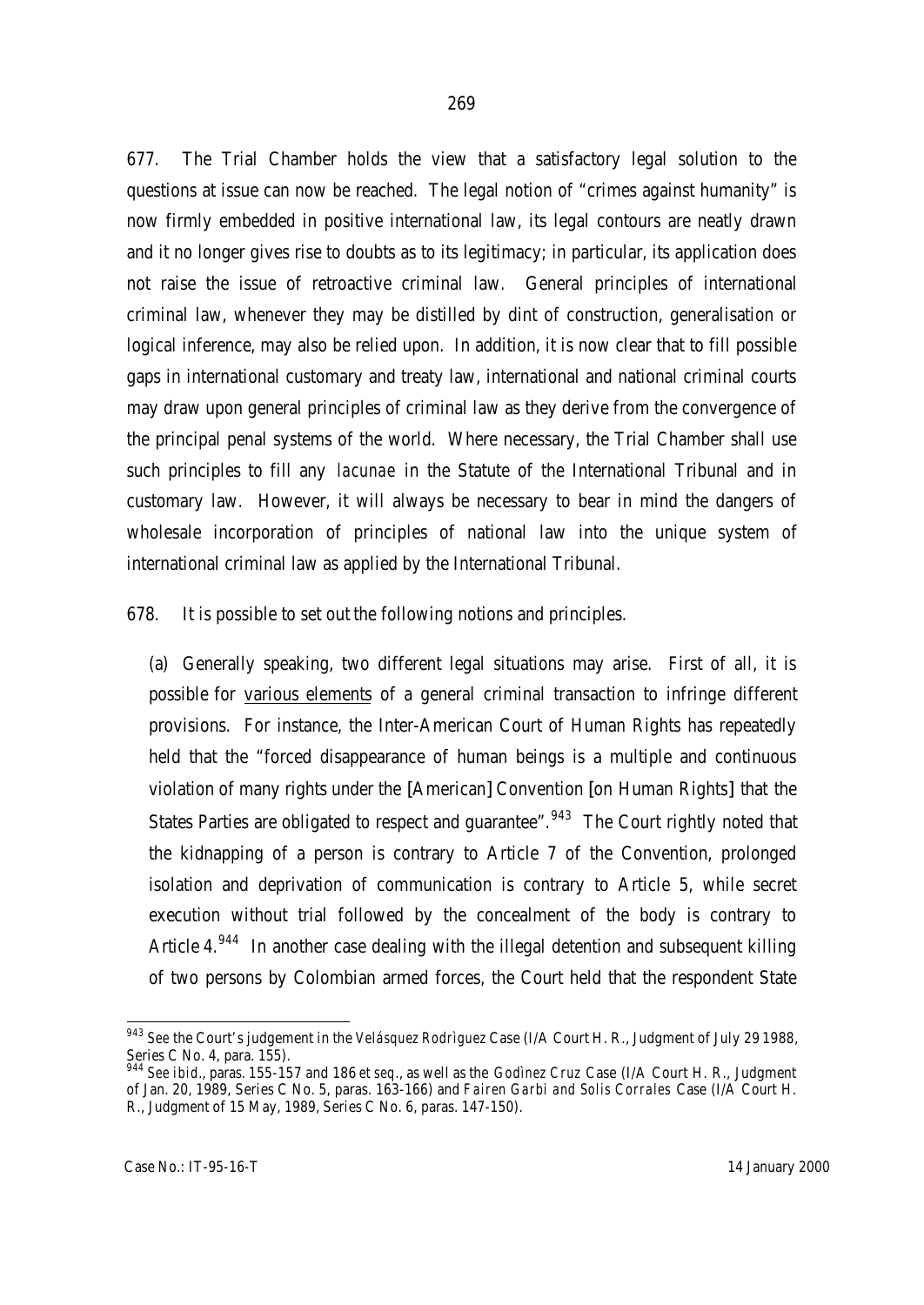677. The Trial Chamber holds the view that a satisfactory legal solution to the questions at issue can now be reached. The legal notion of "crimes against humanity" is now firmly embedded in positive international law, its legal contours are neatly drawn and it no longer gives rise to doubts as to its legitimacy; in particular, its application does not raise the issue of retroactive criminal law. General principles of international criminal law, whenever they may be distilled by dint of construction, generalisation or logical inference, may also be relied upon. In addition, it is now clear that to fill possible gaps in international customary and treaty law, international and national criminal courts may draw upon general principles of criminal law as they derive from the convergence of the principal penal systems of the world. Where necessary, the Trial Chamber shall use such principles to fill any *lacunae* in the Statute of the International Tribunal and in customary law. However, it will always be necessary to bear in mind the dangers of wholesale incorporation of principles of national law into the unique system of international criminal law as applied by the International Tribunal.

678. It is possible to set out the following notions and principles.

(a) Generally speaking, two different legal situations may arise. First of all, it is possible for various elements of a general criminal transaction to infringe different provisions. For instance, the Inter-American Court of Human Rights has repeatedly held that the "forced disappearance of human beings is a multiple and continuous violation of many rights under the [American] Convention [on Human Rights] that the States Parties are obligated to respect and guarantee".[943] The Court rightly noted that the kidnapping of a person is contrary to Article 7 of the Convention, prolonged isolation and deprivation of communication is contrary to Article 5, while secret execution without trial followed by the concealment of the body is contrary to Article 4.[944] In another case dealing with the illegal detention and subsequent killing of two persons by Colombian armed forces, the Court held that the respondent State

---

[943] *See* the Court's judgement in the *Velásquez Rodrìguez* Case (I/A Court H. R., Judgment of July 29 1988, Series C No. 4, para. 155).

[944] *See ibid.*, paras. 155-157 and 186 *et seq.*, as well as the *Godìnez Cruz* Case (I/A Court H. R., Judgment of Jan. 20, 1989, Series C No. 5, paras. 163-166) and *Fairen Garbi and Solis Corrales* Case (I/A Court H. R., Judgment of 15 May, 1989, Series C No. 6, paras. 147-150).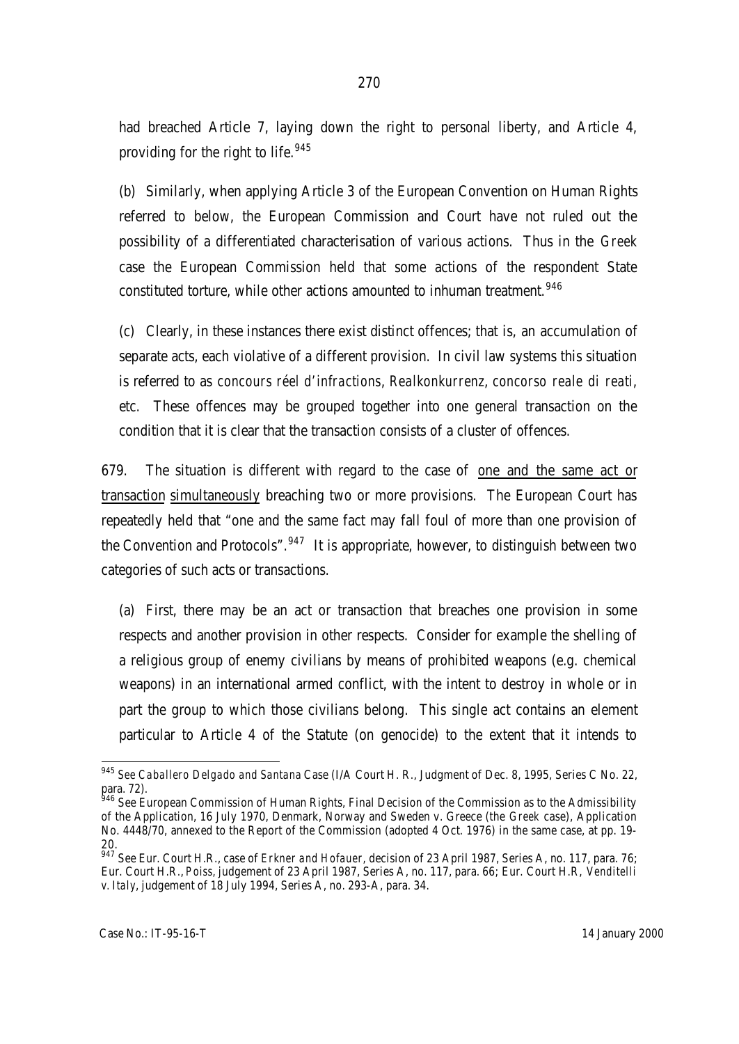had breached Article 7, laying down the right to personal liberty, and Article 4, providing for the right to life.[945]

(b) Similarly, when applying Article 3 of the European Convention on Human Rights referred to below, the European Commission and Court have not ruled out the possibility of a differentiated characterisation of various actions. Thus in the *Greek* case the European Commission held that some actions of the respondent State constituted torture, while other actions amounted to inhuman treatment.[946]

(c) Clearly, in these instances there exist distinct offences; that is, an accumulation of separate acts, each violative of a different provision. In civil law systems this situation is referred to as *concours réel d'infractions*, *Realkonkurrenz*, *concorso reale di reati*, etc. These offences may be grouped together into one general transaction on the condition that it is clear that the transaction consists of a cluster of offences.

679. The situation is different with regard to the case of <u>one and the same act or transaction</u> <u>simultaneously</u> breaching two or more provisions. The European Court has repeatedly held that "one and the same fact may fall foul of more than one provision of the Convention and Protocols".[947] It is appropriate, however, to distinguish between two categories of such acts or transactions.

(a) First, there may be an act or transaction that breaches one provision in some respects and another provision in other respects. Consider for example the shelling of a religious group of enemy civilians by means of prohibited weapons (e.g. chemical weapons) in an international armed conflict, with the intent to destroy in whole or in part the group to which those civilians belong. This single act contains an element particular to Article 4 of the Statute (on genocide) to the extent that it intends to

---

[945] See *Caballero Delgado and Santana* Case (I/A Court H. R., Judgment of Dec. 8, 1995, Series C No. 22, para. 72).

[946] See European Commission of Human Rights, Final Decision of the Commission as to the Admissibility of the Application, 16 July 1970, Denmark, Norway and Sweden v. Greece (the *Greek* case), Application No. 4448/70, annexed to the Report of the Commission (adopted 4 Oct. 1976) in the same case, at pp. 19-20.

[947] See Eur. Court H.R., case of *Erkner and Hofauer*, decision of 23 April 1987, Series A, no. 117, para. 76; Eur. Court H.R., *Poiss*, judgement of 23 April 1987, Series A, no. 117, para. 66; Eur. Court H.R, *Venditelli v. Italy*, judgement of 18 July 1994, Series A, no. 293-A, para. 34.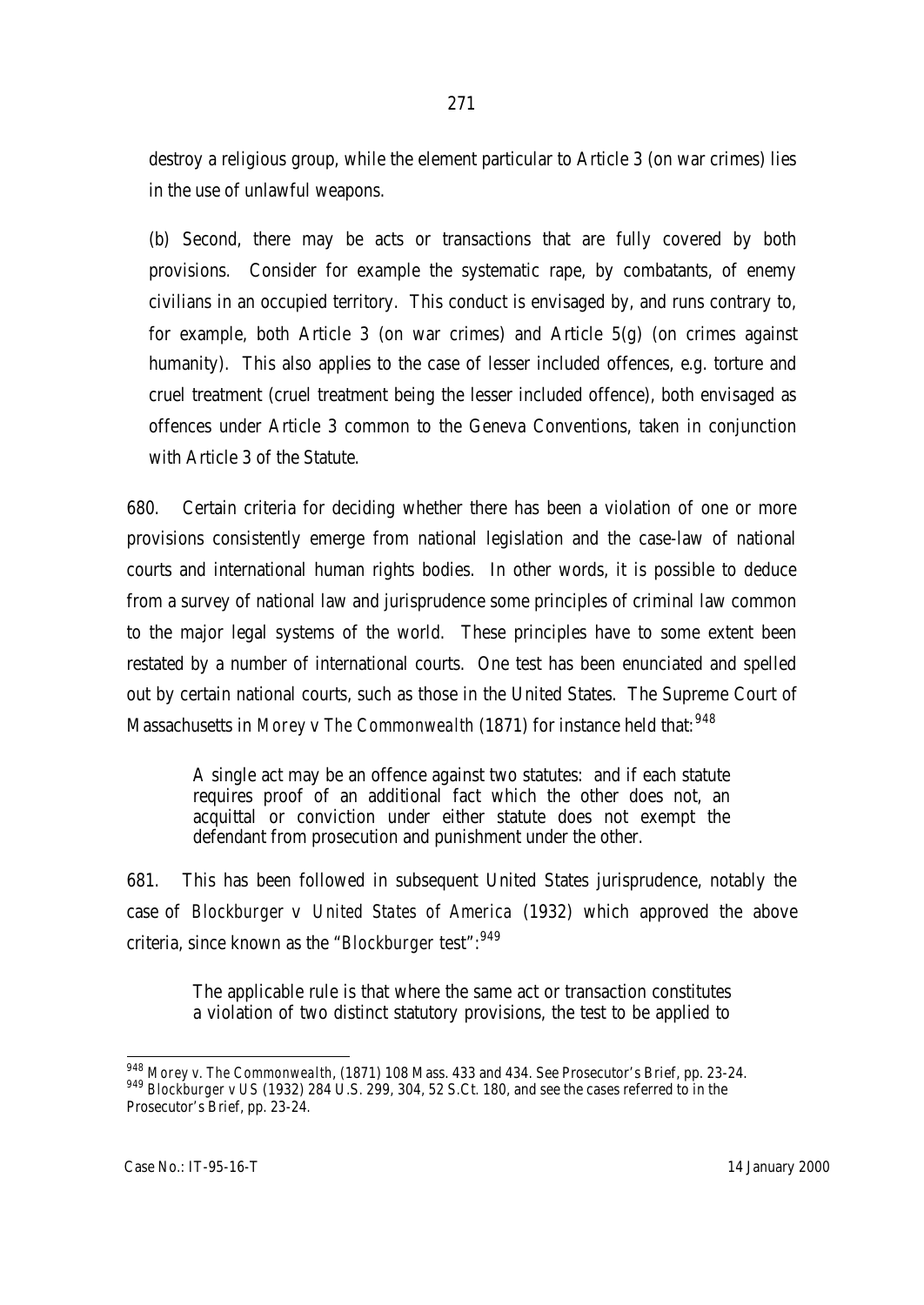destroy a religious group, while the element particular to Article 3 (on war crimes) lies in the use of unlawful weapons.

(b) Second, there may be acts or transactions that are fully covered by both provisions. Consider for example the systematic rape, by combatants, of enemy civilians in an occupied territory. This conduct is envisaged by, and runs contrary to, for example, both Article 3 (on war crimes) and Article 5(g) (on crimes against humanity). This also applies to the case of lesser included offences, e.g. torture and cruel treatment (cruel treatment being the lesser included offence), both envisaged as offences under Article 3 common to the Geneva Conventions, taken in conjunction with Article 3 of the Statute.

680. Certain criteria for deciding whether there has been a violation of one or more provisions consistently emerge from national legislation and the case-law of national courts and international human rights bodies. In other words, it is possible to deduce from a survey of national law and jurisprudence some principles of criminal law common to the major legal systems of the world. These principles have to some extent been restated by a number of international courts. One test has been enunciated and spelled out by certain national courts, such as those in the United States. The Supreme Court of Massachusetts in *Morey* v *The Commonwealth* (1871) for instance held that:[948]

> A single act may be an offence against two statutes: and if each statute requires proof of an additional fact which the other does not, an acquittal or conviction under either statute does not exempt the defendant from prosecution and punishment under the other.

681. This has been followed in subsequent United States jurisprudence, notably the case of *Blockburger* v *United States of America* (1932) which approved the above criteria, since known as the "*Blockburger* test":[949]

> The applicable rule is that where the same act or transaction constitutes a violation of two distinct statutory provisions, the test to be applied to

---

[948] *Morey v. The Commonwealth*, (1871) 108 Mass. 433 and 434. See Prosecutor's Brief, pp. 23-24.

[949] *Blockburger v US* (1932) 284 U.S. 299, 304, 52 S.Ct. 180, and see the cases referred to in the Prosecutor's Brief, pp. 23-24.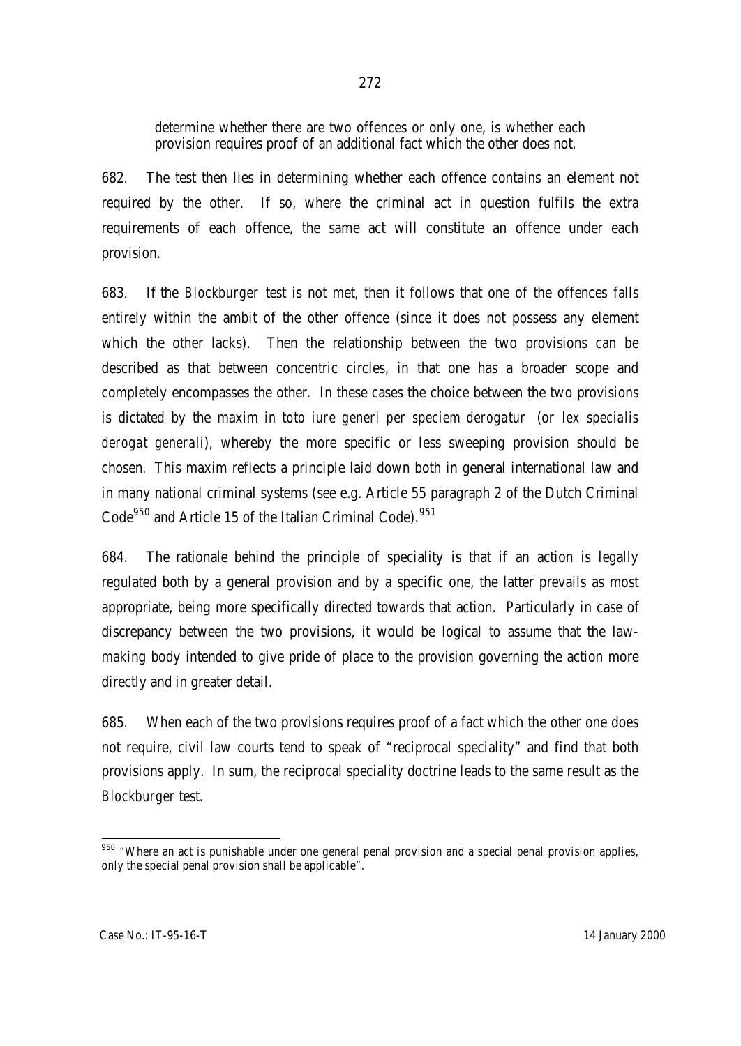determine whether there are two offences or only one, is whether each provision requires proof of an additional fact which the other does not.

682. The test then lies in determining whether each offence contains an element not required by the other. If so, where the criminal act in question fulfils the extra requirements of each offence, the same act will constitute an offence under each provision.

683. If the *Blockburger* test is not met, then it follows that one of the offences falls entirely within the ambit of the other offence (since it does not possess any element which the other lacks). Then the relationship between the two provisions can be described as that between concentric circles, in that one has a broader scope and completely encompasses the other. In these cases the choice between the two provisions is dictated by the maxim *in toto iure generi per speciem derogatur* (or *lex specialis derogat generali*), whereby the more specific or less sweeping provision should be chosen. This maxim reflects a principle laid down both in general international law and in many national criminal systems (see e.g. Article 55 paragraph 2 of the Dutch Criminal Code[950] and Article 15 of the Italian Criminal Code).[951]

684. The rationale behind the principle of speciality is that if an action is legally regulated both by a general provision and by a specific one, the latter prevails as most appropriate, being more specifically directed towards that action. Particularly in case of discrepancy between the two provisions, it would be logical to assume that the law-making body intended to give pride of place to the provision governing the action more directly and in greater detail.

685. When each of the two provisions requires proof of a fact which the other one does not require, civil law courts tend to speak of "reciprocal speciality" and find that both provisions apply. In sum, the reciprocal speciality doctrine leads to the same result as the *Blockburger* test.

---

[950] "Where an act is punishable under one general penal provision and a special penal provision applies, only the special penal provision shall be applicable".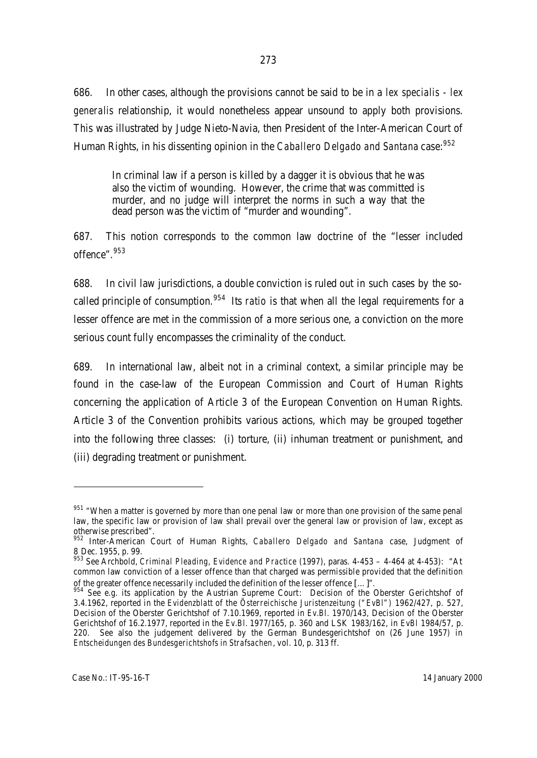686. In other cases, although the provisions cannot be said to be in a *lex specialis - lex generalis* relationship, it would nonetheless appear unsound to apply both provisions. This was illustrated by Judge Nieto-Navia, then President of the Inter-American Court of Human Rights, in his dissenting opinion in the *Caballero Delgado and Santana* case:[952]

> In criminal law if a person is killed by a dagger it is obvious that he was also the victim of wounding. However, the crime that was committed is murder, and no judge will interpret the norms in such a way that the dead person was the victim of "murder and wounding".

687. This notion corresponds to the common law doctrine of the "lesser included offence".[953]

688. In civil law jurisdictions, a double conviction is ruled out in such cases by the so-called principle of consumption.[954] Its *ratio* is that when all the legal requirements for a lesser offence are met in the commission of a more serious one, a conviction on the more serious count fully encompasses the criminality of the conduct.

689. In international law, albeit not in a criminal context, a similar principle may be found in the case-law of the European Commission and Court of Human Rights concerning the application of Article 3 of the European Convention on Human Rights. Article 3 of the Convention prohibits various actions, which may be grouped together into the following three classes: (i) torture, (ii) inhuman treatment or punishment, and (iii) degrading treatment or punishment.

---

[951] "When a matter is governed by more than one penal law or more than one provision of the same penal law, the specific law or provision of law shall prevail over the general law or provision of law, except as otherwise prescribed".

[952] Inter-American Court of Human Rights, *Caballero Delgado and Santana* case, Judgment of 8 Dec. 1955, p. 99.

[953] See Archbold, *Criminal Pleading, Evidence and Practice* (1997), paras. 4-453 – 4-464 at 4-453): "At common law conviction of a lesser offence than that charged was permissible provided that the definition of the greater offence necessarily included the definition of the lesser offence [...]".

[954] See e.g. its application by the Austrian Supreme Court: Decision of the Oberster Gerichtshof of 3.4.1962, reported in the *Evidenzblatt* of the *Österreichische Juristenzeitung ("EvBl")* 1962/427, p. 527, Decision of the Oberster Gerichtshof of 7.10.1969, reported in *Ev.Bl.* 1970/143, Decision of the Oberster Gerichtshof of 16.2.1977, reported in the *Ev.Bl.* 1977/165, p. 360 and LSK 1983/162, in *EvBl* 1984/57, p. 220. See also the judgement delivered by the German Bundesgerichtshof on (26 June 1957) in *Entscheidungen des Bundesgerichtshofs in Strafsachen*, vol. 10, p. 313 ff.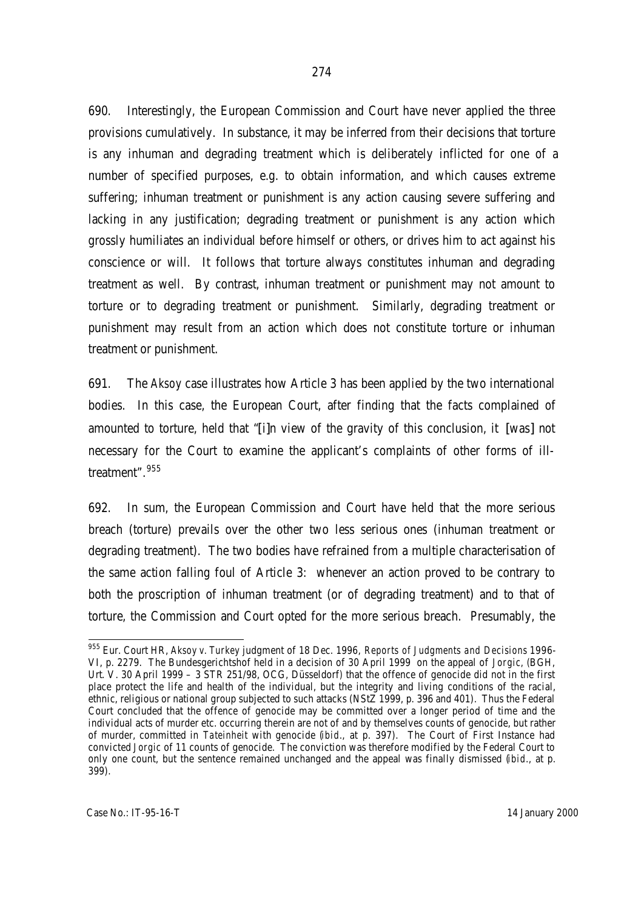690. Interestingly, the European Commission and Court have never applied the three provisions cumulatively. In substance, it may be inferred from their decisions that torture is any inhuman and degrading treatment which is deliberately inflicted for one of a number of specified purposes, e.g. to obtain information, and which causes extreme suffering; inhuman treatment or punishment is any action causing severe suffering and lacking in any justification; degrading treatment or punishment is any action which grossly humiliates an individual before himself or others, or drives him to act against his conscience or will. It follows that torture always constitutes inhuman and degrading treatment as well. By contrast, inhuman treatment or punishment may not amount to torture or to degrading treatment or punishment. Similarly, degrading treatment or punishment may result from an action which does not constitute torture or inhuman treatment or punishment.

691. The *Aksoy* case illustrates how Article 3 has been applied by the two international bodies. In this case, the European Court, after finding that the facts complained of amounted to torture, held that "[i]n view of the gravity of this conclusion, it [was] not necessary for the Court to examine the applicant's complaints of other forms of ill-treatment".[955]

692. In sum, the European Commission and Court have held that the more serious breach (torture) prevails over the other two less serious ones (inhuman treatment or degrading treatment). The two bodies have refrained from a multiple characterisation of the same action falling foul of Article 3: whenever an action proved to be contrary to both the proscription of inhuman treatment (or of degrading treatment) and to that of torture, the Commission and Court opted for the more serious breach. Presumably, the

---

[955] Eur. Court HR, *Aksoy v. Turkey* judgment of 18 Dec. 1996, *Reports of Judgments and Decisions* 1996-VI, p. 2279. The Bundesgerichtshof held in a decision of 30 April 1999 on the appeal of *Jorgic*, (BGH, Urt. V. 30 April 1999 – 3 STR 251/98, OCG, Düsseldorf) that the offence of genocide did not in the first place protect the life and health of the individual, but the integrity and living conditions of the racial, ethnic, religious or national group subjected to such attacks (NStZ 1999, p. 396 and 401). Thus the Federal Court concluded that the offence of genocide may be committed over a longer period of time and the individual acts of murder etc. occurring therein are not of and by themselves counts of genocide, but rather of murder, committed in *Tateinheit* with genocide (*ibid.*, at p. 397). The Court of First Instance had convicted *Jorgic* of 11 counts of genocide. The conviction was therefore modified by the Federal Court to only one count, but the sentence remained unchanged and the appeal was finally dismissed (*ibid.*, at p. 399).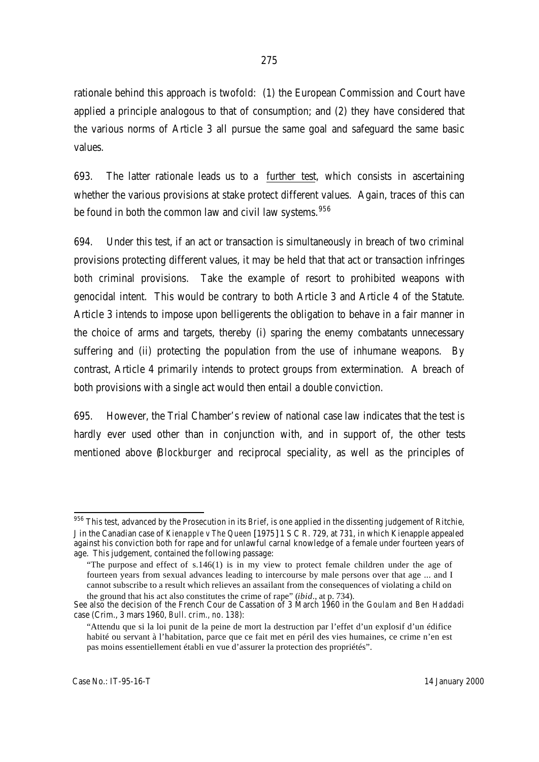rationale behind this approach is twofold: (1) the European Commission and Court have applied a principle analogous to that of consumption; and (2) they have considered that the various norms of Article 3 all pursue the same goal and safeguard the same basic values.

693. The latter rationale leads us to a further test, which consists in ascertaining whether the various provisions at stake protect different values. Again, traces of this can be found in both the common law and civil law systems.[956]

694. Under this test, if an act or transaction is simultaneously in breach of two criminal provisions protecting different values, it may be held that that act or transaction infringes *both* criminal provisions. Take the example of resort to prohibited weapons with genocidal intent. This would be contrary to both Article 3 and Article 4 of the Statute. Article 3 intends to impose upon belligerents the obligation to behave in a fair manner in the choice of arms and targets, thereby (i) sparing the enemy combatants unnecessary suffering and (ii) protecting the population from the use of inhumane weapons. By contrast, Article 4 primarily intends to protect groups from extermination. A breach of both provisions with a single act would then entail a double conviction.

695. However, the Trial Chamber's review of national case law indicates that the test is hardly ever used other than in conjunction with, and in support of, the other tests mentioned above (*Blockburger* and reciprocal speciality, as well as the principles of

---

[956] This test, advanced by the Prosecution in its *Brief*, is one applied in the dissenting judgement of Ritchie, J in the Canadian case of *Kienapple v The Queen* [1975] 1 S C R. 729, at 731, in which Kienapple appealed against his conviction both for rape and for unlawful carnal knowledge of a female under fourteen years of age. This judgement, contained the following passage:

> "The purpose and effect of s.146(1) is in my view to protect female children under the age of fourteen years from sexual advances leading to intercourse by male persons over that age ... and I cannot subscribe to a result which relieves an assailant from the consequences of violating a child on the ground that his act also constitutes the crime of rape" (*ibid*., at p. 734).

See also the decision of the French Cour de Cassation of 3 March 1960 in the *Goulam and Ben Haddadi* case (Crim., 3 mars 1960, *Bull. crim., no. 138*):

> "Attendu que si la loi punit de la peine de mort la destruction par l'effet d'un explosif d'un édifice habité ou servant à l'habitation, parce que ce fait met en péril des vies humaines, ce crime n'en est pas moins essentiellement établi en vue d'assurer la protection des propriétés".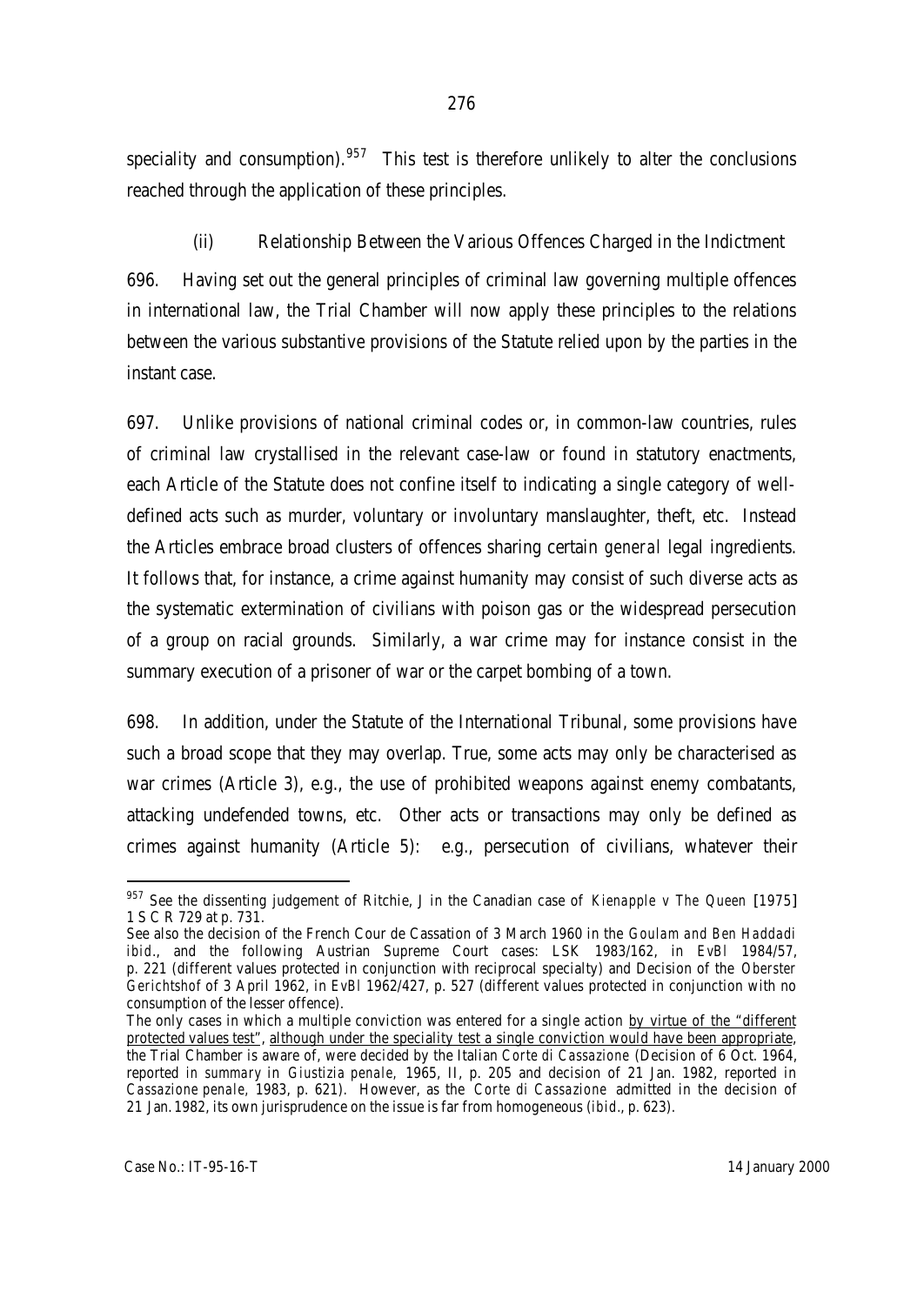speciality and consumption).[957] This test is therefore unlikely to alter the conclusions reached through the application of these principles.

(ii) Relationship Between the Various Offences Charged in the Indictment

696. Having set out the general principles of criminal law governing multiple offences in international law, the Trial Chamber will now apply these principles to the relations between the various substantive provisions of the Statute relied upon by the parties in the instant case.

697. Unlike provisions of national criminal codes or, in common-law countries, rules of criminal law crystallised in the relevant case-law or found in statutory enactments, each Article of the Statute does not confine itself to indicating a single category of well-defined acts such as murder, voluntary or involuntary manslaughter, theft, etc. Instead the Articles embrace broad clusters of offences sharing certain *general* legal ingredients. It follows that, for instance, a crime against humanity may consist of such diverse acts as the systematic extermination of civilians with poison gas or the widespread persecution of a group on racial grounds. Similarly, a war crime may for instance consist in the summary execution of a prisoner of war or the carpet bombing of a town.

698. In addition, under the Statute of the International Tribunal, some provisions have such a broad scope that they may overlap. True, some acts may only be characterised as war crimes (Article 3), e.g., the use of prohibited weapons against enemy combatants, attacking undefended towns, etc. Other acts or transactions may only be defined as crimes against humanity (Article 5): e.g., persecution of civilians, whatever their

---

[957] See the dissenting judgement of Ritchie, J in the Canadian case of *Kienapple v The Queen* [1975] 1 S C R 729 at p. 731.

See also the decision of the French Cour de Cassation of 3 March 1960 in the *Goulam and Ben Haddadi ibid*., and the following Austrian Supreme Court cases: LSK 1983/162, in *EvBl* 1984/57, p. 221 (different values protected in conjunction with reciprocal specialty) and Decision of the *Oberster Gerichtshof* of 3 April 1962, in *EvBl* 1962/427, p. 527 (different values protected in conjunction with no consumption of the lesser offence).

The only cases in which a multiple conviction was entered for a single action by virtue of the "different protected values test", although under the speciality test a single conviction would have been appropriate, the Trial Chamber is aware of, were decided by the Italian *Corte di Cassazione* (Decision of 6 Oct. 1964, reported *in summary* in *Giustizia penale*, 1965, II, p. 205 and decision of 21 Jan. 1982, reported in *Cassazione penale*, 1983, p. 621). However, as the *Corte di Cassazione* admitted in the decision of 21 Jan. 1982, its own jurisprudence on the issue is far from homogeneous (*ibid*., p. 623).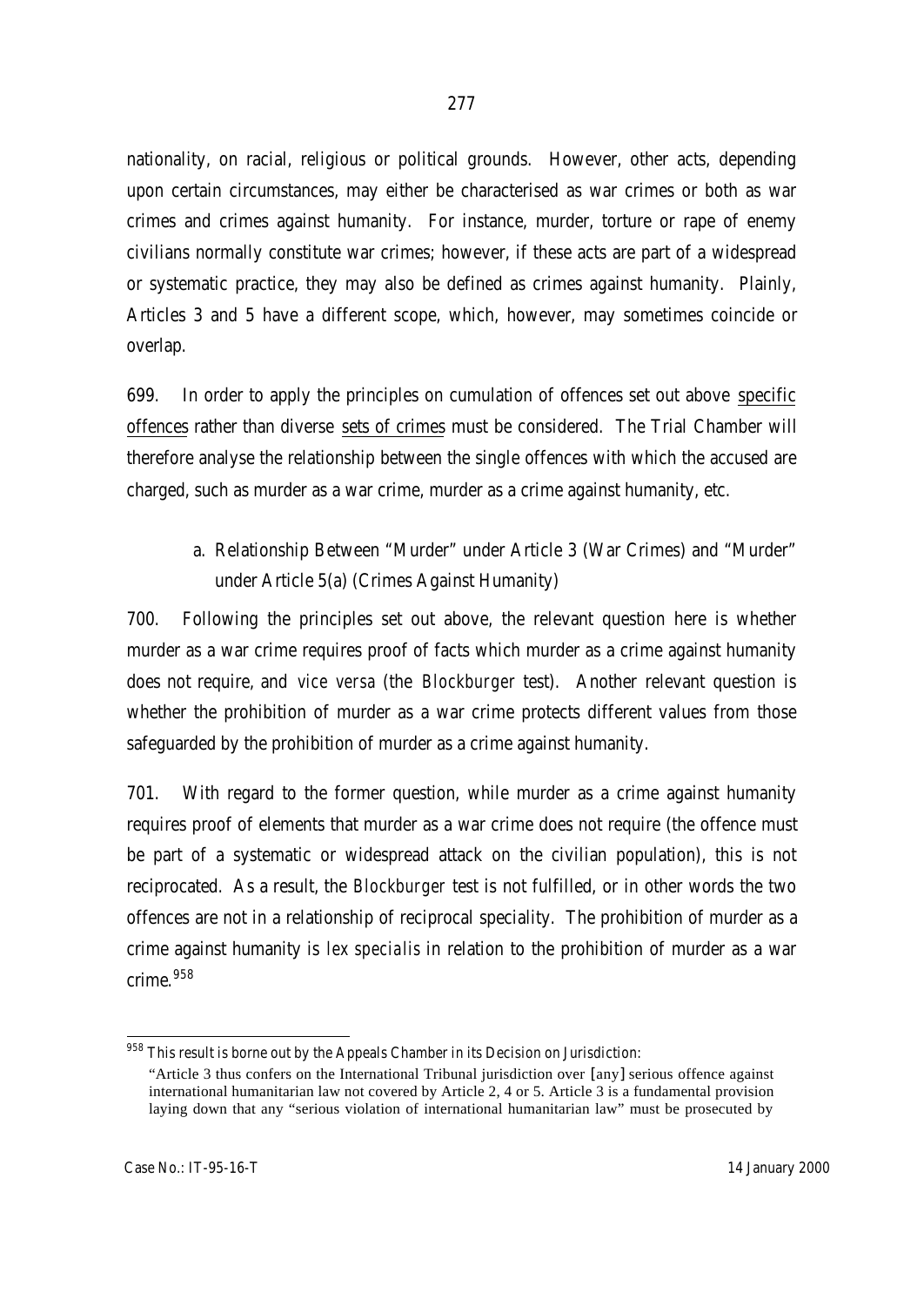nationality, on racial, religious or political grounds. However, other acts, depending upon certain circumstances, may either be characterised as war crimes or both as war crimes and crimes against humanity. For instance, murder, torture or rape of enemy civilians normally constitute war crimes; however, if these acts are part of a widespread or systematic practice, they may also be defined as crimes against humanity. Plainly, Articles 3 and 5 have a different scope, which, however, may sometimes coincide or overlap.

699. In order to apply the principles on cumulation of offences set out above <u>specific offences</u> rather than diverse <u>sets of crimes</u> must be considered. The Trial Chamber will therefore analyse the relationship between the single offences with which the accused are charged, such as murder as a war crime, murder as a crime against humanity, etc.

a. Relationship Between "Murder" under Article 3 (War Crimes) and "Murder" under Article 5(a) (Crimes Against Humanity)

700. Following the principles set out above, the relevant question here is whether murder as a war crime requires proof of facts which murder as a crime against humanity does not require, and *vice versa* (the *Blockburger* test). Another relevant question is whether the prohibition of murder as a war crime protects different values from those safeguarded by the prohibition of murder as a crime against humanity.

701. With regard to the former question, while murder as a crime against humanity requires proof of elements that murder as a war crime does not require (the offence must be part of a systematic or widespread attack on the civilian population), this is not reciprocated. As a result, the *Blockburger* test is not fulfilled, or in other words the two offences are not in a relationship of reciprocal speciality. The prohibition of murder as a crime against humanity is *lex specialis* in relation to the prohibition of murder as a war crime.[958]

---

[958] This result is borne out by the Appeals Chamber in its Decision on Jurisdiction:

"Article 3 thus confers on the International Tribunal jurisdiction over [any] serious offence against international humanitarian law not covered by Article 2, 4 or 5. Article 3 is a fundamental provision laying down that any "serious violation of international humanitarian law" must be prosecuted by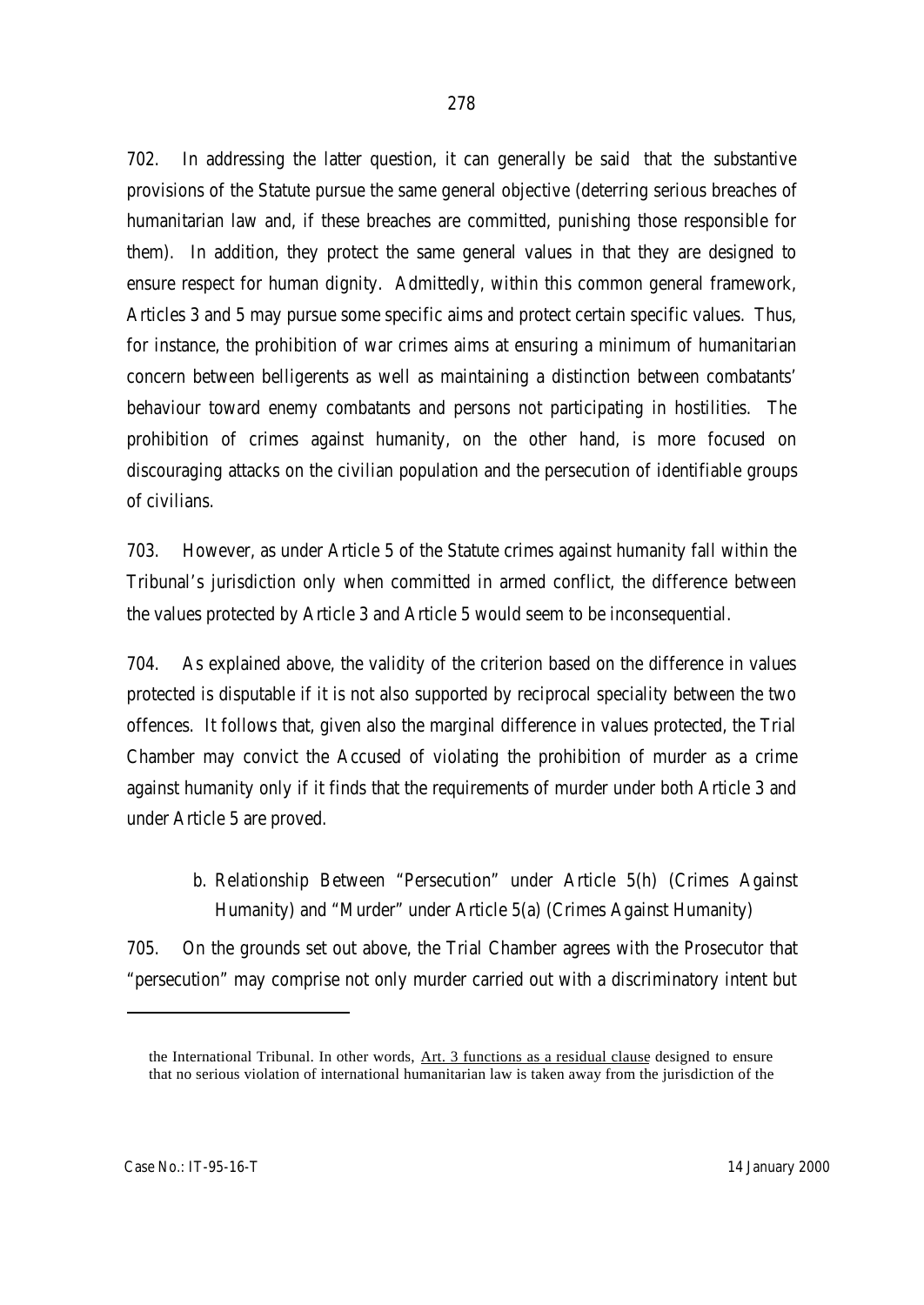702. In addressing the latter question, it can generally be said that the substantive provisions of the Statute pursue the same general objective (deterring serious breaches of humanitarian law and, if these breaches are committed, punishing those responsible for them). In addition, they protect the same general values in that they are designed to ensure respect for human dignity. Admittedly, within this common general framework, Articles 3 and 5 may pursue some specific aims and protect certain specific values. Thus, for instance, the prohibition of war crimes aims at ensuring a minimum of humanitarian concern between belligerents as well as maintaining a distinction between combatants' behaviour toward enemy combatants and persons not participating in hostilities. The prohibition of crimes against humanity, on the other hand, is more focused on discouraging attacks on the civilian population and the persecution of identifiable groups of civilians.

703. However, as under Article 5 of the Statute crimes against humanity fall within the Tribunal's jurisdiction only when committed in armed conflict, the difference between the values protected by Article 3 and Article 5 would seem to be inconsequential.

704. As explained above, the validity of the criterion based on the difference in values protected is disputable if it is not also supported by reciprocal speciality between the two offences. It follows that, given also the marginal difference in values protected, the Trial Chamber may convict the Accused of violating the prohibition of murder as a crime against humanity only if it finds that the requirements of murder under both Article 3 and under Article 5 are proved.

### b. Relationship Between "Persecution" under Article 5(h) (Crimes Against Humanity) and "Murder" under Article 5(a) (Crimes Against Humanity)

705. On the grounds set out above, the Trial Chamber agrees with the Prosecutor that "persecution" may comprise not only murder carried out with a discriminatory intent but

---

the International Tribunal. In other words, Art. 3 functions as a residual clause designed to ensure that no serious violation of international humanitarian law is taken away from the jurisdiction of the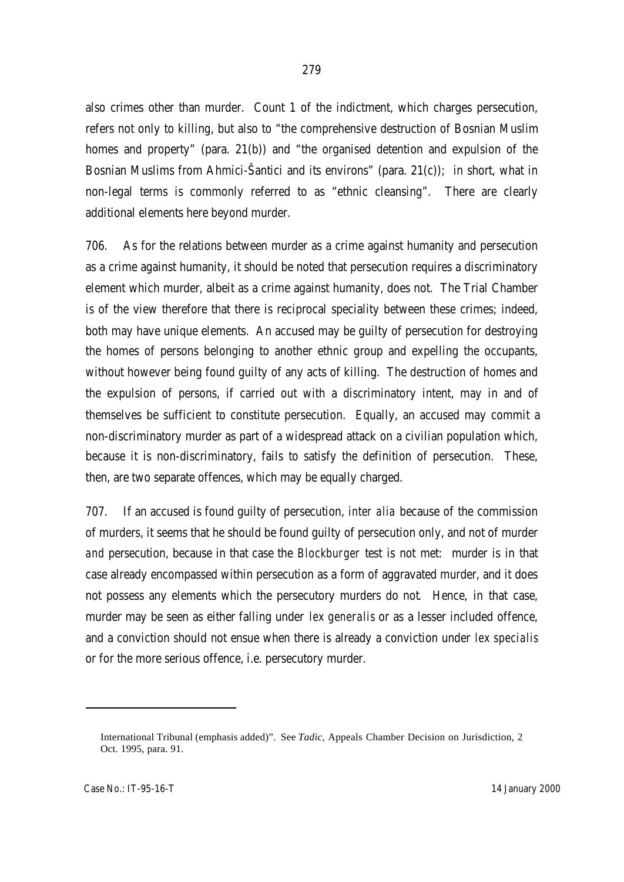also crimes other than murder. Count 1 of the indictment, which charges persecution, refers not only to killing, but also to "the comprehensive destruction of Bosnian Muslim homes and property" (para. 21(b)) and "the organised detention and expulsion of the Bosnian Muslims from Ahmici-Šantici and its environs" (para. 21(c)); in short, what in non-legal terms is commonly referred to as "ethnic cleansing". There are clearly additional elements here beyond murder.

706. As for the relations between murder as a crime against humanity and persecution as a crime against humanity, it should be noted that persecution requires a discriminatory element which murder, albeit as a crime against humanity, does not. The Trial Chamber is of the view therefore that there is reciprocal speciality between these crimes; indeed, both may have unique elements. An accused may be guilty of persecution for destroying the homes of persons belonging to another ethnic group and expelling the occupants, without however being found guilty of any acts of killing. The destruction of homes and the expulsion of persons, if carried out with a discriminatory intent, may in and of themselves be sufficient to constitute persecution. Equally, an accused may commit a non-discriminatory murder as part of a widespread attack on a civilian population which, because it is non-discriminatory, fails to satisfy the definition of persecution. These, then, are two separate offences, which may be equally charged.

707. If an accused is found guilty of persecution, *inter alia* because of the commission of murders, it seems that he should be found guilty of persecution only, and not of murder *and* persecution, because in that case the *Blockburger* test is not met: murder is in that case already encompassed within persecution as a form of aggravated murder, and it does not possess any elements which the persecutory murders do not. Hence, in that case, murder may be seen as either falling under *lex generalis* or as a lesser included offence, and a conviction should not ensue when there is already a conviction under *lex specialis* or for the more serious offence, i.e. persecutory murder.

---

International Tribunal (emphasis added)". See *Tadic*, Appeals Chamber Decision on Jurisdiction, 2 Oct. 1995, para. 91.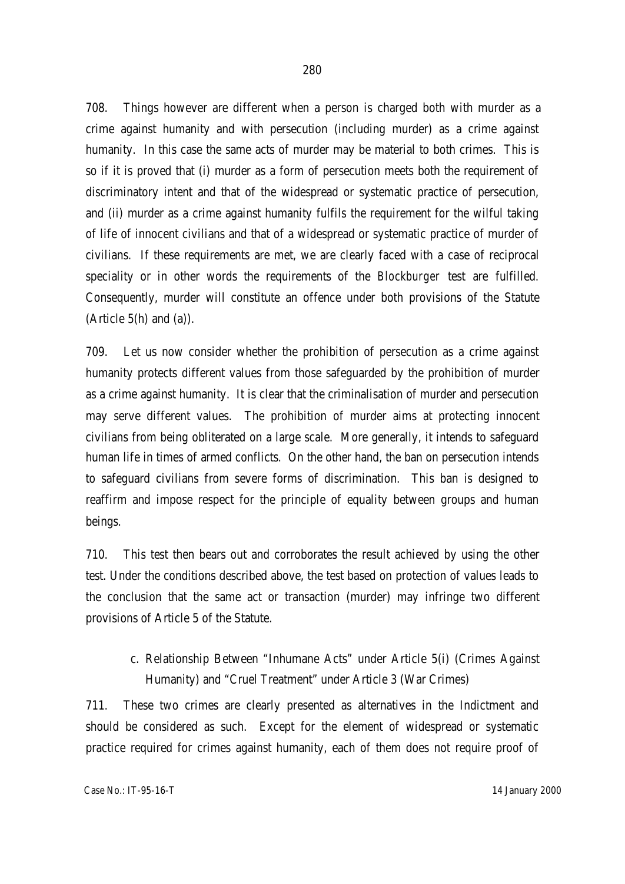708. Things however are different when a person is charged both with murder as a crime against humanity and with persecution (including murder) as a crime against humanity. In this case the same acts of murder may be material to both crimes. This is so if it is proved that (i) murder as a form of persecution meets both the requirement of discriminatory intent and that of the widespread or systematic practice of persecution, and (ii) murder as a crime against humanity fulfils the requirement for the wilful taking of life of innocent civilians and that of a widespread or systematic practice of murder of civilians. If these requirements are met, we are clearly faced with a case of reciprocal speciality or in other words the requirements of the *Blockburger* test are fulfilled. Consequently, murder will constitute an offence under both provisions of the Statute (Article 5(h) and (a)).

709. Let us now consider whether the prohibition of persecution as a crime against humanity protects different values from those safeguarded by the prohibition of murder as a crime against humanity. It is clear that the criminalisation of murder and persecution may serve different values. The prohibition of murder aims at protecting innocent civilians from being obliterated on a large scale. More generally, it intends to safeguard human life in times of armed conflicts. On the other hand, the ban on persecution intends to safeguard civilians from severe forms of discrimination. This ban is designed to reaffirm and impose respect for the principle of equality between groups and human beings.

710. This test then bears out and corroborates the result achieved by using the other test. Under the conditions described above, the test based on protection of values leads to the conclusion that the same act or transaction (murder) may infringe two different provisions of Article 5 of the Statute.

c. Relationship Between "Inhumane Acts" under Article 5(i) (Crimes Against Humanity) and "Cruel Treatment" under Article 3 (War Crimes)

711. These two crimes are clearly presented as alternatives in the Indictment and should be considered as such. Except for the element of widespread or systematic practice required for crimes against humanity, each of them does not require proof of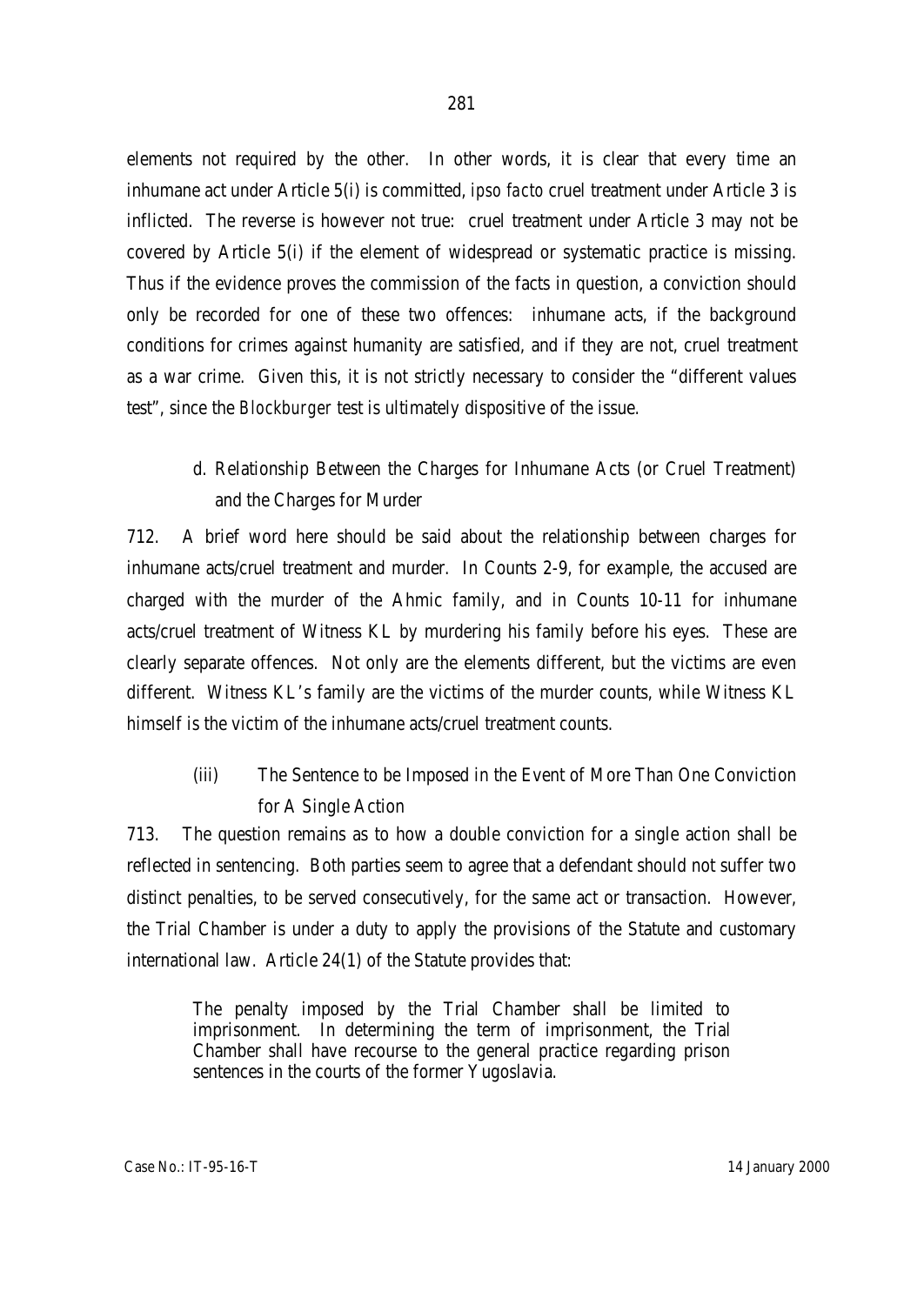elements not required by the other. In other words, it is clear that every time an inhumane act under Article 5(i) is committed, *ipso facto* cruel treatment under Article 3 is inflicted. The reverse is however not true: cruel treatment under Article 3 may not be covered by Article 5(i) if the element of widespread or systematic practice is missing. Thus if the evidence proves the commission of the facts in question, a conviction should only be recorded for one of these two offences: inhumane acts, if the background conditions for crimes against humanity are satisfied, and if they are not, cruel treatment as a war crime. Given this, it is not strictly necessary to consider the "different values test", since the *Blockburger* test is ultimately dispositive of the issue.

#### d. Relationship Between the Charges for Inhumane Acts (or Cruel Treatment) and the Charges for Murder

712. A brief word here should be said about the relationship between charges for inhumane acts/cruel treatment and murder. In Counts 2-9, for example, the accused are charged with the murder of the Ahmic family, and in Counts 10-11 for inhumane acts/cruel treatment of Witness KL by murdering his family before his eyes. These are clearly separate offences. Not only are the elements different, but the victims are even different. Witness KL's family are the victims of the murder counts, while Witness KL himself is the victim of the inhumane acts/cruel treatment counts.

### (iii) The Sentence to be Imposed in the Event of More Than One Conviction for A Single Action

713. The question remains as to how a double conviction for a single action shall be reflected in sentencing. Both parties seem to agree that a defendant should not suffer two distinct penalties, to be served consecutively, for the same act or transaction. However, the Trial Chamber is under a duty to apply the provisions of the Statute and customary international law. Article 24(1) of the Statute provides that:

> The penalty imposed by the Trial Chamber shall be limited to imprisonment. In determining the term of imprisonment, the Trial Chamber shall have recourse to the general practice regarding prison sentences in the courts of the former Yugoslavia.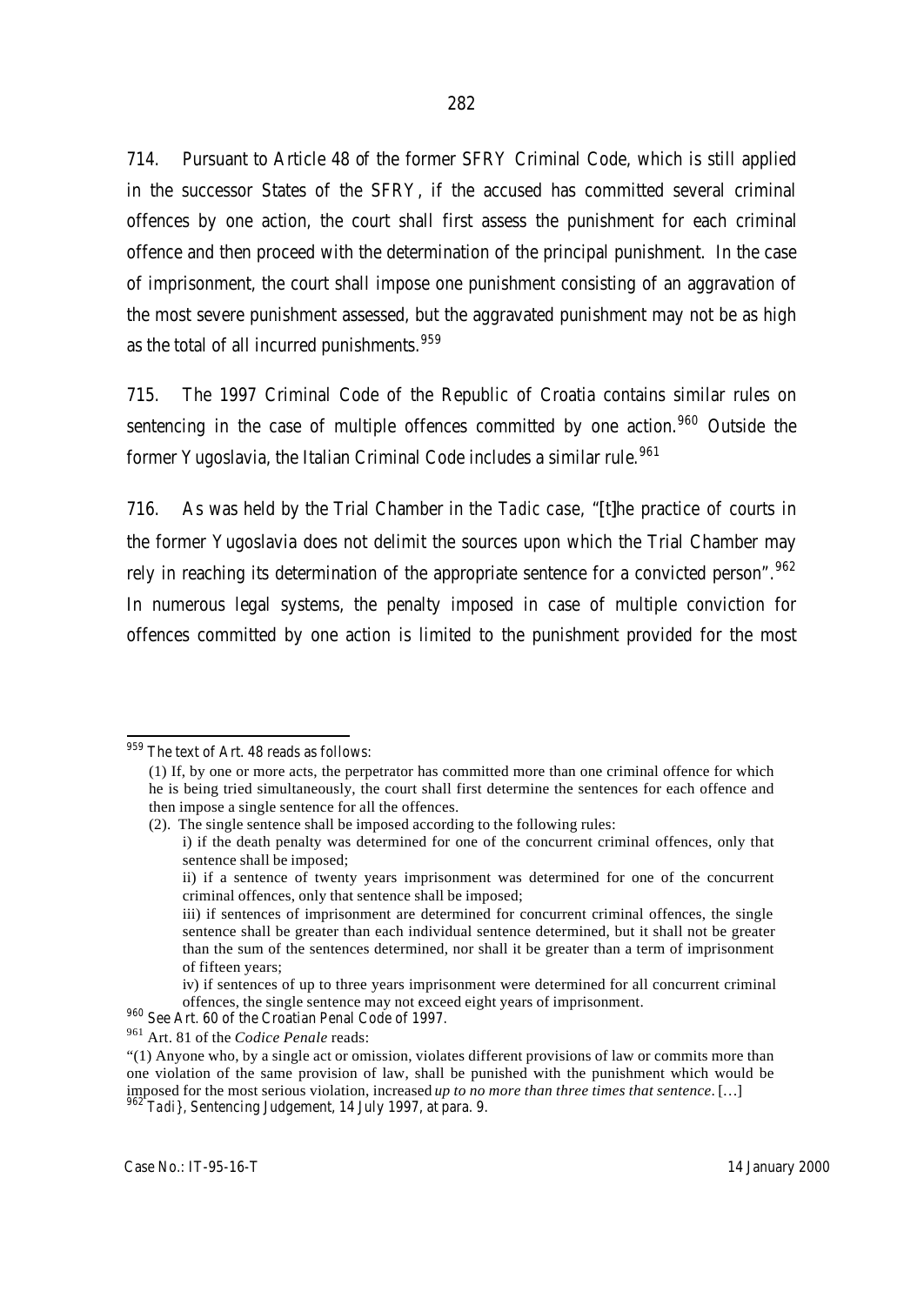714. Pursuant to Article 48 of the former SFRY Criminal Code, which is still applied in the successor States of the SFRY, if the accused has committed several criminal offences by one action, the court shall first assess the punishment for each criminal offence and then proceed with the determination of the principal punishment. In the case of imprisonment, the court shall impose one punishment consisting of an aggravation of the most severe punishment assessed, but the aggravated punishment may not be as high as the total of all incurred punishments.[959]

715. The 1997 Criminal Code of the Republic of Croatia contains similar rules on sentencing in the case of multiple offences committed by one action.[960] Outside the former Yugoslavia, the Italian Criminal Code includes a similar rule.[961]

716. As was held by the Trial Chamber in the *Tadic* case, "[t]he practice of courts in the former Yugoslavia does not delimit the sources upon which the Trial Chamber may rely in reaching its determination of the appropriate sentence for a convicted person".[962] In numerous legal systems, the penalty imposed in case of multiple conviction for offences committed by one action is limited to the punishment provided for the most

---

[959] The text of Art. 48 reads as follows:

(1) If, by one or more acts, the perpetrator has committed more than one criminal offence for which he is being tried simultaneously, the court shall first determine the sentences for each offence and then impose a single sentence for all the offences.

(2). The single sentence shall be imposed according to the following rules:

i) if the death penalty was determined for one of the concurrent criminal offences, only that sentence shall be imposed;

ii) if a sentence of twenty years imprisonment was determined for one of the concurrent criminal offences, only that sentence shall be imposed;

iii) if sentences of imprisonment are determined for concurrent criminal offences, the single sentence shall be greater than each individual sentence determined, but it shall not be greater than the sum of the sentences determined, nor shall it be greater than a term of imprisonment of fifteen years;

iv) if sentences of up to three years imprisonment were determined for all concurrent criminal offences, the single sentence may not exceed eight years of imprisonment.

[960] See Art. 60 of the Croatian Penal Code of 1997.

[961] Art. 81 of the *Codice Penale* reads:

"(1) Anyone who, by a single act or omission, violates different provisions of law or commits more than one violation of the same provision of law, shall be punished with the punishment which would be imposed for the most serious violation, increased *up to no more than three times that sentence*. […]

[962] *Tadi},* Sentencing Judgement, 14 July 1997, at para. 9.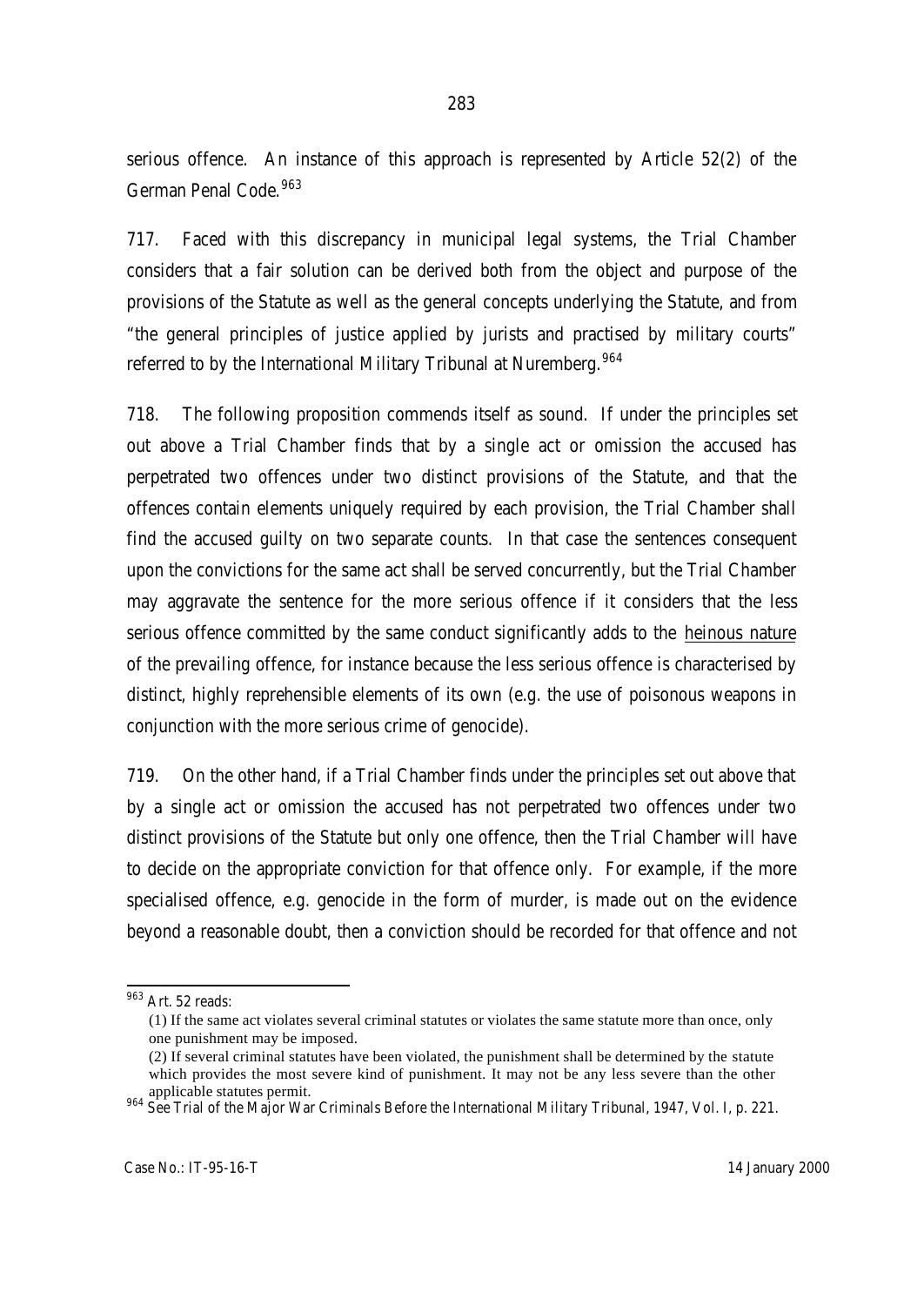serious offence. An instance of this approach is represented by Article 52(2) of the German Penal Code.[963]

717. Faced with this discrepancy in municipal legal systems, the Trial Chamber considers that a fair solution can be derived both from the object and purpose of the provisions of the Statute as well as the general concepts underlying the Statute, and from "the general principles of justice applied by jurists and practised by military courts" referred to by the International Military Tribunal at Nuremberg.[964]

718. The following proposition commends itself as sound. If under the principles set out above a Trial Chamber finds that by a single act or omission the accused has perpetrated two offences under two distinct provisions of the Statute, and that the offences contain elements uniquely required by each provision, the Trial Chamber shall find the accused guilty on two separate counts. In that case the sentences consequent upon the convictions for the same act shall be served concurrently, but the Trial Chamber may aggravate the sentence for the more serious offence if it considers that the less serious offence committed by the same conduct significantly adds to the heinous nature of the prevailing offence, for instance because the less serious offence is characterised by distinct, highly reprehensible elements of its own (e.g. the use of poisonous weapons in conjunction with the more serious crime of genocide).

719. On the other hand, if a Trial Chamber finds under the principles set out above that by a single act or omission the accused has not perpetrated two offences under two distinct provisions of the Statute but only one offence, then the Trial Chamber will have to decide on the appropriate conviction for that offence only. For example, if the more specialised offence, e.g. genocide in the form of murder, is made out on the evidence beyond a reasonable doubt, then a conviction should be recorded for that offence and not

---

[963] Art. 52 reads:

(1) If the same act violates several criminal statutes or violates the same statute more than once, only one punishment may be imposed.

(2) If several criminal statutes have been violated, the punishment shall be determined by the statute which provides the most severe kind of punishment. It may not be any less severe than the other applicable statutes permit.

[964] See *Trial of the Major War Criminals Before the International Military Tribunal*, 1947, Vol. I, p. 221.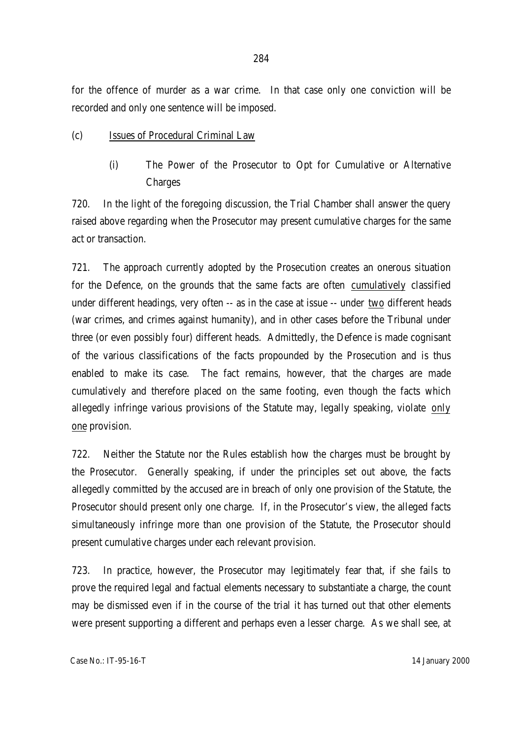for the offence of murder as a war crime. In that case only one conviction will be recorded and only one sentence will be imposed.

(c) Issues of Procedural Criminal Law

(i) The Power of the Prosecutor to Opt for Cumulative or Alternative Charges

720. In the light of the foregoing discussion, the Trial Chamber shall answer the query raised above regarding when the Prosecutor may present cumulative charges for the same act or transaction.

721. The approach currently adopted by the Prosecution creates an onerous situation for the Defence, on the grounds that the same facts are often cumulatively classified under different headings, very often -- as in the case at issue -- under two different heads (war crimes, and crimes against humanity), and in other cases before the Tribunal under three (or even possibly four) different heads. Admittedly, the Defence is made cognisant of the various classifications of the facts propounded by the Prosecution and is thus enabled to make its case. The fact remains, however, that the charges are made cumulatively and therefore placed on the same footing, even though the facts which allegedly infringe various provisions of the Statute may, legally speaking, violate only one provision.

722. Neither the Statute nor the Rules establish how the charges must be brought by the Prosecutor. Generally speaking, if under the principles set out above, the facts allegedly committed by the accused are in breach of only one provision of the Statute, the Prosecutor should present only one charge. If, in the Prosecutor's view, the alleged facts simultaneously infringe more than one provision of the Statute, the Prosecutor should present cumulative charges under each relevant provision.

723. In practice, however, the Prosecutor may legitimately fear that, if she fails to prove the required legal and factual elements necessary to substantiate a charge, the count may be dismissed even if in the course of the trial it has turned out that other elements were present supporting a different and perhaps even a lesser charge. As we shall see, at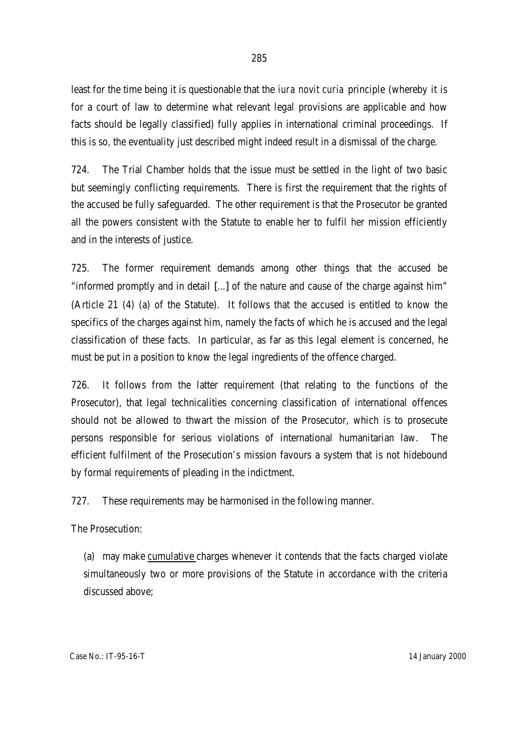least for the time being it is questionable that the *iura novit curia* principle (whereby it is for a court of law to determine what relevant legal provisions are applicable and how facts should be legally classified) fully applies in international criminal proceedings. If this is so, the eventuality just described might indeed result in a dismissal of the charge.

724. The Trial Chamber holds that the issue must be settled in the light of two basic but seemingly conflicting requirements. There is first the requirement that the rights of the accused be fully safeguarded. The other requirement is that the Prosecutor be granted all the powers consistent with the Statute to enable her to fulfil her mission efficiently and in the interests of justice.

725. The former requirement demands among other things that the accused be "informed promptly and in detail [...] of the nature and cause of the charge against him" (Article 21 (4) (a) of the Statute). It follows that the accused is entitled to know the specifics of the charges against him, namely the facts of which he is accused and the legal classification of these facts. In particular, as far as this legal element is concerned, he must be put in a position to know the legal ingredients of the offence charged.

726. It follows from the latter requirement (that relating to the functions of the Prosecutor), that legal technicalities concerning classification of international offences should not be allowed to thwart the mission of the Prosecutor, which is to prosecute persons responsible for serious violations of international humanitarian law. The efficient fulfilment of the Prosecution's mission favours a system that is not hidebound by formal requirements of pleading in the indictment.

727. These requirements may be harmonised in the following manner.

The Prosecution:

(a) may make <u>cumulative</u> charges whenever it contends that the facts charged violate simultaneously two or more provisions of the Statute in accordance with the criteria discussed above;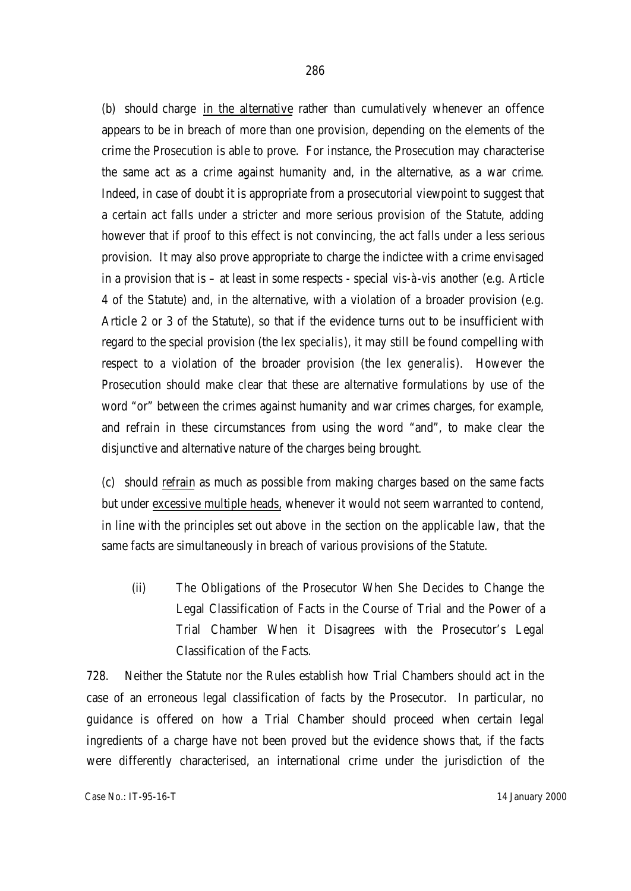(b) should charge <u>in the alternative</u> rather than cumulatively whenever an offence appears to be in breach of more than one provision, depending on the elements of the crime the Prosecution is able to prove. For instance, the Prosecution may characterise the same act as a crime against humanity and, in the alternative, as a war crime. Indeed, in case of doubt it is appropriate from a prosecutorial viewpoint to suggest that a certain act falls under a stricter and more serious provision of the Statute, adding however that if proof to this effect is not convincing, the act falls under a less serious provision. It may also prove appropriate to charge the indictee with a crime envisaged in a provision that is – at least in some respects - special *vis-à-vis* another (e.g. Article 4 of the Statute) and, in the alternative, with a violation of a broader provision (e.g. Article 2 or 3 of the Statute), so that if the evidence turns out to be insufficient with regard to the special provision (the *lex specialis*), it may still be found compelling with respect to a violation of the broader provision (the *lex generalis*). However the Prosecution should make clear that these are alternative formulations by use of the word "or" between the crimes against humanity and war crimes charges, for example, and refrain in these circumstances from using the word "and", to make clear the disjunctive and alternative nature of the charges being brought.

(c) should <u>refrain</u> as much as possible from making charges based on the same facts but under <u>excessive multiple heads</u>, whenever it would not seem warranted to contend, in line with the principles set out above in the section on the applicable law, that the same facts are simultaneously in breach of various provisions of the Statute.

(ii) The Obligations of the Prosecutor When She Decides to Change the Legal Classification of Facts in the Course of Trial and the Power of a Trial Chamber When it Disagrees with the Prosecutor's Legal Classification of the Facts.

728. Neither the Statute nor the Rules establish how Trial Chambers should act in the case of an erroneous legal classification of facts by the Prosecutor. In particular, no guidance is offered on how a Trial Chamber should proceed when certain legal ingredients of a charge have not been proved but the evidence shows that, if the facts were differently characterised, an international crime under the jurisdiction of the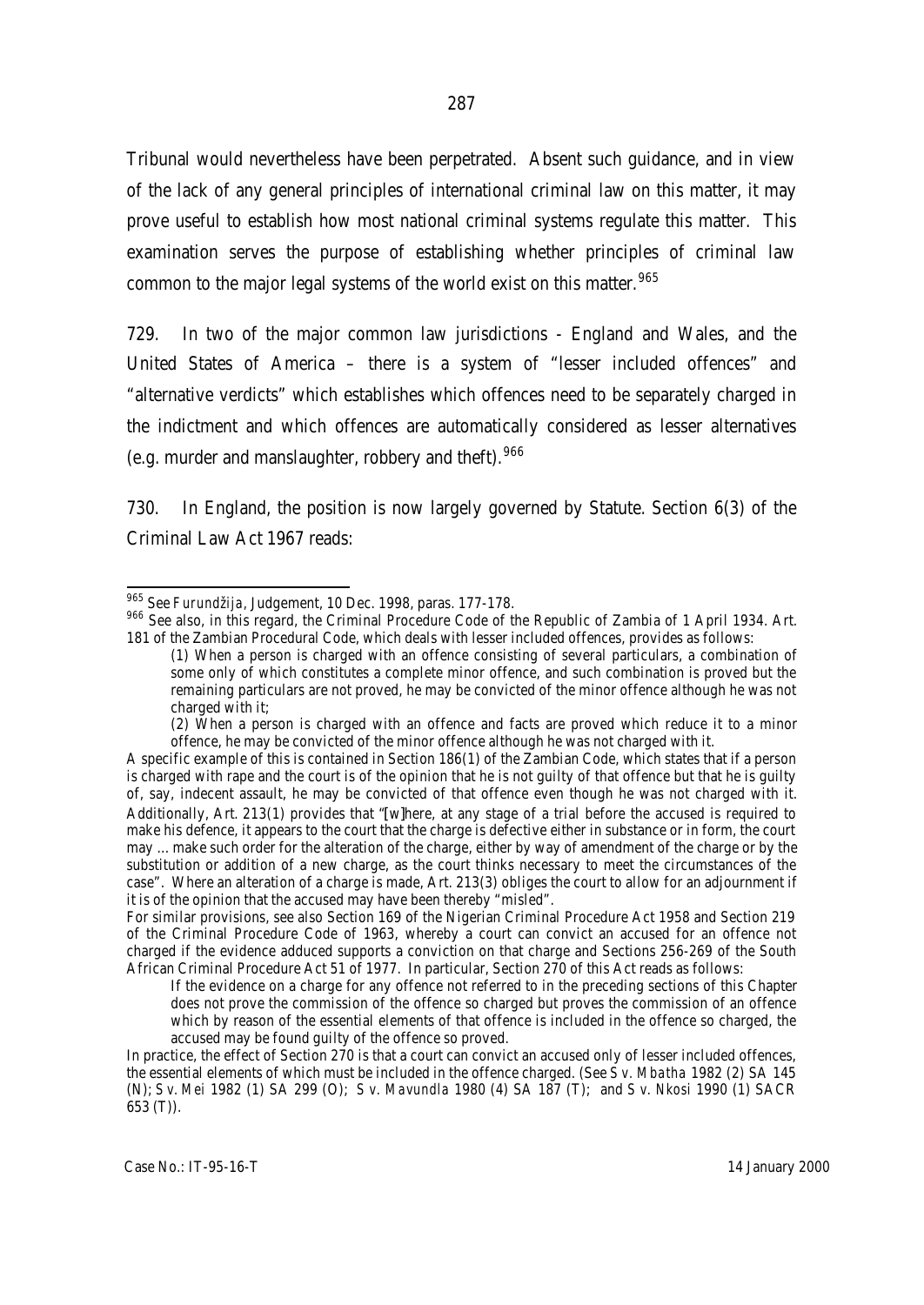Tribunal would nevertheless have been perpetrated. Absent such guidance, and in view of the lack of any general principles of international criminal law on this matter, it may prove useful to establish how most national criminal systems regulate this matter. This examination serves the purpose of establishing whether principles of criminal law common to the major legal systems of the world exist on this matter.[965]

729. In two of the major common law jurisdictions - England and Wales, and the United States of America – there is a system of "lesser included offences" and "alternative verdicts" which establishes which offences need to be separately charged in the indictment and which offences are automatically considered as lesser alternatives (e.g. murder and manslaughter, robbery and theft).[966]

730. In England, the position is now largely governed by Statute. Section 6(3) of the Criminal Law Act 1967 reads:

---

[965] See *Furundžija*, Judgement, 10 Dec. 1998, paras. 177-178.

[966] See also, in this regard, the Criminal Procedure Code of the Republic of Zambia of 1 April 1934. Art. 181 of the Zambian Procedural Code, which deals with lesser included offences, provides as follows:

> (1) When a person is charged with an offence consisting of several particulars, a combination of some only of which constitutes a complete minor offence, and such combination is proved but the remaining particulars are not proved, he may be convicted of the minor offence although he was not charged with it;
>
> (2) When a person is charged with an offence and facts are proved which reduce it to a minor offence, he may be convicted of the minor offence although he was not charged with it.

A specific example of this is contained in Section 186(1) of the Zambian Code, which states that if a person is charged with rape and the court is of the opinion that he is not guilty of that offence but that he is guilty of, say, indecent assault, he may be convicted of that offence even though he was not charged with it. Additionally, Art. 213(1) provides that "[w]here, at any stage of a trial before the accused is required to make his defence, it appears to the court that the charge is defective either in substance or in form, the court may ... make such order for the alteration of the charge, either by way of amendment of the charge or by the substitution or addition of a new charge, as the court thinks necessary to meet the circumstances of the case". Where an alteration of a charge is made, Art. 213(3) obliges the court to allow for an adjournment if it is of the opinion that the accused may have been thereby "misled".

For similar provisions, see also Section 169 of the Nigerian Criminal Procedure Act 1958 and Section 219 of the Criminal Procedure Code of 1963, whereby a court can convict an accused for an offence not charged if the evidence adduced supports a conviction on that charge and Sections 256-269 of the South African Criminal Procedure Act 51 of 1977. In particular, Section 270 of this Act reads as follows:

> If the evidence on a charge for any offence not referred to in the preceding sections of this Chapter does not prove the commission of the offence so charged but proves the commission of an offence which by reason of the essential elements of that offence is included in the offence so charged, the accused may be found guilty of the offence so proved.

In practice, the effect of Section 270 is that a court can convict an accused only of lesser included offences, the essential elements of which must be included in the offence charged. (See *S v. Mbatha* 1982 (2) SA 145 (N); *S v. Mei* 1982 (1) SA 299 (O); *S v. Mavundla* 1980 (4) SA 187 (T); and *S v. Nkosi* 1990 (1) SACR 653 (T)).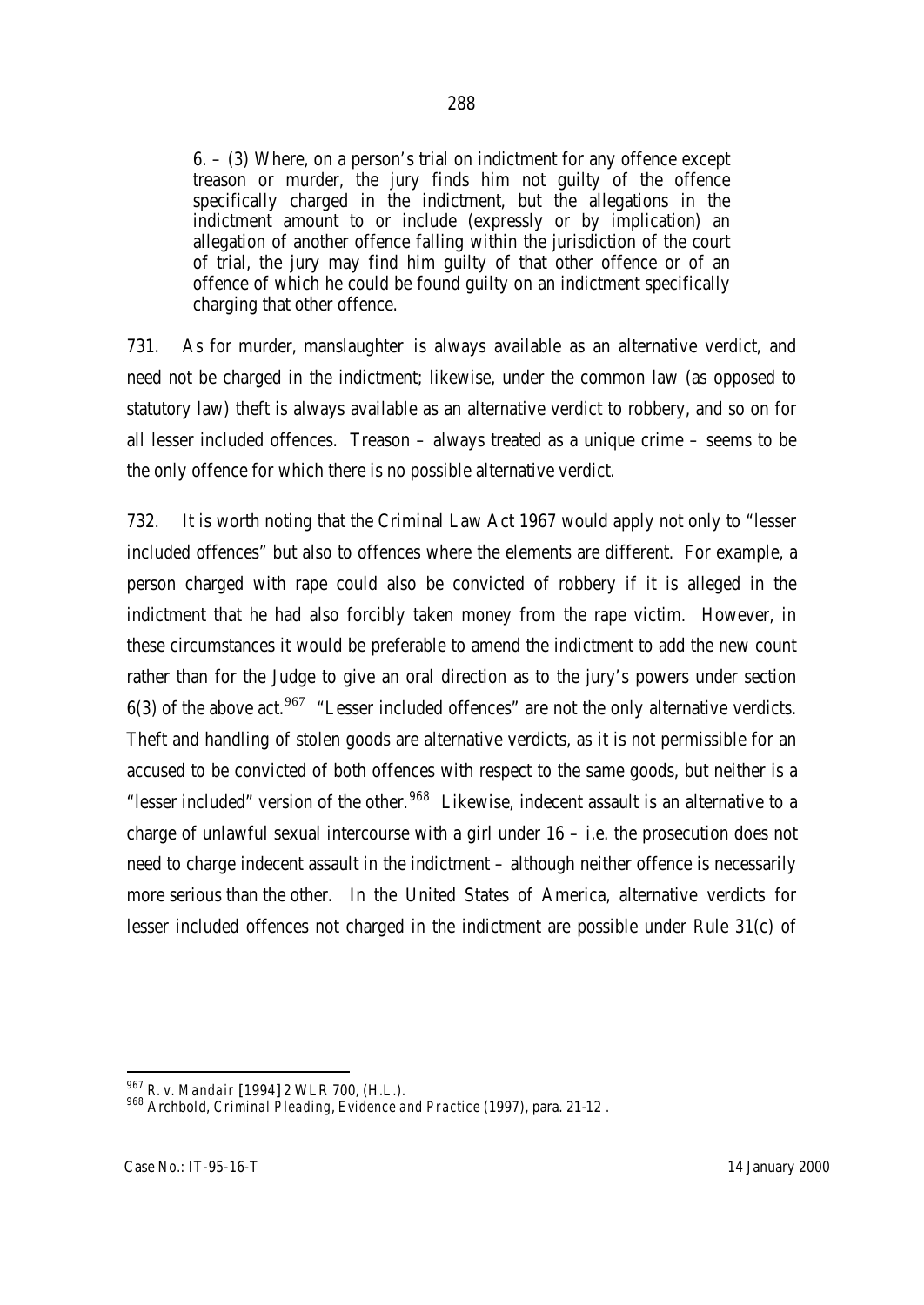> 6. – (3) Where, on a person's trial on indictment for any offence except treason or murder, the jury finds him not guilty of the offence specifically charged in the indictment, but the allegations in the indictment amount to or include (expressly or by implication) an allegation of another offence falling within the jurisdiction of the court of trial, the jury may find him guilty of that other offence or of an offence of which he could be found guilty on an indictment specifically charging that other offence.

731. As for murder, manslaughter is always available as an alternative verdict, and need not be charged in the indictment; likewise, under the common law (as opposed to statutory law) theft is always available as an alternative verdict to robbery, and so on for all lesser included offences. Treason – always treated as a unique crime – seems to be the only offence for which there is no possible alternative verdict.

732. It is worth noting that the Criminal Law Act 1967 would apply not only to "lesser included offences" but also to offences where the elements are different. For example, a person charged with rape could also be convicted of robbery if it is alleged in the indictment that he had also forcibly taken money from the rape victim. However, in these circumstances it would be preferable to amend the indictment to add the new count rather than for the Judge to give an oral direction as to the jury's powers under section 6(3) of the above act.[967] "Lesser included offences" are not the only alternative verdicts. Theft and handling of stolen goods are alternative verdicts, as it is not permissible for an accused to be convicted of both offences with respect to the same goods, but neither is a "lesser included" version of the other.[968] Likewise, indecent assault is an alternative to a charge of unlawful sexual intercourse with a girl under 16 – i.e. the prosecution does not need to charge indecent assault in the indictment – although neither offence is necessarily more serious than the other. In the United States of America, alternative verdicts for lesser included offences not charged in the indictment are possible under Rule 31(c) of

---

[967] *R. v. Mandair* [1994] 2 WLR 700, (H.L.).

[968] Archbold, *Criminal Pleading, Evidence and Practice* (1997), para. 21-12 .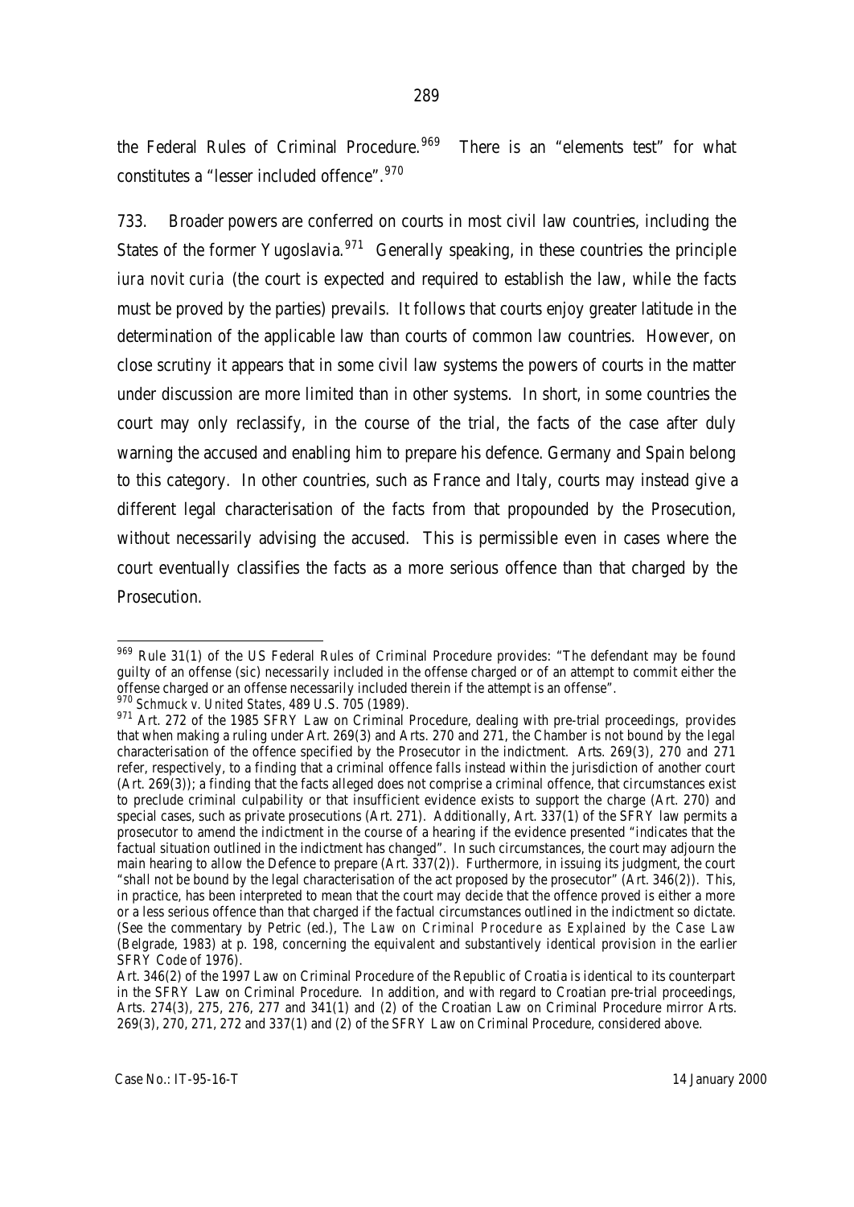the Federal Rules of Criminal Procedure.[969] There is an "elements test" for what constitutes a "lesser included offence".[970]

733. Broader powers are conferred on courts in most civil law countries, including the States of the former Yugoslavia.[971] Generally speaking, in these countries the principle *iura novit curia* (the court is expected and required to establish the law, while the facts must be proved by the parties) prevails. It follows that courts enjoy greater latitude in the determination of the applicable law than courts of common law countries. However, on close scrutiny it appears that in some civil law systems the powers of courts in the matter under discussion are more limited than in other systems. In short, in some countries the court may only reclassify, in the course of the trial, the facts of the case after duly warning the accused and enabling him to prepare his defence. Germany and Spain belong to this category. In other countries, such as France and Italy, courts may instead give a different legal characterisation of the facts from that propounded by the Prosecution, without necessarily advising the accused. This is permissible even in cases where the court eventually classifies the facts as a more serious offence than that charged by the Prosecution.

---

[969] Rule 31(1) of the US Federal Rules of Criminal Procedure provides: "The defendant may be found guilty of an offense (sic) necessarily included in the offense charged or of an attempt to commit either the offense charged or an offense necessarily included therein if the attempt is an offense".

[970] *Schmuck v. United States*, 489 U.S. 705 (1989).

[971] Art. 272 of the 1985 SFRY Law on Criminal Procedure, dealing with pre-trial proceedings, provides that when making a ruling under Art. 269(3) and Arts. 270 and 271, the Chamber is not bound by the legal characterisation of the offence specified by the Prosecutor in the indictment. Arts. 269(3), 270 and 271 refer, respectively, to a finding that a criminal offence falls instead within the jurisdiction of another court (Art. 269(3)); a finding that the facts alleged does not comprise a criminal offence, that circumstances exist to preclude criminal culpability or that insufficient evidence exists to support the charge (Art. 270) and special cases, such as private prosecutions (Art. 271). Additionally, Art. 337(1) of the SFRY law permits a prosecutor to amend the indictment in the course of a hearing if the evidence presented "indicates that the factual situation outlined in the indictment has changed". In such circumstances, the court may adjourn the main hearing to allow the Defence to prepare (Art. 337(2)). Furthermore, in issuing its judgment, the court "shall not be bound by the legal characterisation of the act proposed by the prosecutor" (Art. 346(2)). This, in practice, has been interpreted to mean that the court may decide that the offence proved is either a more or a less serious offence than that charged if the factual circumstances outlined in the indictment so dictate. (See the commentary by Petric (ed.), *The Law on Criminal Procedure as Explained by the Case Law* (Belgrade, 1983) at p. 198, concerning the equivalent and substantively identical provision in the earlier SFRY Code of 1976).

Art. 346(2) of the 1997 Law on Criminal Procedure of the Republic of Croatia is identical to its counterpart in the SFRY Law on Criminal Procedure. In addition, and with regard to Croatian pre-trial proceedings, Arts. 274(3), 275, 276, 277 and 341(1) and (2) of the Croatian Law on Criminal Procedure mirror Arts. 269(3), 270, 271, 272 and 337(1) and (2) of the SFRY Law on Criminal Procedure, considered above.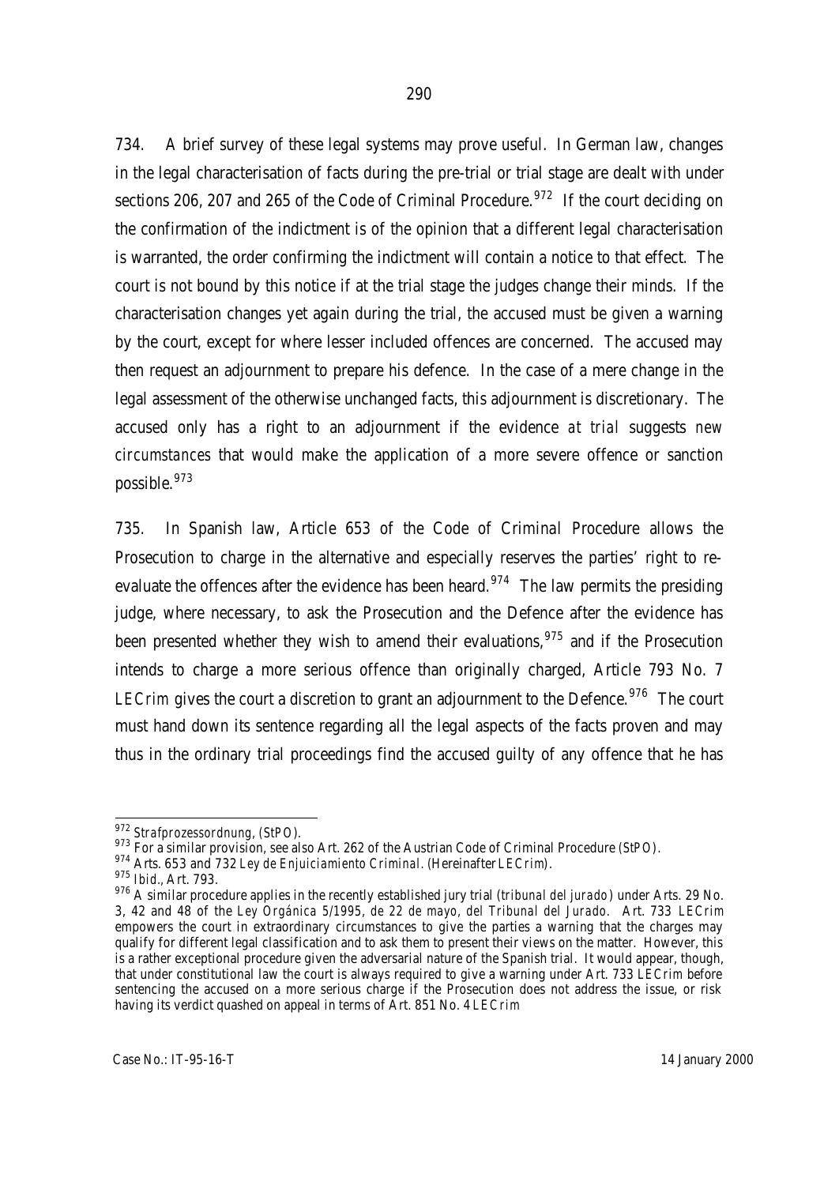734. A brief survey of these legal systems may prove useful. In German law, changes in the legal characterisation of facts during the pre-trial or trial stage are dealt with under sections 206, 207 and 265 of the Code of Criminal Procedure.[972] If the court deciding on the confirmation of the indictment is of the opinion that a different legal characterisation is warranted, the order confirming the indictment will contain a notice to that effect. The court is not bound by this notice if at the trial stage the judges change their minds. If the characterisation changes yet again during the trial, the accused must be given a warning by the court, except for where lesser included offences are concerned. The accused may then request an adjournment to prepare his defence. In the case of a mere change in the legal assessment of the otherwise unchanged facts, this adjournment is discretionary. The accused only has a right to an adjournment if the evidence *at trial* suggests *new circumstances* that would make the application of a more severe offence or sanction possible.[973]

735. In Spanish law, Article 653 of the Code of Criminal Procedure allows the Prosecution to charge in the alternative and especially reserves the parties' right to re-evaluate the offences after the evidence has been heard.[974] The law permits the presiding judge, where necessary, to ask the Prosecution and the Defence after the evidence has been presented whether they wish to amend their evaluations,[975] and if the Prosecution intends to charge a more serious offence than originally charged, Article 793 No. 7 *LECrim* gives the court a discretion to grant an adjournment to the Defence.[976] The court must hand down its sentence regarding all the legal aspects of the facts proven and may thus in the ordinary trial proceedings find the accused guilty of any offence that he has

---

[972] *Strafprozessordnung*, (*StPO*).

[973] For a similar provision, see also Art. 262 of the Austrian Code of Criminal Procedure (*StPO*).

[974] Arts. 653 and 732 *Ley de Enjuiciamiento Criminal*. (Hereinafter *LECrim*).

[975] *Ibid*., Art. 793.

[976] A similar procedure applies in the recently established jury trial (*tribunal del jurado*) under Arts. 29 No. 3, 42 and 48 of the *Ley Orgánica 5/1995, de 22 de mayo, del Tribunal del Jurado*. Art. 733 *LECrim* empowers the court in extraordinary circumstances to give the parties a warning that the charges may qualify for different legal classification and to ask them to present their views on the matter. However, this is a rather exceptional procedure given the adversarial nature of the Spanish trial. It would appear, though, that under constitutional law the court is always required to give a warning under Art. 733 *LECrim* before sentencing the accused on a more serious charge if the Prosecution does not address the issue, or risk having its verdict quashed on appeal in terms of Art. 851 No. 4 *LECrim*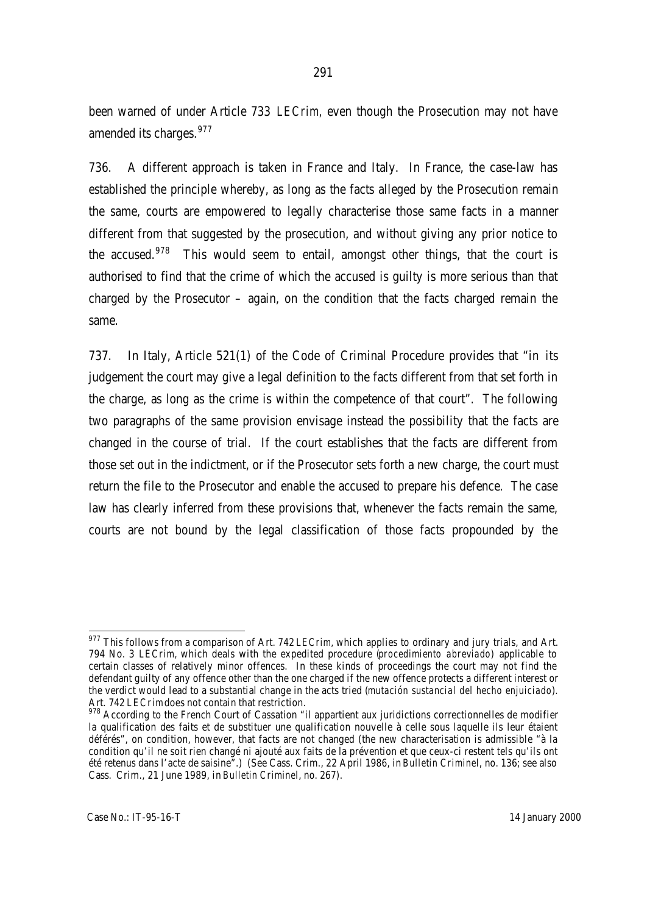been warned of under Article 733 *LECrim*, even though the Prosecution may not have amended its charges.[977]

736. A different approach is taken in France and Italy. In France, the case-law has established the principle whereby, as long as the facts alleged by the Prosecution remain the same, courts are empowered to legally characterise those same facts in a manner different from that suggested by the prosecution, and without giving any prior notice to the accused.[978] This would seem to entail, amongst other things, that the court is authorised to find that the crime of which the accused is guilty is more serious than that charged by the Prosecutor – again, on the condition that the facts charged remain the same.

737. In Italy, Article 521(1) of the Code of Criminal Procedure provides that "in its judgement the court may give a legal definition to the facts different from that set forth in the charge, as long as the crime is within the competence of that court". The following two paragraphs of the same provision envisage instead the possibility that the facts are changed in the course of trial. If the court establishes that the facts are different from those set out in the indictment, or if the Prosecutor sets forth a new charge, the court must return the file to the Prosecutor and enable the accused to prepare his defence. The case law has clearly inferred from these provisions that, whenever the facts remain the same, courts are not bound by the legal classification of those facts propounded by the

---

[977] This follows from a comparison of Art. 742 *LECrim*, which applies to ordinary and jury trials, and Art. 794 No. 3 *LECrim*, which deals with the expedited procedure (*procedimiento abreviado*) applicable to certain classes of relatively minor offences. In these kinds of proceedings the court may not find the defendant guilty of any offence other than the one charged if the new offence protects a different interest or the verdict would lead to a substantial change in the acts tried (*mutación sustancial del hecho enjuiciado*). Art. 742 *LECrim* does not contain that restriction.

[978] According to the French Court of Cassation "il appartient aux juridictions correctionnelles de modifier la qualification des faits et de substituer une qualification nouvelle à celle sous laquelle ils leur étaient déférés", on condition, however, that facts are not changed (the new characterisation is admissible "à la condition qu'il ne soit rien changé ni ajouté aux faits de la prévention et que ceux-ci restent tels qu'ils ont été retenus dans l'acte de saisine".) (See Cass. Crim., 22 April 1986, in *Bulletin Criminel*, no. 136; see also Cass. Crim., 21 June 1989, in *Bulletin Criminel*, no. 267).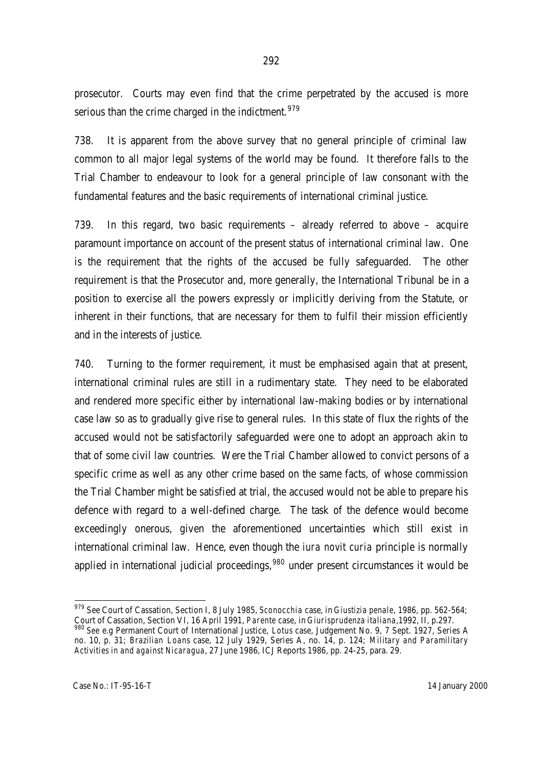prosecutor. Courts may even find that the crime perpetrated by the accused is more serious than the crime charged in the indictment.[979]

738. It is apparent from the above survey that no general principle of criminal law common to all major legal systems of the world may be found. It therefore falls to the Trial Chamber to endeavour to look for a general principle of law consonant with the fundamental features and the basic requirements of international criminal justice.

739. In this regard, two basic requirements – already referred to above – acquire paramount importance on account of the present status of international criminal law. One is the requirement that the rights of the accused be fully safeguarded. The other requirement is that the Prosecutor and, more generally, the International Tribunal be in a position to exercise all the powers expressly or implicitly deriving from the Statute, or inherent in their functions, that are necessary for them to fulfil their mission efficiently and in the interests of justice.

740. Turning to the former requirement, it must be emphasised again that at present, international criminal rules are still in a rudimentary state. They need to be elaborated and rendered more specific either by international law-making bodies or by international case law so as to gradually give rise to general rules. In this state of flux the rights of the accused would not be satisfactorily safeguarded were one to adopt an approach akin to that of some civil law countries. Were the Trial Chamber allowed to convict persons of a specific crime as well as any other crime based on the same facts, of whose commission the Trial Chamber might be satisfied at trial, the accused would not be able to prepare his defence with regard to a well-defined charge. The task of the defence would become exceedingly onerous, given the aforementioned uncertainties which still exist in international criminal law. Hence, even though the *iura novit curia* principle is normally applied in international judicial proceedings,[980] under present circumstances it would be

---

[979] See Court of Cassation, Section I, 8 July 1985, *Sconocchia* case, in *Giustizia penale*, 1986, pp. 562-564; Court of Cassation, Section VI, 16 April 1991, *Parente* case, in *Giurisprudenza italiana*,1992, II, p.297.

[980] See e.g Permanent Court of International Justice, *Lotus* case, Judgement No. 9, 7 Sept. 1927, Series A no. 10, p. 31; *Brazilian Loans* case, 12 July 1929, Series A, no. 14, p. 124; *Military and Paramilitary Activities in and against Nicaragua*, 27 June 1986, ICJ Reports 1986, pp. 24-25, para. 29.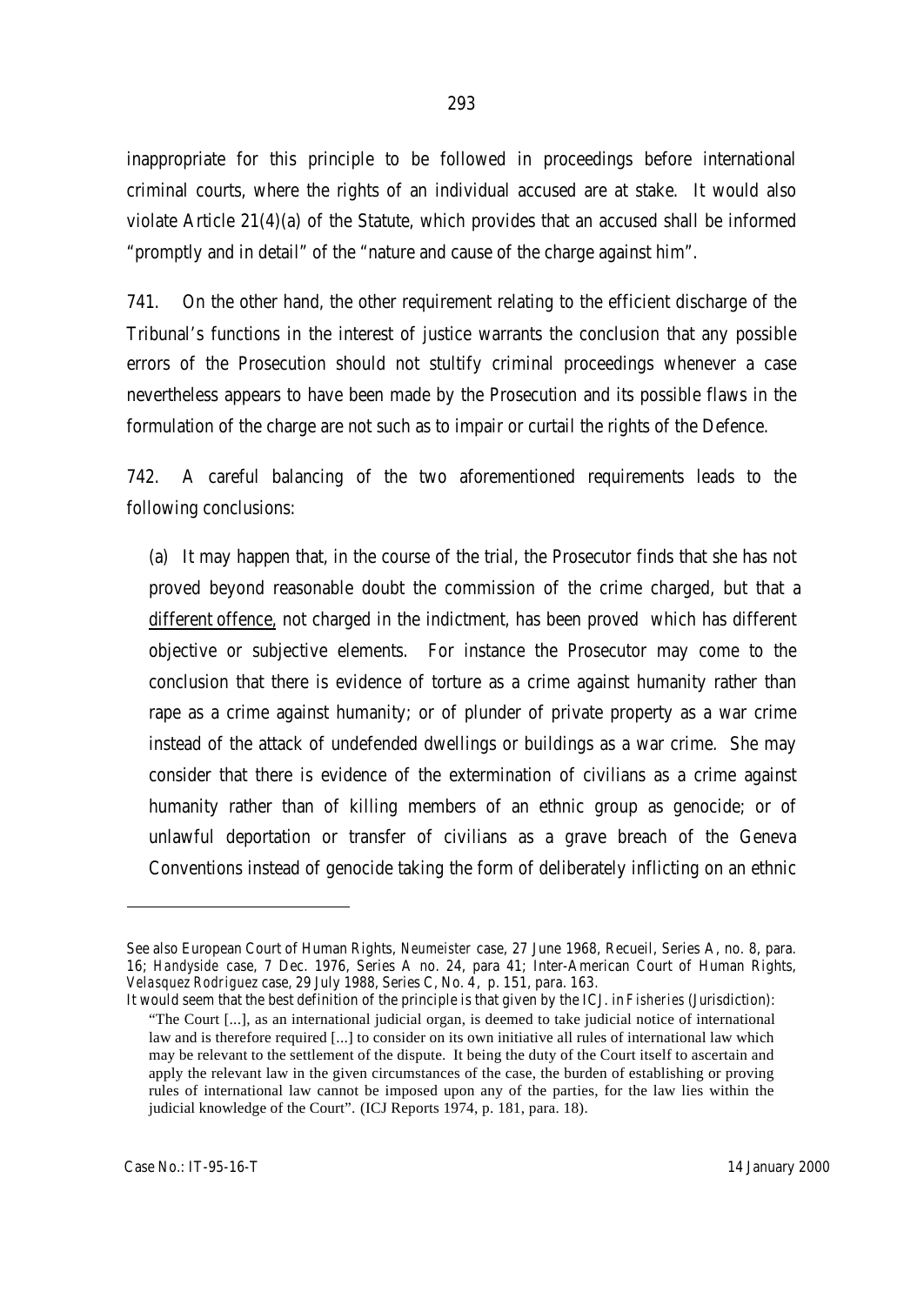inappropriate for this principle to be followed in proceedings before international criminal courts, where the rights of an individual accused are at stake. It would also violate Article 21(4)(a) of the Statute, which provides that an accused shall be informed "promptly and in detail" of the "nature and cause of the charge against him".

741. On the other hand, the other requirement relating to the efficient discharge of the Tribunal's functions in the interest of justice warrants the conclusion that any possible errors of the Prosecution should not stultify criminal proceedings whenever a case nevertheless appears to have been made by the Prosecution and its possible flaws in the formulation of the charge are not such as to impair or curtail the rights of the Defence.

742. A careful balancing of the two aforementioned requirements leads to the following conclusions:

(a) It may happen that, in the course of the trial, the Prosecutor finds that she has not proved beyond reasonable doubt the commission of the crime charged, but that a different offence, not charged in the indictment, has been proved which has different objective or subjective elements. For instance the Prosecutor may come to the conclusion that there is evidence of torture as a crime against humanity rather than rape as a crime against humanity; or of plunder of private property as a war crime instead of the attack of undefended dwellings or buildings as a war crime. She may consider that there is evidence of the extermination of civilians as a crime against humanity rather than of killing members of an ethnic group as genocide; or of unlawful deportation or transfer of civilians as a grave breach of the Geneva Conventions instead of genocide taking the form of deliberately inflicting on an ethnic

---

See also European Court of Human Rights, *Neumeister* case, 27 June 1968, Recueil, Series A, no. 8, para. 16; *Handyside* case, 7 Dec. 1976, Series A no. 24, para 41; Inter-American Court of Human Rights, *Velasquez Rodriguez* case, 29 July 1988, Series C, No. 4, p. 151, para. 163.

It would seem that the best definition of the principle is that given by the ICJ. in *Fisheries (Jurisdiction)*:

"The Court [...], as an international judicial organ, is deemed to take judicial notice of international law and is therefore required [...] to consider on its own initiative all rules of international law which may be relevant to the settlement of the dispute. It being the duty of the Court itself to ascertain and apply the relevant law in the given circumstances of the case, the burden of establishing or proving rules of international law cannot be imposed upon any of the parties, for the law lies within the judicial knowledge of the Court". (ICJ Reports 1974, p. 181, para. 18).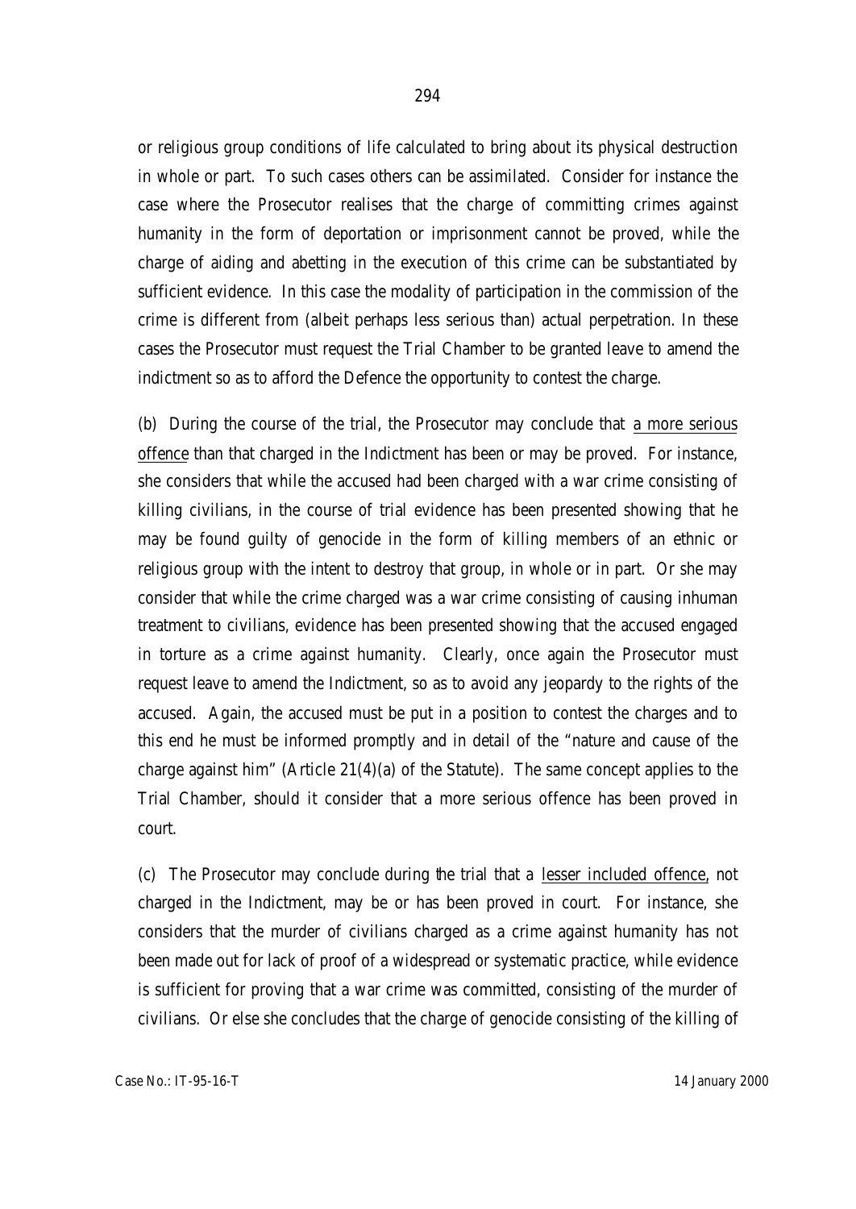or religious group conditions of life calculated to bring about its physical destruction in whole or part. To such cases others can be assimilated. Consider for instance the case where the Prosecutor realises that the charge of committing crimes against humanity in the form of deportation or imprisonment cannot be proved, while the charge of aiding and abetting in the execution of this crime can be substantiated by sufficient evidence. In this case the modality of participation in the commission of the crime is different from (albeit perhaps less serious than) actual perpetration. In these cases the Prosecutor must request the Trial Chamber to be granted leave to amend the indictment so as to afford the Defence the opportunity to contest the charge.

(b) During the course of the trial, the Prosecutor may conclude that <u>a more serious offence</u> than that charged in the Indictment has been or may be proved. For instance, she considers that while the accused had been charged with a war crime consisting of killing civilians, in the course of trial evidence has been presented showing that he may be found guilty of genocide in the form of killing members of an ethnic or religious group with the intent to destroy that group, in whole or in part. Or she may consider that while the crime charged was a war crime consisting of causing inhuman treatment to civilians, evidence has been presented showing that the accused engaged in torture as a crime against humanity. Clearly, once again the Prosecutor must request leave to amend the Indictment, so as to avoid any jeopardy to the rights of the accused. Again, the accused must be put in a position to contest the charges and to this end he must be informed promptly and in detail of the "nature and cause of the charge against him" (Article 21(4)(a) of the Statute). The same concept applies to the Trial Chamber, should it consider that a more serious offence has been proved in court.

(c) The Prosecutor may conclude during the trial that a <u>lesser included offence</u>, not charged in the Indictment, may be or has been proved in court. For instance, she considers that the murder of civilians charged as a crime against humanity has not been made out for lack of proof of a widespread or systematic practice, while evidence is sufficient for proving that a war crime was committed, consisting of the murder of civilians. Or else she concludes that the charge of genocide consisting of the killing of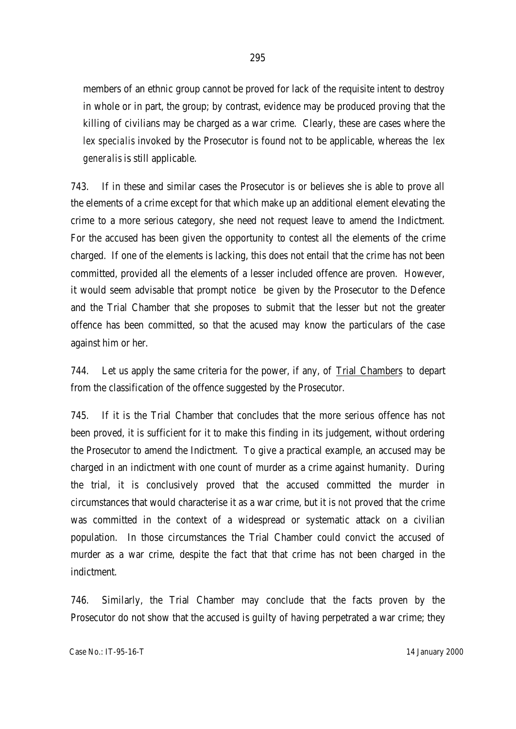members of an ethnic group cannot be proved for lack of the requisite intent to destroy in whole or in part, the group; by contrast, evidence may be produced proving that the killing of civilians may be charged as a war crime. Clearly, these are cases where the *lex specialis* invoked by the Prosecutor is found not to be applicable, whereas the *lex generalis* is still applicable.

743. If in these and similar cases the Prosecutor is or believes she is able to prove all the elements of a crime except for that which make up an additional element elevating the crime to a more serious category, she need not request leave to amend the Indictment. For the accused has been given the opportunity to contest all the elements of the crime charged. If one of the elements is lacking, this does not entail that the crime has not been committed, provided all the elements of a lesser included offence are proven. However, it would seem advisable that prompt notice be given by the Prosecutor to the Defence and the Trial Chamber that she proposes to submit that the lesser but not the greater offence has been committed, so that the acused may know the particulars of the case against him or her.

744. Let us apply the same criteria for the power, if any, of <u>Trial Chambers</u> to depart from the classification of the offence suggested by the Prosecutor.

745. If it is the Trial Chamber that concludes that the more serious offence has not been proved, it is sufficient for it to make this finding in its judgement, without ordering the Prosecutor to amend the Indictment. To give a practical example, an accused may be charged in an indictment with one count of murder as a crime against humanity. During the trial, it is conclusively proved that the accused committed the murder in circumstances that would characterise it as a war crime, but it is *not* proved that the crime was committed in the context of a widespread or systematic attack on a civilian population. In those circumstances the Trial Chamber could convict the accused of murder as a war crime, despite the fact that that crime has not been charged in the indictment.

746. Similarly, the Trial Chamber may conclude that the facts proven by the Prosecutor do not show that the accused is guilty of having perpetrated a war crime; they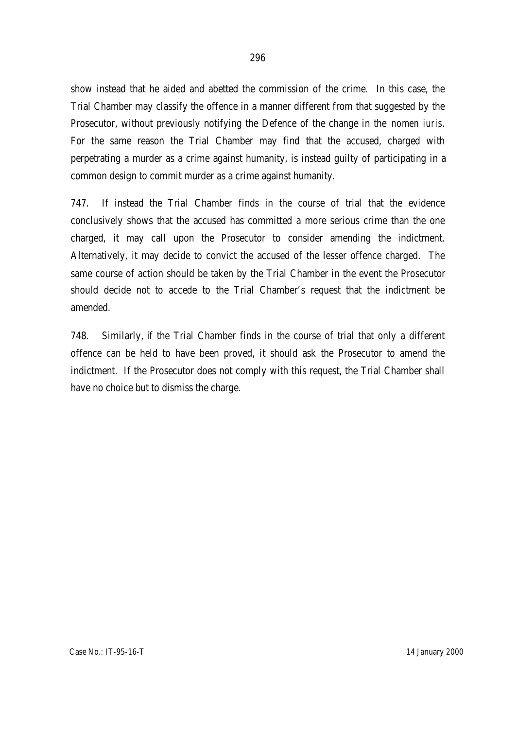show instead that he aided and abetted the commission of the crime. In this case, the Trial Chamber may classify the offence in a manner different from that suggested by the Prosecutor, without previously notifying the Defence of the change in the *nomen iuris*. For the same reason the Trial Chamber may find that the accused, charged with perpetrating a murder as a crime against humanity, is instead guilty of participating in a common design to commit murder as a crime against humanity.

747. If instead the Trial Chamber finds in the course of trial that the evidence conclusively shows that the accused has committed a more serious crime than the one charged, it may call upon the Prosecutor to consider amending the indictment. Alternatively, it may decide to convict the accused of the lesser offence charged. The same course of action should be taken by the Trial Chamber in the event the Prosecutor should decide not to accede to the Trial Chamber's request that the indictment be amended.

748. Similarly, if the Trial Chamber finds in the course of trial that only a different offence can be held to have been proved, it should ask the Prosecutor to amend the indictment. If the Prosecutor does not comply with this request, the Trial Chamber shall have no choice but to dismiss the charge.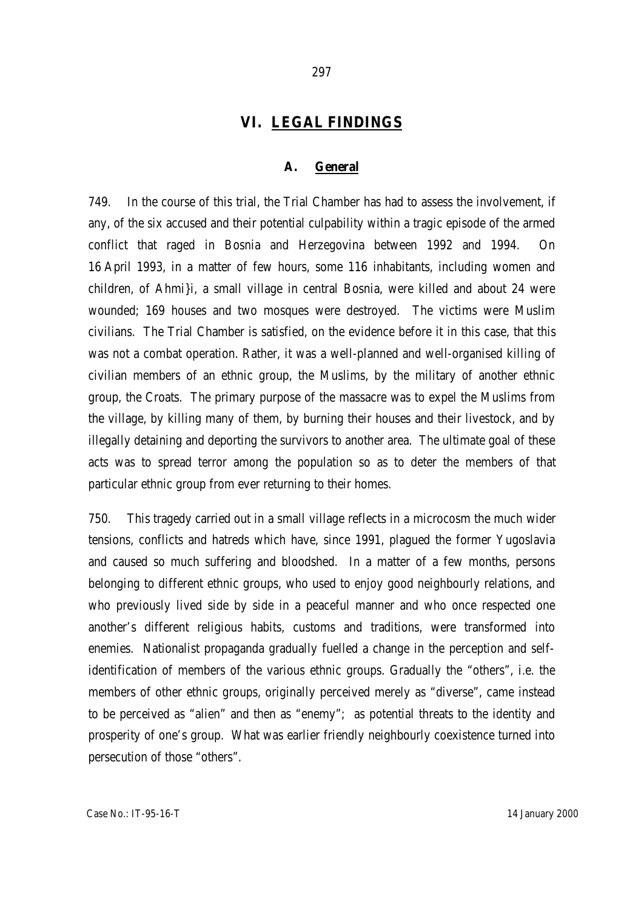# VI. LEGAL FINDINGS

## A. General

749. In the course of this trial, the Trial Chamber has had to assess the involvement, if any, of the six accused and their potential culpability within a tragic episode of the armed conflict that raged in Bosnia and Herzegovina between 1992 and 1994. On 16 April 1993, in a matter of few hours, some 116 inhabitants, including women and children, of Ahmi}i, a small village in central Bosnia, were killed and about 24 were wounded; 169 houses and two mosques were destroyed. The victims were Muslim civilians. The Trial Chamber is satisfied, on the evidence before it in this case, that this was not a combat operation. Rather, it was a well-planned and well-organised killing of civilian members of an ethnic group, the Muslims, by the military of another ethnic group, the Croats. The primary purpose of the massacre was to expel the Muslims from the village, by killing many of them, by burning their houses and their livestock, and by illegally detaining and deporting the survivors to another area. The ultimate goal of these acts was to spread terror among the population so as to deter the members of that particular ethnic group from ever returning to their homes.

750. This tragedy carried out in a small village reflects in a microcosm the much wider tensions, conflicts and hatreds which have, since 1991, plagued the former Yugoslavia and caused so much suffering and bloodshed. In a matter of a few months, persons belonging to different ethnic groups, who used to enjoy good neighbourly relations, and who previously lived side by side in a peaceful manner and who once respected one another's different religious habits, customs and traditions, were transformed into enemies. Nationalist propaganda gradually fuelled a change in the perception and self-identification of members of the various ethnic groups. Gradually the "others", i.e. the members of other ethnic groups, originally perceived merely as "diverse", came instead to be perceived as "alien" and then as "enemy"; as potential threats to the identity and prosperity of one's group. What was earlier friendly neighbourly coexistence turned into persecution of those "others".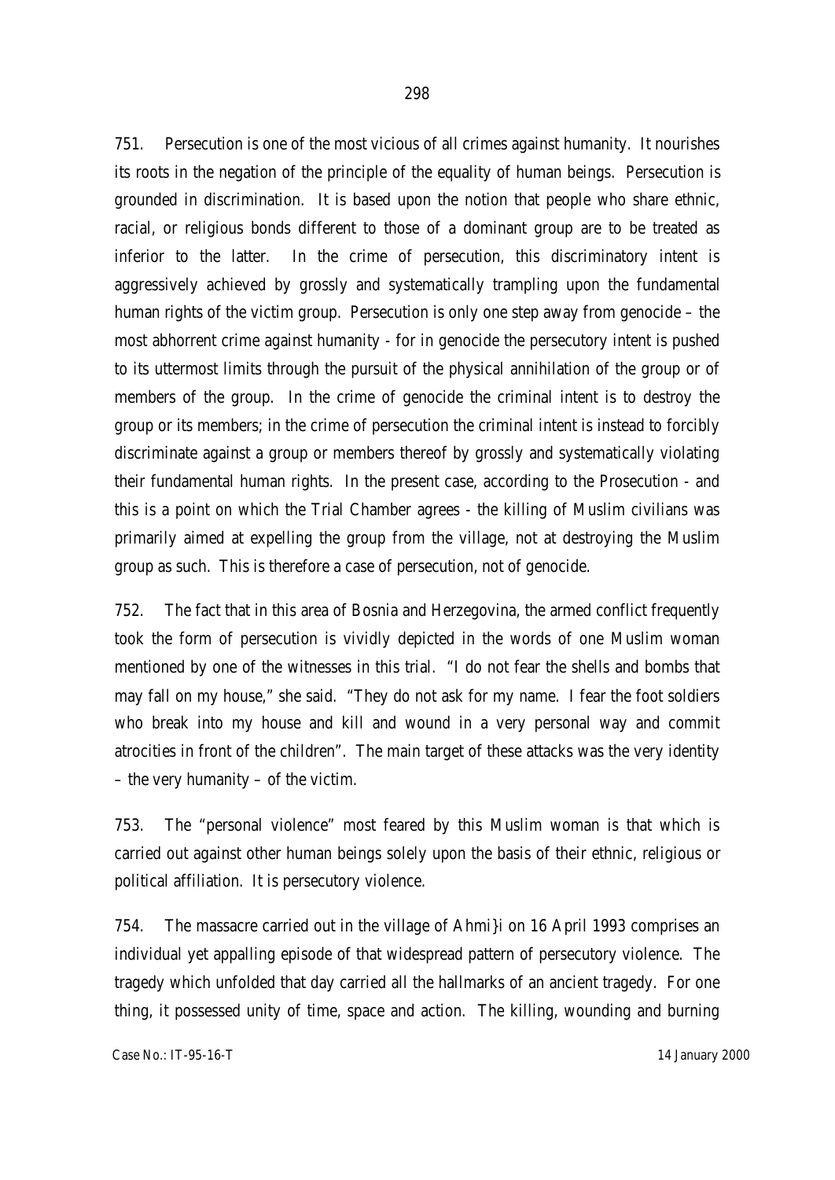751. Persecution is one of the most vicious of all crimes against humanity. It nourishes its roots in the negation of the principle of the equality of human beings. Persecution is grounded in discrimination. It is based upon the notion that people who share ethnic, racial, or religious bonds different to those of a dominant group are to be treated as inferior to the latter. In the crime of persecution, this discriminatory intent is aggressively achieved by grossly and systematically trampling upon the fundamental human rights of the victim group. Persecution is only one step away from genocide – the most abhorrent crime against humanity - for in genocide the persecutory intent is pushed to its uttermost limits through the pursuit of the physical annihilation of the group or of members of the group. In the crime of genocide the criminal intent is to destroy the group or its members; in the crime of persecution the criminal intent is instead to forcibly discriminate against a group or members thereof by grossly and systematically violating their fundamental human rights. In the present case, according to the Prosecution - and this is a point on which the Trial Chamber agrees - the killing of Muslim civilians was primarily aimed at expelling the group from the village, not at destroying the Muslim group as such. This is therefore a case of persecution, not of genocide.

752. The fact that in this area of Bosnia and Herzegovina, the armed conflict frequently took the form of persecution is vividly depicted in the words of one Muslim woman mentioned by one of the witnesses in this trial. "I do not fear the shells and bombs that may fall on my house," she said. "They do not ask for my name. I fear the foot soldiers who break into my house and kill and wound in a very personal way and commit atrocities in front of the children". The main target of these attacks was the very identity – the very humanity – of the victim.

753. The "personal violence" most feared by this Muslim woman is that which is carried out against other human beings solely upon the basis of their ethnic, religious or political affiliation. It is persecutory violence.

754. The massacre carried out in the village of Ahmi}i on 16 April 1993 comprises an individual yet appalling episode of that widespread pattern of persecutory violence. The tragedy which unfolded that day carried all the hallmarks of an ancient tragedy. For one thing, it possessed unity of time, space and action. The killing, wounding and burning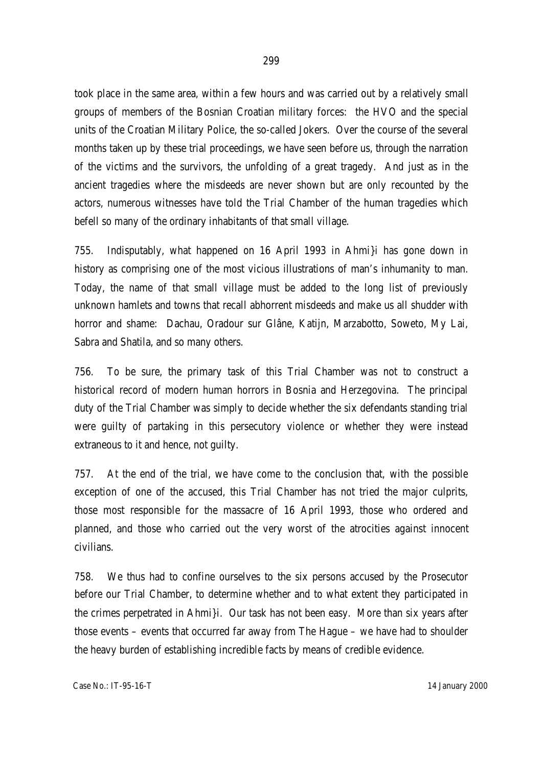took place in the same area, within a few hours and was carried out by a relatively small groups of members of the Bosnian Croatian military forces: the HVO and the special units of the Croatian Military Police, the so-called Jokers. Over the course of the several months taken up by these trial proceedings, we have seen before us, through the narration of the victims and the survivors, the unfolding of a great tragedy. And just as in the ancient tragedies where the misdeeds are never shown but are only recounted by the actors, numerous witnesses have told the Trial Chamber of the human tragedies which befell so many of the ordinary inhabitants of that small village.

755. Indisputably, what happened on 16 April 1993 in Ahmi}i has gone down in history as comprising one of the most vicious illustrations of man's inhumanity to man. Today, the name of that small village must be added to the long list of previously unknown hamlets and towns that recall abhorrent misdeeds and make us all shudder with horror and shame: Dachau, Oradour sur Glâne, Katijn, Marzabotto, Soweto, My Lai, Sabra and Shatila, and so many others.

756. To be sure, the primary task of this Trial Chamber was not to construct a historical record of modern human horrors in Bosnia and Herzegovina. The principal duty of the Trial Chamber was simply to decide whether the six defendants standing trial were guilty of partaking in this persecutory violence or whether they were instead extraneous to it and hence, not guilty.

757. At the end of the trial, we have come to the conclusion that, with the possible exception of one of the accused, this Trial Chamber has not tried the major culprits, those most responsible for the massacre of 16 April 1993, those who ordered and planned, and those who carried out the very worst of the atrocities against innocent civilians.

758. We thus had to confine ourselves to the six persons accused by the Prosecutor before our Trial Chamber, to determine whether and to what extent they participated in the crimes perpetrated in Ahmi}i. Our task has not been easy. More than six years after those events – events that occurred far away from The Hague – we have had to shoulder the heavy burden of establishing incredible facts by means of credible evidence.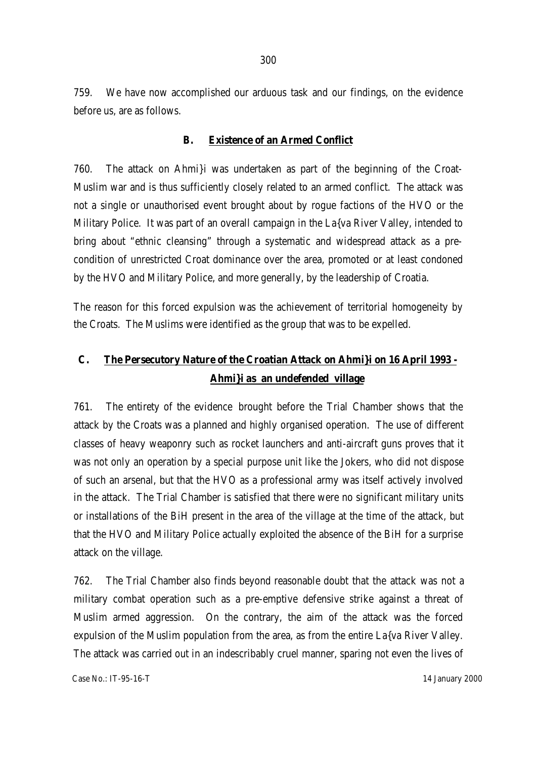759. We have now accomplished our arduous task and our findings, on the evidence before us, are as follows.

### B. Existence of an Armed Conflict

760. The attack on Ahmi}i was undertaken as part of the beginning of the Croat-Muslim war and is thus sufficiently closely related to an armed conflict. The attack was not a single or unauthorised event brought about by rogue factions of the HVO or the Military Police. It was part of an overall campaign in the La{va River Valley, intended to bring about "ethnic cleansing" through a systematic and widespread attack as a pre-condition of unrestricted Croat dominance over the area, promoted or at least condoned by the HVO and Military Police, and more generally, by the leadership of Croatia.

The reason for this forced expulsion was the achievement of territorial homogeneity by the Croats. The Muslims were identified as the group that was to be expelled.

### C. The Persecutory Nature of the Croatian Attack on Ahmi}i on 16 April 1993 - Ahmi}i as an undefended village

761. The entirety of the evidence brought before the Trial Chamber shows that the attack by the Croats was a planned and highly organised operation. The use of different classes of heavy weaponry such as rocket launchers and anti-aircraft guns proves that it was not only an operation by a special purpose unit like the Jokers, who did not dispose of such an arsenal, but that the HVO as a professional army was itself actively involved in the attack. The Trial Chamber is satisfied that there were no significant military units or installations of the BiH present in the area of the village at the time of the attack, but that the HVO and Military Police actually exploited the absence of the BiH for a surprise attack on the village.

762. The Trial Chamber also finds beyond reasonable doubt that the attack was not a military combat operation such as a pre-emptive defensive strike against a threat of Muslim armed aggression. On the contrary, the aim of the attack was the forced expulsion of the Muslim population from the area, as from the entire La{va River Valley. The attack was carried out in an indescribably cruel manner, sparing not even the lives of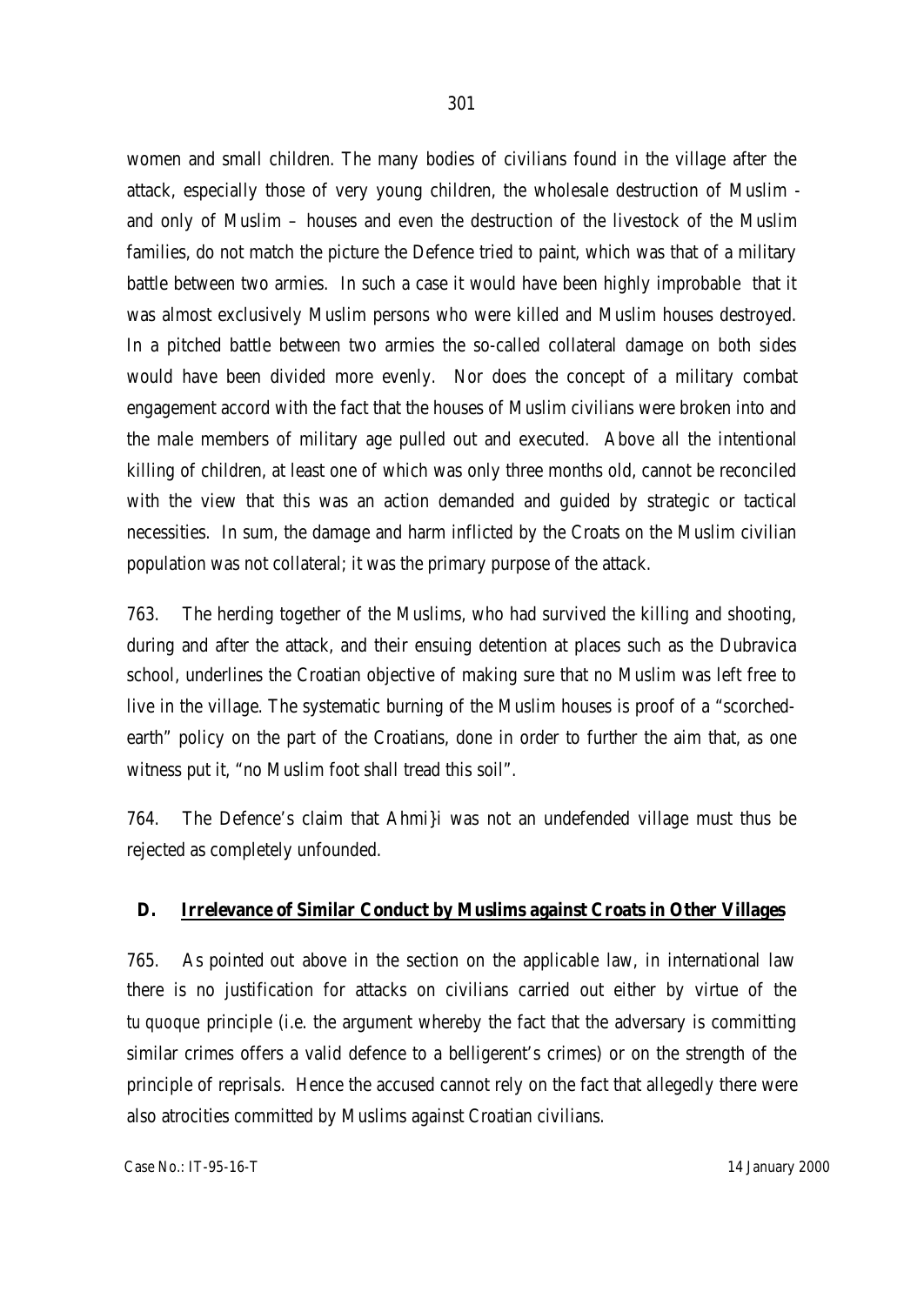women and small children. The many bodies of civilians found in the village after the attack, especially those of very young children, the wholesale destruction of Muslim - and only of Muslim – houses and even the destruction of the livestock of the Muslim families, do not match the picture the Defence tried to paint, which was that of a military battle between two armies. In such a case it would have been highly improbable that it was almost exclusively Muslim persons who were killed and Muslim houses destroyed. In a pitched battle between two armies the so-called collateral damage on both sides would have been divided more evenly. Nor does the concept of a military combat engagement accord with the fact that the houses of Muslim civilians were broken into and the male members of military age pulled out and executed. Above all the intentional killing of children, at least one of which was only three months old, cannot be reconciled with the view that this was an action demanded and guided by strategic or tactical necessities. In sum, the damage and harm inflicted by the Croats on the Muslim civilian population was not collateral; it was the primary purpose of the attack.

763. The herding together of the Muslims, who had survived the killing and shooting, during and after the attack, and their ensuing detention at places such as the Dubravica school, underlines the Croatian objective of making sure that no Muslim was left free to live in the village. The systematic burning of the Muslim houses is proof of a "scorched-earth" policy on the part of the Croatians, done in order to further the aim that, as one witness put it, "no Muslim foot shall tread this soil".

764. The Defence's claim that Ahmi}i was not an undefended village must thus be rejected as completely unfounded.

## D. Irrelevance of Similar Conduct by Muslims against Croats in Other Villages

765. As pointed out above in the section on the applicable law, in international law there is no justification for attacks on civilians carried out either by virtue of the *tu quoque* principle (i.e. the argument whereby the fact that the adversary is committing similar crimes offers a valid defence to a belligerent's crimes) or on the strength of the principle of reprisals. Hence the accused cannot rely on the fact that allegedly there were also atrocities committed by Muslims against Croatian civilians.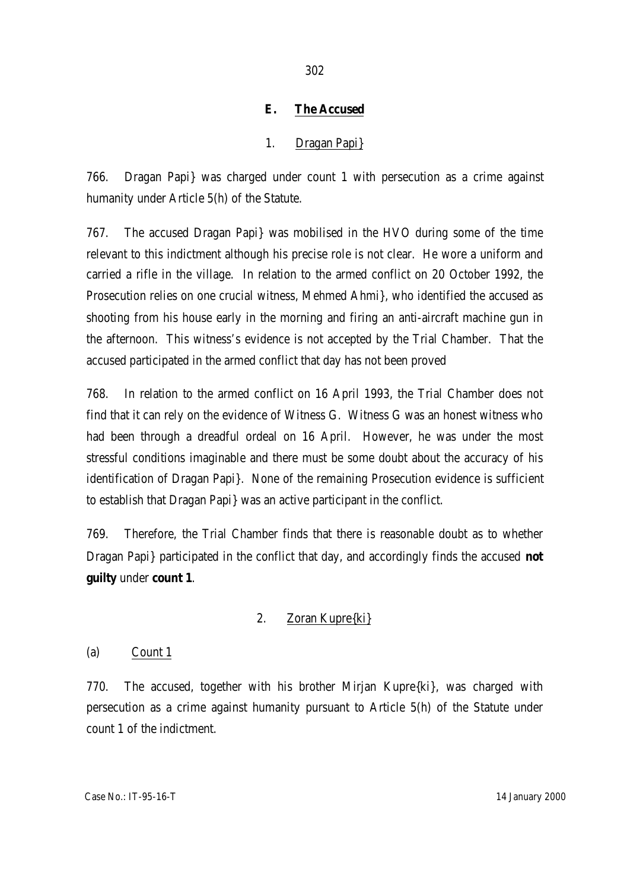## E. The Accused

### 1. Dragan Papi}

766. Dragan Papi} was charged under count 1 with persecution as a crime against humanity under Article 5(h) of the Statute.

767. The accused Dragan Papi} was mobilised in the HVO during some of the time relevant to this indictment although his precise role is not clear. He wore a uniform and carried a rifle in the village. In relation to the armed conflict on 20 October 1992, the Prosecution relies on one crucial witness, Mehmed Ahmi}, who identified the accused as shooting from his house early in the morning and firing an anti-aircraft machine gun in the afternoon. This witness's evidence is not accepted by the Trial Chamber. That the accused participated in the armed conflict that day has not been proved

768. In relation to the armed conflict on 16 April 1993, the Trial Chamber does not find that it can rely on the evidence of Witness G. Witness G was an honest witness who had been through a dreadful ordeal on 16 April. However, he was under the most stressful conditions imaginable and there must be some doubt about the accuracy of his identification of Dragan Papi}. None of the remaining Prosecution evidence is sufficient to establish that Dragan Papi} was an active participant in the conflict.

769. Therefore, the Trial Chamber finds that there is reasonable doubt as to whether Dragan Papi} participated in the conflict that day, and accordingly finds the accused **not guilty** under **count 1**.

### 2. Zoran Kupre{ki}

#### (a) Count 1

770. The accused, together with his brother Mirjan Kupre{ki}, was charged with persecution as a crime against humanity pursuant to Article 5(h) of the Statute under count 1 of the indictment.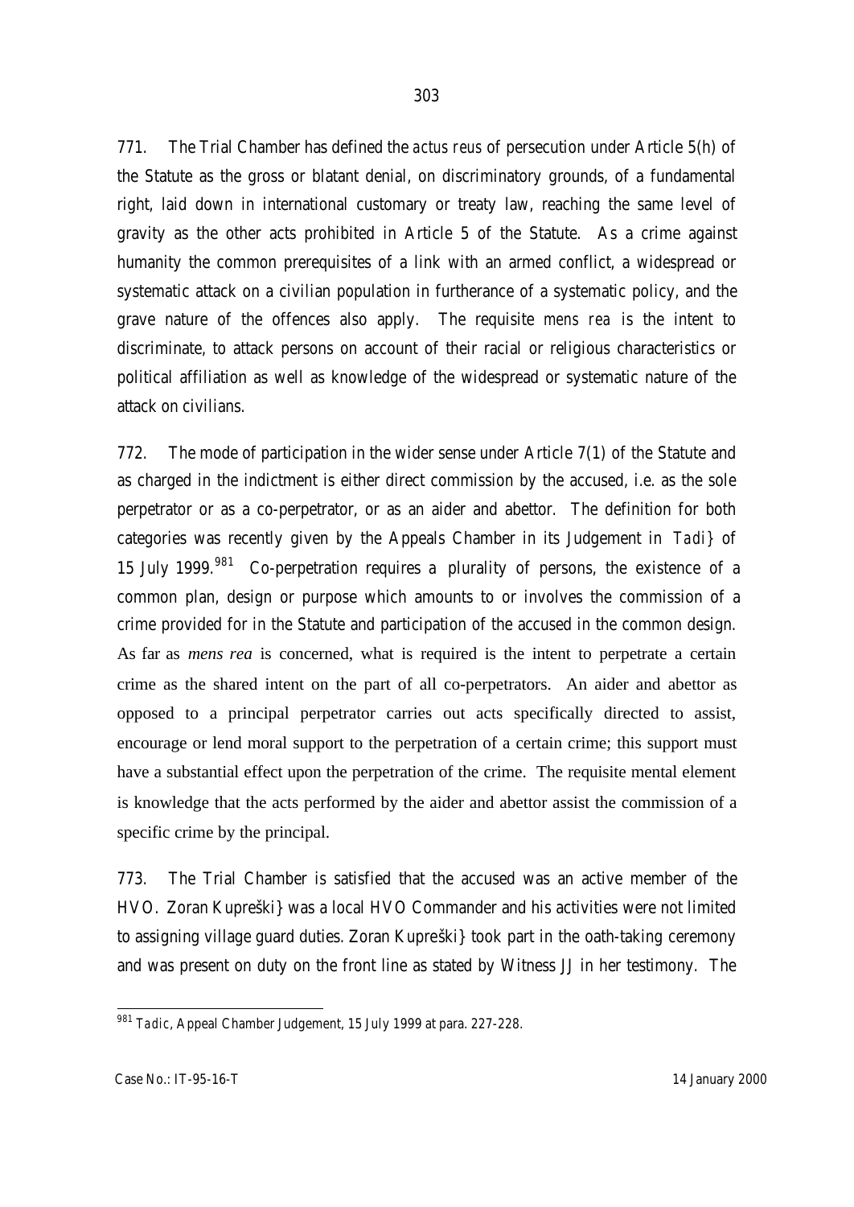771. The Trial Chamber has defined the *actus reus* of persecution under Article 5(h) of the Statute as the gross or blatant denial, on discriminatory grounds, of a fundamental right, laid down in international customary or treaty law, reaching the same level of gravity as the other acts prohibited in Article 5 of the Statute. As a crime against humanity the common prerequisites of a link with an armed conflict, a widespread or systematic attack on a civilian population in furtherance of a systematic policy, and the grave nature of the offences also apply. The requisite *mens rea* is the intent to discriminate, to attack persons on account of their racial or religious characteristics or political affiliation as well as knowledge of the widespread or systematic nature of the attack on civilians.

772. The mode of participation in the wider sense under Article 7(1) of the Statute and as charged in the indictment is either direct commission by the accused, i.e. as the sole perpetrator or as a co-perpetrator, or as an aider and abettor. The definition for both categories was recently given by the Appeals Chamber in its Judgement in *Tadi}* of 15 July 1999.[981] Co-perpetration requires a plurality of persons, the existence of a common plan, design or purpose which amounts to or involves the commission of a crime provided for in the Statute and participation of the accused in the common design. As far as *mens rea* is concerned, what is required is the intent to perpetrate a certain crime as the shared intent on the part of all co-perpetrators. An aider and abettor as opposed to a principal perpetrator carries out acts specifically directed to assist, encourage or lend moral support to the perpetration of a certain crime; this support must have a substantial effect upon the perpetration of the crime. The requisite mental element is knowledge that the acts performed by the aider and abettor assist the commission of a specific crime by the principal.

773. The Trial Chamber is satisfied that the accused was an active member of the HVO. Zoran Kupreški} was a local HVO Commander and his activities were not limited to assigning village guard duties. Zoran Kupreški} took part in the oath-taking ceremony and was present on duty on the front line as stated by Witness JJ in her testimony. The

[981] *Tadic*, Appeal Chamber Judgement, 15 July 1999 at para. 227-228.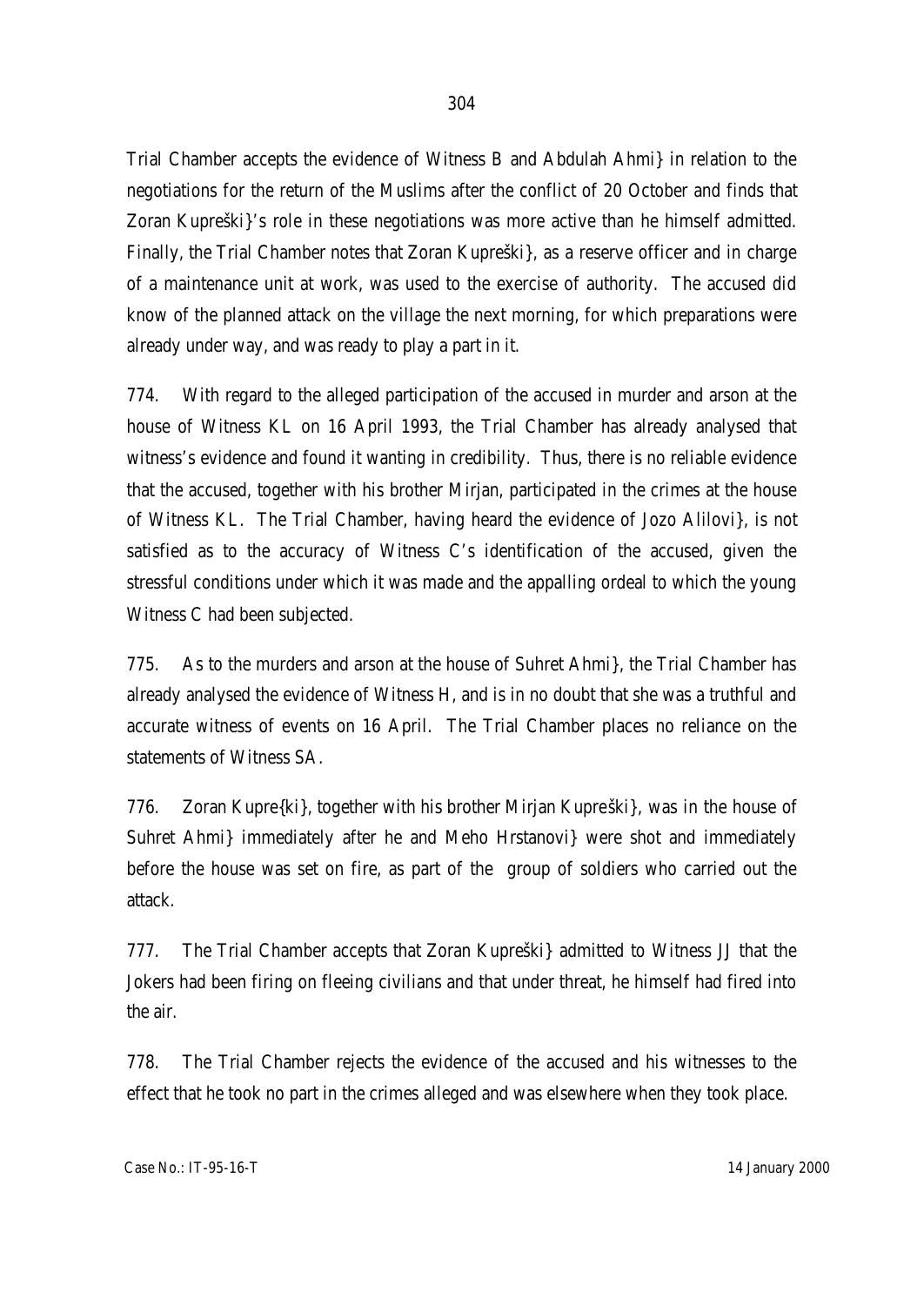Trial Chamber accepts the evidence of Witness B and Abdulah Ahmi} in relation to the negotiations for the return of the Muslims after the conflict of 20 October and finds that Zoran Kupreški}'s role in these negotiations was more active than he himself admitted. Finally, the Trial Chamber notes that Zoran Kupreški}, as a reserve officer and in charge of a maintenance unit at work, was used to the exercise of authority. The accused did know of the planned attack on the village the next morning, for which preparations were already under way, and was ready to play a part in it.

774. With regard to the alleged participation of the accused in murder and arson at the house of Witness KL on 16 April 1993, the Trial Chamber has already analysed that witness's evidence and found it wanting in credibility. Thus, there is no reliable evidence that the accused, together with his brother Mirjan, participated in the crimes at the house of Witness KL. The Trial Chamber, having heard the evidence of Jozo Alilovi}, is not satisfied as to the accuracy of Witness C's identification of the accused, given the stressful conditions under which it was made and the appalling ordeal to which the young Witness C had been subjected.

775. As to the murders and arson at the house of Suhret Ahmi}, the Trial Chamber has already analysed the evidence of Witness H, and is in no doubt that she was a truthful and accurate witness of events on 16 April. The Trial Chamber places no reliance on the statements of Witness SA.

776. Zoran Kupre{ki}, together with his brother Mirjan Kupreški}, was in the house of Suhret Ahmi} immediately after he and Meho Hrstanovi} were shot and immediately before the house was set on fire, as part of the group of soldiers who carried out the attack.

777. The Trial Chamber accepts that Zoran Kupreški} admitted to Witness JJ that the Jokers had been firing on fleeing civilians and that under threat, he himself had fired into the air.

778. The Trial Chamber rejects the evidence of the accused and his witnesses to the effect that he took no part in the crimes alleged and was elsewhere when they took place.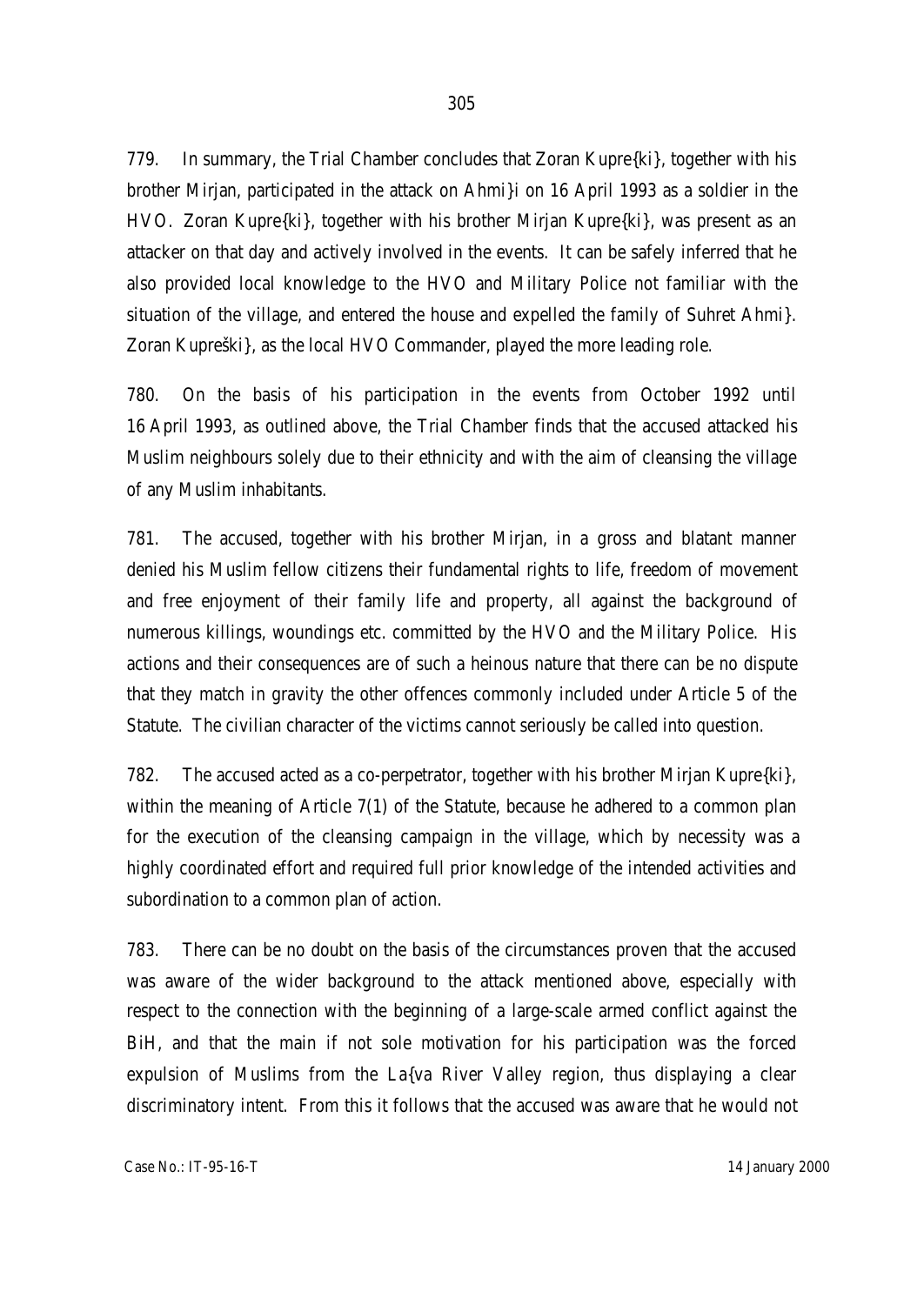779. In summary, the Trial Chamber concludes that Zoran Kupre{ki}, together with his brother Mirjan, participated in the attack on Ahmi}i on 16 April 1993 as a soldier in the HVO. Zoran Kupre{ki}, together with his brother Mirjan Kupre{ki}, was present as an attacker on that day and actively involved in the events. It can be safely inferred that he also provided local knowledge to the HVO and Military Police not familiar with the situation of the village, and entered the house and expelled the family of Suhret Ahmi}. Zoran Kupreški}, as the local HVO Commander, played the more leading role.

780. On the basis of his participation in the events from October 1992 until 16 April 1993, as outlined above, the Trial Chamber finds that the accused attacked his Muslim neighbours solely due to their ethnicity and with the aim of cleansing the village of any Muslim inhabitants.

781. The accused, together with his brother Mirjan, in a gross and blatant manner denied his Muslim fellow citizens their fundamental rights to life, freedom of movement and free enjoyment of their family life and property, all against the background of numerous killings, woundings etc. committed by the HVO and the Military Police. His actions and their consequences are of such a heinous nature that there can be no dispute that they match in gravity the other offences commonly included under Article 5 of the Statute. The civilian character of the victims cannot seriously be called into question.

782. The accused acted as a co-perpetrator, together with his brother Mirjan Kupre{ki}, within the meaning of Article 7(1) of the Statute, because he adhered to a common plan for the execution of the cleansing campaign in the village, which by necessity was a highly coordinated effort and required full prior knowledge of the intended activities and subordination to a common plan of action.

783. There can be no doubt on the basis of the circumstances proven that the accused was aware of the wider background to the attack mentioned above, especially with respect to the connection with the beginning of a large-scale armed conflict against the BiH, and that the main if not sole motivation for his participation was the forced expulsion of Muslims from the La{va River Valley region, thus displaying a clear discriminatory intent. From this it follows that the accused was aware that he would not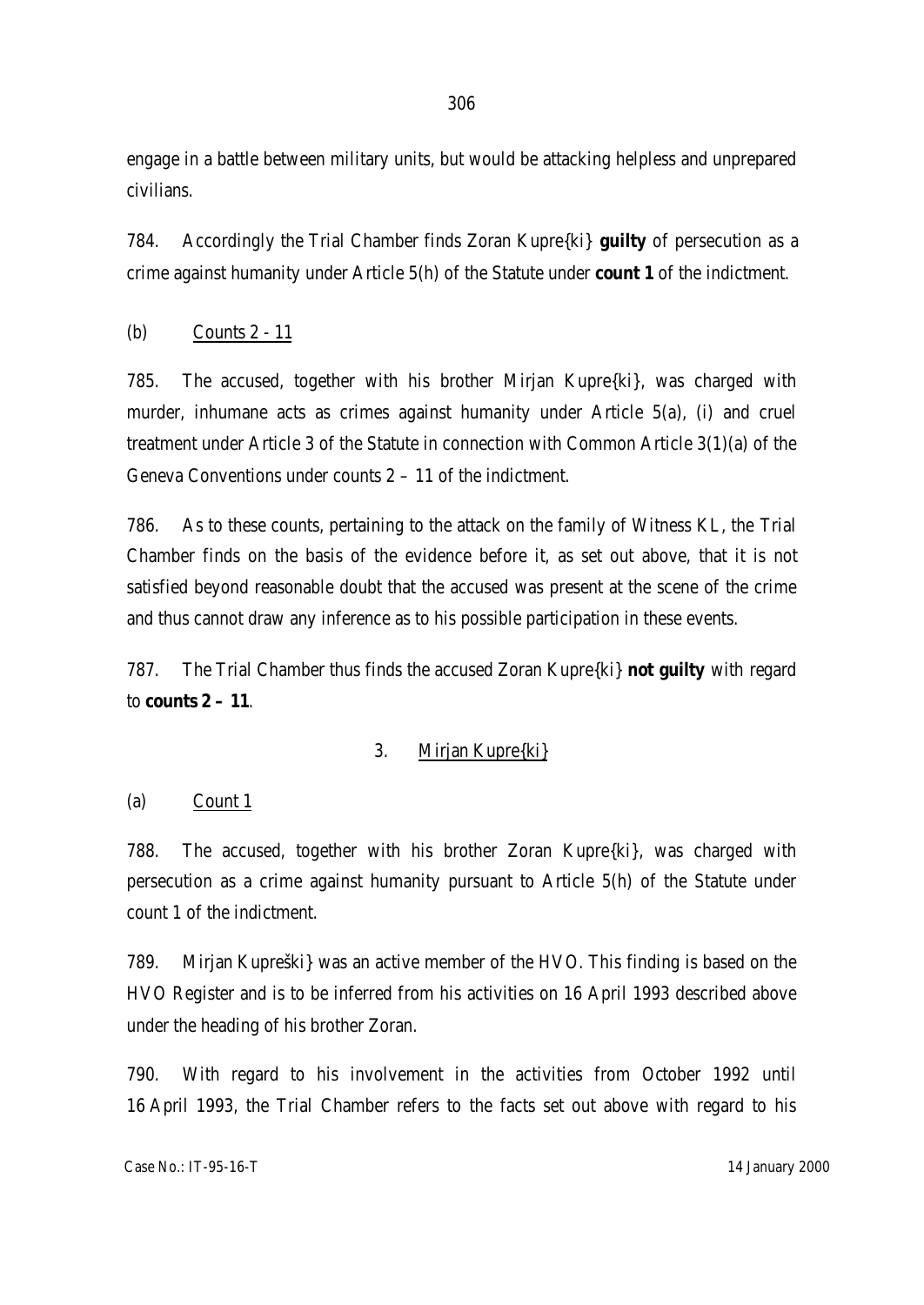engage in a battle between military units, but would be attacking helpless and unprepared civilians.

784. Accordingly the Trial Chamber finds Zoran Kupre{ki} **guilty** of persecution as a crime against humanity under Article 5(h) of the Statute under **count 1** of the indictment.

(b) Counts 2 - 11

785. The accused, together with his brother Mirjan Kupre{ki}, was charged with murder, inhumane acts as crimes against humanity under Article 5(a), (i) and cruel treatment under Article 3 of the Statute in connection with Common Article 3(1)(a) of the Geneva Conventions under counts 2 – 11 of the indictment.

786. As to these counts, pertaining to the attack on the family of Witness KL, the Trial Chamber finds on the basis of the evidence before it, as set out above, that it is not satisfied beyond reasonable doubt that the accused was present at the scene of the crime and thus cannot draw any inference as to his possible participation in these events.

787. The Trial Chamber thus finds the accused Zoran Kupre{ki} **not guilty** with regard to **counts 2 – 11**.

### 3. Mirjan Kupre{ki}

(a) Count 1

788. The accused, together with his brother Zoran Kupre{ki}, was charged with persecution as a crime against humanity pursuant to Article 5(h) of the Statute under count 1 of the indictment.

789. Mirjan Kupreški} was an active member of the HVO. This finding is based on the HVO Register and is to be inferred from his activities on 16 April 1993 described above under the heading of his brother Zoran.

790. With regard to his involvement in the activities from October 1992 until 16 April 1993, the Trial Chamber refers to the facts set out above with regard to his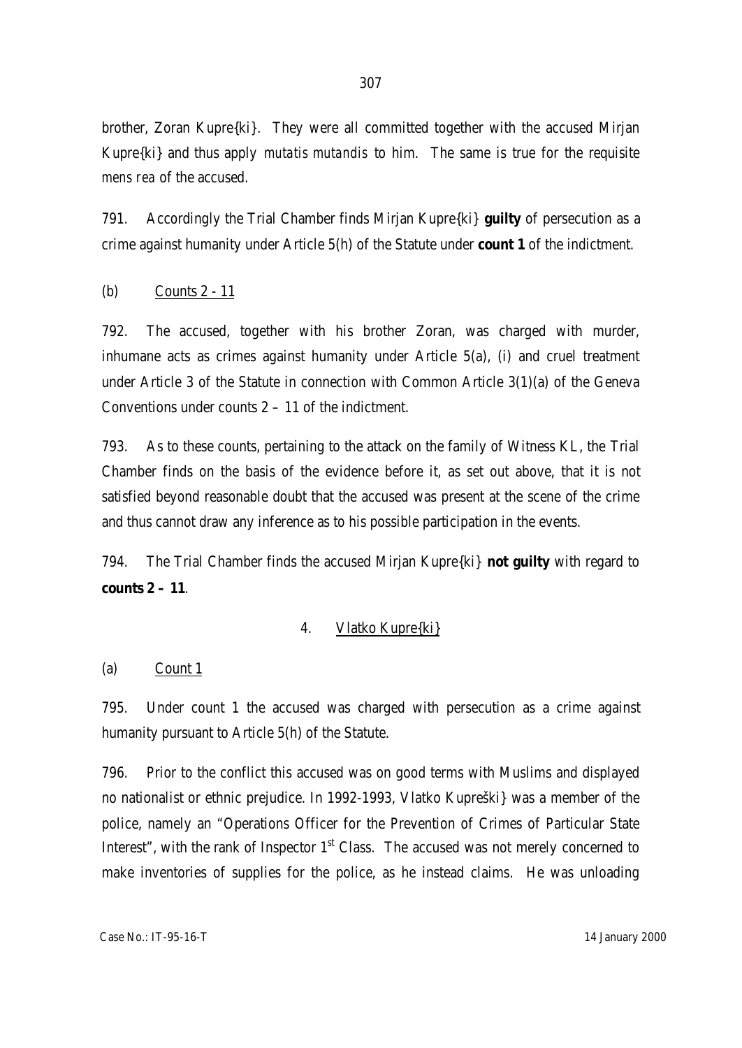brother, Zoran Kupre{ki}. They were all committed together with the accused Mirjan Kupre{ki} and thus apply *mutatis mutandis* to him. The same is true for the requisite *mens rea* of the accused.

791. Accordingly the Trial Chamber finds Mirjan Kupre{ki} **guilty** of persecution as a crime against humanity under Article 5(h) of the Statute under **count 1** of the indictment.

(b) Counts 2 - 11

792. The accused, together with his brother Zoran, was charged with murder, inhumane acts as crimes against humanity under Article 5(a), (i) and cruel treatment under Article 3 of the Statute in connection with Common Article 3(1)(a) of the Geneva Conventions under counts 2 – 11 of the indictment.

793. As to these counts, pertaining to the attack on the family of Witness KL, the Trial Chamber finds on the basis of the evidence before it, as set out above, that it is not satisfied beyond reasonable doubt that the accused was present at the scene of the crime and thus cannot draw any inference as to his possible participation in the events.

794. The Trial Chamber finds the accused Mirjan Kupre{ki} **not guilty** with regard to **counts 2 – 11**.

4. Vlatko Kupre{ki}

(a) Count 1

795. Under count 1 the accused was charged with persecution as a crime against humanity pursuant to Article 5(h) of the Statute.

796. Prior to the conflict this accused was on good terms with Muslims and displayed no nationalist or ethnic prejudice. In 1992-1993, Vlatko Kupreški} was a member of the police, namely an "Operations Officer for the Prevention of Crimes of Particular State Interest", with the rank of Inspector 1st Class. The accused was not merely concerned to make inventories of supplies for the police, as he instead claims. He was unloading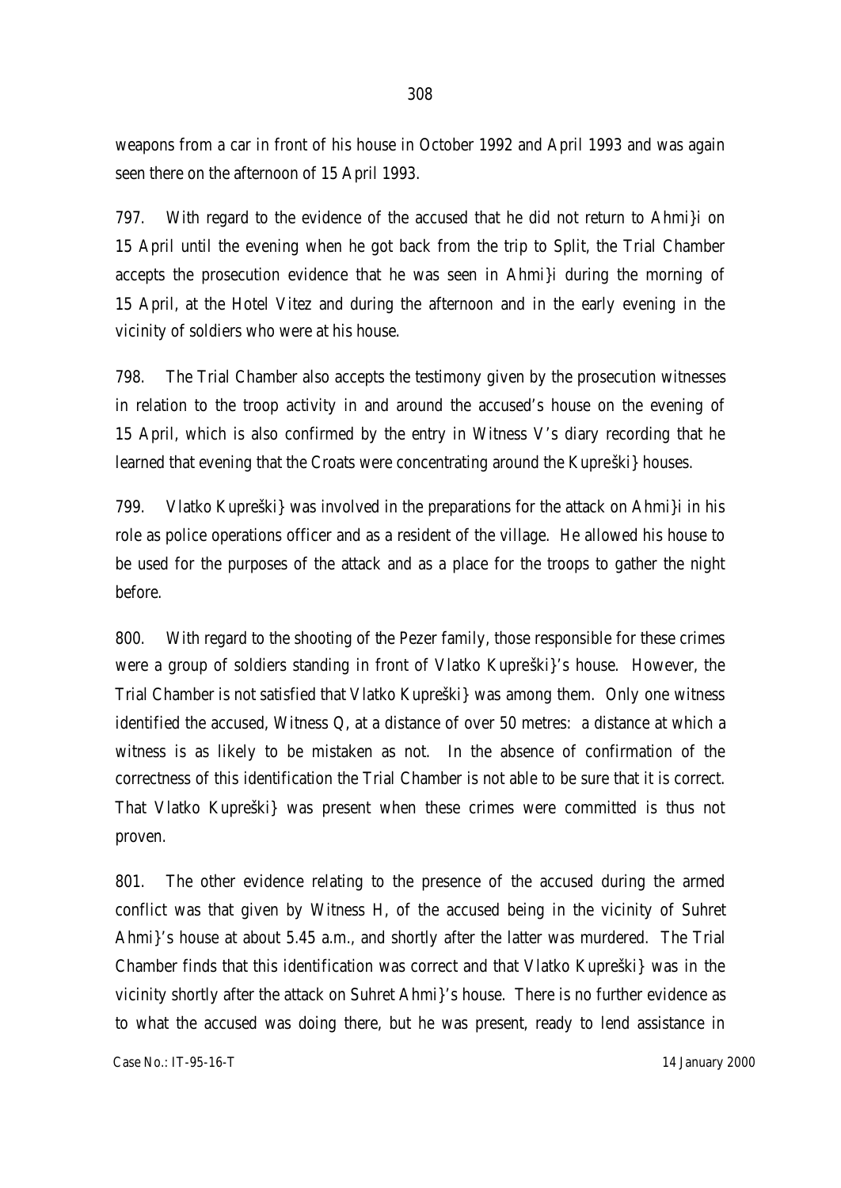weapons from a car in front of his house in October 1992 and April 1993 and was again seen there on the afternoon of 15 April 1993.

797. With regard to the evidence of the accused that he did not return to Ahmi}i on 15 April until the evening when he got back from the trip to Split, the Trial Chamber accepts the prosecution evidence that he was seen in Ahmi}i during the morning of 15 April, at the Hotel Vitez and during the afternoon and in the early evening in the vicinity of soldiers who were at his house.

798. The Trial Chamber also accepts the testimony given by the prosecution witnesses in relation to the troop activity in and around the accused's house on the evening of 15 April, which is also confirmed by the entry in Witness V's diary recording that he learned that evening that the Croats were concentrating around the Kupreški} houses.

799. Vlatko Kupreški} was involved in the preparations for the attack on Ahmi}i in his role as police operations officer and as a resident of the village. He allowed his house to be used for the purposes of the attack and as a place for the troops to gather the night before.

800. With regard to the shooting of the Pezer family, those responsible for these crimes were a group of soldiers standing in front of Vlatko Kupreški}'s house. However, the Trial Chamber is not satisfied that Vlatko Kupreški} was among them. Only one witness identified the accused, Witness Q, at a distance of over 50 metres: a distance at which a witness is as likely to be mistaken as not. In the absence of confirmation of the correctness of this identification the Trial Chamber is not able to be sure that it is correct. That Vlatko Kupreški} was present when these crimes were committed is thus not proven.

801. The other evidence relating to the presence of the accused during the armed conflict was that given by Witness H, of the accused being in the vicinity of Suhret Ahmi}'s house at about 5.45 a.m., and shortly after the latter was murdered. The Trial Chamber finds that this identification was correct and that Vlatko Kupreški} was in the vicinity shortly after the attack on Suhret Ahmi}'s house. There is no further evidence as to what the accused was doing there, but he was present, ready to lend assistance in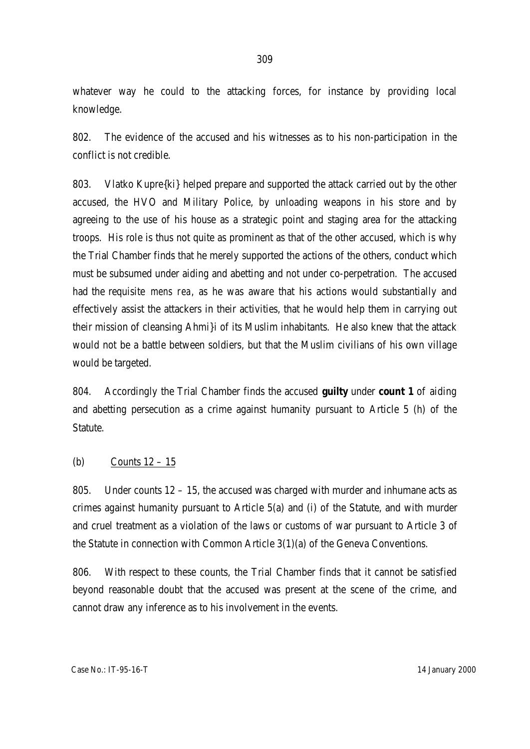whatever way he could to the attacking forces, for instance by providing local knowledge.

802. The evidence of the accused and his witnesses as to his non-participation in the conflict is not credible.

803. Vlatko Kupre{ki} helped prepare and supported the attack carried out by the other accused, the HVO and Military Police, by unloading weapons in his store and by agreeing to the use of his house as a strategic point and staging area for the attacking troops. His role is thus not quite as prominent as that of the other accused, which is why the Trial Chamber finds that he merely supported the actions of the others, conduct which must be subsumed under aiding and abetting and not under co-perpetration. The accused had the requisite *mens rea*, as he was aware that his actions would substantially and effectively assist the attackers in their activities, that he would help them in carrying out their mission of cleansing Ahmi}i of its Muslim inhabitants. He also knew that the attack would not be a battle between soldiers, but that the Muslim civilians of his own village would be targeted.

804. Accordingly the Trial Chamber finds the accused **guilty** under **count 1** of aiding and abetting persecution as a crime against humanity pursuant to Article 5 (h) of the Statute.

(b) Counts 12 – 15

805. Under counts 12 – 15, the accused was charged with murder and inhumane acts as crimes against humanity pursuant to Article 5(a) and (i) of the Statute, and with murder and cruel treatment as a violation of the laws or customs of war pursuant to Article 3 of the Statute in connection with Common Article 3(1)(a) of the Geneva Conventions.

806. With respect to these counts, the Trial Chamber finds that it cannot be satisfied beyond reasonable doubt that the accused was present at the scene of the crime, and cannot draw any inference as to his involvement in the events.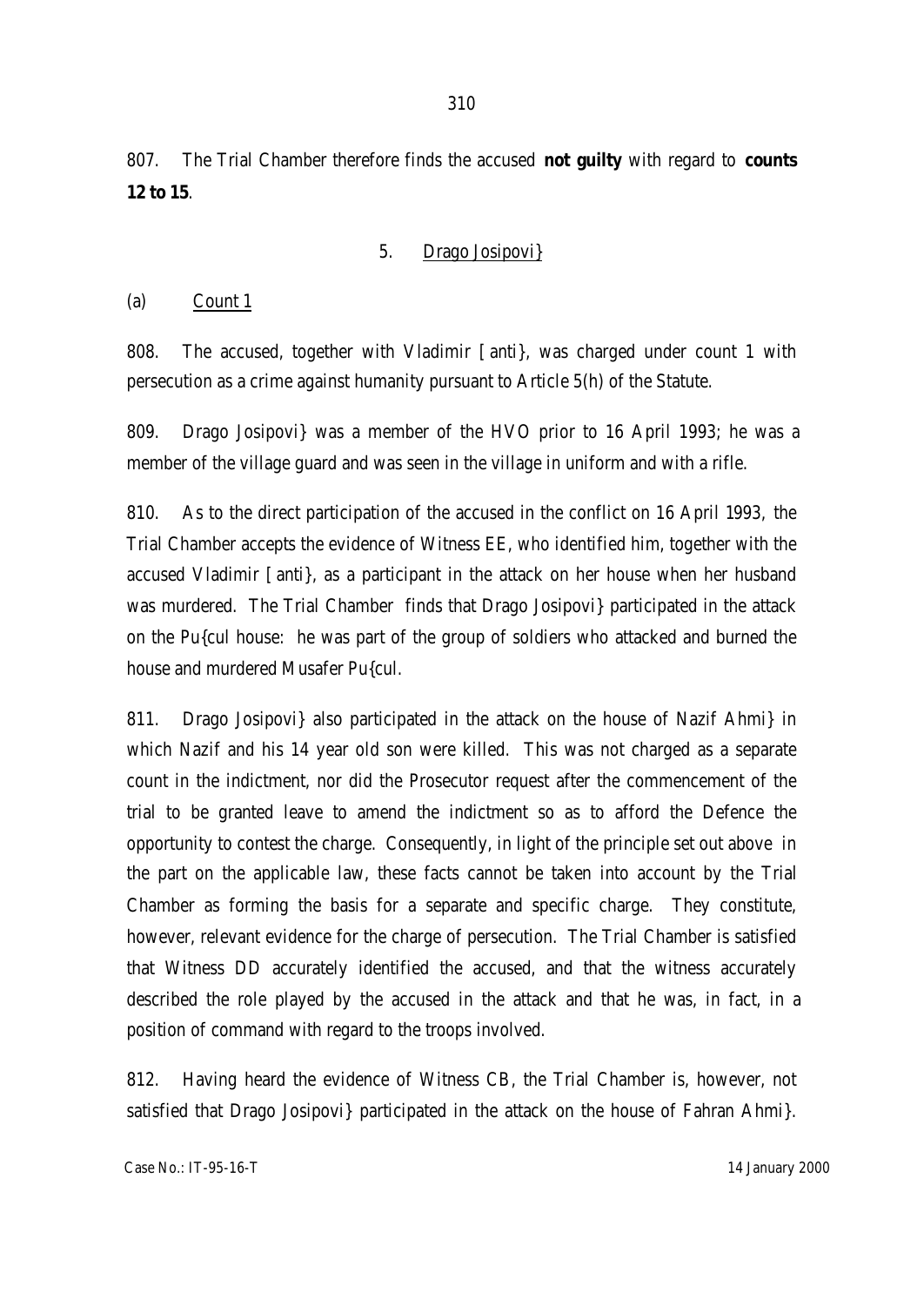807. The Trial Chamber therefore finds the accused **not guilty** with regard to **counts 12 to 15**.

### 5. Drago Josipovi}

#### (a) Count 1

808. The accused, together with Vladimir [anti}, was charged under count 1 with persecution as a crime against humanity pursuant to Article 5(h) of the Statute.

809. Drago Josipovi} was a member of the HVO prior to 16 April 1993; he was a member of the village guard and was seen in the village in uniform and with a rifle.

810. As to the direct participation of the accused in the conflict on 16 April 1993, the Trial Chamber accepts the evidence of Witness EE, who identified him, together with the accused Vladimir [anti}, as a participant in the attack on her house when her husband was murdered. The Trial Chamber finds that Drago Josipovi} participated in the attack on the Pu{cul house: he was part of the group of soldiers who attacked and burned the house and murdered Musafer Pu{cul.

811. Drago Josipovi} also participated in the attack on the house of Nazif Ahmi} in which Nazif and his 14 year old son were killed. This was not charged as a separate count in the indictment, nor did the Prosecutor request after the commencement of the trial to be granted leave to amend the indictment so as to afford the Defence the opportunity to contest the charge. Consequently, in light of the principle set out above in the part on the applicable law, these facts cannot be taken into account by the Trial Chamber as forming the basis for a separate and specific charge. They constitute, however, relevant evidence for the charge of persecution. The Trial Chamber is satisfied that Witness DD accurately identified the accused, and that the witness accurately described the role played by the accused in the attack and that he was, in fact, in a position of command with regard to the troops involved.

812. Having heard the evidence of Witness CB, the Trial Chamber is, however, not satisfied that Drago Josipovi} participated in the attack on the house of Fahran Ahmi}.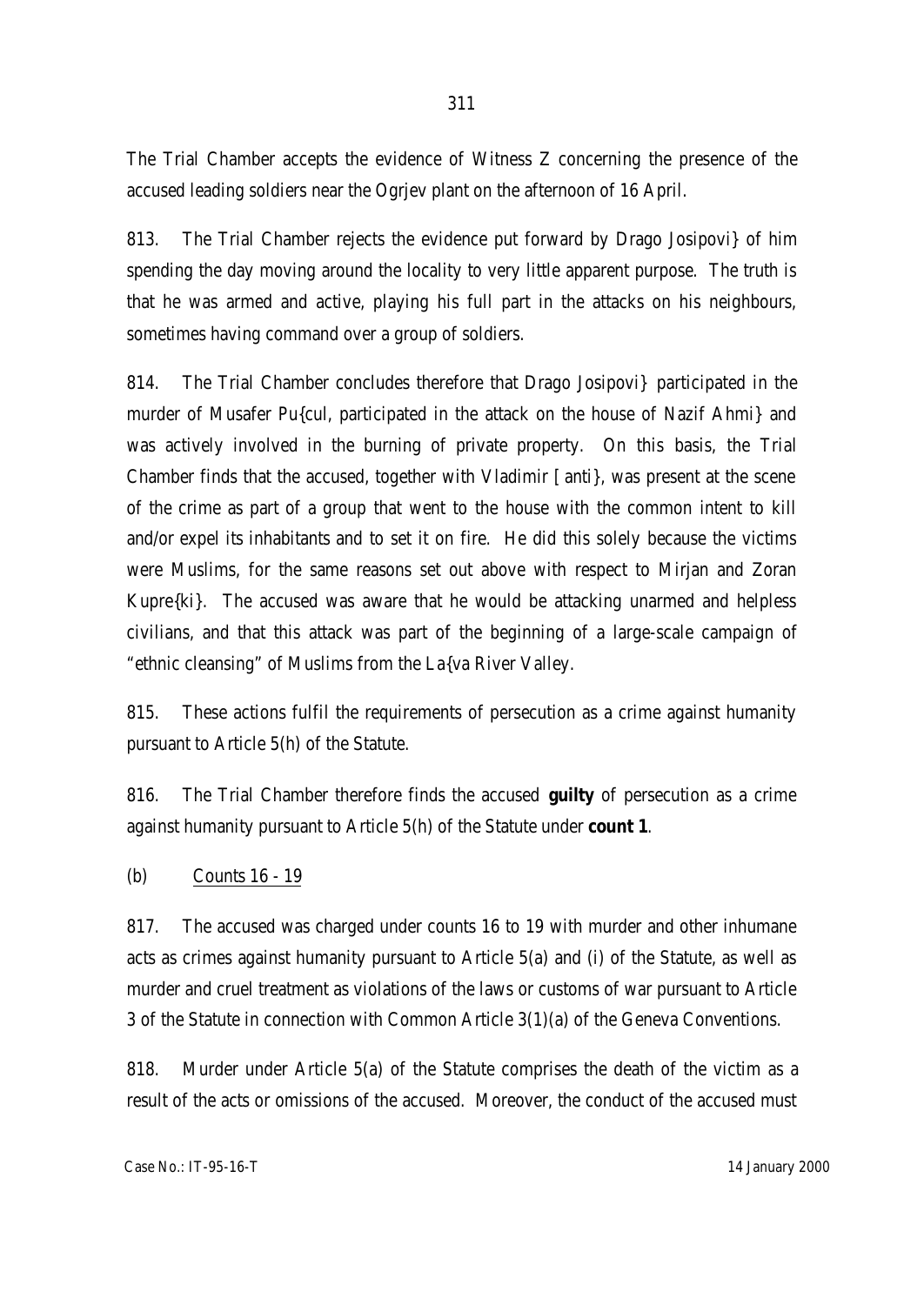The Trial Chamber accepts the evidence of Witness Z concerning the presence of the accused leading soldiers near the Ogrjev plant on the afternoon of 16 April.

813. The Trial Chamber rejects the evidence put forward by Drago Josipovi} of him spending the day moving around the locality to very little apparent purpose. The truth is that he was armed and active, playing his full part in the attacks on his neighbours, sometimes having command over a group of soldiers.

814. The Trial Chamber concludes therefore that Drago Josipovi} participated in the murder of Musafer Pu{cul, participated in the attack on the house of Nazif Ahmi} and was actively involved in the burning of private property. On this basis, the Trial Chamber finds that the accused, together with Vladimir [anti}, was present at the scene of the crime as part of a group that went to the house with the common intent to kill and/or expel its inhabitants and to set it on fire. He did this solely because the victims were Muslims, for the same reasons set out above with respect to Mirjan and Zoran Kupre{ki}. The accused was aware that he would be attacking unarmed and helpless civilians, and that this attack was part of the beginning of a large-scale campaign of "ethnic cleansing" of Muslims from the La{va River Valley.

815. These actions fulfil the requirements of persecution as a crime against humanity pursuant to Article 5(h) of the Statute.

816. The Trial Chamber therefore finds the accused **guilty** of persecution as a crime against humanity pursuant to Article 5(h) of the Statute under **count 1**.

(b) Counts 16 - 19

817. The accused was charged under counts 16 to 19 with murder and other inhumane acts as crimes against humanity pursuant to Article 5(a) and (i) of the Statute, as well as murder and cruel treatment as violations of the laws or customs of war pursuant to Article 3 of the Statute in connection with Common Article 3(1)(a) of the Geneva Conventions.

818. Murder under Article 5(a) of the Statute comprises the death of the victim as a result of the acts or omissions of the accused. Moreover, the conduct of the accused must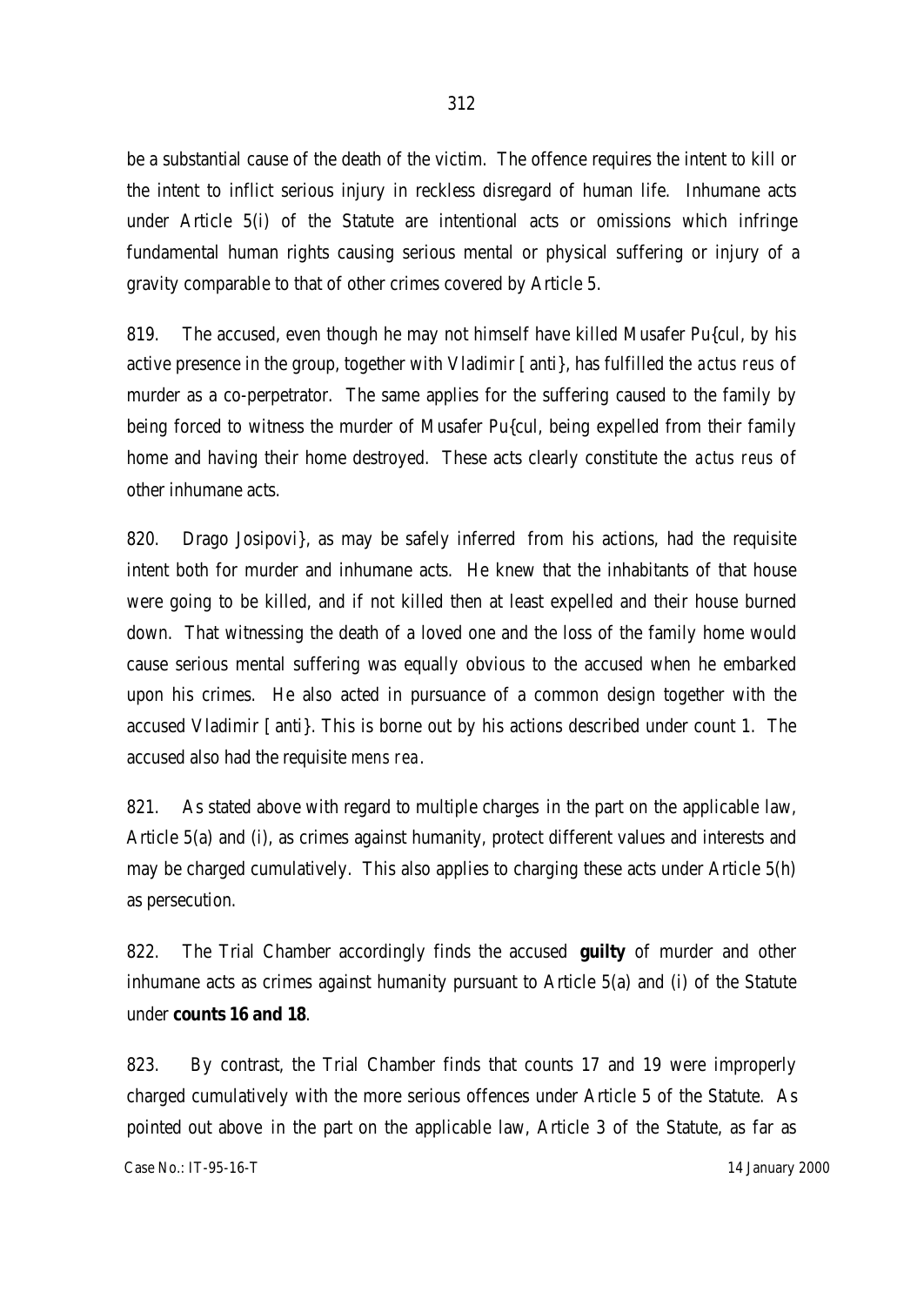be a substantial cause of the death of the victim. The offence requires the intent to kill or the intent to inflict serious injury in reckless disregard of human life. Inhumane acts under Article 5(i) of the Statute are intentional acts or omissions which infringe fundamental human rights causing serious mental or physical suffering or injury of a gravity comparable to that of other crimes covered by Article 5.

819. The accused, even though he may not himself have killed Musafer Pu{cul, by his active presence in the group, together with Vladimir [anti}, has fulfilled the *actus reus* of murder as a co-perpetrator. The same applies for the suffering caused to the family by being forced to witness the murder of Musafer Pu{cul, being expelled from their family home and having their home destroyed. These acts clearly constitute the *actus reus* of other inhumane acts.

820. Drago Josipovi}, as may be safely inferred from his actions, had the requisite intent both for murder and inhumane acts. He knew that the inhabitants of that house were going to be killed, and if not killed then at least expelled and their house burned down. That witnessing the death of a loved one and the loss of the family home would cause serious mental suffering was equally obvious to the accused when he embarked upon his crimes. He also acted in pursuance of a common design together with the accused Vladimir [anti}. This is borne out by his actions described under count 1. The accused also had the requisite *mens rea*.

821. As stated above with regard to multiple charges in the part on the applicable law, Article 5(a) and (i), as crimes against humanity, protect different values and interests and may be charged cumulatively. This also applies to charging these acts under Article 5(h) as persecution.

822. The Trial Chamber accordingly finds the accused **guilty** of murder and other inhumane acts as crimes against humanity pursuant to Article 5(a) and (i) of the Statute under **counts 16 and 18**.

823. By contrast, the Trial Chamber finds that counts 17 and 19 were improperly charged cumulatively with the more serious offences under Article 5 of the Statute. As pointed out above in the part on the applicable law, Article 3 of the Statute, as far as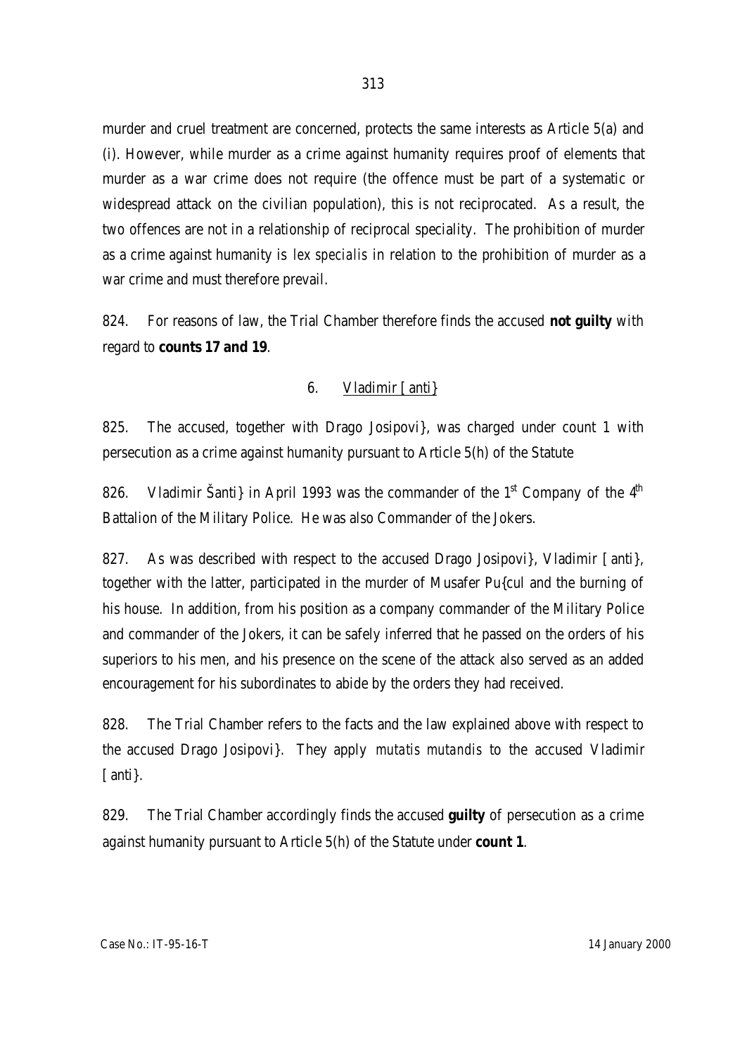murder and cruel treatment are concerned, protects the same interests as Article 5(a) and (i). However, while murder as a crime against humanity requires proof of elements that murder as a war crime does not require (the offence must be part of a systematic or widespread attack on the civilian population), this is not reciprocated. As a result, the two offences are not in a relationship of reciprocal speciality. The prohibition of murder as a crime against humanity is *lex specialis* in relation to the prohibition of murder as a war crime and must therefore prevail.

824. For reasons of law, the Trial Chamber therefore finds the accused **not guilty** with regard to **counts 17 and 19**.

### 6. Vladimir [anti}

825. The accused, together with Drago Josipovi}, was charged under count 1 with persecution as a crime against humanity pursuant to Article 5(h) of the Statute

826. Vladimir Šanti} in April 1993 was the commander of the 1st Company of the 4th Battalion of the Military Police. He was also Commander of the Jokers.

827. As was described with respect to the accused Drago Josipovi}, Vladimir [anti}, together with the latter, participated in the murder of Musafer Pu{cul and the burning of his house. In addition, from his position as a company commander of the Military Police and commander of the Jokers, it can be safely inferred that he passed on the orders of his superiors to his men, and his presence on the scene of the attack also served as an added encouragement for his subordinates to abide by the orders they had received.

828. The Trial Chamber refers to the facts and the law explained above with respect to the accused Drago Josipovi}. They apply *mutatis mutandis* to the accused Vladimir [anti}.

829. The Trial Chamber accordingly finds the accused **guilty** of persecution as a crime against humanity pursuant to Article 5(h) of the Statute under **count 1**.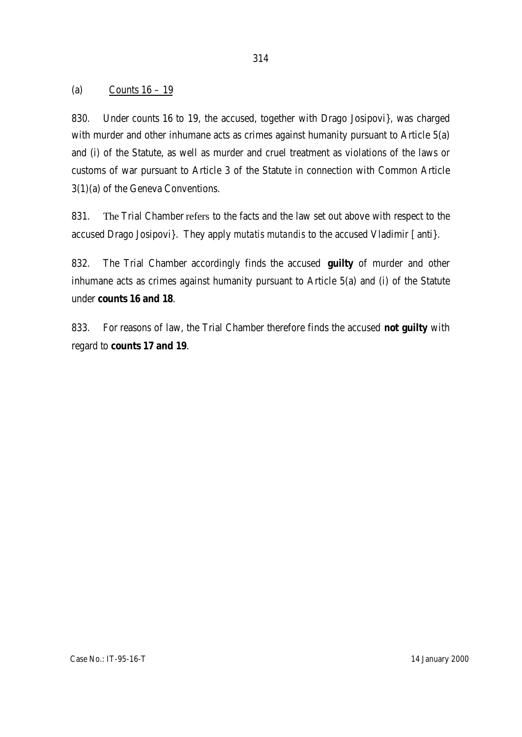(a) Counts 16 – 19

830. Under counts 16 to 19, the accused, together with Drago Josipovi}, was charged with murder and other inhumane acts as crimes against humanity pursuant to Article 5(a) and (i) of the Statute, as well as murder and cruel treatment as violations of the laws or customs of war pursuant to Article 3 of the Statute in connection with Common Article 3(1)(a) of the Geneva Conventions.

831. The Trial Chamber refers to the facts and the law set out above with respect to the accused Drago Josipovi}. They apply *mutatis mutandis* to the accused Vladimir [anti}.

832. The Trial Chamber accordingly finds the accused **guilty** of murder and other inhumane acts as crimes against humanity pursuant to Article 5(a) and (i) of the Statute under **counts 16 and 18**.

833. For reasons of law, the Trial Chamber therefore finds the accused **not guilty** with regard to **counts 17 and 19**.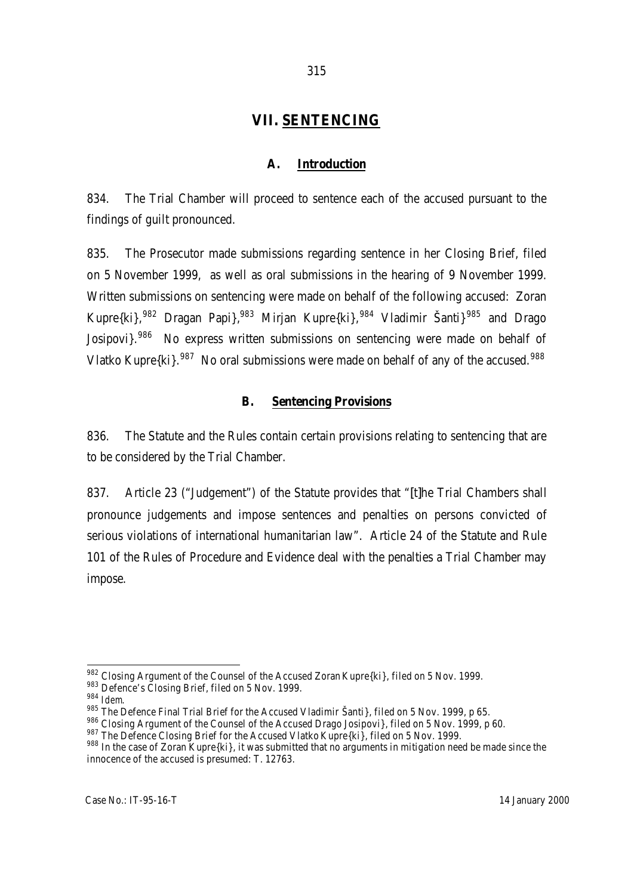# VII. SENTENCING

## A. Introduction

834. The Trial Chamber will proceed to sentence each of the accused pursuant to the findings of guilt pronounced.

835. The Prosecutor made submissions regarding sentence in her Closing Brief, filed on 5 November 1999, as well as oral submissions in the hearing of 9 November 1999. Written submissions on sentencing were made on behalf of the following accused: Zoran Kupre{ki},[982] Dragan Papi},[983] Mirjan Kupre{ki},[984] Vladimir Šanti}[985] and Drago Josipovi}.[986] No express written submissions on sentencing were made on behalf of Vlatko Kupre{ki}.[987] No oral submissions were made on behalf of any of the accused.[988]

## B. Sentencing Provisions

836. The Statute and the Rules contain certain provisions relating to sentencing that are to be considered by the Trial Chamber.

837. Article 23 ("Judgement") of the Statute provides that "[t]he Trial Chambers shall pronounce judgements and impose sentences and penalties on persons convicted of serious violations of international humanitarian law". Article 24 of the Statute and Rule 101 of the Rules of Procedure and Evidence deal with the penalties a Trial Chamber may impose.

---

[982] Closing Argument of the Counsel of the Accused Zoran Kupre{ki}, filed on 5 Nov. 1999.

[983] Defence's Closing Brief, filed on 5 Nov. 1999.

[984] *Idem.*

[985] The Defence Final Trial Brief for the Accused Vladimir Šanti}, filed on 5 Nov. 1999, p 65.

[986] Closing Argument of the Counsel of the Accused Drago Josipovi}, filed on 5 Nov. 1999, p 60.

[987] The Defence Closing Brief for the Accused Vlatko Kupre{ki}, filed on 5 Nov. 1999.

[988] In the case of Zoran Kupre{ki}, it was submitted that no arguments in mitigation need be made since the innocence of the accused is presumed: T. 12763.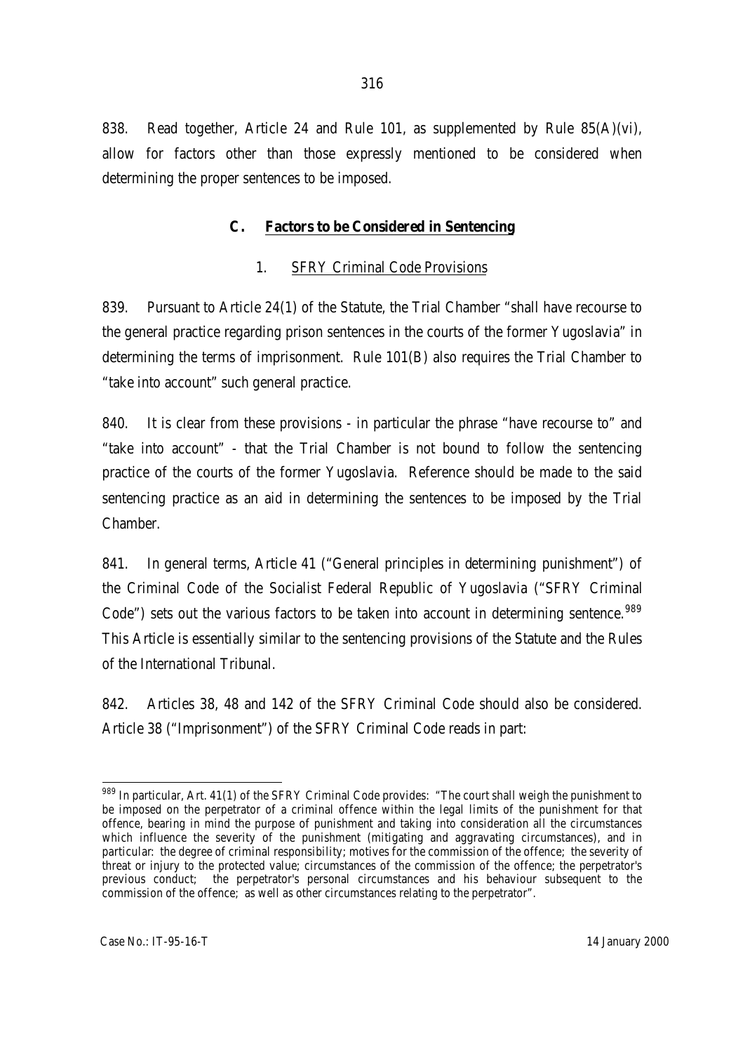838. Read together, Article 24 and Rule 101, as supplemented by Rule 85(A)(vi), allow for factors other than those expressly mentioned to be considered when determining the proper sentences to be imposed.

## C. Factors to be Considered in Sentencing

### 1. SFRY Criminal Code Provisions

839. Pursuant to Article 24(1) of the Statute, the Trial Chamber "shall have recourse to the general practice regarding prison sentences in the courts of the former Yugoslavia" in determining the terms of imprisonment. Rule 101(B) also requires the Trial Chamber to "take into account" such general practice.

840. It is clear from these provisions - in particular the phrase "have recourse to" and "take into account" - that the Trial Chamber is not bound to follow the sentencing practice of the courts of the former Yugoslavia. Reference should be made to the said sentencing practice as an aid in determining the sentences to be imposed by the Trial Chamber.

841. In general terms, Article 41 ("General principles in determining punishment") of the Criminal Code of the Socialist Federal Republic of Yugoslavia ("SFRY Criminal Code") sets out the various factors to be taken into account in determining sentence.[989] This Article is essentially similar to the sentencing provisions of the Statute and the Rules of the International Tribunal.

842. Articles 38, 48 and 142 of the SFRY Criminal Code should also be considered. Article 38 ("Imprisonment") of the SFRY Criminal Code reads in part:

---

[989] In particular, Art. 41(1) of the SFRY Criminal Code provides: "The court shall weigh the punishment to be imposed on the perpetrator of a criminal offence within the legal limits of the punishment for that offence, bearing in mind the purpose of punishment and taking into consideration all the circumstances which influence the severity of the punishment (mitigating and aggravating circumstances), and in particular: the degree of criminal responsibility; motives for the commission of the offence; the severity of threat or injury to the protected value; circumstances of the commission of the offence; the perpetrator's previous conduct; the perpetrator's personal circumstances and his behaviour subsequent to the commission of the offence; as well as other circumstances relating to the perpetrator".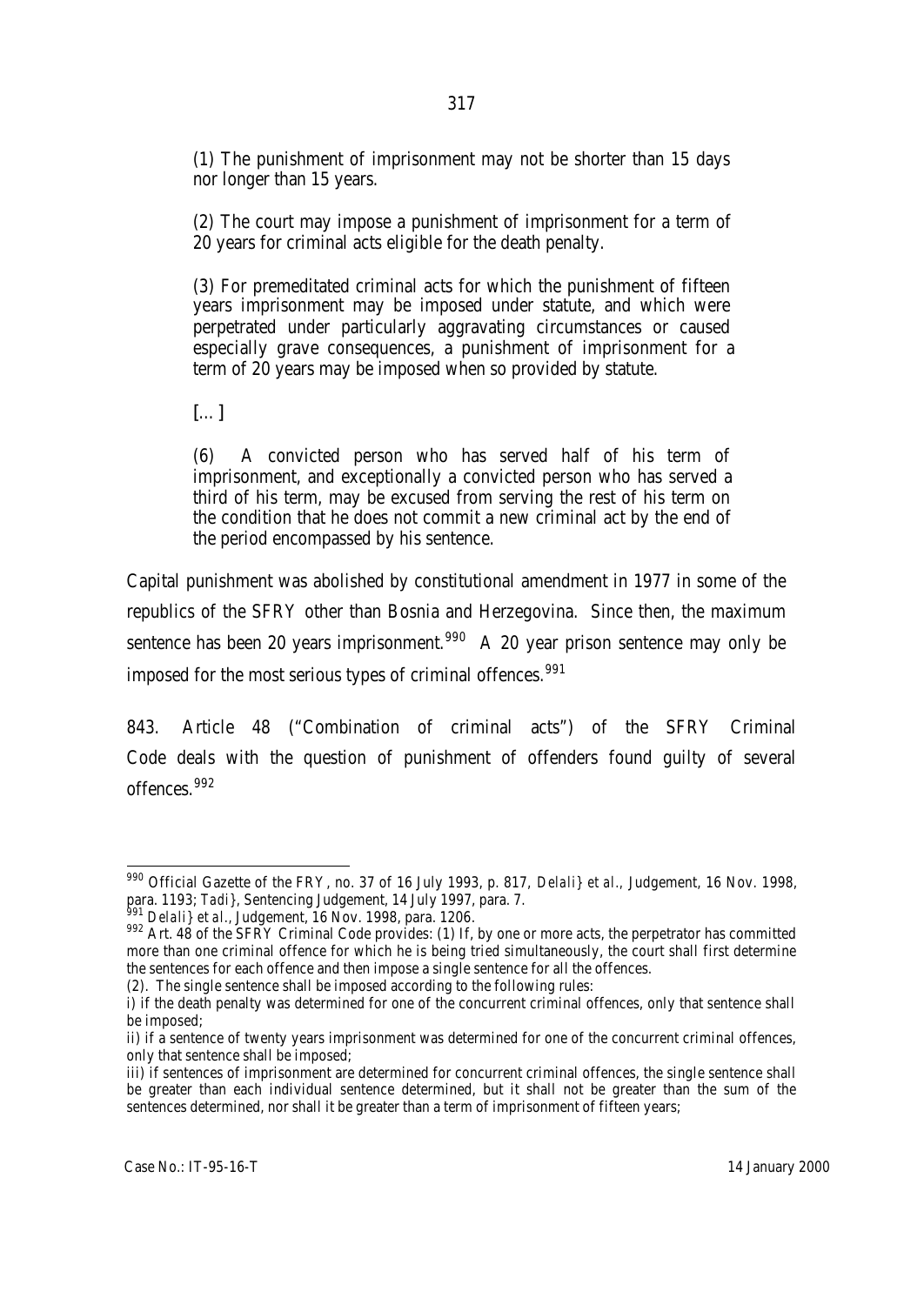> (1) The punishment of imprisonment may not be shorter than 15 days nor longer than 15 years.
>
> (2) The court may impose a punishment of imprisonment for a term of 20 years for criminal acts eligible for the death penalty.
>
> (3) For premeditated criminal acts for which the punishment of fifteen years imprisonment may be imposed under statute, and which were perpetrated under particularly aggravating circumstances or caused especially grave consequences, a punishment of imprisonment for a term of 20 years may be imposed when so provided by statute.
>
> [...]
>
> (6) A convicted person who has served half of his term of imprisonment, and exceptionally a convicted person who has served a third of his term, may be excused from serving the rest of his term on the condition that he does not commit a new criminal act by the end of the period encompassed by his sentence.

Capital punishment was abolished by constitutional amendment in 1977 in some of the republics of the SFRY other than Bosnia and Herzegovina. Since then, the maximum sentence has been 20 years imprisonment.[990] A 20 year prison sentence may only be imposed for the most serious types of criminal offences.[991]

843. Article 48 ("Combination of criminal acts") of the SFRY Criminal Code deals with the question of punishment of offenders found guilty of several offences.[992]

---

[990] Official Gazette of the FRY, no. 37 of 16 July 1993, p. 817, *Delali} et al.*, Judgement, 16 Nov. 1998, para. 1193; *Tadi}*, Sentencing Judgement, 14 July 1997, para. 7.

[991] *Delali} et al.*, Judgement, 16 Nov. 1998, para. 1206.

[992] Art. 48 of the SFRY Criminal Code provides: (1) If, by one or more acts, the perpetrator has committed more than one criminal offence for which he is being tried simultaneously, the court shall first determine the sentences for each offence and then impose a single sentence for all the offences.

(2). The single sentence shall be imposed according to the following rules:

i) if the death penalty was determined for one of the concurrent criminal offences, only that sentence shall be imposed;

ii) if a sentence of twenty years imprisonment was determined for one of the concurrent criminal offences, only that sentence shall be imposed;

iii) if sentences of imprisonment are determined for concurrent criminal offences, the single sentence shall be greater than each individual sentence determined, but it shall not be greater than the sum of the sentences determined, nor shall it be greater than a term of imprisonment of fifteen years;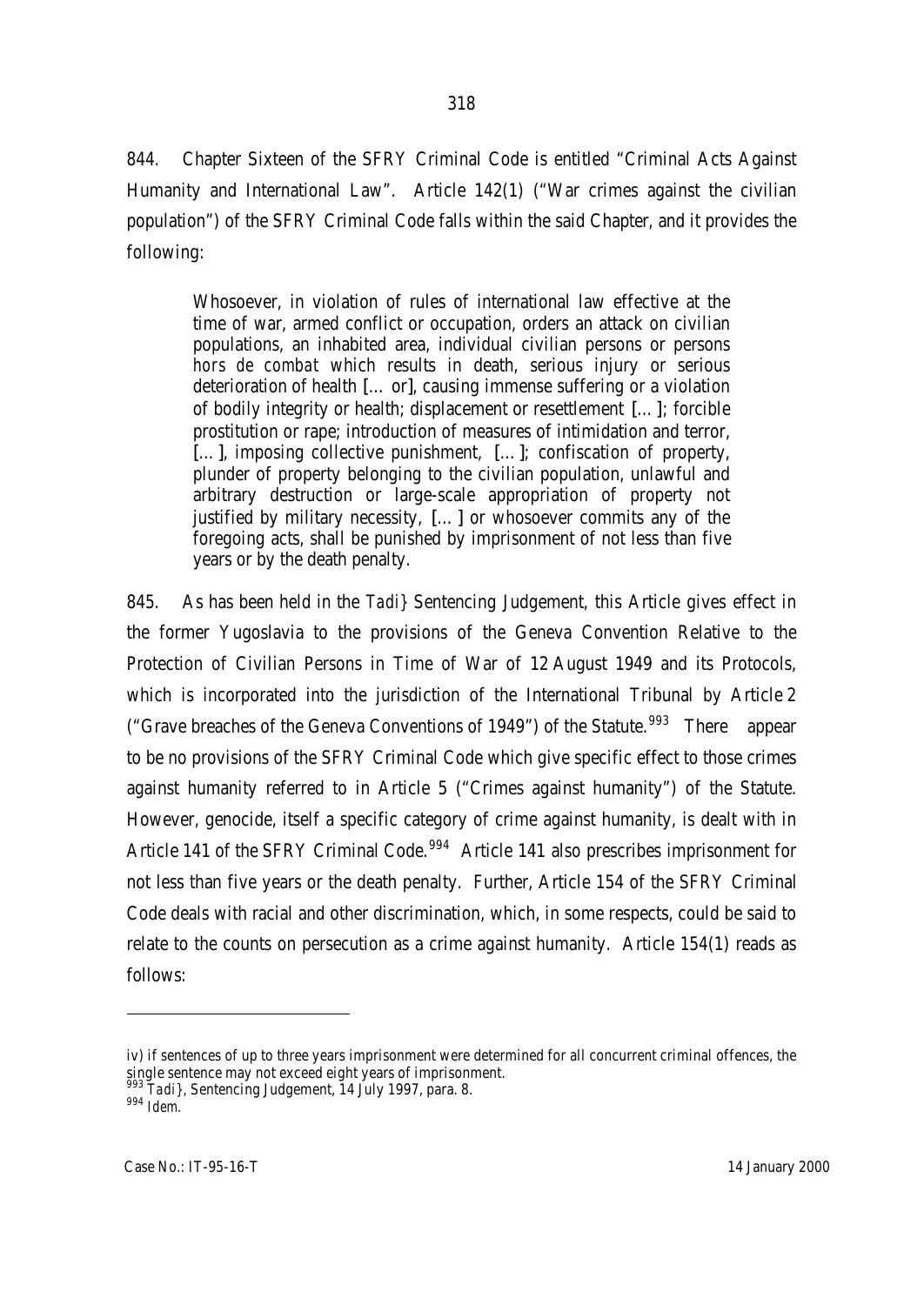844. Chapter Sixteen of the SFRY Criminal Code is entitled "Criminal Acts Against Humanity and International Law". Article 142(1) ("War crimes against the civilian population") of the SFRY Criminal Code falls within the said Chapter, and it provides the following:

> Whosoever, in violation of rules of international law effective at the time of war, armed conflict or occupation, orders an attack on civilian populations, an inhabited area, individual civilian persons or persons *hors de combat* which results in death, serious injury or serious deterioration of health [… or], causing immense suffering or a violation of bodily integrity or health; displacement or resettlement […]; forcible prostitution or rape; introduction of measures of intimidation and terror, […], imposing collective punishment, […]; confiscation of property, plunder of property belonging to the civilian population, unlawful and arbitrary destruction or large-scale appropriation of property not justified by military necessity, […] or whosoever commits any of the foregoing acts, shall be punished by imprisonment of not less than five years or by the death penalty.

845. As has been held in the *Tadi}* Sentencing Judgement, this Article gives effect in the former Yugoslavia to the provisions of the Geneva Convention Relative to the Protection of Civilian Persons in Time of War of 12 August 1949 and its Protocols, which is incorporated into the jurisdiction of the International Tribunal by Article 2 ("Grave breaches of the Geneva Conventions of 1949") of the Statute.[993] There appear to be no provisions of the SFRY Criminal Code which give specific effect to those crimes against humanity referred to in Article 5 ("Crimes against humanity") of the Statute. However, genocide, itself a specific category of crime against humanity, is dealt with in Article 141 of the SFRY Criminal Code.[994] Article 141 also prescribes imprisonment for not less than five years or the death penalty. Further, Article 154 of the SFRY Criminal Code deals with racial and other discrimination, which, in some respects, could be said to relate to the counts on persecution as a crime against humanity. Article 154(1) reads as follows:

---

iv) if sentences of up to three years imprisonment were determined for all concurrent criminal offences, the single sentence may not exceed eight years of imprisonment.

[993] *Tadi}*, Sentencing Judgement, 14 July 1997, para. 8.

[994] *Idem.*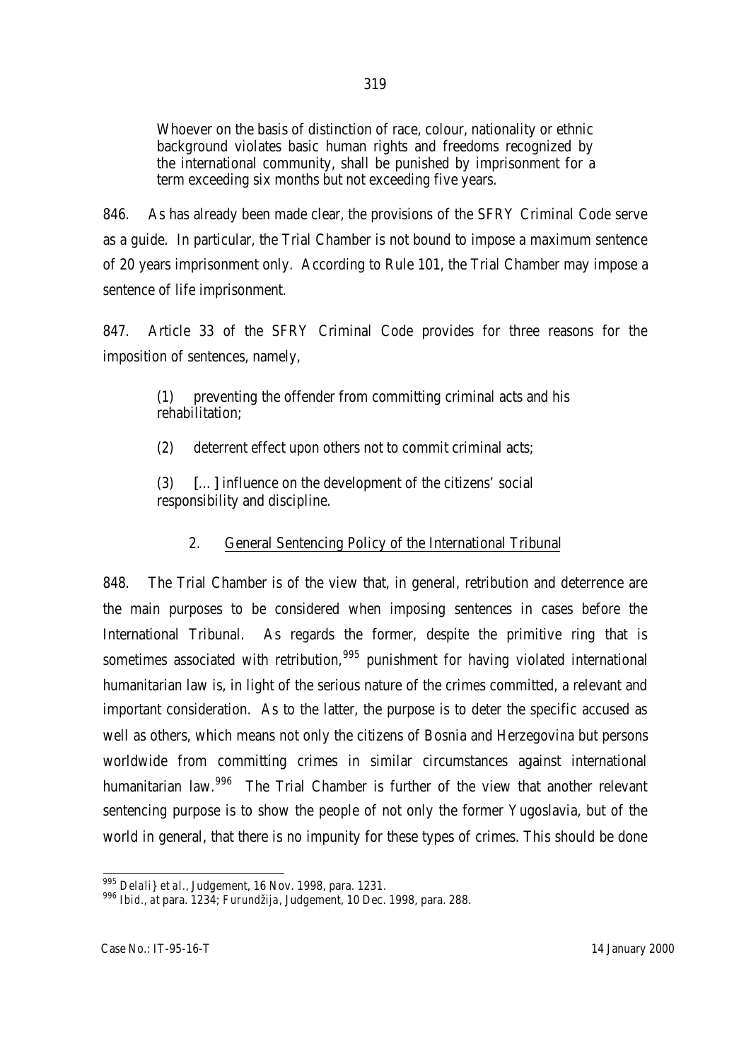> Whoever on the basis of distinction of race, colour, nationality or ethnic background violates basic human rights and freedoms recognized by the international community, shall be punished by imprisonment for a term exceeding six months but not exceeding five years.

846. As has already been made clear, the provisions of the SFRY Criminal Code serve as a guide. In particular, the Trial Chamber is not bound to impose a maximum sentence of 20 years imprisonment only. According to Rule 101, the Trial Chamber may impose a sentence of life imprisonment.

847. Article 33 of the SFRY Criminal Code provides for three reasons for the imposition of sentences, namely,

> (1) preventing the offender from committing criminal acts and his rehabilitation;
>
> (2) deterrent effect upon others not to commit criminal acts;
>
> (3) [...] influence on the development of the citizens' social responsibility and discipline.

### 2. General Sentencing Policy of the International Tribunal

848. The Trial Chamber is of the view that, in general, retribution and deterrence are the main purposes to be considered when imposing sentences in cases before the International Tribunal. As regards the former, despite the primitive ring that is sometimes associated with retribution,[995] punishment for having violated international humanitarian law is, in light of the serious nature of the crimes committed, a relevant and important consideration. As to the latter, the purpose is to deter the specific accused as well as others, which means not only the citizens of Bosnia and Herzegovina but persons worldwide from committing crimes in similar circumstances against international humanitarian law.[996] The Trial Chamber is further of the view that another relevant sentencing purpose is to show the people of not only the former Yugoslavia, but of the world in general, that there is no impunity for these types of crimes. This should be done

---

[995] *Delali} et al.*, Judgement, 16 Nov. 1998, para. 1231.

[996] *Ibid., at* para. 1234; *Furundžija*, Judgement, 10 Dec. 1998, para. 288.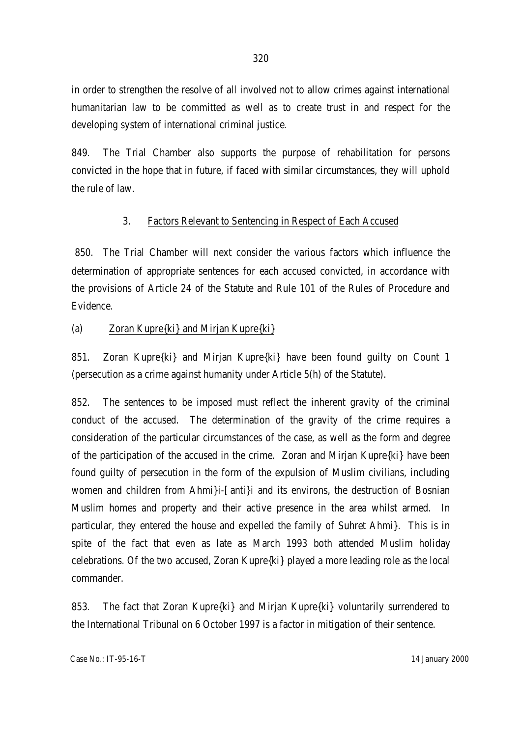in order to strengthen the resolve of all involved not to allow crimes against international humanitarian law to be committed as well as to create trust in and respect for the developing system of international criminal justice.

849. The Trial Chamber also supports the purpose of rehabilitation for persons convicted in the hope that in future, if faced with similar circumstances, they will uphold the rule of law.

### 3. Factors Relevant to Sentencing in Respect of Each Accused

850. The Trial Chamber will next consider the various factors which influence the determination of appropriate sentences for each accused convicted, in accordance with the provisions of Article 24 of the Statute and Rule 101 of the Rules of Procedure and Evidence.

#### (a) Zoran Kupre{ki} and Mirjan Kupre{ki}

851. Zoran Kupre{ki} and Mirjan Kupre{ki} have been found guilty on Count 1 (persecution as a crime against humanity under Article 5(h) of the Statute).

852. The sentences to be imposed must reflect the inherent gravity of the criminal conduct of the accused. The determination of the gravity of the crime requires a consideration of the particular circumstances of the case, as well as the form and degree of the participation of the accused in the crime. Zoran and Mirjan Kupre{ki} have been found guilty of persecution in the form of the expulsion of Muslim civilians, including women and children from Ahmi}i-[anti}i and its environs, the destruction of Bosnian Muslim homes and property and their active presence in the area whilst armed. In particular, they entered the house and expelled the family of Suhret Ahmi}. This is in spite of the fact that even as late as March 1993 both attended Muslim holiday celebrations. Of the two accused, Zoran Kupre{ki} played a more leading role as the local commander.

853. The fact that Zoran Kupre{ki} and Mirjan Kupre{ki} voluntarily surrendered to the International Tribunal on 6 October 1997 is a factor in mitigation of their sentence.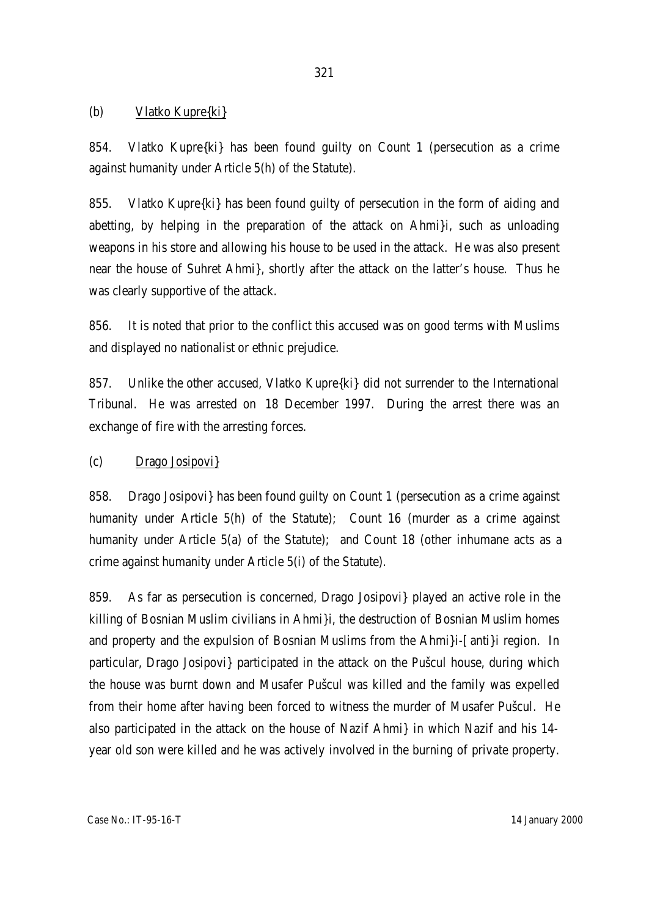(b) Vlatko Kupre{ki}

854. Vlatko Kupre{ki} has been found guilty on Count 1 (persecution as a crime against humanity under Article 5(h) of the Statute).

855. Vlatko Kupre{ki} has been found guilty of persecution in the form of aiding and abetting, by helping in the preparation of the attack on Ahmi}i, such as unloading weapons in his store and allowing his house to be used in the attack. He was also present near the house of Suhret Ahmi}, shortly after the attack on the latter's house. Thus he was clearly supportive of the attack.

856. It is noted that prior to the conflict this accused was on good terms with Muslims and displayed no nationalist or ethnic prejudice.

857. Unlike the other accused, Vlatko Kupre{ki} did not surrender to the International Tribunal. He was arrested on 18 December 1997. During the arrest there was an exchange of fire with the arresting forces.

(c) Drago Josipovi}

858. Drago Josipovi} has been found guilty on Count 1 (persecution as a crime against humanity under Article 5(h) of the Statute); Count 16 (murder as a crime against humanity under Article 5(a) of the Statute); and Count 18 (other inhumane acts as a crime against humanity under Article 5(i) of the Statute).

859. As far as persecution is concerned, Drago Josipovi} played an active role in the killing of Bosnian Muslim civilians in Ahmi}i, the destruction of Bosnian Muslim homes and property and the expulsion of Bosnian Muslims from the Ahmi}i-[anti}i region. In particular, Drago Josipovi} participated in the attack on the Pušcul house, during which the house was burnt down and Musafer Pušcul was killed and the family was expelled from their home after having been forced to witness the murder of Musafer Pušcul. He also participated in the attack on the house of Nazif Ahmi} in which Nazif and his 14-year old son were killed and he was actively involved in the burning of private property.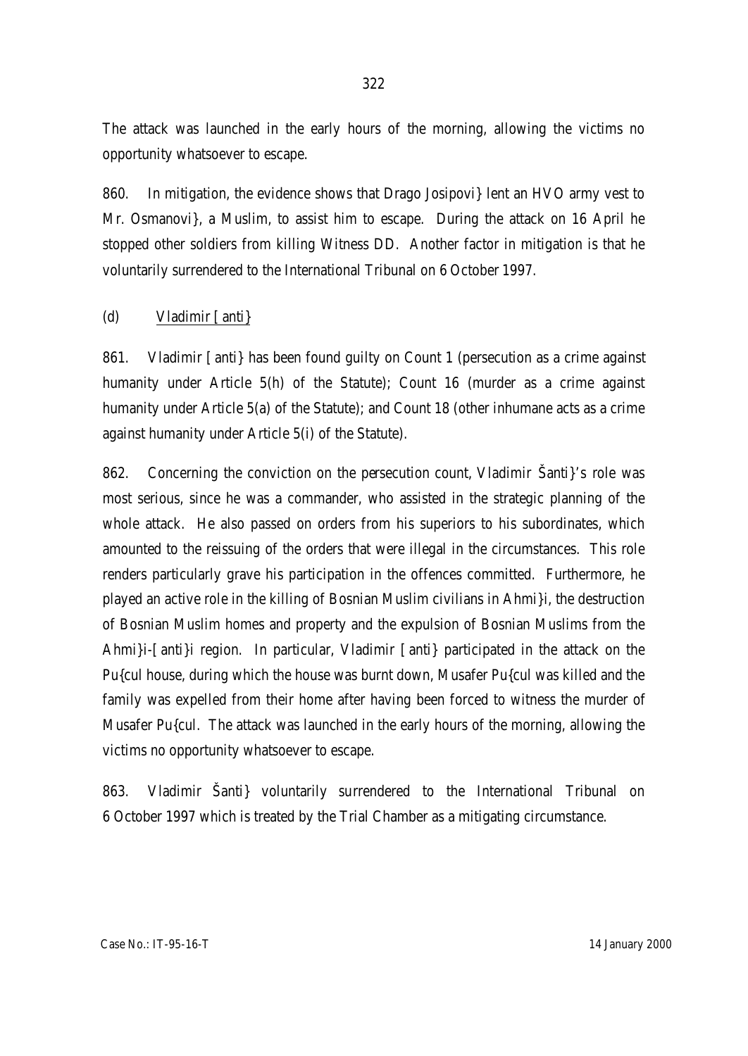The attack was launched in the early hours of the morning, allowing the victims no opportunity whatsoever to escape.

860. In mitigation, the evidence shows that Drago Josipovi} lent an HVO army vest to Mr. Osmanovi}, a Muslim, to assist him to escape. During the attack on 16 April he stopped other soldiers from killing Witness DD. Another factor in mitigation is that he voluntarily surrendered to the International Tribunal on 6 October 1997.

(d) Vladimir [anti}

861. Vladimir [anti} has been found guilty on Count 1 (persecution as a crime against humanity under Article 5(h) of the Statute); Count 16 (murder as a crime against humanity under Article 5(a) of the Statute); and Count 18 (other inhumane acts as a crime against humanity under Article 5(i) of the Statute).

862. Concerning the conviction on the persecution count, Vladimir Šanti}'s role was most serious, since he was a commander, who assisted in the strategic planning of the whole attack. He also passed on orders from his superiors to his subordinates, which amounted to the reissuing of the orders that were illegal in the circumstances. This role renders particularly grave his participation in the offences committed. Furthermore, he played an active role in the killing of Bosnian Muslim civilians in Ahmi}i, the destruction of Bosnian Muslim homes and property and the expulsion of Bosnian Muslims from the Ahmi}i-[anti}i region. In particular, Vladimir [anti} participated in the attack on the Pu{cul house, during which the house was burnt down, Musafer Pu{cul was killed and the family was expelled from their home after having been forced to witness the murder of Musafer Pu{cul. The attack was launched in the early hours of the morning, allowing the victims no opportunity whatsoever to escape.

863. Vladimir Šanti} voluntarily surrendered to the International Tribunal on 6 October 1997 which is treated by the Trial Chamber as a mitigating circumstance.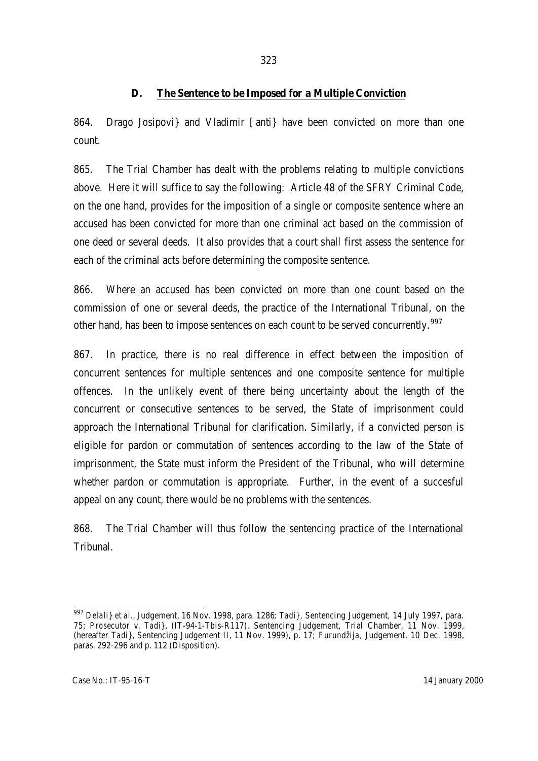## D. The Sentence to be Imposed for a Multiple Conviction

864. Drago Josipovi} and Vladimir [anti} have been convicted on more than one count.

865. The Trial Chamber has dealt with the problems relating to multiple convictions above. Here it will suffice to say the following: Article 48 of the SFRY Criminal Code, on the one hand, provides for the imposition of a single or composite sentence where an accused has been convicted for more than one criminal act based on the commission of one deed or several deeds. It also provides that a court shall first assess the sentence for each of the criminal acts before determining the composite sentence.

866. Where an accused has been convicted on more than one count based on the commission of one or several deeds, the practice of the International Tribunal, on the other hand, has been to impose sentences on each count to be served concurrently.[997]

867. In practice, there is no real difference in effect between the imposition of concurrent sentences for multiple sentences and one composite sentence for multiple offences. In the unlikely event of there being uncertainty about the length of the concurrent or consecutive sentences to be served, the State of imprisonment could approach the International Tribunal for clarification. Similarly, if a convicted person is eligible for pardon or commutation of sentences according to the law of the State of imprisonment, the State must inform the President of the Tribunal, who will determine whether pardon or commutation is appropriate. Further, in the event of a succesful appeal on any count, there would be no problems with the sentences.

868. The Trial Chamber will thus follow the sentencing practice of the International Tribunal.

---

[997] *Delali} et al.*, Judgement, 16 Nov. 1998, para. 1286; *Tadi}*, Sentencing Judgement, 14 July 1997, para. 75; *Prosecutor v. Tadi}*, (IT-94-1-T*bis*-R117), Sentencing Judgement, Trial Chamber, 11 Nov. 1999, (hereafter *Tadi}*, Sentencing Judgement II, 11 Nov. 1999), p. 17; *Furundžija*, Judgement, 10 Dec. 1998, paras. 292-296 and p. 112 (Disposition).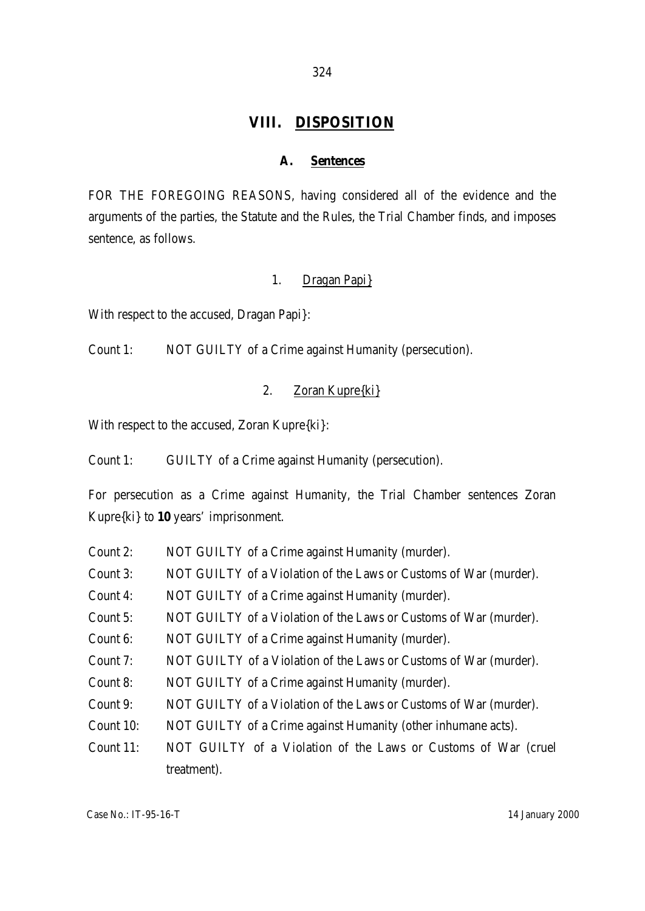# VIII. DISPOSITION

## A. Sentences

FOR THE FOREGOING REASONS, having considered all of the evidence and the arguments of the parties, the Statute and the Rules, the Trial Chamber finds, and imposes sentence, as follows.

### 1. Dragan Papi}

With respect to the accused, Dragan Papi}:

Count 1: NOT GUILTY of a Crime against Humanity (persecution).

### 2. Zoran Kupre{ki}

With respect to the accused, Zoran Kupre{ki}:

Count 1: GUILTY of a Crime against Humanity (persecution).

For persecution as a Crime against Humanity, the Trial Chamber sentences Zoran Kupre{ki} to **10** years' imprisonment.

Count 2: NOT GUILTY of a Crime against Humanity (murder).
Count 3: NOT GUILTY of a Violation of the Laws or Customs of War (murder).
Count 4: NOT GUILTY of a Crime against Humanity (murder).
Count 5: NOT GUILTY of a Violation of the Laws or Customs of War (murder).
Count 6: NOT GUILTY of a Crime against Humanity (murder).
Count 7: NOT GUILTY of a Violation of the Laws or Customs of War (murder).
Count 8: NOT GUILTY of a Crime against Humanity (murder).
Count 9: NOT GUILTY of a Violation of the Laws or Customs of War (murder).
Count 10: NOT GUILTY of a Crime against Humanity (other inhumane acts).
Count 11: NOT GUILTY of a Violation of the Laws or Customs of War (cruel treatment).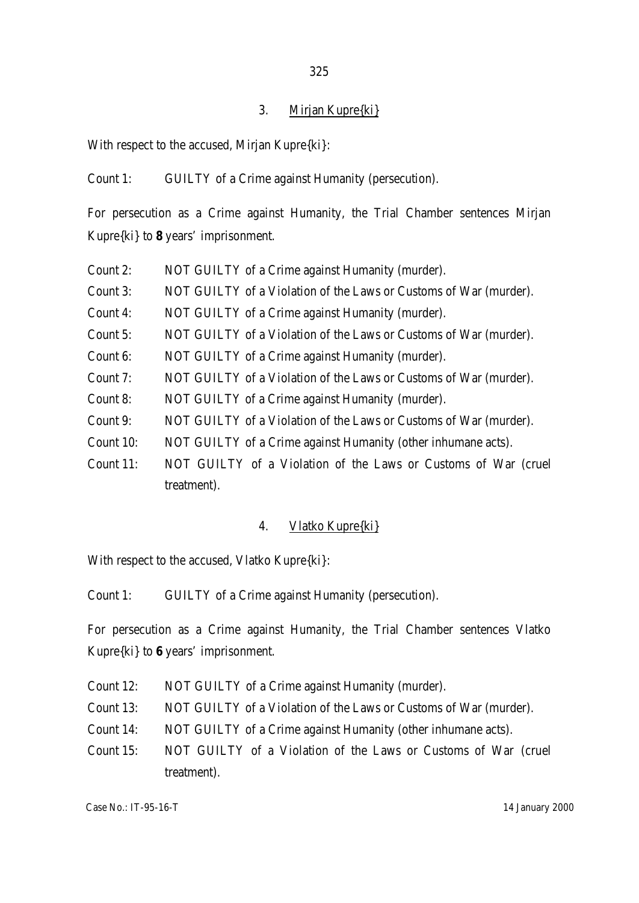### 3. Mirjan Kupre{ki}

With respect to the accused, Mirjan Kupre{ki}:

Count 1: GUILTY of a Crime against Humanity (persecution).

For persecution as a Crime against Humanity, the Trial Chamber sentences Mirjan Kupre{ki} to **8** years' imprisonment.

Count 2: NOT GUILTY of a Crime against Humanity (murder).
Count 3: NOT GUILTY of a Violation of the Laws or Customs of War (murder).
Count 4: NOT GUILTY of a Crime against Humanity (murder).
Count 5: NOT GUILTY of a Violation of the Laws or Customs of War (murder).
Count 6: NOT GUILTY of a Crime against Humanity (murder).
Count 7: NOT GUILTY of a Violation of the Laws or Customs of War (murder).
Count 8: NOT GUILTY of a Crime against Humanity (murder).
Count 9: NOT GUILTY of a Violation of the Laws or Customs of War (murder).
Count 10: NOT GUILTY of a Crime against Humanity (other inhumane acts).
Count 11: NOT GUILTY of a Violation of the Laws or Customs of War (cruel treatment).

### 4. Vlatko Kupre{ki}

With respect to the accused, Vlatko Kupre{ki}:

Count 1: GUILTY of a Crime against Humanity (persecution).

For persecution as a Crime against Humanity, the Trial Chamber sentences Vlatko Kupre{ki} to **6** years' imprisonment.

Count 12: NOT GUILTY of a Crime against Humanity (murder).
Count 13: NOT GUILTY of a Violation of the Laws or Customs of War (murder).
Count 14: NOT GUILTY of a Crime against Humanity (other inhumane acts).
Count 15: NOT GUILTY of a Violation of the Laws or Customs of War (cruel treatment).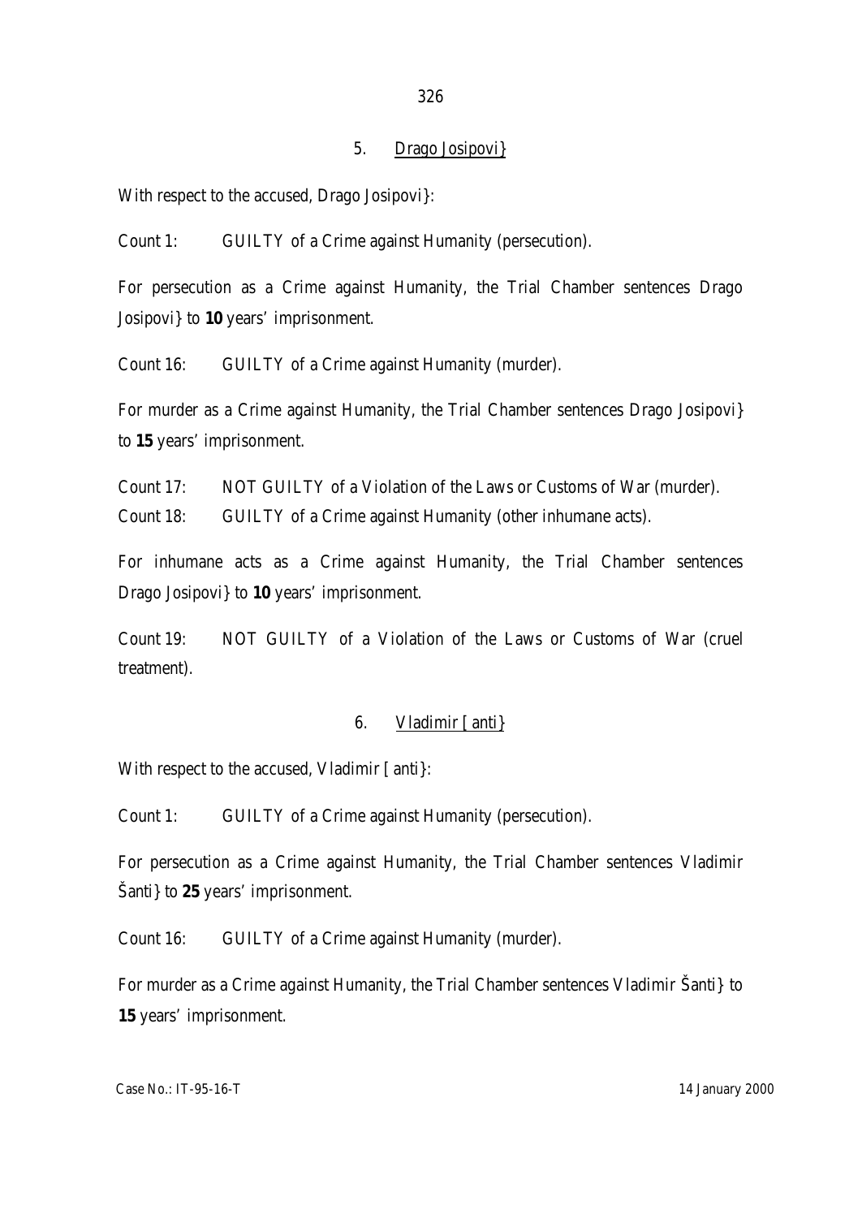### 5. Drago Josipovi}

With respect to the accused, Drago Josipovi}:

Count 1: GUILTY of a Crime against Humanity (persecution).

For persecution as a Crime against Humanity, the Trial Chamber sentences Drago Josipovi} to **10** years' imprisonment.

Count 16: GUILTY of a Crime against Humanity (murder).

For murder as a Crime against Humanity, the Trial Chamber sentences Drago Josipovi} to **15** years' imprisonment.

Count 17: NOT GUILTY of a Violation of the Laws or Customs of War (murder).

Count 18: GUILTY of a Crime against Humanity (other inhumane acts).

For inhumane acts as a Crime against Humanity, the Trial Chamber sentences Drago Josipovi} to **10** years' imprisonment.

Count 19: NOT GUILTY of a Violation of the Laws or Customs of War (cruel treatment).

### 6. Vladimir [anti}

With respect to the accused, Vladimir [anti}:

Count 1: GUILTY of a Crime against Humanity (persecution).

For persecution as a Crime against Humanity, the Trial Chamber sentences Vladimir Šanti} to **25** years' imprisonment.

Count 16: GUILTY of a Crime against Humanity (murder).

For murder as a Crime against Humanity, the Trial Chamber sentences Vladimir Šanti} to **15** years' imprisonment.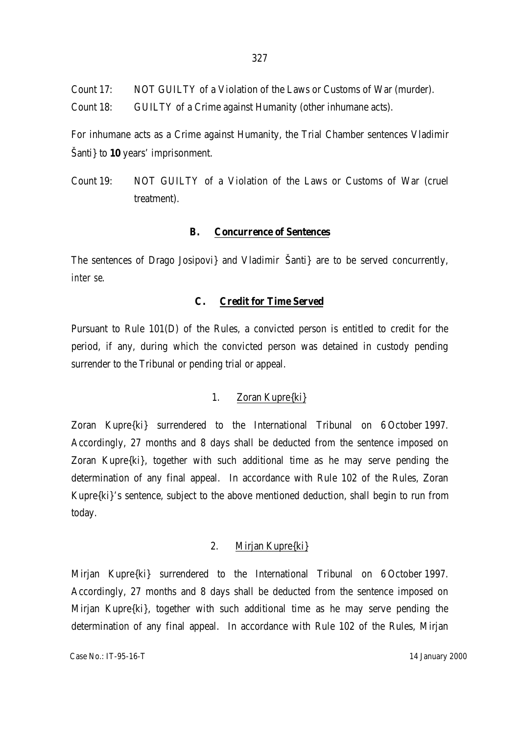Count 17: NOT GUILTY of a Violation of the Laws or Customs of War (murder).

Count 18: GUILTY of a Crime against Humanity (other inhumane acts).

For inhumane acts as a Crime against Humanity, the Trial Chamber sentences Vladimir Šanti} to **10** years' imprisonment.

Count 19: NOT GUILTY of a Violation of the Laws or Customs of War (cruel treatment).

### B. Concurrence of Sentences

The sentences of Drago Josipovi} and Vladimir Šanti} are to be served concurrently, *inter se*.

### C. Credit for Time Served

Pursuant to Rule 101(D) of the Rules, a convicted person is entitled to credit for the period, if any, during which the convicted person was detained in custody pending surrender to the Tribunal or pending trial or appeal.

#### 1. Zoran Kupre{ki}

Zoran Kupre{ki} surrendered to the International Tribunal on 6 October 1997. Accordingly, 27 months and 8 days shall be deducted from the sentence imposed on Zoran Kupre{ki}, together with such additional time as he may serve pending the determination of any final appeal. In accordance with Rule 102 of the Rules, Zoran Kupre{ki}'s sentence, subject to the above mentioned deduction, shall begin to run from today.

#### 2. Mirjan Kupre{ki}

Mirjan Kupre{ki} surrendered to the International Tribunal on 6 October 1997. Accordingly, 27 months and 8 days shall be deducted from the sentence imposed on Mirjan Kupre{ki}, together with such additional time as he may serve pending the determination of any final appeal. In accordance with Rule 102 of the Rules, Mirjan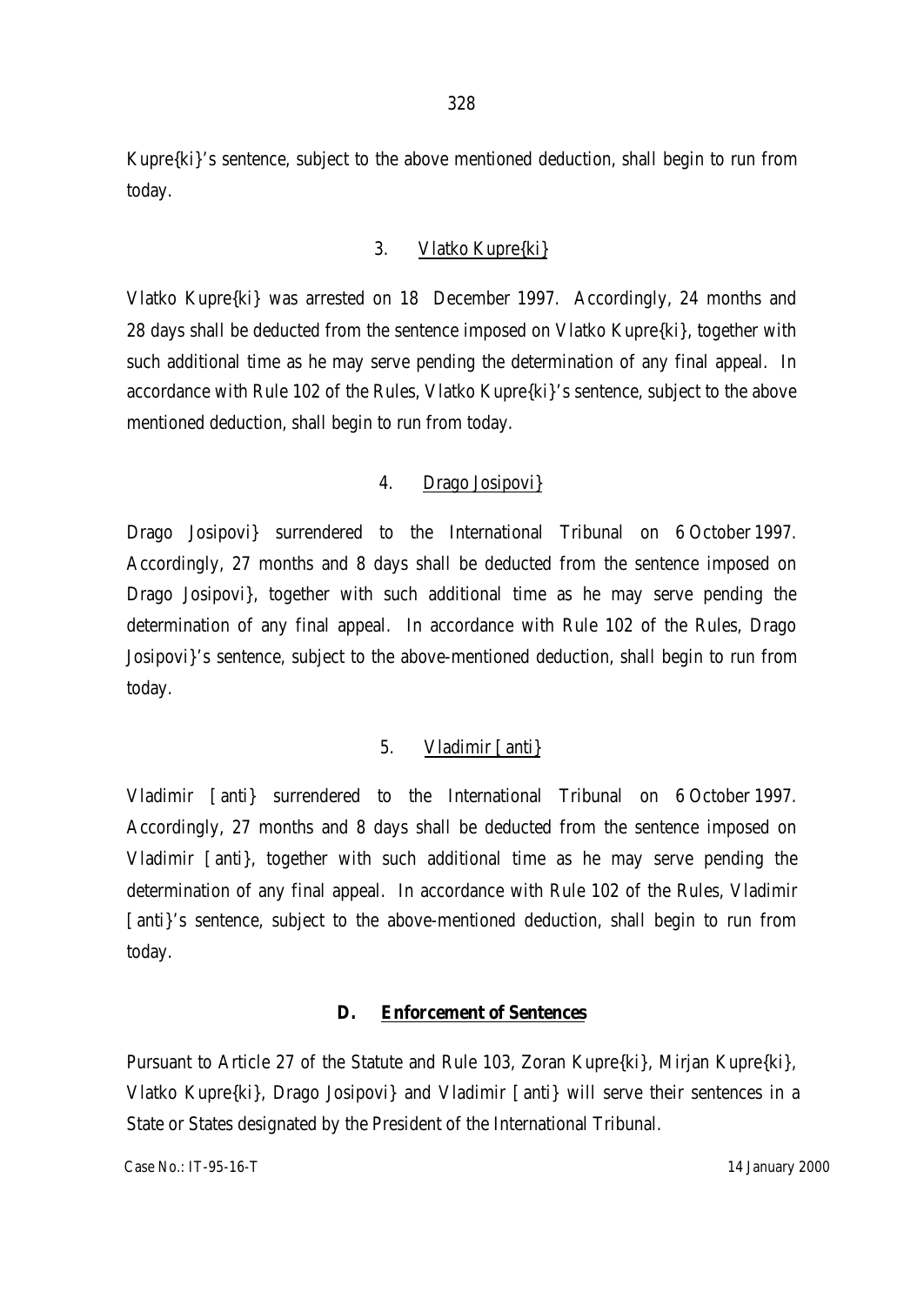Kupre{ki}'s sentence, subject to the above mentioned deduction, shall begin to run from today.

3. Vlatko Kupre{ki}

Vlatko Kupre{ki} was arrested on 18 December 1997. Accordingly, 24 months and 28 days shall be deducted from the sentence imposed on Vlatko Kupre{ki}, together with such additional time as he may serve pending the determination of any final appeal. In accordance with Rule 102 of the Rules, Vlatko Kupre{ki}'s sentence, subject to the above mentioned deduction, shall begin to run from today.

4. Drago Josipovi}

Drago Josipovi} surrendered to the International Tribunal on 6 October 1997. Accordingly, 27 months and 8 days shall be deducted from the sentence imposed on Drago Josipovi}, together with such additional time as he may serve pending the determination of any final appeal. In accordance with Rule 102 of the Rules, Drago Josipovi}'s sentence, subject to the above-mentioned deduction, shall begin to run from today.

5. Vladimir [anti}

Vladimir [anti} surrendered to the International Tribunal on 6 October 1997. Accordingly, 27 months and 8 days shall be deducted from the sentence imposed on Vladimir [anti}, together with such additional time as he may serve pending the determination of any final appeal. In accordance with Rule 102 of the Rules, Vladimir [anti}'s sentence, subject to the above-mentioned deduction, shall begin to run from today.

## D. Enforcement of Sentences

Pursuant to Article 27 of the Statute and Rule 103, Zoran Kupre{ki}, Mirjan Kupre{ki}, Vlatko Kupre{ki}, Drago Josipovi} and Vladimir [anti} will serve their sentences in a State or States designated by the President of the International Tribunal.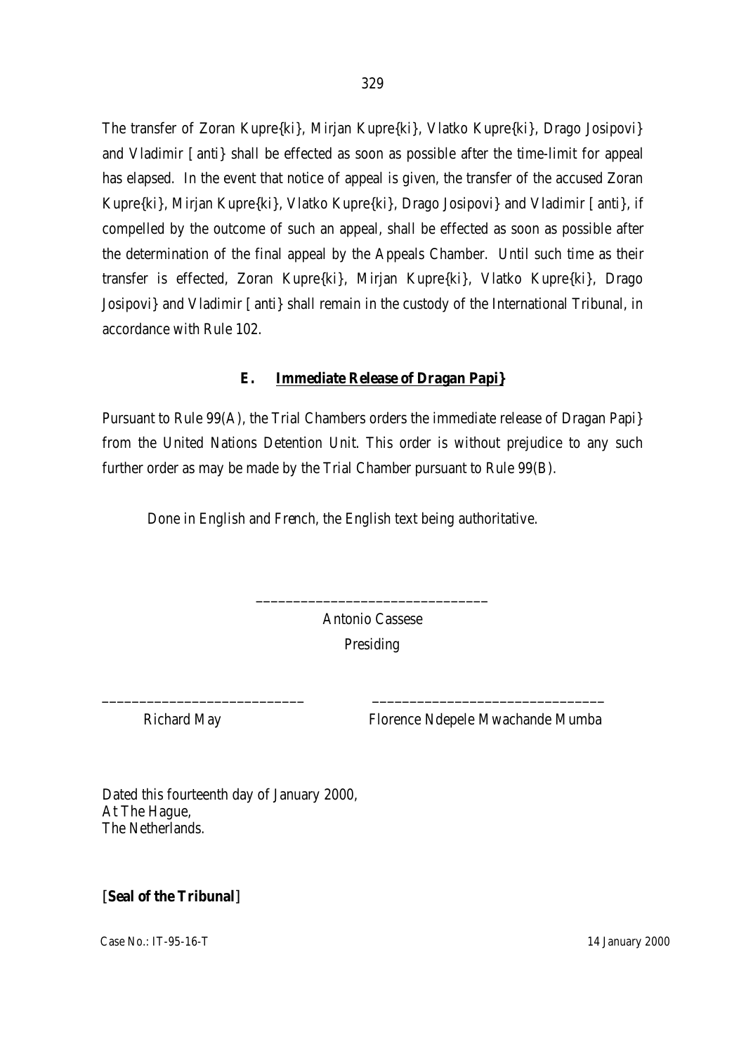The transfer of Zoran Kupre{ki}, Mirjan Kupre{ki}, Vlatko Kupre{ki}, Drago Josipovi} and Vladimir [anti} shall be effected as soon as possible after the time-limit for appeal has elapsed. In the event that notice of appeal is given, the transfer of the accused Zoran Kupre{ki}, Mirjan Kupre{ki}, Vlatko Kupre{ki}, Drago Josipovi} and Vladimir [anti}, if compelled by the outcome of such an appeal, shall be effected as soon as possible after the determination of the final appeal by the Appeals Chamber. Until such time as their transfer is effected, Zoran Kupre{ki}, Mirjan Kupre{ki}, Vlatko Kupre{ki}, Drago Josipovi} and Vladimir [anti} shall remain in the custody of the International Tribunal, in accordance with Rule 102.

### E. <u>Immediate Release of Dragan Papi}</u>

Pursuant to Rule 99(A), the Trial Chambers orders the immediate release of Dragan Papi} from the United Nations Detention Unit. This order is without prejudice to any such further order as may be made by the Trial Chamber pursuant to Rule 99(B).

Done in English and French, the English text being authoritative.

______________________________
Antonio Cassese
Presiding

______________________________
Richard May

______________________________
Florence Ndepele Mwachande Mumba

Dated this fourteenth day of January 2000,
At The Hague,
The Netherlands.

[**Seal of the Tribunal**]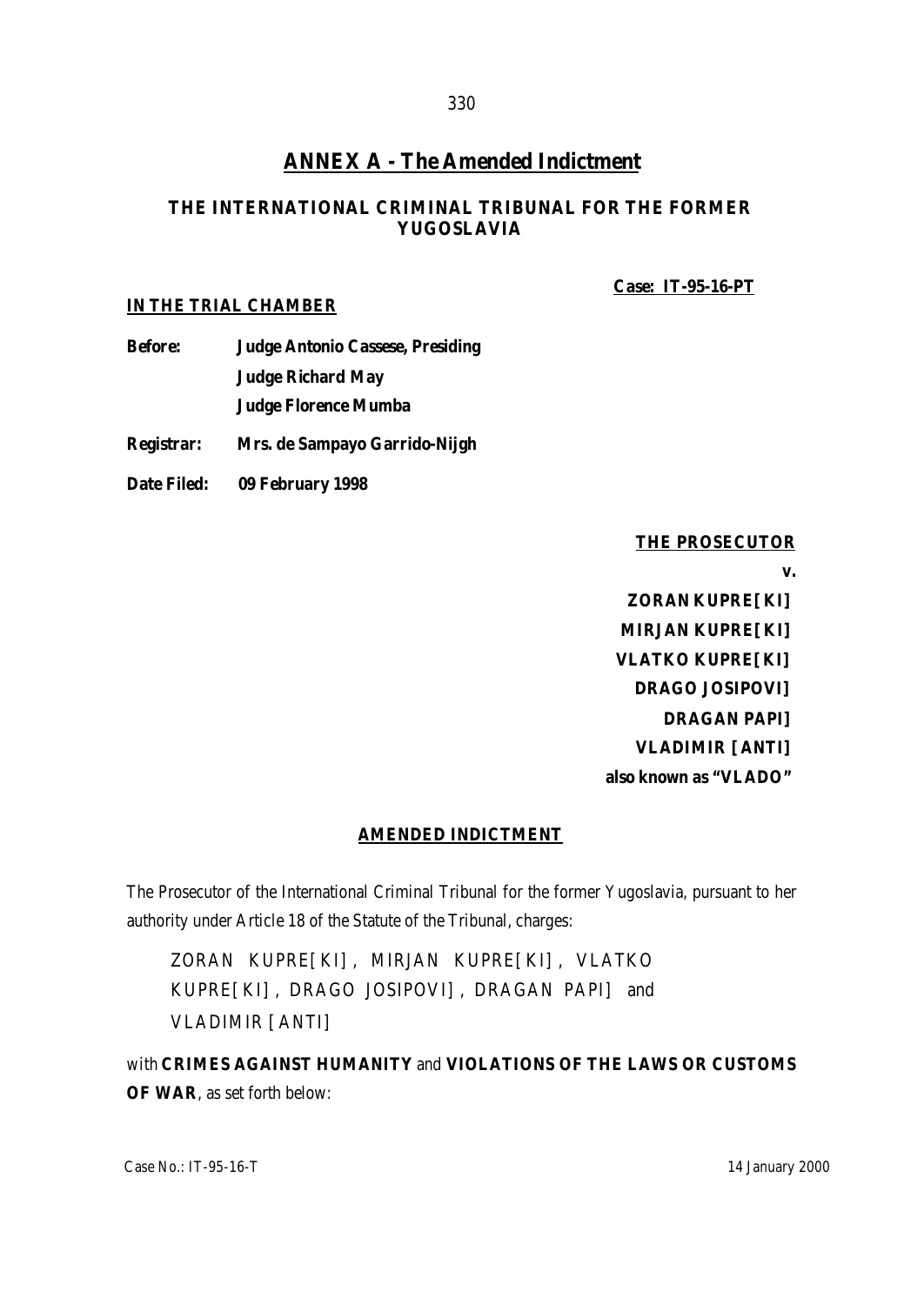## ANNEX A - The Amended Indictment

### THE INTERNATIONAL CRIMINAL TRIBUNAL FOR THE FORMER YUGOSLAVIA

**Case: IT-95-16-PT**

**IN THE TRIAL CHAMBER**

**Before:** **Judge Antonio Cassese, Presiding**
**Judge Richard May**
**Judge Florence Mumba**

**Registrar:** **Mrs. de Sampayo Garrido-Nijgh**

**Date Filed:** **09 February 1998**

**THE PROSECUTOR**

**v.**

**ZORAN KUPRE[KI]**
**MIRJAN KUPRE[KI]**
**VLATKO KUPRE[KI]**
**DRAGO JOSIPOVI]**
**DRAGAN PAPI]**
**VLADIMIR [ANTI]**
**also known as "VLADO"**

**AMENDED INDICTMENT**

The Prosecutor of the International Criminal Tribunal for the former Yugoslavia, pursuant to her authority under Article 18 of the Statute of the Tribunal, charges:

ZORAN KUPRE[KI], MIRJAN KUPRE[KI], VLATKO KUPRE[KI], DRAGO JOSIPOVI], DRAGAN PAPI] and VLADIMIR [ANTI]

with **CRIMES AGAINST HUMANITY** and **VIOLATIONS OF THE LAWS OR CUSTOMS OF WAR**, as set forth below: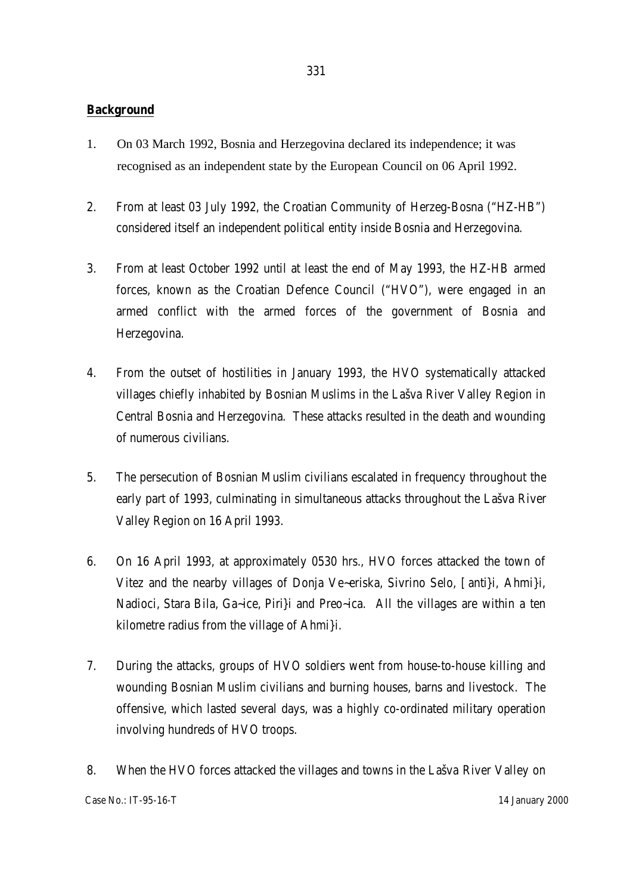## Background

1. On 03 March 1992, Bosnia and Herzegovina declared its independence; it was recognised as an independent state by the European Council on 06 April 1992.

2. From at least 03 July 1992, the Croatian Community of Herzeg-Bosna ("HZ-HB") considered itself an independent political entity inside Bosnia and Herzegovina.

3. From at least October 1992 until at least the end of May 1993, the HZ-HB armed forces, known as the Croatian Defence Council ("HVO"), were engaged in an armed conflict with the armed forces of the government of Bosnia and Herzegovina.

4. From the outset of hostilities in January 1993, the HVO systematically attacked villages chiefly inhabited by Bosnian Muslims in the Lašva River Valley Region in Central Bosnia and Herzegovina. These attacks resulted in the death and wounding of numerous civilians.

5. The persecution of Bosnian Muslim civilians escalated in frequency throughout the early part of 1993, culminating in simultaneous attacks throughout the Lašva River Valley Region on 16 April 1993.

6. On 16 April 1993, at approximately 0530 hrs., HVO forces attacked the town of Vitez and the nearby villages of Donja Ve~eriska, Sivrino Selo, [anti}i, Ahmi}i, Nadioci, Stara Bila, Ga~ice, Piri}i and Preo~ica. All the villages are within a ten kilometre radius from the village of Ahmi}i.

7. During the attacks, groups of HVO soldiers went from house-to-house killing and wounding Bosnian Muslim civilians and burning houses, barns and livestock. The offensive, which lasted several days, was a highly co-ordinated military operation involving hundreds of HVO troops.

8. When the HVO forces attacked the villages and towns in the Lašva River Valley on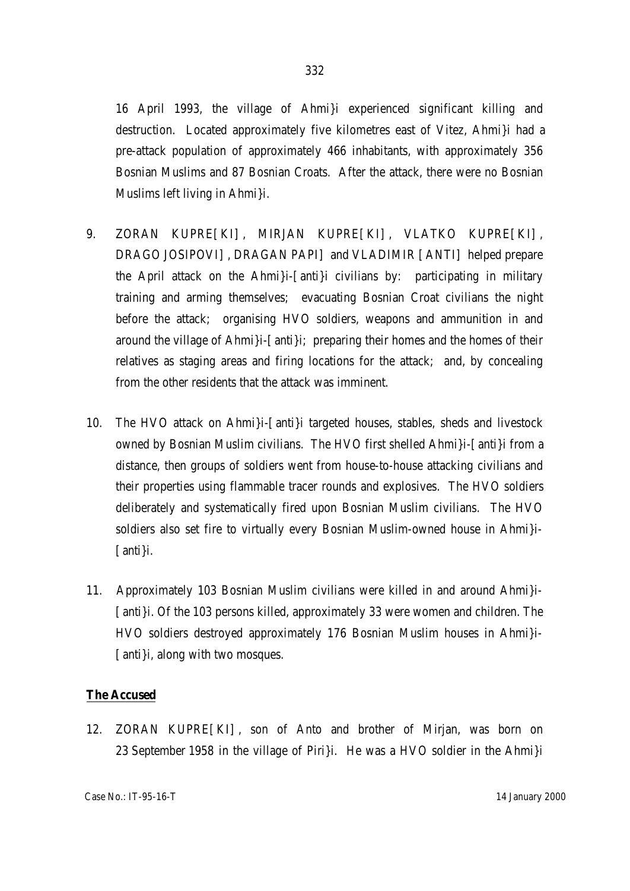16 April 1993, the village of Ahmi}i experienced significant killing and destruction. Located approximately five kilometres east of Vitez, Ahmi}i had a pre-attack population of approximately 466 inhabitants, with approximately 356 Bosnian Muslims and 87 Bosnian Croats. After the attack, there were no Bosnian Muslims left living in Ahmi}i.

9. ZORAN KUPRE[KI], MIRJAN KUPRE[KI], VLATKO KUPRE[KI], DRAGO JOSIPOVI], DRAGAN PAPI] and VLADIMIR [ANTI] helped prepare the April attack on the Ahmi}i-[anti}i civilians by: participating in military training and arming themselves; evacuating Bosnian Croat civilians the night before the attack; organising HVO soldiers, weapons and ammunition in and around the village of Ahmi}i-[anti}i; preparing their homes and the homes of their relatives as staging areas and firing locations for the attack; and, by concealing from the other residents that the attack was imminent.

10. The HVO attack on Ahmi}i-[anti}i targeted houses, stables, sheds and livestock owned by Bosnian Muslim civilians. The HVO first shelled Ahmi}i-[anti}i from a distance, then groups of soldiers went from house-to-house attacking civilians and their properties using flammable tracer rounds and explosives. The HVO soldiers deliberately and systematically fired upon Bosnian Muslim civilians. The HVO soldiers also set fire to virtually every Bosnian Muslim-owned house in Ahmi}i-[anti}i.

11. Approximately 103 Bosnian Muslim civilians were killed in and around Ahmi}i-[anti}i. Of the 103 persons killed, approximately 33 were women and children. The HVO soldiers destroyed approximately 176 Bosnian Muslim houses in Ahmi}i-[anti}i, along with two mosques.

**<u>The Accused</u>**

12. ZORAN KUPRE[KI], son of Anto and brother of Mirjan, was born on 23 September 1958 in the village of Piri}i. He was a HVO soldier in the Ahmi}i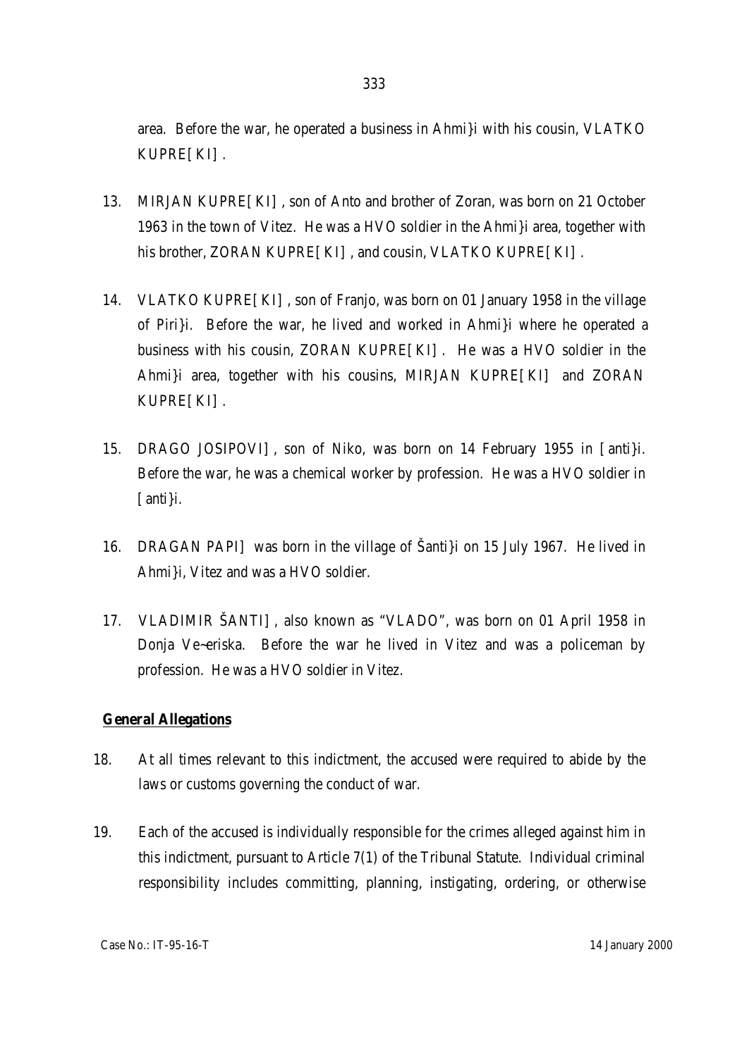area. Before the war, he operated a business in Ahmi}i with his cousin, VLATKO KUPRE[KI].

13. MIRJAN KUPRE[KI], son of Anto and brother of Zoran, was born on 21 October 1963 in the town of Vitez. He was a HVO soldier in the Ahmi}i area, together with his brother, ZORAN KUPRE[KI], and cousin, VLATKO KUPRE[KI].

14. VLATKO KUPRE[KI], son of Franjo, was born on 01 January 1958 in the village of Piri}i. Before the war, he lived and worked in Ahmi}i where he operated a business with his cousin, ZORAN KUPRE[KI]. He was a HVO soldier in the Ahmi}i area, together with his cousins, MIRJAN KUPRE[KI] and ZORAN KUPRE[KI].

15. DRAGO JOSIPOVI], son of Niko, was born on 14 February 1955 in [anti}i. Before the war, he was a chemical worker by profession. He was a HVO soldier in [anti}i.

16. DRAGAN PAPI] was born in the village of Šanti}i on 15 July 1967. He lived in Ahmi}i, Vitez and was a HVO soldier.

17. VLADIMIR ŠANTI], also known as "VLADO", was born on 01 April 1958 in Donja Ve~eriska. Before the war he lived in Vitez and was a policeman by profession. He was a HVO soldier in Vitez.

**General Allegations**

18. At all times relevant to this indictment, the accused were required to abide by the laws or customs governing the conduct of war.

19. Each of the accused is individually responsible for the crimes alleged against him in this indictment, pursuant to Article 7(1) of the Tribunal Statute. Individual criminal responsibility includes committing, planning, instigating, ordering, or otherwise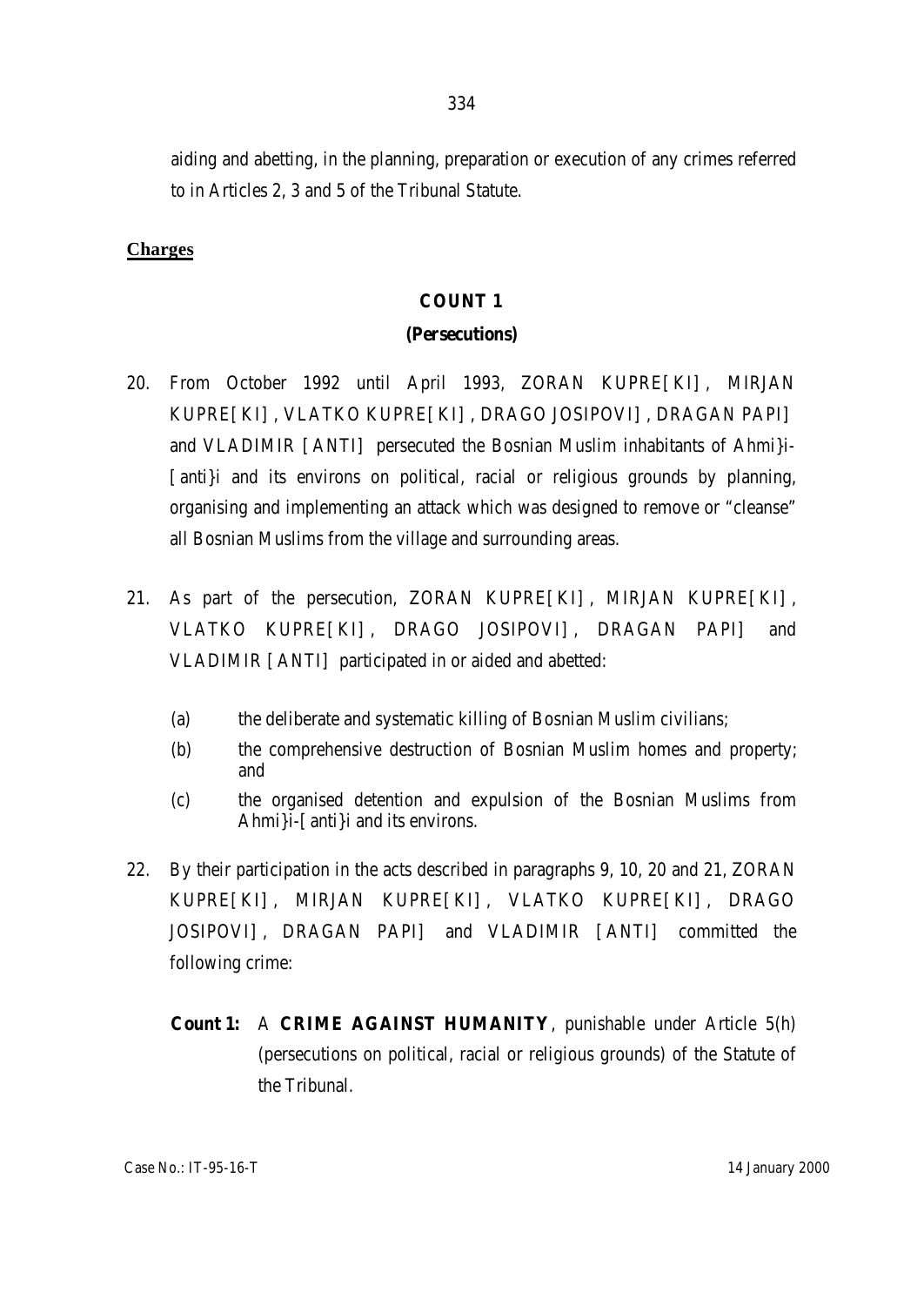aiding and abetting, in the planning, preparation or execution of any crimes referred to in Articles 2, 3 and 5 of the Tribunal Statute.

**Charges**

**COUNT 1**

**(Persecutions)**

20. From October 1992 until April 1993, ZORAN KUPRE[KI], MIRJAN KUPRE[KI], VLATKO KUPRE[KI], DRAGO JOSIPOVI], DRAGAN PAPI] and VLADIMIR [ANTI] persecuted the Bosnian Muslim inhabitants of Ahmi}i-[anti}i and its environs on political, racial or religious grounds by planning, organising and implementing an attack which was designed to remove or "cleanse" all Bosnian Muslims from the village and surrounding areas.

21. As part of the persecution, ZORAN KUPRE[KI], MIRJAN KUPRE[KI], VLATKO KUPRE[KI], DRAGO JOSIPOVI], DRAGAN PAPI] and VLADIMIR [ANTI] participated in or aided and abetted:

    (a) the deliberate and systematic killing of Bosnian Muslim civilians;

    (b) the comprehensive destruction of Bosnian Muslim homes and property; and

    (c) the organised detention and expulsion of the Bosnian Muslims from Ahmi}i-[anti}i and its environs.

22. By their participation in the acts described in paragraphs 9, 10, 20 and 21, ZORAN KUPRE[KI], MIRJAN KUPRE[KI], VLATKO KUPRE[KI], DRAGO JOSIPOVI], DRAGAN PAPI] and VLADIMIR [ANTI] committed the following crime:

    **Count 1:** A **CRIME AGAINST HUMANITY**, punishable under Article 5(h) (persecutions on political, racial or religious grounds) of the Statute of the Tribunal.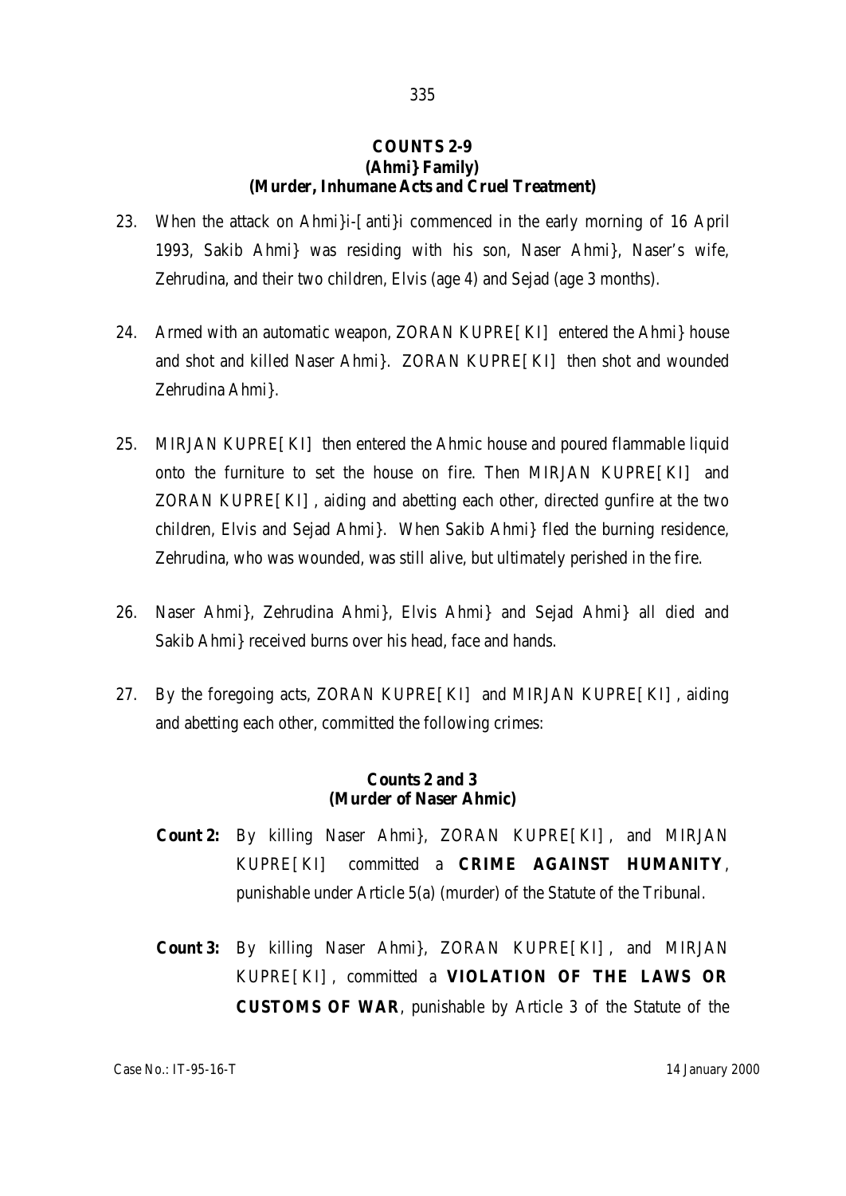**COUNTS 2-9**
**(Ahmi} Family)**
**(Murder, Inhumane Acts and Cruel Treatment)**

23. When the attack on Ahmi}i-[anti}i commenced in the early morning of 16 April 1993, Sakib Ahmi} was residing with his son, Naser Ahmi}, Naser's wife, Zehrudina, and their two children, Elvis (age 4) and Sejad (age 3 months).

24. Armed with an automatic weapon, ZORAN KUPRE[KI] entered the Ahmi} house and shot and killed Naser Ahmi}. ZORAN KUPRE[KI] then shot and wounded Zehrudina Ahmi}.

25. MIRJAN KUPRE[KI] then entered the Ahmic house and poured flammable liquid onto the furniture to set the house on fire. Then MIRJAN KUPRE[KI] and ZORAN KUPRE[KI], aiding and abetting each other, directed gunfire at the two children, Elvis and Sejad Ahmi}. When Sakib Ahmi} fled the burning residence, Zehrudina, who was wounded, was still alive, but ultimately perished in the fire.

26. Naser Ahmi}, Zehrudina Ahmi}, Elvis Ahmi} and Sejad Ahmi} all died and Sakib Ahmi} received burns over his head, face and hands.

27. By the foregoing acts, ZORAN KUPRE[KI] and MIRJAN KUPRE[KI], aiding and abetting each other, committed the following crimes:

**Counts 2 and 3**
**(Murder of Naser Ahmic)**

**Count 2:** By killing Naser Ahmi}, ZORAN KUPRE[KI], and MIRJAN KUPRE[KI] committed a **CRIME AGAINST HUMANITY**, punishable under Article 5(a) (murder) of the Statute of the Tribunal.

**Count 3:** By killing Naser Ahmi}, ZORAN KUPRE[KI], and MIRJAN KUPRE[KI], committed a **VIOLATION OF THE LAWS OR CUSTOMS OF WAR**, punishable by Article 3 of the Statute of the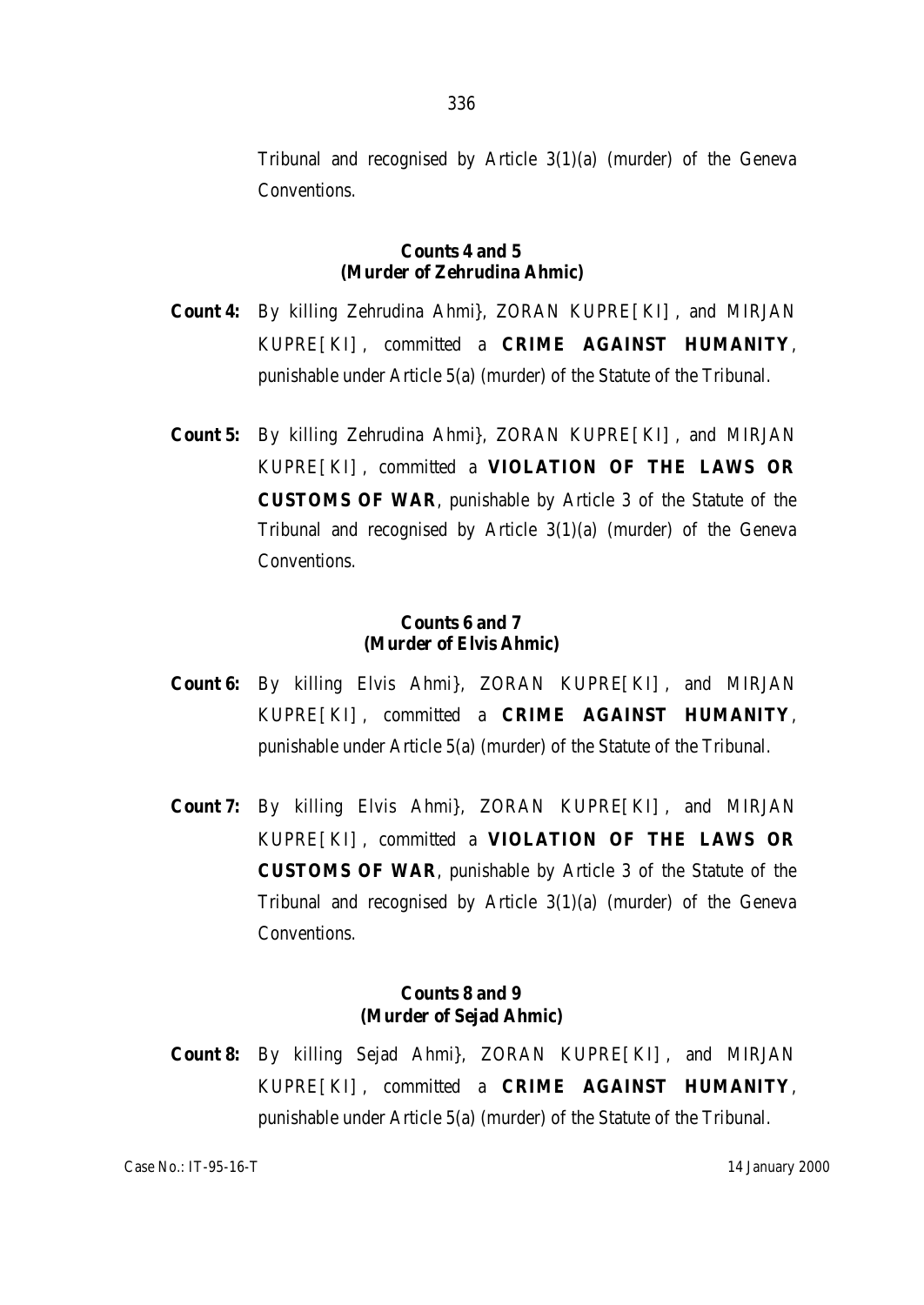Tribunal and recognised by Article 3(1)(a) (murder) of the Geneva Conventions.

**Counts 4 and 5**
**(Murder of Zehrudina Ahmic)**

**Count 4:** By killing Zehrudina Ahmi}, ZORAN KUPRE[KI], and MIRJAN KUPRE[KI], committed a **CRIME AGAINST HUMANITY**, punishable under Article 5(a) (murder) of the Statute of the Tribunal.

**Count 5:** By killing Zehrudina Ahmi}, ZORAN KUPRE[KI], and MIRJAN KUPRE[KI], committed a **VIOLATION OF THE LAWS OR CUSTOMS OF WAR**, punishable by Article 3 of the Statute of the Tribunal and recognised by Article 3(1)(a) (murder) of the Geneva Conventions.

**Counts 6 and 7**
**(Murder of Elvis Ahmic)**

**Count 6:** By killing Elvis Ahmi}, ZORAN KUPRE[KI], and MIRJAN KUPRE[KI], committed a **CRIME AGAINST HUMANITY**, punishable under Article 5(a) (murder) of the Statute of the Tribunal.

**Count 7:** By killing Elvis Ahmi}, ZORAN KUPRE[KI], and MIRJAN KUPRE[KI], committed a **VIOLATION OF THE LAWS OR CUSTOMS OF WAR**, punishable by Article 3 of the Statute of the Tribunal and recognised by Article 3(1)(a) (murder) of the Geneva Conventions.

**Counts 8 and 9**
**(Murder of Sejad Ahmic)**

**Count 8:** By killing Sejad Ahmi}, ZORAN KUPRE[KI], and MIRJAN KUPRE[KI], committed a **CRIME AGAINST HUMANITY**, punishable under Article 5(a) (murder) of the Statute of the Tribunal.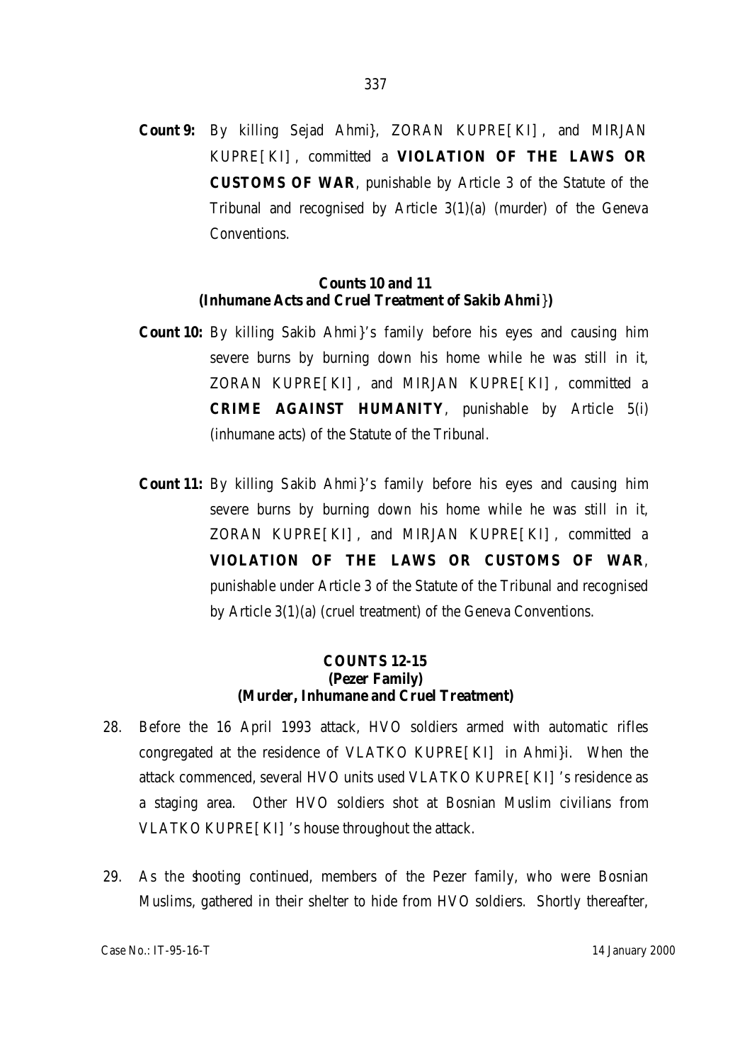**Count 9:** By killing Sejad Ahmi}, ZORAN KUPRE[KI], and MIRJAN KUPRE[KI], committed a **VIOLATION OF THE LAWS OR CUSTOMS OF WAR**, punishable by Article 3 of the Statute of the Tribunal and recognised by Article 3(1)(a) (murder) of the Geneva Conventions.

**Counts 10 and 11**
**(Inhumane Acts and Cruel Treatment of Sakib Ahmi})**

**Count 10:** By killing Sakib Ahmi}'s family before his eyes and causing him severe burns by burning down his home while he was still in it, ZORAN KUPRE[KI], and MIRJAN KUPRE[KI], committed a **CRIME AGAINST HUMANITY**, punishable by Article 5(i) (inhumane acts) of the Statute of the Tribunal.

**Count 11:** By killing Sakib Ahmi}'s family before his eyes and causing him severe burns by burning down his home while he was still in it, ZORAN KUPRE[KI], and MIRJAN KUPRE[KI], committed a **VIOLATION OF THE LAWS OR CUSTOMS OF WAR**, punishable under Article 3 of the Statute of the Tribunal and recognised by Article 3(1)(a) (cruel treatment) of the Geneva Conventions.

**COUNTS 12-15**
**(Pezer Family)**
**(Murder, Inhumane and Cruel Treatment)**

28. Before the 16 April 1993 attack, HVO soldiers armed with automatic rifles congregated at the residence of VLATKO KUPRE[KI] in Ahmi}i. When the attack commenced, several HVO units used VLATKO KUPRE[KI]'s residence as a staging area. Other HVO soldiers shot at Bosnian Muslim civilians from VLATKO KUPRE[KI]'s house throughout the attack.

29. As the shooting continued, members of the Pezer family, who were Bosnian Muslims, gathered in their shelter to hide from HVO soldiers. Shortly thereafter,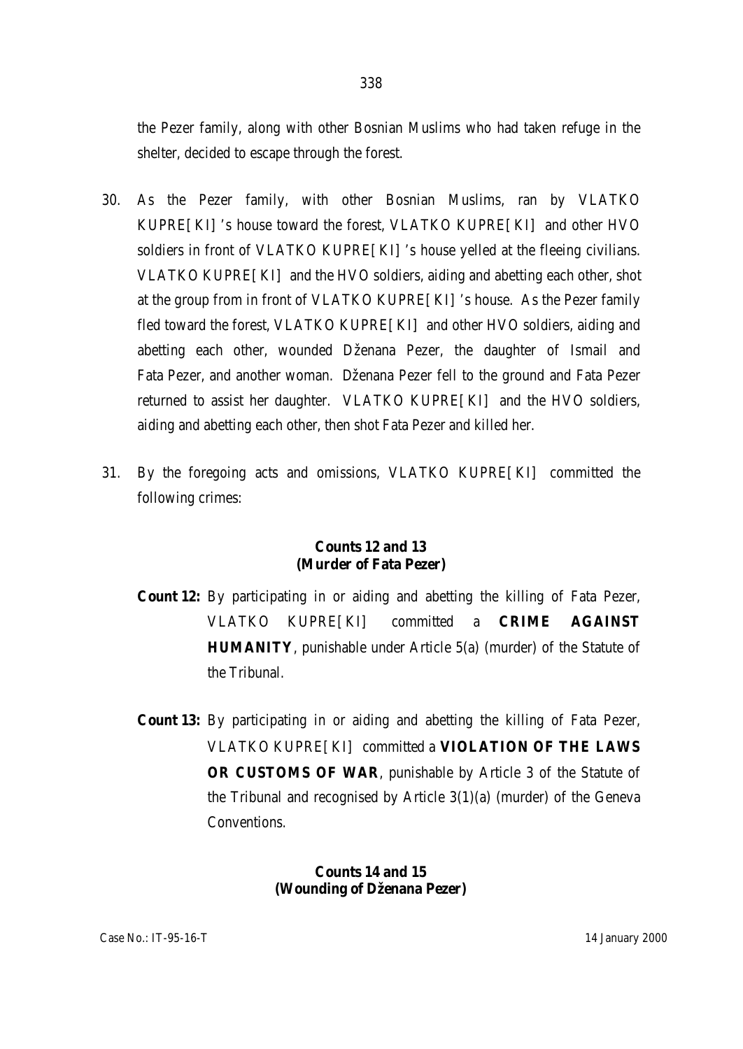the Pezer family, along with other Bosnian Muslims who had taken refuge in the shelter, decided to escape through the forest.

30. As the Pezer family, with other Bosnian Muslims, ran by VLATKO KUPRE[KI] 's house toward the forest, VLATKO KUPRE[KI] and other HVO soldiers in front of VLATKO KUPRE[KI] 's house yelled at the fleeing civilians. VLATKO KUPRE[KI] and the HVO soldiers, aiding and abetting each other, shot at the group from in front of VLATKO KUPRE[KI] 's house. As the Pezer family fled toward the forest, VLATKO KUPRE[KI] and other HVO soldiers, aiding and abetting each other, wounded Dženana Pezer, the daughter of Ismail and Fata Pezer, and another woman. Dženana Pezer fell to the ground and Fata Pezer returned to assist her daughter. VLATKO KUPRE[KI] and the HVO soldiers, aiding and abetting each other, then shot Fata Pezer and killed her.

31. By the foregoing acts and omissions, VLATKO KUPRE[KI] committed the following crimes:

**Counts 12 and 13**
**(Murder of Fata Pezer)**

**Count 12:** By participating in or aiding and abetting the killing of Fata Pezer, VLATKO KUPRE[KI] committed a **CRIME AGAINST HUMANITY**, punishable under Article 5(a) (murder) of the Statute of the Tribunal.

**Count 13:** By participating in or aiding and abetting the killing of Fata Pezer, VLATKO KUPRE[KI] committed a **VIOLATION OF THE LAWS OR CUSTOMS OF WAR**, punishable by Article 3 of the Statute of the Tribunal and recognised by Article 3(1)(a) (murder) of the Geneva Conventions.

**Counts 14 and 15**
**(Wounding of Dženana Pezer)**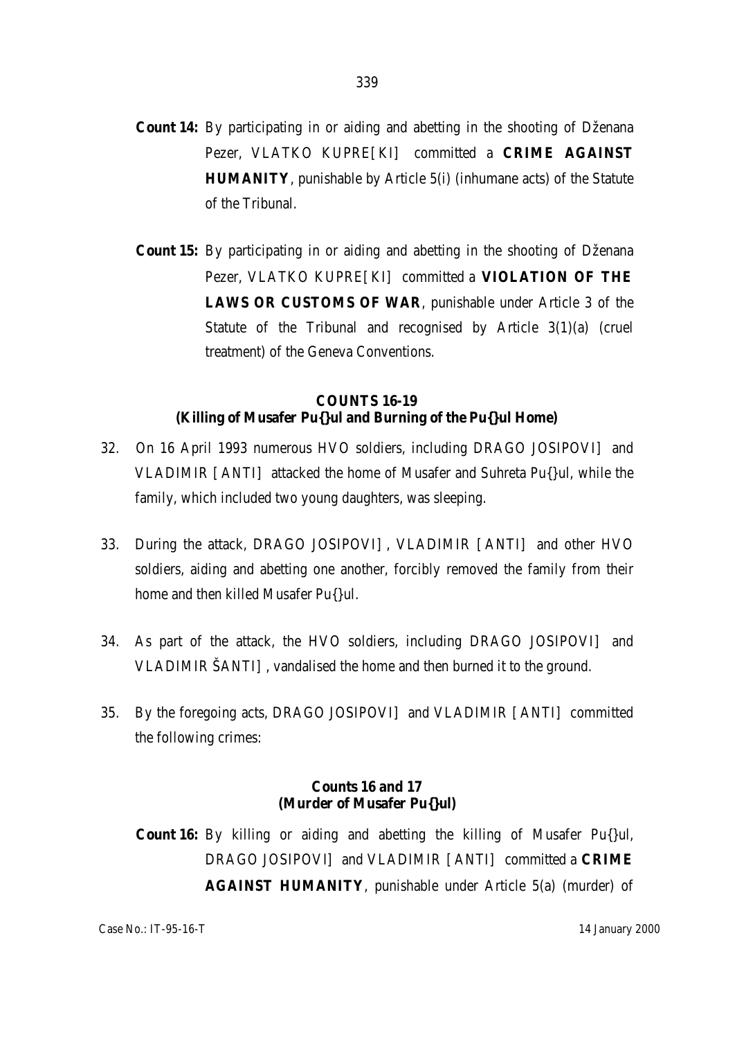**Count 14:** By participating in or aiding and abetting in the shooting of Dženana Pezer, VLATKO KUPRE[KI] committed a **CRIME AGAINST HUMANITY**, punishable by Article 5(i) (inhumane acts) of the Statute of the Tribunal.

**Count 15:** By participating in or aiding and abetting in the shooting of Dženana Pezer, VLATKO KUPRE[KI] committed a **VIOLATION OF THE LAWS OR CUSTOMS OF WAR**, punishable under Article 3 of the Statute of the Tribunal and recognised by Article 3(1)(a) (cruel treatment) of the Geneva Conventions.

**COUNTS 16-19**
**(Killing of Musafer Pu{}ul and Burning of the Pu{}ul Home)**

32. On 16 April 1993 numerous HVO soldiers, including DRAGO JOSIPOVI] and VLADIMIR [ANTI] attacked the home of Musafer and Suhreta Pu{}ul, while the family, which included two young daughters, was sleeping.

33. During the attack, DRAGO JOSIPOVI], VLADIMIR [ANTI] and other HVO soldiers, aiding and abetting one another, forcibly removed the family from their home and then killed Musafer Pu{}ul.

34. As part of the attack, the HVO soldiers, including DRAGO JOSIPOVI] and VLADIMIR ŠANTI], vandalised the home and then burned it to the ground.

35. By the foregoing acts, DRAGO JOSIPOVI] and VLADIMIR [ANTI] committed the following crimes:

**Counts 16 and 17**
**(Murder of Musafer Pu{}ul)**

**Count 16:** By killing or aiding and abetting the killing of Musafer Pu{}ul, DRAGO JOSIPOVI] and VLADIMIR [ANTI] committed a **CRIME AGAINST HUMANITY**, punishable under Article 5(a) (murder) of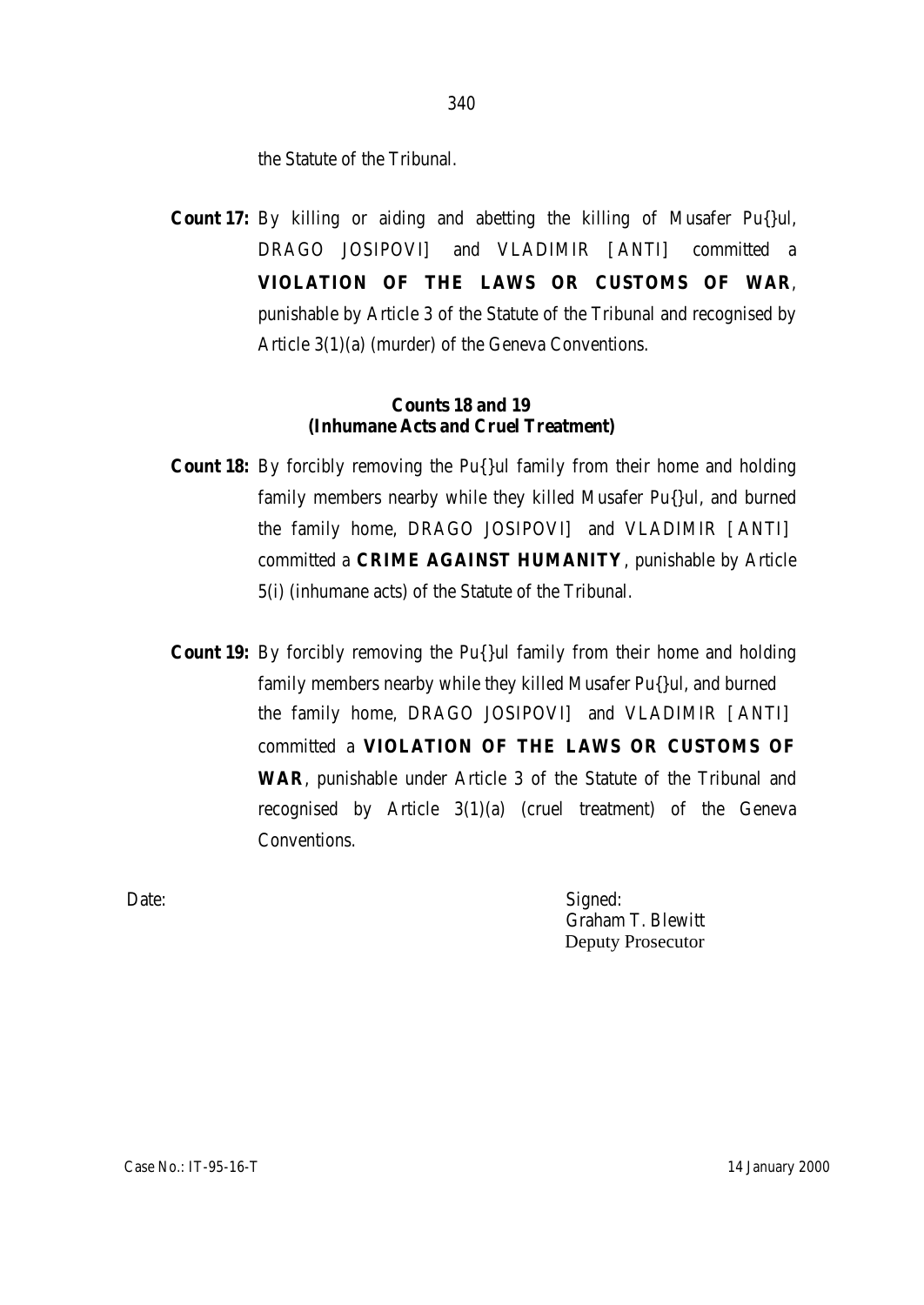the Statute of the Tribunal.

**Count 17:** By killing or aiding and abetting the killing of Musafer Pu{}ul, DRAGO JOSIPOVI] and VLADIMIR [ANTI] committed a **VIOLATION OF THE LAWS OR CUSTOMS OF WAR**, punishable by Article 3 of the Statute of the Tribunal and recognised by Article 3(1)(a) (murder) of the Geneva Conventions.

**Counts 18 and 19**
**(Inhumane Acts and Cruel Treatment)**

**Count 18:** By forcibly removing the Pu{}ul family from their home and holding family members nearby while they killed Musafer Pu{}ul, and burned the family home, DRAGO JOSIPOVI] and VLADIMIR [ANTI] committed a **CRIME AGAINST HUMANITY**, punishable by Article 5(i) (inhumane acts) of the Statute of the Tribunal.

**Count 19:** By forcibly removing the Pu{}ul family from their home and holding family members nearby while they killed Musafer Pu{}ul, and burned the family home, DRAGO JOSIPOVI] and VLADIMIR [ANTI] committed a **VIOLATION OF THE LAWS OR CUSTOMS OF WAR**, punishable under Article 3 of the Statute of the Tribunal and recognised by Article 3(1)(a) (cruel treatment) of the Geneva Conventions.

Date:

Signed:
Graham T. Blewitt
Deputy Prosecutor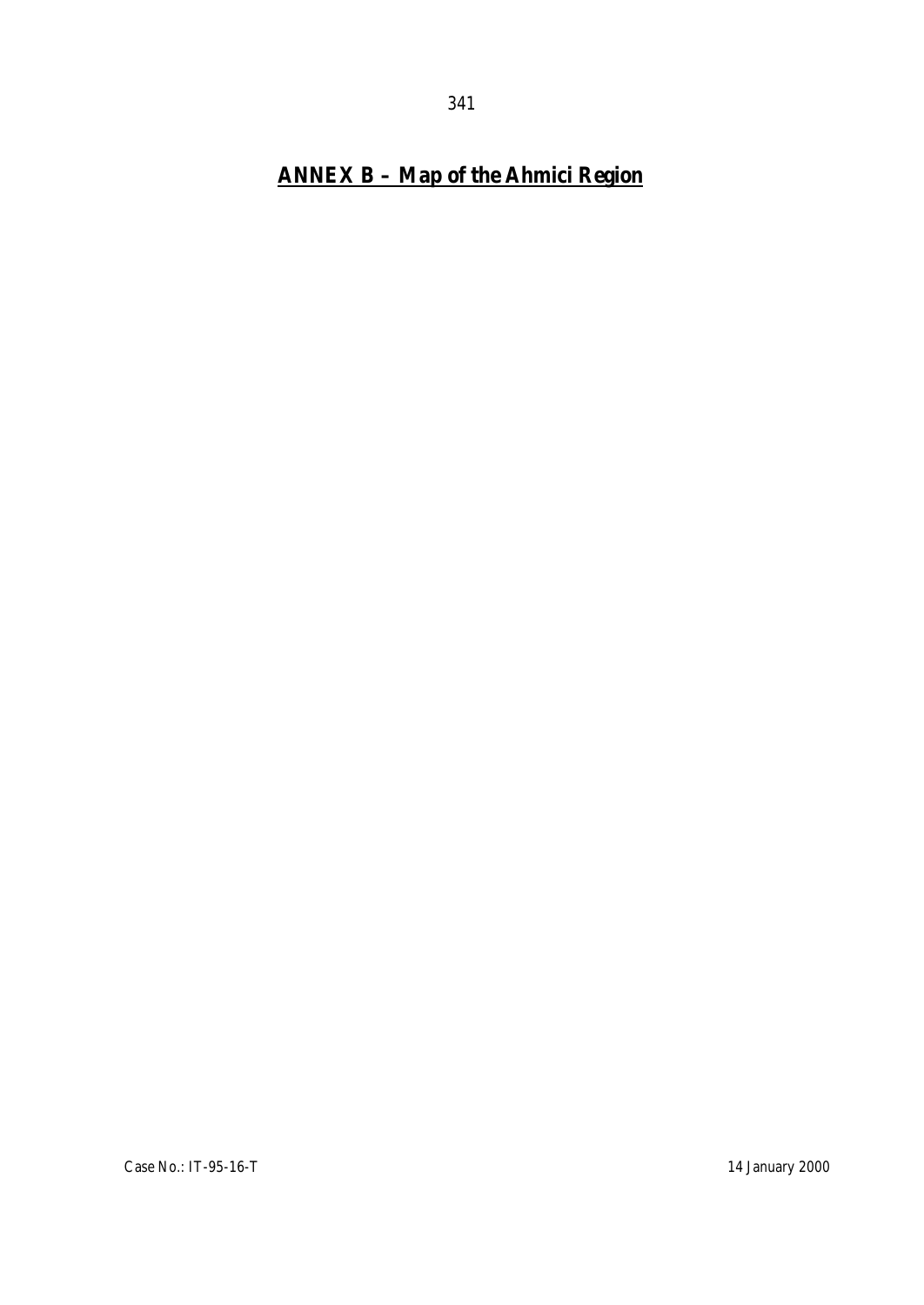## ANNEX B – Map of the Ahmici Region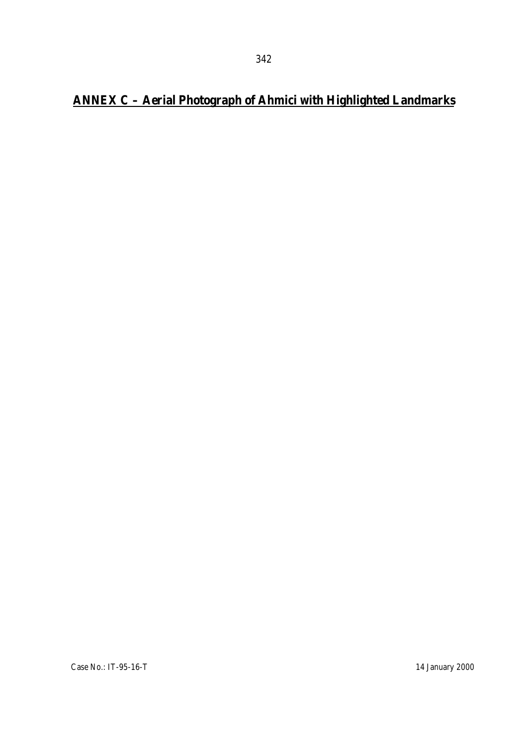## ANNEX C – Aerial Photograph of Ahmici with Highlighted Landmarks